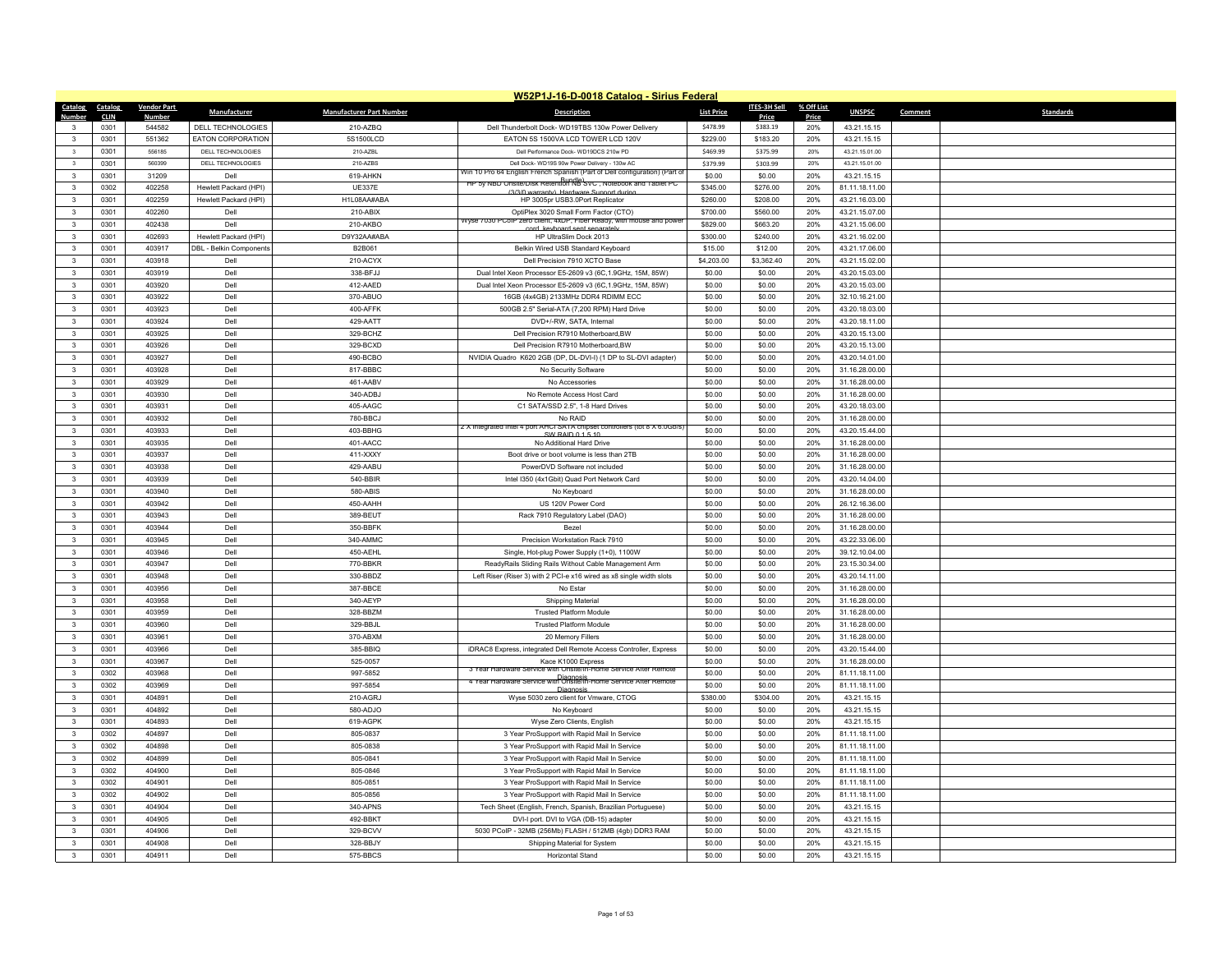## W52P1J-16-D-0018 Catalog - Sirius Federal

| Catalog Number | Catalog CLIN | Vendor Part Number | Manufacturer | Manufacturer Part Number | Description | List Price | ITES-3H Sell Price | % Off List Price | UNSPSC | Comment | Standards |
|---|---|---|---|---|---|---|---|---|---|---|---|
| 3 | 0301 | 544582 | DELL TECHNOLOGIES | 210-AZBQ | Dell Thunderbolt Dock- WD19TBS 130w Power Delivery | $478.99 | $383.19 | 20% | 43.21.15.15 | | |
| 3 | 0301 | 551362 | EATON CORPORATION | 5S1500LCD | EATON 5S 1500VA LCD TOWER LCD 120V | $229.00 | $183.20 | 20% | 43.21.15.15 | | |
| 3 | 0301 | 556185 | DELL TECHNOLOGIES | 210-AZBL | Dell Performance Dock- WD19DCS 210w PD | $469.99 | $375.99 | 20% | 43.21.15.01.00 | | |
| 3 | 0301 | 560399 | DELL TECHNOLOGIES | 210-AZBS | Dell Dock- WD19S 90w Power Delivery - 130w AC | $379.99 | $303.99 | 20% | 43.21.15.01.00 | | |
| 3 | 0301 | 31209 | Dell | 619-AHKN | Win 10 Pro 64 English French Spanish (Part of Dell configuration) (Part of Bundle) | $0.00 | $0.00 | 20% | 43.21.15.15 | | |
| 3 | 0302 | 402258 | Hewlett Packard (HPI) | UE337E | HP 5y NBD Onsite/Disk Retention NB SVC , Notebook and Tablet PC (3/3/0 warranty), Hardware Support during | $345.00 | $276.00 | 20% | 81.11.18.11.00 | | |
| 3 | 0301 | 402259 | Hewlett Packard (HPI) | H1L08AA#ABA | HP 3005pr USB3.0Port Replicator | $260.00 | $208.00 | 20% | 43.21.16.03.00 | | |
| 3 | 0301 | 402260 | Dell | 210-ABIX | OptiPlex 3020 Small Form Factor (CTO) | $700.00 | $560.00 | 20% | 43.21.15.07.00 | | |
| 3 | 0301 | 402438 | Dell | 210-AKBO | Wyse 7030 PCoIP zero client, 4xDP, Fiber Ready, with mouse and power cord, keyboard sent separately | $829.00 | $663.20 | 20% | 43.21.15.06.00 | | |
| 3 | 0301 | 402693 | Hewlett Packard (HPI) | D9Y32AA#ABA | HP UltraSlim Dock 2013 | $300.00 | $240.00 | 20% | 43.21.16.02.00 | | |
| 3 | 0301 | 403917 | DBL - Belkin Components | B2B061 | Belkin Wired USB Standard Keyboard | $15.00 | $12.00 | 20% | 43.21.17.06.00 | | |
| 3 | 0301 | 403918 | Dell | 210-ACYX | Dell Precision 7910 XCTO Base | $4,203.00 | $3,362.40 | 20% | 43.21.15.02.00 | | |
| 3 | 0301 | 403919 | Dell | 338-BFJJ | Dual Intel Xeon Processor E5-2609 v3 (6C,1.9GHz, 15M, 85W) | $0.00 | $0.00 | 20% | 43.20.15.03.00 | | |
| 3 | 0301 | 403920 | Dell | 412-AAED | Dual Intel Xeon Processor E5-2609 v3 (6C,1.9GHz, 15M, 85W) | $0.00 | $0.00 | 20% | 43.20.15.03.00 | | |
| 3 | 0301 | 403922 | Dell | 370-ABUO | 16GB (4x4GB) 2133MHz DDR4 RDIMM ECC | $0.00 | $0.00 | 20% | 32.10.16.21.00 | | |
| 3 | 0301 | 403923 | Dell | 400-AFFK | 500GB 2.5" Serial-ATA (7,200 RPM) Hard Drive | $0.00 | $0.00 | 20% | 43.20.18.03.00 | | |
| 3 | 0301 | 403924 | Dell | 429-AATT | DVD+/-RW, SATA, Internal | $0.00 | $0.00 | 20% | 43.20.18.11.00 | | |
| 3 | 0301 | 403925 | Dell | 329-BCHZ | Dell Precision R7910 Motherboard,BW | $0.00 | $0.00 | 20% | 43.20.15.13.00 | | |
| 3 | 0301 | 403926 | Dell | 329-BCXD | Dell Precision R7910 Motherboard,BW | $0.00 | $0.00 | 20% | 43.20.15.13.00 | | |
| 3 | 0301 | 403927 | Dell | 490-BCBO | NVIDIA Quadro K620 2GB (DP, DL-DVI-I) (1 DP to SL-DVI adapter) | $0.00 | $0.00 | 20% | 43.20.14.01.00 | | |
| 3 | 0301 | 403928 | Dell | 817-BBBC | No Security Software | $0.00 | $0.00 | 20% | 31.16.28.00.00 | | |
| 3 | 0301 | 403929 | Dell | 461-AABV | No Accessories | $0.00 | $0.00 | 20% | 31.16.28.00.00 | | |
| 3 | 0301 | 403930 | Dell | 340-ADBJ | No Remote Access Host Card | $0.00 | $0.00 | 20% | 31.16.28.00.00 | | |
| 3 | 0301 | 403931 | Dell | 405-AAGC | C1 SATA/SSD 2.5", 1-8 Hard Drives | $0.00 | $0.00 | 20% | 43.20.18.03.00 | | |
| 3 | 0301 | 403932 | Dell | 780-BBCJ | No RAID | $0.00 | $0.00 | 20% | 31.16.28.00.00 | | |
| 3 | 0301 | 403933 | Dell | 403-BBHG | 2 X integrated Intel 4 port AHCI SATA chipset controllers (tot 8 X 6.0Gb/s) SW RAID 0,1,5,10 | $0.00 | $0.00 | 20% | 43.20.15.44.00 | | |
| 3 | 0301 | 403935 | Dell | 401-AACC | No Additional Hard Drive | $0.00 | $0.00 | 20% | 31.16.28.00.00 | | |
| 3 | 0301 | 403937 | Dell | 411-XXXY | Boot drive or boot volume is less than 2TB | $0.00 | $0.00 | 20% | 31.16.28.00.00 | | |
| 3 | 0301 | 403938 | Dell | 429-AABU | PowerDVD Software not included | $0.00 | $0.00 | 20% | 31.16.28.00.00 | | |
| 3 | 0301 | 403939 | Dell | 540-BBIR | Intel I350 (4x1Gbit) Quad Port Network Card | $0.00 | $0.00 | 20% | 43.20.14.04.00 | | |
| 3 | 0301 | 403940 | Dell | 580-ABIS | No Keyboard | $0.00 | $0.00 | 20% | 31.16.28.00.00 | | |
| 3 | 0301 | 403942 | Dell | 450-AAHH | US 120V Power Cord | $0.00 | $0.00 | 20% | 26.12.16.36.00 | | |
| 3 | 0301 | 403943 | Dell | 389-BEUT | Rack 7910 Regulatory Label (DAO) | $0.00 | $0.00 | 20% | 31.16.28.00.00 | | |
| 3 | 0301 | 403944 | Dell | 350-BBFK | Bezel | $0.00 | $0.00 | 20% | 31.16.28.00.00 | | |
| 3 | 0301 | 403945 | Dell | 340-AMMC | Precision Workstation Rack 7910 | $0.00 | $0.00 | 20% | 43.22.33.06.00 | | |
| 3 | 0301 | 403946 | Dell | 450-AEHL | Single, Hot-plug Power Supply (1+0), 1100W | $0.00 | $0.00 | 20% | 39.12.10.04.00 | | |
| 3 | 0301 | 403947 | Dell | 770-BBKR | ReadyRails Sliding Rails Without Cable Management Arm | $0.00 | $0.00 | 20% | 23.15.30.34.00 | | |
| 3 | 0301 | 403948 | Dell | 330-BBDZ | Left Riser (Riser 3) with 2 PCI-e x16 wired as x8 single width slots | $0.00 | $0.00 | 20% | 43.20.14.11.00 | | |
| 3 | 0301 | 403956 | Dell | 387-BBCE | No Estar | $0.00 | $0.00 | 20% | 31.16.28.00.00 | | |
| 3 | 0301 | 403958 | Dell | 340-AEYP | Shipping Material | $0.00 | $0.00 | 20% | 31.16.28.00.00 | | |
| 3 | 0301 | 403959 | Dell | 328-BBZM | Trusted Platform Module | $0.00 | $0.00 | 20% | 31.16.28.00.00 | | |
| 3 | 0301 | 403960 | Dell | 329-BBJL | Trusted Platform Module | $0.00 | $0.00 | 20% | 31.16.28.00.00 | | |
| 3 | 0301 | 403961 | Dell | 370-ABXM | 20 Memory Fillers | $0.00 | $0.00 | 20% | 31.16.28.00.00 | | |
| 3 | 0301 | 403966 | Dell | 385-BBIQ | iDRAC8 Express, integrated Dell Remote Access Controller, Express | $0.00 | $0.00 | 20% | 43.20.15.44.00 | | |
| 3 | 0301 | 403967 | Dell | 525-0057 | Kace K1000 Express | $0.00 | $0.00 | 20% | 31.16.28.00.00 | | |
| 3 | 0302 | 403968 | Dell | 997-5852 | 3 Year Hardware Service with Onsite/In-Home Service After Remote Diagnosis | $0.00 | $0.00 | 20% | 81.11.18.11.00 | | |
| 3 | 0302 | 403969 | Dell | 997-5854 | 4 Year Hardware Service with Onsite/In-Home Service After Remote Diagnosis | $0.00 | $0.00 | 20% | 81.11.18.11.00 | | |
| 3 | 0301 | 404891 | Dell | 210-AGRJ | Wyse 5030 zero client for Vmware, CTOG | $380.00 | $304.00 | 20% | 43.21.15.15 | | |
| 3 | 0301 | 404892 | Dell | 580-ADJO | No Keyboard | $0.00 | $0.00 | 20% | 43.21.15.15 | | |
| 3 | 0301 | 404893 | Dell | 619-AGPK | Wyse Zero Clients, English | $0.00 | $0.00 | 20% | 43.21.15.15 | | |
| 3 | 0302 | 404897 | Dell | 805-0837 | 3 Year ProSupport with Rapid Mail In Service | $0.00 | $0.00 | 20% | 81.11.18.11.00 | | |
| 3 | 0302 | 404898 | Dell | 805-0838 | 3 Year ProSupport with Rapid Mail In Service | $0.00 | $0.00 | 20% | 81.11.18.11.00 | | |
| 3 | 0302 | 404899 | Dell | 805-0841 | 3 Year ProSupport with Rapid Mail In Service | $0.00 | $0.00 | 20% | 81.11.18.11.00 | | |
| 3 | 0302 | 404900 | Dell | 805-0846 | 3 Year ProSupport with Rapid Mail In Service | $0.00 | $0.00 | 20% | 81.11.18.11.00 | | |
| 3 | 0302 | 404901 | Dell | 805-0851 | 3 Year ProSupport with Rapid Mail In Service | $0.00 | $0.00 | 20% | 81.11.18.11.00 | | |
| 3 | 0302 | 404902 | Dell | 805-0856 | 3 Year ProSupport with Rapid Mail In Service | $0.00 | $0.00 | 20% | 81.11.18.11.00 | | |
| 3 | 0301 | 404904 | Dell | 340-APNS | Tech Sheet (English, French, Spanish, Brazilian Portuguese) | $0.00 | $0.00 | 20% | 43.21.15.15 | | |
| 3 | 0301 | 404905 | Dell | 492-BBKT | DVI-I port. DVI to VGA (DB-15) adapter | $0.00 | $0.00 | 20% | 43.21.15.15 | | |
| 3 | 0301 | 404906 | Dell | 329-BCVV | 5030 PCoIP - 32MB (256Mb) FLASH / 512MB (4gb) DDR3 RAM | $0.00 | $0.00 | 20% | 43.21.15.15 | | |
| 3 | 0301 | 404908 | Dell | 328-BBJY | Shipping Material for System | $0.00 | $0.00 | 20% | 43.21.15.15 | | |
| 3 | 0301 | 404911 | Dell | 575-BBCS | Horizontal Stand | $0.00 | $0.00 | 20% | 43.21.15.15 | | |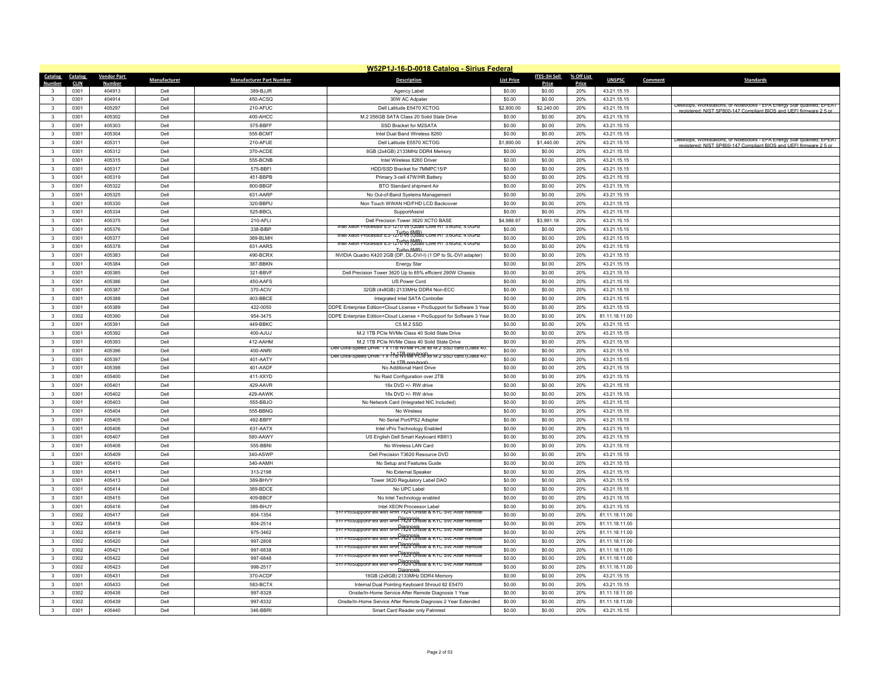# W52P1J-16-D-0018 Catalog - Sirius Federal

| Catalog Number | Catalog CLIN | Vendor Part Number | Manufacturer | Manufacturer Part Number | Description | List Price | ITES-3H Sell Price | % Off List Price | UNSPSC | Comment | Standards |
|---|---|---|---|---|---|---|---|---|---|---|---|
| 3 | 0301 | 404913 | Dell | 389-BJJR | Agency Label | $0.00 | $0.00 | 20% | 43.21.15.15 | | |
| 3 | 0301 | 404914 | Dell | 450-ACSQ | 30W AC Adpater | $0.00 | $0.00 | 20% | 43.21.15.15 | | |
| 3 | 0301 | 405297 | Dell | 210-AFUC | Dell Latitude E5470 XCTOG | $2,800.00 | $2,240.00 | 20% | 43.21.15.15 | | Desktops, Workstations, or Notebooks - EPA Energy Star qualified; EPEAT registered; NIST SP800-147 Compliant BIOS and UEFI firmware 2.5 or |
| 3 | 0301 | 405302 | Dell | 400-AHCC | M.2 256GB SATA Class 20 Solid State Drive | $0.00 | $0.00 | 20% | 43.21.15.15 | | |
| 3 | 0301 | 405303 | Dell | 575-BBFF | SSD Bracket for M2SATA | $0.00 | $0.00 | 20% | 43.21.15.15 | | |
| 3 | 0301 | 405304 | Dell | 555-BCMT | Intel Dual Band Wireless 8260 | $0.00 | $0.00 | 20% | 43.21.15.15 | | |
| 3 | 0301 | 405311 | Dell | 210-AFUE | Dell Latitude E5570 XCTOG | $1,800.00 | $1,440.00 | 20% | 43.21.15.15 | | Desktops, Workstations, or Notebooks - EPA Energy Star qualified; EPEAT registered; NIST SP800-147 Compliant BIOS and UEFI firmware 2.5 or |
| 3 | 0301 | 405312 | Dell | 370-ACDE | 8GB (2x4GB) 2133MHz DDR4 Memory | $0.00 | $0.00 | 20% | 43.21.15.15 | | |
| 3 | 0301 | 405315 | Dell | 555-BCNB | Intel Wireless 8260 Driver | $0.00 | $0.00 | 20% | 43.21.15.15 | | |
| 3 | 0301 | 405317 | Dell | 575-BBFI | HDD/SSD Bracket for 7MMPC15/P | $0.00 | $0.00 | 20% | 43.21.15.15 | | |
| 3 | 0301 | 405319 | Dell | 451-BBPB | Primary 3-cell 47W/HR Battery | $0.00 | $0.00 | 20% | 43.21.15.15 | | |
| 3 | 0301 | 405322 | Dell | 800-BBGF | BTO Standard shipment Air | $0.00 | $0.00 | 20% | 43.21.15.15 | | |
| 3 | 0301 | 405325 | Dell | 631-AARP | No Out-of-Band Systems Management | $0.00 | $0.00 | 20% | 43.21.15.15 | | |
| 3 | 0301 | 405330 | Dell | 320-BBPU | Non Touch WWAN HD/FHD LCD Backcover | $0.00 | $0.00 | 20% | 43.21.15.15 | | |
| 3 | 0301 | 405334 | Dell | 525-BBCL | SupportAssist | $0.00 | $0.00 | 20% | 43.21.15.15 | | |
| 3 | 0301 | 405375 | Dell | 210-AFLI | Dell Precision Tower 3620 XCTO BASE | $4,988.97 | $3,991.18 | 20% | 43.21.15.15 | | |
| 3 | 0301 | 405376 | Dell | 338-BIBP | Intel Xeon Processor E3-1270 v5 (Quad Core HT 3.6GHz, 4.0GHz Turbo 8MB) | $0.00 | $0.00 | 20% | 43.21.15.15 | | |
| 3 | 0301 | 405377 | Dell | 389-BLMH | Intel Xeon Processor E3-1270 v5 (Quad Core HT 3.6GHz, 4.0GHz Turbo 8MB) | $0.00 | $0.00 | 20% | 43.21.15.15 | | |
| 3 | 0301 | 405378 | Dell | 631-AARS | Intel Xeon Processor E3-1270 v5 (Quad Core HT 3.6GHz, 4.0GHz Turbo 8MB) | $0.00 | $0.00 | 20% | 43.21.15.15 | | |
| 3 | 0301 | 405383 | Dell | 490-BCRX | NVIDIA Quadro K420 2GB (DP, DL-DVI-I) (1 DP to SL-DVI adapter) | $0.00 | $0.00 | 20% | 43.21.15.15 | | |
| 3 | 0301 | 405384 | Dell | 387-BBKN | Energy Star | $0.00 | $0.00 | 20% | 43.21.15.15 | | |
| 3 | 0301 | 405385 | Dell | 321-BBVF | Dell Precision Tower 3620 Up to 85% efficient 290W Chassis | $0.00 | $0.00 | 20% | 43.21.15.15 | | |
| 3 | 0301 | 405386 | Dell | 450-AAFS | US Power Cord | $0.00 | $0.00 | 20% | 43.21.15.15 | | |
| 3 | 0301 | 405387 | Dell | 370-ACIV | 32GB (4x8GB) 2133MHz DDR4 Non-ECC | $0.00 | $0.00 | 20% | 43.21.15.15 | | |
| 3 | 0301 | 405388 | Dell | 403-BBCE | Integrated Intel SATA Controller | $0.00 | $0.00 | 20% | 43.21.15.15 | | |
| 3 | 0301 | 405389 | Dell | 422-0050 | DDPE Enterprise Edition+Cloud License + ProSupport for Software 3 Year | $0.00 | $0.00 | 20% | 43.21.15.15 | | |
| 3 | 0302 | 405390 | Dell | 954-3475 | DDPE Enterprise Edition+Cloud License + ProSupport for Software 3 Year | $0.00 | $0.00 | 20% | 81.11.18.11.00 | | |
| 3 | 0301 | 405391 | Dell | 449-BBKC | C5 M.2 SSD | $0.00 | $0.00 | 20% | 43.21.15.15 | | |
| 3 | 0301 | 405392 | Dell | 400-AJUJ | M.2 1TB PCIe NVMe Class 40 Solid State Drive | $0.00 | $0.00 | 20% | 43.21.15.15 | | |
| 3 | 0301 | 405393 | Dell | 412-AAHM | M.2 1TB PCIe NVMe Class 40 Solid State Drive | $0.00 | $0.00 | 20% | 43.21.15.15 | | |
| 3 | 0301 | 405396 | Dell | 400-ANRI | Dell Ultra-Speed Drive: 1 x 1TB NVMe PCIe x8 M.2 SSD card (Class 40, 1x 1TB non-boot) | $0.00 | $0.00 | 20% | 43.21.15.15 | | |
| 3 | 0301 | 405397 | Dell | 401-AATY | Dell Ultra-Speed Drive: 1 x 1TB NVMe PCIe x8 M.2 SSD card (Class 40, 1x 1TB non-boot) | $0.00 | $0.00 | 20% | 43.21.15.15 | | |
| 3 | 0301 | 405398 | Dell | 401-AADF | No Additional Hard Drive | $0.00 | $0.00 | 20% | 43.21.15.15 | | |
| 3 | 0301 | 405400 | Dell | 411-XXYD | No Raid Configuration over 2TB | $0.00 | $0.00 | 20% | 43.21.15.15 | | |
| 3 | 0301 | 405401 | Dell | 429-AAVR | 16x DVD +/- RW drive | $0.00 | $0.00 | 20% | 43.21.15.15 | | |
| 3 | 0301 | 405402 | Dell | 429-AAWK | 16x DVD +/- RW drive | $0.00 | $0.00 | 20% | 43.21.15.15 | | |
| 3 | 0301 | 405403 | Dell | 555-BBJO | No Network Card (Integrated NIC Included) | $0.00 | $0.00 | 20% | 43.21.15.15 | | |
| 3 | 0301 | 405404 | Dell | 555-BBNG | No Wireless | $0.00 | $0.00 | 20% | 43.21.15.15 | | |
| 3 | 0301 | 405405 | Dell | 492-BBFF | No Serial Port/PS2 Adapter | $0.00 | $0.00 | 20% | 43.21.15.15 | | |
| 3 | 0301 | 405406 | Dell | 631-AATX | Intel vPro Technology Enabled | $0.00 | $0.00 | 20% | 43.21.15.15 | | |
| 3 | 0301 | 405407 | Dell | 580-AAWY | US English Dell Smart Keyboard KB813 | $0.00 | $0.00 | 20% | 43.21.15.15 | | |
| 3 | 0301 | 405408 | Dell | 555-BBNI | No Wireless LAN Card | $0.00 | $0.00 | 20% | 43.21.15.15 | | |
| 3 | 0301 | 405409 | Dell | 340-ASWP | Dell Precision T3620 Resource DVD | $0.00 | $0.00 | 20% | 43.21.15.15 | | |
| 3 | 0301 | 405410 | Dell | 340-AAMH | No Setup and Features Guide | $0.00 | $0.00 | 20% | 43.21.15.15 | | |
| 3 | 0301 | 405411 | Dell | 313-2198 | No External Speaker | $0.00 | $0.00 | 20% | 43.21.15.15 | | |
| 3 | 0301 | 405413 | Dell | 389-BHVY | Tower 3620 Regulatory Label DAO | $0.00 | $0.00 | 20% | 43.21.15.15 | | |
| 3 | 0301 | 405414 | Dell | 389-BDCE | No UPC Label | $0.00 | $0.00 | 20% | 43.21.15.15 | | |
| 3 | 0301 | 405415 | Dell | 409-BBCF | No Intel Technology enabled | $0.00 | $0.00 | 20% | 43.21.15.15 | | |
| 3 | 0301 | 405416 | Dell | 389-BHJY | Intel XEON Processor Label | $0.00 | $0.00 | 20% | 43.21.15.15 | | |
| 3 | 0302 | 405417 | Dell | 804-1354 | 5Yr ProSupportFlex with 4HR 7x24 Onsite & KYC Svc After Remote Diagnosis | $0.00 | $0.00 | 20% | 81.11.18.11.00 | | |
| 3 | 0302 | 405418 | Dell | 804-2514 | 5Yr ProSupportFlex with 4HR 7x24 Onsite & KYC Svc After Remote Diagnosis | $0.00 | $0.00 | 20% | 81.11.18.11.00 | | |
| 3 | 0302 | 405419 | Dell | 975-3462 | 5Yr ProSupportFlex with 4HR 7x24 Onsite & KYC Svc After Remote Diagnosis | $0.00 | $0.00 | 20% | 81.11.18.11.00 | | |
| 3 | 0302 | 405420 | Dell | 997-2808 | 5Yr ProSupportFlex with 4HR 7x24 Onsite & KYC Svc After Remote Diagnosis | $0.00 | $0.00 | 20% | 81.11.18.11.00 | | |
| 3 | 0302 | 405421 | Dell | 997-6838 | 5Yr ProSupportFlex with 4HR 7x24 Onsite & KYC Svc After Remote Diagnosis | $0.00 | $0.00 | 20% | 81.11.18.11.00 | | |
| 3 | 0302 | 405422 | Dell | 997-6848 | 5Yr ProSupportFlex with 4HR 7x24 Onsite & KYC Svc After Remote Diagnosis | $0.00 | $0.00 | 20% | 81.11.18.11.00 | | |
| 3 | 0302 | 405423 | Dell | 998-2517 | 5Yr ProSupportFlex with 4HR 7x24 Onsite & KYC Svc After Remote Diagnosis | $0.00 | $0.00 | 20% | 81.11.18.11.00 | | |
| 3 | 0301 | 405431 | Dell | 370-ACDF | 16GB (2x8GB) 2133MHz DDR4 Memory | $0.00 | $0.00 | 20% | 43.21.15.15 | | |
| 3 | 0301 | 405433 | Dell | 583-BCTX | Internal Dual Pointing Keyboard Shroud 82 E5470 | $0.00 | $0.00 | 20% | 43.21.15.15 | | |
| 3 | 0302 | 405438 | Dell | 997-8328 | Onsite/In-Home Service After Remote Diagnosis 1 Year | $0.00 | $0.00 | 20% | 81.11.18.11.00 | | |
| 3 | 0302 | 405439 | Dell | 997-8332 | Onsite/In-Home Service After Remote Diagnosis 2 Year Extended | $0.00 | $0.00 | 20% | 81.11.18.11.00 | | |
| 3 | 0301 | 405440 | Dell | 346-BBRI | Smart Card Reader only Palmrest | $0.00 | $0.00 | 20% | 43.21.15.15 | | |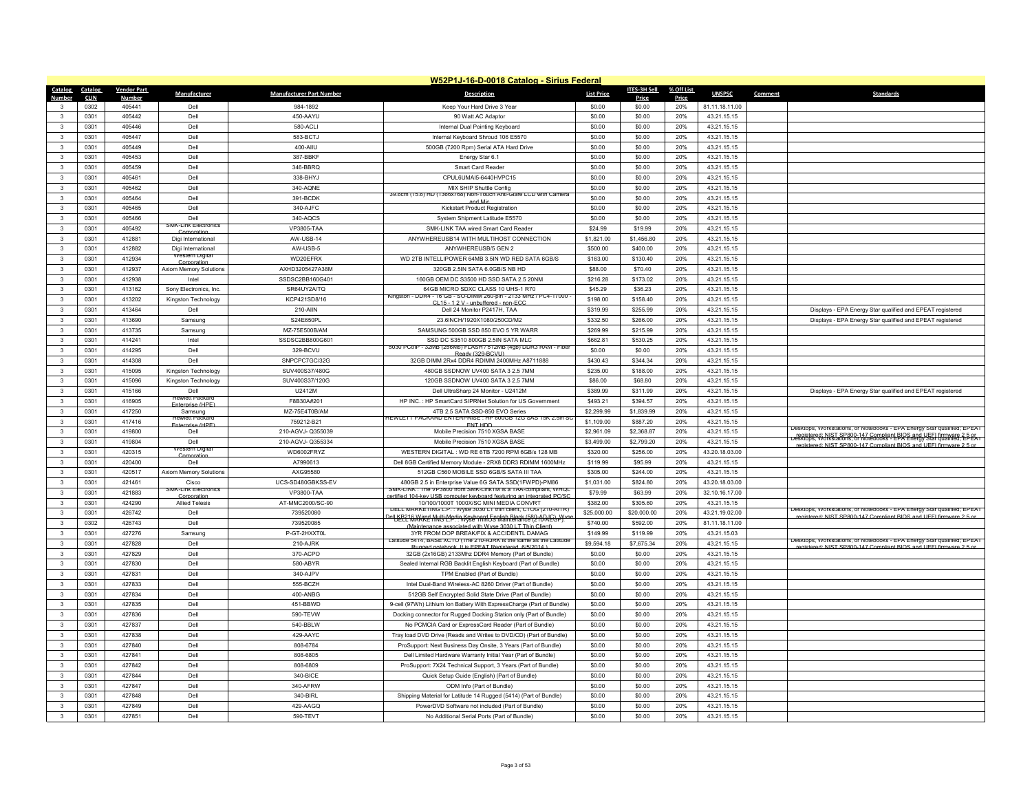## W52P1J-16-D-0018 Catalog - Sirius Federal

| Catalog Number | Catalog CLIN | Vendor Part Number | Manufacturer | Manufacturer Part Number | Description | List Price | ITES-3H Sell Price | % Off List Price | UNSPSC | Comment | Standards |
|---|---|---|---|---|---|---|---|---|---|---|---|
| 3 | 0302 | 405441 | Dell | 984-1892 | Keep Your Hard Drive 3 Year | $0.00 | $0.00 | 20% | 81.11.18.11.00 | | |
| 3 | 0301 | 405442 | Dell | 450-AAYU | 90 Watt AC Adaptor | $0.00 | $0.00 | 20% | 43.21.15.15 | | |
| 3 | 0301 | 405446 | Dell | 580-ACLI | Internal Dual Pointing Keyboard | $0.00 | $0.00 | 20% | 43.21.15.15 | | |
| 3 | 0301 | 405447 | Dell | 583-BCTJ | Internal Keyboard Shroud 106 E5570 | $0.00 | $0.00 | 20% | 43.21.15.15 | | |
| 3 | 0301 | 405449 | Dell | 400-AIIU | 500GB (7200 Rpm) Serial ATA Hard Drive | $0.00 | $0.00 | 20% | 43.21.15.15 | | |
| 3 | 0301 | 405453 | Dell | 387-BBKF | Energy Star 6.1 | $0.00 | $0.00 | 20% | 43.21.15.15 | | |
| 3 | 0301 | 405459 | Dell | 346-BBRQ | Smart Card Reader | $0.00 | $0.00 | 20% | 43.21.15.15 | | |
| 3 | 0301 | 405461 | Dell | 338-BHYJ | CPUL6UMAI5-6440HVPC15 | $0.00 | $0.00 | 20% | 43.21.15.15 | | |
| 3 | 0301 | 405462 | Dell | 340-AQNE | MIX SHIP Shuttle Config | $0.00 | $0.00 | 20% | 43.21.15.15 | | |
| 3 | 0301 | 405464 | Dell | 391-BCDK | 39.6cm (15.6) HD (1366x768) Non-Touch Anti-Glare LCD with Camera and Mic | $0.00 | $0.00 | 20% | 43.21.15.15 | | |
| 3 | 0301 | 405465 | Dell | 340-AJFC | Kickstart Product Registration | $0.00 | $0.00 | 20% | 43.21.15.15 | | |
| 3 | 0301 | 405466 | Dell | 340-AQCS | System Shipment Latitude E5570 | $0.00 | $0.00 | 20% | 43.21.15.15 | | |
| 3 | 0301 | 405492 | SMK-Link Electronics Corporation | VP3805-TAA | SMK-LINK TAA wired Smart Card Reader | $24.99 | $19.99 | 20% | 43.21.15.15 | | |
| 3 | 0301 | 412881 | Digi International | AW-USB-14 | ANYWHEREUSB14 WITH MULTIHOST CONNECTION | $1,821.00 | $1,456.80 | 20% | 43.21.15.15 | | |
| 3 | 0301 | 412882 | Digi International | AW-USB-5 | ANYWHEREUSB/5 GEN 2 | $500.00 | $400.00 | 20% | 43.21.15.15 | | |
| 3 | 0301 | 412934 | Western Digital Corporation | WD20EFRX | WD 2TB INTELLIPOWER 64MB 3.5IN WD RED SATA 6GB/S | $163.00 | $130.40 | 20% | 43.21.15.15 | | |
| 3 | 0301 | 412937 | Axiom Memory Solutions | AXHD3205427A38M | 320GB 2.5IN SATA 6.0GB/S NB HD | $88.00 | $70.40 | 20% | 43.21.15.15 | | |
| 3 | 0301 | 412938 | Intel | SSDSC2BB160G401 | 160GB OEM DC S3500 HD SSD SATA 2.5 20NM | $216.28 | $173.02 | 20% | 43.21.15.15 | | |
| 3 | 0301 | 413162 | Sony Electronics, Inc. | SR64UY2A/TQ | 64GB MICRO SDXC CLASS 10 UHS-1 R70 | $45.29 | $36.23 | 20% | 43.21.15.15 | | |
| 3 | 0301 | 413202 | Kingston Technology | KCP421SD8/16 | Kingston - DDR4 - 16 GB - SO-DIMM 260-pin - 2133 MHz / PC4-17000 - CL15 - 1.2 V - unbuffered - non-ECC | $198.00 | $158.40 | 20% | 43.21.15.15 | | |
| 3 | 0301 | 413464 | Dell | 210-AIIN | Dell 24 Monitor P2417H, TAA | $319.99 | $255.99 | 20% | 43.21.15.15 | | Displays - EPA Energy Star qualified and EPEAT registered |
| 3 | 0301 | 413690 | Samsung | S24E650PL | 23.6INCH/1920X1080/250CD/M2 | $332.50 | $266.00 | 20% | 43.21.15.15 | | Displays - EPA Energy Star qualified and EPEAT registered |
| 3 | 0301 | 413735 | Samsung | MZ-75E500B/AM | SAMSUNG 500GB SSD 850 EVO 5 YR WARR | $269.99 | $215.99 | 20% | 43.21.15.15 | | |
| 3 | 0301 | 414241 | Intel | SSDSC2BB800G601 | SSD DC S3510 800GB 2.5IN SATA MLC | $662.81 | $530.25 | 20% | 43.21.15.15 | | |
| 3 | 0301 | 414295 | Dell | 329-BCVU | 5030 PCoIP - 32MB (256Mb) FLASH / 512MB (4gb) DDR3 RAM - Fiber Ready (329-BCVU) | $0.00 | $0.00 | 20% | 43.21.15.15 | | |
| 3 | 0301 | 414308 | Dell | SNPCPC7GC/32G | 32GB DIMM 2Rx4 DDR4 RDIMM 2400MHz A8711888 | $430.43 | $344.34 | 20% | 43.21.15.15 | | |
| 3 | 0301 | 415095 | Kingston Technology | SUV400S37/480G | 480GB SSDNOW UV400 SATA 3 2.5 7MM | $235.00 | $188.00 | 20% | 43.21.15.15 | | |
| 3 | 0301 | 415096 | Kingston Technology | SUV400S37/120G | 120GB SSDNOW UV400 SATA 3 2.5 7MM | $86.00 | $68.80 | 20% | 43.21.15.15 | | |
| 3 | 0301 | 415166 | Dell | U2412M | Dell UltraSharp 24 Monitor - U2412M | $389.99 | $311.99 | 20% | 43.21.15.15 | | Displays - EPA Energy Star qualified and EPEAT registered |
| 3 | 0301 | 416905 | Hewlett Packard Enterprise (HPE) | F8B30A#201 | HP INC. : HP SmartCard SIPRNet Solution for US Government | $493.21 | $394.57 | 20% | 43.21.15.15 | | |
| 3 | 0301 | 417250 | Samsung | MZ-75E4T0B/AM | 4TB 2.5 SATA SSD-850 EVO Series | $2,299.99 | $1,839.99 | 20% | 43.21.15.15 | | |
| 3 | 0301 | 417416 | Hewlett Packard Enterprise (HPE) | 759212-B21 | HEWLETT PACKARD ENTERPRISE : HP 600GB 12G SAS 15K 2.5in SC ENT HDD | $1,109.00 | $887.20 | 20% | 43.21.15.15 | | |
| 3 | 0301 | 419800 | Dell | 210-AGVJ- Q355039 | Mobile Precision 7510 XGSA BASE | $2,961.09 | $2,368.87 | 20% | 43.21.15.15 | | Desktops, Workstations, or Notebooks - EPA Energy Star qualified, EPEAT registered; NIST SP800-147 Compliant BIOS and UEFI firmware 2.5 or |
| 3 | 0301 | 419804 | Dell | 210-AGVJ- Q355334 | Mobile Precision 7510 XGSA BASE | $3,499.00 | $2,799.20 | 20% | 43.21.15.15 | | Desktops, Workstations, or Notebooks - EPA Energy Star qualified, EPEAT registered; NIST SP800-147 Compliant BIOS and UEFI firmware 2.5 or |
| 3 | 0301 | 420315 | Western Digital Corporation | WD6002FRYZ | WESTERN DIGITAL : WD RE 6TB 7200 RPM 6GB/s 128 MB | $320.00 | $256.00 | 20% | 43.20.18.03.00 | | |
| 3 | 0301 | 420400 | Dell | A7990613 | Dell 8GB Certified Memory Module - 2RX8 DDR3 RDIMM 1600MHz | $119.99 | $95.99 | 20% | 43.21.15.15 | | |
| 3 | 0301 | 420517 | Axiom Memory Solutions | AXG95580 | 512GB C560 MOBILE SSD 6GB/S SATA III TAA | $305.00 | $244.00 | 20% | 43.21.15.15 | | |
| 3 | 0301 | 421461 | Cisco | UCS-SD480GBKSS-EV | 480GB 2.5 in Enterprise Value 6G SATA SSD(1FWPD)-PM86 | $1,031.00 | $824.80 | 20% | 43.20.18.03.00 | | |
| 3 | 0301 | 421883 | SMK-Link Electronics Corporation | VP3800-TAA | SMK-LINK : The VP3800 from SMK-LinkTM is a TAA-compliant, WHQL certified 104-key USB computer keyboard featuring an integrated PC/SC | $79.99 | $63.99 | 20% | 32.10.16.17.00 | | |
| 3 | 0301 | 424290 | Allied Telesis | AT-MMC2000/SC-90 | 10/100/1000T 1000X/SC MINI MEDIA CONVRT | $382.00 | $305.60 | 20% | 43.21.15.15 | | |
| 3 | 0301 | 426742 | Dell | 739520080 | DELL MARKETING L.P. : Wyse 3030 LT thin client, CTOG (210-AITR) Dell KB216 Wired Multi-Media Keyboard English Black (580-ADJC), Wyse | $25,000.00 | $20,000.00 | 20% | 43.21.19.02.00 | | Desktops, Workstations, or Notebooks - EPA Energy Star qualified, EPEAT registered; NIST SP800-147 Compliant BIOS and UEFI firmware 2.5 or |
| 3 | 0302 | 426743 | Dell | 739520085 | DELL MARKETING L.P. : Wyse ThinOS maintenance (210-AEGP). (Maintenance associated with Wyse 3030 LT Thin Client) | $740.00 | $592.00 | 20% | 81.11.18.11.00 | | |
| 3 | 0301 | 427276 | Samsung | P-GT-2HXXT0L | 3YR FROM DOP BREAK/FIX & ACCIDENTL DAMAG | $149.99 | $119.99 | 20% | 43.21.15.03 | | |
| 3 | 0301 | 427828 | Dell | 210-AJRK | Latitude 5414, BASE XCTO (The 210-AJRK is the same as the Latitude Rugged notebook. It is EPEAT Registered. 6/5/2014.) | $9,594.18 | $7,675.34 | 20% | 43.21.15.15 | | Desktops, Workstations, or Notebooks - EPA Energy Star qualified, EPEAT registered; NIST SP800-147 Compliant BIOS and UEFI firmware 2.5 or |
| 3 | 0301 | 427829 | Dell | 370-ACPO | 32GB (2x16GB) 2133Mhz DDR4 Memory (Part of Bundle) | $0.00 | $0.00 | 20% | 43.21.15.15 | | |
| 3 | 0301 | 427830 | Dell | 580-ABYR | Sealed Internal RGB Backlit English Keyboard (Part of Bundle) | $0.00 | $0.00 | 20% | 43.21.15.15 | | |
| 3 | 0301 | 427831 | Dell | 340-AJPV | TPM Enabled (Part of Bundle) | $0.00 | $0.00 | 20% | 43.21.15.15 | | |
| 3 | 0301 | 427833 | Dell | 555-BCZH | Intel Dual-Band Wireless-AC 8260 Driver (Part of Bundle) | $0.00 | $0.00 | 20% | 43.21.15.15 | | |
| 3 | 0301 | 427834 | Dell | 400-ANBG | 512GB Self Encrypted Solid State Drive (Part of Bundle) | $0.00 | $0.00 | 20% | 43.21.15.15 | | |
| 3 | 0301 | 427835 | Dell | 451-BBWD | 9-cell (97Wh) Lithium Ion Battery With ExpressCharge (Part of Bundle) | $0.00 | $0.00 | 20% | 43.21.15.15 | | |
| 3 | 0301 | 427836 | Dell | 590-TEVW | Docking connector for Rugged Docking Station only (Part of Bundle) | $0.00 | $0.00 | 20% | 43.21.15.15 | | |
| 3 | 0301 | 427837 | Dell | 540-BBLW | No PCMCIA Card or ExpressCard Reader (Part of Bundle) | $0.00 | $0.00 | 20% | 43.21.15.15 | | |
| 3 | 0301 | 427838 | Dell | 429-AAYC | Tray load DVD Drive (Reads and Writes to DVD/CD) (Part of Bundle) | $0.00 | $0.00 | 20% | 43.21.15.15 | | |
| 3 | 0301 | 427840 | Dell | 808-6784 | ProSupport: Next Business Day Onsite, 3 Years (Part of Bundle) | $0.00 | $0.00 | 20% | 43.21.15.15 | | |
| 3 | 0301 | 427841 | Dell | 808-6805 | Dell Limited Hardware Warranty Initial Year (Part of Bundle) | $0.00 | $0.00 | 20% | 43.21.15.15 | | |
| 3 | 0301 | 427842 | Dell | 808-6809 | ProSupport: 7X24 Technical Support, 3 Years (Part of Bundle) | $0.00 | $0.00 | 20% | 43.21.15.15 | | |
| 3 | 0301 | 427844 | Dell | 340-BICE | Quick Setup Guide (English) (Part of Bundle) | $0.00 | $0.00 | 20% | 43.21.15.15 | | |
| 3 | 0301 | 427847 | Dell | 340-AFRW | ODM Info (Part of Bundle) | $0.00 | $0.00 | 20% | 43.21.15.15 | | |
| 3 | 0301 | 427848 | Dell | 340-BIRL | Shipping Material for Latitude 14 Rugged (5414) (Part of Bundle) | $0.00 | $0.00 | 20% | 43.21.15.15 | | |
| 3 | 0301 | 427849 | Dell | 429-AAGQ | PowerDVD Software not included (Part of Bundle) | $0.00 | $0.00 | 20% | 43.21.15.15 | | |
| 3 | 0301 | 427851 | Dell | 590-TEVT | No Additional Serial Ports (Part of Bundle) | $0.00 | $0.00 | 20% | 43.21.15.15 | | |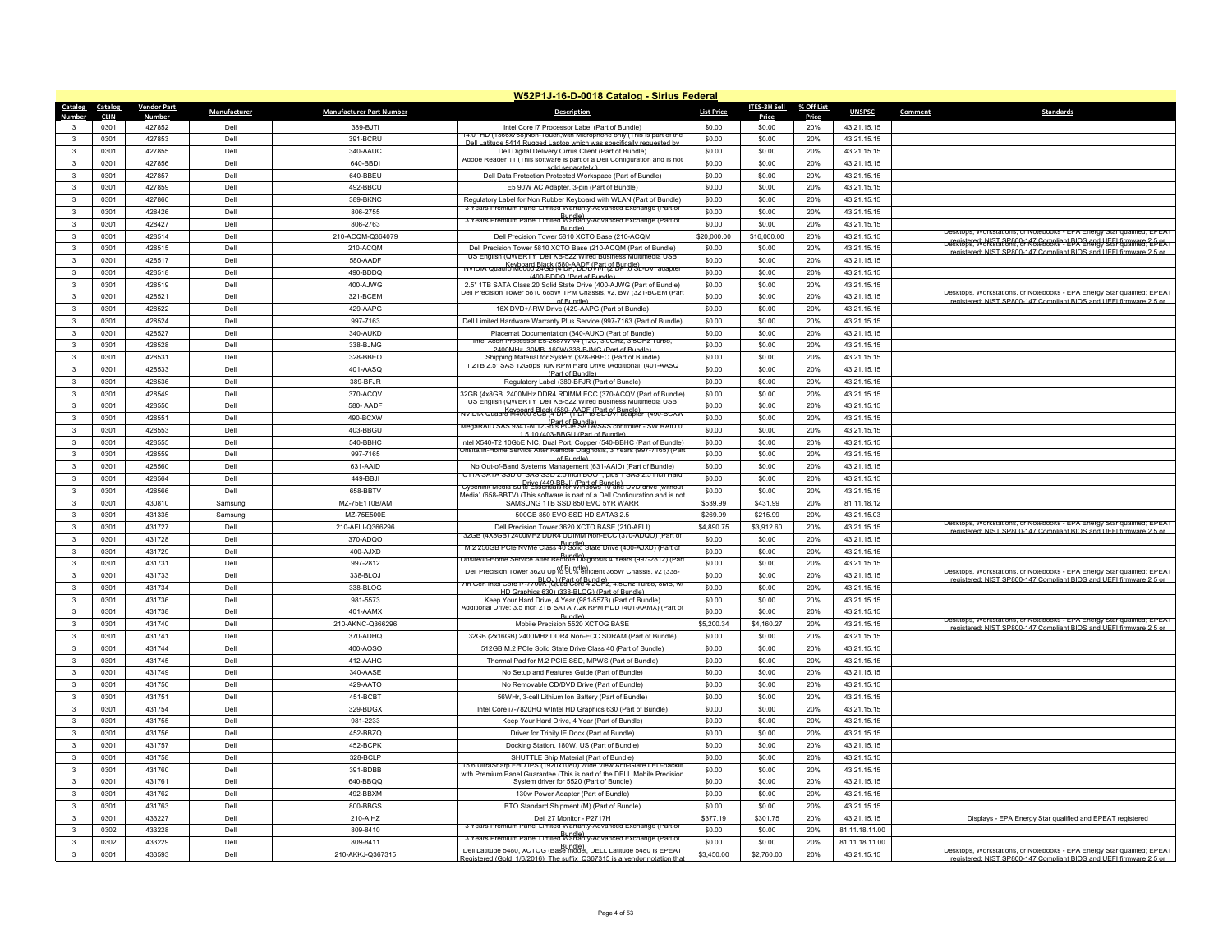## W52P1J-16-D-0018 Catalog - Sirius Federal

| Catalog Number | Catalog CLIN | Vendor Part Number | Manufacturer | Manufacturer Part Number | Description | List Price | ITES-3H Sell Price | % Off List Price | UNSPSC | Comment | Standards |
|---|---|---|---|---|---|---|---|---|---|---|---|
| 3 | 0301 | 427852 | Dell | 389-BJTI | Intel Core i7 Processor Label (Part of Bundle) | $0.00 | $0.00 | 20% | 43.21.15.15 | | |
| 3 | 0301 | 427853 | Dell | 391-BCRU | 14.0" HD (1366x768)Non-Touch,with Microphone only (This is part of the Dell Latitude 5414 Rugged Laptop which was specifically requested by | $0.00 | $0.00 | 20% | 43.21.15.15 | | |
| 3 | 0301 | 427855 | Dell | 340-AAUC | Dell Digital Delivery Cirrus Client (Part of Bundle) | $0.00 | $0.00 | 20% | 43.21.15.15 | | |
| 3 | 0301 | 427856 | Dell | 640-BBDI | Adobe Reader 11 (This software is part of a Dell Configuration and is not sold separately.) | $0.00 | $0.00 | 20% | 43.21.15.15 | | |
| 3 | 0301 | 427857 | Dell | 640-BBEU | Dell Data Protection Protected Workspace (Part of Bundle) | $0.00 | $0.00 | 20% | 43.21.15.15 | | |
| 3 | 0301 | 427859 | Dell | 492-BBCU | E5 90W AC Adapter, 3-pin (Part of Bundle) | $0.00 | $0.00 | 20% | 43.21.15.15 | | |
| 3 | 0301 | 427860 | Dell | 389-BKNC | Regulatory Label for Non Rubber Keyboard with WLAN (Part of Bundle) | $0.00 | $0.00 | 20% | 43.21.15.15 | | |
| 3 | 0301 | 428426 | Dell | 806-2755 | 3 Years Premium Panel Limited Warranty-Advanced Exchange (Part of Bundle) | $0.00 | $0.00 | 20% | 43.21.15.15 | | |
| 3 | 0301 | 428427 | Dell | 806-2763 | 3 Years Premium Panel Limited Warranty-Advanced Exchange (Part of Bundle) | $0.00 | $0.00 | 20% | 43.21.15.15 | | |
| 3 | 0301 | 428514 | Dell | 210-ACQM-Q364079 | Dell Precision Tower 5810 XCTO Base (210-ACQM | $20,000.00 | $16,000.00 | 20% | 43.21.15.15 | | Desktops, Workstations, or Notebooks - EPA Energy Star qualified, EPEAT registered; NIST SP800-147 Compliant BIOS and UEFI firmware 2.5 or |
| 3 | 0301 | 428515 | Dell | 210-ACQM | Dell Precision Tower 5810 XCTO Base (210-ACQM (Part of Bundle) | $0.00 | $0.00 | 20% | 43.21.15.15 | | Desktops, Workstations, or Notebooks - EPA Energy Star qualified, EPEAT registered; NIST SP800-147 Compliant BIOS and UEFI firmware 2.5 or |
| 3 | 0301 | 428517 | Dell | 580-AADF | US English (QWERTY Dell KB-522 Wired Business Multimedia USB Keyboard Black (580-AADF (Part of Bundle) | $0.00 | $0.00 | 20% | 43.21.15.15 | | |
| 3 | 0301 | 428518 | Dell | 490-BDDQ | NVIDIA Quadro M6000 24GB (4 DP, DL-DVI-I) (2 DP to SL-DVI adapter (490-BDDQ (Part of Bundle) | $0.00 | $0.00 | 20% | 43.21.15.15 | | |
| 3 | 0301 | 428519 | Dell | 400-AJWG | 2.5" 1TB SATA Class 20 Solid State Drive (400-AJWG (Part of Bundle) | $0.00 | $0.00 | 20% | 43.21.15.15 | | |
| 3 | 0301 | 428521 | Dell | 321-BCEM | Dell Precision Tower 5810 685W TPM Chassis, v2, BW (321-BCEM (Part of Bundle) | $0.00 | $0.00 | 20% | 43.21.15.15 | | Desktops, Workstations, or Notebooks - EPA Energy Star qualified, EPEAT registered; NIST SP800-147 Compliant BIOS and UEFI firmware 2.5 or |
| 3 | 0301 | 428522 | Dell | 429-AAPG | 16X DVD+/-RW Drive (429-AAPG (Part of Bundle) | $0.00 | $0.00 | 20% | 43.21.15.15 | | |
| 3 | 0301 | 428524 | Dell | 997-7163 | Dell Limited Hardware Warranty Plus Service (997-7163 (Part of Bundle) | $0.00 | $0.00 | 20% | 43.21.15.15 | | |
| 3 | 0301 | 428527 | Dell | 340-AUKD | Placemat Documentation (340-AUKD (Part of Bundle) | $0.00 | $0.00 | 20% | 43.21.15.15 | | |
| 3 | 0301 | 428528 | Dell | 338-BJMG | Intel Xeon Processor E5-2687W v4 (12C, 3.0GHz, 3.5GHz Turbo, 2400MHz, 30MB, 160W(338-BJMG (Part of Bundle) | $0.00 | $0.00 | 20% | 43.21.15.15 | | |
| 3 | 0301 | 428531 | Dell | 328-BBEO | Shipping Material for System (328-BBEO (Part of Bundle) | $0.00 | $0.00 | 20% | 43.21.15.15 | | |
| 3 | 0301 | 428533 | Dell | 401-AASQ | 1.2TB 2.5" SAS 12Gbps 10K RPM Hard Drive (Additional (401-AASQ (Part of Bundle) | $0.00 | $0.00 | 20% | 43.21.15.15 | | |
| 3 | 0301 | 428536 | Dell | 389-BFJR | Regulatory Label (389-BFJR (Part of Bundle) | $0.00 | $0.00 | 20% | 43.21.15.15 | | |
| 3 | 0301 | 428549 | Dell | 370-ACQV | 32GB (4x8GB 2400MHz DDR4 RDIMM ECC (370-ACQV (Part of Bundle) | $0.00 | $0.00 | 20% | 43.21.15.15 | | |
| 3 | 0301 | 428550 | Dell | 580- AADF | US English (QWERTY Dell KB-522 Wired Business Multimedia USB Keyboard Black (580- AADF (Part of Bundle) | $0.00 | $0.00 | 20% | 43.21.15.15 | | |
| 3 | 0301 | 428551 | Dell | 490-BCXW | NVIDIA Quadro M4000 8GB (4 DP (1 DP to SL-DVI adapter (490-BCXW (Part of Bundle) | $0.00 | $0.00 | 20% | 43.21.15.15 | | |
| 3 | 0301 | 428553 | Dell | 403-BBGU | MegaRAID SAS 9341-8i 12Gb/s PCIe SATA/SAS controller - SW RAID 0, 1,5,10 (403-BBGU (Part of Bundle) | $0.00 | $0.00 | 20% | 43.21.15.15 | | |
| 3 | 0301 | 428555 | Dell | 540-BBHC | Intel X540-T2 10GbE NIC, Dual Port, Copper (540-BBHC (Part of Bundle) | $0.00 | $0.00 | 20% | 43.21.15.15 | | |
| 3 | 0301 | 428559 | Dell | 997-7165 | Onsite/In-Home Service After Remote Diagnosis, 3 Years (997-7165) (Part of Bundle) | $0.00 | $0.00 | 20% | 43.21.15.15 | | |
| 3 | 0301 | 428560 | Dell | 631-AAID | No Out-of-Band Systems Management (631-AAID) (Part of Bundle) | $0.00 | $0.00 | 20% | 43.21.15.15 | | |
| 3 | 0301 | 428564 | Dell | 449-BBJI | CTIA SATA SSD or SAS SSD 2.5 inch BOOT, plus 1 SAS 2.5 inch Hard Drive (449-BBJI) (Part of Bundle) | $0.00 | $0.00 | 20% | 43.21.15.15 | | |
| 3 | 0301 | 428566 | Dell | 658-BBTV | Cyberlink Media Suite Essentials for Windows 10 and DVD drive (without Media) (658-BBTV) (This software is part of a Dell Configuration and is not | $0.00 | $0.00 | 20% | 43.21.15.15 | | |
| 3 | 0301 | 430810 | Samsung | MZ-75E1T0B/AM | SAMSUNG 1TB SSD 850 EVO 5YR WARR | $539.99 | $431.99 | 20% | 81.11.18.12 | | |
| 3 | 0301 | 431335 | Samsung | MZ-75E500E | 500GB 850 EVO SSD HD SATA3 2.5 | $269.99 | $215.99 | 20% | 43.21.15.03 | | |
| 3 | 0301 | 431727 | Dell | 210-AFLI-Q366296 | Dell Precision Tower 3620 XCTO BASE (210-AFLI) | $4,890.75 | $3,912.60 | 20% | 43.21.15.15 | | Desktops, Workstations, or Notebooks - EPA Energy Star qualified, EPEAT registered; NIST SP800-147 Compliant BIOS and UEFI firmware 2.5 or |
| 3 | 0301 | 431728 | Dell | 370-ADQO | 32GB (4X8GB) 2400MHz DDR4 UDIMM Non-ECC (370-ADQO) (Part of Bundle) | $0.00 | $0.00 | 20% | 43.21.15.15 | | |
| 3 | 0301 | 431729 | Dell | 400-AJXD | M.2 256GB PCIe NVMe Class 40 Solid State Drive (400-AJXD) (Part of Bundle) | $0.00 | $0.00 | 20% | 43.21.15.15 | | |
| 3 | 0301 | 431731 | Dell | 997-2812 | Onsite/In-Home Service After Remote Diagnosis 4 Years (997-2812) (Part of Bundle) | $0.00 | $0.00 | 20% | 43.21.15.15 | | |
| 3 | 0301 | 431733 | Dell | 338-BLOJ | Dell Precision Tower 3620 Up to 90% efficient 365W Chassis, v2 (338-BLOJ) (Part of Bundle) | $0.00 | $0.00 | 20% | 43.21.15.15 | | Desktops, Workstations, or Notebooks - EPA Energy Star qualified, EPEAT registered; NIST SP800-147 Compliant BIOS and UEFI firmware 2.5 or |
| 3 | 0301 | 431734 | Dell | 338-BLOG | 7th Gen Intel Core i7-7700K (Quad Core 4.2GHz, 4.5GHz Turbo, 8MB, w/ HD Graphics 630) (338-BLOG) (Part of Bundle) | $0.00 | $0.00 | 20% | 43.21.15.15 | | |
| 3 | 0301 | 431736 | Dell | 981-5573 | Keep Your Hard Drive, 4 Year (981-5573) (Part of Bundle) | $0.00 | $0.00 | 20% | 43.21.15.15 | | |
| 3 | 0301 | 431738 | Dell | 401-AAMX | Additional Drive: 3.5 inch 2TB SATA 7.2K RPM HDD (401-AAMX) (Part of Bundle) | $0.00 | $0.00 | 20% | 43.21.15.15 | | |
| 3 | 0301 | 431740 | Dell | 210-AKNC-Q366296 | Mobile Precision 5520 XCTOG BASE | $5,200.34 | $4,160.27 | 20% | 43.21.15.15 | | Desktops, Workstations, or Notebooks - EPA Energy Star qualified, EPEAT registered; NIST SP800-147 Compliant BIOS and UEFI firmware 2.5 or |
| 3 | 0301 | 431741 | Dell | 370-ADHQ | 32GB (2x16GB) 2400MHz DDR4 Non-ECC SDRAM (Part of Bundle) | $0.00 | $0.00 | 20% | 43.21.15.15 | | |
| 3 | 0301 | 431744 | Dell | 400-AOSO | 512GB M.2 PCIe Solid State Drive Class 40 (Part of Bundle) | $0.00 | $0.00 | 20% | 43.21.15.15 | | |
| 3 | 0301 | 431745 | Dell | 412-AAHG | Thermal Pad for M.2 PCIE SSD, MPWS (Part of Bundle) | $0.00 | $0.00 | 20% | 43.21.15.15 | | |
| 3 | 0301 | 431749 | Dell | 340-AASE | No Setup and Features Guide (Part of Bundle) | $0.00 | $0.00 | 20% | 43.21.15.15 | | |
| 3 | 0301 | 431750 | Dell | 429-AATO | No Removable CD/DVD Drive (Part of Bundle) | $0.00 | $0.00 | 20% | 43.21.15.15 | | |
| 3 | 0301 | 431751 | Dell | 451-BCBT | 56WHr, 3-cell Lithium Ion Battery (Part of Bundle) | $0.00 | $0.00 | 20% | 43.21.15.15 | | |
| 3 | 0301 | 431754 | Dell | 329-BDGX | Intel Core i7-7820HQ w/Intel HD Graphics 630 (Part of Bundle) | $0.00 | $0.00 | 20% | 43.21.15.15 | | |
| 3 | 0301 | 431755 | Dell | 981-2233 | Keep Your Hard Drive, 4 Year (Part of Bundle) | $0.00 | $0.00 | 20% | 43.21.15.15 | | |
| 3 | 0301 | 431756 | Dell | 452-BBZQ | Driver for Trinity IE Dock (Part of Bundle) | $0.00 | $0.00 | 20% | 43.21.15.15 | | |
| 3 | 0301 | 431757 | Dell | 452-BCPK | Docking Station, 180W, US (Part of Bundle) | $0.00 | $0.00 | 20% | 43.21.15.15 | | |
| 3 | 0301 | 431758 | Dell | 328-BCLP | SHUTTLE Ship Material (Part of Bundle) | $0.00 | $0.00 | 20% | 43.21.15.15 | | |
| 3 | 0301 | 431760 | Dell | 391-BDBB | 15.6 UltraSharp FHD IPS (1920x1080) Wide View Anti-Glare LED-backlit with Premium Panel Guarantee (This is part of the DELL Mobile Precision | $0.00 | $0.00 | 20% | 43.21.15.15 | | |
| 3 | 0301 | 431761 | Dell | 640-BBQQ | System driver for 5520 (Part of Bundle) | $0.00 | $0.00 | 20% | 43.21.15.15 | | |
| 3 | 0301 | 431762 | Dell | 492-BBXM | 130w Power Adapter (Part of Bundle) | $0.00 | $0.00 | 20% | 43.21.15.15 | | |
| 3 | 0301 | 431763 | Dell | 800-BBGS | BTO Standard Shipment (M) (Part of Bundle) | $0.00 | $0.00 | 20% | 43.21.15.15 | | |
| 3 | 0301 | 433227 | Dell | 210-AIHZ | Dell 27 Monitor - P2717H | $377.19 | $301.75 | 20% | 43.21.15.15 | | Displays - EPA Energy Star qualified and EPEAT registered |
| 3 | 0302 | 433228 | Dell | 809-8410 | 3 Years Premium Panel Limited Warranty-Advanced Exchange (Part of Bundle) | $0.00 | $0.00 | 20% | 81.11.18.11.00 | | |
| 3 | 0302 | 433229 | Dell | 809-8411 | 3 Years Premium Panel Limited Warranty-Advanced Exchange (Part of Bundle) | $0.00 | $0.00 | 20% | 81.11.18.11.00 | | |
| 3 | 0301 | 433593 | Dell | 210-AKKJ-Q367315 | Dell Latitude 5480, XCTOG (base model, DELL Latitude 5480 is EPEAT Registered (Gold 1/6/2016) The suffix Q367315 is a vendor notation that | $3,450.00 | $2,760.00 | 20% | 43.21.15.15 | | Desktops, Workstations, or Notebooks - EPA Energy Star qualified, EPEAT registered; NIST SP800-147 Compliant BIOS and UEFI firmware 2.5 or |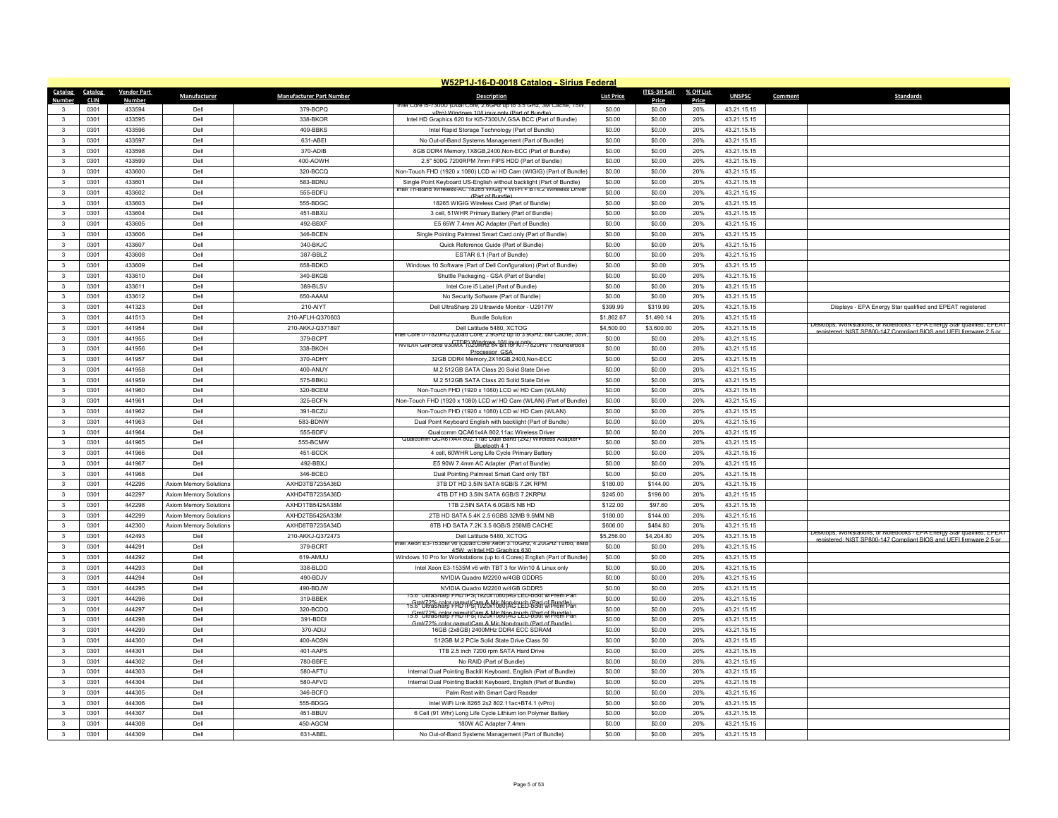## W52P1J-16-D-0018 Catalog - Sirius Federal

| Catalog Number | Catalog CLIN | Vendor Part Number | Manufacturer | Manufacturer Part Number | Description | List Price | ITES-3H Sell Price | % Off List Price | UNSPSC | Comment | Standards |
|---|---|---|---|---|---|---|---|---|---|---|---|
| 3 | 0301 | 433594 | Dell | 379-BCPQ | Intel Core i5-7300U (Dual Core, 2.6GHz up to 3.5 GHz, 3M Cache, 15W, vPro) Windows 10/Linux only (Part of Bundle) | $0.00 | $0.00 | 20% | 43.21.15.15 | | |
| 3 | 0301 | 433595 | Dell | 338-BKOR | Intel HD Graphics 620 for Ki5-7300UV,GSA BCC (Part of Bundle) | $0.00 | $0.00 | 20% | 43.21.15.15 | | |
| 3 | 0301 | 433596 | Dell | 409-BBKS | Intel Rapid Storage Technology (Part of Bundle) | $0.00 | $0.00 | 20% | 43.21.15.15 | | |
| 3 | 0301 | 433597 | Dell | 631-ABEI | No Out-of-Band Systems Management (Part of Bundle) | $0.00 | $0.00 | 20% | 43.21.15.15 | | |
| 3 | 0301 | 433598 | Dell | 370-ADIB | 8GB DDR4 Memory,1X8GB,2400,Non-ECC (Part of Bundle) | $0.00 | $0.00 | 20% | 43.21.15.15 | | |
| 3 | 0301 | 433599 | Dell | 400-AOWH | 2.5" 500G 7200RPM 7mm FIPS HDD (Part of Bundle) | $0.00 | $0.00 | 20% | 43.21.15.15 | | |
| 3 | 0301 | 433600 | Dell | 320-BCCQ | Non-Touch FHD (1920 x 1080) LCD w/ HD Cam (WIGIG) (Part of Bundle) | $0.00 | $0.00 | 20% | 43.21.15.15 | | |
| 3 | 0301 | 433601 | Dell | 583-BDNU | Single Point Keyboard US-English without backlight (Part of Bundle) | $0.00 | $0.00 | 20% | 43.21.15.15 | | |
| 3 | 0301 | 433602 | Dell | 555-BDFU | Intel Tri-Band Wireless-AC 18265 WiGig + Wi-Fi + BT4.2 Wireless Driver (Part of Bundle) | $0.00 | $0.00 | 20% | 43.21.15.15 | | |
| 3 | 0301 | 433603 | Dell | 555-BDGC | 18265 WIGIG Wireless Card (Part of Bundle) | $0.00 | $0.00 | 20% | 43.21.15.15 | | |
| 3 | 0301 | 433604 | Dell | 451-BBXU | 3 cell, 51WHR Primary Battery (Part of Bundle) | $0.00 | $0.00 | 20% | 43.21.15.15 | | |
| 3 | 0301 | 433605 | Dell | 492-BBXF | E5 65W 7.4mm AC Adapter (Part of Bundle) | $0.00 | $0.00 | 20% | 43.21.15.15 | | |
| 3 | 0301 | 433606 | Dell | 346-BCEN | Single Pointing Palmrest Smart Card only (Part of Bundle) | $0.00 | $0.00 | 20% | 43.21.15.15 | | |
| 3 | 0301 | 433607 | Dell | 340-BKJC | Quick Reference Guide (Part of Bundle) | $0.00 | $0.00 | 20% | 43.21.15.15 | | |
| 3 | 0301 | 433608 | Dell | 387-BBLZ | ESTAR 6.1 (Part of Bundle) | $0.00 | $0.00 | 20% | 43.21.15.15 | | |
| 3 | 0301 | 433609 | Dell | 658-BDKD | Windows 10 Software (Part of Dell Configuration) (Part of Bundle) | $0.00 | $0.00 | 20% | 43.21.15.15 | | |
| 3 | 0301 | 433610 | Dell | 340-BKGB | Shuttle Packaging - GSA (Part of Bundle) | $0.00 | $0.00 | 20% | 43.21.15.15 | | |
| 3 | 0301 | 433611 | Dell | 389-BLSV | Intel Core i5 Label (Part of Bundle) | $0.00 | $0.00 | 20% | 43.21.15.15 | | |
| 3 | 0301 | 433612 | Dell | 650-AAAM | No Security Software (Part of Bundle) | $0.00 | $0.00 | 20% | 43.21.15.15 | | |
| 3 | 0301 | 441323 | Dell | 210-AIYT | Dell UltraSharp 29 Ultrawide Monitor - U2917W | $399.99 | $319.99 | 20% | 43.21.15.15 | | Displays - EPA Energy Star qualified and EPEAT registered |
| 3 | 0301 | 441513 | Dell | 210-AFLH-Q370603 | Bundle Solution | $1,862.67 | $1,490.14 | 20% | 43.21.15.15 | | |
| 3 | 0301 | 441954 | Dell | 210-AKKJ-Q371897 | Dell Latitude 5480, XCTOG | $4,500.00 | $3,600.00 | 20% | 43.21.15.15 | | Desktops, Workstations, or Notebooks - EPA Energy Star qualified; EPEAT registered; NIST SP800-147 Compliant BIOS and UEFI firmware 2.5 or |
| 3 | 0301 | 441955 | Dell | 379-BCPT | Intel Core i7-7820HQ (Quad Core, 2.9GHz up to 3.9GHz, 8M Cache, 35W, CTDP) Windows 10/Linux only | $0.00 | $0.00 | 20% | 43.21.15.15 | | |
| 3 | 0301 | 441956 | Dell | 338-BKOH | NVIDIA GeForce 930MX 1024MB, 64 bit for Ki7-7820HV Thounderbolt Processor, GSA | $0.00 | $0.00 | 20% | 43.21.15.15 | | |
| 3 | 0301 | 441957 | Dell | 370-ADHY | 32GB DDR4 Memory,2X16GB,2400,Non-ECC | $0.00 | $0.00 | 20% | 43.21.15.15 | | |
| 3 | 0301 | 441958 | Dell | 400-ANUY | M.2 512GB SATA Class 20 Solid State Drive | $0.00 | $0.00 | 20% | 43.21.15.15 | | |
| 3 | 0301 | 441959 | Dell | 575-BBKU | M.2 512GB SATA Class 20 Solid State Drive | $0.00 | $0.00 | 20% | 43.21.15.15 | | |
| 3 | 0301 | 441960 | Dell | 320-BCEM | Non-Touch FHD (1920 x 1080) LCD w/ HD Cam (WLAN) | $0.00 | $0.00 | 20% | 43.21.15.15 | | |
| 3 | 0301 | 441961 | Dell | 325-BCFN | Non-Touch FHD (1920 x 1080) LCD w/ HD Cam (WLAN) (Part of Bundle) | $0.00 | $0.00 | 20% | 43.21.15.15 | | |
| 3 | 0301 | 441962 | Dell | 391-BCZU | Non-Touch FHD (1920 x 1080) LCD w/ HD Cam (WLAN) | $0.00 | $0.00 | 20% | 43.21.15.15 | | |
| 3 | 0301 | 441963 | Dell | 583-BDNW | Dual Point Keyboard English with backlight (Part of Bundle) | $0.00 | $0.00 | 20% | 43.21.15.15 | | |
| 3 | 0301 | 441964 | Dell | 555-BDFV | Qualcomm QCA61x4A 802.11ac Wireless Driver | $0.00 | $0.00 | 20% | 43.21.15.15 | | |
| 3 | 0301 | 441965 | Dell | 555-BCMW | Qualcomm QCA61x4A 802.11ac Dual Band (2x2) Wireless Adapter+ Bluetooth 4.1 | $0.00 | $0.00 | 20% | 43.21.15.15 | | |
| 3 | 0301 | 441966 | Dell | 451-BCCK | 4 cell, 60WHR Long Life Cycle Primary Battery | $0.00 | $0.00 | 20% | 43.21.15.15 | | |
| 3 | 0301 | 441967 | Dell | 492-BBXJ | E5 90W 7.4mm AC Adapter (Part of Bundle) | $0.00 | $0.00 | 20% | 43.21.15.15 | | |
| 3 | 0301 | 441968 | Dell | 346-BCEO | Dual Pointing Palmrest Smart Card only TBT | $0.00 | $0.00 | 20% | 43.21.15.15 | | |
| 3 | 0301 | 442296 | Axiom Memory Solutions | AXHD3TB7235A36D | 3TB DT HD 3.5IN SATA 6GB/S 7.2K RPM | $180.00 | $144.00 | 20% | 43.21.15.15 | | |
| 3 | 0301 | 442297 | Axiom Memory Solutions | AXHD4TB7235A36D | 4TB DT HD 3.5IN SATA 6GB/S 7.2KRPM | $245.00 | $196.00 | 20% | 43.21.15.15 | | |
| 3 | 0301 | 442298 | Axiom Memory Solutions | AXHD1TB5425A38M | 1TB 2.5IN SATA 6.0GB/S NB HD | $122.00 | $97.60 | 20% | 43.21.15.15 | | |
| 3 | 0301 | 442299 | Axiom Memory Solutions | AXHD2TB5425A33M | 2TB HD SATA 5.4K 2.5 6GBS 32MB 9.5MM NB | $180.00 | $144.00 | 20% | 43.21.15.15 | | |
| 3 | 0301 | 442300 | Axiom Memory Solutions | AXHD8TB7235A34D | 8TB HD SATA 7.2K 3.5 6GB/S 256MB CACHE | $606.00 | $484.80 | 20% | 43.21.15.15 | | |
| 3 | 0301 | 442493 | Dell | 210-AKKJ-Q372473 | Dell Latitude 5480, XCTOG | $5,256.00 | $4,204.80 | 20% | 43.21.15.15 | | Desktops, Workstations, or Notebooks - EPA Energy Star qualified; EPEAT registered; NIST SP800-147 Compliant BIOS and UEFI firmware 2.5 or |
| 3 | 0301 | 444291 | Dell | 379-BCRT | Intel Xeon E3-1535M v6 (Quad Core Xeon 3.10GHz, 4.20GHz Turbo, 8MB 45W, w/Intel HD Graphics 630 | $0.00 | $0.00 | 20% | 43.21.15.15 | | |
| 3 | 0301 | 444292 | Dell | 619-AMUU | Windows 10 Pro for Workstations (up to 4 Cores) English (Part of Bundle) | $0.00 | $0.00 | 20% | 43.21.15.15 | | |
| 3 | 0301 | 444293 | Dell | 338-BLDD | Intel Xeon E3-1535M v6 with TBT 3 for Win10 & Linux only | $0.00 | $0.00 | 20% | 43.21.15.15 | | |
| 3 | 0301 | 444294 | Dell | 490-BDJV | NVIDIA Quadro M2200 w/4GB GDDR5 | $0.00 | $0.00 | 20% | 43.21.15.15 | | |
| 3 | 0301 | 444295 | Dell | 490-BDJW | NVIDIA Quadro M2200 w/4GB GDDR5 | $0.00 | $0.00 | 20% | 43.21.15.15 | | |
| 3 | 0301 | 444296 | Dell | 319-BBEK | 15.6" UltraSharp FHD IPS(1920x1080)AG LED-bckl w/Prem Pan Gmt(72% color gamut)Cam & Mic,Non-touch (Part of Bundle) | $0.00 | $0.00 | 20% | 43.21.15.15 | | |
| 3 | 0301 | 444297 | Dell | 320-BCDQ | 15.6" UltraSharp FHD IPS(1920x1080)AG LED-bckl w/Prem Pan Gmt(72% color gamut)Cam & Mic,Non-touch (Part of Bundle) | $0.00 | $0.00 | 20% | 43.21.15.15 | | |
| 3 | 0301 | 444298 | Dell | 391-BDDI | 15.6" UltraSharp FHD IPS(1920x1080)AG LED-bckl w/Prem Pan Gmt(72% color gamut)Cam & Mic,Non-touch (Part of Bundle) | $0.00 | $0.00 | 20% | 43.21.15.15 | | |
| 3 | 0301 | 444299 | Dell | 370-ADIJ | 16GB (2x8GB) 2400MHz DDR4 ECC SDRAM | $0.00 | $0.00 | 20% | 43.21.15.15 | | |
| 3 | 0301 | 444300 | Dell | 400-AOSN | 512GB M.2 PCIe Solid State Drive Class 50 | $0.00 | $0.00 | 20% | 43.21.15.15 | | |
| 3 | 0301 | 444301 | Dell | 401-AAPS | 1TB 2.5 inch 7200 rpm SATA Hard Drive | $0.00 | $0.00 | 20% | 43.21.15.15 | | |
| 3 | 0301 | 444302 | Dell | 780-BBFE | No RAID (Part of Bundle) | $0.00 | $0.00 | 20% | 43.21.15.15 | | |
| 3 | 0301 | 444303 | Dell | 580-AFTU | Internal Dual Pointing Backlit Keyboard, English (Part of Bundle) | $0.00 | $0.00 | 20% | 43.21.15.15 | | |
| 3 | 0301 | 444304 | Dell | 580-AFVD | Internal Dual Pointing Backlit Keyboard, English (Part of Bundle) | $0.00 | $0.00 | 20% | 43.21.15.15 | | |
| 3 | 0301 | 444305 | Dell | 346-BCFO | Palm Rest with Smart Card Reader | $0.00 | $0.00 | 20% | 43.21.15.15 | | |
| 3 | 0301 | 444306 | Dell | 555-BDGG | Intel WiFi Link 8265 2x2 802.11ac+BT4.1 (vPro) | $0.00 | $0.00 | 20% | 43.21.15.15 | | |
| 3 | 0301 | 444307 | Dell | 451-BBUV | 6 Cell (91 Whr) Long Life Cycle Lithium Ion Polymer Battery | $0.00 | $0.00 | 20% | 43.21.15.15 | | |
| 3 | 0301 | 444308 | Dell | 450-AGCM | 180W AC Adapter 7.4mm | $0.00 | $0.00 | 20% | 43.21.15.15 | | |
| 3 | 0301 | 444309 | Dell | 631-ABEL | No Out-of-Band Systems Management (Part of Bundle) | $0.00 | $0.00 | 20% | 43.21.15.15 | | |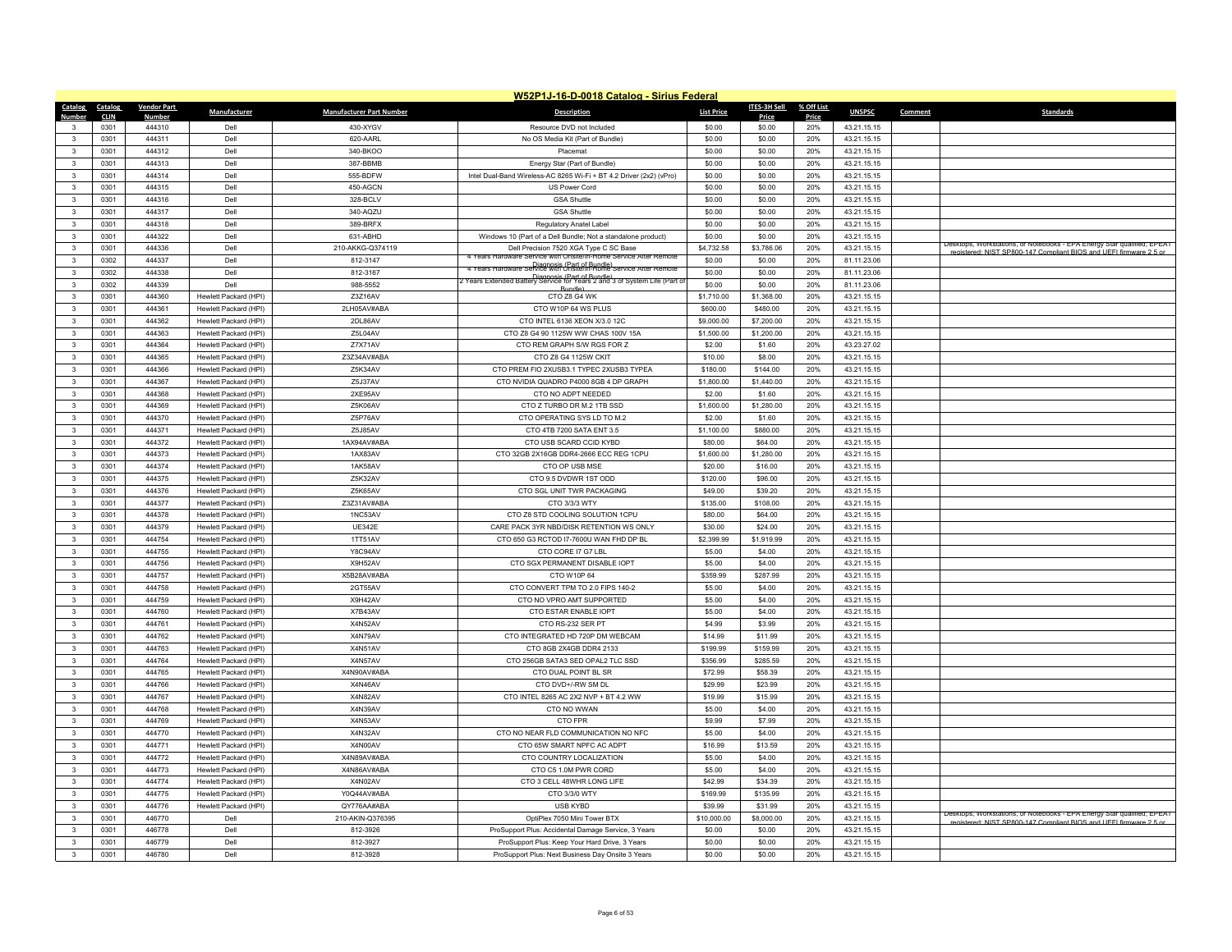## W52P1J-16-D-0018 Catalog - Sirius Federal

| Catalog Number | Catalog CLIN | Vendor Part Number | Manufacturer | Manufacturer Part Number | Description | List Price | ITES-3H Sell Price | % Off List Price | UNSPSC | Comment | Standards |
|---|---|---|---|---|---|---|---|---|---|---|---|
| 3 | 0301 | 444310 | Dell | 430-XYGV | Resource DVD not Included | $0.00 | $0.00 | 20% | 43.21.15.15 | | |
| 3 | 0301 | 444311 | Dell | 620-AARL | No OS Media Kit (Part of Bundle) | $0.00 | $0.00 | 20% | 43.21.15.15 | | |
| 3 | 0301 | 444312 | Dell | 340-BKOO | Placemat | $0.00 | $0.00 | 20% | 43.21.15.15 | | |
| 3 | 0301 | 444313 | Dell | 387-BBMB | Energy Star (Part of Bundle) | $0.00 | $0.00 | 20% | 43.21.15.15 | | |
| 3 | 0301 | 444314 | Dell | 555-BDFW | Intel Dual-Band Wireless-AC 8265 Wi-Fi + BT 4.2 Driver (2x2) (vPro) | $0.00 | $0.00 | 20% | 43.21.15.15 | | |
| 3 | 0301 | 444315 | Dell | 450-AGCN | US Power Cord | $0.00 | $0.00 | 20% | 43.21.15.15 | | |
| 3 | 0301 | 444316 | Dell | 328-BCLV | GSA Shuttle | $0.00 | $0.00 | 20% | 43.21.15.15 | | |
| 3 | 0301 | 444317 | Dell | 340-AQZU | GSA Shuttle | $0.00 | $0.00 | 20% | 43.21.15.15 | | |
| 3 | 0301 | 444318 | Dell | 389-BRFX | Regulatory Anatel Label | $0.00 | $0.00 | 20% | 43.21.15.15 | | |
| 3 | 0301 | 444322 | Dell | 631-ABHD | Windows 10 (Part of a Dell Bundle; Not a standalone product) | $0.00 | $0.00 | 20% | 43.21.15.15 | | |
| 3 | 0301 | 444336 | Dell | 210-AKKG-Q374119 | Dell Precision 7520 XGA Type C SC Base | $4,732.58 | $3,786.06 | 20% | 43.21.15.15 | | Desktops, Workstations, or Notebooks - EPA Energy Star qualified; EPEAT registered; NIST SP800-147 Compliant BIOS and UEFI firmware 2.5 or |
| 3 | 0302 | 444337 | Dell | 812-3147 | 4 Years Hardware Service with Onsite/In-Home Service After Remote Diagnosis (Part of Bundle) | $0.00 | $0.00 | 20% | 81.11.23.06 | | |
| 3 | 0302 | 444338 | Dell | 812-3167 | 4 Years Hardware Service with Onsite/In-Home Service After Remote Diagnosis (Part of Bundle) | $0.00 | $0.00 | 20% | 81.11.23.06 | | |
| 3 | 0302 | 444339 | Dell | 988-5552 | 2 Years Extended Battery Service for Years 2 and 3 of System Life (Part of Bundle) | $0.00 | $0.00 | 20% | 81.11.23.06 | | |
| 3 | 0301 | 444360 | Hewlett Packard (HPI) | Z3Z16AV | CTO Z8 G4 WK | $1,710.00 | $1,368.00 | 20% | 43.21.15.15 | | |
| 3 | 0301 | 444361 | Hewlett Packard (HPI) | 2LH05AV#ABA | CTO W10P 64 WS PLUS | $600.00 | $480.00 | 20% | 43.21.15.15 | | |
| 3 | 0301 | 444362 | Hewlett Packard (HPI) | 2DL86AV | CTO INTEL 6136 XEON X/3.0 12C | $9,000.00 | $7,200.00 | 20% | 43.21.15.15 | | |
| 3 | 0301 | 444363 | Hewlett Packard (HPI) | Z5L04AV | CTO Z8 G4 90 1125W WW CHAS 100V 15A | $1,500.00 | $1,200.00 | 20% | 43.21.15.15 | | |
| 3 | 0301 | 444364 | Hewlett Packard (HPI) | Z7X71AV | CTO REM GRAPH S/W RGS FOR Z | $2.00 | $1.60 | 20% | 43.23.27.02 | | |
| 3 | 0301 | 444365 | Hewlett Packard (HPI) | Z3Z34AV#ABA | CTO Z8 G4 1125W CKIT | $10.00 | $8.00 | 20% | 43.21.15.15 | | |
| 3 | 0301 | 444366 | Hewlett Packard (HPI) | Z5K34AV | CTO PREM FIO 2XUSB3.1 TYPEC 2XUSB3 TYPEA | $180.00 | $144.00 | 20% | 43.21.15.15 | | |
| 3 | 0301 | 444367 | Hewlett Packard (HPI) | Z5J37AV | CTO NVIDIA QUADRO P4000 8GB 4 DP GRAPH | $1,800.00 | $1,440.00 | 20% | 43.21.15.15 | | |
| 3 | 0301 | 444368 | Hewlett Packard (HPI) | 2XE95AV | CTO NO ADPT NEEDED | $2.00 | $1.60 | 20% | 43.21.15.15 | | |
| 3 | 0301 | 444369 | Hewlett Packard (HPI) | Z5K06AV | CTO Z TURBO DR M.2 1TB SSD | $1,600.00 | $1,280.00 | 20% | 43.21.15.15 | | |
| 3 | 0301 | 444370 | Hewlett Packard (HPI) | Z5P76AV | CTO OPERATING SYS LD TO M.2 | $2.00 | $1.60 | 20% | 43.21.15.15 | | |
| 3 | 0301 | 444371 | Hewlett Packard (HPI) | Z5J85AV | CTO 4TB 7200 SATA ENT 3.5 | $1,100.00 | $880.00 | 20% | 43.21.15.15 | | |
| 3 | 0301 | 444372 | Hewlett Packard (HPI) | 1AX94AV#ABA | CTO USB SCARD CCID KYBD | $80.00 | $64.00 | 20% | 43.21.15.15 | | |
| 3 | 0301 | 444373 | Hewlett Packard (HPI) | 1AX83AV | CTO 32GB 2X16GB DDR4-2666 ECC REG 1CPU | $1,600.00 | $1,280.00 | 20% | 43.21.15.15 | | |
| 3 | 0301 | 444374 | Hewlett Packard (HPI) | 1AK58AV | CTO OP USB MSE | $20.00 | $16.00 | 20% | 43.21.15.15 | | |
| 3 | 0301 | 444375 | Hewlett Packard (HPI) | Z5K32AV | CTO 9.5 DVDWR 1ST ODD | $120.00 | $96.00 | 20% | 43.21.15.15 | | |
| 3 | 0301 | 444376 | Hewlett Packard (HPI) | Z5K65AV | CTO SGL UNIT TWR PACKAGING | $49.00 | $39.20 | 20% | 43.21.15.15 | | |
| 3 | 0301 | 444377 | Hewlett Packard (HPI) | Z3Z31AV#ABA | CTO 3/3/3 WTY | $135.00 | $108.00 | 20% | 43.21.15.15 | | |
| 3 | 0301 | 444378 | Hewlett Packard (HPI) | 1NC53AV | CTO Z8 STD COOLING SOLUTION 1CPU | $80.00 | $64.00 | 20% | 43.21.15.15 | | |
| 3 | 0301 | 444379 | Hewlett Packard (HPI) | UE342E | CARE PACK 3YR NBD/DISK RETENTION WS ONLY | $30.00 | $24.00 | 20% | 43.21.15.15 | | |
| 3 | 0301 | 444754 | Hewlett Packard (HPI) | 1TT51AV | CTO 650 G3 RCTOD I7-7600U WAN FHD DP BL | $2,399.99 | $1,919.99 | 20% | 43.21.15.15 | | |
| 3 | 0301 | 444755 | Hewlett Packard (HPI) | Y8C94AV | CTO CORE I7 G7 LBL | $5.00 | $4.00 | 20% | 43.21.15.15 | | |
| 3 | 0301 | 444756 | Hewlett Packard (HPI) | X9H52AV | CTO SGX PERMANENT DISABLE IOPT | $5.00 | $4.00 | 20% | 43.21.15.15 | | |
| 3 | 0301 | 444757 | Hewlett Packard (HPI) | X5B28AV#ABA | CTO W10P 64 | $359.99 | $287.99 | 20% | 43.21.15.15 | | |
| 3 | 0301 | 444758 | Hewlett Packard (HPI) | 2GT55AV | CTO CONVERT TPM TO 2.0 FIPS 140-2 | $5.00 | $4.00 | 20% | 43.21.15.15 | | |
| 3 | 0301 | 444759 | Hewlett Packard (HPI) | X9H42AV | CTO NO VPRO AMT SUPPORTED | $5.00 | $4.00 | 20% | 43.21.15.15 | | |
| 3 | 0301 | 444760 | Hewlett Packard (HPI) | X7B43AV | CTO ESTAR ENABLE IOPT | $5.00 | $4.00 | 20% | 43.21.15.15 | | |
| 3 | 0301 | 444761 | Hewlett Packard (HPI) | X4N52AV | CTO RS-232 SER PT | $4.99 | $3.99 | 20% | 43.21.15.15 | | |
| 3 | 0301 | 444762 | Hewlett Packard (HPI) | X4N79AV | CTO INTEGRATED HD 720P DM WEBCAM | $14.99 | $11.99 | 20% | 43.21.15.15 | | |
| 3 | 0301 | 444763 | Hewlett Packard (HPI) | X4N51AV | CTO 8GB 2X4GB DDR4 2133 | $199.99 | $159.99 | 20% | 43.21.15.15 | | |
| 3 | 0301 | 444764 | Hewlett Packard (HPI) | X4N57AV | CTO 256GB SATA3 SED OPAL2 TLC SSD | $356.99 | $285.59 | 20% | 43.21.15.15 | | |
| 3 | 0301 | 444765 | Hewlett Packard (HPI) | X4N90AV#ABA | CTO DUAL POINT BL SR | $72.99 | $58.39 | 20% | 43.21.15.15 | | |
| 3 | 0301 | 444766 | Hewlett Packard (HPI) | X4N46AV | CTO DVD+/-RW SM DL | $29.99 | $23.99 | 20% | 43.21.15.15 | | |
| 3 | 0301 | 444767 | Hewlett Packard (HPI) | X4N82AV | CTO INTEL 8265 AC 2X2 NVP + BT 4.2 WW | $19.99 | $15.99 | 20% | 43.21.15.15 | | |
| 3 | 0301 | 444768 | Hewlett Packard (HPI) | X4N39AV | CTO NO WWAN | $5.00 | $4.00 | 20% | 43.21.15.15 | | |
| 3 | 0301 | 444769 | Hewlett Packard (HPI) | X4N53AV | CTO FPR | $9.99 | $7.99 | 20% | 43.21.15.15 | | |
| 3 | 0301 | 444770 | Hewlett Packard (HPI) | X4N32AV | CTO NO NEAR FLD COMMUNICATION NO NFC | $5.00 | $4.00 | 20% | 43.21.15.15 | | |
| 3 | 0301 | 444771 | Hewlett Packard (HPI) | X4N00AV | CTO 65W SMART NPFC AC ADPT | $16.99 | $13.59 | 20% | 43.21.15.15 | | |
| 3 | 0301 | 444772 | Hewlett Packard (HPI) | X4N89AV#ABA | CTO COUNTRY LOCALIZATION | $5.00 | $4.00 | 20% | 43.21.15.15 | | |
| 3 | 0301 | 444773 | Hewlett Packard (HPI) | X4N86AV#ABA | CTO C5 1.0M PWR CORD | $5.00 | $4.00 | 20% | 43.21.15.15 | | |
| 3 | 0301 | 444774 | Hewlett Packard (HPI) | X4N02AV | CTO 3 CELL 48WHR LONG LIFE | $42.99 | $34.39 | 20% | 43.21.15.15 | | |
| 3 | 0301 | 444775 | Hewlett Packard (HPI) | Y0Q44AV#ABA | CTO 3/3/0 WTY | $169.99 | $135.99 | 20% | 43.21.15.15 | | |
| 3 | 0301 | 444776 | Hewlett Packard (HPI) | QY776AA#ABA | USB KYBD | $39.99 | $31.99 | 20% | 43.21.15.15 | | |
| 3 | 0301 | 446770 | Dell | 210-AKIN-Q376395 | OptiPlex 7050 Mini Tower BTX | $10,000.00 | $8,000.00 | 20% | 43.21.15.15 | | Desktops, Workstations, or Notebooks - EPA Energy Star qualified; EPEAT registered; NIST SP800-147 Compliant BIOS and UEFI firmware 2.5 or |
| 3 | 0301 | 446778 | Dell | 812-3926 | ProSupport Plus: Accidental Damage Service, 3 Years | $0.00 | $0.00 | 20% | 43.21.15.15 | | |
| 3 | 0301 | 446779 | Dell | 812-3927 | ProSupport Plus: Keep Your Hard Drive, 3 Years | $0.00 | $0.00 | 20% | 43.21.15.15 | | |
| 3 | 0301 | 446780 | Dell | 812-3928 | ProSupport Plus: Next Business Day Onsite 3 Years | $0.00 | $0.00 | 20% | 43.21.15.15 | | |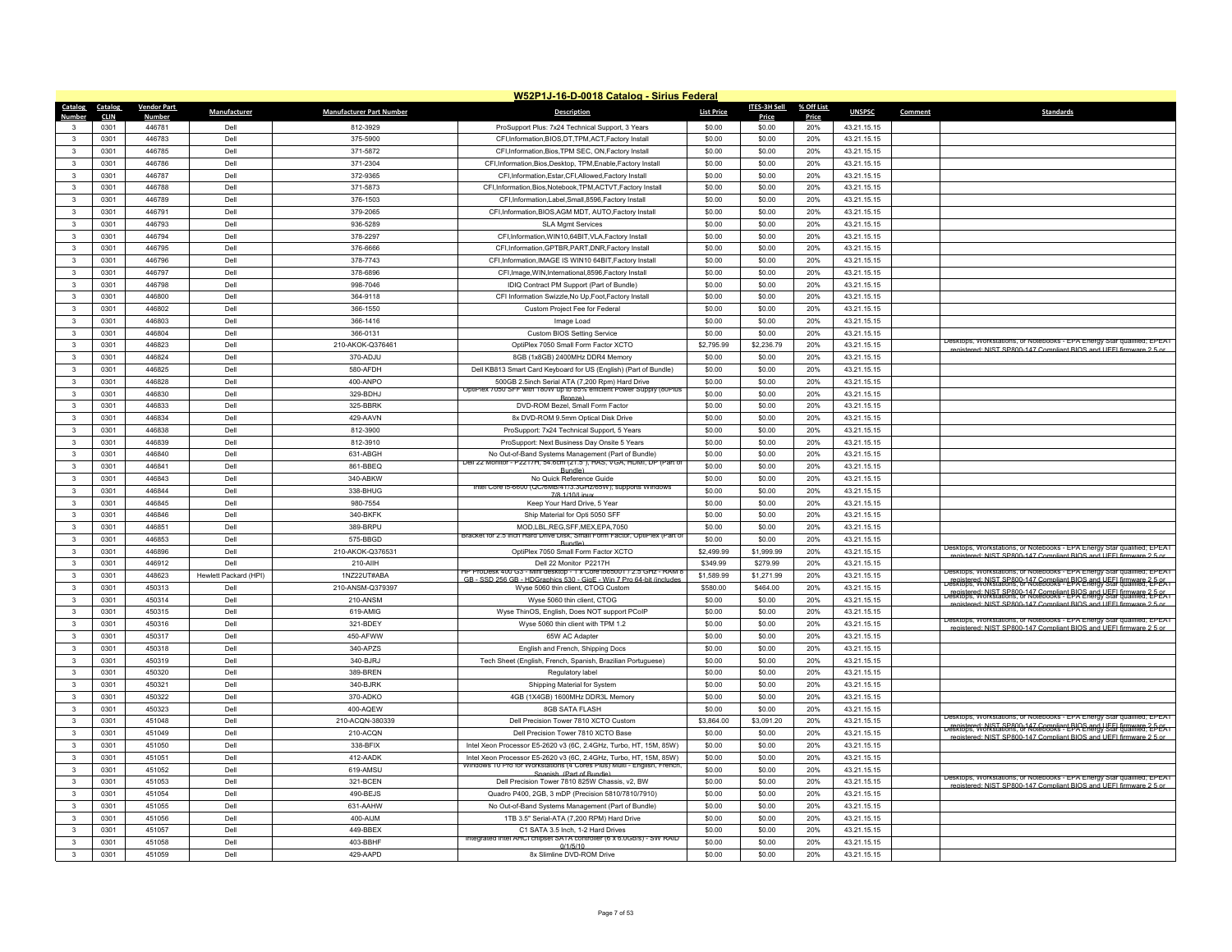## W52P1J-16-D-0018 Catalog - Sirius Federal

| Catalog Number | Catalog CLIN | Vendor Part Number | Manufacturer | Manufacturer Part Number | Description | List Price | ITES-3H Sell Price | % Off List Price | UNSPSC | Comment | Standards |
|---|---|---|---|---|---|---|---|---|---|---|---|
| 3 | 0301 | 446781 | Dell | 812-3929 | ProSupport Plus: 7x24 Technical Support, 3 Years | $0.00 | $0.00 | 20% | 43.21.15.15 | | |
| 3 | 0301 | 446783 | Dell | 375-5900 | CFI,Information,BIOS,DT,TPM,ACT,Factory Install | $0.00 | $0.00 | 20% | 43.21.15.15 | | |
| 3 | 0301 | 446785 | Dell | 371-5872 | CFI,Information,Bios,TPM SEC, ON,Factory Install | $0.00 | $0.00 | 20% | 43.21.15.15 | | |
| 3 | 0301 | 446786 | Dell | 371-2304 | CFI,Information,Bios,Desktop, TPM,Enable,Factory Install | $0.00 | $0.00 | 20% | 43.21.15.15 | | |
| 3 | 0301 | 446787 | Dell | 372-9365 | CFI,Information,Estar,CFI,Allowed,Factory Install | $0.00 | $0.00 | 20% | 43.21.15.15 | | |
| 3 | 0301 | 446788 | Dell | 371-5873 | CFI,Information,Bios,Notebook,TPM,ACTVT,Factory Install | $0.00 | $0.00 | 20% | 43.21.15.15 | | |
| 3 | 0301 | 446789 | Dell | 376-1503 | CFI,Information,Label,Small,8596,Factory Install | $0.00 | $0.00 | 20% | 43.21.15.15 | | |
| 3 | 0301 | 446791 | Dell | 379-2065 | CFI,Information,BIOS,AGM MDT, AUTO,Factory Install | $0.00 | $0.00 | 20% | 43.21.15.15 | | |
| 3 | 0301 | 446793 | Dell | 936-5289 | SLA Mgmt Services | $0.00 | $0.00 | 20% | 43.21.15.15 | | |
| 3 | 0301 | 446794 | Dell | 378-2297 | CFI,Information,WIN10,64BIT,VLA,Factory Install | $0.00 | $0.00 | 20% | 43.21.15.15 | | |
| 3 | 0301 | 446795 | Dell | 376-6666 | CFI,Information,GPTBR,PART,DNR,Factory Install | $0.00 | $0.00 | 20% | 43.21.15.15 | | |
| 3 | 0301 | 446796 | Dell | 378-7743 | CFI,Information,IMAGE IS WIN10 64BIT,Factory Install | $0.00 | $0.00 | 20% | 43.21.15.15 | | |
| 3 | 0301 | 446797 | Dell | 378-6896 | CFI,Image,WIN,International,8596,Factory Install | $0.00 | $0.00 | 20% | 43.21.15.15 | | |
| 3 | 0301 | 446798 | Dell | 998-7046 | IDIQ Contract PM Support (Part of Bundle) | $0.00 | $0.00 | 20% | 43.21.15.15 | | |
| 3 | 0301 | 446800 | Dell | 364-9118 | CFI Information Swizzle,No Up,Foot,Factory Install | $0.00 | $0.00 | 20% | 43.21.15.15 | | |
| 3 | 0301 | 446802 | Dell | 366-1550 | Custom Project Fee for Federal | $0.00 | $0.00 | 20% | 43.21.15.15 | | |
| 3 | 0301 | 446803 | Dell | 366-1416 | Image Load | $0.00 | $0.00 | 20% | 43.21.15.15 | | |
| 3 | 0301 | 446804 | Dell | 366-0131 | Custom BIOS Setting Service | $0.00 | $0.00 | 20% | 43.21.15.15 | | |
| 3 | 0301 | 446823 | Dell | 210-AKOK-Q376461 | OptiPlex 7050 Small Form Factor XCTO | $2,795.99 | $2,236.79 | 20% | 43.21.15.15 | | Desktops, Workstations, or Notebooks - EPA Energy Star qualified; EPEAT registered; NIST SP800-147 Compliant BIOS and UEFI firmware 2.5 or |
| 3 | 0301 | 446824 | Dell | 370-ADJU | 8GB (1x8GB) 2400MHz DDR4 Memory | $0.00 | $0.00 | 20% | 43.21.15.15 | | |
| 3 | 0301 | 446825 | Dell | 580-AFDH | Dell KB813 Smart Card Keyboard for US (English) (Part of Bundle) | $0.00 | $0.00 | 20% | 43.21.15.15 | | |
| 3 | 0301 | 446828 | Dell | 400-ANPO | 500GB 2.5inch Serial ATA (7,200 Rpm) Hard Drive | $0.00 | $0.00 | 20% | 43.21.15.15 | | |
| 3 | 0301 | 446830 | Dell | 329-BDHJ | OptiPlex 7050 SFF with 180W up to 85% efficient Power Supply (80Plus Bronze) | $0.00 | $0.00 | 20% | 43.21.15.15 | | |
| 3 | 0301 | 446833 | Dell | 325-BBRK | DVD-ROM Bezel, Small Form Factor | $0.00 | $0.00 | 20% | 43.21.15.15 | | |
| 3 | 0301 | 446834 | Dell | 429-AAVN | 8x DVD-ROM 9.5mm Optical Disk Drive | $0.00 | $0.00 | 20% | 43.21.15.15 | | |
| 3 | 0301 | 446838 | Dell | 812-3900 | ProSupport: 7x24 Technical Support, 5 Years | $0.00 | $0.00 | 20% | 43.21.15.15 | | |
| 3 | 0301 | 446839 | Dell | 812-3910 | ProSupport: Next Business Day Onsite 5 Years | $0.00 | $0.00 | 20% | 43.21.15.15 | | |
| 3 | 0301 | 446840 | Dell | 631-ABGH | No Out-of-Band Systems Management (Part of Bundle) | $0.00 | $0.00 | 20% | 43.21.15.15 | | |
| 3 | 0301 | 446841 | Dell | 861-BBEQ | Dell 22 Monitor - P2217H, 54.6cm (21.5"), HAS, VGA, HDMI, DP (Part of Bundle) | $0.00 | $0.00 | 20% | 43.21.15.15 | | |
| 3 | 0301 | 446843 | Dell | 340-ABKW | No Quick Reference Guide | $0.00 | $0.00 | 20% | 43.21.15.15 | | |
| 3 | 0301 | 446844 | Dell | 338-BHUG | Intel Core i5-6600 (QC/6MB/4T/3.3GHz/65W); supports Windows 7/8.1/10/Linux | $0.00 | $0.00 | 20% | 43.21.15.15 | | |
| 3 | 0301 | 446845 | Dell | 980-7554 | Keep Your Hard Drive, 5 Year | $0.00 | $0.00 | 20% | 43.21.15.15 | | |
| 3 | 0301 | 446846 | Dell | 340-BKFK | Ship Material for Opti 5050 SFF | $0.00 | $0.00 | 20% | 43.21.15.15 | | |
| 3 | 0301 | 446851 | Dell | 389-BRPU | MOD,LBL,REG,SFF,MEX,EPA,7050 | $0.00 | $0.00 | 20% | 43.21.15.15 | | |
| 3 | 0301 | 446853 | Dell | 575-BBGD | Bracket for 2.5 inch Hard Drive Disk, Small Form Factor, OptiPlex (Part of Bundle) | $0.00 | $0.00 | 20% | 43.21.15.15 | | |
| 3 | 0301 | 446896 | Dell | 210-AKOK-Q376531 | OptiPlex 7050 Small Form Factor XCTO | $2,499.99 | $1,999.99 | 20% | 43.21.15.15 | | Desktops, Workstations, or Notebooks - EPA Energy Star qualified; EPEAT registered; NIST SP800-147 Compliant BIOS and UEFI firmware 2.5 or |
| 3 | 0301 | 446912 | Dell | 210-AIIH | Dell 22 Monitor P2217H | $349.99 | $279.99 | 20% | 43.21.15.15 | | |
| 3 | 0301 | 448623 | Hewlett Packard (HPI) | 1NZ22UT#ABA | HP ProDesk 400 G3 - Mini desktop - 1 x Core i5 6500T / 2.5 GHz - RAM 8 GB - SSD 256 GB - HDGraphics 530 - GigE - Win 7 Pro 64-bit (includes | $1,589.99 | $1,271.99 | 20% | 43.21.15.15 | | Desktops, Workstations, or Notebooks - EPA Energy Star qualified; EPEAT registered; NIST SP800-147 Compliant BIOS and UEFI firmware 2.5 or |
| 3 | 0301 | 450313 | Dell | 210-ANSM-Q379397 | Wyse 5060 thin client, CTOG Custom | $580.00 | $464.00 | 20% | 43.21.15.15 | | Desktops, Workstations, or Notebooks - EPA Energy Star qualified; EPEAT registered; NIST SP800-147 Compliant BIOS and UEFI firmware 2.5 or |
| 3 | 0301 | 450314 | Dell | 210-ANSM | Wyse 5060 thin client, CTOG | $0.00 | $0.00 | 20% | 43.21.15.15 | | Desktops, Workstations, or Notebooks - EPA Energy Star qualified; EPEAT registered; NIST SP800-147 Compliant BIOS and UEFI firmware 2.5 or |
| 3 | 0301 | 450315 | Dell | 619-AMIG | Wyse ThinOS, English, Does NOT support PCoIP | $0.00 | $0.00 | 20% | 43.21.15.15 | | |
| 3 | 0301 | 450316 | Dell | 321-BDEY | Wyse 5060 thin client with TPM 1.2 | $0.00 | $0.00 | 20% | 43.21.15.15 | | Desktops, Workstations, or Notebooks - EPA Energy Star qualified; EPEAT registered; NIST SP800-147 Compliant BIOS and UEFI firmware 2.5 or |
| 3 | 0301 | 450317 | Dell | 450-AFWW | 65W AC Adapter | $0.00 | $0.00 | 20% | 43.21.15.15 | | |
| 3 | 0301 | 450318 | Dell | 340-APZS | English and French, Shipping Docs | $0.00 | $0.00 | 20% | 43.21.15.15 | | |
| 3 | 0301 | 450319 | Dell | 340-BJRJ | Tech Sheet (English, French, Spanish, Brazilian Portuguese) | $0.00 | $0.00 | 20% | 43.21.15.15 | | |
| 3 | 0301 | 450320 | Dell | 389-BREN | Regulatory label | $0.00 | $0.00 | 20% | 43.21.15.15 | | |
| 3 | 0301 | 450321 | Dell | 340-BJRK | Shipping Material for System | $0.00 | $0.00 | 20% | 43.21.15.15 | | |
| 3 | 0301 | 450322 | Dell | 370-ADKO | 4GB (1X4GB) 1600MHz DDR3L Memory | $0.00 | $0.00 | 20% | 43.21.15.15 | | |
| 3 | 0301 | 450323 | Dell | 400-AQEW | 8GB SATA FLASH | $0.00 | $0.00 | 20% | 43.21.15.15 | | |
| 3 | 0301 | 451048 | Dell | 210-ACQN-380339 | Dell Precision Tower 7810 XCTO Custom | $3,864.00 | $3,091.20 | 20% | 43.21.15.15 | | Desktops, Workstations, or Notebooks - EPA Energy Star qualified; EPEAT registered; NIST SP800-147 Compliant BIOS and UEFI firmware 2.5 or |
| 3 | 0301 | 451049 | Dell | 210-ACQN | Dell Precision Tower 7810 XCTO Base | $0.00 | $0.00 | 20% | 43.21.15.15 | | Desktops, Workstations, or Notebooks - EPA Energy Star qualified; EPEAT registered; NIST SP800-147 Compliant BIOS and UEFI firmware 2.5 or |
| 3 | 0301 | 451050 | Dell | 338-BFIX | Intel Xeon Processor E5-2620 v3 (6C, 2.4GHz, Turbo, HT, 15M, 85W) | $0.00 | $0.00 | 20% | 43.21.15.15 | | |
| 3 | 0301 | 451051 | Dell | 412-AADK | Intel Xeon Processor E5-2620 v3 (6C, 2.4GHz, Turbo, HT, 15M, 85W) | $0.00 | $0.00 | 20% | 43.21.15.15 | | |
| 3 | 0301 | 451052 | Dell | 619-AMSU | Windows 10 Pro for Workstations (4 Cores Plus) Multi - English, French, Spanish (Part of Bundle) | $0.00 | $0.00 | 20% | 43.21.15.15 | | |
| 3 | 0301 | 451053 | Dell | 321-BCEN | Dell Precision Tower 7810 825W Chassis, v2, BW | $0.00 | $0.00 | 20% | 43.21.15.15 | | Desktops, Workstations, or Notebooks - EPA Energy Star qualified; EPEAT registered; NIST SP800-147 Compliant BIOS and UEFI firmware 2.5 or |
| 3 | 0301 | 451054 | Dell | 490-BEJS | Quadro P400, 2GB, 3 mDP (Precision 5810/7810/7910) | $0.00 | $0.00 | 20% | 43.21.15.15 | | |
| 3 | 0301 | 451055 | Dell | 631-AAHW | No Out-of-Band Systems Management (Part of Bundle) | $0.00 | $0.00 | 20% | 43.21.15.15 | | |
| 3 | 0301 | 451056 | Dell | 400-AIJM | 1TB 3.5" Serial-ATA (7,200 RPM) Hard Drive | $0.00 | $0.00 | 20% | 43.21.15.15 | | |
| 3 | 0301 | 451057 | Dell | 449-BBEX | C1 SATA 3.5 Inch, 1-2 Hard Drives | $0.00 | $0.00 | 20% | 43.21.15.15 | | |
| 3 | 0301 | 451058 | Dell | 403-BBHF | Integrated Intel AHCI chipset SATA controller (6 x 6.0Gb/s) - SW RAID 0/1/5/10 | $0.00 | $0.00 | 20% | 43.21.15.15 | | |
| 3 | 0301 | 451059 | Dell | 429-AAPD | 8x Slimline DVD-ROM Drive | $0.00 | $0.00 | 20% | 43.21.15.15 | | |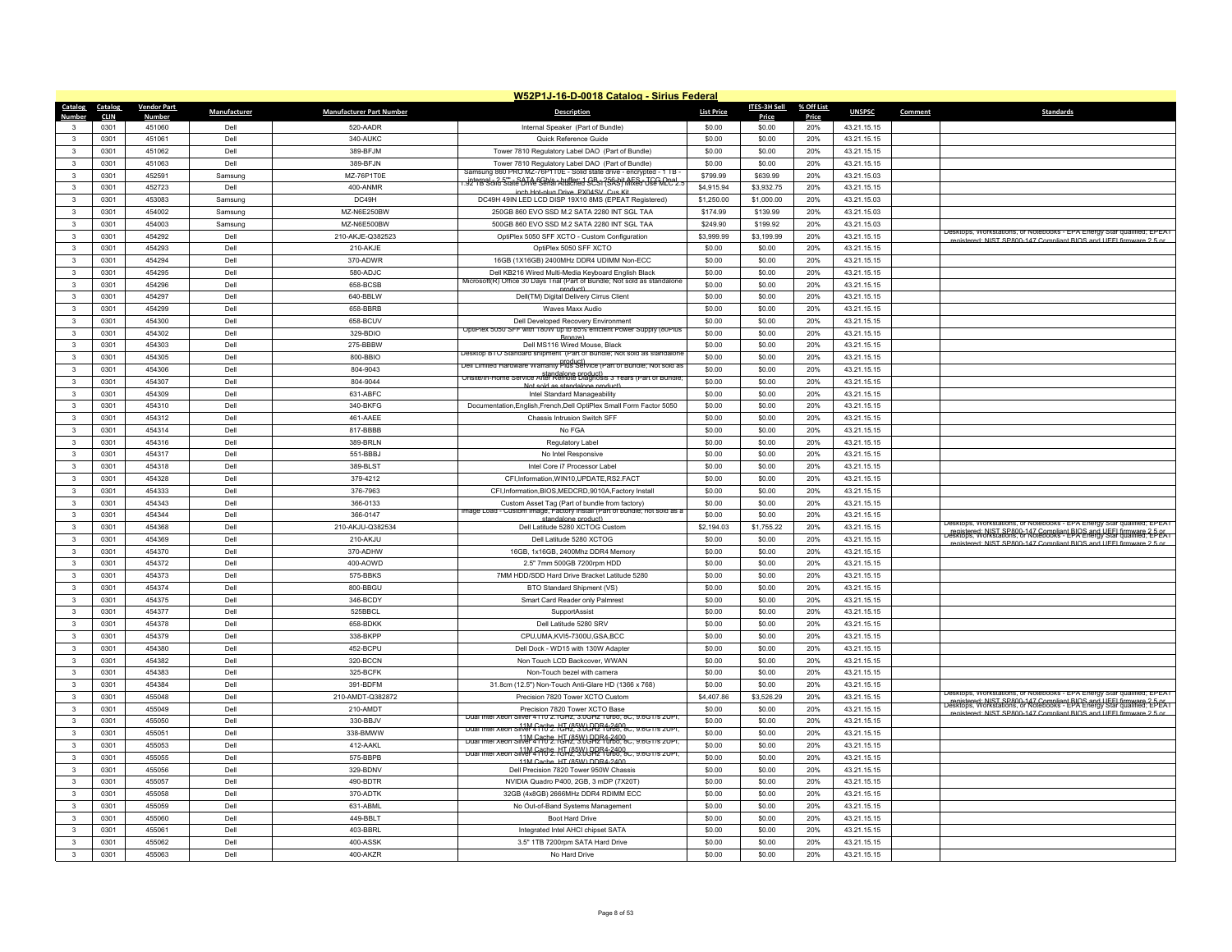# W52P1J-16-D-0018 Catalog - Sirius Federal

| Catalog Number | Catalog CLIN | Vendor Part Number | Manufacturer | Manufacturer Part Number | Description | List Price | ITES-3H Sell Price | % Off List Price | UNSPSC | Comment | Standards |
|---|---|---|---|---|---|---|---|---|---|---|---|
| 3 | 0301 | 451060 | Dell | 520-AADR | Internal Speaker (Part of Bundle) | $0.00 | $0.00 | 20% | 43.21.15.15 | | |
| 3 | 0301 | 451061 | Dell | 340-AUKC | Quick Reference Guide | $0.00 | $0.00 | 20% | 43.21.15.15 | | |
| 3 | 0301 | 451062 | Dell | 389-BFJM | Tower 7810 Regulatory Label DAO (Part of Bundle) | $0.00 | $0.00 | 20% | 43.21.15.15 | | |
| 3 | 0301 | 451063 | Dell | 389-BFJN | Tower 7810 Regulatory Label DAO (Part of Bundle) | $0.00 | $0.00 | 20% | 43.21.15.15 | | |
| 3 | 0301 | 452591 | Samsung | MZ-76P1T0E | Samsung 860 PRO MZ-76P1T0E - Solid state drive - encrypted - 1 TB - internal - 2.5" - SATA 6Gb/s - buffer: 1 GB - 256-bit AES - TCG Opal | $799.99 | $639.99 | 20% | 43.21.15.03 | | |
| 3 | 0301 | 452723 | Dell | 400-ANMR | 1.92 TB Solid State Drive Serial Attached SCSI (SAS) Mixed Use MLC 2.5 inch Hot-plug Drive, PX04SV, Cus Kit | $4,915.94 | $3,932.75 | 20% | 43.21.15.15 | | |
| 3 | 0301 | 453083 | Samsung | DC49H | DC49H 49IN LED LCD DISP 19X10 8MS (EPEAT Registered) | $1,250.00 | $1,000.00 | 20% | 43.21.15.03 | | |
| 3 | 0301 | 454002 | Samsung | MZ-N6E250BW | 250GB 860 EVO SSD M.2 SATA 2280 INT SGL TAA | $174.99 | $139.99 | 20% | 43.21.15.03 | | |
| 3 | 0301 | 454003 | Samsung | MZ-N6E500BW | 500GB 860 EVO SSD M.2 SATA 2280 INT SGL TAA | $249.90 | $199.92 | 20% | 43.21.15.03 | | |
| 3 | 0301 | 454292 | Dell | 210-AKJE-Q382523 | OptiPlex 5050 SFF XCTO - Custom Configuration | $3,999.99 | $3,199.99 | 20% | 43.21.15.15 | | Desktops, Workstations, or Notebooks - EPA Energy Star qualified; EPEAT registered; NIST SP800-147 Compliant BIOS and UEFI firmware 2.5 or |
| 3 | 0301 | 454293 | Dell | 210-AKJE | OptiPlex 5050 SFF XCTO | $0.00 | $0.00 | 20% | 43.21.15.15 | | |
| 3 | 0301 | 454294 | Dell | 370-ADWR | 16GB (1X16GB) 2400MHz DDR4 UDIMM Non-ECC | $0.00 | $0.00 | 20% | 43.21.15.15 | | |
| 3 | 0301 | 454295 | Dell | 580-ADJC | Dell KB216 Wired Multi-Media Keyboard English Black | $0.00 | $0.00 | 20% | 43.21.15.15 | | |
| 3 | 0301 | 454296 | Dell | 658-BCSB | Microsoft(R) Office 30 Days Trial (Part of Bundle; Not sold as standalone product) | $0.00 | $0.00 | 20% | 43.21.15.15 | | |
| 3 | 0301 | 454297 | Dell | 640-BBLW | Dell(TM) Digital Delivery Cirrus Client | $0.00 | $0.00 | 20% | 43.21.15.15 | | |
| 3 | 0301 | 454299 | Dell | 658-BBRB | Waves Maxx Audio | $0.00 | $0.00 | 20% | 43.21.15.15 | | |
| 3 | 0301 | 454300 | Dell | 658-BCUV | Dell Developed Recovery Environment | $0.00 | $0.00 | 20% | 43.21.15.15 | | |
| 3 | 0301 | 454302 | Dell | 329-BDIO | OptiPlex 5050 SFF with 180W up to 85% efficient Power Supply (80Plus Bronze) | $0.00 | $0.00 | 20% | 43.21.15.15 | | |
| 3 | 0301 | 454303 | Dell | 275-BBBW | Dell MS116 Wired Mouse, Black | $0.00 | $0.00 | 20% | 43.21.15.15 | | |
| 3 | 0301 | 454305 | Dell | 800-BBIO | Desktop BTO Standard shipment (Part of Bundle; Not sold as standalone product) | $0.00 | $0.00 | 20% | 43.21.15.15 | | |
| 3 | 0301 | 454306 | Dell | 804-9043 | Dell Limited Hardware Warranty Plus Service (Part of Bundle; Not sold as standalone product) | $0.00 | $0.00 | 20% | 43.21.15.15 | | |
| 3 | 0301 | 454307 | Dell | 804-9044 | Onsite/In-Home Service After Remote Diagnosis 3 Years (Part of Bundle; Not sold as standalone product) | $0.00 | $0.00 | 20% | 43.21.15.15 | | |
| 3 | 0301 | 454309 | Dell | 631-ABFC | Intel Standard Manageability | $0.00 | $0.00 | 20% | 43.21.15.15 | | |
| 3 | 0301 | 454310 | Dell | 340-BKFG | Documentation,English,French,Dell OptiPlex Small Form Factor 5050 | $0.00 | $0.00 | 20% | 43.21.15.15 | | |
| 3 | 0301 | 454312 | Dell | 461-AAEE | Chassis Intrusion Switch SFF | $0.00 | $0.00 | 20% | 43.21.15.15 | | |
| 3 | 0301 | 454314 | Dell | 817-BBBB | No FGA | $0.00 | $0.00 | 20% | 43.21.15.15 | | |
| 3 | 0301 | 454316 | Dell | 389-BRLN | Regulatory Label | $0.00 | $0.00 | 20% | 43.21.15.15 | | |
| 3 | 0301 | 454317 | Dell | 551-BBBJ | No Intel Responsive | $0.00 | $0.00 | 20% | 43.21.15.15 | | |
| 3 | 0301 | 454318 | Dell | 389-BLST | Intel Core i7 Processor Label | $0.00 | $0.00 | 20% | 43.21.15.15 | | |
| 3 | 0301 | 454328 | Dell | 379-4212 | CFI,Information,WIN10,UPDATE,RS2.FACT | $0.00 | $0.00 | 20% | 43.21.15.15 | | |
| 3 | 0301 | 454333 | Dell | 376-7963 | CFI,Information,BIOS,MEDCRD,9010A,Factory Install | $0.00 | $0.00 | 20% | 43.21.15.15 | | |
| 3 | 0301 | 454343 | Dell | 366-0133 | Custom Asset Tag (Part of bundle from factory) | $0.00 | $0.00 | 20% | 43.21.15.15 | | |
| 3 | 0301 | 454344 | Dell | 366-0147 | Image Load - Custom Image, Factory Install (Part of Bundle; not sold as a standalone product) | $0.00 | $0.00 | 20% | 43.21.15.15 | | |
| 3 | 0301 | 454368 | Dell | 210-AKJU-Q382534 | Dell Latitude 5280 XCTOG Custom | $2,194.03 | $1,755.22 | 20% | 43.21.15.15 | | Desktops, Workstations, or Notebooks - EPA Energy Star qualified; EPEAT registered; NIST SP800-147 Compliant BIOS and UEFI firmware 2.5 or |
| 3 | 0301 | 454369 | Dell | 210-AKJU | Dell Latitude 5280 XCTOG | $0.00 | $0.00 | 20% | 43.21.15.15 | | Desktops, Workstations, or Notebooks - EPA Energy Star qualified; EPEAT registered; NIST SP800-147 Compliant BIOS and UEFI firmware 2.5 or |
| 3 | 0301 | 454370 | Dell | 370-ADHW | 16GB, 1x16GB, 2400Mhz DDR4 Memory | $0.00 | $0.00 | 20% | 43.21.15.15 | | |
| 3 | 0301 | 454372 | Dell | 400-AOWD | 2.5" 7mm 500GB 7200rpm HDD | $0.00 | $0.00 | 20% | 43.21.15.15 | | |
| 3 | 0301 | 454373 | Dell | 575-BBKS | 7MM HDD/SDD Hard Drive Bracket Latitude 5280 | $0.00 | $0.00 | 20% | 43.21.15.15 | | |
| 3 | 0301 | 454374 | Dell | 800-BBGU | BTO Standard Shipment (VS) | $0.00 | $0.00 | 20% | 43.21.15.15 | | |
| 3 | 0301 | 454375 | Dell | 346-BCDY | Smart Card Reader only Palmrest | $0.00 | $0.00 | 20% | 43.21.15.15 | | |
| 3 | 0301 | 454377 | Dell | 525BBCL | SupportAssist | $0.00 | $0.00 | 20% | 43.21.15.15 | | |
| 3 | 0301 | 454378 | Dell | 658-BDKK | Dell Latitude 5280 SRV | $0.00 | $0.00 | 20% | 43.21.15.15 | | |
| 3 | 0301 | 454379 | Dell | 338-BKPP | CPU,UMA,KVI5-7300U,GSA,BCC | $0.00 | $0.00 | 20% | 43.21.15.15 | | |
| 3 | 0301 | 454380 | Dell | 452-BCPU | Dell Dock - WD15 with 130W Adapter | $0.00 | $0.00 | 20% | 43.21.15.15 | | |
| 3 | 0301 | 454382 | Dell | 320-BCCN | Non Touch LCD Backcover, WWAN | $0.00 | $0.00 | 20% | 43.21.15.15 | | |
| 3 | 0301 | 454383 | Dell | 325-BCFK | Non-Touch bezel with camera | $0.00 | $0.00 | 20% | 43.21.15.15 | | |
| 3 | 0301 | 454384 | Dell | 391-BDFM | 31.8cm (12.5") Non-Touch Anti-Glare HD (1366 x 768) | $0.00 | $0.00 | 20% | 43.21.15.15 | | |
| 3 | 0301 | 455048 | Dell | 210-AMDT-Q382872 | Precision 7820 Tower XCTO Custom | $4,407.86 | $3,526.29 | 20% | 43.21.15.15 | | Desktops, Workstations, or Notebooks - EPA Energy Star qualified; EPEAT registered; NIST SP800-147 Compliant BIOS and UEFI firmware 2.5 or |
| 3 | 0301 | 455049 | Dell | 210-AMDT | Precision 7820 Tower XCTO Base | $0.00 | $0.00 | 20% | 43.21.15.15 | | Desktops, Workstations, or Notebooks - EPA Energy Star qualified; EPEAT registered; NIST SP800-147 Compliant BIOS and UEFI firmware 2.5 or |
| 3 | 0301 | 455050 | Dell | 330-BBJV | Dual Intel Xeon Silver 4110 2.1GHz, 3.0GHz Turbo, 8C, 9.6GT/s 2UPI, 11M Cache, HT (85W) DDR4-2400 | $0.00 | $0.00 | 20% | 43.21.15.15 | | |
| 3 | 0301 | 455051 | Dell | 338-BMWW | Dual Intel Xeon Silver 4110 2.1GHz, 3.0GHz Turbo, 8C, 9.6GT/s 2UPI, 11M Cache, HT (85W) DDR4-2400 | $0.00 | $0.00 | 20% | 43.21.15.15 | | |
| 3 | 0301 | 455053 | Dell | 412-AAKL | Dual Intel Xeon Silver 4110 2.1GHz, 3.0GHz Turbo, 8C, 9.6GT/s 2UPI, 11M Cache, HT (85W) DDR4-2400 | $0.00 | $0.00 | 20% | 43.21.15.15 | | |
| 3 | 0301 | 455055 | Dell | 575-BBPB | Dual Intel Xeon Silver 4110 2.1GHz, 3.0GHz Turbo, 8C, 9.6GT/s 2UPI, 11M Cache, HT (85W) DDR4-2400 | $0.00 | $0.00 | 20% | 43.21.15.15 | | |
| 3 | 0301 | 455056 | Dell | 329-BDNV | Dell Precision 7820 Tower 950W Chassis | $0.00 | $0.00 | 20% | 43.21.15.15 | | |
| 3 | 0301 | 455057 | Dell | 490-BDTR | NVIDIA Quadro P400, 2GB, 3 mDP (7X20T) | $0.00 | $0.00 | 20% | 43.21.15.15 | | |
| 3 | 0301 | 455058 | Dell | 370-ADTK | 32GB (4x8GB) 2666MHz DDR4 RDIMM ECC | $0.00 | $0.00 | 20% | 43.21.15.15 | | |
| 3 | 0301 | 455059 | Dell | 631-ABML | No Out-of-Band Systems Management | $0.00 | $0.00 | 20% | 43.21.15.15 | | |
| 3 | 0301 | 455060 | Dell | 449-BBLT | Boot Hard Drive | $0.00 | $0.00 | 20% | 43.21.15.15 | | |
| 3 | 0301 | 455061 | Dell | 403-BBRL | Integrated Intel AHCI chipset SATA | $0.00 | $0.00 | 20% | 43.21.15.15 | | |
| 3 | 0301 | 455062 | Dell | 400-ASSK | 3.5" 1TB 7200rpm SATA Hard Drive | $0.00 | $0.00 | 20% | 43.21.15.15 | | |
| 3 | 0301 | 455063 | Dell | 400-AKZR | No Hard Drive | $0.00 | $0.00 | 20% | 43.21.15.15 | | |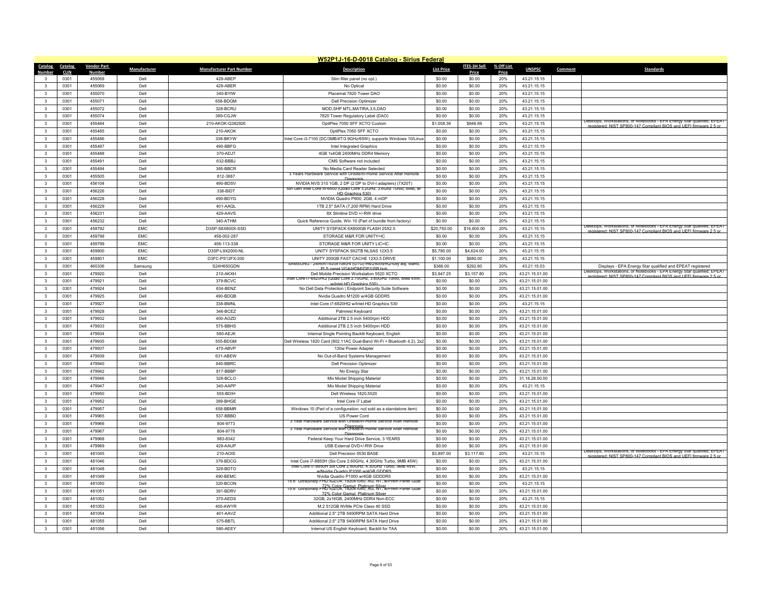## W52P1J-16-D-0018 Catalog - Sirius Federal

| Catalog Number | Catalog CLIN | Vendor Part Number | Manufacturer | Manufacturer Part Number | Description | List Price | ITES-3H Sell Price | % Off List Price | UNSPSC | Comment | Standards |
|---|---|---|---|---|---|---|---|---|---|---|---|
| 3 | 0301 | 455068 | Dell | 429-ABEP | Slim filler panel (no opt.) | $0.00 | $0.00 | 20% | 43.21.15.15 | | |
| 3 | 0301 | 455069 | Dell | 429-ABER | No Optical | $0.00 | $0.00 | 20% | 43.21.15.15 | | |
| 3 | 0301 | 455070 | Dell | 340-BYIW | Placemat 7820 Tower DAO | $0.00 | $0.00 | 20% | 43.21.15.15 | | |
| 3 | 0301 | 455071 | Dell | 658-BDQM | Dell Precision Optimizer | $0.00 | $0.00 | 20% | 43.21.15.15 | | |
| 3 | 0301 | 455072 | Dell | 328-BCRU | MOD,SHP MTL,MATIRA,3,5,DAO | $0.00 | $0.00 | 20% | 43.21.15.15 | | |
| 3 | 0301 | 455074 | Dell | 389-CGJW | 7820 Tower Regulatory Label (DAO) | $0.00 | $0.00 | 20% | 43.21.15.15 | | |
| 3 | 0301 | 455484 | Dell | 210-AKOK-Q382926 | OptiPlex 7050 SFF XCTO Custom | $1,058.36 | $846.69 | 20% | 43.21.15.15 | | Desktops, Workstations, or Notebooks - EPA Energy Star qualified; EPEAT registered; NIST SP800-147 Compliant BIOS and UEFI firmware 2.5 or |
| 3 | 0301 | 455485 | Dell | 210-AKOK | OptiPlex 7050 SFF XCTO | $0.00 | $0.00 | 20% | 43.21.15.15 | | |
| 3 | 0301 | 455486 | Dell | 338-BKYW | Intel Core i3-7100 (DC/3MB/4T/3.9GHz/65W); supports Windows 10/Linux | $0.00 | $0.00 | 20% | 43.21.15.15 | | |
| 3 | 0301 | 455487 | Dell | 490-BBFG | Intel Integrated Graphics | $0.00 | $0.00 | 20% | 43.21.15.15 | | |
| 3 | 0301 | 455488 | Dell | 370-ADJT | 4GB 1x4GB 2400MHz DDR4 Memory | $0.00 | $0.00 | 20% | 43.21.15.15 | | |
| 3 | 0301 | 455491 | Dell | 632-BBBJ | CMS Software not included | $0.00 | $0.00 | 20% | 43.21.15.15 | | |
| 3 | 0301 | 455494 | Dell | 385-BBCR | No Media Card Reader Selected | $0.00 | $0.00 | 20% | 43.21.15.15 | | |
| 3 | 0301 | 455505 | Dell | 812-3887 | 3 Years Hardware Service with Onsite/In-Home Service After Remote Diagnosis | $0.00 | $0.00 | 20% | 43.21.15.15 | | |
| 3 | 0301 | 456104 | Dell | 490-BDSV | NVIDIA NVS 310 1GB, 2 DP (2 DP to DVI-I adapters) (7X20T) | $0.00 | $0.00 | 20% | 43.21.15.15 | | |
| 3 | 0301 | 456226 | Dell | 338-BIDT | 6th Gen Intel Core i5-6500 (Quad Core 3.2GHz, 3.6GHz Turbo, 6MB, w/ HD Graphics 530) | $0.00 | $0.00 | 20% | 43.21.15.15 | | |
| 3 | 0301 | 456228 | Dell | 490-BDYG | NVIDIA Quadro P600, 2GB, 4 mDP | $0.00 | $0.00 | 20% | 43.21.15.15 | | |
| 3 | 0301 | 456229 | Dell | 401-AAQL | 1TB 2.5" SATA (7,200 RPM) Hard Drive | $0.00 | $0.00 | 20% | 43.21.15.15 | | |
| 3 | 0301 | 456231 | Dell | 429-AAVS | 8X Slimline DVD +/-RW drive | $0.00 | $0.00 | 20% | 43.21.15.15 | | |
| 3 | 0301 | 456232 | Dell | 340-ATHM | Quick Reference Guide, Win 10 (Part of bundle from factory) | $0.00 | $0.00 | 20% | 43.21.15.15 | | |
| 3 | 0301 | 459792 | EMC | D3SP-S6X800X-SSD | UNITY SYSPACK 6X800GB FLASH 25X2.5 | $20,750.00 | $16,600.00 | 20% | 43.21.15.15 | | Desktops, Workstations, or Notebooks - EPA Energy Star qualified; EPEAT registered; NIST SP800-147 Compliant BIOS and UEFI firmware 2.5 or |
| 3 | 0301 | 459798 | EMC | 458-002-287 | STORAGE M&R FOR UNITY=IC | $0.00 | $0.00 | 20% | 43.21.15.15 | | |
| 3 | 0301 | 459799 | EMC | 456-113-338 | STORAGE M&R FOR UNITY LIC=IC | $0.00 | $0.00 | 20% | 43.21.15.15 | | |
| 3 | 0301 | 459800 | EMC | D3SP-L9X2000-NL | UNITY SYSPACK 9X2TB NLSAS 12X3.5 | $5,780.00 | $4,624.00 | 20% | 43.21.15.15 | | |
| 3 | 0301 | 459801 | EMC | D3FC-PS12FX-200 | UNITY 200GB FAST CACHE 12X3.5 DRIVE | $1,100.00 | $880.00 | 20% | 43.21.15.15 | | |
| 3 | 0301 | 460336 | Samsung | S24H650GDN | SAMSUNG : 24inch/1920x1080/4 (GTG) ms/250cd/m2/fully adj. stand, PLS panel VGA/HDMI/DP/USB hub | $366.00 | $292.80 | 20% | 43.21.15.03 | | Displays - EPA Energy Star qualified and EPEAT registered |
| 3 | 0301 | 479920 | Dell | 210-AKXH | Dell Mobile Precision Workstation 5520 XCTO | $3,947.25 | $3,157.80 | 20% | 43.21.15.01.00 | | Desktops, Workstations, or Notebooks - EPA Energy Star qualified; EPEAT registered; NIST SP800-147 Compliant BIOS and UEFI firmware 2.5 or |
| 3 | 0301 | 479921 | Dell | 379-BCVC | Intel Core i7-6820HQ (Quad Core 2.70GHz, 3.60GHz Turbo, 8MB 45W, w/Intel HD Graphics 530) | $0.00 | $0.00 | 20% | 43.21.15.01.00 | | |
| 3 | 0301 | 479924 | Dell | 634-BENZ | No Dell Data Protection \| Endpoint Security Suite Software | $0.00 | $0.00 | 20% | 43.21.15.01.00 | | |
| 3 | 0301 | 479925 | Dell | 490-BDQB | Nvidia Quadro M1200 w/4GB GDDR5 | $0.00 | $0.00 | 20% | 43.21.15.01.00 | | |
| 3 | 0301 | 479927 | Dell | 338-BMNL | Intel Core i7-6820HQ w/Intel HD Graphics 530 | $0.00 | $0.00 | 20% | 43.21.15.15 | | |
| 3 | 0301 | 479928 | Dell | 346-BCEZ | Palmrest Keyboard | $0.00 | $0.00 | 20% | 43.21.15.01.00 | | |
| 3 | 0301 | 479932 | Dell | 400-AOZD | Additional 2TB 2.5 inch 5400rpm HDD | $0.00 | $0.00 | 20% | 43.21.15.01.00 | | |
| 3 | 0301 | 479933 | Dell | 575-BBHS | Additional 2TB 2.5 inch 5400rpm HDD | $0.00 | $0.00 | 20% | 43.21.15.01.00 | | |
| 3 | 0301 | 479934 | Dell | 580-AEJK | Internal Single Pointing Backlit Keyboard, English | $0.00 | $0.00 | 20% | 43.21.15.01.00 | | |
| 3 | 0301 | 479935 | Dell | 555-BDGM | Dell Wireless 1820 Card (802.11AC Dual-Band Wi-Fi + Bluetooth 4.2), 2x2 | $0.00 | $0.00 | 20% | 43.21.15.01.00 | | |
| 3 | 0301 | 479937 | Dell | 470-ABVP | 130w Power Adapter | $0.00 | $0.00 | 20% | 43.21.15.01.00 | | |
| 3 | 0301 | 479939 | Dell | 631-ABEW | No Out-of-Band Systems Management | $0.00 | $0.00 | 20% | 43.21.15.01.00 | | |
| 3 | 0301 | 479940 | Dell | 640-BBRC | Dell Precision Optimizer | $0.00 | $0.00 | 20% | 43.21.15.01.00 | | |
| 3 | 0301 | 479942 | Dell | 817-BBBP | No Energy Star | $0.00 | $0.00 | 20% | 43.21.15.01.00 | | |
| 3 | 0301 | 479946 | Dell | 328-BCLO | Mix Model Shipping Material | $0.00 | $0.00 | 20% | 31.16.28.00.00 | | |
| 3 | 0301 | 479947 | Dell | 340-AAPP | Mix Model Shipping Material | $0.00 | $0.00 | 20% | 43.21.15.15 | | |
| 3 | 0301 | 479950 | Dell | 555-BDIH | Dell Wireless 1820,5520 | $0.00 | $0.00 | 20% | 43.21.15.01.00 | | |
| 3 | 0301 | 479952 | Dell | 389-BHGE | Intel Core i7 Label | $0.00 | $0.00 | 20% | 43.21.15.01.00 | | |
| 3 | 0301 | 479957 | Dell | 658-BBMR | Windows 10 (Part of a configuration; not sold as a standalone item) | $0.00 | $0.00 | 20% | 43.21.15.01.00 | | |
| 3 | 0301 | 479965 | Dell | 537-BBBD | US Power Cord | $0.00 | $0.00 | 20% | 43.21.15.01.00 | | |
| 3 | 0301 | 479966 | Dell | 804-9773 | 3 Year Hardware Service with Onsite/In-Home Service After Remote Diagnosis | $0.00 | $0.00 | 20% | 43.21.15.01.00 | | |
| 3 | 0301 | 479967 | Dell | 804-9778 | 3 Year Hardware Service with Onsite/In-Home Service After Remote Diagnosis | $0.00 | $0.00 | 20% | 43.21.15.01.00 | | |
| 3 | 0301 | 479968 | Dell | 983-8342 | Federal Keep Your Hard Drive Service, 3 YEARS | $0.00 | $0.00 | 20% | 43.21.15.01.00 | | |
| 3 | 0301 | 479969 | Dell | 429-AAUP | USB External DVD+/-RW Drive | $0.00 | $0.00 | 20% | 43.21.15.01.00 | | |
| 3 | 0301 | 481045 | Dell | 210-AOIS | Dell Precision 5530 BASE | $3,897.00 | $3,117.60 | 20% | 43.21.15.15 | | Desktops, Workstations, or Notebooks - EPA Energy Star qualified; EPEAT registered; NIST SP800-147 Compliant BIOS and UEFI firmware 2.5 or |
| 3 | 0301 | 481046 | Dell | 379-BDCG | Intel Core i7-8850H (Six Core 2.60GHz, 4.30GHz Turbo, 9MB 45W) | $0.00 | $0.00 | 20% | 43.21.15.01.00 | | |
| 3 | 0301 | 481048 | Dell | 329-BDTO | Intel Core i7-8850H Six Core 2.60GHz, 4.30GHz Turbo, 9MB 45W, w/Nvidia Quadro P1000 w/4GB GDDR5 | $0.00 | $0.00 | 20% | 43.21.15.15 | | |
| 3 | 0301 | 481049 | Dell | 490-BEMC | Nvidia Quadro P1000 w/4GB GDDDR5 | $0.00 | $0.00 | 20% | 43.21.15.01.00 | | |
| 3 | 0301 | 481050 | Dell | 320-BCON | 15.6" UltraSharp FHD IGZO4, 1920x1080, AG, NT, w/Prem Panel Guar 72% Color Gamut, Platinum Silver | $0.00 | $0.00 | 20% | 43.21.15.15 | | |
| 3 | 0301 | 481051 | Dell | 391-BDRV | 15.6" UltraSharp FHD IGZO4, 1920x1080, AG, NT, w/Prem Panel Guar 72% Color Gamut, Platinum Silver | $0.00 | $0.00 | 20% | 43.21.15.01.00 | | |
| 3 | 0301 | 481052 | Dell | 370-AEDS | 32GB, 2x16GB, 2400MHz DDR4 Non-ECC | $0.00 | $0.00 | 20% | 43.21.15.15 | | |
| 3 | 0301 | 481053 | Dell | 400-AWYR | M.2 512GB NVMe PCIe Class 40 SSD | $0.00 | $0.00 | 20% | 43.21.15.01.00 | | |
| 3 | 0301 | 481054 | Dell | 401-AAVZ | Additional 2.5" 2TB 5400RPM SATA Hard Drive | $0.00 | $0.00 | 20% | 43.21.15.01.00 | | |
| 3 | 0301 | 481055 | Dell | 575-BBTL | Additional 2.5" 2TB 5400RPM SATA Hard Drive | $0.00 | $0.00 | 20% | 43.21.15.01.00 | | |
| 3 | 0301 | 481056 | Dell | 580-AEEY | Internal US English Keyboard, Backlit for TAA | $0.00 | $0.00 | 20% | 43.21.15.01.00 | | |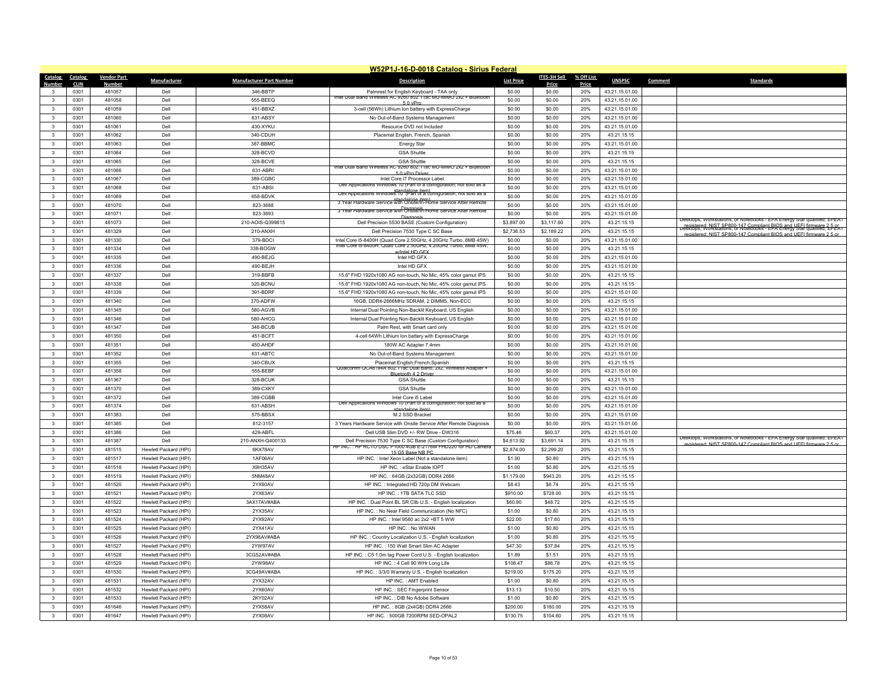## W52P1J-16-D-0018 Catalog - Sirius Federal

| Catalog Number | Catalog CLIN | Vendor Part Number | Manufacturer | Manufacturer Part Number | Description | List Price | ITES-3H Sell Price | % Off List Price | UNSPSC | Comment | Standards |
|---|---|---|---|---|---|---|---|---|---|---|---|
| 3 | 0301 | 481057 | Dell | 346-BBTP | Palmrest for English Keyboard - TAA only | $0.00 | $0.00 | 20% | 43.21.15.01.00 | | |
| 3 | 0301 | 481058 | Dell | 555-BEEQ | Intel Dual Band Wireless AC 9260 802.11ac MU-MIMO 2x2 + Bluetooth 5.0 vPro | $0.00 | $0.00 | 20% | 43.21.15.01.00 | | |
| 3 | 0301 | 481059 | Dell | 451-BBXZ | 3-cell (56Wh) Lithium Ion battery with ExpressCharge | $0.00 | $0.00 | 20% | 43.21.15.01.00 | | |
| 3 | 0301 | 481060 | Dell | 631-ABSY | No Out-of-Band Systems Management | $0.00 | $0.00 | 20% | 43.21.15.01.00 | | |
| 3 | 0301 | 481061 | Dell | 430-XYKU | Resource DVD not Included | $0.00 | $0.00 | 20% | 43.21.15.01.00 | | |
| 3 | 0301 | 481062 | Dell | 340-CDUH | Placemat English, French, Spanish | $0.00 | $0.00 | 20% | 43.21.15.15 | | |
| 3 | 0301 | 481063 | Dell | 387-BBMC | Energy Star | $0.00 | $0.00 | 20% | 43.21.15.01.00 | | |
| 3 | 0301 | 481064 | Dell | 328-BCVD | GSA Shuttle | $0.00 | $0.00 | 20% | 43.21.15.15 | | |
| 3 | 0301 | 481065 | Dell | 328-BCVE | GSA Shuttle | $0.00 | $0.00 | 20% | 43.21.15.15 | | |
| 3 | 0301 | 481066 | Dell | 631-ABRI | Intel Dual Band Wireless AC 9260 802.11ac MU-MIMO 2x2 + Bluetooth 5.0 vPro Driver | $0.00 | $0.00 | 20% | 43.21.15.01.00 | | |
| 3 | 0301 | 481067 | Dell | 389-CGBC | Intel Core i7 Processor Label | $0.00 | $0.00 | 20% | 43.21.15.01.00 | | |
| 3 | 0301 | 481068 | Dell | 631-ABSI | Dell Applications Windows 10 (Part of a configuration; not sold as a standalone item) | $0.00 | $0.00 | 20% | 43.21.15.01.00 | | |
| 3 | 0301 | 481069 | Dell | 658-BDVK | Dell Applications Windows 10 (Part of a configuration; not sold as a standalone item) | $0.00 | $0.00 | 20% | 43.21.15.01.00 | | |
| 3 | 0301 | 481070 | Dell | 823-3888 | 3 Year Hardware Service with Onsite/In-Home Service After Remote Diagnosis | $0.00 | $0.00 | 20% | 43.21.15.01.00 | | |
| 3 | 0301 | 481071 | Dell | 823-3893 | 3 Year Hardware Service with Onsite/In-Home Service After Remote Diagnosis | $0.00 | $0.00 | 20% | 43.21.15.01.00 | | |
| 3 | 0301 | 481073 | Dell | 210-AOIS-Q399815 | Dell Precision 5530 BASE (Custom Configuration) | $3,897.00 | $3,117.60 | 20% | 43.21.15.15 | | Desktops, Workstations, or Notebooks - EPA Energy Star qualified; EPEAT registered; NIST SP800-147 Compliant BIOS and UEFI firmware 2.5 or |
| 3 | 0301 | 481329 | Dell | 210-ANXH | Dell Precision 7530 Type C SC Base | $2,736.53 | $2,189.22 | 20% | 43.21.15.15 | | Desktops, Workstations, or Notebooks - EPA Energy Star qualified; EPEAT registered; NIST SP800-147 Compliant BIOS and UEFI firmware 2.5 or |
| 3 | 0301 | 481330 | Dell | 379-BDCI | Intel Core i5-8400H (Quad Core 2.50GHz, 4.20GHz Turbo, 8MB 45W) | $0.00 | $0.00 | 20% | 43.21.15.01.00 | | |
| 3 | 0301 | 481334 | Dell | 338-BOGW | Intel Core i5-8400H, Quad Core 2.50GHz, 4.20GHz Turbo, 8MB 45W, w/Intel HD GFX | $0.00 | $0.00 | 20% | 43.21.15.15 | | |
| 3 | 0301 | 481335 | Dell | 490-BEJG | Intel HD GFX | $0.00 | $0.00 | 20% | 43.21.15.01.00 | | |
| 3 | 0301 | 481336 | Dell | 490-BEJH | Intel HD GFX | $0.00 | $0.00 | 20% | 43.21.15.01.00 | | |
| 3 | 0301 | 481337 | Dell | 319-BBFB | 15.6" FHD 1920x1080 AG non-touch, No Mic, 45% color gamut IPS | $0.00 | $0.00 | 20% | 43.21.15.15 | | |
| 3 | 0301 | 481338 | Dell | 320-BCNU | 15.6" FHD 1920x1080 AG non-touch, No Mic, 45% color gamut IPS | $0.00 | $0.00 | 20% | 43.21.15.15 | | |
| 3 | 0301 | 481339 | Dell | 391-BDRF | 15.6" FHD 1920x1080 AG non-touch, No Mic, 45% color gamut IPS | $0.00 | $0.00 | 20% | 43.21.15.01.00 | | |
| 3 | 0301 | 481340 | Dell | 370-ADFW | 16GB, DDR4-2666MHz SDRAM, 2 DIMMS, Non-ECC | $0.00 | $0.00 | 20% | 43.21.15.15 | | |
| 3 | 0301 | 481345 | Dell | 580-AGVB | Internal Dual Pointing Non-Backlit Keyboard, US English | $0.00 | $0.00 | 20% | 43.21.15.01.00 | | |
| 3 | 0301 | 481346 | Dell | 580-AHCG | Internal Dual Pointing Non-Backlit Keyboard, US English | $0.00 | $0.00 | 20% | 43.21.15.01.00 | | |
| 3 | 0301 | 481347 | Dell | 346-BCUB | Palm Rest, with Smart card only | $0.00 | $0.00 | 20% | 43.21.15.01.00 | | |
| 3 | 0301 | 481350 | Dell | 451-BCFT | 4-cell 64Wh Lithium Ion battery with ExpressCharge | $0.00 | $0.00 | 20% | 43.21.15.01.00 | | |
| 3 | 0301 | 481351 | Dell | 450-AHDF | 180W AC Adapter 7.4mm | $0.00 | $0.00 | 20% | 43.21.15.01.00 | | |
| 3 | 0301 | 481352 | Dell | 631-ABTC | No Out-of-Band Systems Management | $0.00 | $0.00 | 20% | 43.21.15.01.00 | | |
| 3 | 0301 | 481355 | Dell | 340-CBUX | Placemat English;French;Spanish | $0.00 | $0.00 | 20% | 43.21.15.15 | | |
| 3 | 0301 | 481358 | Dell | 555-BEBF | Qualcomm QCA61x4A 802.11ac Dual Band, 2x2, Wireless Adapter + Bluetooth 4.2 Driver | $0.00 | $0.00 | 20% | 43.21.15.01.00 | | |
| 3 | 0301 | 481367 | Dell | 328-BCUK | GSA Shuttle | $0.00 | $0.00 | 20% | 43.21.15.15 | | |
| 3 | 0301 | 481370 | Dell | 389-CXKY | GSA Shuttle | $0.00 | $0.00 | 20% | 43.21.15.01.00 | | |
| 3 | 0301 | 481372 | Dell | 389-CGBB | Intel Core i5 Label | $0.00 | $0.00 | 20% | 43.21.15.01.00 | | |
| 3 | 0301 | 481374 | Dell | 631-ABSH | Dell Applications Windows 10 (Part of a configuration; not sold as a standalone item) | $0.00 | $0.00 | 20% | 43.21.15.01.00 | | |
| 3 | 0301 | 481383 | Dell | 575-BBSX | M.2 SSD Bracket | $0.00 | $0.00 | 20% | 43.21.15.01.00 | | |
| 3 | 0301 | 481385 | Dell | 812-3157 | 3 Years Hardware Service with Onsite Service After Remote Diagnosis | $0.00 | $0.00 | 20% | 43.21.15.01.00 | | |
| 3 | 0301 | 481386 | Dell | 429-ABFL | Dell USB Slim DVD +/- RW Drive - DW316 | $75.46 | $60.37 | 20% | 43.21.15.01.00 | | |
| 3 | 0301 | 481387 | Dell | 210-ANXH-Q400133 | Dell Precision 7530 Type C SC Base (Custom Configuration) | $4,613.92 | $3,691.14 | 20% | 43.21.15.15 | | Desktops, Workstations, or Notebooks - EPA Energy Star qualified; EPEAT registered; NIST SP800-147 Compliant BIOS and UEFI firmware 2.5 or |
| 3 | 0301 | 481515 | Hewlett Packard (HPI) | 6KX78AV | HP INC. : HP RCTO DSC P1000 4GB E-2176M FHD220 for HD Camera 15 G5 Base NB PC | $2,874.00 | $2,299.20 | 20% | 43.21.15.15 | | |
| 3 | 0301 | 481517 | Hewlett Packard (HPI) | 1AF06AV | HP INC. : Intel Xeon Label (Not a standalone item) | $1.00 | $0.80 | 20% | 43.21.15.15 | | |
| 3 | 0301 | 481518 | Hewlett Packard (HPI) | X9H35AV | HP INC. : eStar Enable IOPT | $1.00 | $0.80 | 20% | 43.21.15.15 | | |
| 3 | 0301 | 481519 | Hewlett Packard (HPI) | 5NM48AV | HP INC. : 64GB (2x32GB) DDR4 2666 | $1,179.00 | $943.20 | 20% | 43.21.15.15 | | |
| 3 | 0301 | 481520 | Hewlett Packard (HPI) | 2YX90AV | HP INC. : Integrated HD 720p DM Webcam | $8.43 | $6.74 | 20% | 43.21.15.15 | | |
| 3 | 0301 | 481521 | Hewlett Packard (HPI) | 2YX63AV | HP INC. : 1TB SATA TLC SSD | $910.00 | $728.00 | 20% | 43.21.15.15 | | |
| 3 | 0301 | 481522 | Hewlett Packard (HPI) | 3AX17AV#ABA | HP INC. : Dual Point BL SR Cllb U.S. - English localization | $60.90 | $48.72 | 20% | 43.21.15.15 | | |
| 3 | 0301 | 481523 | Hewlett Packard (HPI) | 2YX35AV | HP INC. : No Near Field Communication (No NFC) | $1.00 | $0.80 | 20% | 43.21.15.15 | | |
| 3 | 0301 | 481524 | Hewlett Packard (HPI) | 2YX92AV | HP INC. : Intel 9560 ac 2x2 +BT 5 WW | $22.00 | $17.60 | 20% | 43.21.15.15 | | |
| 3 | 0301 | 481525 | Hewlett Packard (HPI) | 2YX41AV | HP INC. : No WWAN | $1.00 | $0.80 | 20% | 43.21.15.15 | | |
| 3 | 0301 | 481526 | Hewlett Packard (HPI) | 2YX96AV#ABA | HP INC. : Country Localization U.S. - English localization | $1.00 | $0.80 | 20% | 43.21.15.15 | | |
| 3 | 0301 | 481527 | Hewlett Packard (HPI) | 2YW97AV | HP INC. : 150 Watt Smart Slim AC Adapter | $47.30 | $37.84 | 20% | 43.21.15.15 | | |
| 3 | 0301 | 481528 | Hewlett Packard (HPI) | 3CG52AV#ABA | HP INC. : C5 1.0m tag Power Cord U.S. - English localization | $1.89 | $1.51 | 20% | 43.21.15.15 | | |
| 3 | 0301 | 481529 | Hewlett Packard (HPI) | 2YW98AV | HP INC. : 4 Cell 90 WHr Long Life | $108.47 | $86.78 | 20% | 43.21.15.15 | | |
| 3 | 0301 | 481530 | Hewlett Packard (HPI) | 3CG49AV#ABA | HP INC. : 3/3/0 Warranty U.S. - English localization | $219.00 | $175.20 | 20% | 43.21.15.15 | | |
| 3 | 0301 | 481531 | Hewlett Packard (HPI) | 2YX32AV | HP INC. : AMT Enabled | $1.00 | $0.80 | 20% | 43.21.15.15 | | |
| 3 | 0301 | 481532 | Hewlett Packard (HPI) | 2YX60AV | HP INC. : SEC Fingerprint Sensor | $13.13 | $10.50 | 20% | 43.21.15.15 | | |
| 3 | 0301 | 481533 | Hewlett Packard (HPI) | 2KY02AV | HP INC. : DIB No Adobe Software | $1.00 | $0.80 | 20% | 43.21.15.15 | | |
| 3 | 0301 | 481646 | Hewlett Packard (HPI) | 2YX58AV | HP INC. : 8GB (2x4GB) DDR4 2666 | $200.00 | $160.00 | 20% | 43.21.15.15 | | |
| 3 | 0301 | 481647 | Hewlett Packard (HPI) | 2YX08AV | HP INC. : 500GB 7200RPM SED-OPAL2 | $130.75 | $104.60 | 20% | 43.21.15.15 | | |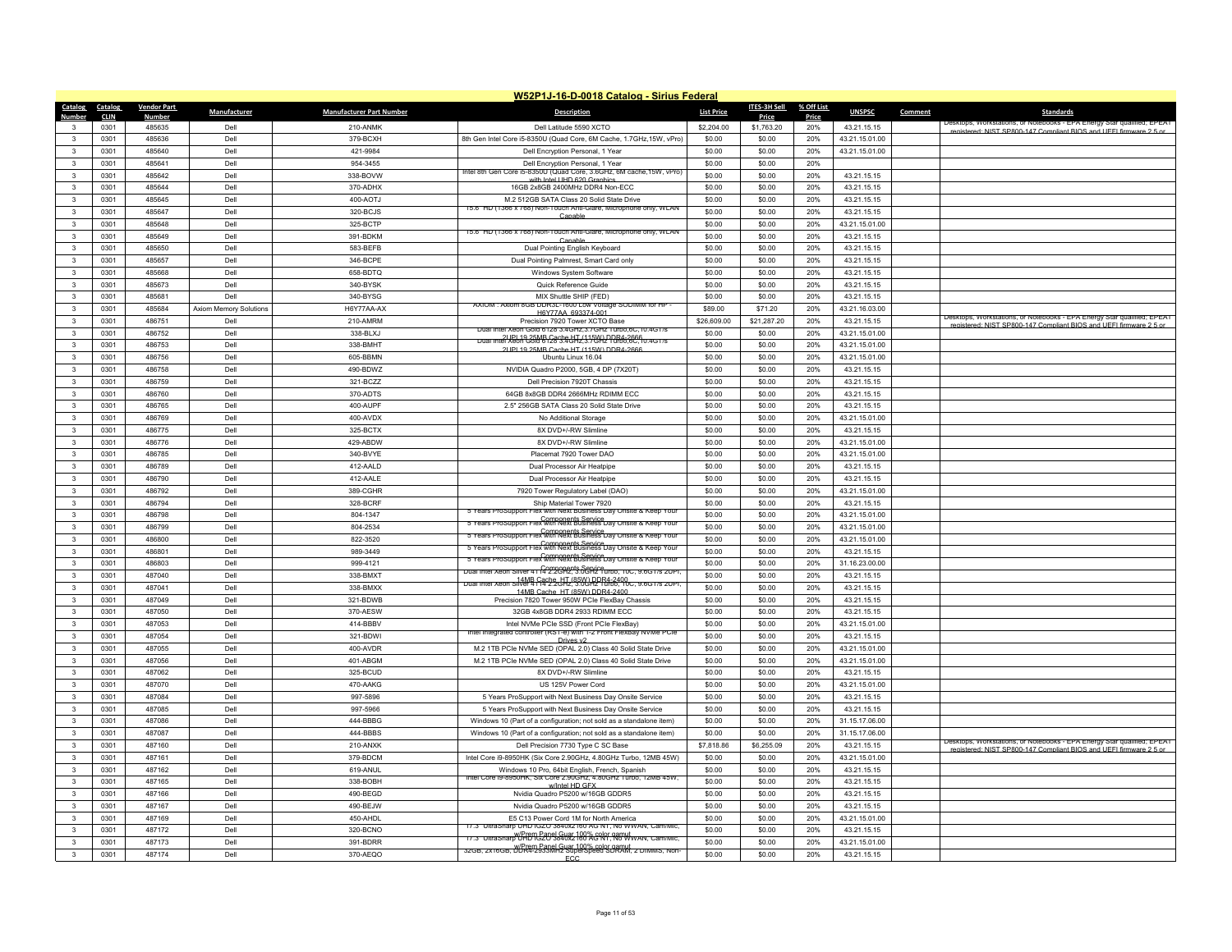## W52P1J-16-D-0018 Catalog - Sirius Federal

| Catalog Number | Catalog CLIN | Vendor Part Number | Manufacturer | Manufacturer Part Number | Description | List Price | ITES-3H Sell Price | % Off List Price | UNSPSC | Comment | Standards |
|---|---|---|---|---|---|---|---|---|---|---|---|
| 3 | 0301 | 485635 | Dell | 210-ANMK | Dell Latitude 5590 XCTO | $2,204.00 | $1,763.20 | 20% | 43.21.15.15 | | Desktops, Workstations, or Notebooks - EPA Energy Star qualified; EPEAT registered; NIST SP800-147 Compliant BIOS and UEFI firmware 2.5 or |
| 3 | 0301 | 485636 | Dell | 379-BCXH | 8th Gen Intel Core i5-8350U (Quad Core, 6M Cache, 1.7GHz,15W, vPro) | $0.00 | $0.00 | 20% | 43.21.15.01.00 | | |
| 3 | 0301 | 485640 | Dell | 421-9984 | Dell Encryption Personal, 1 Year | $0.00 | $0.00 | 20% | 43.21.15.01.00 | | |
| 3 | 0301 | 485641 | Dell | 954-3455 | Dell Encryption Personal, 1 Year | $0.00 | $0.00 | 20% | | | |
| 3 | 0301 | 485642 | Dell | 338-BOVW | Intel 8th Gen Core i5-8350U (Quad Core, 3.6GHz, 6M cache,15W, vPro) with Intel UHD 620 Graphics | $0.00 | $0.00 | 20% | 43.21.15.15 | | |
| 3 | 0301 | 485644 | Dell | 370-ADHX | 16GB 2x8GB 2400MHz DDR4 Non-ECC | $0.00 | $0.00 | 20% | 43.21.15.15 | | |
| 3 | 0301 | 485645 | Dell | 400-AOTJ | M.2 512GB SATA Class 20 Solid State Drive | $0.00 | $0.00 | 20% | 43.21.15.15 | | |
| 3 | 0301 | 485647 | Dell | 320-BCJS | 15.6" HD (1366 x 768) Non-Touch Anti-Glare, Microphone only, WLAN Capable | $0.00 | $0.00 | 20% | 43.21.15.15 | | |
| 3 | 0301 | 485648 | Dell | 325-BCTP | | $0.00 | $0.00 | 20% | 43.21.15.01.00 | | |
| 3 | 0301 | 485649 | Dell | 391-BDKM | 15.6" HD (1366 x 768) Non-Touch Anti-Glare, Microphone only, WLAN Capable | $0.00 | $0.00 | 20% | 43.21.15.15 | | |
| 3 | 0301 | 485650 | Dell | 583-BEFB | Dual Pointing English Keyboard | $0.00 | $0.00 | 20% | 43.21.15.15 | | |
| 3 | 0301 | 485657 | Dell | 346-BCPE | Dual Pointing Palmrest, Smart Card only | $0.00 | $0.00 | 20% | 43.21.15.15 | | |
| 3 | 0301 | 485668 | Dell | 658-BDTQ | Windows System Software | $0.00 | $0.00 | 20% | 43.21.15.15 | | |
| 3 | 0301 | 485673 | Dell | 340-BYSK | Quick Reference Guide | $0.00 | $0.00 | 20% | 43.21.15.15 | | |
| 3 | 0301 | 485681 | Dell | 340-BYSG | MIX Shuttle SHIP (FED) | $0.00 | $0.00 | 20% | 43.21.15.15 | | |
| 3 | 0301 | 485684 | Axiom Memory Solutions | H6Y77AA-AX | AXIOM : Axiom 8GB DDR3L-1600 Low Voltage SODIMM for HP - H6Y77AA 693374-001 | $89.00 | $71.20 | 20% | 43.21.16.03.00 | | |
| 3 | 0301 | 486751 | Dell | 210-AMRM | Precision 7920 Tower XCTO Base | $26,609.00 | $21,287.20 | 20% | 43.21.15.15 | | Desktops, Workstations, or Notebooks - EPA Energy Star qualified; EPEAT registered; NIST SP800-147 Compliant BIOS and UEFI firmware 2.5 or |
| 3 | 0301 | 486752 | Dell | 338-BLXJ | Dual Intel Xeon Gold 6128 3.4GHz,3.7GHz Turbo,6C,10.4GT/s 2UPI,19.25MB Cache,HT (115W) DDR4-2666 | $0.00 | $0.00 | 20% | 43.21.15.01.00 | | |
| 3 | 0301 | 486753 | Dell | 338-BMHT | Dual Intel Xeon Gold 6128 3.4GHz,3.7GHz Turbo,6C,10.4GT/s 2UPI,19.25MB Cache,HT (115W) DDR4-2666 | $0.00 | $0.00 | 20% | 43.21.15.01.00 | | |
| 3 | 0301 | 486756 | Dell | 605-BBMN | Ubuntu Linux 16.04 | $0.00 | $0.00 | 20% | 43.21.15.01.00 | | |
| 3 | 0301 | 486758 | Dell | 490-BDWZ | NVIDIA Quadro P2000, 5GB, 4 DP (7X20T) | $0.00 | $0.00 | 20% | 43.21.15.15 | | |
| 3 | 0301 | 486759 | Dell | 321-BCZZ | Dell Precision 7920T Chassis | $0.00 | $0.00 | 20% | 43.21.15.15 | | |
| 3 | 0301 | 486760 | Dell | 370-ADTS | 64GB 8x8GB DDR4 2666MHz RDIMM ECC | $0.00 | $0.00 | 20% | 43.21.15.15 | | |
| 3 | 0301 | 486765 | Dell | 400-AUPF | 2.5" 256GB SATA Class 20 Solid State Drive | $0.00 | $0.00 | 20% | 43.21.15.15 | | |
| 3 | 0301 | 486769 | Dell | 400-AVDX | No Additional Storage | $0.00 | $0.00 | 20% | 43.21.15.01.00 | | |
| 3 | 0301 | 486775 | Dell | 325-BCTX | 8X DVD+/-RW Slimline | $0.00 | $0.00 | 20% | 43.21.15.15 | | |
| 3 | 0301 | 486776 | Dell | 429-ABDW | 8X DVD+/-RW Slimline | $0.00 | $0.00 | 20% | 43.21.15.01.00 | | |
| 3 | 0301 | 486785 | Dell | 340-BVYE | Placemat 7920 Tower DAO | $0.00 | $0.00 | 20% | 43.21.15.01.00 | | |
| 3 | 0301 | 486789 | Dell | 412-AALD | Dual Processor Air Heatpipe | $0.00 | $0.00 | 20% | 43.21.15.15 | | |
| 3 | 0301 | 486790 | Dell | 412-AALE | Dual Processor Air Heatpipe | $0.00 | $0.00 | 20% | 43.21.15.15 | | |
| 3 | 0301 | 486792 | Dell | 389-CGHR | 7920 Tower Regulatory Label (DAO) | $0.00 | $0.00 | 20% | 43.21.15.01.00 | | |
| 3 | 0301 | 486794 | Dell | 328-BCRF | Ship Material Tower 7920 | $0.00 | $0.00 | 20% | 43.21.15.15 | | |
| 3 | 0301 | 486798 | Dell | 804-1347 | 5 Years ProSupport Flex with Next Business Day Onsite & Keep Your Components Service | $0.00 | $0.00 | 20% | 43.21.15.01.00 | | |
| 3 | 0301 | 486799 | Dell | 804-2534 | 5 Years ProSupport Flex with Next Business Day Onsite & Keep Your Components Service | $0.00 | $0.00 | 20% | 43.21.15.01.00 | | |
| 3 | 0301 | 486800 | Dell | 822-3520 | 5 Years ProSupport Flex with Next Business Day Onsite & Keep Your Components Service | $0.00 | $0.00 | 20% | 43.21.15.01.00 | | |
| 3 | 0301 | 486801 | Dell | 989-3449 | 5 Years ProSupport Flex with Next Business Day Onsite & Keep Your Components Service | $0.00 | $0.00 | 20% | 43.21.15.15 | | |
| 3 | 0301 | 486803 | Dell | 999-4121 | 5 Years ProSupport Flex with Next Business Day Onsite & Keep Your Components Service | $0.00 | $0.00 | 20% | 31.16.23.00.00 | | |
| 3 | 0301 | 487040 | Dell | 338-BMXT | Dual Intel Xeon Silver 4114 2.2GHz, 3.0GHz Turbo, 10C, 9.6GT/s 2UPI, 14MB Cache, HT (85W) DDR4-2400 | $0.00 | $0.00 | 20% | 43.21.15.15 | | |
| 3 | 0301 | 487041 | Dell | 338-BMXX | Dual Intel Xeon Silver 4114 2.2GHz, 3.0GHz Turbo, 10C, 9.6GT/s 2UPI, 14MB Cache, HT (85W) DDR4-2400 | $0.00 | $0.00 | 20% | 43.21.15.15 | | |
| 3 | 0301 | 487049 | Dell | 321-BDWB | Precision 7820 Tower 950W PCIe FlexBay Chassis | $0.00 | $0.00 | 20% | 43.21.15.15 | | |
| 3 | 0301 | 487050 | Dell | 370-AESW | 32GB 4x8GB DDR4 2933 RDIMM ECC | $0.00 | $0.00 | 20% | 43.21.15.15 | | |
| 3 | 0301 | 487053 | Dell | 414-BBBV | Intel NVMe PCIe SSD (Front PCIe FlexBay) | $0.00 | $0.00 | 20% | 43.21.15.01.00 | | |
| 3 | 0301 | 487054 | Dell | 321-BDWI | Intel integrated controller (RST-e) with 1-2 Front FlexBay NVMe PCIe Drives v2 | $0.00 | $0.00 | 20% | 43.21.15.15 | | |
| 3 | 0301 | 487055 | Dell | 400-AVDR | M.2 1TB PCIe NVMe SED (OPAL 2.0) Class 40 Solid State Drive | $0.00 | $0.00 | 20% | 43.21.15.01.00 | | |
| 3 | 0301 | 487056 | Dell | 401-ABGM | M.2 1TB PCIe NVMe SED (OPAL 2.0) Class 40 Solid State Drive | $0.00 | $0.00 | 20% | 43.21.15.01.00 | | |
| 3 | 0301 | 487062 | Dell | 325-BCUD | 8X DVD+/-RW Slimline | $0.00 | $0.00 | 20% | 43.21.15.15 | | |
| 3 | 0301 | 487070 | Dell | 470-AAKG | US 125V Power Cord | $0.00 | $0.00 | 20% | 43.21.15.01.00 | | |
| 3 | 0301 | 487084 | Dell | 997-5896 | 5 Years ProSupport with Next Business Day Onsite Service | $0.00 | $0.00 | 20% | 43.21.15.15 | | |
| 3 | 0301 | 487085 | Dell | 997-5966 | 5 Years ProSupport with Next Business Day Onsite Service | $0.00 | $0.00 | 20% | 43.21.15.15 | | |
| 3 | 0301 | 487086 | Dell | 444-BBBG | Windows 10 (Part of a configuration; not sold as a standalone item) | $0.00 | $0.00 | 20% | 31.15.17.06.00 | | |
| 3 | 0301 | 487087 | Dell | 444-BBBS | Windows 10 (Part of a configuration; not sold as a standalone item) | $0.00 | $0.00 | 20% | 31.15.17.06.00 | | |
| 3 | 0301 | 487160 | Dell | 210-ANXK | Dell Precision 7730 Type C SC Base | $7,818.86 | $6,255.09 | 20% | 43.21.15.15 | | Desktops, Workstations, or Notebooks - EPA Energy Star qualified; EPEAT registered; NIST SP800-147 Compliant BIOS and UEFI firmware 2.5 or |
| 3 | 0301 | 487161 | Dell | 379-BDCM | Intel Core i9-8950HK (Six Core 2.90GHz, 4.80GHz Turbo, 12MB 45W) | $0.00 | $0.00 | 20% | 43.21.15.01.00 | | |
| 3 | 0301 | 487162 | Dell | 619-ANUL | Windows 10 Pro, 64bit English, French, Spanish | $0.00 | $0.00 | 20% | 43.21.15.15 | | |
| 3 | 0301 | 487165 | Dell | 338-BOBH | Intel Core i9-8950HK, Six Core 2.90GHz, 4.80GHz Turbo, 12MB 45W, w/Intel HD GFX | $0.00 | $0.00 | 20% | 43.21.15.15 | | |
| 3 | 0301 | 487166 | Dell | 490-BEGD | Nvidia Quadro P5200 w/16GB GDDR5 | $0.00 | $0.00 | 20% | 43.21.15.15 | | |
| 3 | 0301 | 487167 | Dell | 490-BEJW | Nvidia Quadro P5200 w/16GB GDDR5 | $0.00 | $0.00 | 20% | 43.21.15.15 | | |
| 3 | 0301 | 487169 | Dell | 450-AHDL | E5 C13 Power Cord 1M for North America | $0.00 | $0.00 | 20% | 43.21.15.01.00 | | |
| 3 | 0301 | 487172 | Dell | 320-BCNO | 17.3" UltraSharp UHD IGZO 3840x2160 AG NT, No WWAN, Cam/Mic, w/Prem Panel Guar 100% color gamut | $0.00 | $0.00 | 20% | 43.21.15.15 | | |
| 3 | 0301 | 487173 | Dell | 391-BDRR | 17.3" UltraSharp UHD IGZO 3840x2160 AG NT, No WWAN, Cam/Mic, w/Prem Panel Guar 100% color gamut | $0.00 | $0.00 | 20% | 43.21.15.01.00 | | |
| 3 | 0301 | 487174 | Dell | 370-AEQO | 32GB, 2x16GB, DDR4-2933MHz SuperSpeed SDRAM, 2 DIMMS, Non-ECC | $0.00 | $0.00 | 20% | 43.21.15.15 | | |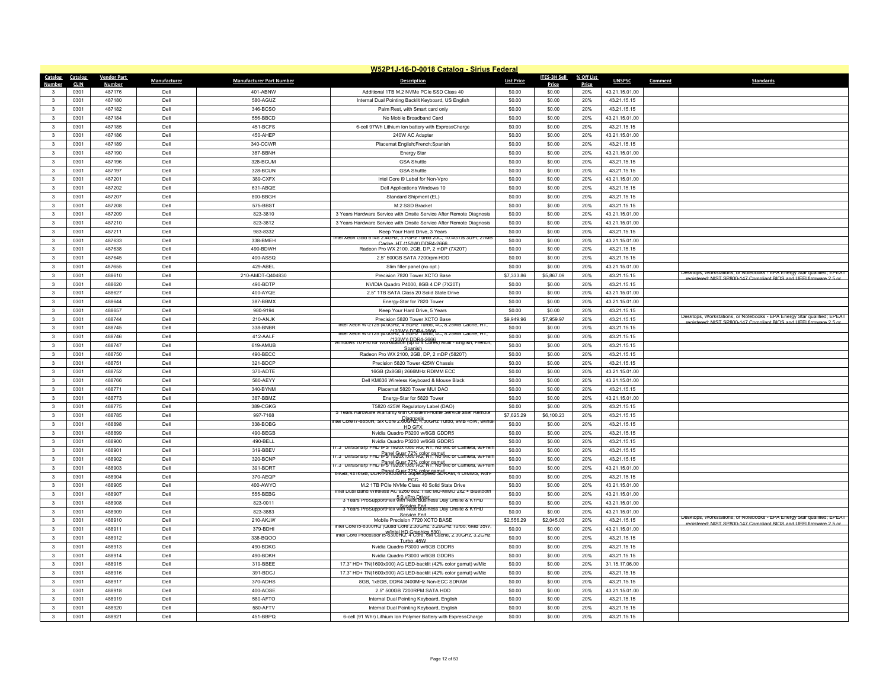# W52P1J-16-D-0018 Catalog - Sirius Federal

| Catalog Number | Catalog CLIN | Vendor Part Number | Manufacturer | Manufacturer Part Number | Description | List Price | ITES-3H Sell Price | % Off List Price | UNSPSC | Comment | Standards |
|---|---|---|---|---|---|---|---|---|---|---|---|
| 3 | 0301 | 487176 | Dell | 401-ABNW | Additional 1TB M.2 NVMe PCIe SSD Class 40 | $0.00 | $0.00 | 20% | 43.21.15.01.00 | | |
| 3 | 0301 | 487180 | Dell | 580-AGUZ | Internal Dual Pointing Backlit Keyboard, US English | $0.00 | $0.00 | 20% | 43.21.15.15 | | |
| 3 | 0301 | 487182 | Dell | 346-BCSO | Palm Rest, with Smart card only | $0.00 | $0.00 | 20% | 43.21.15.15 | | |
| 3 | 0301 | 487184 | Dell | 556-BBCD | No Mobile Broadband Card | $0.00 | $0.00 | 20% | 43.21.15.01.00 | | |
| 3 | 0301 | 487185 | Dell | 451-BCFS | 6-cell 97Wh Lithium Ion battery with ExpressCharge | $0.00 | $0.00 | 20% | 43.21.15.15 | | |
| 3 | 0301 | 487186 | Dell | 450-AHEP | 240W AC Adapter | $0.00 | $0.00 | 20% | 43.21.15.01.00 | | |
| 3 | 0301 | 487189 | Dell | 340-CCWR | Placemat English;French;Spanish | $0.00 | $0.00 | 20% | 43.21.15.15 | | |
| 3 | 0301 | 487190 | Dell | 387-BBNH | Energy Star | $0.00 | $0.00 | 20% | 43.21.15.01.00 | | |
| 3 | 0301 | 487196 | Dell | 328-BCUM | GSA Shuttle | $0.00 | $0.00 | 20% | 43.21.15.15 | | |
| 3 | 0301 | 487197 | Dell | 328-BCUN | GSA Shuttle | $0.00 | $0.00 | 20% | 43.21.15.15 | | |
| 3 | 0301 | 487201 | Dell | 389-CXFX | Intel Core i9 Label for Non-Vpro | $0.00 | $0.00 | 20% | 43.21.15.01.00 | | |
| 3 | 0301 | 487202 | Dell | 631-ABQE | Dell Applications Windows 10 | $0.00 | $0.00 | 20% | 43.21.15.15 | | |
| 3 | 0301 | 487207 | Dell | 800-BBGH | Standard Shipment (EL) | $0.00 | $0.00 | 20% | 43.21.15.15 | | |
| 3 | 0301 | 487208 | Dell | 575-BBST | M.2 SSD Bracket | $0.00 | $0.00 | 20% | 43.21.15.15 | | |
| 3 | 0301 | 487209 | Dell | 823-3810 | 3 Years Hardware Service with Onsite Service After Remote Diagnosis | $0.00 | $0.00 | 20% | 43.21.15.01.00 | | |
| 3 | 0301 | 487210 | Dell | 823-3812 | 3 Years Hardware Service with Onsite Service After Remote Diagnosis | $0.00 | $0.00 | 20% | 43.21.15.01.00 | | |
| 3 | 0301 | 487211 | Dell | 983-8332 | Keep Your Hard Drive, 3 Years | $0.00 | $0.00 | 20% | 43.21.15.15 | | |
| 3 | 0301 | 487633 | Dell | 338-BMEH | Intel Xeon Gold 6148 2.4GHz, 3.7GHz Turbo 20C, 10.4GT/s 3UPI, 27MB Cache, HT (150W) DDR4-2666 | $0.00 | $0.00 | 20% | 43.21.15.01.00 | | |
| 3 | 0301 | 487638 | Dell | 490-BDWH | Radeon Pro WX 2100, 2GB, DP, 2 mDP (7X20T) | $0.00 | $0.00 | 20% | 43.21.15.15 | | |
| 3 | 0301 | 487645 | Dell | 400-ASSQ | 2.5" 500GB SATA 7200rpm HDD | $0.00 | $0.00 | 20% | 43.21.15.15 | | |
| 3 | 0301 | 487655 | Dell | 429-ABEL | Slim filler panel (no opt.) | $0.00 | $0.00 | 20% | 43.21.15.01.00 | | |
| 3 | 0301 | 488610 | Dell | 210-AMDT-Q404830 | Precision 7820 Tower XCTO Base | $7,333.86 | $5,867.09 | 20% | 43.21.15.15 | | Desktops, Workstations, or Notebooks - EPA Energy Star qualified; EPEAT registered; NIST SP800-147 Compliant BIOS and UEFI firmware 2.5 or |
| 3 | 0301 | 488620 | Dell | 490-BDTP | NVIDIA Quadro P4000, 8GB 4 DP (7X20T) | $0.00 | $0.00 | 20% | 43.21.15.15 | | |
| 3 | 0301 | 488627 | Dell | 400-AYQE | 2.5" 1TB SATA Class 20 Solid State Drive | $0.00 | $0.00 | 20% | 43.21.15.01.00 | | |
| 3 | 0301 | 488644 | Dell | 387-BBMX | Energy-Star for 7820 Tower | $0.00 | $0.00 | 20% | 43.21.15.01.00 | | |
| 3 | 0301 | 488657 | Dell | 980-9194 | Keep Your Hard Drive, 5 Years | $0.00 | $0.00 | 20% | 43.21.15.15 | | |
| 3 | 0301 | 488744 | Dell | 210-ANJK | Precision 5820 Tower XCTO Base | $9,949.96 | $7,959.97 | 20% | 43.21.15.15 | | Desktops, Workstations, or Notebooks - EPA Energy Star qualified; EPEAT registered; NIST SP800-147 Compliant BIOS and UEFI firmware 2.5 or |
| 3 | 0301 | 488745 | Dell | 338-BNBR | Intel Xeon W-2125 (4.0GHz, 4.5GHz Turbo, 4C, 8.25MB Cache, HT, (120W)) DDR4-2666 | $0.00 | $0.00 | 20% | 43.21.15.15 | | |
| 3 | 0301 | 488746 | Dell | 412-AALF | Intel Xeon W-2125 (4.0GHz, 4.5GHz Turbo, 4C, 8.25MB Cache, HT, (120W)) DDR4-2666 | $0.00 | $0.00 | 20% | 43.21.15.15 | | |
| 3 | 0301 | 488747 | Dell | 619-AMUB | Windows 10 Pro for Workstation (up to 4 Cores) Multi - English, French, Spanish | $0.00 | $0.00 | 20% | 43.21.15.15 | | |
| 3 | 0301 | 488750 | Dell | 490-BECC | Radeon Pro WX 2100, 2GB, DP, 2 mDP (5820T) | $0.00 | $0.00 | 20% | 43.21.15.15 | | |
| 3 | 0301 | 488751 | Dell | 321-BDCP | Precision 5820 Tower 425W Chassis | $0.00 | $0.00 | 20% | 43.21.15.15 | | |
| 3 | 0301 | 488752 | Dell | 370-ADTE | 16GB (2x8GB) 2666MHz RDIMM ECC | $0.00 | $0.00 | 20% | 43.21.15.01.00 | | |
| 3 | 0301 | 488766 | Dell | 580-AEYY | Dell KM636 Wireless Keyboard & Mouse Black | $0.00 | $0.00 | 20% | 43.21.15.01.00 | | |
| 3 | 0301 | 488771 | Dell | 340-BYNM | Placemat 5820 Tower MUI DAO | $0.00 | $0.00 | 20% | 43.21.15.15 | | |
| 3 | 0301 | 488773 | Dell | 387-BBMZ | Energy-Star for 5820 Tower | $0.00 | $0.00 | 20% | 43.21.15.01.00 | | |
| 3 | 0301 | 488775 | Dell | 389-CGKG | T5820 425W Regulatory Label (DAO) | $0.00 | $0.00 | 20% | 43.21.15.15 | | |
| 3 | 0301 | 488785 | Dell | 997-7168 | 5 Years Hardware Warranty with Onsite/In-Home Service after Remote Diagnosis | $7,625.29 | $6,100.23 | 20% | 43.21.15.15 | | |
| 3 | 0301 | 488898 | Dell | 338-BOBG | Intel Core i7-8850H, Six Core 2.60GHz, 4.30GHz Turbo, 9MB 45W, w/Intel HD GFX | $0.00 | $0.00 | 20% | 43.21.15.15 | | |
| 3 | 0301 | 488899 | Dell | 490-BEGB | Nvidia Quadro P3200 w/6GB GDDR5 | $0.00 | $0.00 | 20% | 43.21.15.15 | | |
| 3 | 0301 | 488900 | Dell | 490-BELL | Nvidia Quadro P3200 w/6GB GDDR5 | $0.00 | $0.00 | 20% | 43.21.15.15 | | |
| 3 | 0301 | 488901 | Dell | 319-BBEV | 17.3" UltraSharp FHD IPS 1920x1080 AG, NT, No Mic or Camera, w/Prem Panel Guar 72% color gamut | $0.00 | $0.00 | 20% | 43.21.15.15 | | |
| 3 | 0301 | 488902 | Dell | 320-BCNP | 17.3" UltraSharp FHD IPS 1920x1080 AG, NT, No Mic or Camera, w/Prem Panel Guar 72% color gamut | $0.00 | $0.00 | 20% | 43.21.15.15 | | |
| 3 | 0301 | 488903 | Dell | 391-BDRT | 17.3" UltraSharp FHD IPS 1920x1080 AG, NT, No Mic or Camera, w/Prem Panel Guar 72% color gamut | $0.00 | $0.00 | 20% | 43.21.15.01.00 | | |
| 3 | 0301 | 488904 | Dell | 370-AEQP | 64GB, 4x16GB, DDR4-2933MHz SuperSpeed SDRAM, 4 DIMMS, Non-ECC | $0.00 | $0.00 | 20% | 43.21.15.15 | | |
| 3 | 0301 | 488905 | Dell | 400-AWYO | M.2 1TB PCIe NVMe Class 40 Solid State Drive | $0.00 | $0.00 | 20% | 43.21.15.01.00 | | |
| 3 | 0301 | 488907 | Dell | 555-BEBG | Intel Dual Band Wireless AC 9260 802.11ac MU-MIMO 2x2 + Bluetooth 5.0 vPro Driver | $0.00 | $0.00 | 20% | 43.21.15.01.00 | | |
| 3 | 0301 | 488908 | Dell | 823-0011 | 3 Years ProSupportFlex with Next Business Day Onsite & KYHD Service Fed | $0.00 | $0.00 | 20% | 43.21.15.01.00 | | |
| 3 | 0301 | 488909 | Dell | 823-3883 | 3 Years ProSupportFlex with Next Business Day Onsite & KYHD Service Fed | $0.00 | $0.00 | 20% | 43.21.15.01.00 | | |
| 3 | 0301 | 488910 | Dell | 210-AKJW | Mobile Precision 7720 XCTO BASE | $2,556.29 | $2,045.03 | 20% | 43.21.15.15 | | Desktops, Workstations, or Notebooks - EPA Energy Star qualified; EPEAT registered; NIST SP800-147 Compliant BIOS and UEFI firmware 2.5 or |
| 3 | 0301 | 488911 | Dell | 379-BDHI | Intel Core i5-6300HQ (Quad Core 2.30GHz, 3.20GHz Turbo, 6MB 35W, w/Intel HD Graphics 530) | $0.00 | $0.00 | 20% | 43.21.15.01.00 | | |
| 3 | 0301 | 488912 | Dell | 338-BQOO | Intel Core Processor i5-6300HQ, 4 Core, 6M Cache, 2.30GHz, 3.2GHz Turbo, 45W | $0.00 | $0.00 | 20% | 43.21.15.15 | | |
| 3 | 0301 | 488913 | Dell | 490-BDKG | Nvidia Quadro P3000 w/6GB GDDR5 | $0.00 | $0.00 | 20% | 43.21.15.15 | | |
| 3 | 0301 | 488914 | Dell | 490-BDKH | Nvidia Quadro P3000 w/6GB GDDR5 | $0.00 | $0.00 | 20% | 43.21.15.15 | | |
| 3 | 0301 | 488915 | Dell | 319-BBEE | 17.3" HD+ TN(1600x900) AG LED-backlit (42% color gamut) w/Mic | $0.00 | $0.00 | 20% | 31.15.17.06.00 | | |
| 3 | 0301 | 488916 | Dell | 391-BDCJ | 17.3" HD+ TN(1600x900) AG LED-backlit (42% color gamut) w/Mic | $0.00 | $0.00 | 20% | 43.21.15.15 | | |
| 3 | 0301 | 488917 | Dell | 370-ADHS | 8GB, 1x8GB, DDR4 2400MHz Non-ECC SDRAM | $0.00 | $0.00 | 20% | 43.21.15.15 | | |
| 3 | 0301 | 488918 | Dell | 400-AOSE | 2.5" 500GB 7200RPM SATA HDD | $0.00 | $0.00 | 20% | 43.21.15.01.00 | | |
| 3 | 0301 | 488919 | Dell | 580-AFTO | Internal Dual Pointing Keyboard, English | $0.00 | $0.00 | 20% | 43.21.15.15 | | |
| 3 | 0301 | 488920 | Dell | 580-AFTV | Internal Dual Pointing Keyboard, English | $0.00 | $0.00 | 20% | 43.21.15.15 | | |
| 3 | 0301 | 488921 | Dell | 451-BBPQ | 6-cell (91 Whr) Lithium Ion Polymer Battery with ExpressCharge | $0.00 | $0.00 | 20% | 43.21.15.15 | | |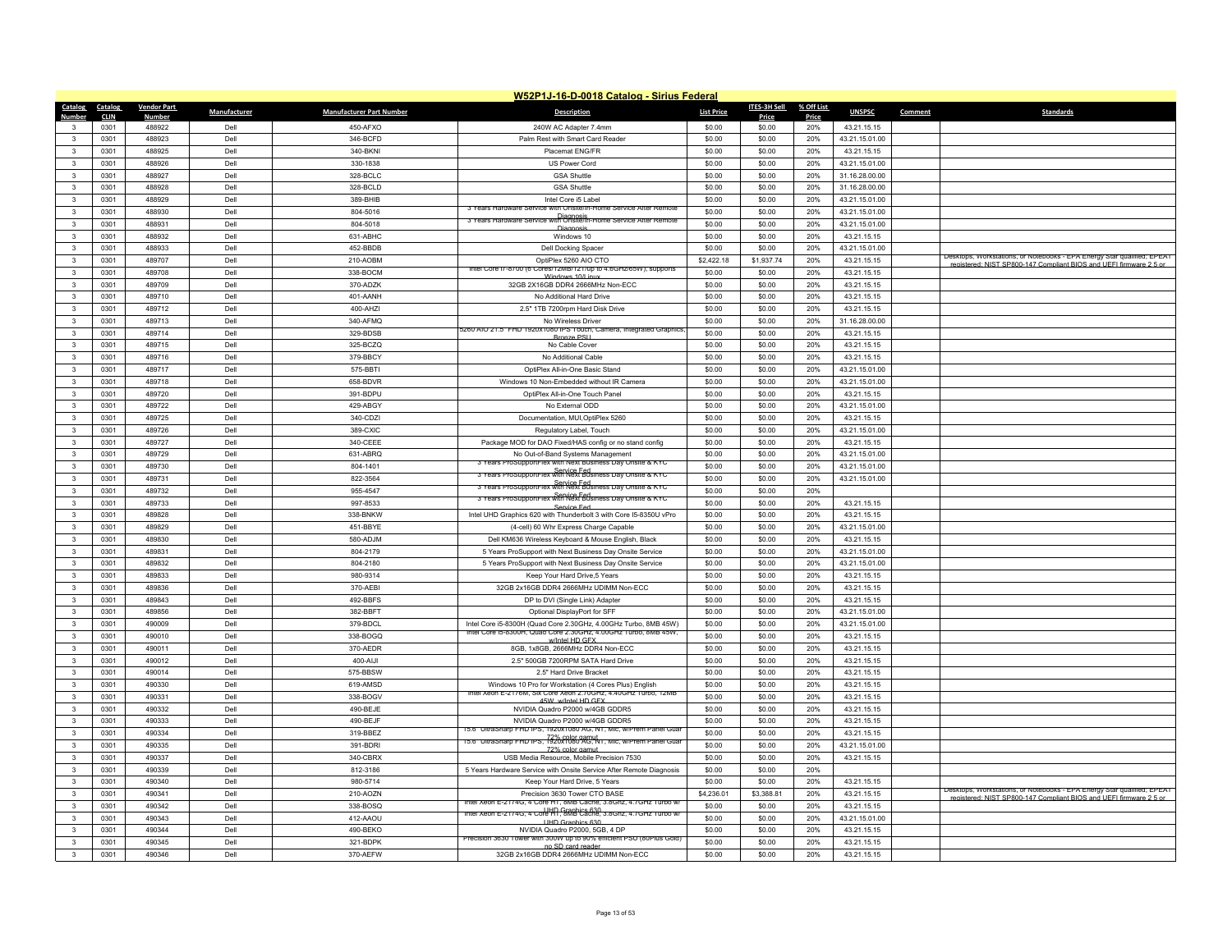# W52P1J-16-D-0018 Catalog - Sirius Federal

| Catalog Number | Catalog CLIN | Vendor Part Number | Manufacturer | Manufacturer Part Number | Description | List Price | ITES-3H Sell Price | % Off List Price | UNSPSC | Comment | Standards |
|---|---|---|---|---|---|---|---|---|---|---|---|
| 3 | 0301 | 488922 | Dell | 450-AFXO | 240W AC Adapter 7.4mm | $0.00 | $0.00 | 20% | 43.21.15.15 | | |
| 3 | 0301 | 488923 | Dell | 346-BCFD | Palm Rest with Smart Card Reader | $0.00 | $0.00 | 20% | 43.21.15.01.00 | | |
| 3 | 0301 | 488925 | Dell | 340-BKNI | Placemat ENG/FR | $0.00 | $0.00 | 20% | 43.21.15.15 | | |
| 3 | 0301 | 488926 | Dell | 330-1838 | US Power Cord | $0.00 | $0.00 | 20% | 43.21.15.01.00 | | |
| 3 | 0301 | 488927 | Dell | 328-BCLC | GSA Shuttle | $0.00 | $0.00 | 20% | 31.16.28.00.00 | | |
| 3 | 0301 | 488928 | Dell | 328-BCLD | GSA Shuttle | $0.00 | $0.00 | 20% | 31.16.28.00.00 | | |
| 3 | 0301 | 488929 | Dell | 389-BHIB | Intel Core i5 Label | $0.00 | $0.00 | 20% | 43.21.15.01.00 | | |
| 3 | 0301 | 488930 | Dell | 804-5016 | 3 Years Hardware Service with Onsite/In-Home Service After Remote Diagnosis | $0.00 | $0.00 | 20% | 43.21.15.01.00 | | |
| 3 | 0301 | 488931 | Dell | 804-5018 | 3 Years Hardware Service with Onsite/In-Home Service After Remote Diagnosis | $0.00 | $0.00 | 20% | 43.21.15.01.00 | | |
| 3 | 0301 | 488932 | Dell | 631-ABHC | Windows 10 | $0.00 | $0.00 | 20% | 43.21.15.15 | | |
| 3 | 0301 | 488933 | Dell | 452-BBDB | Dell Docking Spacer | $0.00 | $0.00 | 20% | 43.21.15.01.00 | | |
| 3 | 0301 | 489707 | Dell | 210-AOBM | OptiPlex 5260 AIO CTO | $2,422.18 | $1,937.74 | 20% | 43.21.15.15 | | Desktops, Workstations, or Notebooks - EPA Energy Star qualified, EPEAT registered; NIST SP800-147 Compliant BIOS and UEFI firmware 2.5 or |
| 3 | 0301 | 489708 | Dell | 338-BOCM | Intel Core i7-8700 (6 Cores/12MB/12T/up to 4.6GHz/65W); supports Windows 10/Linux | $0.00 | $0.00 | 20% | 43.21.15.15 | | |
| 3 | 0301 | 489709 | Dell | 370-ADZK | 32GB 2X16GB DDR4 2666MHz Non-ECC | $0.00 | $0.00 | 20% | 43.21.15.15 | | |
| 3 | 0301 | 489710 | Dell | 401-AANH | No Additional Hard Drive | $0.00 | $0.00 | 20% | 43.21.15.15 | | |
| 3 | 0301 | 489712 | Dell | 400-AHZI | 2.5" 1TB 7200rpm Hard Disk Drive | $0.00 | $0.00 | 20% | 43.21.15.15 | | |
| 3 | 0301 | 489713 | Dell | 340-AFMQ | No Wireless Driver | $0.00 | $0.00 | 20% | 31.16.28.00.00 | | |
| 3 | 0301 | 489714 | Dell | 329-BDSB | 5260 AIO 21.5" FHD 1920x1080 IPS Touch, Camera, Integrated Graphics, Bronze PSU | $0.00 | $0.00 | 20% | 43.21.15.15 | | |
| 3 | 0301 | 489715 | Dell | 325-BCZQ | No Cable Cover | $0.00 | $0.00 | 20% | 43.21.15.15 | | |
| 3 | 0301 | 489716 | Dell | 379-BBCY | No Additional Cable | $0.00 | $0.00 | 20% | 43.21.15.15 | | |
| 3 | 0301 | 489717 | Dell | 575-BBTI | OptiPlex All-in-One Basic Stand | $0.00 | $0.00 | 20% | 43.21.15.01.00 | | |
| 3 | 0301 | 489718 | Dell | 658-BDVR | Windows 10 Non-Embedded without IR Camera | $0.00 | $0.00 | 20% | 43.21.15.01.00 | | |
| 3 | 0301 | 489720 | Dell | 391-BDPU | OptiPlex All-in-One Touch Panel | $0.00 | $0.00 | 20% | 43.21.15.15 | | |
| 3 | 0301 | 489722 | Dell | 429-ABGY | No External ODD | $0.00 | $0.00 | 20% | 43.21.15.01.00 | | |
| 3 | 0301 | 489725 | Dell | 340-CDZI | Documentation, MUI,OptiPlex 5260 | $0.00 | $0.00 | 20% | 43.21.15.15 | | |
| 3 | 0301 | 489726 | Dell | 389-CXIC | Regulatory Label, Touch | $0.00 | $0.00 | 20% | 43.21.15.01.00 | | |
| 3 | 0301 | 489727 | Dell | 340-CEEE | Package MOD for DAO Fixed/HAS config or no stand config | $0.00 | $0.00 | 20% | 43.21.15.15 | | |
| 3 | 0301 | 489729 | Dell | 631-ABRQ | No Out-of-Band Systems Management | $0.00 | $0.00 | 20% | 43.21.15.01.00 | | |
| 3 | 0301 | 489730 | Dell | 804-1401 | 3 Years ProSupportFlex with Next Business Day Onsite & KYC Service Fed | $0.00 | $0.00 | 20% | 43.21.15.01.00 | | |
| 3 | 0301 | 489731 | Dell | 822-3564 | 3 Years ProSupportFlex with Next Business Day Onsite & KYC Service Fed | $0.00 | $0.00 | 20% | 43.21.15.01.00 | | |
| 3 | 0301 | 489732 | Dell | 955-4547 | 3 Years ProSupportFlex with Next Business Day Onsite & KYC Service Fed | $0.00 | $0.00 | 20% | | | |
| 3 | 0301 | 489733 | Dell | 997-8533 | 3 Years ProSupportFlex with Next Business Day Onsite & KYC Service Fed | $0.00 | $0.00 | 20% | 43.21.15.15 | | |
| 3 | 0301 | 489828 | Dell | 338-BNKW | Intel UHD Graphics 620 with Thunderbolt 3 with Core I5-8350U vPro | $0.00 | $0.00 | 20% | 43.21.15.15 | | |
| 3 | 0301 | 489829 | Dell | 451-BBYE | (4-cell) 60 Whr Express Charge Capable | $0.00 | $0.00 | 20% | 43.21.15.01.00 | | |
| 3 | 0301 | 489830 | Dell | 580-ADJM | Dell KM636 Wireless Keyboard & Mouse English, Black | $0.00 | $0.00 | 20% | 43.21.15.15 | | |
| 3 | 0301 | 489831 | Dell | 804-2179 | 5 Years ProSupport with Next Business Day Onsite Service | $0.00 | $0.00 | 20% | 43.21.15.01.00 | | |
| 3 | 0301 | 489832 | Dell | 804-2180 | 5 Years ProSupport with Next Business Day Onsite Service | $0.00 | $0.00 | 20% | 43.21.15.01.00 | | |
| 3 | 0301 | 489833 | Dell | 980-9314 | Keep Your Hard Drive,5 Years | $0.00 | $0.00 | 20% | 43.21.15.15 | | |
| 3 | 0301 | 489836 | Dell | 370-AEBI | 32GB 2x16GB DDR4 2666MHz UDIMM Non-ECC | $0.00 | $0.00 | 20% | 43.21.15.15 | | |
| 3 | 0301 | 489843 | Dell | 492-BBFS | DP to DVI (Single Link) Adapter | $0.00 | $0.00 | 20% | 43.21.15.15 | | |
| 3 | 0301 | 489856 | Dell | 382-BBFT | Optional DisplayPort for SFF | $0.00 | $0.00 | 20% | 43.21.15.01.00 | | |
| 3 | 0301 | 490009 | Dell | 379-BDCL | Intel Core i5-8300H (Quad Core 2.30GHz, 4.00GHz Turbo, 8MB 45W) | $0.00 | $0.00 | 20% | 43.21.15.01.00 | | |
| 3 | 0301 | 490010 | Dell | 338-BOGQ | Intel Core i5-8300H, Quad Core 2.30GHz, 4.00GHz Turbo, 8MB 45W, w/Intel HD GFX | $0.00 | $0.00 | 20% | 43.21.15.15 | | |
| 3 | 0301 | 490011 | Dell | 370-AEDR | 8GB, 1x8GB, 2666MHz DDR4 Non-ECC | $0.00 | $0.00 | 20% | 43.21.15.15 | | |
| 3 | 0301 | 490012 | Dell | 400-AIJI | 2.5" 500GB 7200RPM SATA Hard Drive | $0.00 | $0.00 | 20% | 43.21.15.15 | | |
| 3 | 0301 | 490014 | Dell | 575-BBSW | 2.5" Hard Drive Bracket | $0.00 | $0.00 | 20% | 43.21.15.15 | | |
| 3 | 0301 | 490330 | Dell | 619-AMSD | Windows 10 Pro for Workstation (4 Cores Plus) English | $0.00 | $0.00 | 20% | 43.21.15.15 | | |
| 3 | 0301 | 490331 | Dell | 338-BOGV | Intel Xeon E-2176M, Six Core Xeon 2.70GHz, 4.40GHz Turbo, 12MB 45W, w/Intel HD GFX | $0.00 | $0.00 | 20% | 43.21.15.15 | | |
| 3 | 0301 | 490332 | Dell | 490-BEJE | NVIDIA Quadro P2000 w/4GB GDDR5 | $0.00 | $0.00 | 20% | 43.21.15.15 | | |
| 3 | 0301 | 490333 | Dell | 490-BEJF | NVIDIA Quadro P2000 w/4GB GDDR5 | $0.00 | $0.00 | 20% | 43.21.15.15 | | |
| 3 | 0301 | 490334 | Dell | 319-BBEZ | 15.6" UltraSharp FHD IPS, 1920x1080 AG, NT, Mic, w/Prem Panel Guar 72% color gamut | $0.00 | $0.00 | 20% | 43.21.15.15 | | |
| 3 | 0301 | 490335 | Dell | 391-BDRI | 15.6" UltraSharp FHD IPS, 1920x1080 AG, NT, Mic, w/Prem Panel Guar 72% color gamut | $0.00 | $0.00 | 20% | 43.21.15.01.00 | | |
| 3 | 0301 | 490337 | Dell | 340-CBRX | USB Media Resource, Mobile Precision 7530 | $0.00 | $0.00 | 20% | 43.21.15.15 | | |
| 3 | 0301 | 490339 | Dell | 812-3186 | 5 Years Hardware Service with Onsite Service After Remote Diagnosis | $0.00 | $0.00 | 20% | | | |
| 3 | 0301 | 490340 | Dell | 980-5714 | Keep Your Hard Drive, 5 Years | $0.00 | $0.00 | 20% | 43.21.15.15 | | |
| 3 | 0301 | 490341 | Dell | 210-AOZN | Precision 3630 Tower CTO BASE | $4,236.01 | $3,388.81 | 20% | 43.21.15.15 | | Desktops, Workstations, or Notebooks - EPA Energy Star qualified, EPEAT registered; NIST SP800-147 Compliant BIOS and UEFI firmware 2.5 or |
| 3 | 0301 | 490342 | Dell | 338-BOSQ | Intel Xeon E-2174G, 4 Core HT, 8MB Cache, 3.8Ghz, 4.7GHz Turbo w/ UHD Graphics 630 | $0.00 | $0.00 | 20% | 43.21.15.15 | | |
| 3 | 0301 | 490343 | Dell | 412-AAOU | Intel Xeon E-2174G, 4 Core HT, 8MB Cache, 3.8Ghz, 4.7GHz Turbo w/ UHD Graphics 630 | $0.00 | $0.00 | 20% | 43.21.15.01.00 | | |
| 3 | 0301 | 490344 | Dell | 490-BEKO | NVIDIA Quadro P2000, 5GB, 4 DP | $0.00 | $0.00 | 20% | 43.21.15.15 | | |
| 3 | 0301 | 490345 | Dell | 321-BDPK | Precision 3630 Tower with 300W up to 90% efficient PSU (80Plus Gold) no SD card reader | $0.00 | $0.00 | 20% | 43.21.15.15 | | |
| 3 | 0301 | 490346 | Dell | 370-AEFW | 32GB 2x16GB DDR4 2666MHz UDIMM Non-ECC | $0.00 | $0.00 | 20% | 43.21.15.15 | | |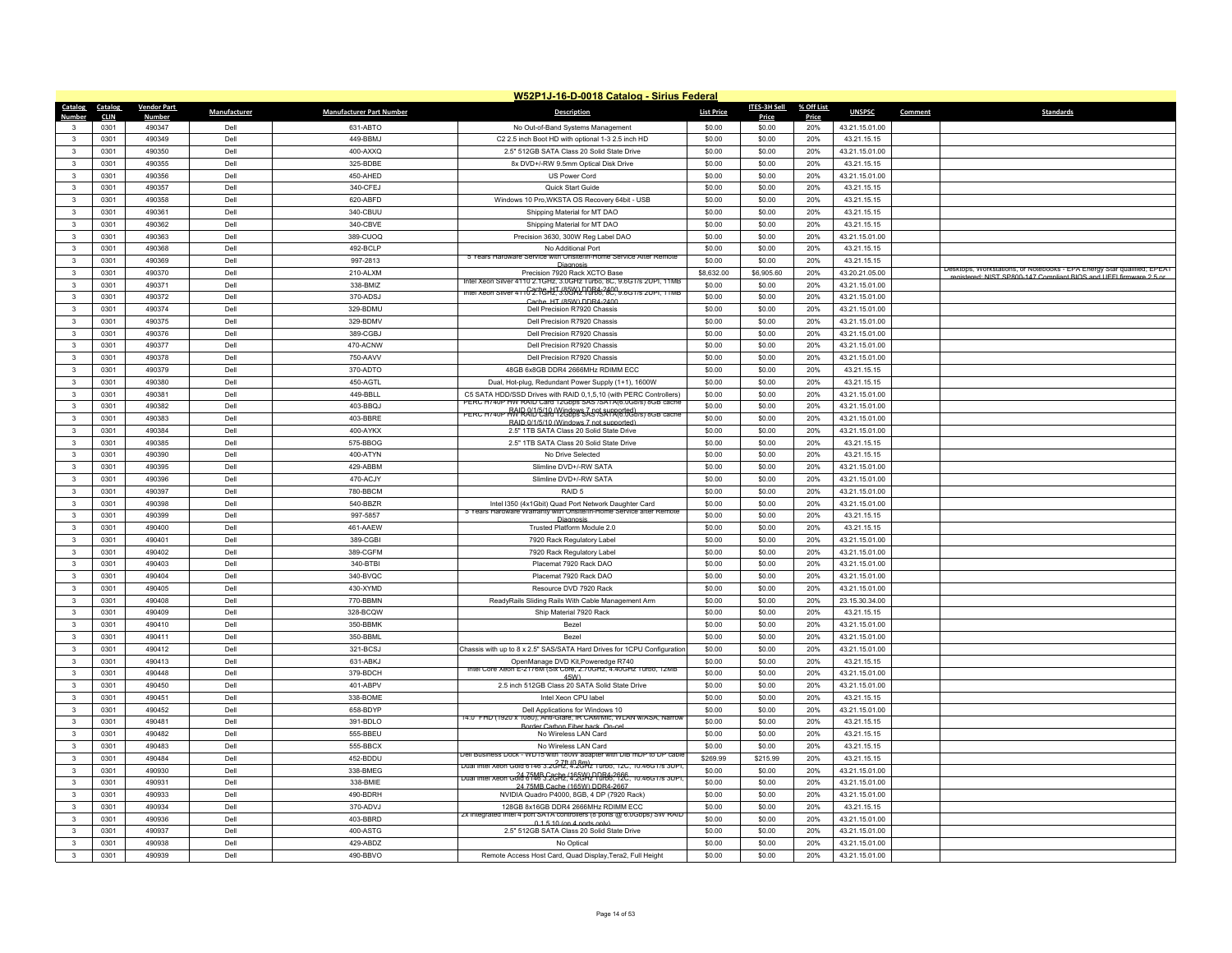# W52P1J-16-D-0018 Catalog - Sirius Federal

| Catalog Number | Catalog CLIN | Vendor Part Number | Manufacturer | Manufacturer Part Number | Description | List Price | ITES-3H Sell Price | % Off List Price | UNSPSC | Comment | Standards |
|---|---|---|---|---|---|---|---|---|---|---|---|
| 3 | 0301 | 490347 | Dell | 631-ABTO | No Out-of-Band Systems Management | $0.00 | $0.00 | 20% | 43.21.15.01.00 | | |
| 3 | 0301 | 490349 | Dell | 449-BBMJ | C2 2.5 inch Boot HD with optional 1-3 2.5 inch HD | $0.00 | $0.00 | 20% | 43.21.15.15 | | |
| 3 | 0301 | 490350 | Dell | 400-AXXQ | 2.5" 512GB SATA Class 20 Solid State Drive | $0.00 | $0.00 | 20% | 43.21.15.01.00 | | |
| 3 | 0301 | 490355 | Dell | 325-BDBE | 8x DVD+/-RW 9.5mm Optical Disk Drive | $0.00 | $0.00 | 20% | 43.21.15.15 | | |
| 3 | 0301 | 490356 | Dell | 450-AHED | US Power Cord | $0.00 | $0.00 | 20% | 43.21.15.01.00 | | |
| 3 | 0301 | 490357 | Dell | 340-CFEJ | Quick Start Guide | $0.00 | $0.00 | 20% | 43.21.15.15 | | |
| 3 | 0301 | 490358 | Dell | 620-ABFD | Windows 10 Pro,WKSTA OS Recovery 64bit - USB | $0.00 | $0.00 | 20% | 43.21.15.15 | | |
| 3 | 0301 | 490361 | Dell | 340-CBUU | Shipping Material for MT DAO | $0.00 | $0.00 | 20% | 43.21.15.15 | | |
| 3 | 0301 | 490362 | Dell | 340-CBVE | Shipping Material for MT DAO | $0.00 | $0.00 | 20% | 43.21.15.15 | | |
| 3 | 0301 | 490363 | Dell | 389-CUOQ | Precision 3630, 300W Reg Label DAO | $0.00 | $0.00 | 20% | 43.21.15.01.00 | | |
| 3 | 0301 | 490368 | Dell | 492-BCLP | No Additional Port | $0.00 | $0.00 | 20% | 43.21.15.15 | | |
| 3 | 0301 | 490369 | Dell | 997-2813 | 5 Years Hardware Service with Onsite/In-Home Service After Remote Diagnosis | $0.00 | $0.00 | 20% | 43.21.15.15 | | |
| 3 | 0301 | 490370 | Dell | 210-ALXM | Precision 7920 Rack XCTO Base | $8,632.00 | $6,905.60 | 20% | 43.20.21.05.00 | | Desktops, Workstations, or Notebooks - EPA Energy Star qualified; EPEAT registered; NIST SP800-147 Compliant BIOS and UEFI firmware 2.5 or |
| 3 | 0301 | 490371 | Dell | 338-BMIZ | Intel Xeon Silver 4110 2.1GHz, 3.0GHz Turbo, 8C, 9.6GT/s 2UPI, 11MB Cache, HT (85W) DDR4-2400 | $0.00 | $0.00 | 20% | 43.21.15.01.00 | | |
| 3 | 0301 | 490372 | Dell | 370-ADSJ | Intel Xeon Silver 4110 2.1GHz, 3.0GHz Turbo, 8C, 9.6GT/s 2UPI, 11MB Cache, HT (85W) DDR4-2400 | $0.00 | $0.00 | 20% | 43.21.15.01.00 | | |
| 3 | 0301 | 490374 | Dell | 329-BDMU | Dell Precision R7920 Chassis | $0.00 | $0.00 | 20% | 43.21.15.01.00 | | |
| 3 | 0301 | 490375 | Dell | 329-BDMV | Dell Precision R7920 Chassis | $0.00 | $0.00 | 20% | 43.21.15.01.00 | | |
| 3 | 0301 | 490376 | Dell | 389-CGBJ | Dell Precision R7920 Chassis | $0.00 | $0.00 | 20% | 43.21.15.01.00 | | |
| 3 | 0301 | 490377 | Dell | 470-ACNW | Dell Precision R7920 Chassis | $0.00 | $0.00 | 20% | 43.21.15.01.00 | | |
| 3 | 0301 | 490378 | Dell | 750-AAVV | Dell Precision R7920 Chassis | $0.00 | $0.00 | 20% | 43.21.15.01.00 | | |
| 3 | 0301 | 490379 | Dell | 370-ADTO | 48GB 6x8GB DDR4 2666MHz RDIMM ECC | $0.00 | $0.00 | 20% | 43.21.15.15 | | |
| 3 | 0301 | 490380 | Dell | 450-AGTL | Dual, Hot-plug, Redundant Power Supply (1+1), 1600W | $0.00 | $0.00 | 20% | 43.21.15.15 | | |
| 3 | 0301 | 490381 | Dell | 449-BBLL | C5 SATA HDD/SSD Drives with RAID 0,1,5,10 (with PERC Controllers) | $0.00 | $0.00 | 20% | 43.21.15.01.00 | | |
| 3 | 0301 | 490382 | Dell | 403-BBQJ | PERC H740P HW RAID Card 12Gbps SAS /SATA(6.0Gb/s) 8GB cache RAID 0/1/5/10 (Windows 7 not supported) | $0.00 | $0.00 | 20% | 43.21.15.01.00 | | |
| 3 | 0301 | 490383 | Dell | 403-BBRE | PERC H740P HW RAID Card 12Gbps SAS /SATA(6.0Gb/s) 8GB cache RAID 0/1/5/10 (Windows 7 not supported) | $0.00 | $0.00 | 20% | 43.21.15.01.00 | | |
| 3 | 0301 | 490384 | Dell | 400-AYKX | 2.5" 1TB SATA Class 20 Solid State Drive | $0.00 | $0.00 | 20% | 43.21.15.01.00 | | |
| 3 | 0301 | 490385 | Dell | 575-BBOG | 2.5" 1TB SATA Class 20 Solid State Drive | $0.00 | $0.00 | 20% | 43.21.15.15 | | |
| 3 | 0301 | 490390 | Dell | 400-ATYN | No Drive Selected | $0.00 | $0.00 | 20% | 43.21.15.15 | | |
| 3 | 0301 | 490395 | Dell | 429-ABBM | Slimline DVD+/-RW SATA | $0.00 | $0.00 | 20% | 43.21.15.01.00 | | |
| 3 | 0301 | 490396 | Dell | 470-ACJY | Slimline DVD+/-RW SATA | $0.00 | $0.00 | 20% | 43.21.15.01.00 | | |
| 3 | 0301 | 490397 | Dell | 780-BBCM | RAID 5 | $0.00 | $0.00 | 20% | 43.21.15.01.00 | | |
| 3 | 0301 | 490398 | Dell | 540-BBZR | Intel I350 (4x1Gbit) Quad Port Network Daughter Card | $0.00 | $0.00 | 20% | 43.21.15.01.00 | | |
| 3 | 0301 | 490399 | Dell | 997-5857 | 5 Years Hardware Warranty with Onsite/In-Home Service after Remote Diagnosis | $0.00 | $0.00 | 20% | 43.21.15.15 | | |
| 3 | 0301 | 490400 | Dell | 461-AAEW | Trusted Platform Module 2.0 | $0.00 | $0.00 | 20% | 43.21.15.15 | | |
| 3 | 0301 | 490401 | Dell | 389-CGBI | 7920 Rack Regulatory Label | $0.00 | $0.00 | 20% | 43.21.15.01.00 | | |
| 3 | 0301 | 490402 | Dell | 389-CGFM | 7920 Rack Regulatory Label | $0.00 | $0.00 | 20% | 43.21.15.01.00 | | |
| 3 | 0301 | 490403 | Dell | 340-BTBI | Placemat 7920 Rack DAO | $0.00 | $0.00 | 20% | 43.21.15.01.00 | | |
| 3 | 0301 | 490404 | Dell | 340-BVQC | Placemat 7920 Rack DAO | $0.00 | $0.00 | 20% | 43.21.15.01.00 | | |
| 3 | 0301 | 490405 | Dell | 430-XYMD | Resource DVD 7920 Rack | $0.00 | $0.00 | 20% | 43.21.15.01.00 | | |
| 3 | 0301 | 490408 | Dell | 770-BBMN | ReadyRails Sliding Rails With Cable Management Arm | $0.00 | $0.00 | 20% | 23.15.30.34.00 | | |
| 3 | 0301 | 490409 | Dell | 328-BCQW | Ship Material 7920 Rack | $0.00 | $0.00 | 20% | 43.21.15.15 | | |
| 3 | 0301 | 490410 | Dell | 350-BBMK | Bezel | $0.00 | $0.00 | 20% | 43.21.15.01.00 | | |
| 3 | 0301 | 490411 | Dell | 350-BBML | Bezel | $0.00 | $0.00 | 20% | 43.21.15.01.00 | | |
| 3 | 0301 | 490412 | Dell | 321-BCSJ | Chassis with up to 8 x 2.5" SAS/SATA Hard Drives for 1CPU Configuration | $0.00 | $0.00 | 20% | 43.21.15.01.00 | | |
| 3 | 0301 | 490413 | Dell | 631-ABKJ | OpenManage DVD Kit,Poweredge R740 | $0.00 | $0.00 | 20% | 43.21.15.15 | | |
| 3 | 0301 | 490448 | Dell | 379-BDCH | Intel Core Xeon E-2176M (Six Core, 2.70GHz, 4.40GHz Turbo, 12MB 45W) | $0.00 | $0.00 | 20% | 43.21.15.01.00 | | |
| 3 | 0301 | 490450 | Dell | 401-ABPV | 2.5 inch 512GB Class 20 SATA Solid State Drive | $0.00 | $0.00 | 20% | 43.21.15.01.00 | | |
| 3 | 0301 | 490451 | Dell | 338-BOME | Intel Xeon CPU label | $0.00 | $0.00 | 20% | 43.21.15.15 | | |
| 3 | 0301 | 490452 | Dell | 658-BDYP | Dell Applications for Windows 10 | $0.00 | $0.00 | 20% | 43.21.15.01.00 | | |
| 3 | 0301 | 490481 | Dell | 391-BDLO | 14.0" FHD (1920 x 1080), Anti-Glare, IR CAM/Mic, WLAN w/ASA, Narrow Border Carbon Fiber back, On-cel | $0.00 | $0.00 | 20% | 43.21.15.15 | | |
| 3 | 0301 | 490482 | Dell | 555-BBEU | No Wireless LAN Card | $0.00 | $0.00 | 20% | 43.21.15.15 | | |
| 3 | 0301 | 490483 | Dell | 555-BBCX | No Wireless LAN Card | $0.00 | $0.00 | 20% | 43.21.15.15 | | |
| 3 | 0301 | 490484 | Dell | 452-BDDU | Dell Business Dock - WD15 with 180W adapter with DIB mDP to DP cable 2.7ft (0.8m) | $269.99 | $215.99 | 20% | 43.21.15.15 | | |
| 3 | 0301 | 490930 | Dell | 338-BMEG | Dual Intel Xeon Gold 6146 3.2GHz, 4.2GHz Turbo, 12C, 10.4GT/s 3UPI, 24.75MB Cache (165W) DDR4-2666 | $0.00 | $0.00 | 20% | 43.21.15.01.00 | | |
| 3 | 0301 | 490931 | Dell | 338-BMIE | Dual Intel Xeon Gold 6146 3.2GHz, 4.2GHz Turbo, 12C, 10.4GT/s 3UPI, 24.75MB Cache (165W) DDR4-2667 | $0.00 | $0.00 | 20% | 43.21.15.01.00 | | |
| 3 | 0301 | 490933 | Dell | 490-BDRH | NVIDIA Quadro P4000, 8GB, 4 DP (7920 Rack) | $0.00 | $0.00 | 20% | 43.21.15.01.00 | | |
| 3 | 0301 | 490934 | Dell | 370-ADVJ | 128GB 8x16GB DDR4 2666MHz RDIMM ECC | $0.00 | $0.00 | 20% | 43.21.15.15 | | |
| 3 | 0301 | 490936 | Dell | 403-BBRD | 2x integrated Intel 4 port SATA controllers (8 ports @ 6.0Gbps) SW RAID 0,1,5,10 (on 4 ports only) | $0.00 | $0.00 | 20% | 43.21.15.01.00 | | |
| 3 | 0301 | 490937 | Dell | 400-ASTG | 2.5" 512GB SATA Class 20 Solid State Drive | $0.00 | $0.00 | 20% | 43.21.15.01.00 | | |
| 3 | 0301 | 490938 | Dell | 429-ABDZ | No Optical | $0.00 | $0.00 | 20% | 43.21.15.01.00 | | |
| 3 | 0301 | 490939 | Dell | 490-BBVO | Remote Access Host Card, Quad Display,Tera2, Full Height | $0.00 | $0.00 | 20% | 43.21.15.01.00 | | |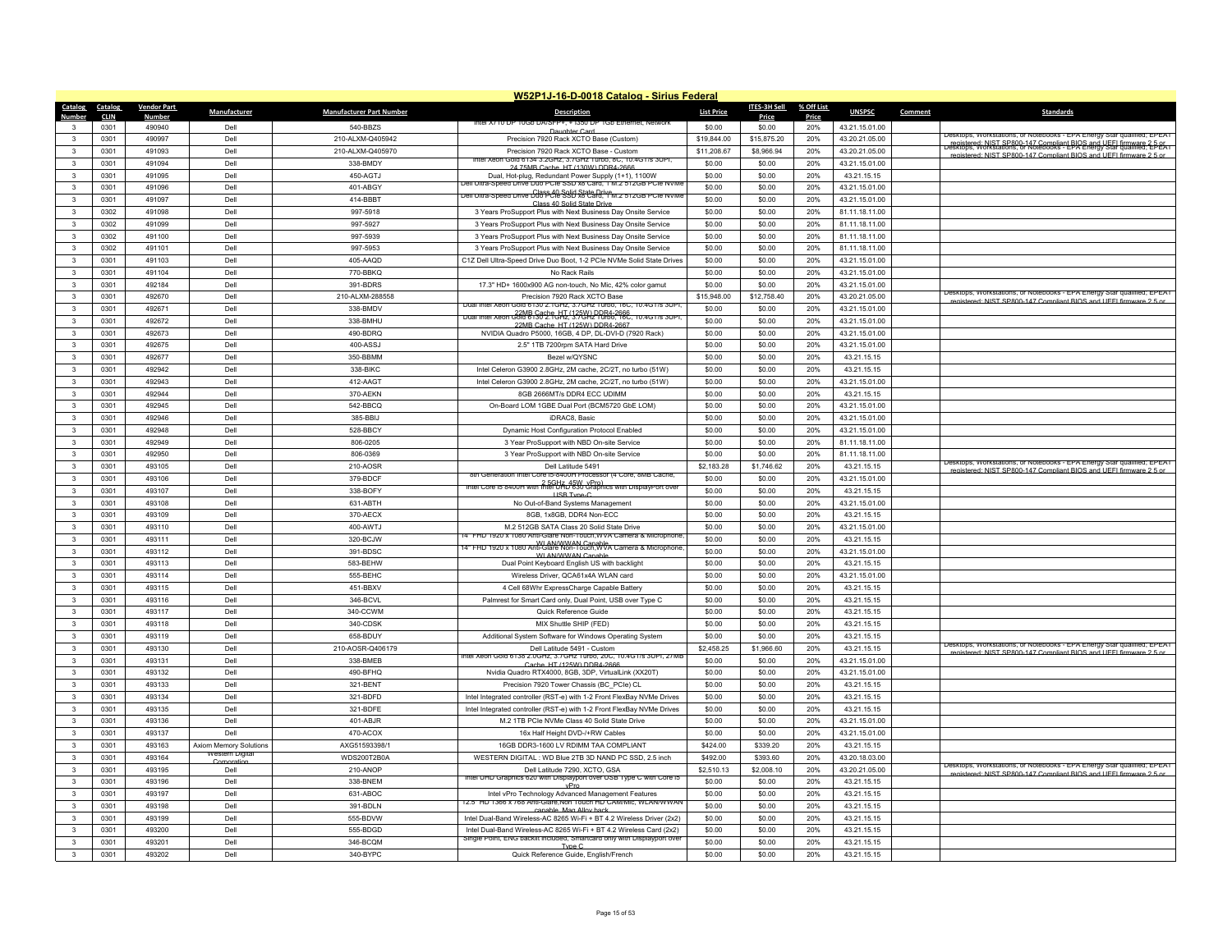# W52P1J-16-D-0018 Catalog - Sirius Federal

| Catalog Number | Catalog CLIN | Vendor Part Number | Manufacturer | Manufacturer Part Number | Description | List Price | ITES-3H Sell Price | % Off List Price | UNSPSC | Comment | Standards |
|---|---|---|---|---|---|---|---|---|---|---|---|
| 3 | 0301 | 490940 | Dell | 540-BBZS | Intel X710 DP 10Gb DA/SFP+, + I350 DP 1Gb Ethernet, Network Daughter Card | $0.00 | $0.00 | 20% | 43.21.15.01.00 | | |
| 3 | 0301 | 490997 | Dell | 210-ALXM-Q405942 | Precision 7920 Rack XCTO Base (Custom) | $19,844.00 | $15,875.20 | 20% | 43.20.21.05.00 | | Desktops, Workstations, or Notebooks - EPA Energy Star qualified; EPEAT registered; NIST SP800-147 Compliant BIOS and UEFI firmware 2.5 or |
| 3 | 0301 | 491093 | Dell | 210-ALXM-Q405970 | Precision 7920 Rack XCTO Base - Custom | $11,208.67 | $8,966.94 | 20% | 43.20.21.05.00 | | Desktops, Workstations, or Notebooks - EPA Energy Star qualified; EPEAT registered; NIST SP800-147 Compliant BIOS and UEFI firmware 2.5 or |
| 3 | 0301 | 491094 | Dell | 338-BMDY | Intel Xeon Gold 6134 3.2GHz, 3.7GHz Turbo, 8C, 10.4GT/s 3UPI, 24.75MB Cache, HT (130W) DDR4-2666 | $0.00 | $0.00 | 20% | 43.21.15.01.00 | | |
| 3 | 0301 | 491095 | Dell | 450-AGTJ | Dual, Hot-plug, Redundant Power Supply (1+1), 1100W | $0.00 | $0.00 | 20% | 43.21.15.15 | | |
| 3 | 0301 | 491096 | Dell | 401-ABGY | Dell Ultra-Speed Drive Duo PCIe SSD x8 Card, 1 M.2 512GB PCIe NVMe Class 40 Solid State Drive | $0.00 | $0.00 | 20% | 43.21.15.01.00 | | |
| 3 | 0301 | 491097 | Dell | 414-BBBT | Dell Ultra-Speed Drive Duo PCIe SSD x8 Card, 1 M.2 512GB PCIe NVMe Class 40 Solid State Drive | $0.00 | $0.00 | 20% | 43.21.15.01.00 | | |
| 3 | 0302 | 491098 | Dell | 997-5918 | 3 Years ProSupport Plus with Next Business Day Onsite Service | $0.00 | $0.00 | 20% | 81.11.18.11.00 | | |
| 3 | 0302 | 491099 | Dell | 997-5927 | 3 Years ProSupport Plus with Next Business Day Onsite Service | $0.00 | $0.00 | 20% | 81.11.18.11.00 | | |
| 3 | 0302 | 491100 | Dell | 997-5939 | 3 Years ProSupport Plus with Next Business Day Onsite Service | $0.00 | $0.00 | 20% | 81.11.18.11.00 | | |
| 3 | 0302 | 491101 | Dell | 997-5953 | 3 Years ProSupport Plus with Next Business Day Onsite Service | $0.00 | $0.00 | 20% | 81.11.18.11.00 | | |
| 3 | 0301 | 491103 | Dell | 405-AAQD | C1Z Dell Ultra-Speed Drive Duo Boot, 1-2 PCIe NVMe Solid State Drives | $0.00 | $0.00 | 20% | 43.21.15.01.00 | | |
| 3 | 0301 | 491104 | Dell | 770-BBKQ | No Rack Rails | $0.00 | $0.00 | 20% | 43.21.15.01.00 | | |
| 3 | 0301 | 492184 | Dell | 391-BDRS | 17.3" HD+ 1600x900 AG non-touch, No Mic, 42% color gamut | $0.00 | $0.00 | 20% | 43.21.15.01.00 | | |
| 3 | 0301 | 492670 | Dell | 210-ALXM-288558 | Precision 7920 Rack XCTO Base | $15,948.00 | $12,758.40 | 20% | 43.20.21.05.00 | | Desktops, Workstations, or Notebooks - EPA Energy Star qualified; EPEAT registered; NIST SP800-147 Compliant BIOS and UEFI firmware 2.5 or |
| 3 | 0301 | 492671 | Dell | 338-BMDV | Dual Intel Xeon Gold 6130 2.1GHz, 3.7GHz Turbo, 16C, 10.4GT/s 3UPI, 22MB Cache, HT (125W) DDR4-2666 | $0.00 | $0.00 | 20% | 43.21.15.01.00 | | |
| 3 | 0301 | 492672 | Dell | 338-BMHU | Dual Intel Xeon Gold 6130 2.1GHz, 3.7GHz Turbo, 16C, 10.4GT/s 3UPI, 22MB Cache, HT (125W) DDR4-2667 | $0.00 | $0.00 | 20% | 43.21.15.01.00 | | |
| 3 | 0301 | 492673 | Dell | 490-BDRQ | NVIDIA Quadro P5000, 16GB, 4 DP, DL-DVI-D (7920 Rack) | $0.00 | $0.00 | 20% | 43.21.15.01.00 | | |
| 3 | 0301 | 492675 | Dell | 400-ASSJ | 2.5" 1TB 7200rpm SATA Hard Drive | $0.00 | $0.00 | 20% | 43.21.15.01.00 | | |
| 3 | 0301 | 492677 | Dell | 350-BBMM | Bezel w/QYSNC | $0.00 | $0.00 | 20% | 43.21.15.15 | | |
| 3 | 0301 | 492942 | Dell | 338-BIKC | Intel Celeron G3900 2.8GHz, 2M cache, 2C/2T, no turbo (51W) | $0.00 | $0.00 | 20% | 43.21.15.15 | | |
| 3 | 0301 | 492943 | Dell | 412-AAGT | Intel Celeron G3900 2.8GHz, 2M cache, 2C/2T, no turbo (51W) | $0.00 | $0.00 | 20% | 43.21.15.01.00 | | |
| 3 | 0301 | 492944 | Dell | 370-AEKN | 8GB 2666MT/s DDR4 ECC UDIMM | $0.00 | $0.00 | 20% | 43.21.15.15 | | |
| 3 | 0301 | 492945 | Dell | 542-BBCQ | On-Board LOM 1GBE Dual Port (BCM5720 GbE LOM) | $0.00 | $0.00 | 20% | 43.21.15.01.00 | | |
| 3 | 0301 | 492946 | Dell | 385-BBIJ | iDRAC8, Basic | $0.00 | $0.00 | 20% | 43.21.15.01.00 | | |
| 3 | 0301 | 492948 | Dell | 528-BBCY | Dynamic Host Configuration Protocol Enabled | $0.00 | $0.00 | 20% | 43.21.15.01.00 | | |
| 3 | 0301 | 492949 | Dell | 806-0205 | 3 Year ProSupport with NBD On-site Service | $0.00 | $0.00 | 20% | 81.11.18.11.00 | | |
| 3 | 0301 | 492950 | Dell | 806-0369 | 3 Year ProSupport with NBD On-site Service | $0.00 | $0.00 | 20% | 81.11.18.11.00 | | |
| 3 | 0301 | 493105 | Dell | 210-AOSR | Dell Latitude 5491 | $2,183.28 | $1,746.62 | 20% | 43.21.15.15 | | Desktops, Workstations, or Notebooks - EPA Energy Star qualified; EPEAT registered; NIST SP800-147 Compliant BIOS and UEFI firmware 2.5 or |
| 3 | 0301 | 493106 | Dell | 379-BDCF | 8th Generation Intel Core i5-8400H Processor (4 Core, 8MB Cache, 2.5GHz, 45W, vPro) | $0.00 | $0.00 | 20% | 43.21.15.01.00 | | |
| 3 | 0301 | 493107 | Dell | 338-BOFY | Intel Core i5 8400H with Intel UHD 630 Graphics with DisplayPort over USB Type-C | $0.00 | $0.00 | 20% | 43.21.15.15 | | |
| 3 | 0301 | 493108 | Dell | 631-ABTH | No Out-of-Band Systems Management | $0.00 | $0.00 | 20% | 43.21.15.01.00 | | |
| 3 | 0301 | 493109 | Dell | 370-AECX | 8GB, 1x8GB, DDR4 Non-ECC | $0.00 | $0.00 | 20% | 43.21.15.15 | | |
| 3 | 0301 | 493110 | Dell | 400-AWTJ | M.2 512GB SATA Class 20 Solid State Drive | $0.00 | $0.00 | 20% | 43.21.15.01.00 | | |
| 3 | 0301 | 493111 | Dell | 320-BCJW | 14" FHD 1920 x 1080 Anti-Glare Non-Touch,WVA Camera & Microphone, WLAN/WWAN Capable | $0.00 | $0.00 | 20% | 43.21.15.15 | | |
| 3 | 0301 | 493112 | Dell | 391-BDSC | 14" FHD 1920 x 1080 Anti-Glare Non-Touch,WVA Camera & Microphone, WLAN/WWAN Capable | $0.00 | $0.00 | 20% | 43.21.15.01.00 | | |
| 3 | 0301 | 493113 | Dell | 583-BEHW | Dual Point Keyboard English US with backlight | $0.00 | $0.00 | 20% | 43.21.15.15 | | |
| 3 | 0301 | 493114 | Dell | 555-BEHC | Wireless Driver, QCA61x4A WLAN card | $0.00 | $0.00 | 20% | 43.21.15.01.00 | | |
| 3 | 0301 | 493115 | Dell | 451-BBXV | 4 Cell 68Whr ExpressCharge Capable Battery | $0.00 | $0.00 | 20% | 43.21.15.15 | | |
| 3 | 0301 | 493116 | Dell | 346-BCVL | Palmrest for Smart Card only, Dual Point, USB over Type C | $0.00 | $0.00 | 20% | 43.21.15.15 | | |
| 3 | 0301 | 493117 | Dell | 340-CCWM | Quick Reference Guide | $0.00 | $0.00 | 20% | 43.21.15.15 | | |
| 3 | 0301 | 493118 | Dell | 340-CDSK | MIX Shuttle SHIP (FED) | $0.00 | $0.00 | 20% | 43.21.15.15 | | |
| 3 | 0301 | 493119 | Dell | 658-BDUY | Additional System Software for Windows Operating System | $0.00 | $0.00 | 20% | 43.21.15.15 | | |
| 3 | 0301 | 493130 | Dell | 210-AOSR-Q406179 | Dell Latitude 5491 - Custom | $2,458.25 | $1,966.60 | 20% | 43.21.15.15 | | Desktops, Workstations, or Notebooks - EPA Energy Star qualified; EPEAT registered; NIST SP800-147 Compliant BIOS and UEFI firmware 2.5 or |
| 3 | 0301 | 493131 | Dell | 338-BMEB | Intel Xeon Gold 6138 2.0GHz, 3.7GHz Turbo, 20C, 10.4GT/s 3UPI, 27MB Cache, HT (125W) DDR4-2666 | $0.00 | $0.00 | 20% | 43.21.15.01.00 | | |
| 3 | 0301 | 493132 | Dell | 490-BFHQ | Nvidia Quadro RTX4000, 8GB, 3DP, VirtualLink (XX20T) | $0.00 | $0.00 | 20% | 43.21.15.01.00 | | |
| 3 | 0301 | 493133 | Dell | 321-BENT | Precision 7920 Tower Chassis (BC_PCIe) CL | $0.00 | $0.00 | 20% | 43.21.15.15 | | |
| 3 | 0301 | 493134 | Dell | 321-BDFD | Intel Integrated controller (RST-e) with 1-2 Front FlexBay NVMe Drives | $0.00 | $0.00 | 20% | 43.21.15.15 | | |
| 3 | 0301 | 493135 | Dell | 321-BDFE | Intel Integrated controller (RST-e) with 1-2 Front FlexBay NVMe Drives | $0.00 | $0.00 | 20% | 43.21.15.15 | | |
| 3 | 0301 | 493136 | Dell | 401-ABJR | M.2 1TB PCIe NVMe Class 40 Solid State Drive | $0.00 | $0.00 | 20% | 43.21.15.01.00 | | |
| 3 | 0301 | 493137 | Dell | 470-ACOX | 16x Half Height DVD-/+RW Cables | $0.00 | $0.00 | 20% | 43.21.15.01.00 | | |
| 3 | 0301 | 493163 | Axiom Memory Solutions | AXG51593398/1 | 16GB DDR3-1600 LV RDIMM TAA COMPLIANT | $424.00 | $339.20 | 20% | 43.21.15.15 | | |
| 3 | 0301 | 493164 | Western Digital Corporation | WDS200T2B0A | WESTERN DIGITAL : WD Blue 2TB 3D NAND PC SSD, 2.5 inch | $492.00 | $393.60 | 20% | 43.20.18.03.00 | | |
| 3 | 0301 | 493195 | Dell | 210-ANOP | Dell Latitude 7290, XCTO, GSA | $2,510.13 | $2,008.10 | 20% | 43.20.21.05.00 | | Desktops, Workstations, or Notebooks - EPA Energy Star qualified; EPEAT registered; NIST SP800-147 Compliant BIOS and UEFI firmware 2.5 or |
| 3 | 0301 | 493196 | Dell | 338-BNEM | Intel UHD Graphics 620 with Displayport over USB Type C with Core i5 vPro | $0.00 | $0.00 | 20% | 43.21.15.15 | | |
| 3 | 0301 | 493197 | Dell | 631-ABOC | Intel vPro Technology Advanced Management Features | $0.00 | $0.00 | 20% | 43.21.15.15 | | |
| 3 | 0301 | 493198 | Dell | 391-BDLN | 12.5" HD 1366 x 768 Anti-Glare,Non Touch HD CAM/Mic, WLAN/WWAN capable, Mag Alloy back | $0.00 | $0.00 | 20% | 43.21.15.15 | | |
| 3 | 0301 | 493199 | Dell | 555-BDVW | Intel Dual-Band Wireless-AC 8265 Wi-Fi + BT 4.2 Wireless Driver (2x2) | $0.00 | $0.00 | 20% | 43.21.15.15 | | |
| 3 | 0301 | 493200 | Dell | 555-BDGD | Intel Dual-Band Wireless-AC 8265 Wi-Fi + BT 4.2 Wireless Card (2x2) | $0.00 | $0.00 | 20% | 43.21.15.15 | | |
| 3 | 0301 | 493201 | Dell | 346-BCQM | Single Point, ENG backlit included, Smartcard only with Displayport over Type C | $0.00 | $0.00 | 20% | 43.21.15.15 | | |
| 3 | 0301 | 493202 | Dell | 340-BYPC | Quick Reference Guide, English/French | $0.00 | $0.00 | 20% | 43.21.15.15 | | |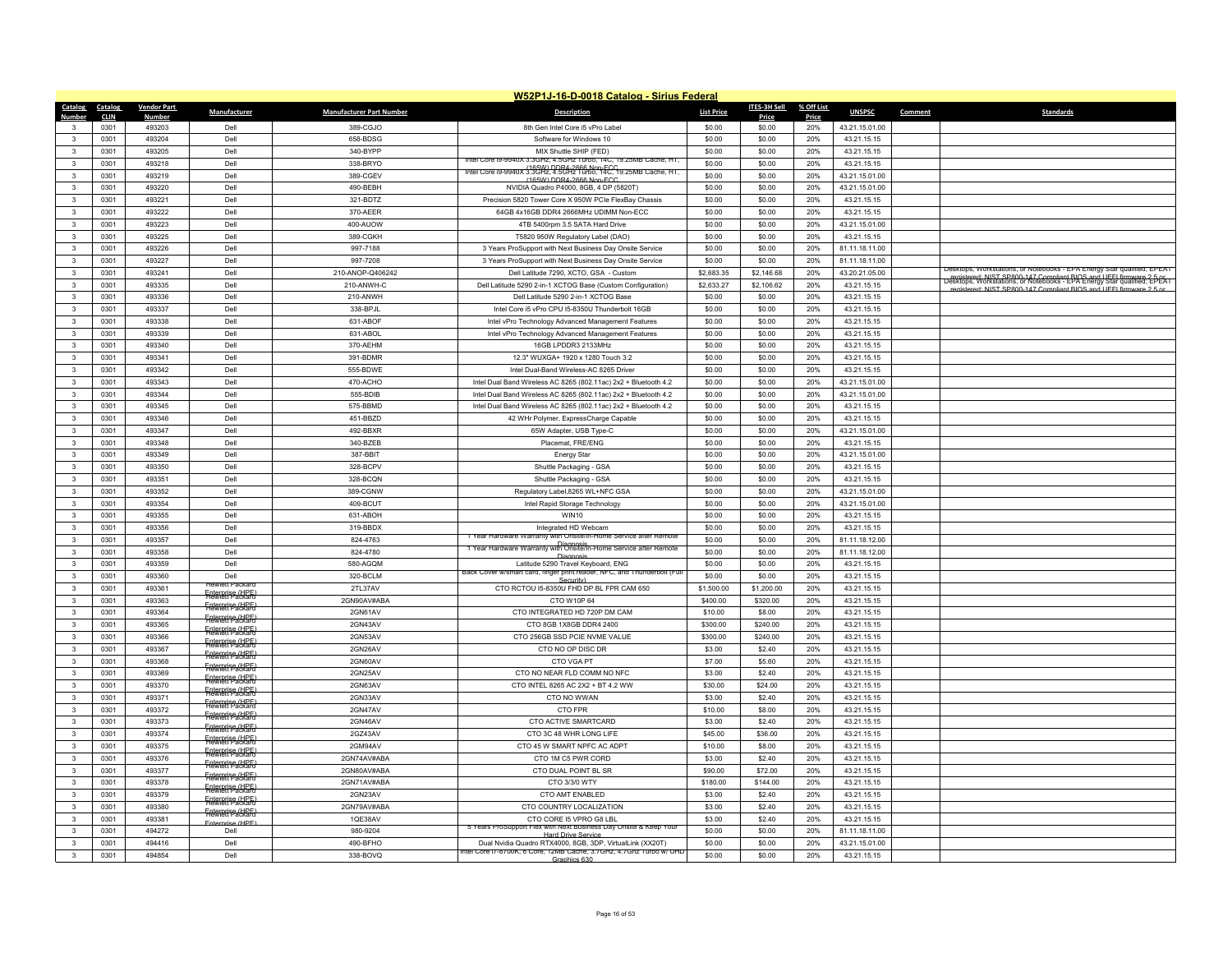## W52P1J-16-D-0018 Catalog - Sirius Federal

| Catalog Number | Catalog CLIN | Vendor Part Number | Manufacturer | Manufacturer Part Number | Description | List Price | ITES-3H Sell Price | % Off List Price | UNSPSC | Comment | Standards |
|---|---|---|---|---|---|---|---|---|---|---|---|
| 3 | 0301 | 493203 | Dell | 389-CGJO | 8th Gen Intel Core i5 vPro Label | $0.00 | $0.00 | 20% | 43.21.15.01.00 | | |
| 3 | 0301 | 493204 | Dell | 658-BDSG | Software for Windows 10 | $0.00 | $0.00 | 20% | 43.21.15.15 | | |
| 3 | 0301 | 493205 | Dell | 340-BYPP | MIX Shuttle SHIP (FED) | $0.00 | $0.00 | 20% | 43.21.15.15 | | |
| 3 | 0301 | 493218 | Dell | 338-BRYO | Intel Core i9-9940X 3.3GHz, 4.5GHz Turbo, 14C, 19.25MB Cache, HT, (165W) DDR4-2666 Non-ECC | $0.00 | $0.00 | 20% | 43.21.15.15 | | |
| 3 | 0301 | 493219 | Dell | 389-CGEV | Intel Core i9-9940X 3.3GHz, 4.5GHz Turbo, 14C, 19.25MB Cache, HT, (165W) DDR4-2666 Non-ECC | $0.00 | $0.00 | 20% | 43.21.15.01.00 | | |
| 3 | 0301 | 493220 | Dell | 490-BEBH | NVIDIA Quadro P4000, 8GB, 4 DP (5820T) | $0.00 | $0.00 | 20% | 43.21.15.01.00 | | |
| 3 | 0301 | 493221 | Dell | 321-BDTZ | Precision 5820 Tower Core X 950W PCIe FlexBay Chassis | $0.00 | $0.00 | 20% | 43.21.15.15 | | |
| 3 | 0301 | 493222 | Dell | 370-AEER | 64GB 4x16GB DDR4 2666MHz UDIMM Non-ECC | $0.00 | $0.00 | 20% | 43.21.15.15 | | |
| 3 | 0301 | 493223 | Dell | 400-AUOW | 4TB 5400rpm 3.5 SATA Hard Drive | $0.00 | $0.00 | 20% | 43.21.15.01.00 | | |
| 3 | 0301 | 493225 | Dell | 389-CGKH | T5820 950W Regulatory Label (DAO) | $0.00 | $0.00 | 20% | 43.21.15.15 | | |
| 3 | 0301 | 493226 | Dell | 997-7188 | 3 Years ProSupport with Next Business Day Onsite Service | $0.00 | $0.00 | 20% | 81.11.18.11.00 | | |
| 3 | 0301 | 493227 | Dell | 997-7208 | 3 Years ProSupport with Next Business Day Onsite Service | $0.00 | $0.00 | 20% | 81.11.18.11.00 | | |
| 3 | 0301 | 493241 | Dell | 210-ANOP-Q406242 | Dell Latitude 7290, XCTO, GSA - Custom | $2,683.35 | $2,146.68 | 20% | 43.20.21.05.00 | | Desktops, Workstations, or Notebooks - EPA Energy Star qualified; EPEAT registered; NIST SP800-147 Compliant BIOS and UEFI firmware 2.5 or |
| 3 | 0301 | 493335 | Dell | 210-ANWH-C | Dell Latitude 5290 2-in-1 XCTOG Base (Custom Configuration) | $2,633.27 | $2,106.62 | 20% | 43.21.15.15 | | Desktops, Workstations, or Notebooks - EPA Energy Star qualified; EPEAT registered; NIST SP800-147 Compliant BIOS and UEFI firmware 2.5 or |
| 3 | 0301 | 493336 | Dell | 210-ANWH | Dell Latitude 5290 2-in-1 XCTOG Base | $0.00 | $0.00 | 20% | 43.21.15.15 | | |
| 3 | 0301 | 493337 | Dell | 338-BPJL | Intel Core i5 vPro CPU I5-8350U Thunderbolt 16GB | $0.00 | $0.00 | 20% | 43.21.15.15 | | |
| 3 | 0301 | 493338 | Dell | 631-ABOF | Intel vPro Technology Advanced Management Features | $0.00 | $0.00 | 20% | 43.21.15.15 | | |
| 3 | 0301 | 493339 | Dell | 631-ABOL | Intel vPro Technology Advanced Management Features | $0.00 | $0.00 | 20% | 43.21.15.15 | | |
| 3 | 0301 | 493340 | Dell | 370-AEHM | 16GB LPDDR3 2133MHz | $0.00 | $0.00 | 20% | 43.21.15.15 | | |
| 3 | 0301 | 493341 | Dell | 391-BDMR | 12.3" WUXGA+ 1920 x 1280 Touch 3:2 | $0.00 | $0.00 | 20% | 43.21.15.15 | | |
| 3 | 0301 | 493342 | Dell | 555-BDWE | Intel Dual-Band Wireless-AC 8265 Driver | $0.00 | $0.00 | 20% | 43.21.15.15 | | |
| 3 | 0301 | 493343 | Dell | 470-ACHO | Intel Dual Band Wireless AC 8265 (802.11ac) 2x2 + Bluetooth 4.2 | $0.00 | $0.00 | 20% | 43.21.15.01.00 | | |
| 3 | 0301 | 493344 | Dell | 555-BDIB | Intel Dual Band Wireless AC 8265 (802.11ac) 2x2 + Bluetooth 4.2 | $0.00 | $0.00 | 20% | 43.21.15.01.00 | | |
| 3 | 0301 | 493345 | Dell | 575-BBMD | Intel Dual Band Wireless AC 8265 (802.11ac) 2x2 + Bluetooth 4.2 | $0.00 | $0.00 | 20% | 43.21.15.15 | | |
| 3 | 0301 | 493346 | Dell | 451-BBZD | 42 WHr Polymer, ExpressCharge Capable | $0.00 | $0.00 | 20% | 43.21.15.15 | | |
| 3 | 0301 | 493347 | Dell | 492-BBXR | 65W Adapter, USB Type-C | $0.00 | $0.00 | 20% | 43.21.15.01.00 | | |
| 3 | 0301 | 493348 | Dell | 340-BZEB | Placemat, FRE/ENG | $0.00 | $0.00 | 20% | 43.21.15.15 | | |
| 3 | 0301 | 493349 | Dell | 387-BBIT | Energy Star | $0.00 | $0.00 | 20% | 43.21.15.01.00 | | |
| 3 | 0301 | 493350 | Dell | 328-BCPV | Shuttle Packaging - GSA | $0.00 | $0.00 | 20% | 43.21.15.15 | | |
| 3 | 0301 | 493351 | Dell | 328-BCQN | Shuttle Packaging - GSA | $0.00 | $0.00 | 20% | 43.21.15.15 | | |
| 3 | 0301 | 493352 | Dell | 389-CGNW | Regulatory Label,8265 WL+NFC GSA | $0.00 | $0.00 | 20% | 43.21.15.01.00 | | |
| 3 | 0301 | 493354 | Dell | 409-BCUT | Intel Rapid Storage Technology | $0.00 | $0.00 | 20% | 43.21.15.01.00 | | |
| 3 | 0301 | 493355 | Dell | 631-ABOH | WIN10 | $0.00 | $0.00 | 20% | 43.21.15.15 | | |
| 3 | 0301 | 493356 | Dell | 319-BBDX | Integrated HD Webcam | $0.00 | $0.00 | 20% | 43.21.15.15 | | |
| 3 | 0301 | 493357 | Dell | 824-4763 | 1 Year Hardware Warranty with Onsite/In-Home Service after Remote Diagnosis | $0.00 | $0.00 | 20% | 81.11.18.12.00 | | |
| 3 | 0301 | 493358 | Dell | 824-4780 | 1 Year Hardware Warranty with Onsite/In-Home Service after Remote Diagnosis | $0.00 | $0.00 | 20% | 81.11.18.12.00 | | |
| 3 | 0301 | 493359 | Dell | 580-AGQM | Latitude 5290 Travel Keyboard, ENG | $0.00 | $0.00 | 20% | 43.21.15.15 | | |
| 3 | 0301 | 493360 | Dell | 320-BCLM | Back Cover w/smart card, finger print reader, NFC, and Thunderbolt (Full Security) | $0.00 | $0.00 | 20% | 43.21.15.15 | | |
| 3 | 0301 | 493361 | Hewlett Packard Enterprise (HPE) | 2TL37AV | CTO RCTOU I5-8350U FHD DP BL FPR CAM 650 | $1,500.00 | $1,200.00 | 20% | 43.21.15.15 | | |
| 3 | 0301 | 493363 | Hewlett Packard Enterprise (HPE) | 2GN90AV#ABA | CTO W10P 64 | $400.00 | $320.00 | 20% | 43.21.15.15 | | |
| 3 | 0301 | 493364 | Hewlett Packard Enterprise (HPE) | 2GN61AV | CTO INTEGRATED HD 720P DM CAM | $10.00 | $8.00 | 20% | 43.21.15.15 | | |
| 3 | 0301 | 493365 | Hewlett Packard Enterprise (HPE) | 2GN43AV | CTO 8GB 1X8GB DDR4 2400 | $300.00 | $240.00 | 20% | 43.21.15.15 | | |
| 3 | 0301 | 493366 | Hewlett Packard Enterprise (HPE) | 2GN53AV | CTO 256GB SSD PCIE NVME VALUE | $300.00 | $240.00 | 20% | 43.21.15.15 | | |
| 3 | 0301 | 493367 | Hewlett Packard Enterprise (HPE) | 2GN26AV | CTO NO OP DISC DR | $3.00 | $2.40 | 20% | 43.21.15.15 | | |
| 3 | 0301 | 493368 | Hewlett Packard Enterprise (HPE) | 2GN60AV | CTO VGA PT | $7.00 | $5.60 | 20% | 43.21.15.15 | | |
| 3 | 0301 | 493369 | Hewlett Packard Enterprise (HPE) | 2GN25AV | CTO NO NEAR FLD COMM NO NFC | $3.00 | $2.40 | 20% | 43.21.15.15 | | |
| 3 | 0301 | 493370 | Hewlett Packard Enterprise (HPE) | 2GN63AV | CTO INTEL 8265 AC 2X2 + BT 4.2 WW | $30.00 | $24.00 | 20% | 43.21.15.15 | | |
| 3 | 0301 | 493371 | Hewlett Packard Enterprise (HPE) | 2GN33AV | CTO NO WWAN | $3.00 | $2.40 | 20% | 43.21.15.15 | | |
| 3 | 0301 | 493372 | Hewlett Packard Enterprise (HPE) | 2GN47AV | CTO FPR | $10.00 | $8.00 | 20% | 43.21.15.15 | | |
| 3 | 0301 | 493373 | Hewlett Packard Enterprise (HPE) | 2GN46AV | CTO ACTIVE SMARTCARD | $3.00 | $2.40 | 20% | 43.21.15.15 | | |
| 3 | 0301 | 493374 | Hewlett Packard Enterprise (HPE) | 2GZ43AV | CTO 3C 48 WHR LONG LIFE | $45.00 | $36.00 | 20% | 43.21.15.15 | | |
| 3 | 0301 | 493375 | Hewlett Packard Enterprise (HPE) | 2GM94AV | CTO 45 W SMART NPFC AC ADPT | $10.00 | $8.00 | 20% | 43.21.15.15 | | |
| 3 | 0301 | 493376 | Hewlett Packard Enterprise (HPE) | 2GN74AV#ABA | CTO 1M C5 PWR CORD | $3.00 | $2.40 | 20% | 43.21.15.15 | | |
| 3 | 0301 | 493377 | Hewlett Packard Enterprise (HPE) | 2GN80AV#ABA | CTO DUAL POINT BL SR | $90.00 | $72.00 | 20% | 43.21.15.15 | | |
| 3 | 0301 | 493378 | Hewlett Packard Enterprise (HPE) | 2GN71AV#ABA | CTO 3/3/0 WTY | $180.00 | $144.00 | 20% | 43.21.15.15 | | |
| 3 | 0301 | 493379 | Hewlett Packard Enterprise (HPE) | 2GN23AV | CTO AMT ENABLED | $3.00 | $2.40 | 20% | 43.21.15.15 | | |
| 3 | 0301 | 493380 | Hewlett Packard Enterprise (HPE) | 2GN79AV#ABA | CTO COUNTRY LOCALIZATION | $3.00 | $2.40 | 20% | 43.21.15.15 | | |
| 3 | 0301 | 493381 | Hewlett Packard Enterprise (HPE) | 1QE38AV | CTO CORE I5 VPRO G8 LBL | $3.00 | $2.40 | 20% | 43.21.15.15 | | |
| 3 | 0301 | 494272 | Dell | 980-9204 | 5 Years ProSupport Flex with Next Business Day Onsite & Keep Your Hard Drive Service | $0.00 | $0.00 | 20% | 81.11.18.11.00 | | |
| 3 | 0301 | 494416 | Dell | 490-BFHO | Dual Nvidia Quadro RTX4000, 8GB, 3DP, VirtualLink (XX20T) | $0.00 | $0.00 | 20% | 43.21.15.01.00 | | |
| 3 | 0301 | 494854 | Dell | 338-BOVQ | Intel Core i7-8700K, 6 Core, 12MB Cache, 3.7GHz, 4.7GHz Turbo w/ UHD Graphics 630 | $0.00 | $0.00 | 20% | 43.21.15.15 | | |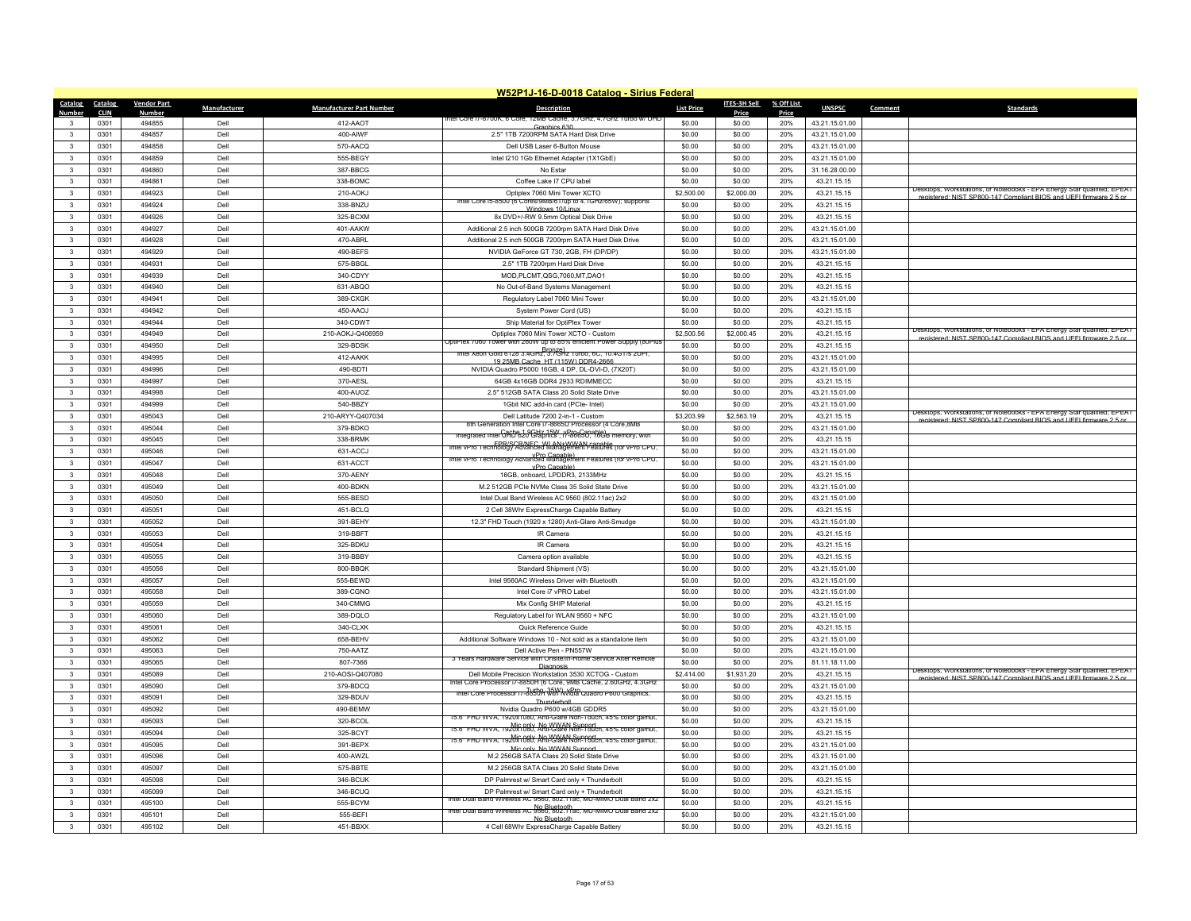## W52P1J-16-D-0018 Catalog - Sirius Federal

| Catalog Number | Catalog CLIN | Vendor Part Number | Manufacturer | Manufacturer Part Number | Description | List Price | ITES-3H Sell Price | % Off List Price | UNSPSC | Comment | Standards |
|---|---|---|---|---|---|---|---|---|---|---|---|
| 3 | 0301 | 494855 | Dell | 412-AAOT | Intel Core i7-8700K, 6 Core, 12MB Cache, 3.7GHz, 4.7Ghz Turbo w/ UHD Graphics 630 | $0.00 | $0.00 | 20% | 43.21.15.01.00 | | |
| 3 | 0301 | 494857 | Dell | 400-AIWF | 2.5" 1TB 7200RPM SATA Hard Disk Drive | $0.00 | $0.00 | 20% | 43.21.15.01.00 | | |
| 3 | 0301 | 494858 | Dell | 570-AACQ | Dell USB Laser 6-Button Mouse | $0.00 | $0.00 | 20% | 43.21.15.01.00 | | |
| 3 | 0301 | 494859 | Dell | 555-BEGY | Intel I210 1Gb Ethernet Adapter (1X1GbE) | $0.00 | $0.00 | 20% | 43.21.15.01.00 | | |
| 3 | 0301 | 494860 | Dell | 387-BBCG | No Estar | $0.00 | $0.00 | 20% | 31.16.28.00.00 | | |
| 3 | 0301 | 494861 | Dell | 338-BOMC | Coffee Lake I7 CPU label | $0.00 | $0.00 | 20% | 43.21.15.15 | | |
| 3 | 0301 | 494923 | Dell | 210-AOKJ | Optiplex 7060 Mini Tower XCTO | $2,500.00 | $2,000.00 | 20% | 43.21.15.15 | | Desktops, Workstations, or Notebooks - EPA Energy Star qualified, EPEAT registered; NIST SP800-147 Compliant BIOS and UEFI firmware 2.5 or |
| 3 | 0301 | 494924 | Dell | 338-BNZU | Intel Core i5-8500 (6 Cores/9MB/6T/up to 4.1GHz/65W); supports Windows 10/Linux | $0.00 | $0.00 | 20% | 43.21.15.15 | | |
| 3 | 0301 | 494926 | Dell | 325-BCXM | 8x DVD+/-RW 9.5mm Optical Disk Drive | $0.00 | $0.00 | 20% | 43.21.15.15 | | |
| 3 | 0301 | 494927 | Dell | 401-AAKW | Additional 2.5 inch 500GB 7200rpm SATA Hard Disk Drive | $0.00 | $0.00 | 20% | 43.21.15.01.00 | | |
| 3 | 0301 | 494928 | Dell | 470-ABRL | Additional 2.5 inch 500GB 7200rpm SATA Hard Disk Drive | $0.00 | $0.00 | 20% | 43.21.15.01.00 | | |
| 3 | 0301 | 494929 | Dell | 490-BEFS | NVIDIA GeForce GT 730, 2GB, FH (DP/DP) | $0.00 | $0.00 | 20% | 43.21.15.01.00 | | |
| 3 | 0301 | 494931 | Dell | 575-BBGL | 2.5" 1TB 7200rpm Hard Disk Drive | $0.00 | $0.00 | 20% | 43.21.15.15 | | |
| 3 | 0301 | 494939 | Dell | 340-CDYY | MOD,PLCMT,QSG,7060,MT,DAO1 | $0.00 | $0.00 | 20% | 43.21.15.15 | | |
| 3 | 0301 | 494940 | Dell | 631-ABQO | No Out-of-Band Systems Management | $0.00 | $0.00 | 20% | 43.21.15.15 | | |
| 3 | 0301 | 494941 | Dell | 389-CXGK | Regulatory Label 7060 Mini Tower | $0.00 | $0.00 | 20% | 43.21.15.01.00 | | |
| 3 | 0301 | 494942 | Dell | 450-AAOJ | System Power Cord (US) | $0.00 | $0.00 | 20% | 43.21.15.15 | | |
| 3 | 0301 | 494944 | Dell | 340-CDWT | Ship Material for OptiPlex Tower | $0.00 | $0.00 | 20% | 43.21.15.15 | | |
| 3 | 0301 | 494949 | Dell | 210-AOKJ-Q406959 | Optiplex 7060 Mini Tower XCTO - Custom | $2,500.56 | $2,000.45 | 20% | 43.21.15.15 | | Desktops, Workstations, or Notebooks - EPA Energy Star qualified, EPEAT registered; NIST SP800-147 Compliant BIOS and UEFI firmware 2.5 or |
| 3 | 0301 | 494950 | Dell | 329-BDSK | OptiPlex 7060 Tower with 260W up to 85% efficient Power Supply (80Plus Bronze) | $0.00 | $0.00 | 20% | 43.21.15.15 | | |
| 3 | 0301 | 494995 | Dell | 412-AAKK | Intel Xeon Gold 6128 3.4GHz, 3.7GHz Turbo, 6C, 10.4GT/s 2UPI, 19.25MB Cache, HT (115W) DDR4-2666 | $0.00 | $0.00 | 20% | 43.21.15.01.00 | | |
| 3 | 0301 | 494996 | Dell | 490-BDTI | NVIDIA Quadro P5000 16GB, 4 DP, DL-DVI-D, (7X20T) | $0.00 | $0.00 | 20% | 43.21.15.01.00 | | |
| 3 | 0301 | 494997 | Dell | 370-AESL | 64GB 4x16GB DDR4 2933 RDIMMECC | $0.00 | $0.00 | 20% | 43.21.15.15 | | |
| 3 | 0301 | 494998 | Dell | 400-AUOZ | 2.5" 512GB SATA Class 20 Solid State Drive | $0.00 | $0.00 | 20% | 43.21.15.01.00 | | |
| 3 | 0301 | 494999 | Dell | 540-BBZY | 1Gbit NIC add-in card (PCIe- Intel) | $0.00 | $0.00 | 20% | 43.21.15.01.00 | | |
| 3 | 0301 | 495043 | Dell | 210-ARYY-Q407034 | Dell Latitude 7200 2-in-1 - Custom | $3,203.99 | $2,563.19 | 20% | 43.21.15.15 | | Desktops, Workstations, or Notebooks - EPA Energy Star qualified, EPEAT registered; NIST SP800-147 Compliant BIOS and UEFI firmware 2.5 or |
| 3 | 0301 | 495044 | Dell | 379-BDKO | 8th Generation Intel Core i7-8665U Processor (4 Core,8MB Cache,1.9GHz,15W, vPro Capable) | $0.00 | $0.00 | 20% | 43.21.15.01.00 | | |
| 3 | 0301 | 495045 | Dell | 338-BRMK | Integrated Intel UHD 620 Graphics , i7-8665U, 16GB memory, with FPR/SCR/NFC, WLAN+WWAN capable | $0.00 | $0.00 | 20% | 43.21.15.15 | | |
| 3 | 0301 | 495046 | Dell | 631-ACCJ | Intel vPro Technology Advanced Management Features (for vPro CPU, vPro Capable) | $0.00 | $0.00 | 20% | 43.21.15.01.00 | | |
| 3 | 0301 | 495047 | Dell | 631-ACCT | Intel vPro Technology Advanced Management Features (for vPro CPU, vPro Capable) | $0.00 | $0.00 | 20% | 43.21.15.01.00 | | |
| 3 | 0301 | 495048 | Dell | 370-AENY | 16GB, onboard, LPDDR3, 2133MHz | $0.00 | $0.00 | 20% | 43.21.15.15 | | |
| 3 | 0301 | 495049 | Dell | 400-BDKN | M.2 512GB PCIe NVMe Class 35 Solid State Drive | $0.00 | $0.00 | 20% | 43.21.15.01.00 | | |
| 3 | 0301 | 495050 | Dell | 555-BESD | Intel Dual Band Wireless AC 9560 (802.11ac) 2x2 | $0.00 | $0.00 | 20% | 43.21.15.01.00 | | |
| 3 | 0301 | 495051 | Dell | 451-BCLQ | 2 Cell 38Whr ExpressCharge Capable Battery | $0.00 | $0.00 | 20% | 43.21.15.15 | | |
| 3 | 0301 | 495052 | Dell | 391-BEHY | 12.3" FHD Touch (1920 x 1280) Anti-Glare Anti-Smudge | $0.00 | $0.00 | 20% | 43.21.15.01.00 | | |
| 3 | 0301 | 495053 | Dell | 319-BBFT | IR Camera | $0.00 | $0.00 | 20% | 43.21.15.15 | | |
| 3 | 0301 | 495054 | Dell | 325-BDKU | IR Camera | $0.00 | $0.00 | 20% | 43.21.15.15 | | |
| 3 | 0301 | 495055 | Dell | 319-BBBY | Camera option available | $0.00 | $0.00 | 20% | 43.21.15.15 | | |
| 3 | 0301 | 495056 | Dell | 800-BBQK | Standard Shipment (VS) | $0.00 | $0.00 | 20% | 43.21.15.01.00 | | |
| 3 | 0301 | 495057 | Dell | 555-BEWD | Intel 9560AC Wireless Driver with Bluetooth | $0.00 | $0.00 | 20% | 43.21.15.01.00 | | |
| 3 | 0301 | 495058 | Dell | 389-CGNO | Intel Core i7 vPRO Label | $0.00 | $0.00 | 20% | 43.21.15.01.00 | | |
| 3 | 0301 | 495059 | Dell | 340-CMMG | Mix Config SHIP Material | $0.00 | $0.00 | 20% | 43.21.15.15 | | |
| 3 | 0301 | 495060 | Dell | 389-DQLO | Regulatory Label for WLAN 9560 + NFC | $0.00 | $0.00 | 20% | 43.21.15.01.00 | | |
| 3 | 0301 | 495061 | Dell | 340-CLXK | Quick Reference Guide | $0.00 | $0.00 | 20% | 43.21.15.15 | | |
| 3 | 0301 | 495062 | Dell | 658-BEHV | Additional Software Windows 10 - Not sold as a standalone item | $0.00 | $0.00 | 20% | 43.21.15.01.00 | | |
| 3 | 0301 | 495063 | Dell | 750-AATZ | Dell Active Pen - PN557W | $0.00 | $0.00 | 20% | 43.21.15.01.00 | | |
| 3 | 0301 | 495065 | Dell | 807-7366 | 3 Years Hardware Service with Onsite/In-Home Service After Remote Diagnosis | $0.00 | $0.00 | 20% | 81.11.18.11.00 | | |
| 3 | 0301 | 495089 | Dell | 210-AOSI-Q407080 | Dell Mobile Precision Workstation 3530 XCTOG - Custom | $2,414.00 | $1,931.20 | 20% | 43.21.15.15 | | Desktops, Workstations, or Notebooks - EPA Energy Star qualified, EPEAT registered; NIST SP800-147 Compliant BIOS and UEFI firmware 2.5 or |
| 3 | 0301 | 495090 | Dell | 379-BDCQ | Intel Core Processor i7-8850H (6 Core, 9MB Cache, 2.60GHz, 4.3GHz Turbo, 35W), vPro | $0.00 | $0.00 | 20% | 43.21.15.01.00 | | |
| 3 | 0301 | 495091 | Dell | 329-BDUV | Intel Core Processor i7-8850H with Nvidia Quadro P600 Graphics, Thunderbolt | $0.00 | $0.00 | 20% | 43.21.15.15 | | |
| 3 | 0301 | 495092 | Dell | 490-BEMW | Nvidia Quadro P600 w/4GB GDDR5 | $0.00 | $0.00 | 20% | 43.21.15.01.00 | | |
| 3 | 0301 | 495093 | Dell | 320-BCOL | 15.6" FHD WVA, 1920x1080, Anti-Glare Non-Touch, 45% color gamut, Mic only, No WWAN Support | $0.00 | $0.00 | 20% | 43.21.15.15 | | |
| 3 | 0301 | 495094 | Dell | 325-BCYT | 15.6" FHD WVA, 1920x1080, Anti-Glare Non-Touch, 45% color gamut, Mic only, No WWAN Support | $0.00 | $0.00 | 20% | 43.21.15.15 | | |
| 3 | 0301 | 495095 | Dell | 391-BEPX | 15.6" FHD WVA, 1920x1080, Anti-Glare Non-Touch, 45% color gamut, Mic only, No WWAN Support | $0.00 | $0.00 | 20% | 43.21.15.01.00 | | |
| 3 | 0301 | 495096 | Dell | 400-AWZL | M.2 256GB SATA Class 20 Solid State Drive | $0.00 | $0.00 | 20% | 43.21.15.01.00 | | |
| 3 | 0301 | 495097 | Dell | 575-BBTE | M.2 256GB SATA Class 20 Solid State Drive | $0.00 | $0.00 | 20% | 43.21.15.01.00 | | |
| 3 | 0301 | 495098 | Dell | 346-BCUK | DP Palmrest w/ Smart Card only + Thunderbolt | $0.00 | $0.00 | 20% | 43.21.15.15 | | |
| 3 | 0301 | 495099 | Dell | 346-BCUQ | DP Palmrest w/ Smart Card only + Thunderbolt | $0.00 | $0.00 | 20% | 43.21.15.15 | | |
| 3 | 0301 | 495100 | Dell | 555-BCYM | Intel Dual Band Wireless AC 9560, 802.11ac, MU-MIMO Dual Band 2x2 No Bluetooth | $0.00 | $0.00 | 20% | 43.21.15.15 | | |
| 3 | 0301 | 495101 | Dell | 555-BEFI | Intel Dual Band Wireless AC 9560, 802.11ac, MU-MIMO Dual Band 2x2 No Bluetooth | $0.00 | $0.00 | 20% | 43.21.15.01.00 | | |
| 3 | 0301 | 495102 | Dell | 451-BBXX | 4 Cell 68Whr ExpressCharge Capable Battery | $0.00 | $0.00 | 20% | 43.21.15.15 | | |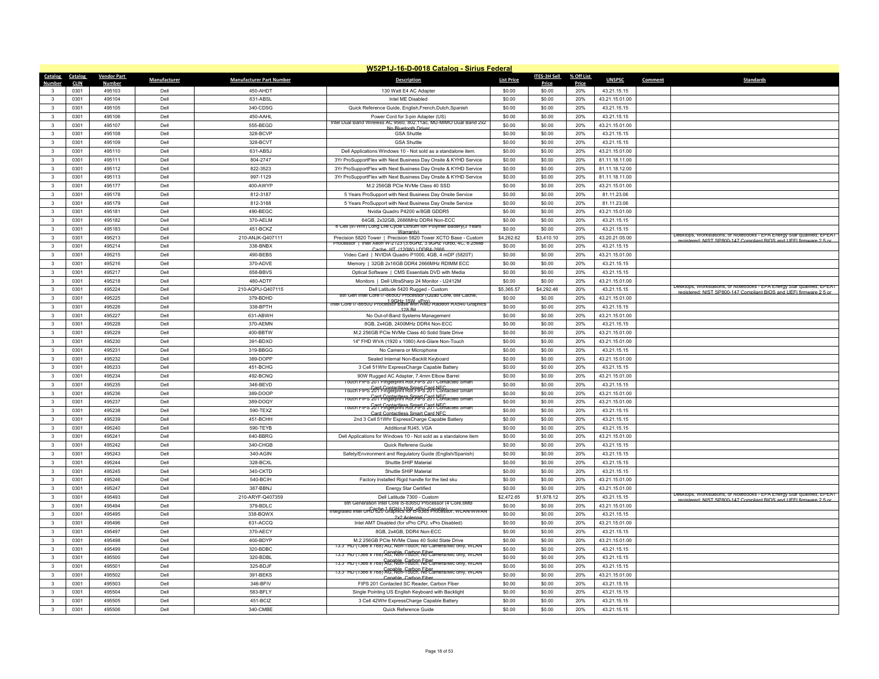# W52P1J-16-D-0018 Catalog - Sirius Federal

| Catalog Number | Catalog CLIN | Vendor Part Number | Manufacturer | Manufacturer Part Number | Description | List Price | ITES-3H Sell Price | % Off List Price | UNSPSC | Comment | Standards |
|---|---|---|---|---|---|---|---|---|---|---|---|
| 3 | 0301 | 495103 | Dell | 450-AHDT | 130 Watt E4 AC Adapter | $0.00 | $0.00 | 20% | 43.21.15.15 | | |
| 3 | 0301 | 495104 | Dell | 631-ABSL | Intel ME Disabled | $0.00 | $0.00 | 20% | 43.21.15.01.00 | | |
| 3 | 0301 | 495105 | Dell | 340-CDSG | Quick Reference Guide, English,French,Dutch,Spanish | $0.00 | $0.00 | 20% | 43.21.15.15 | | |
| 3 | 0301 | 495106 | Dell | 450-AAHL | Power Cord for 3-pin Adapter (US) | $0.00 | $0.00 | 20% | 43.21.15.15 | | |
| 3 | 0301 | 495107 | Dell | 555-BEGD | Intel Dual Band Wireless AC 9560, 802.11ac, MU-MIMO Dual Band 2x2 No Bluetooth Driver | $0.00 | $0.00 | 20% | 43.21.15.01.00 | | |
| 3 | 0301 | 495108 | Dell | 328-BCVP | GSA Shuttle | $0.00 | $0.00 | 20% | 43.21.15.15 | | |
| 3 | 0301 | 495109 | Dell | 328-BCVT | GSA Shuttle | $0.00 | $0.00 | 20% | 43.21.15.15 | | |
| 3 | 0301 | 495110 | Dell | 631-ABSJ | Dell Applications Windows 10 - Not sold as a standalone item. | $0.00 | $0.00 | 20% | 43.21.15.01.00 | | |
| 3 | 0301 | 495111 | Dell | 804-2747 | 3Yr ProSupportFlex with Next Business Day Onsite & KYHD Service | $0.00 | $0.00 | 20% | 81.11.18.11.00 | | |
| 3 | 0301 | 495112 | Dell | 822-3523 | 3Yr ProSupportFlex with Next Business Day Onsite & KYHD Service | $0.00 | $0.00 | 20% | 81.11.18.12.00 | | |
| 3 | 0301 | 495113 | Dell | 997-1129 | 3Yr ProSupportFlex with Next Business Day Onsite & KYHD Service | $0.00 | $0.00 | 20% | 81.11.18.11.00 | | |
| 3 | 0301 | 495177 | Dell | 400-AWYP | M.2 256GB PCIe NVMe Class 40 SSD | $0.00 | $0.00 | 20% | 43.21.15.01.00 | | |
| 3 | 0301 | 495178 | Dell | 812-3187 | 5 Years ProSupport with Next Business Day Onsite Service | $0.00 | $0.00 | 20% | 81.11.23.06 | | |
| 3 | 0301 | 495179 | Dell | 812-3188 | 5 Years ProSupport with Next Business Day Onsite Service | $0.00 | $0.00 | 20% | 81.11.23.06 | | |
| 3 | 0301 | 495181 | Dell | 490-BEGC | Nvidia Quadro P4200 w/8GB GDDR5 | $0.00 | $0.00 | 20% | 43.21.15.01.00 | | |
| 3 | 0301 | 495182 | Dell | 370-AELM | 64GB, 2x32GB, 2666MHz DDR4 Non-ECC | $0.00 | $0.00 | 20% | 43.21.15.15 | | |
| 3 | 0301 | 495183 | Dell | 451-BCKZ | 6 Cell (97Whr) Long Life Cycle Lithium Ion Polymer Battery(3 Years Warranty) | $0.00 | $0.00 | 20% | 43.21.15.15 | | |
| 3 | 0301 | 495213 | Dell | 210-ANJK-Q407111 | Precision 5820 Tower \| Precision 5820 Tower XCTO Base - Custom | $4,262.62 | $3,410.10 | 20% | 43.20.21.05.00 | | Desktops, Workstations, or Notebooks - EPA Energy Star qualified, EPEAT registered; NIST SP800-147 Compliant BIOS and UEFI firmware 2.5 or |
| 3 | 0301 | 495214 | Dell | 338-BNBX | Processor \| Intel Xeon W-2123 (3.6GHz, 3.9GHz Turbo, 4C, 8.25MB Cache, HT, (120W) ) DDR4-2666 | $0.00 | $0.00 | 20% | 43.21.15.15 | | |
| 3 | 0301 | 495215 | Dell | 490-BEBS | Video Card \| NVIDIA Quadro P1000, 4GB, 4 mDP (5820T) | $0.00 | $0.00 | 20% | 43.21.15.01.00 | | |
| 3 | 0301 | 495216 | Dell | 370-ADVE | Memory \| 32GB 2x16GB DDR4 2666MHz RDIMM ECC | $0.00 | $0.00 | 20% | 43.21.15.15 | | |
| 3 | 0301 | 495217 | Dell | 658-BBVS | Optical Software \| CMS Essentials DVD with Media | $0.00 | $0.00 | 20% | 43.21.15.15 | | |
| 3 | 0301 | 495218 | Dell | 480-ADTF | Monitors \| Dell UltraSharp 24 Monitor - U2412M | $0.00 | $0.00 | 20% | 43.21.15.01.00 | | |
| 3 | 0301 | 495224 | Dell | 210-AQPU-Q407115 | Dell Latitude 5420 Rugged - Custom | $5,365.57 | $4,292.46 | 20% | 43.21.15.15 | | Desktops, Workstations, or Notebooks - EPA Energy Star qualified, EPEAT registered; NIST SP800-147 Compliant BIOS and UEFI firmware 2.5 or |
| 3 | 0301 | 495225 | Dell | 379-BDHD | 8th Gen Intel Core i7-8650U Processor (Quad Core, 8M Cache, 1.9GHz,15W, vPro) | $0.00 | $0.00 | 20% | 43.21.15.01.00 | | |
| 3 | 0301 | 495226 | Dell | 338-BPTH | Intel Core i7-8650U Processor Base with AMD Radeon RX540 Graphics 128 Bit | $0.00 | $0.00 | 20% | 43.21.15.15 | | |
| 3 | 0301 | 495227 | Dell | 631-ABWH | No Out-of-Band Systems Management | $0.00 | $0.00 | 20% | 43.21.15.01.00 | | |
| 3 | 0301 | 495228 | Dell | 370-AEMN | 8GB, 2x4GB, 2400MHz DDR4 Non-ECC | $0.00 | $0.00 | 20% | 43.21.15.15 | | |
| 3 | 0301 | 495229 | Dell | 400-BBTW | M.2 256GB PCIe NVMe Class 40 Solid State Drive | $0.00 | $0.00 | 20% | 43.21.15.01.00 | | |
| 3 | 0301 | 495230 | Dell | 391-BDXO | 14" FHD WVA (1920 x 1080) Anti-Glare Non-Touch | $0.00 | $0.00 | 20% | 43.21.15.01.00 | | |
| 3 | 0301 | 495231 | Dell | 319-BBGG | No Camera or Microphone | $0.00 | $0.00 | 20% | 43.21.15.15 | | |
| 3 | 0301 | 495232 | Dell | 389-DOPP | Sealed Internal Non-Backlit Keyboard | $0.00 | $0.00 | 20% | 43.21.15.01.00 | | |
| 3 | 0301 | 495233 | Dell | 451-BCHG | 3 Cell 51Whr ExpressCharge Capable Battery | $0.00 | $0.00 | 20% | 43.21.15.15 | | |
| 3 | 0301 | 495234 | Dell | 492-BCNQ | 90W Rugged AC Adapter, 7.4mm Elbow Barrel | $0.00 | $0.00 | 20% | 43.21.15.01.00 | | |
| 3 | 0301 | 495235 | Dell | 346-BEVD | Touch FIPS 201 Fingerprint Rdr,FIPS 201 Contacted Smart Card,Contactless Smart Card,NFC | $0.00 | $0.00 | 20% | 43.21.15.15 | | |
| 3 | 0301 | 495236 | Dell | 389-DOOP | Touch FIPS 201 Fingerprint Rdr,FIPS 201 Contacted Smart Card,Contactless Smart Card,NFC | $0.00 | $0.00 | 20% | 43.21.15.01.00 | | |
| 3 | 0301 | 495237 | Dell | 389-DOQY | Touch FIPS 201 Fingerprint Rdr,FIPS 201 Contacted Smart Card,Contactless Smart Card,NFC | $0.00 | $0.00 | 20% | 43.21.15.01.00 | | |
| 3 | 0301 | 495238 | Dell | 590-TEXZ | Touch FIPS 201 Fingerprint Rdr,FIPS 201 Contacted Smart Card Contactless Smart Card NFC | $0.00 | $0.00 | 20% | 43.21.15.15 | | |
| 3 | 0301 | 495239 | Dell | 451-BCHH | 2nd 3 Cell 51Whr ExpressCharge Capable Battery | $0.00 | $0.00 | 20% | 43.21.15.15 | | |
| 3 | 0301 | 495240 | Dell | 590-TEYB | Additional RJ45, VGA | $0.00 | $0.00 | 20% | 43.21.15.15 | | |
| 3 | 0301 | 495241 | Dell | 640-BBRG | Dell Applications for Windows 10 - Not sold as a standalone item | $0.00 | $0.00 | 20% | 43.21.15.01.00 | | |
| 3 | 0301 | 495242 | Dell | 340-CHGB | Quick Referene Guide | $0.00 | $0.00 | 20% | 43.21.15.15 | | |
| 3 | 0301 | 495243 | Dell | 340-AGIN | Safety/Environment and Regulatory Guide (English/Spanish) | $0.00 | $0.00 | 20% | 43.21.15.15 | | |
| 3 | 0301 | 495244 | Dell | 328-BCXL | Shuttle SHIP Material | $0.00 | $0.00 | 20% | 43.21.15.15 | | |
| 3 | 0301 | 495245 | Dell | 340-CKTD | Shuttle SHIP Material | $0.00 | $0.00 | 20% | 43.21.15.15 | | |
| 3 | 0301 | 495246 | Dell | 540-BCIH | Factory Installed Rigid handle for the tied sku | $0.00 | $0.00 | 20% | 43.21.15.01.00 | | |
| 3 | 0301 | 495247 | Dell | 387-BBNJ | Energy Star Certified | $0.00 | $0.00 | 20% | 43.21.15.01.00 | | |
| 3 | 0301 | 495493 | Dell | 210-ARYF-Q407359 | Dell Latitude 7300 - Custom | $2,472.65 | $1,978.12 | 20% | 43.21.15.15 | | Desktops, Workstations, or Notebooks - EPA Energy Star qualified, EPEAT registered; NIST SP800-147 Compliant BIOS and UEFI firmware 2.5 or |
| 3 | 0301 | 495494 | Dell | 379-BDLC | 8th Generation Intel Core i5-8365U Processor (4 Core,6MB Cache,1.6GHz,15W, vPro Capable) | $0.00 | $0.00 | 20% | 43.21.15.01.00 | | |
| 3 | 0301 | 495495 | Dell | 338-BQWX | Integrated Intel UHD 620 Graphics for i5-8365 Processor, WLAN/WWAN 2x2 Antenna | $0.00 | $0.00 | 20% | 43.21.15.15 | | |
| 3 | 0301 | 495496 | Dell | 631-ACCQ | Intel AMT Disabled (for vPro CPU, vPro Disabled) | $0.00 | $0.00 | 20% | 43.21.15.01.00 | | |
| 3 | 0301 | 495497 | Dell | 370-AECY | 8GB, 2x4GB, DDR4 Non-ECC | $0.00 | $0.00 | 20% | 43.21.15.15 | | |
| 3 | 0301 | 495498 | Dell | 400-BDYP | M.2 256GB PCIe NVMe Class 40 Solid State Drive | $0.00 | $0.00 | 20% | 43.21.15.01.00 | | |
| 3 | 0301 | 495499 | Dell | 320-BDBC | 13.3" HD (1366 x 768) AG, Non-Touch, No Camera/Mic only, WLAN Capable, Carbon Fiber | $0.00 | $0.00 | 20% | 43.21.15.15 | | |
| 3 | 0301 | 495500 | Dell | 320-BDBL | 13.3" HD (1366 x 768) AG, Non-Touch, No Camera/Mic only, WLAN Capable, Carbon Fiber | $0.00 | $0.00 | 20% | 43.21.15.15 | | |
| 3 | 0301 | 495501 | Dell | 325-BDJF | 13.3" HD (1366 x 768) AG, Non-Touch, No Camera/Mic only, WLAN Capable, Carbon Fiber | $0.00 | $0.00 | 20% | 43.21.15.15 | | |
| 3 | 0301 | 495502 | Dell | 391-BEKS | 13.3" HD (1366 x 768) AG, Non-Touch, No Camera/Mic only, WLAN Capable, Carbon Fiber | $0.00 | $0.00 | 20% | 43.21.15.01.00 | | |
| 3 | 0301 | 495503 | Dell | 346-BFIV | FIPS 201 Contacted SC Reader, Carbon Fiber | $0.00 | $0.00 | 20% | 43.21.15.15 | | |
| 3 | 0301 | 495504 | Dell | 583-BFLY | Single Pointing US English Keyboard with Backlight | $0.00 | $0.00 | 20% | 43.21.15.15 | | |
| 3 | 0301 | 495505 | Dell | 451-BCIZ | 3 Cell 42Whr ExpressCharge Capable Battery | $0.00 | $0.00 | 20% | 43.21.15.15 | | |
| 3 | 0301 | 495506 | Dell | 340-CMBE | Quick Reference Guide | $0.00 | $0.00 | 20% | 43.21.15.15 | | |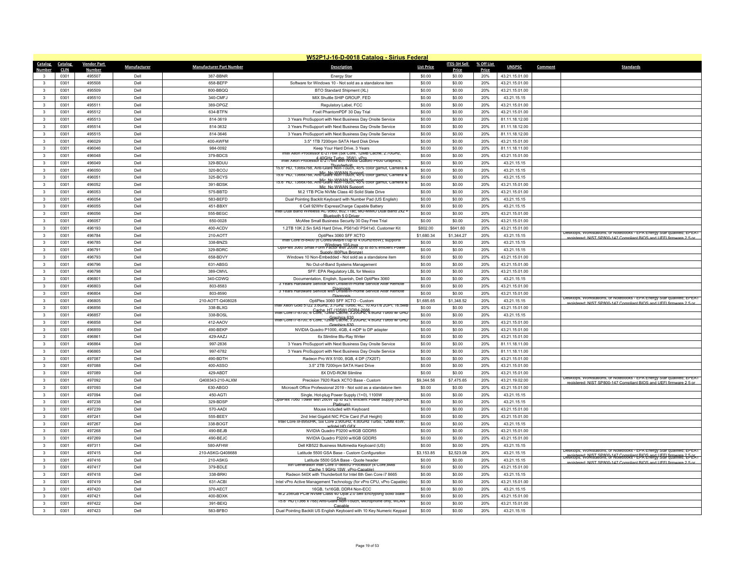# W52P1J-16-D-0018 Catalog - Sirius Federal

| Catalog Number | Catalog CLIN | Vendor Part Number | Manufacturer | Manufacturer Part Number | Description | List Price | ITES-3H Sell Price | % Off List Price | UNSPSC | Comment | Standards |
|---|---|---|---|---|---|---|---|---|---|---|---|
| 3 | 0301 | 495507 | Dell | 387-BBNR | Energy Star | $0.00 | $0.00 | 20% | 43.21.15.01.00 | | |
| 3 | 0301 | 495508 | Dell | 658-BEFP | Software for Windows 10 - Not sold as a standalone item | $0.00 | $0.00 | 20% | 43.21.15.01.00 | | |
| 3 | 0301 | 495509 | Dell | 800-BBQQ | BTO Standard Shipment (XL) | $0.00 | $0.00 | 20% | 43.21.15.01.00 | | |
| 3 | 0301 | 495510 | Dell | 340-CMFJ | MIX Shuttle SHIP GROUP, FED | $0.00 | $0.00 | 20% | 43.21.15.15 | | |
| 3 | 0301 | 495511 | Dell | 389-DPGZ | Regulatory Label, FCC | $0.00 | $0.00 | 20% | 43.21.15.01.00 | | |
| 3 | 0301 | 495512 | Dell | 634-BTFN | Foxit PhantomPDF 30 Day Trial | $0.00 | $0.00 | 20% | 43.21.15.01.00 | | |
| 3 | 0301 | 495513 | Dell | 814-3619 | 3 Years ProSupport with Next Business Day Onsite Service | $0.00 | $0.00 | 20% | 81.11.18.12.00 | | |
| 3 | 0301 | 495514 | Dell | 814-3632 | 3 Years ProSupport with Next Business Day Onsite Service | $0.00 | $0.00 | 20% | 81.11.18.12.00 | | |
| 3 | 0301 | 495515 | Dell | 814-3646 | 3 Years ProSupport with Next Business Day Onsite Service | $0.00 | $0.00 | 20% | 81.11.18.12.00 | | |
| 3 | 0301 | 496029 | Dell | 400-AWFM | 3.5" 1TB 7200rpm SATA Hard Disk Drive | $0.00 | $0.00 | 20% | 43.21.15.01.00 | | |
| 3 | 0301 | 496046 | Dell | 984-0092 | Keep Your Hard Drive, 3 Years | $0.00 | $0.00 | 20% | 81.11.18.11.00 | | |
| 3 | 0301 | 496048 | Dell | 379-BDCS | Intel Xeon Processor E-2176M (Six Core, 12MB Cache, 2.70GHz, 4.40GHz Turbo, 35W), vPro | $0.00 | $0.00 | 20% | 43.21.15.01.00 | | |
| 3 | 0301 | 496049 | Dell | 329-BDUU | Intel Xeon Processor E-2176M with Nvidia Quadro P600 Graphics, Thunderbolt | $0.00 | $0.00 | 20% | 43.21.15.15 | | |
| 3 | 0301 | 496050 | Dell | 320-BCOJ | 15.6" HD, 1366x768, Anti-Glare Non-Touch, 45% color gamut, Camera & Mic, No WWAN Support | $0.00 | $0.00 | 20% | 43.21.15.15 | | |
| 3 | 0301 | 496051 | Dell | 325-BCYS | 15.6" HD, 1366x768, Anti-Glare Non-Touch, 45% color gamut, Camera & Mic, No WWAN Support | $0.00 | $0.00 | 20% | 43.21.15.15 | | |
| 3 | 0301 | 496052 | Dell | 391-BDSK | 15.6" HD, 1366x768, Anti-Glare Non-Touch, 45% color gamut, Camera & Mic, No WWAN Support | $0.00 | $0.00 | 20% | 43.21.15.01.00 | | |
| 3 | 0301 | 496053 | Dell | 575-BBTD | M.2 1TB PCIe NVMe Class 40 Solid State Drive | $0.00 | $0.00 | 20% | 43.21.15.01.00 | | |
| 3 | 0301 | 496054 | Dell | 583-BEFD | Dual Pointing Backlit Keyboard with Number Pad (US English) | $0.00 | $0.00 | 20% | 43.21.15.15 | | |
| 3 | 0301 | 496055 | Dell | 451-BBXY | 6 Cell 92Whr ExpressCharge Capable Battery | $0.00 | $0.00 | 20% | 43.21.15.15 | | |
| 3 | 0301 | 496056 | Dell | 555-BEGC | Intel Dual Band Wireless AC 9560, 802.11ac, MU-MIMO Dual Band 2x2 + Bluetooth 5.0 Driver | $0.00 | $0.00 | 20% | 43.21.15.01.00 | | |
| 3 | 0301 | 496057 | Dell | 650-0028 | McAfee Small Business Security 30 Day Free Trial | $0.00 | $0.00 | 20% | 43.21.15.01.00 | | |
| 3 | 0301 | 496193 | Dell | 400-ACDV | 1.2TB 10K 2.5in SAS Hard Drive, PS61x0/ PS41x0, Customer Kit | $802.00 | $641.60 | 20% | 43.21.15.01.00 | | |
| 3 | 0301 | 496784 | Dell | 210-AOTT | OptiPlex 3060 SFF XCTO | $1,680.34 | $1,344.27 | 20% | 43.21.15.15 | | Desktops, Workstations, or Notebooks - EPA Energy Star qualified; EPEAT registered; NIST SP800-147 Compliant BIOS and UEFI firmware 2.5 or |
| 3 | 0301 | 496785 | Dell | 338-BNZS | Intel Core i5-8400 (6 Cores/9MB/6T/up to 4.0GHz/65W); supports Windows 10/Linux | $0.00 | $0.00 | 20% | 43.21.15.15 | | |
| 3 | 0301 | 496791 | Dell | 329-BDRC | OptiPlex 3060 Small Form Factor with 200W up to 85% efficient Power Supply (80Plus Bronze) | $0.00 | $0.00 | 20% | 43.21.15.15 | | |
| 3 | 0301 | 496793 | Dell | 658-BDVY | Windows 10 Non-Embedded - Not sold as a standalone item | $0.00 | $0.00 | 20% | 43.21.15.01.00 | | |
| 3 | 0301 | 496796 | Dell | 631-ABSG | No Out-of-Band Systems Management | $0.00 | $0.00 | 20% | 43.21.15.01.00 | | |
| 3 | 0301 | 496798 | Dell | 389-CMVL | SFF: EPA Regulatory LBL for Mexico | $0.00 | $0.00 | 20% | 43.21.15.01.00 | | |
| 3 | 0301 | 496801 | Dell | 340-CDWQ | Documentation, English, Spanish, Dell OptiPlex 3060 | $0.00 | $0.00 | 20% | 43.21.15.15 | | |
| 3 | 0301 | 496803 | Dell | 803-8583 | 3 Years Hardware Service with Onsite/In-Home Service After Remote Diagnosis | $0.00 | $0.00 | 20% | 43.21.15.01.00 | | |
| 3 | 0301 | 496804 | Dell | 803-8590 | 3 Years Hardware Service with Onsite/In-Home Service After Remote Diagnosis | $0.00 | $0.00 | 20% | 43.21.15.01.00 | | |
| 3 | 0301 | 496805 | Dell | 210-AOTT-Q408028 | OptiPlex 3060 SFF XCTO - Custom | $1,685.65 | $1,348.52 | 20% | 43.21.15.15 | | Desktops, Workstations, or Notebooks - EPA Energy Star qualified; EPEAT registered; NIST SP800-147 Compliant BIOS and UEFI firmware 2.5 or |
| 3 | 0301 | 496856 | Dell | 338-BLXG | Intel Xeon Gold 5122 3.6GHz, 3.7GHz Turbo, 4C, 10.4GT/s 2UPI, 16.5MB Cache, HT (105W) DDR4-2666 | $0.00 | $0.00 | 20% | 43.21.15.01.00 | | |
| 3 | 0301 | 496857 | Dell | 338-BOSL | Intel Core i7-8700, 6 Core, 12MB Cache, 3.2GHz, 4.6Ghz Turbo w/ UHD Graphics 630 | $0.00 | $0.00 | 20% | 43.21.15.15 | | |
| 3 | 0301 | 496858 | Dell | 412-AAOV | Intel Core i7-8700, 6 Core, 12MB Cache, 3.2GHz, 4.6Ghz Turbo w/ UHD Graphics 630 | $0.00 | $0.00 | 20% | 43.21.15.01.00 | | |
| 3 | 0301 | 496859 | Dell | 490-BEKP | NVIDIA Quadro P1000, 4GB, 4 mDP to DP adapter | $0.00 | $0.00 | 20% | 43.21.15.01.00 | | |
| 3 | 0301 | 496861 | Dell | 429-AAZJ | 6x Slimline Blu-Ray Writer | $0.00 | $0.00 | 20% | 43.21.15.01.00 | | |
| 3 | 0301 | 496864 | Dell | 997-2836 | 3 Years ProSupport with Next Business Day Onsite Service | $0.00 | $0.00 | 20% | 81.11.18.11.00 | | |
| 3 | 0301 | 496865 | Dell | 997-6782 | 3 Years ProSupport with Next Business Day Onsite Service | $0.00 | $0.00 | 20% | 81.11.18.11.00 | | |
| 3 | 0301 | 497087 | Dell | 490-BDTH | Radeon Pro WX 5100, 8GB, 4 DP (7X20T) | $0.00 | $0.00 | 20% | 43.21.15.01.00 | | |
| 3 | 0301 | 497088 | Dell | 400-ASSO | 3.5" 2TB 7200rpm SATA Hard Drive | $0.00 | $0.00 | 20% | 43.21.15.01.00 | | |
| 3 | 0301 | 497089 | Dell | 429-ABDT | 8X DVD-ROM Slimline | $0.00 | $0.00 | 20% | 43.21.15.01.00 | | |
| 3 | 0301 | 497092 | Dell | Q408343-210-ALXM | Precision 7920 Rack XCTO Base - Custom | $9,344.56 | $7,475.65 | 20% | 43.21.19.02.00 | | Desktops, Workstations, or Notebooks - EPA Energy Star qualified; EPEAT registered; NIST SP800-147 Compliant BIOS and UEFI firmware 2.5 or |
| 3 | 0301 | 497093 | Dell | 630-ABGO | Microsoft Office Professional 2019 - Not sold as a standalone item | $0.00 | $0.00 | 20% | 43.21.15.01.00 | | |
| 3 | 0301 | 497094 | Dell | 450-AGTI | Single, Hot-plug Power Supply (1+0), 1100W | $0.00 | $0.00 | 20% | 43.21.15.15 | | |
| 3 | 0301 | 497238 | Dell | 329-BDSP | OptiPlex 7060 Tower with 260W up to 92% efficient Power Supply (80Plus Platinum) | $0.00 | $0.00 | 20% | 43.21.15.15 | | |
| 3 | 0301 | 497239 | Dell | 570-AADI | Mouse included with Keyboard | $0.00 | $0.00 | 20% | 43.21.15.01.00 | | |
| 3 | 0301 | 497241 | Dell | 555-BEEY | 2nd Intel Gigabit NIC PCIe Card (Full Height) | $0.00 | $0.00 | 20% | 43.21.15.01.00 | | |
| 3 | 0301 | 497267 | Dell | 338-BOGT | Intel Core i9-8950HK, Six Core 2.90GHz, 4.80GHz Turbo, 12MB 45W, w/Intel HD GFX | $0.00 | $0.00 | 20% | 43.21.15.15 | | |
| 3 | 0301 | 497268 | Dell | 490-BEJB | NVIDIA Quadro P3200 w/6GB GDDR5 | $0.00 | $0.00 | 20% | 43.21.15.01.00 | | |
| 3 | 0301 | 497269 | Dell | 490-BEJC | NVIDIA Quadro P3200 w/6GB GDDR5 | $0.00 | $0.00 | 20% | 43.21.15.01.00 | | |
| 3 | 0301 | 497311 | Dell | 580-AFHW | Dell KB522 Business Multimedia Keyboard (US) | $0.00 | $0.00 | 20% | 43.21.15.15 | | |
| 3 | 0301 | 497415 | Dell | 210-ASKG-Q408688 | Latitude 5500 GSA Base - Custom Configuration | $3,153.85 | $2,523.08 | 20% | 43.21.15.15 | | Desktops, Workstations, or Notebooks - EPA Energy Star qualified; EPEAT registered; NIST SP800-147 Compliant BIOS and UEFI firmware 2.5 or |
| 3 | 0301 | 497416 | Dell | 210-ASKG | Latitude 5500 GSA Base - Quote header | $0.00 | $0.00 | 20% | 43.21.15.15 | | Desktops, Workstations, or Notebooks - EPA Energy Star qualified; EPEAT registered; NIST SP800-147 Compliant BIOS and UEFI firmware 2.5 or |
| 3 | 0301 | 497417 | Dell | 379-BDLE | 8th Generation Intel Core i7-8665U Processor (4 Core,8MB Cache,1.9GHz,15W, vPro-Capable) | $0.00 | $0.00 | 20% | 43.21.15.01.00 | | |
| 3 | 0301 | 497418 | Dell | 338-BRKI | Radeon 540X with Thunderbolt for Intel 8th Gen Core i7 8665 | $0.00 | $0.00 | 20% | 43.21.15.15 | | |
| 3 | 0301 | 497419 | Dell | 631-ACBI | Intel vPro Active Management Technology (for vPro CPU, vPro Capable) | $0.00 | $0.00 | 20% | 43.21.15.01.00 | | |
| 3 | 0301 | 497420 | Dell | 370-AECT | 16GB, 1x16GB, DDR4 Non-ECC | $0.00 | $0.00 | 20% | 43.21.15.15 | | |
| 3 | 0301 | 497421 | Dell | 400-BDXK | M.2 256GB PCIe NVMe Class 40 Opal 2.0 Self Encrypting Solid State Drive | $0.00 | $0.00 | 20% | 43.21.15.01.00 | | |
| 3 | 0301 | 497422 | Dell | 391-BEIQ | 15.6" HD (1366 x 768) Anti-Glare Non-Touch, Microphone only, WLAN Capable | $0.00 | $0.00 | 20% | 43.21.15.01.00 | | |
| 3 | 0301 | 497423 | Dell | 583-BFBO | Dual Pointing Backlit US English Keyboard with 10 Key Numeric Keypad | $0.00 | $0.00 | 20% | 43.21.15.15 | | |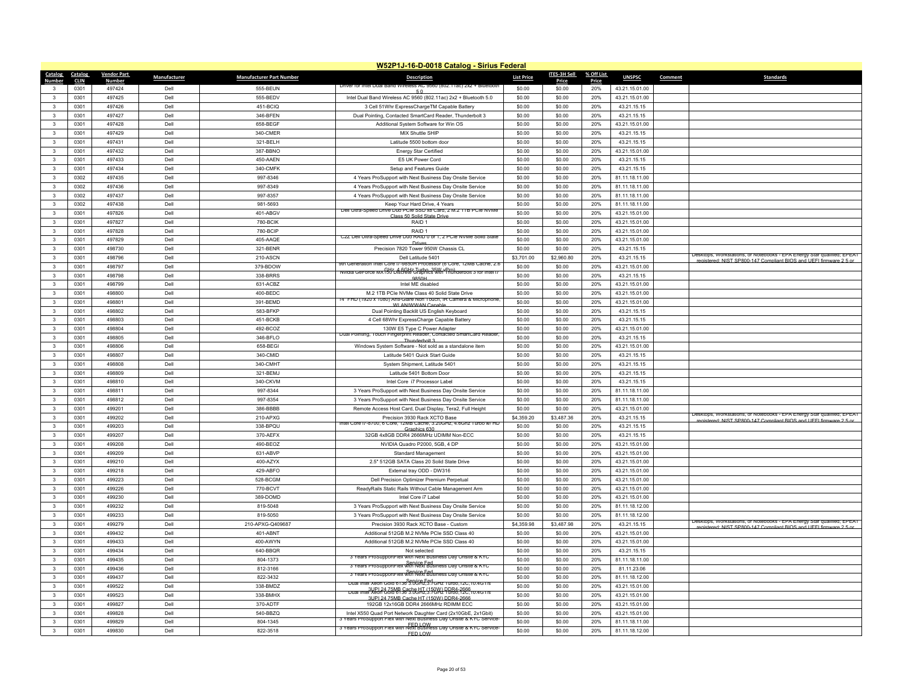## W52P1J-16-D-0018 Catalog - Sirius Federal

| Catalog Number | Catalog CLIN | Vendor Part Number | Manufacturer | Manufacturer Part Number | Description | List Price | ITES-3H Sell Price | % Off List Price | UNSPSC | Comment | Standards |
|---|---|---|---|---|---|---|---|---|---|---|---|
| 3 | 0301 | 497424 | Dell | 555-BEUN | Driver for Intel Dual Band Wireless AC 9560 (802.11ac) 2x2 + Bluetooth 5.0 | $0.00 | $0.00 | 20% | 43.21.15.01.00 | | |
| 3 | 0301 | 497425 | Dell | 555-BEDV | Intel Dual Band Wireless AC 9560 (802.11ac) 2x2 + Bluetooth 5.0 | $0.00 | $0.00 | 20% | 43.21.15.01.00 | | |
| 3 | 0301 | 497426 | Dell | 451-BCIQ | 3 Cell 51Whr ExpressChargeTM Capable Battery | $0.00 | $0.00 | 20% | 43.21.15.15 | | |
| 3 | 0301 | 497427 | Dell | 346-BFEN | Dual Pointing, Contacted SmartCard Reader, Thunderbolt 3 | $0.00 | $0.00 | 20% | 43.21.15.15 | | |
| 3 | 0301 | 497428 | Dell | 658-BEGF | Additional System Software for Win OS | $0.00 | $0.00 | 20% | 43.21.15.01.00 | | |
| 3 | 0301 | 497429 | Dell | 340-CMER | MIX Shuttle SHIP | $0.00 | $0.00 | 20% | 43.21.15.15 | | |
| 3 | 0301 | 497431 | Dell | 321-BELH | Latitude 5500 bottom door | $0.00 | $0.00 | 20% | 43.21.15.15 | | |
| 3 | 0301 | 497432 | Dell | 387-BBNO | Energy Star Certified | $0.00 | $0.00 | 20% | 43.21.15.01.00 | | |
| 3 | 0301 | 497433 | Dell | 450-AAEN | E5 UK Power Cord | $0.00 | $0.00 | 20% | 43.21.15.15 | | |
| 3 | 0301 | 497434 | Dell | 340-CMFK | Setup and Features Guide | $0.00 | $0.00 | 20% | 43.21.15.15 | | |
| 3 | 0302 | 497435 | Dell | 997-8346 | 4 Years ProSupport with Next Business Day Onsite Service | $0.00 | $0.00 | 20% | 81.11.18.11.00 | | |
| 3 | 0302 | 497436 | Dell | 997-8349 | 4 Years ProSupport with Next Business Day Onsite Service | $0.00 | $0.00 | 20% | 81.11.18.11.00 | | |
| 3 | 0302 | 497437 | Dell | 997-8357 | 4 Years ProSupport with Next Business Day Onsite Service | $0.00 | $0.00 | 20% | 81.11.18.11.00 | | |
| 3 | 0302 | 497438 | Dell | 981-5693 | Keep Your Hard Drive, 4 Years | $0.00 | $0.00 | 20% | 81.11.18.11.00 | | |
| 3 | 0301 | 497826 | Dell | 401-ABGV | Dell Ultra-Speed Drive Duo PCIe SSD x8 Card, 2 M.2 1TB PCIe NVMe Class 50 Solid State Drive | $0.00 | $0.00 | 20% | 43.21.15.01.00 | | |
| 3 | 0301 | 497827 | Dell | 780-BCIK | RAID 1 | $0.00 | $0.00 | 20% | 43.21.15.01.00 | | |
| 3 | 0301 | 497828 | Dell | 780-BCIP | RAID 1 | $0.00 | $0.00 | 20% | 43.21.15.01.00 | | |
| 3 | 0301 | 497829 | Dell | 405-AAQE | C22 Dell Ultra-Speed Drive Duo RAID 0 or 1, 2 PCIe NVMe Solid State Drives | $0.00 | $0.00 | 20% | 43.21.15.01.00 | | |
| 3 | 0301 | 498730 | Dell | 321-BENR | Precision 7820 Tower 950W Chassis CL | $0.00 | $0.00 | 20% | 43.21.15.15 | | |
| 3 | 0301 | 498796 | Dell | 210-ASCN | Dell Latitude 5401 | $3,701.00 | $2,960.80 | 20% | 43.21.15.15 | | Desktops, Workstations, or Notebooks - EPA Energy Star qualified; EPEAT registered; NIST SP800-147 Compliant BIOS and UEFI firmware 2.5 or |
| 3 | 0301 | 498797 | Dell | 379-BDOW | 9th Generation Intel Core i7-9850H Processor (6 Core, 12MB Cache, 2.6 GHz, 4.6GHz Turbo, 35W vPro) | $0.00 | $0.00 | 20% | 43.21.15.01.00 | | |
| 3 | 0301 | 498798 | Dell | 338-BRRS | Nvidia GeForce MX150 Discrete Graphics with Thunderbolt 3 for Intel i7 9850H | $0.00 | $0.00 | 20% | 43.21.15.15 | | |
| 3 | 0301 | 498799 | Dell | 631-ACBZ | Intel ME disabled | $0.00 | $0.00 | 20% | 43.21.15.01.00 | | |
| 3 | 0301 | 498800 | Dell | 400-BEDC | M.2 1TB PCIe NVMe Class 40 Solid State Drive | $0.00 | $0.00 | 20% | 43.21.15.01.00 | | |
| 3 | 0301 | 498801 | Dell | 391-BEMD | 14" FHD (1920 x 1080) Anti-Glare Non Touch, IR Camera & Microphone, WLAN/WWAN Capable | $0.00 | $0.00 | 20% | 43.21.15.01.00 | | |
| 3 | 0301 | 498802 | Dell | 583-BFKP | Dual Pointing Backlit US English Keyboard | $0.00 | $0.00 | 20% | 43.21.15.15 | | |
| 3 | 0301 | 498803 | Dell | 451-BCKB | 4 Cell 68Whr ExpressCharge Capable Battery | $0.00 | $0.00 | 20% | 43.21.15.15 | | |
| 3 | 0301 | 498804 | Dell | 492-BCOZ | 130W E5 Type C Power Adapter | $0.00 | $0.00 | 20% | 43.21.15.01.00 | | |
| 3 | 0301 | 498805 | Dell | 346-BFLO | Dual Pointing, Touch Fingerprint Reader, Contacted SmartCard Reader, Thunderbolt 3 | $0.00 | $0.00 | 20% | 43.21.15.15 | | |
| 3 | 0301 | 498806 | Dell | 658-BEGI | Windows System Software - Not sold as a standalone item | $0.00 | $0.00 | 20% | 43.21.15.01.00 | | |
| 3 | 0301 | 498807 | Dell | 340-CMID | Latitude 5401 Quick Start Guide | $0.00 | $0.00 | 20% | 43.21.15.15 | | |
| 3 | 0301 | 498808 | Dell | 340-CMHT | System Shipment, Latitude 5401 | $0.00 | $0.00 | 20% | 43.21.15.15 | | |
| 3 | 0301 | 498809 | Dell | 321-BEMJ | Latitude 5401 Bottom Door | $0.00 | $0.00 | 20% | 43.21.15.15 | | |
| 3 | 0301 | 498810 | Dell | 340-CKVM | Intel Core i7 Processor Label | $0.00 | $0.00 | 20% | 43.21.15.15 | | |
| 3 | 0301 | 498811 | Dell | 997-8344 | 3 Years ProSupport with Next Business Day Onsite Service | $0.00 | $0.00 | 20% | 81.11.18.11.00 | | |
| 3 | 0301 | 498812 | Dell | 997-8354 | 3 Years ProSupport with Next Business Day Onsite Service | $0.00 | $0.00 | 20% | 81.11.18.11.00 | | |
| 3 | 0301 | 499201 | Dell | 386-BBBB | Remote Access Host Card, Dual Display, Tera2, Full Height | $0.00 | $0.00 | 20% | 43.21.15.01.00 | | |
| 3 | 0301 | 499202 | Dell | 210-APXG | Precision 3930 Rack XCTO Base | $4,359.20 | $3,487.36 | 20% | 43.21.15.15 | | Desktops, Workstations, or Notebooks - EPA Energy Star qualified; EPEAT registered; NIST SP800-147 Compliant BIOS and UEFI firmware 2.5 or |
| 3 | 0301 | 499203 | Dell | 338-BPQU | Intel Core i7-8700, 6 Core, 12MB Cache, 3.20GHz, 4.6GHz Turbo w/ HD Graphics 630 | $0.00 | $0.00 | 20% | 43.21.15.15 | | |
| 3 | 0301 | 499207 | Dell | 370-AEFX | 32GB 4x8GB DDR4 2666MHz UDIMM Non-ECC | $0.00 | $0.00 | 20% | 43.21.15.15 | | |
| 3 | 0301 | 499208 | Dell | 490-BEOZ | NVIDIA Quadro P2000, 5GB, 4 DP | $0.00 | $0.00 | 20% | 43.21.15.01.00 | | |
| 3 | 0301 | 499209 | Dell | 631-ABVP | Standard Management | $0.00 | $0.00 | 20% | 43.21.15.01.00 | | |
| 3 | 0301 | 499210 | Dell | 400-AZYX | 2.5" 512GB SATA Class 20 Solid State Drive | $0.00 | $0.00 | 20% | 43.21.15.01.00 | | |
| 3 | 0301 | 499218 | Dell | 429-ABFO | External tray ODD - DW316 | $0.00 | $0.00 | 20% | 43.21.15.01.00 | | |
| 3 | 0301 | 499223 | Dell | 528-BCGM | Dell Precision Optimizer Premium Perpetual | $0.00 | $0.00 | 20% | 43.21.15.01.00 | | |
| 3 | 0301 | 499226 | Dell | 770-BCVT | ReadyRails Static Rails Without Cable Management Arm | $0.00 | $0.00 | 20% | 43.21.15.01.00 | | |
| 3 | 0301 | 499230 | Dell | 389-DOMD | Intel Core i7 Label | $0.00 | $0.00 | 20% | 43.21.15.01.00 | | |
| 3 | 0301 | 499232 | Dell | 819-5048 | 3 Years ProSupport with Next Business Day Onsite Service | $0.00 | $0.00 | 20% | 81.11.18.12.00 | | |
| 3 | 0301 | 499233 | Dell | 819-5050 | 3 Years ProSupport with Next Business Day Onsite Service | $0.00 | $0.00 | 20% | 81.11.18.12.00 | | |
| 3 | 0301 | 499279 | Dell | 210-APXG-Q409687 | Precision 3930 Rack XCTO Base - Custom | $4,359.98 | $3,487.98 | 20% | 43.21.15.15 | | Desktops, Workstations, or Notebooks - EPA Energy Star qualified; EPEAT registered; NIST SP800-147 Compliant BIOS and UEFI firmware 2.5 or |
| 3 | 0301 | 499432 | Dell | 401-ABNT | Additional 512GB M.2 NVMe PCIe SSD Class 40 | $0.00 | $0.00 | 20% | 43.21.15.01.00 | | |
| 3 | 0301 | 499433 | Dell | 400-AWYN | Additional 512GB M.2 NVMe PCIe SSD Class 40 | $0.00 | $0.00 | 20% | 43.21.15.01.00 | | |
| 3 | 0301 | 499434 | Dell | 640-BBQR | Not selected | $0.00 | $0.00 | 20% | 43.21.15.15 | | |
| 3 | 0301 | 499435 | Dell | 804-1373 | 3 Years ProSupportFlex with Next Business Day Onsite & KYC Service Fed | $0.00 | $0.00 | 20% | 81.11.18.11.00 | | |
| 3 | 0301 | 499436 | Dell | 812-3166 | 3 Years ProSupportFlex with Next Business Day Onsite & KYC Service Fed | $0.00 | $0.00 | 20% | 81.11.23.06 | | |
| 3 | 0301 | 499437 | Dell | 822-3432 | 3 Years ProSupportFlex with Next Business Day Onsite & KYC Service Fed | $0.00 | $0.00 | 20% | 81.11.18.12.00 | | |
| 3 | 0301 | 499522 | Dell | 338-BMDZ | Dual Intel Xeon Gold 6136 3.0GHz,3.7GHz Turbo,12C,10.4GT/s 3UPI,24.75MB Cache,HT (150W) DDR4-2666 | $0.00 | $0.00 | 20% | 43.21.15.01.00 | | |
| 3 | 0301 | 499523 | Dell | 338-BMHX | Dual Intel Xeon Gold 6136 3.0GHz,3.7GHz Turbo,12C,10.4GT/s 3UPI,24.75MB Cache,HT (150W) DDR4-2666 | $0.00 | $0.00 | 20% | 43.21.15.01.00 | | |
| 3 | 0301 | 499827 | Dell | 370-ADTF | 192GB 12x16GB DDR4 2666MHz RDIMM ECC | $0.00 | $0.00 | 20% | 43.21.15.01.00 | | |
| 3 | 0301 | 499828 | Dell | 540-BBZQ | Intel X550 Quad Port Network Daughter Card (2x10GbE, 2x1Gbit) | $0.00 | $0.00 | 20% | 43.21.15.01.00 | | |
| 3 | 0301 | 499829 | Dell | 804-1345 | 3 Years ProSupport Flex with Next Business Day Onsite & KYC Service-FED LOW | $0.00 | $0.00 | 20% | 81.11.18.11.00 | | |
| 3 | 0301 | 499830 | Dell | 822-3518 | 3 Years ProSupport Flex with Next Business Day Onsite & KYC Service-FED LOW | $0.00 | $0.00 | 20% | 81.11.18.12.00 | | |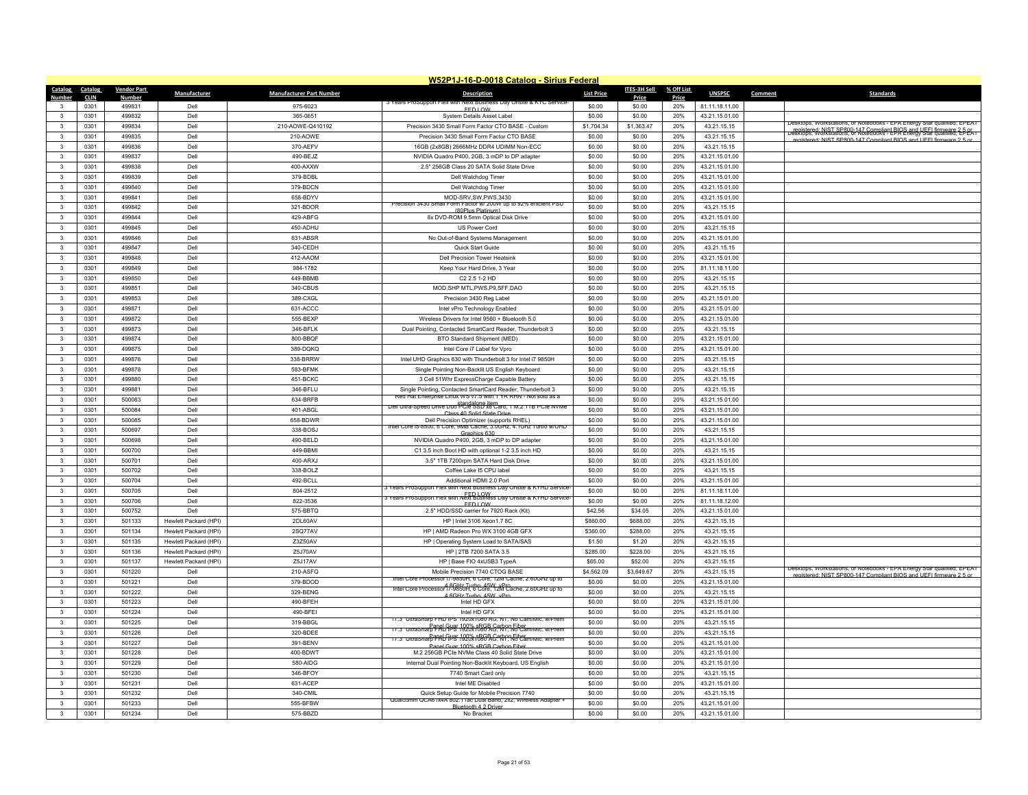# W52P1J-16-D-0018 Catalog - Sirius Federal

| Catalog Number | Catalog CLIN | Vendor Part Number | Manufacturer | Manufacturer Part Number | Description | List Price | ITES-3H Sell Price | % Off List Price | UNSPSC | Comment | Standards |
|---|---|---|---|---|---|---|---|---|---|---|---|
| 3 | 0301 | 499831 | Dell | 975-6023 | 3 Years ProSupport Flex with Next Business Day Onsite & KYC Service-FED LOW | $0.00 | $0.00 | 20% | 81.11.18.11.00 | | |
| 3 | 0301 | 499832 | Dell | 365-0651 | System Details Asset Label | $0.00 | $0.00 | 20% | 43.21.15.01.00 | | |
| 3 | 0301 | 499834 | Dell | 210-AOWE-Q410192 | Precision 3430 Small Form Factor CTO BASE - Custom | $1,704.34 | $1,363.47 | 20% | 43.21.15.15 | | Desktops, Workstations, or Notebooks - EPA Energy Star qualified; EPEAT registered; NIST SP800-147 Compliant BIOS and UEFI firmware 2.5 or |
| 3 | 0301 | 499835 | Dell | 210-AOWE | Precision 3430 Small Form Factor CTO BASE | $0.00 | $0.00 | 20% | 43.21.15.15 | | Desktops, Workstations, or Notebooks - EPA Energy Star qualified; EPEAT registered; NIST SP800-147 Compliant BIOS and UEFI firmware 2.5 or |
| 3 | 0301 | 499836 | Dell | 370-AEFV | 16GB (2x8GB) 2666MHz DDR4 UDIMM Non-ECC | $0.00 | $0.00 | 20% | 43.21.15.15 | | |
| 3 | 0301 | 499837 | Dell | 490-BEJZ | NVIDIA Quadro P400, 2GB, 3 mDP to DP adapter | $0.00 | $0.00 | 20% | 43.21.15.01.00 | | |
| 3 | 0301 | 499838 | Dell | 400-AXXW | 2.5" 256GB Class 20 SATA Solid State Drive | $0.00 | $0.00 | 20% | 43.21.15.01.00 | | |
| 3 | 0301 | 499839 | Dell | 379-BDBL | Dell Watchdog Timer | $0.00 | $0.00 | 20% | 43.21.15.01.00 | | |
| 3 | 0301 | 499840 | Dell | 379-BDCN | Dell Watchdog Timer | $0.00 | $0.00 | 20% | 43.21.15.01.00 | | |
| 3 | 0301 | 499841 | Dell | 658-BDYV | MOD-SRV,SW,PWS,3430 | $0.00 | $0.00 | 20% | 43.21.15.01.00 | | |
| 3 | 0301 | 499842 | Dell | 321-BDOR | Precision 3430 Small Form Factor w/ 200W up to 92% efficient PSU (80Plus Platinum) | $0.00 | $0.00 | 20% | 43.21.15.15 | | |
| 3 | 0301 | 499844 | Dell | 429-ABFG | 8x DVD-ROM 9.5mm Optical Disk Drive | $0.00 | $0.00 | 20% | 43.21.15.01.00 | | |
| 3 | 0301 | 499845 | Dell | 450-ADHU | US Power Cord | $0.00 | $0.00 | 20% | 43.21.15.15 | | |
| 3 | 0301 | 499846 | Dell | 631-ABSR | No Out-of-Band Systems Management | $0.00 | $0.00 | 20% | 43.21.15.01.00 | | |
| 3 | 0301 | 499847 | Dell | 340-CEDH | Quick Start Guide | $0.00 | $0.00 | 20% | 43.21.15.15 | | |
| 3 | 0301 | 499848 | Dell | 412-AAOM | Dell Precision Tower Heatsink | $0.00 | $0.00 | 20% | 43.21.15.01.00 | | |
| 3 | 0301 | 499849 | Dell | 984-1782 | Keep Your Hard Drive, 3 Year | $0.00 | $0.00 | 20% | 81.11.18.11.00 | | |
| 3 | 0301 | 499850 | Dell | 449-BBMB | C2 2.5 1-2 HD | $0.00 | $0.00 | 20% | 43.21.15.15 | | |
| 3 | 0301 | 499851 | Dell | 340-CBUS | MOD,SHP MTL,PWS,P9,SFF,DAO | $0.00 | $0.00 | 20% | 43.21.15.15 | | |
| 3 | 0301 | 499853 | Dell | 389-CXGL | Precision 3430 Reg Label | $0.00 | $0.00 | 20% | 43.21.15.01.00 | | |
| 3 | 0301 | 499871 | Dell | 631-ACCC | Intel vPro Technology Enabled | $0.00 | $0.00 | 20% | 43.21.15.01.00 | | |
| 3 | 0301 | 499872 | Dell | 555-BEXP | Wireless Drivers for Intel 9560 + Bluetooth 5.0 | $0.00 | $0.00 | 20% | 43.21.15.01.00 | | |
| 3 | 0301 | 499873 | Dell | 346-BFLK | Dual Pointing, Contacted SmartCard Reader, Thunderbolt 3 | $0.00 | $0.00 | 20% | 43.21.15.15 | | |
| 3 | 0301 | 499874 | Dell | 800-BBQF | BTO Standard Shipment (MED) | $0.00 | $0.00 | 20% | 43.21.15.01.00 | | |
| 3 | 0301 | 499875 | Dell | 389-DQKQ | Intel Core i7 Label for Vpro | $0.00 | $0.00 | 20% | 43.21.15.01.00 | | |
| 3 | 0301 | 499876 | Dell | 338-BRRW | Intel UHD Graphics 630 with Thunderbolt 3 for Intel i7 9850H | $0.00 | $0.00 | 20% | 43.21.15.15 | | |
| 3 | 0301 | 499878 | Dell | 583-BFMK | Single Pointing Non-Backlit US English Keyboard | $0.00 | $0.00 | 20% | 43.21.15.15 | | |
| 3 | 0301 | 499880 | Dell | 451-BCKC | 3 Cell 51Whr ExpressCharge Capable Battery | $0.00 | $0.00 | 20% | 43.21.15.15 | | |
| 3 | 0301 | 499881 | Dell | 346-BFLU | Single Pointing, Contacted SmartCard Reader, Thunderbolt 3 | $0.00 | $0.00 | 20% | 43.21.15.15 | | |
| 3 | 0301 | 500083 | Dell | 634-BRFB | Red Hat Enterprise Linux WS v7.5 with 1 YR RHN - Not sold as a standalone item | $0.00 | $0.00 | 20% | 43.21.15.01.00 | | |
| 3 | 0301 | 500084 | Dell | 401-ABGL | Dell Ultra-Speed Drive Duo PCIe SSD x8 Card, 1 M.2 1TB PCIe NVMe Class 40 Solid State Drive | $0.00 | $0.00 | 20% | 43.21.15.01.00 | | |
| 3 | 0301 | 500085 | Dell | 658-BDWR | Dell Precision Optimizer (supports RHEL) | $0.00 | $0.00 | 20% | 43.21.15.01.00 | | |
| 3 | 0301 | 500697 | Dell | 338-BOSJ | Intel Core i5-8500, 6 Core, 9MB Cache, 3.0GHz, 4.1GHz Turbo w/UHD Graphics 630 | $0.00 | $0.00 | 20% | 43.21.15.15 | | |
| 3 | 0301 | 500698 | Dell | 490-BELD | NVIDIA Quadro P400, 2GB, 3 mDP to DP adapter | $0.00 | $0.00 | 20% | 43.21.15.01.00 | | |
| 3 | 0301 | 500700 | Dell | 449-BBMI | C1 3.5 inch Boot HD with optional 1-2 3.5 inch HD | $0.00 | $0.00 | 20% | 43.21.15.15 | | |
| 3 | 0301 | 500701 | Dell | 400-ARXJ | 3.5" 1TB 7200rpm SATA Hard Disk Drive | $0.00 | $0.00 | 20% | 43.21.15.01.00 | | |
| 3 | 0301 | 500702 | Dell | 338-BOLZ | Coffee Lake I5 CPU label | $0.00 | $0.00 | 20% | 43.21.15.15 | | |
| 3 | 0301 | 500704 | Dell | 492-BCLL | Additional HDMI 2.0 Port | $0.00 | $0.00 | 20% | 43.21.15.01.00 | | |
| 3 | 0301 | 500705 | Dell | 804-2512 | 3 Years ProSupport Flex with Next Business Day Onsite & KYHD Service-FED LOW | $0.00 | $0.00 | 20% | 81.11.18.11.00 | | |
| 3 | 0301 | 500706 | Dell | 822-3536 | 3 Years ProSupport Flex with Next Business Day Onsite & KYHD Service-FED LOW | $0.00 | $0.00 | 20% | 81.11.18.12.00 | | |
| 3 | 0301 | 500752 | Dell | 575-BBTQ | 2.5" HDD/SSD carrier for 7920 Rack (Kit) | $42.56 | $34.05 | 20% | 43.21.15.01.00 | | |
| 3 | 0301 | 501133 | Hewlett Packard (HPI) | 2DL60AV | HP \| Intel 3106 Xeon1.7 8C | $860.00 | $688.00 | 20% | 43.21.15.15 | | |
| 3 | 0301 | 501134 | Hewlett Packard (HPI) | 2SQ77AV | HP \| AMD Radeon Pro WX 3100 4GB GFX | $360.00 | $288.00 | 20% | 43.21.15.15 | | |
| 3 | 0301 | 501135 | Hewlett Packard (HPI) | Z3Z50AV | HP \| Operating System Load to SATA/SAS | $1.50 | $1.20 | 20% | 43.21.15.15 | | |
| 3 | 0301 | 501136 | Hewlett Packard (HPI) | Z5J70AV | HP \| 2TB 7200 SATA 3.5 | $285.00 | $228.00 | 20% | 43.21.15.15 | | |
| 3 | 0301 | 501137 | Hewlett Packard (HPI) | Z5J17AV | HP \| Base FIO 4xUSB3 TypeA | $65.00 | $52.00 | 20% | 43.21.15.15 | | |
| 3 | 0301 | 501220 | Dell | 210-ASFQ | Mobile Precision 7740 CTOG BASE | $4,562.09 | $3,649.67 | 20% | 43.21.15.15 | | Desktops, Workstations, or Notebooks - EPA Energy Star qualified; EPEAT registered; NIST SP800-147 Compliant BIOS and UEFI firmware 2.5 or |
| 3 | 0301 | 501221 | Dell | 379-BDOD | Intel Core Processor i7-9850H, 6 Core, 12M Cache, 2.60GHz up to 4.6GHz Turbo, 45W, vPro | $0.00 | $0.00 | 20% | 43.21.15.01.00 | | |
| 3 | 0301 | 501222 | Dell | 329-BENG | Intel Core Processor i7-9850H, 6 Core, 12M Cache, 2.60GHz up to 4.6GHz Turbo, 45W, vPro | $0.00 | $0.00 | 20% | 43.21.15.15 | | |
| 3 | 0301 | 501223 | Dell | 490-BFEH | Intel HD GFX | $0.00 | $0.00 | 20% | 43.21.15.01.00 | | |
| 3 | 0301 | 501224 | Dell | 490-BFEI | Intel HD GFX | $0.00 | $0.00 | 20% | 43.21.15.01.00 | | |
| 3 | 0301 | 501225 | Dell | 319-BBGL | 17.3" UltraSharp FHD IPS 1920x1080 AG, NT, No Cam/Mic, w/Prem Panel Guar 100% sRGB Carbon Fiber | $0.00 | $0.00 | 20% | 43.21.15.15 | | |
| 3 | 0301 | 501226 | Dell | 320-BDEE | 17.3" UltraSharp FHD IPS 1920x1080 AG, NT, No Cam/Mic, w/Prem Panel Guar 100% sRGB Carbon Fiber | $0.00 | $0.00 | 20% | 43.21.15.15 | | |
| 3 | 0301 | 501227 | Dell | 391-BENV | 17.3" UltraSharp FHD IPS 1920x1080 AG, NT, No Cam/Mic, w/Prem Panel Guar 100% sRGB Carbon Fiber | $0.00 | $0.00 | 20% | 43.21.15.01.00 | | |
| 3 | 0301 | 501228 | Dell | 400-BDWT | M.2 256GB PCIe NVMe Class 40 Solid State Drive | $0.00 | $0.00 | 20% | 43.21.15.01.00 | | |
| 3 | 0301 | 501229 | Dell | 580-AIDG | Internal Dual Pointing Non-Backlit Keyboard, US English | $0.00 | $0.00 | 20% | 43.21.15.01.00 | | |
| 3 | 0301 | 501230 | Dell | 346-BFOY | 7740 Smart Card only | $0.00 | $0.00 | 20% | 43.21.15.15 | | |
| 3 | 0301 | 501231 | Dell | 631-ACEP | Intel ME Disabled | $0.00 | $0.00 | 20% | 43.21.15.01.00 | | |
| 3 | 0301 | 501232 | Dell | 340-CMIL | Quick Setup Guide for Mobile Precision 7740 | $0.00 | $0.00 | 20% | 43.21.15.15 | | |
| 3 | 0301 | 501233 | Dell | 555-BFBW | Qualcomm QCA61x4A 802.11ac Dual Band, 2x2, Wireless Adapter + Bluetooth 4.2 Driver | $0.00 | $0.00 | 20% | 43.21.15.01.00 | | |
| 3 | 0301 | 501234 | Dell | 575-BBZD | No Bracket | $0.00 | $0.00 | 20% | 43.21.15.01.00 | | |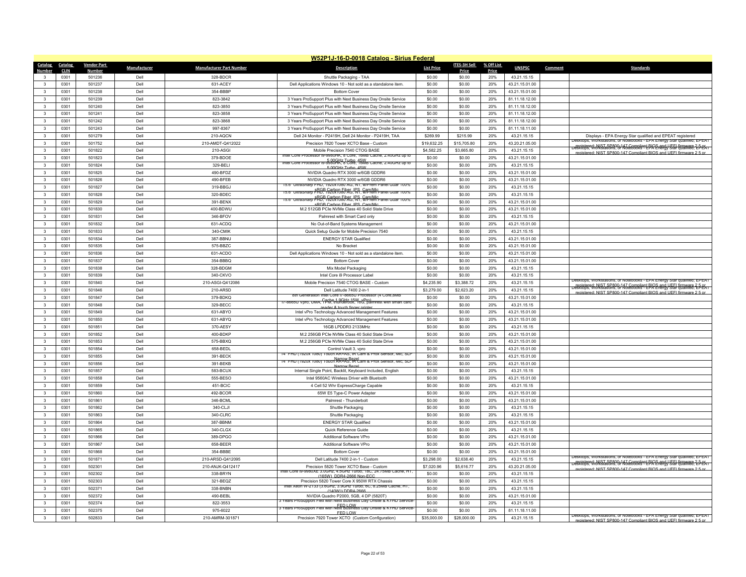## W52P1J-16-D-0018 Catalog - Sirius Federal

| Catalog Number | Catalog CLIN | Vendor Part Number | Manufacturer | Manufacturer Part Number | Description | List Price | ITES-3H Sell Price | % Off List Price | UNSPSC | Comment | Standards |
|---|---|---|---|---|---|---|---|---|---|---|---|
| 3 | 0301 | 501236 | Dell | 328-BDCR | Shuttle Packaging - TAA | $0.00 | $0.00 | 20% | 43.21.15.15 | | |
| 3 | 0301 | 501237 | Dell | 631-ACEY | Dell Applications Windows 10 - Not sold as a standalone item. | $0.00 | $0.00 | 20% | 43.21.15.01.00 | | |
| 3 | 0301 | 501238 | Dell | 354-BBBP | Bottom Cover | $0.00 | $0.00 | 20% | 43.21.15.01.00 | | |
| 3 | 0301 | 501239 | Dell | 823-3842 | 3 Years ProSupport Plus with Next Business Day Onsite Service | $0.00 | $0.00 | 20% | 81.11.18.12.00 | | |
| 3 | 0301 | 501240 | Dell | 823-3850 | 3 Years ProSupport Plus with Next Business Day Onsite Service | $0.00 | $0.00 | 20% | 81.11.18.12.00 | | |
| 3 | 0301 | 501241 | Dell | 823-3858 | 3 Years ProSupport Plus with Next Business Day Onsite Service | $0.00 | $0.00 | 20% | 81.11.18.12.00 | | |
| 3 | 0301 | 501242 | Dell | 823-3868 | 3 Years ProSupport Plus with Next Business Day Onsite Service | $0.00 | $0.00 | 20% | 81.11.18.12.00 | | |
| 3 | 0301 | 501243 | Dell | 997-8367 | 3 Years ProSupport Plus with Next Business Day Onsite Service | $0.00 | $0.00 | 20% | 81.11.18.11.00 | | |
| 3 | 0301 | 501279 | Dell | 210-AQCN | Dell 24 Monitor - P2419H, Dell 24 Monitor - P2419H, TAA | $269.99 | $215.99 | 20% | 43.21.15.15 | | Displays - EPA Energy Star qualified and EPEAT registered |
| 3 | 0301 | 501752 | Dell | 210-AMDT-Q412022 | Precision 7820 Tower XCTO Base - Custom | $19,632.25 | $15,705.80 | 20% | 43.20.21.05.00 | | Desktops, Workstations, or Notebooks - EPA Energy Star qualified; EPEAT registered; NIST SP800-147 Compliant BIOS and UEFI firmware 2.5 or |
| 3 | 0301 | 501822 | Dell | 210-ASGI | Mobile Precision 7540 CTOG BASE | $4,582.25 | $3,665.80 | 20% | 43.21.15.15 | | Desktops, Workstations, or Notebooks - EPA Energy Star qualified; EPEAT registered; NIST SP800-147 Compliant BIOS and UEFI firmware 2.5 or |
| 3 | 0301 | 501823 | Dell | 379-BDOE | Intel Core Processor i9-9980HK, 8 Core, 16MB Cache, 2.40GHz up to 5.00GHz Turbo, 45W | $0.00 | $0.00 | 20% | 43.21.15.01.00 | | |
| 3 | 0301 | 501824 | Dell | 329-BELI | Intel Core Processor i9-9980HK, 8 Core, 16MB Cache, 2.40GHz up to 5.00GHz Turbo, 45W | $0.00 | $0.00 | 20% | 43.21.15.15 | | |
| 3 | 0301 | 501825 | Dell | 490-BFDZ | NVIDIA Quadro RTX 3000 w/6GB GDDR6 | $0.00 | $0.00 | 20% | 43.21.15.01.00 | | |
| 3 | 0301 | 501826 | Dell | 490-BFEB | NVIDIA Quadro RTX 3000 w/6GB GDDR6 | $0.00 | $0.00 | 20% | 43.21.15.01.00 | | |
| 3 | 0301 | 501827 | Dell | 319-BBGJ | 15.6" UltraSharp FHD, 1920x1080 AG, NT, w/Prem Panel Guar 100% sRGB,Carbon Fiber, IPS, Cam/Mic | $0.00 | $0.00 | 20% | 43.21.15.15 | | |
| 3 | 0301 | 501828 | Dell | 320-BDEC | 15.6" UltraSharp FHD, 1920x1080 AG, NT, w/Prem Panel Guar 100% sRGB,Carbon Fiber, IPS, Cam/Mic | $0.00 | $0.00 | 20% | 43.21.15.15 | | |
| 3 | 0301 | 501829 | Dell | 391-BENX | 15.6" UltraSharp FHD, 1920x1080 AG, NT, w/Prem Panel Guar 100% sRGB,Carbon Fiber, IPS, Cam/Mic | $0.00 | $0.00 | 20% | 43.21.15.01.00 | | |
| 3 | 0301 | 501830 | Dell | 400-BDWU | M.2 512GB PCIe NVMe Class 40 Solid State Drive | $0.00 | $0.00 | 20% | 43.21.15.01.00 | | |
| 3 | 0301 | 501831 | Dell | 346-BFOV | Palmrest with Smart Card only | $0.00 | $0.00 | 20% | 43.21.15.15 | | |
| 3 | 0301 | 501832 | Dell | 631-ACDQ | No Out-of-Band Systems Management | $0.00 | $0.00 | 20% | 43.21.15.01.00 | | |
| 3 | 0301 | 501833 | Dell | 340-CMIK | Quick Setup Guide for Mobile Precision 7540 | $0.00 | $0.00 | 20% | 43.21.15.15 | | |
| 3 | 0301 | 501834 | Dell | 387-BBNU | ENERGY STAR Qualified | $0.00 | $0.00 | 20% | 43.21.15.01.00 | | |
| 3 | 0301 | 501835 | Dell | 575-BBZC | No Bracket | $0.00 | $0.00 | 20% | 43.21.15.01.00 | | |
| 3 | 0301 | 501836 | Dell | 631-ACDO | Dell Applications Windows 10 - Not sold as a standalone item. | $0.00 | $0.00 | 20% | 43.21.15.01.00 | | |
| 3 | 0301 | 501837 | Dell | 354-BBBQ | Bottom Cover | $0.00 | $0.00 | 20% | 43.21.15.01.00 | | |
| 3 | 0301 | 501838 | Dell | 328-BDGM | Mix Model Packaging | $0.00 | $0.00 | 20% | 43.21.15.15 | | |
| 3 | 0301 | 501839 | Dell | 340-CKVO | Intel Core i9 Processor Label | $0.00 | $0.00 | 20% | 43.21.15.15 | | |
| 3 | 0301 | 501840 | Dell | 210-ASGI-Q412086 | Mobile Precision 7540 CTOG BASE - Custom | $4,235.90 | $3,388.72 | 20% | 43.21.15.15 | | Desktops, Workstations, or Notebooks - EPA Energy Star qualified; EPEAT registered; NIST SP800-147 Compliant BIOS and UEFI firmware 2.5 or |
| 3 | 0301 | 501846 | Dell | 210-ARSD | Dell Latitude 7400 2-in-1 | $3,279.00 | $2,623.20 | 20% | 43.21.15.15 | | Desktops, Workstations, or Notebooks - EPA Energy Star qualified; EPEAT registered; NIST SP800-147 Compliant BIOS and UEFI firmware 2.5 or |
| 3 | 0301 | 501847 | Dell | 379-BDKQ | 8th Generation Intel Core i7-8665U Processor (4 Core,8MB Cache,1.9GHz,15W, vPro) | $0.00 | $0.00 | 20% | 43.21.15.01.00 | | |
| 3 | 0301 | 501848 | Dell | 329-BECC | i7-8665U vPro, UMA, TPM, thunderbolt, 16G, palmrest with smart card reader & touch finger printer | $0.00 | $0.00 | 20% | 43.21.15.15 | | |
| 3 | 0301 | 501849 | Dell | 631-ABYO | Intel vPro Technology Advanced Management Features | $0.00 | $0.00 | 20% | 43.21.15.01.00 | | |
| 3 | 0301 | 501850 | Dell | 631-ABYQ | Intel vPro Technology Advanced Management Features | $0.00 | $0.00 | 20% | 43.21.15.01.00 | | |
| 3 | 0301 | 501851 | Dell | 370-AESY | 16GB LPDDR3 2133MHz | $0.00 | $0.00 | 20% | 43.21.15.15 | | |
| 3 | 0301 | 501852 | Dell | 400-BDKP | M.2 256GB PCIe NVMe Class 40 Solid State Drive | $0.00 | $0.00 | 20% | 43.21.15.01.00 | | |
| 3 | 0301 | 501853 | Dell | 575-BBXQ | M.2 256GB PCIe NVMe Class 40 Solid State Drive | $0.00 | $0.00 | 20% | 43.21.15.01.00 | | |
| 3 | 0301 | 501854 | Dell | 658-BEDL | Control Vault 3, vpro | $0.00 | $0.00 | 20% | 43.21.15.01.00 | | |
| 3 | 0301 | 501855 | Dell | 391-BECK | 14" FHD (1920x1080) Touch AR+AS, IR Cam & Prox Sensor, Mic, SLP Narrow Bezel | $0.00 | $0.00 | 20% | 43.21.15.01.00 | | |
| 3 | 0301 | 501856 | Dell | 391-BEKB | 14" FHD (1920x1080) Touch AR+AS, IR Cam & Prox Sensor, Mic, SLP Narrow Bezel | $0.00 | $0.00 | 20% | 43.21.15.01.00 | | |
| 3 | 0301 | 501857 | Dell | 583-BCUX | Internal Single Point, Backlit, Keyboard Included, English | $0.00 | $0.00 | 20% | 43.21.15.15 | | |
| 3 | 0301 | 501858 | Dell | 555-BESO | Intel 9560AC Wireless Driver with Bluetooth | $0.00 | $0.00 | 20% | 43.21.15.01.00 | | |
| 3 | 0301 | 501859 | Dell | 451-BCIC | 4 Cell 52 Whr ExpressCharge Capable | $0.00 | $0.00 | 20% | 43.21.15.15 | | |
| 3 | 0301 | 501860 | Dell | 492-BCOR | 65W E5 Type-C Power Adapter | $0.00 | $0.00 | 20% | 43.21.15.01.00 | | |
| 3 | 0301 | 501861 | Dell | 346-BCML | Palmrest - Thunderbolt | $0.00 | $0.00 | 20% | 43.21.15.01.00 | | |
| 3 | 0301 | 501862 | Dell | 340-CLJI | Shuttle Packaging | $0.00 | $0.00 | 20% | 43.21.15.15 | | |
| 3 | 0301 | 501863 | Dell | 340-CLRC | Shuttle Packaging | $0.00 | $0.00 | 20% | 43.21.15.15 | | |
| 3 | 0301 | 501864 | Dell | 387-BBNM | ENERGY STAR Qualified | $0.00 | $0.00 | 20% | 43.21.15.01.00 | | |
| 3 | 0301 | 501865 | Dell | 340-CLGX | Quick Reference Guide | $0.00 | $0.00 | 20% | 43.21.15.15 | | |
| 3 | 0301 | 501866 | Dell | 389-DPGO | Additional Software VPro | $0.00 | $0.00 | 20% | 43.21.15.01.00 | | |
| 3 | 0301 | 501867 | Dell | 658-BEER | Additional Software VPro | $0.00 | $0.00 | 20% | 43.21.15.01.00 | | |
| 3 | 0301 | 501868 | Dell | 354-BBBE | Bottom Cover | $0.00 | $0.00 | 20% | 43.21.15.01.00 | | |
| 3 | 0301 | 501871 | Dell | 210-ARSD-Q412095 | Dell Latitude 7400 2-in-1 - Custom | $3,298.00 | $2,638.40 | 20% | 43.21.15.15 | | Desktops, Workstations, or Notebooks - EPA Energy Star qualified; EPEAT registered; NIST SP800-147 Compliant BIOS and UEFI firmware 2.5 or |
| 3 | 0301 | 502301 | Dell | 210-ANJK-Q412417 | Precision 5820 Tower XCTO Base - Custom | $7,020.96 | $5,616.77 | 20% | 43.20.21.05.00 | | Desktops, Workstations, or Notebooks - EPA Energy Star qualified; EPEAT registered; NIST SP800-147 Compliant BIOS and UEFI firmware 2.5 or |
| 3 | 0301 | 502302 | Dell | 338-BRYN | Intel Core i9-9980XE 3.0GHz, 4.5GHz Turbo, 18C, 24.75MB Cache, HT, (165W) DDR4-2666 Non-ECC | $0.00 | $0.00 | 20% | 43.21.15.15 | | |
| 3 | 0301 | 502303 | Dell | 321-BEQZ | Precision 5820 Tower Core X 950W RTX Chassis | $0.00 | $0.00 | 20% | 43.21.15.15 | | |
| 3 | 0301 | 502371 | Dell | 338-BNBN | Intel Xeon W-2133 (3.6GHz, 3.9GHz Turbo, 6C, 8.25MB Cache, HT, (140W)) DDR4-2666 | $0.00 | $0.00 | 20% | 43.21.15.15 | | |
| 3 | 0301 | 502372 | Dell | 490-BEBL | NVIDIA Quadro P2000, 5GB, 4 DP (5820T) | $0.00 | $0.00 | 20% | 43.21.15.01.00 | | |
| 3 | 0301 | 502374 | Dell | 822-3553 | 3 Years ProSupport Flex with Next Business Day Onsite & KYHD Service-FED LOW | $0.00 | $0.00 | 20% | 43.21.15.15 | | |
| 3 | 0301 | 502375 | Dell | 975-6022 | 3 Years ProSupport Flex with Next Business Day Onsite & KYHD Service-FED LOW | $0.00 | $0.00 | 20% | 81.11.18.11.00 | | |
| 3 | 0301 | 502833 | Dell | 210-AMRM-301871 | Precision 7920 Tower XCTO (Custom Configuration) | $35,000.00 | $28,000.00 | 20% | 43.21.15.15 | | Desktops, Workstations, or Notebooks - EPA Energy Star qualified; EPEAT registered; NIST SP800-147 Compliant BIOS and UEFI firmware 2.5 or |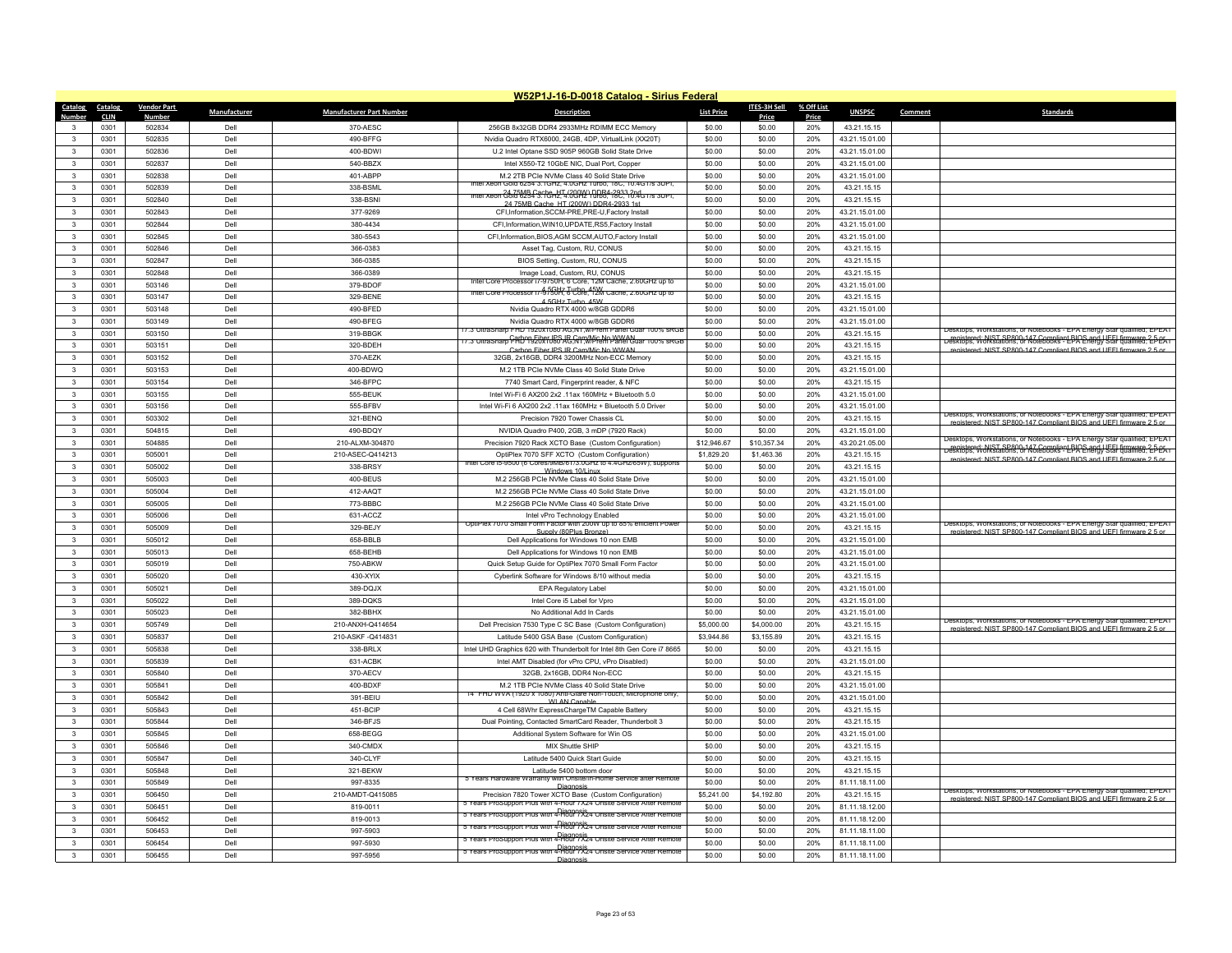# W52P1J-16-D-0018 Catalog - Sirius Federal

| Catalog Number | Catalog CLIN | Vendor Part Number | Manufacturer | Manufacturer Part Number | Description | List Price | ITES-3H Sell Price | % Off List Price | UNSPSC | Comment | Standards |
|---|---|---|---|---|---|---|---|---|---|---|---|
| 3 | 0301 | 502834 | Dell | 370-AESC | 256GB 8x32GB DDR4 2933MHz RDIMM ECC Memory | $0.00 | $0.00 | 20% | 43.21.15.15 | | |
| 3 | 0301 | 502835 | Dell | 490-BFFG | Nvidia Quadro RTX6000, 24GB, 4DP, VirtualLink (XX20T) | $0.00 | $0.00 | 20% | 43.21.15.01.00 | | |
| 3 | 0301 | 502836 | Dell | 400-BDWI | U.2 Intel Optane SSD 905P 960GB Solid State Drive | $0.00 | $0.00 | 20% | 43.21.15.01.00 | | |
| 3 | 0301 | 502837 | Dell | 540-BBZX | Intel X550-T2 10GbE NIC, Dual Port, Copper | $0.00 | $0.00 | 20% | 43.21.15.01.00 | | |
| 3 | 0301 | 502838 | Dell | 401-ABPP | M.2 2TB PCIe NVMe Class 40 Solid State Drive | $0.00 | $0.00 | 20% | 43.21.15.01.00 | | |
| 3 | 0301 | 502839 | Dell | 338-BSML | Intel Xeon Gold 6254 3.1GHz 4.0GHz Turbo, 18C, 10.4GT/s 3UPI, 24.75MB Cache, HT (200W) DDR4-2933 2nd | $0.00 | $0.00 | 20% | 43.21.15.15 | | |
| 3 | 0301 | 502840 | Dell | 338-BSNI | Intel Xeon Gold 6254 3.1GHz 4.0GHz Turbo, 18C, 10.4GT/s 3UPI, 24.75MB Cache, HT (200W) DDR4-2933 1st | $0.00 | $0.00 | 20% | 43.21.15.15 | | |
| 3 | 0301 | 502843 | Dell | 377-9269 | CFI,Information,SCCM-PRE,PRE-U,Factory Install | $0.00 | $0.00 | 20% | 43.21.15.01.00 | | |
| 3 | 0301 | 502844 | Dell | 380-4434 | CFI,Information,WIN10,UPDATE,RS5,Factory Install | $0.00 | $0.00 | 20% | 43.21.15.01.00 | | |
| 3 | 0301 | 502845 | Dell | 380-5543 | CFI,Information,BIOS,AGM SCCM,AUTO,Factory Install | $0.00 | $0.00 | 20% | 43.21.15.01.00 | | |
| 3 | 0301 | 502846 | Dell | 366-0383 | Asset Tag, Custom, RU, CONUS | $0.00 | $0.00 | 20% | 43.21.15.15 | | |
| 3 | 0301 | 502847 | Dell | 366-0385 | BIOS Setting, Custom, RU, CONUS | $0.00 | $0.00 | 20% | 43.21.15.15 | | |
| 3 | 0301 | 502848 | Dell | 366-0389 | Image Load, Custom, RU, CONUS | $0.00 | $0.00 | 20% | 43.21.15.15 | | |
| 3 | 0301 | 503146 | Dell | 379-BDOF | Intel Core Processor i7-9750H, 6 Core, 12M Cache, 2.60GHz up to 4.5GHz Turbo, 45W | $0.00 | $0.00 | 20% | 43.21.15.01.00 | | |
| 3 | 0301 | 503147 | Dell | 329-BENE | Intel Core Processor i7-9750H, 6 Core, 12M Cache, 2.60GHz up to 4.5GHz Turbo, 45W | $0.00 | $0.00 | 20% | 43.21.15.15 | | |
| 3 | 0301 | 503148 | Dell | 490-BFED | Nvidia Quadro RTX 4000 w/8GB GDDR6 | $0.00 | $0.00 | 20% | 43.21.15.01.00 | | |
| 3 | 0301 | 503149 | Dell | 490-BFEG | Nvidia Quadro RTX 4000 w/8GB GDDR6 | $0.00 | $0.00 | 20% | 43.21.15.01.00 | | |
| 3 | 0301 | 503150 | Dell | 319-BBGK | 17.3 UltraSharp FHD 1920x1080 AG,NT,w/Prem Panel Guar 100% sRGB Carbon Fiber IPS IR Cam/Mic No WWAN | $0.00 | $0.00 | 20% | 43.21.15.15 | | Desktops, Workstations, or Notebooks - EPA Energy Star qualified; EPEAT registered; NIST SP800-147 Compliant BIOS and UEFI firmware 2.5 or |
| 3 | 0301 | 503151 | Dell | 320-BDEH | 17.3 UltraSharp FHD 1920x1080 AG,NT,w/Prem Panel Guar 100% sRGB Carbon Fiber IPS IR Cam/Mic No WWAN | $0.00 | $0.00 | 20% | 43.21.15.15 | | Desktops, Workstations, or Notebooks - EPA Energy Star qualified; EPEAT registered; NIST SP800-147 Compliant BIOS and UEFI firmware 2.5 or |
| 3 | 0301 | 503152 | Dell | 370-AEZK | 32GB, 2x16GB, DDR4 3200MHz Non-ECC Memory | $0.00 | $0.00 | 20% | 43.21.15.15 | | |
| 3 | 0301 | 503153 | Dell | 400-BDWQ | M.2 1TB PCIe NVMe Class 40 Solid State Drive | $0.00 | $0.00 | 20% | 43.21.15.01.00 | | |
| 3 | 0301 | 503154 | Dell | 346-BFPC | 7740 Smart Card, Fingerprint reader, & NFC | $0.00 | $0.00 | 20% | 43.21.15.15 | | |
| 3 | 0301 | 503155 | Dell | 555-BEUK | Intel Wi-Fi 6 AX200 2x2 .11ax 160MHz + Bluetooth 5.0 | $0.00 | $0.00 | 20% | 43.21.15.01.00 | | |
| 3 | 0301 | 503156 | Dell | 555-BFBV | Intel Wi-Fi 6 AX200 2x2 .11ax 160MHz + Bluetooth 5.0 Driver | $0.00 | $0.00 | 20% | 43.21.15.01.00 | | |
| 3 | 0301 | 503302 | Dell | 321-BENQ | Precision 7920 Tower Chassis CL | $0.00 | $0.00 | 20% | 43.21.15.15 | | Desktops, Workstations, or Notebooks - EPA Energy Star qualified; EPEAT registered; NIST SP800-147 Compliant BIOS and UEFI firmware 2.5 or |
| 3 | 0301 | 504815 | Dell | 490-BDQY | NVIDIA Quadro P400, 2GB, 3 mDP (7920 Rack) | $0.00 | $0.00 | 20% | 43.21.15.01.00 | | |
| 3 | 0301 | 504885 | Dell | 210-ALXM-304870 | Precision 7920 Rack XCTO Base (Custom Configuration) | $12,946.67 | $10,357.34 | 20% | 43.20.21.05.00 | | Desktops, Workstations, or Notebooks - EPA Energy Star qualified; EPEAT registered; NIST SP800-147 Compliant BIOS and UEFI firmware 2.5 or |
| 3 | 0301 | 505001 | Dell | 210-ASEC-Q414213 | OptiPlex 7070 SFF XCTO (Custom Configuration) | $1,829.20 | $1,463.36 | 20% | 43.21.15.15 | | Desktops, Workstations, or Notebooks - EPA Energy Star qualified; EPEAT registered; NIST SP800-147 Compliant BIOS and UEFI firmware 2.5 or |
| 3 | 0301 | 505002 | Dell | 338-BRSY | Intel Core i5-9500 (6 Cores/9MB/6T/3.0GHz to 4.4GHz/65W); supports Windows 10/Linux | $0.00 | $0.00 | 20% | 43.21.15.15 | | |
| 3 | 0301 | 505003 | Dell | 400-BEUS | M.2 256GB PCIe NVMe Class 40 Solid State Drive | $0.00 | $0.00 | 20% | 43.21.15.01.00 | | |
| 3 | 0301 | 505004 | Dell | 412-AAQT | M.2 256GB PCIe NVMe Class 40 Solid State Drive | $0.00 | $0.00 | 20% | 43.21.15.01.00 | | |
| 3 | 0301 | 505005 | Dell | 773-BBBC | M.2 256GB PCIe NVMe Class 40 Solid State Drive | $0.00 | $0.00 | 20% | 43.21.15.01.00 | | |
| 3 | 0301 | 505006 | Dell | 631-ACCZ | Intel vPro Technology Enabled | $0.00 | $0.00 | 20% | 43.21.15.01.00 | | |
| 3 | 0301 | 505009 | Dell | 329-BEJY | OptiPlex 7070 Small Form Factor with 200W up to 85% efficient Power Supply (80Plus Bronze) | $0.00 | $0.00 | 20% | 43.21.15.15 | | Desktops, Workstations, or Notebooks - EPA Energy Star qualified; EPEAT registered; NIST SP800-147 Compliant BIOS and UEFI firmware 2.5 or |
| 3 | 0301 | 505012 | Dell | 658-BBLB | Dell Applications for Windows 10 non EMB | $0.00 | $0.00 | 20% | 43.21.15.01.00 | | |
| 3 | 0301 | 505013 | Dell | 658-BEHB | Dell Applications for Windows 10 non EMB | $0.00 | $0.00 | 20% | 43.21.15.01.00 | | |
| 3 | 0301 | 505019 | Dell | 750-ABKW | Quick Setup Guide for OptiPlex 7070 Small Form Factor | $0.00 | $0.00 | 20% | 43.21.15.01.00 | | |
| 3 | 0301 | 505020 | Dell | 430-XYIX | Cyberlink Software for Windows 8/10 without media | $0.00 | $0.00 | 20% | 43.21.15.15 | | |
| 3 | 0301 | 505021 | Dell | 389-DQJX | EPA Regulatory Label | $0.00 | $0.00 | 20% | 43.21.15.01.00 | | |
| 3 | 0301 | 505022 | Dell | 389-DQKS | Intel Core i5 Label for Vpro | $0.00 | $0.00 | 20% | 43.21.15.01.00 | | |
| 3 | 0301 | 505023 | Dell | 382-BBHX | No Additional Add In Cards | $0.00 | $0.00 | 20% | 43.21.15.01.00 | | |
| 3 | 0301 | 505749 | Dell | 210-ANXH-Q414654 | Dell Precision 7530 Type C SC Base (Custom Configuration) | $5,000.00 | $4,000.00 | 20% | 43.21.15.15 | | Desktops, Workstations, or Notebooks - EPA Energy Star qualified; EPEAT registered; NIST SP800-147 Compliant BIOS and UEFI firmware 2.5 or |
| 3 | 0301 | 505837 | Dell | 210-ASKF -Q414831 | Latitude 5400 GSA Base (Custom Configuration) | $3,944.86 | $3,155.89 | 20% | 43.21.15.15 | | |
| 3 | 0301 | 505838 | Dell | 338-BRLX | Intel UHD Graphics 620 with Thunderbolt for Intel 8th Gen Core i7 8665 | $0.00 | $0.00 | 20% | 43.21.15.15 | | |
| 3 | 0301 | 505839 | Dell | 631-ACBK | Intel AMT Disabled (for vPro CPU, vPro Disabled) | $0.00 | $0.00 | 20% | 43.21.15.01.00 | | |
| 3 | 0301 | 505840 | Dell | 370-AECV | 32GB, 2x16GB, DDR4 Non-ECC | $0.00 | $0.00 | 20% | 43.21.15.15 | | |
| 3 | 0301 | 505841 | Dell | 400-BDXF | M.2 1TB PCIe NVMe Class 40 Solid State Drive | $0.00 | $0.00 | 20% | 43.21.15.01.00 | | |
| 3 | 0301 | 505842 | Dell | 391-BEIU | 14" FHD WVA (1920 x 1080) Anti-Glare Non-Touch, Microphone only, WLAN Capable | $0.00 | $0.00 | 20% | 43.21.15.01.00 | | |
| 3 | 0301 | 505843 | Dell | 451-BCIP | 4 Cell 68Whr ExpressChargeTM Capable Battery | $0.00 | $0.00 | 20% | 43.21.15.15 | | |
| 3 | 0301 | 505844 | Dell | 346-BFJS | Dual Pointing, Contacted SmartCard Reader, Thunderbolt 3 | $0.00 | $0.00 | 20% | 43.21.15.15 | | |
| 3 | 0301 | 505845 | Dell | 658-BEGG | Additional System Software for Win OS | $0.00 | $0.00 | 20% | 43.21.15.01.00 | | |
| 3 | 0301 | 505846 | Dell | 340-CMDX | MIX Shuttle SHIP | $0.00 | $0.00 | 20% | 43.21.15.15 | | |
| 3 | 0301 | 505847 | Dell | 340-CLYF | Latitude 5400 Quick Start Guide | $0.00 | $0.00 | 20% | 43.21.15.15 | | |
| 3 | 0301 | 505848 | Dell | 321-BEKW | Latitude 5400 bottom door | $0.00 | $0.00 | 20% | 43.21.15.15 | | |
| 3 | 0301 | 505849 | Dell | 997-8335 | 5 Years Hardware Warranty with Onsite/In-Home Service after Remote Diagnosis | $0.00 | $0.00 | 20% | 81.11.18.11.00 | | |
| 3 | 0301 | 506450 | Dell | 210-AMDT-Q415085 | Precision 7820 Tower XCTO Base (Custom Configuration) | $5,241.00 | $4,192.80 | 20% | 43.21.15.15 | | Desktops, Workstations, or Notebooks - EPA Energy Star qualified; EPEAT registered; NIST SP800-147 Compliant BIOS and UEFI firmware 2.5 or |
| 3 | 0301 | 506451 | Dell | 819-0011 | 5 Years ProSupport Plus with 4-Hour 7X24 Onsite Service After Remote Diagnosis | $0.00 | $0.00 | 20% | 81.11.18.12.00 | | |
| 3 | 0301 | 506452 | Dell | 819-0013 | 5 Years ProSupport Plus with 4-Hour 7X24 Onsite Service After Remote Diagnosis | $0.00 | $0.00 | 20% | 81.11.18.12.00 | | |
| 3 | 0301 | 506453 | Dell | 997-5903 | 5 Years ProSupport Plus with 4-Hour 7X24 Onsite Service After Remote Diagnosis | $0.00 | $0.00 | 20% | 81.11.18.11.00 | | |
| 3 | 0301 | 506454 | Dell | 997-5930 | 5 Years ProSupport Plus with 4-Hour 7X24 Onsite Service After Remote Diagnosis | $0.00 | $0.00 | 20% | 81.11.18.11.00 | | |
| 3 | 0301 | 506455 | Dell | 997-5956 | 5 Years ProSupport Plus with 4-Hour 7X24 Onsite Service After Remote Diagnosis | $0.00 | $0.00 | 20% | 81.11.18.11.00 | | |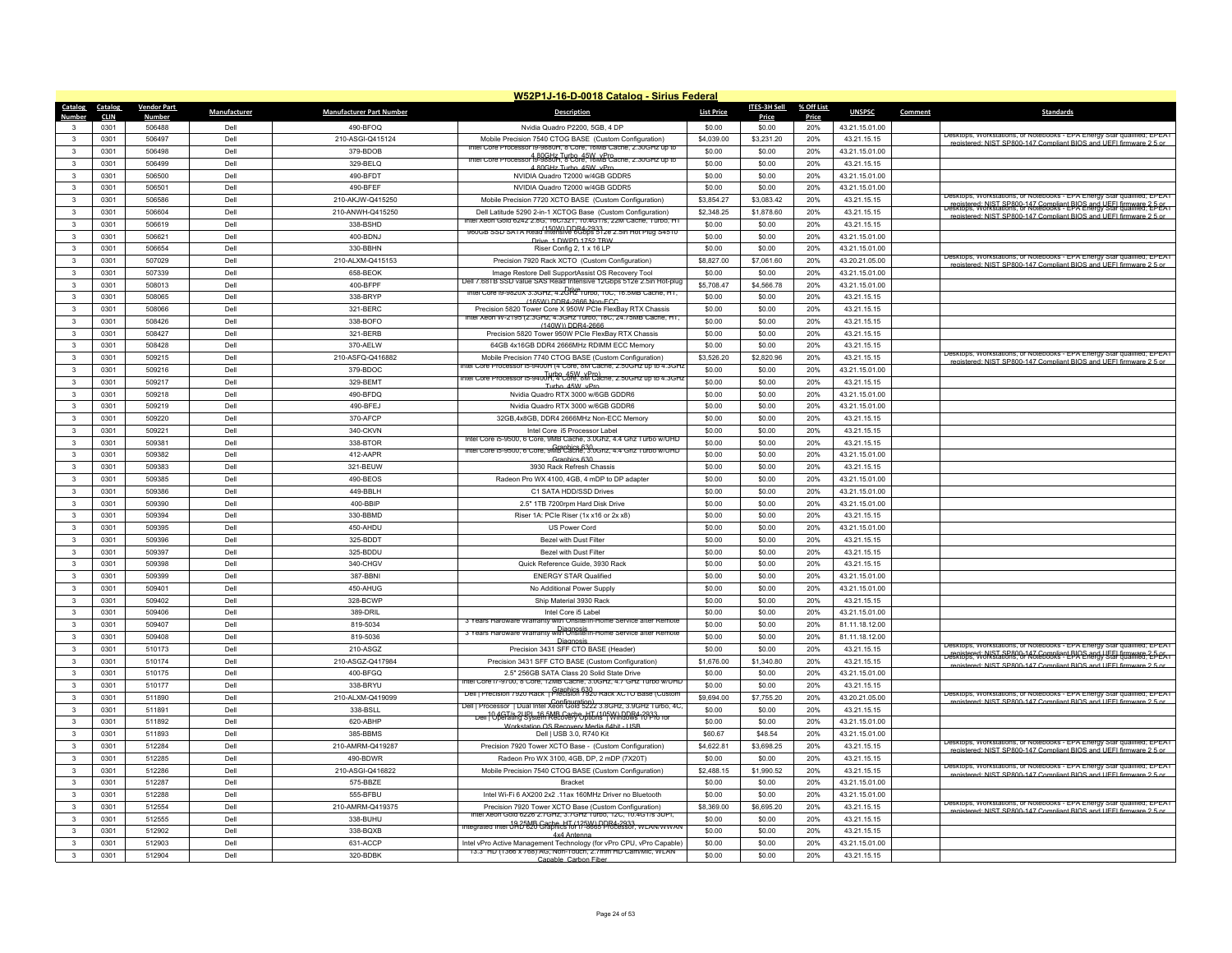## W52P1J-16-D-0018 Catalog - Sirius Federal

| Catalog Number | Catalog CLIN | Vendor Part Number | Manufacturer | Manufacturer Part Number | Description | List Price | ITES-3H Sell Price | % Off List Price | UNSPSC | Comment | Standards |
|---|---|---|---|---|---|---|---|---|---|---|---|
| 3 | 0301 | 506488 | Dell | 490-BFOQ | Nvidia Quadro P2200, 5GB, 4 DP | $0.00 | $0.00 | 20% | 43.21.15.01.00 | | |
| 3 | 0301 | 506497 | Dell | 210-ASGI-Q415124 | Mobile Precision 7540 CTOG BASE (Custom Configuration) | $4,039.00 | $3,231.20 | 20% | 43.21.15.15 | | Desktops, Workstations, or Notebooks - EPA Energy Star qualified; EPEAT registered; NIST SP800-147 Compliant BIOS and UEFI firmware 2.5 or |
| 3 | 0301 | 506498 | Dell | 379-BDOB | Intel Core Processor i9-9880H, 8 Core, 16MB Cache, 2.30GHz up to 4.80GHz Turbo, 45W, vPro | $0.00 | $0.00 | 20% | 43.21.15.01.00 | | |
| 3 | 0301 | 506499 | Dell | 329-BELQ | Intel Core Processor i9-9880H, 8 Core, 16MB Cache, 2.30GHz up to 4.80GHz Turbo, 45W, vPro | $0.00 | $0.00 | 20% | 43.21.15.15 | | |
| 3 | 0301 | 506500 | Dell | 490-BFDT | NVIDIA Quadro T2000 w/4GB GDDR5 | $0.00 | $0.00 | 20% | 43.21.15.01.00 | | |
| 3 | 0301 | 506501 | Dell | 490-BFEF | NVIDIA Quadro T2000 w/4GB GDDR5 | $0.00 | $0.00 | 20% | 43.21.15.01.00 | | |
| 3 | 0301 | 506586 | Dell | 210-AKJW-Q415250 | Mobile Precision 7720 XCTO BASE (Custom Configuration) | $3,854.27 | $3,083.42 | 20% | 43.21.15.15 | | Desktops, Workstations, or Notebooks - EPA Energy Star qualified; EPEAT registered; NIST SP800-147 Compliant BIOS and UEFI firmware 2.5 or |
| 3 | 0301 | 506604 | Dell | 210-ANWH-Q415250 | Dell Latitude 5290 2-in-1 XCTOG Base (Custom Configuration) | $2,348.25 | $1,878.60 | 20% | 43.21.15.15 | | Desktops, Workstations, or Notebooks - EPA Energy Star qualified; EPEAT registered; NIST SP800-147 Compliant BIOS and UEFI firmware 2.5 or |
| 3 | 0301 | 506619 | Dell | 338-BSHD | Intel Xeon Gold 6242 2.8G, 16C/32T, 10.4GT/s, 22M Cache, Turbo, HT (150W) DDR4-2933 | $0.00 | $0.00 | 20% | 43.21.15.15 | | |
| 3 | 0301 | 506621 | Dell | 400-BDNJ | 960GB SSD SATA Read Intensive 6Gbps 512e 2.5in Hot Plug S4510 Drive, 1 DWPD,1752 TBW | $0.00 | $0.00 | 20% | 43.21.15.01.00 | | |
| 3 | 0301 | 506654 | Dell | 330-BBHN | Riser Config 2, 1 x 16 LP | $0.00 | $0.00 | 20% | 43.21.15.01.00 | | |
| 3 | 0301 | 507029 | Dell | 210-ALXM-Q415153 | Precision 7920 Rack XCTO (Custom Configuration) | $8,827.00 | $7,061.60 | 20% | 43.20.21.05.00 | | Desktops, Workstations, or Notebooks - EPA Energy Star qualified; EPEAT registered; NIST SP800-147 Compliant BIOS and UEFI firmware 2.5 or |
| 3 | 0301 | 507339 | Dell | 658-BEOK | Image Restore Dell SupportAssist OS Recovery Tool | $0.00 | $0.00 | 20% | 43.21.15.01.00 | | |
| 3 | 0301 | 508013 | Dell | 400-BFPF | Dell 7.68TB SSD value SAS Read Intensive 12Gbps 512e 2.5in Hot-plug Drive | $5,708.47 | $4,566.78 | 20% | 43.21.15.01.00 | | |
| 3 | 0301 | 508065 | Dell | 338-BRYP | Intel Core i9-9820X 3.3GHz, 4.2GHz Turbo, 10C, 16.5MB Cache, HT, (165W) DDR4-2666 Non-ECC | $0.00 | $0.00 | 20% | 43.21.15.15 | | |
| 3 | 0301 | 508066 | Dell | 321-BERC | Precision 5820 Tower Core X 950W PCIe FlexBay RTX Chassis | $0.00 | $0.00 | 20% | 43.21.15.15 | | |
| 3 | 0301 | 508426 | Dell | 338-BOFO | Intel Xeon W-2195 (2.3GHz, 4.3GHz Turbo, 18C, 24.75MB Cache, HT, (140W)) DDR4-2666 | $0.00 | $0.00 | 20% | 43.21.15.15 | | |
| 3 | 0301 | 508427 | Dell | 321-BERB | Precision 5820 Tower 950W PCIe FlexBay RTX Chassis | $0.00 | $0.00 | 20% | 43.21.15.15 | | |
| 3 | 0301 | 508428 | Dell | 370-AELW | 64GB 4x16GB DDR4 2666MHz RDIMM ECC Memory | $0.00 | $0.00 | 20% | 43.21.15.15 | | |
| 3 | 0301 | 509215 | Dell | 210-ASFQ-Q416882 | Mobile Precision 7740 CTOG BASE (Custom Configuration) | $3,526.20 | $2,820.96 | 20% | 43.21.15.15 | | Desktops, Workstations, or Notebooks - EPA Energy Star qualified; EPEAT registered; NIST SP800-147 Compliant BIOS and UEFI firmware 2.5 or |
| 3 | 0301 | 509216 | Dell | 379-BDOC | Intel Core Processor i5-9400H (4 Core, 8M Cache, 2.50GHz up to 4.3GHz Turbo, 45W, vPro) | $0.00 | $0.00 | 20% | 43.21.15.01.00 | | |
| 3 | 0301 | 509217 | Dell | 329-BEMT | Intel Core Processor i5-9400H, 4 Core, 8M Cache, 2.50GHz up to 4.3GHz Turbo, 45W, vPro | $0.00 | $0.00 | 20% | 43.21.15.15 | | |
| 3 | 0301 | 509218 | Dell | 490-BFDQ | Nvidia Quadro RTX 3000 w/6GB GDDR6 | $0.00 | $0.00 | 20% | 43.21.15.01.00 | | |
| 3 | 0301 | 509219 | Dell | 490-BFEJ | Nvidia Quadro RTX 3000 w/6GB GDDR6 | $0.00 | $0.00 | 20% | 43.21.15.01.00 | | |
| 3 | 0301 | 509220 | Dell | 370-AFCP | 32GB,4x8GB, DDR4 2666MHz Non-ECC Memory | $0.00 | $0.00 | 20% | 43.21.15.15 | | |
| 3 | 0301 | 509221 | Dell | 340-CKVN | Intel Core i5 Processor Label | $0.00 | $0.00 | 20% | 43.21.15.15 | | |
| 3 | 0301 | 509381 | Dell | 338-BTOR | Intel Core i5-9500, 6 Core, 9MB Cache, 3.0GHz, 4.4 Ghz Turbo w/UHD Graphics 630 | $0.00 | $0.00 | 20% | 43.21.15.15 | | |
| 3 | 0301 | 509382 | Dell | 412-AAPR | Intel Core i5-9500, 6 Core, 9MB Cache, 3.0GHz, 4.4 Ghz Turbo w/UHD Graphics 630 | $0.00 | $0.00 | 20% | 43.21.15.01.00 | | |
| 3 | 0301 | 509383 | Dell | 321-BEUW | 3930 Rack Refresh Chassis | $0.00 | $0.00 | 20% | 43.21.15.15 | | |
| 3 | 0301 | 509385 | Dell | 490-BEOS | Radeon Pro WX 4100, 4GB, 4 mDP to DP adapter | $0.00 | $0.00 | 20% | 43.21.15.01.00 | | |
| 3 | 0301 | 509386 | Dell | 449-BBLH | C1 SATA HDD/SSD Drives | $0.00 | $0.00 | 20% | 43.21.15.01.00 | | |
| 3 | 0301 | 509390 | Dell | 400-BBIP | 2.5" 1TB 7200rpm Hard Disk Drive | $0.00 | $0.00 | 20% | 43.21.15.01.00 | | |
| 3 | 0301 | 509394 | Dell | 330-BBMD | Riser 1A: PCIe Riser (1x x16 or 2x x8) | $0.00 | $0.00 | 20% | 43.21.15.15 | | |
| 3 | 0301 | 509395 | Dell | 450-AHDU | US Power Cord | $0.00 | $0.00 | 20% | 43.21.15.01.00 | | |
| 3 | 0301 | 509396 | Dell | 325-BDDT | Bezel with Dust Filter | $0.00 | $0.00 | 20% | 43.21.15.15 | | |
| 3 | 0301 | 509397 | Dell | 325-BDDU | Bezel with Dust Filter | $0.00 | $0.00 | 20% | 43.21.15.15 | | |
| 3 | 0301 | 509398 | Dell | 340-CHGV | Quick Reference Guide, 3930 Rack | $0.00 | $0.00 | 20% | 43.21.15.15 | | |
| 3 | 0301 | 509399 | Dell | 387-BBNI | ENERGY STAR Qualified | $0.00 | $0.00 | 20% | 43.21.15.01.00 | | |
| 3 | 0301 | 509401 | Dell | 450-AHUG | No Additional Power Supply | $0.00 | $0.00 | 20% | 43.21.15.01.00 | | |
| 3 | 0301 | 509402 | Dell | 328-BCWP | Ship Material 3930 Rack | $0.00 | $0.00 | 20% | 43.21.15.15 | | |
| 3 | 0301 | 509406 | Dell | 389-DRIL | Intel Core i5 Label | $0.00 | $0.00 | 20% | 43.21.15.01.00 | | |
| 3 | 0301 | 509407 | Dell | 819-5034 | 3 Years Hardware Warranty with Onsite/In-Home Service after Remote Diagnosis | $0.00 | $0.00 | 20% | 81.11.18.12.00 | | |
| 3 | 0301 | 509408 | Dell | 819-5036 | 3 Years Hardware Warranty with Onsite/In-Home Service after Remote Diagnosis | $0.00 | $0.00 | 20% | 81.11.18.12.00 | | |
| 3 | 0301 | 510173 | Dell | 210-ASGZ | Precision 3431 SFF CTO BASE (Header) | $0.00 | $0.00 | 20% | 43.21.15.15 | | Desktops, Workstations, or Notebooks - EPA Energy Star qualified; EPEAT registered; NIST SP800-147 Compliant BIOS and UEFI firmware 2.5 or |
| 3 | 0301 | 510174 | Dell | 210-ASGZ-Q417984 | Precision 3431 SFF CTO BASE (Custom Configuration) | $1,676.00 | $1,340.80 | 20% | 43.21.15.15 | | Desktops, Workstations, or Notebooks - EPA Energy Star qualified; EPEAT registered; NIST SP800-147 Compliant BIOS and UEFI firmware 2.5 or |
| 3 | 0301 | 510175 | Dell | 400-BFGQ | 2.5" 256GB SATA Class 20 Solid State Drive | $0.00 | $0.00 | 20% | 43.21.15.01.00 | | |
| 3 | 0301 | 510177 | Dell | 338-BRYU | Intel Core i7-9700, 8 Core, 12MB Cache, 3.0GHz, 4.7 GHz Turbo w/UHD Graphics 630 | $0.00 | $0.00 | 20% | 43.21.15.15 | | |
| 3 | 0301 | 511890 | Dell | 210-ALXM-Q419099 | Dell \| Precision 7920 Rack \| Precision 7920 Rack XCTO Base (Custom Configuration) | $9,694.00 | $7,755.20 | 20% | 43.20.21.05.00 | | Desktops, Workstations, or Notebooks - EPA Energy Star qualified; EPEAT registered; NIST SP800-147 Compliant BIOS and UEFI firmware 2.5 or |
| 3 | 0301 | 511891 | Dell | 338-BSLL | Dell \| Processor \| Dual Intel Xeon Gold 5222 3.8GHz, 3.9GHz Turbo, 4C, 10.4GT/s 2UPI, 16.5MB Cache, HT (105W) DDR4-2933 | $0.00 | $0.00 | 20% | 43.21.15.15 | | |
| 3 | 0301 | 511892 | Dell | 620-ABHP | Dell \| Operating System Recovery Options \| Windows 10 Pro for Workstation OS Recovery Media 64bit - USB | $0.00 | $0.00 | 20% | 43.21.15.01.00 | | |
| 3 | 0301 | 511893 | Dell | 385-BBMS | Dell \| USB 3.0, R740 Kit | $60.67 | $48.54 | 20% | 43.21.15.01.00 | | |
| 3 | 0301 | 512284 | Dell | 210-AMRM-Q419287 | Precision 7920 Tower XCTO Base - (Custom Configuration) | $4,622.81 | $3,698.25 | 20% | 43.21.15.15 | | Desktops, Workstations, or Notebooks - EPA Energy Star qualified; EPEAT registered; NIST SP800-147 Compliant BIOS and UEFI firmware 2.5 or |
| 3 | 0301 | 512285 | Dell | 490-BDWR | Radeon Pro WX 3100, 4GB, DP, 2 mDP (7X20T) | $0.00 | $0.00 | 20% | 43.21.15.15 | | |
| 3 | 0301 | 512286 | Dell | 210-ASGI-Q416822 | Mobile Precision 7540 CTOG BASE (Custom Configuration) | $2,488.15 | $1,990.52 | 20% | 43.21.15.15 | | Desktops, Workstations, or Notebooks - EPA Energy Star qualified; EPEAT registered; NIST SP800-147 Compliant BIOS and UEFI firmware 2.5 or |
| 3 | 0301 | 512287 | Dell | 575-BBZE | Bracket | $0.00 | $0.00 | 20% | 43.21.15.01.00 | | |
| 3 | 0301 | 512288 | Dell | 555-BFBU | Intel Wi-Fi 6 AX200 2x2 .11ax 160MHz Driver no Bluetooth | $0.00 | $0.00 | 20% | 43.21.15.01.00 | | |
| 3 | 0301 | 512554 | Dell | 210-AMRM-Q419375 | Precision 7920 Tower XCTO Base (Custom Configuration) | $8,369.00 | $6,695.20 | 20% | 43.21.15.15 | | Desktops, Workstations, or Notebooks - EPA Energy Star qualified; EPEAT registered; NIST SP800-147 Compliant BIOS and UEFI firmware 2.5 or |
| 3 | 0301 | 512555 | Dell | 338-BUHU | Intel Xeon Gold 6226 2.7GHz, 3.7GHz Turbo, 12C, 10.4GT/s 3UPI, 19.25MB Cache, HT (125W) DDR4-2933 | $0.00 | $0.00 | 20% | 43.21.15.15 | | |
| 3 | 0301 | 512902 | Dell | 338-BQXB | Integrated Intel UHD 620 Graphics for i7-8665 Processor, WLAN/WWAN 4x4 Antenna | $0.00 | $0.00 | 20% | 43.21.15.15 | | |
| 3 | 0301 | 512903 | Dell | 631-ACCP | Intel vPro Active Management Technology (for vPro CPU, vPro Capable) | $0.00 | $0.00 | 20% | 43.21.15.01.00 | | |
| 3 | 0301 | 512904 | Dell | 320-BDBK | 13.3" HD (1366 x 768) AG, Non-Touch, 2.7mm HD Cam/Mic, WLAN Capable, Carbon Fiber | $0.00 | $0.00 | 20% | 43.21.15.15 | | |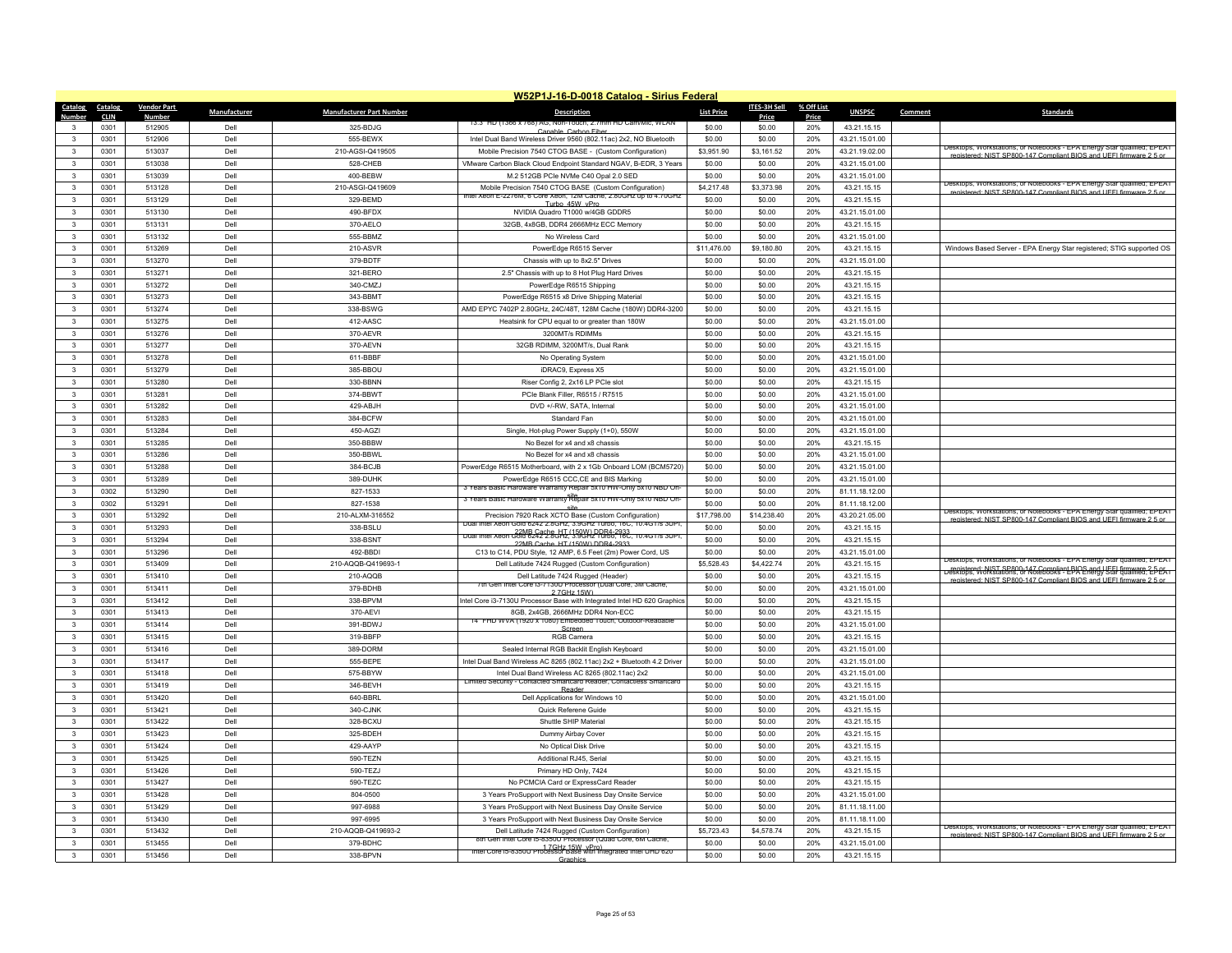# W52P1J-16-D-0018 Catalog - Sirius Federal

| Catalog Number | Catalog CLIN | Vendor Part Number | Manufacturer | Manufacturer Part Number | Description | List Price | ITES-3H Sell Price | % Off List Price | UNSPSC | Comment | Standards |
|---|---|---|---|---|---|---|---|---|---|---|---|
| 3 | 0301 | 512905 | Dell | 325-BDJG | 13.3" HD (1366 x 768) AG, Non-Touch, 2.7mm HD Cam/Mic, WLAN Capable, Carbon Fiber | $0.00 | $0.00 | 20% | 43.21.15.15 | | |
| 3 | 0301 | 512906 | Dell | 555-BEWX | Intel Dual Band Wireless Driver 9560 (802.11ac) 2x2, NO Bluetooth | $0.00 | $0.00 | 20% | 43.21.15.01.00 | | |
| 3 | 0301 | 513037 | Dell | 210-AGSI-Q419505 | Mobile Precision 7540 CTOG BASE - (Custom Configuration) | $3,951.90 | $3,161.52 | 20% | 43.21.19.02.00 | | Desktops, Workstations, or Notebooks - EPA Energy Star qualified; EPEAT registered; NIST SP800-147 Compliant BIOS and UEFI firmware 2.5 or |
| 3 | 0301 | 513038 | Dell | 528-CHEB | VMware Carbon Black Cloud Endpoint Standard NGAV, B-EDR, 3 Years | $0.00 | $0.00 | 20% | 43.21.15.01.00 | | |
| 3 | 0301 | 513039 | Dell | 400-BEBW | M.2 512GB PCIe NVMe C40 Opal 2.0 SED | $0.00 | $0.00 | 20% | 43.21.15.01.00 | | |
| 3 | 0301 | 513128 | Dell | 210-ASGI-Q419609 | Mobile Precision 7540 CTOG BASE (Custom Configuration) | $4,217.48 | $3,373.98 | 20% | 43.21.15.15 | | Desktops, Workstations, or Notebooks - EPA Energy Star qualified; EPEAT registered; NIST SP800-147 Compliant BIOS and UEFI firmware 2.5 or |
| 3 | 0301 | 513129 | Dell | 329-BEMD | Intel Xeon E-2276M, 6 Core Xeon, 12M Cache, 2.80GHz up to 4.70GHz Turbo, 45W, vPro | $0.00 | $0.00 | 20% | 43.21.15.15 | | |
| 3 | 0301 | 513130 | Dell | 490-BFDX | NVIDIA Quadro T1000 w/4GB GDDR5 | $0.00 | $0.00 | 20% | 43.21.15.01.00 | | |
| 3 | 0301 | 513131 | Dell | 370-AELO | 32GB, 4x8GB, DDR4 2666MHz ECC Memory | $0.00 | $0.00 | 20% | 43.21.15.15 | | |
| 3 | 0301 | 513132 | Dell | 555-BBMZ | No Wireless Card | $0.00 | $0.00 | 20% | 43.21.15.01.00 | | |
| 3 | 0301 | 513269 | Dell | 210-ASVR | PowerEdge R6515 Server | $11,476.00 | $9,180.80 | 20% | 43.21.15.15 | | Windows Based Server - EPA Energy Star registered; STIG supported OS |
| 3 | 0301 | 513270 | Dell | 379-BDTF | Chassis with up to 8x2.5" Drives | $0.00 | $0.00 | 20% | 43.21.15.01.00 | | |
| 3 | 0301 | 513271 | Dell | 321-BERO | 2.5" Chassis with up to 8 Hot Plug Hard Drives | $0.00 | $0.00 | 20% | 43.21.15.15 | | |
| 3 | 0301 | 513272 | Dell | 340-CMZJ | PowerEdge R6515 Shipping | $0.00 | $0.00 | 20% | 43.21.15.15 | | |
| 3 | 0301 | 513273 | Dell | 343-BBMT | PowerEdge R6515 x8 Drive Shipping Material | $0.00 | $0.00 | 20% | 43.21.15.15 | | |
| 3 | 0301 | 513274 | Dell | 338-BSWG | AMD EPYC 7402P 2.80GHz, 24C/48T, 128M Cache (180W) DDR4-3200 | $0.00 | $0.00 | 20% | 43.21.15.15 | | |
| 3 | 0301 | 513275 | Dell | 412-AASC | Heatsink for CPU equal to or greater than 180W | $0.00 | $0.00 | 20% | 43.21.15.01.00 | | |
| 3 | 0301 | 513276 | Dell | 370-AEVR | 3200MT/s RDIMMs | $0.00 | $0.00 | 20% | 43.21.15.15 | | |
| 3 | 0301 | 513277 | Dell | 370-AEVN | 32GB RDIMM, 3200MT/s, Dual Rank | $0.00 | $0.00 | 20% | 43.21.15.15 | | |
| 3 | 0301 | 513278 | Dell | 611-BBBF | No Operating System | $0.00 | $0.00 | 20% | 43.21.15.01.00 | | |
| 3 | 0301 | 513279 | Dell | 385-BBOU | iDRAC9, Express X5 | $0.00 | $0.00 | 20% | 43.21.15.01.00 | | |
| 3 | 0301 | 513280 | Dell | 330-BBNN | Riser Config 2, 2x16 LP PCIe slot | $0.00 | $0.00 | 20% | 43.21.15.15 | | |
| 3 | 0301 | 513281 | Dell | 374-BBWT | PCIe Blank Filler, R6515 / R7515 | $0.00 | $0.00 | 20% | 43.21.15.01.00 | | |
| 3 | 0301 | 513282 | Dell | 429-ABJH | DVD +/-RW, SATA, Internal | $0.00 | $0.00 | 20% | 43.21.15.01.00 | | |
| 3 | 0301 | 513283 | Dell | 384-BCFW | Standard Fan | $0.00 | $0.00 | 20% | 43.21.15.01.00 | | |
| 3 | 0301 | 513284 | Dell | 450-AGZI | Single, Hot-plug Power Supply (1+0), 550W | $0.00 | $0.00 | 20% | 43.21.15.01.00 | | |
| 3 | 0301 | 513285 | Dell | 350-BBBW | No Bezel for x4 and x8 chassis | $0.00 | $0.00 | 20% | 43.21.15.15 | | |
| 3 | 0301 | 513286 | Dell | 350-BBWL | No Bezel for x4 and x8 chassis | $0.00 | $0.00 | 20% | 43.21.15.01.00 | | |
| 3 | 0301 | 513288 | Dell | 384-BCJB | PowerEdge R6515 Motherboard, with 2 x 1Gb Onboard LOM (BCM5720) | $0.00 | $0.00 | 20% | 43.21.15.01.00 | | |
| 3 | 0301 | 513289 | Dell | 389-DUHK | PowerEdge R6515 CCC,CE and BIS Marking | $0.00 | $0.00 | 20% | 43.21.15.01.00 | | |
| 3 | 0302 | 513290 | Dell | 827-1533 | 3 Years Basic Hardware Warranty Repair 5x10 HW-Only 5x10 NBD On-site | $0.00 | $0.00 | 20% | 81.11.18.12.00 | | |
| 3 | 0302 | 513291 | Dell | 827-1538 | 3 Years Basic Hardware Warranty Repair 5x10 HW-Only 5x10 NBD On-site | $0.00 | $0.00 | 20% | 81.11.18.12.00 | | |
| 3 | 0301 | 513292 | Dell | 210-ALXM-316552 | Precision 7920 Rack XCTO Base (Custom Configuration) | $17,798.00 | $14,238.40 | 20% | 43.20.21.05.00 | | Desktops, Workstations, or Notebooks - EPA Energy Star qualified; EPEAT registered; NIST SP800-147 Compliant BIOS and UEFI firmware 2.5 or |
| 3 | 0301 | 513293 | Dell | 338-BSLU | Dual Intel Xeon Gold 6242 2.8GHz, 3.9GHz Turbo, 16C, 10.4GT/s 3UPI, 22MB Cache, HT (150W) DDR4-2933 | $0.00 | $0.00 | 20% | 43.21.15.15 | | |
| 3 | 0301 | 513294 | Dell | 338-BSNT | Dual Intel Xeon Gold 6242 2.8GHz, 3.9GHz Turbo, 16C, 10.4GT/s 3UPI, 22MB Cache, HT (150W) DDR4-2933 | $0.00 | $0.00 | 20% | 43.21.15.15 | | |
| 3 | 0301 | 513296 | Dell | 492-BBDI | C13 to C14, PDU Style, 12 AMP, 6.5 Feet (2m) Power Cord, US | $0.00 | $0.00 | 20% | 43.21.15.01.00 | | |
| 3 | 0301 | 513409 | Dell | 210-AQQB-Q419693-1 | Dell Latitude 7424 Rugged (Custom Configuration) | $5,528.43 | $4,422.74 | 20% | 43.21.15.15 | | Desktops, Workstations, or Notebooks - EPA Energy Star qualified; EPEAT registered; NIST SP800-147 Compliant BIOS and UEFI firmware 2.5 or |
| 3 | 0301 | 513410 | Dell | 210-AQQB | Dell Latitude 7424 Rugged (Header) | $0.00 | $0.00 | 20% | 43.21.15.15 | | Desktops, Workstations, or Notebooks - EPA Energy Star qualified; EPEAT registered; NIST SP800-147 Compliant BIOS and UEFI firmware 2.5 or |
| 3 | 0301 | 513411 | Dell | 379-BDHB | 7th Gen Intel Core i3-7130U Processor (Dual Core, 3M Cache, 2.7GHz 15W) | $0.00 | $0.00 | 20% | 43.21.15.01.00 | | |
| 3 | 0301 | 513412 | Dell | 338-BPVM | Intel Core i3-7130U Processor Base with Integrated Intel HD 620 Graphics | $0.00 | $0.00 | 20% | 43.21.15.15 | | |
| 3 | 0301 | 513413 | Dell | 370-AEVI | 8GB, 2x4GB, 2666MHz DDR4 Non-ECC | $0.00 | $0.00 | 20% | 43.21.15.15 | | |
| 3 | 0301 | 513414 | Dell | 391-BDWJ | 14" FHD WVA (1920 x 1080) Embedded Touch, Outdoor-Readable Screen | $0.00 | $0.00 | 20% | 43.21.15.01.00 | | |
| 3 | 0301 | 513415 | Dell | 319-BBFP | RGB Camera | $0.00 | $0.00 | 20% | 43.21.15.15 | | |
| 3 | 0301 | 513416 | Dell | 389-DORM | Sealed Internal RGB Backlit English Keyboard | $0.00 | $0.00 | 20% | 43.21.15.01.00 | | |
| 3 | 0301 | 513417 | Dell | 555-BEPE | Intel Dual Band Wireless AC 8265 (802.11ac) 2x2 + Bluetooth 4.2 Driver | $0.00 | $0.00 | 20% | 43.21.15.01.00 | | |
| 3 | 0301 | 513418 | Dell | 575-BBYW | Intel Dual Band Wireless AC 8265 (802.11ac) 2x2 | $0.00 | $0.00 | 20% | 43.21.15.01.00 | | |
| 3 | 0301 | 513419 | Dell | 346-BEVH | Limited Security - Contacted Smartcard Reader, Contactless Smartcard Reader | $0.00 | $0.00 | 20% | 43.21.15.15 | | |
| 3 | 0301 | 513420 | Dell | 640-BBRL | Dell Applications for Windows 10 | $0.00 | $0.00 | 20% | 43.21.15.01.00 | | |
| 3 | 0301 | 513421 | Dell | 340-CJNK | Quick Referene Guide | $0.00 | $0.00 | 20% | 43.21.15.15 | | |
| 3 | 0301 | 513422 | Dell | 328-BCXU | Shuttle SHIP Material | $0.00 | $0.00 | 20% | 43.21.15.15 | | |
| 3 | 0301 | 513423 | Dell | 325-BDEH | Dummy Airbay Cover | $0.00 | $0.00 | 20% | 43.21.15.15 | | |
| 3 | 0301 | 513424 | Dell | 429-AAYP | No Optical Disk Drive | $0.00 | $0.00 | 20% | 43.21.15.15 | | |
| 3 | 0301 | 513425 | Dell | 590-TEZN | Additional RJ45, Serial | $0.00 | $0.00 | 20% | 43.21.15.15 | | |
| 3 | 0301 | 513426 | Dell | 590-TEZJ | Primary HD Only, 7424 | $0.00 | $0.00 | 20% | 43.21.15.15 | | |
| 3 | 0301 | 513427 | Dell | 590-TEZC | No PCMCIA Card or ExpressCard Reader | $0.00 | $0.00 | 20% | 43.21.15.15 | | |
| 3 | 0301 | 513428 | Dell | 804-0500 | 3 Years ProSupport with Next Business Day Onsite Service | $0.00 | $0.00 | 20% | 43.21.15.01.00 | | |
| 3 | 0301 | 513429 | Dell | 997-6988 | 3 Years ProSupport with Next Business Day Onsite Service | $0.00 | $0.00 | 20% | 81.11.18.11.00 | | |
| 3 | 0301 | 513430 | Dell | 997-6995 | 3 Years ProSupport with Next Business Day Onsite Service | $0.00 | $0.00 | 20% | 81.11.18.11.00 | | |
| 3 | 0301 | 513432 | Dell | 210-AQQB-Q419693-2 | Dell Latitude 7424 Rugged (Custom Configuration) | $5,723.43 | $4,578.74 | 20% | 43.21.15.15 | | Desktops, Workstations, or Notebooks - EPA Energy Star qualified; EPEAT registered; NIST SP800-147 Compliant BIOS and UEFI firmware 2.5 or |
| 3 | 0301 | 513455 | Dell | 379-BDHC | 8th Gen Intel Core i5-8350U Processor (Quad Core, 6M Cache, 1.7GHz,15W, vPro) | $0.00 | $0.00 | 20% | 43.21.15.01.00 | | |
| 3 | 0301 | 513456 | Dell | 338-BPVN | Intel Core i5-8350U Processor Base with Integrated Intel UHD 620 Graphics | $0.00 | $0.00 | 20% | 43.21.15.15 | | |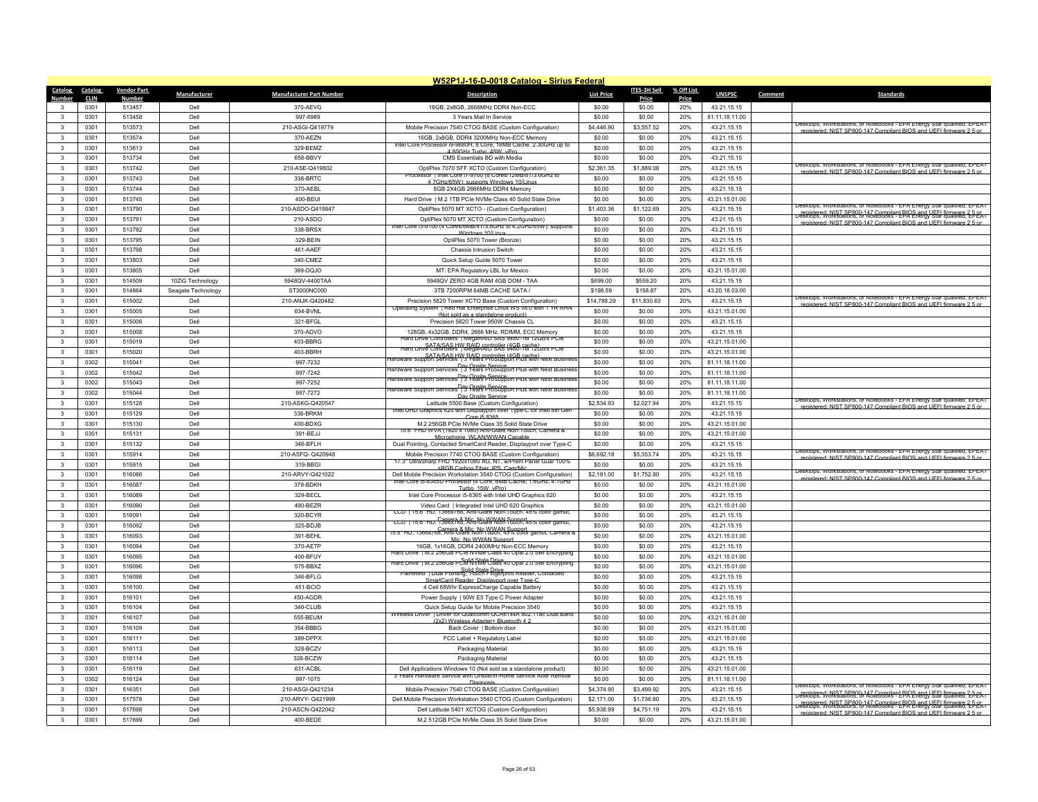## W52P1J-16-D-0018 Catalog - Sirius Federal

| Catalog Number | Catalog CLIN | Vendor Part Number | Manufacturer | Manufacturer Part Number | Description | List Price | ITES-3H Sell Price | % Off List Price | UNSPSC | Comment | Standards |
|---|---|---|---|---|---|---|---|---|---|---|---|
| 3 | 0301 | 513457 | Dell | 370-AEVG | 16GB, 2x8GB, 2666MHz DDR4 Non-ECC | $0.00 | $0.00 | 20% | 43.21.15.15 | | |
| 3 | 0301 | 513458 | Dell | 997-6989 | 3 Years Mail In Service | $0.00 | $0.00 | 20% | 81.11.18.11.00 | | |
| 3 | 0301 | 513573 | Dell | 210-ASGI-Q419779 | Mobile Precision 7540 CTOG BASE (Custom Configuration) | $4,446.90 | $3,557.52 | 20% | 43.21.15.15 | | Desktops, Workstations, or Notebooks - EPA Energy Star qualified; EPEAT registered; NIST SP800-147 Compliant BIOS and UEFI firmware 2.5 or |
| 3 | 0301 | 513574 | Dell | 370-AEZN | 16GB, 2x8GB, DDR4 3200MHz Non-ECC Memory | $0.00 | $0.00 | 20% | 43.21.15.15 | | |
| 3 | 0301 | 513613 | Dell | 329-BEMZ | Intel Core Processor i9-9880H, 8 Core, 16MB Cache, 2.30GHz up to 4.80GHz Turbo, 45W, vPro | $0.00 | $0.00 | 20% | 43.21.15.15 | | |
| 3 | 0301 | 513734 | Dell | 658-BBVY | CMS Essentials BD with Media | $0.00 | $0.00 | 20% | 43.21.15.15 | | |
| 3 | 0301 | 513742 | Dell | 210-ASE-Q419802 | OptiPlex 7070 SFF XCTO (Custom Configuration) | $2,361.35 | $1,889.08 | 20% | 43.21.15.15 | | Desktops, Workstations, or Notebooks - EPA Energy Star qualified; EPEAT registered; NIST SP800-147 Compliant BIOS and UEFI firmware 2.5 or |
| 3 | 0301 | 513743 | Dell | 338-BRTC | Processor \| Intel Core i7-9700 (8 Cores/12MB/8T/3.0GHz to 4.7GHz/65W); supports Windows 10/Linux | $0.00 | $0.00 | 20% | 43.21.15.15 | | |
| 3 | 0301 | 513744 | Dell | 370-AEBL | 8GB 2X4GB 2666MHz DDR4 Memory | $0.00 | $0.00 | 20% | 43.21.15.15 | | |
| 3 | 0301 | 513745 | Dell | 400-BEUI | Hard Drive \| M.2 1TB PCIe NVMe Class 40 Solid State Drive | $0.00 | $0.00 | 20% | 43.21.15.01.00 | | |
| 3 | 0301 | 513790 | Dell | 210-ASDO-Q419847 | OptiPlex 5070 MT XCTO - (Custom Configuration) | $1,403.36 | $1,122.69 | 20% | 43.21.15.15 | | Desktops, Workstations, or Notebooks - EPA Energy Star qualified; EPEAT registered; NIST SP800-147 Compliant BIOS and UEFI firmware 2.5 or |
| 3 | 0301 | 513791 | Dell | 210-ASDO | OptiPlex 5070 MT XCTO (Custom Configuration) | $0.00 | $0.00 | 20% | 43.21.15.15 | | Desktops, Workstations, or Notebooks - EPA Energy Star qualified; EPEAT registered; NIST SP800-147 Compliant BIOS and UEFI firmware 2.5 or |
| 3 | 0301 | 513792 | Dell | 338-BRSX | Intel Core i3-9100 (4 Cores/6MB/4T/3.6GHz to 4.2GHz/65W); supports Windows 10/Linux | $0.00 | $0.00 | 20% | 43.21.15.15 | | |
| 3 | 0301 | 513795 | Dell | 329-BEIN | OptiPlex 5070 Tower (Bronze) | $0.00 | $0.00 | 20% | 43.21.15.15 | | |
| 3 | 0301 | 513798 | Dell | 461-AAEF | Chassis Intrusion Switch | $0.00 | $0.00 | 20% | 43.21.15.15 | | |
| 3 | 0301 | 513803 | Dell | 340-CMEZ | Quick Setup Guide 5070 Tower | $0.00 | $0.00 | 20% | 43.21.15.15 | | |
| 3 | 0301 | 513805 | Dell | 389-DQJO | MT: EPA Regulatory LBL for Mexico | $0.00 | $0.00 | 20% | 43.21.15.01.00 | | |
| 3 | 0301 | 514509 | 10ZiG Technology | 5948QV-4400TAA | 5948QV ZERO 4GB RAM 4GB DOM - TAA | $699.00 | $559.20 | 20% | 43.21.15.15 | | |
| 3 | 0301 | 514664 | Seagate Technology | ST3000NC000 | 3TB 7200RPM 64MB CACHE SATA / | $198.59 | $158.87 | 20% | 43.20.18.03.00 | | |
| 3 | 0301 | 515002 | Dell | 210-ANJK-Q420482 | Precision 5820 Tower XCTO Base (Custom Configuration) | $14,788.29 | $11,830.63 | 20% | 43.21.15.15 | | Desktops, Workstations, or Notebooks - EPA Energy Star qualified; EPEAT registered; NIST SP800-147 Compliant BIOS and UEFI firmware 2.5 or |
| 3 | 0301 | 515005 | Dell | 634-BVNL | Operating System \| Red Hat Enterprise Linux WS v8.0 with 1 YR RHN (Not sold as a standalone product) | $0.00 | $0.00 | 20% | 43.21.15.01.00 | | |
| 3 | 0301 | 515006 | Dell | 321-BFGL | Precision 5820 Tower 950W Chassis CL | $0.00 | $0.00 | 20% | 43.21.15.15 | | |
| 3 | 0301 | 515008 | Dell | 370-ADVO | 128GB, 4x32GB, DDR4, 2666 MHz, RDIMM, ECC Memory | $0.00 | $0.00 | 20% | 43.21.15.15 | | |
| 3 | 0301 | 515019 | Dell | 403-BBRG | Hard Drive Controllers \| MegaRAID SAS 9460-16i 12Gb/s PCIe SATA/SAS HW RAID controller (4GB cache) | $0.00 | $0.00 | 20% | 43.21.15.01.00 | | |
| 3 | 0301 | 515020 | Dell | 403-BBRH | Hard Drive Controllers \| MegaRAID SAS 9460-16i 12Gb/s PCIe SATA/SAS HW RAID controller (4GB cache) | $0.00 | $0.00 | 20% | 43.21.15.01.00 | | |
| 3 | 0302 | 515041 | Dell | 997-7232 | Hardware Support Services \| 3 Years ProSupport Plus with Next Business Day Onsite Service | $0.00 | $0.00 | 20% | 81.11.18.11.00 | | |
| 3 | 0302 | 515042 | Dell | 997-7242 | Hardware Support Services \| 3 Years ProSupport Plus with Next Business Day Onsite Service | $0.00 | $0.00 | 20% | 81.11.18.11.00 | | |
| 3 | 0302 | 515043 | Dell | 997-7252 | Hardware Support Services \| 3 Years ProSupport Plus with Next Business Day Onsite Service | $0.00 | $0.00 | 20% | 81.11.18.11.00 | | |
| 3 | 0302 | 515044 | Dell | 997-7272 | Hardware Support Services \| 3 Years ProSupport Plus with Next Business Day Onsite Service | $0.00 | $0.00 | 20% | 81.11.18.11.00 | | |
| 3 | 0301 | 515128 | Dell | 210-ASKG-Q420547 | Latitude 5500 Base (Custom Configuration) | $2,534.93 | $2,027.94 | 20% | 43.21.15.15 | | Desktops, Workstations, or Notebooks - EPA Energy Star qualified; EPEAT registered; NIST SP800-147 Compliant BIOS and UEFI firmware 2.5 or |
| 3 | 0301 | 515129 | Dell | 338-BRKM | Intel UHD Graphics 620 with Displayport over Type-C for Intel 8th Gen Core i5 8365 | $0.00 | $0.00 | 20% | 43.21.15.15 | | |
| 3 | 0301 | 515130 | Dell | 400-BDXG | M.2 256GB PCIe NVMe Class 35 Solid State Drive | $0.00 | $0.00 | 20% | 43.21.15.01.00 | | |
| 3 | 0301 | 515131 | Dell | 391-BEJJ | 15.6" FHD WVA (1920 x 1080) Anti-Glare Non-Touch, Camera & Microphone, WLAN/WWAN Capable | $0.00 | $0.00 | 20% | 43.21.15.01.00 | | |
| 3 | 0301 | 515132 | Dell | 346-BFLH | Dual Pointing, Contacted SmartCard Reader, Displayport over Type-C | $0.00 | $0.00 | 20% | 43.21.15.15 | | |
| 3 | 0301 | 515914 | Dell | 210-ASFQ- Q420948 | Mobile Precision 7740 CTOG BASE (Custom Configuration) | $6,692.18 | $5,353.74 | 20% | 43.21.15.15 | | Desktops, Workstations, or Notebooks - EPA Energy Star qualified; EPEAT registered; NIST SP800-147 Compliant BIOS and UEFI firmware 2.5 or |
| 3 | 0301 | 515915 | Dell | 319-BBGI | 17.3" UltraSharp FHD 1920x1080 AG, NT, w/Prem Panel Guar 100% sRGB Carbon Fiber, IPS, Cam/Mic | $0.00 | $0.00 | 20% | 43.21.15.15 | | |
| 3 | 0301 | 516086 | Dell | 210-ARVY-Q421022 | Dell Mobile Precision Workstation 3540 CTOG (Custom Configuration) | $2,191.00 | $1,752.80 | 20% | 43.21.15.15 | | Desktops, Workstations, or Notebooks - EPA Energy Star qualified; EPEAT registered; NIST SP800-147 Compliant BIOS and UEFI firmware 2.5 or |
| 3 | 0301 | 516087 | Dell | 379-BDKH | Intel Core i5-8365U Processor (4 Core, 6MB Cache, 1.6GHz, 4.1GHz Turbo, 15W, vPro) | $0.00 | $0.00 | 20% | 43.21.15.01.00 | | |
| 3 | 0301 | 516089 | Dell | 329-BECL | Intel Core Processor i5-8365 with Intel UHD Graphics 620 | $0.00 | $0.00 | 20% | 43.21.15.15 | | |
| 3 | 0301 | 516090 | Dell | 490-BEZR | Video Card \| Integrated Intel UHD 620 Graphics | $0.00 | $0.00 | 20% | 43.21.15.01.00 | | |
| 3 | 0301 | 516091 | Dell | 320-BCYR | LCD \| 15.6" HD, 1366x768, Anti-Glare Non-Touch, 45% color gamut, Camera & Mic, No WWAN Support | $0.00 | $0.00 | 20% | 43.21.15.15 | | |
| 3 | 0301 | 516092 | Dell | 325-BDJB | LCD \| 15.6" HD, 1366x768, Anti-Glare Non-Touch, 45% color gamut, Camera & Mic, No WWAN Support | $0.00 | $0.00 | 20% | 43.21.15.15 | | |
| 3 | 0301 | 516093 | Dell | 391-BEHL | 15.6" HD, 1366x768, Anti-Glare Non-Touch, 45% color gamut, Camera & Mic, No WWAN Support | $0.00 | $0.00 | 20% | 43.21.15.01.00 | | |
| 3 | 0301 | 516094 | Dell | 370-AETP | 16GB, 1x16GB, DDR4 2400MHz Non-ECC Memory | $0.00 | $0.00 | 20% | 43.21.15.15 | | |
| 3 | 0301 | 516095 | Dell | 400-BFUY | Hard Drive \| M.2 256GB PCIe NVMe Class 40 Opal 2.0 Self Encrypting Solid State Drive | $0.00 | $0.00 | 20% | 43.21.15.01.00 | | |
| 3 | 0301 | 516096 | Dell | 575-BBXZ | Hard Drive \| M.2 256GB PCIe NVMe Class 40 Opal 2.0 Self Encrypting Solid State Drive | $0.00 | $0.00 | 20% | 43.21.15.01.00 | | |
| 3 | 0301 | 516098 | Dell | 346-BFLG | PalmRest \| Dual Pointing, Touch Fingerprint Reader, Contacted SmartCard Reader, Displayport over Type-C | $0.00 | $0.00 | 20% | 43.21.15.15 | | |
| 3 | 0301 | 516100 | Dell | 451-BCIO | 4 Cell 68Whr ExpressCharge Capable Battery | $0.00 | $0.00 | 20% | 43.21.15.15 | | |
| 3 | 0301 | 516101 | Dell | 450-AGDR | Power Supply \| 90W E5 Type C Power Adapter | $0.00 | $0.00 | 20% | 43.21.15.15 | | |
| 3 | 0301 | 516104 | Dell | 340-CLUB | Quick Setup Guide for Mobile Precision 3540 | $0.00 | $0.00 | 20% | 43.21.15.15 | | |
| 3 | 0301 | 516107 | Dell | 555-BEUM | Wireless Driver \| Driver for Qualcomm QCA61x4A 802.11ac Dual Band (2x2) Wireless Adapter+ Bluetooth 4.2 | $0.00 | $0.00 | 20% | 43.21.15.01.00 | | |
| 3 | 0301 | 516109 | Dell | 354-BBBG | Back Cover \| Bottom door | $0.00 | $0.00 | 20% | 43.21.15.01.00 | | |
| 3 | 0301 | 516111 | Dell | 389-DPPX | FCC Label + Regulatory Label | $0.00 | $0.00 | 20% | 43.21.15.01.00 | | |
| 3 | 0301 | 516113 | Dell | 328-BCZV | Packaging Material | $0.00 | $0.00 | 20% | 43.21.15.15 | | |
| 3 | 0301 | 516114 | Dell | 328-BCZW | Packaging Material | $0.00 | $0.00 | 20% | 43.21.15.15 | | |
| 3 | 0301 | 516119 | Dell | 631-ACBL | Dell Applications Windows 10 (Not sold as a standalone product) | $0.00 | $0.00 | 20% | 43.21.15.01.00 | | |
| 3 | 0302 | 516124 | Dell | 997-1075 | 3 Years Hardware Service with Onsite/In-Home Service After Remote Diagnosis | $0.00 | $0.00 | 20% | 81.11.18.11.00 | | |
| 3 | 0301 | 516351 | Dell | 210-ASGI-Q421234 | Mobile Precision 7540 CTOG BASE (Custom Configuration) | $4,374.90 | $3,499.92 | 20% | 43.21.15.15 | | Desktops, Workstations, or Notebooks - EPA Energy Star qualified; EPEAT registered; NIST SP800-147 Compliant BIOS and UEFI firmware 2.5 or |
| 3 | 0301 | 517578 | Dell | 210-ARVY- Q421999 | Dell Mobile Precision Workstation 3540 CTOG (Custom Configuration) | $2,171.00 | $1,736.80 | 20% | 43.21.15.15 | | Desktops, Workstations, or Notebooks - EPA Energy Star qualified; EPEAT registered; NIST SP800-147 Compliant BIOS and UEFI firmware 2.5 or |
| 3 | 0301 | 517698 | Dell | 210-ASCN-Q422042 | Dell Latitude 5401 XCTOG (Custom Configuration) | $5,938.99 | $4,751.19 | 20% | 43.21.15.15 | | Desktops, Workstations, or Notebooks - EPA Energy Star qualified; EPEAT registered; NIST SP800-147 Compliant BIOS and UEFI firmware 2.5 or |
| 3 | 0301 | 517699 | Dell | 400-BEDE | M.2 512GB PCIe NVMe Class 35 Solid State Drive | $0.00 | $0.00 | 20% | 43.21.15.01.00 | | |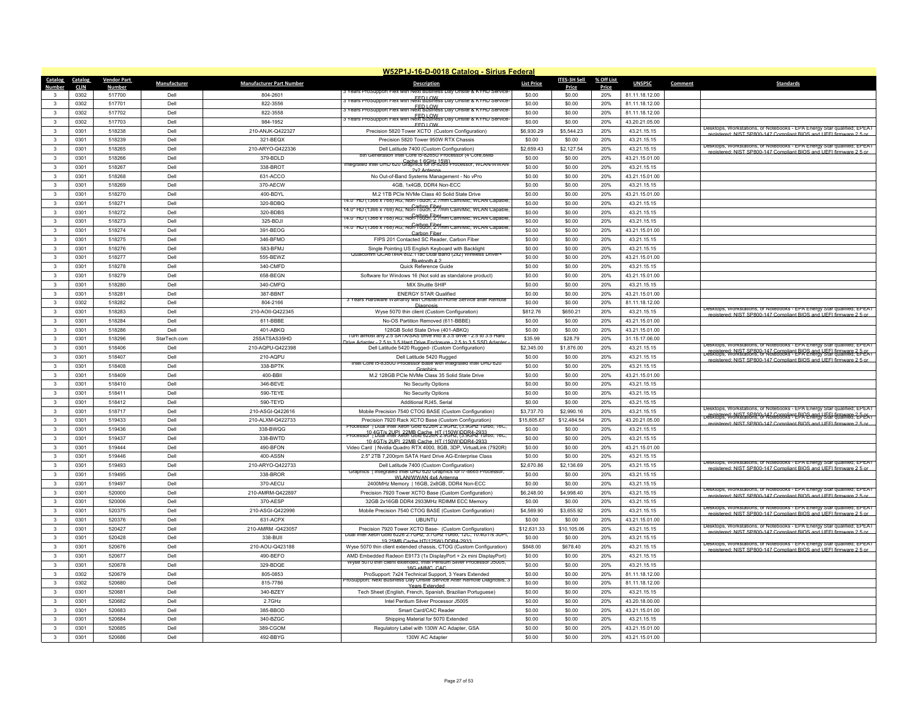## W52P1J-16-D-0018 Catalog - Sirius Federal

| Catalog Number | Catalog CLIN | Vendor Part Number | Manufacturer | Manufacturer Part Number | Description | List Price | ITES-3H Sell Price | % Off List Price | UNSPSC | Comment | Standards |
|---|---|---|---|---|---|---|---|---|---|---|---|
| 3 | 0302 | 517700 | Dell | 804-2601 | 3 Years ProSupport Flex with Next Business Day Onsite & KYHD Service-FED LOW | $0.00 | $0.00 | 20% | 81.11.18.12.00 | | |
| 3 | 0302 | 517701 | Dell | 822-3556 | 3 Years ProSupport Flex with Next Business Day Onsite & KYHD Service-FED LOW | $0.00 | $0.00 | 20% | 81.11.18.12.00 | | |
| 3 | 0302 | 517702 | Dell | 822-3558 | 3 Years ProSupport Flex with Next Business Day Onsite & KYHD Service-FED LOW | $0.00 | $0.00 | 20% | 81.11.18.12.00 | | |
| 3 | 0302 | 517703 | Dell | 984-1952 | 3 Years ProSupport Flex with Next Business Day Onsite & KYHD Service-FED LOW | $0.00 | $0.00 | 20% | 43.20.15.05.00 | | |
| 3 | 0301 | 518238 | Dell | 210-ANJK-Q422327 | Precision 5820 Tower XCTO (Custom Configuration) | $6,930.29 | $5,544.23 | 20% | 43.21.15.15 | | Desktops, Workstations, or Notebooks - EPA Energy Star qualified; EPEAT registered; NIST SP800-147 Compliant BIOS and UEFI firmware 2.5 or |
| 3 | 0301 | 518239 | Dell | 321-BEQX | Precision 5820 Tower 950W RTX Chassis | $0.00 | $0.00 | 20% | 43.21.15.15 | | |
| 3 | 0301 | 518265 | Dell | 210-ARYO-Q422336 | Dell Latitude 7400 (Custom Configuration) | $2,659.43 | $2,127.54 | 20% | 43.21.15.15 | | Desktops, Workstations, or Notebooks - EPA Energy Star qualified; EPEAT registered; NIST SP800-147 Compliant BIOS and UEFI firmware 2.5 or |
| 3 | 0301 | 518266 | Dell | 379-BDLD | 8th Generation Intel Core i5-8265U Processor (4 Core,6MB Cache,1.6GHz,15W) | $0.00 | $0.00 | 20% | 43.21.15.01.00 | | |
| 3 | 0301 | 518267 | Dell | 338-BROT | Integrated Intel UHD 620 Graphics for i5-8265 Processor, WLAN/WWAN 2x2 Antenna | $0.00 | $0.00 | 20% | 43.21.15.15 | | |
| 3 | 0301 | 518268 | Dell | 631-ACCO | No Out-of-Band Systems Management - No vPro | $0.00 | $0.00 | 20% | 43.21.15.01.00 | | |
| 3 | 0301 | 518269 | Dell | 370-AECW | 4GB, 1x4GB, DDR4 Non-ECC | $0.00 | $0.00 | 20% | 43.21.15.15 | | |
| 3 | 0301 | 518270 | Dell | 400-BDYL | M.2 1TB PCIe NVMe Class 40 Solid State Drive | $0.00 | $0.00 | 20% | 43.21.15.01.00 | | |
| 3 | 0301 | 518271 | Dell | 320-BDBQ | 14.0" HD (1366 x 768) AG, Non-Touch, 2.7mm Cam/Mic, WLAN Capable, Carbon Fiber | $0.00 | $0.00 | 20% | 43.21.15.15 | | |
| 3 | 0301 | 518272 | Dell | 320-BDBS | 14.0" HD (1366 x 768) AG, Non-Touch, 2.7mm Cam/Mic, WLAN Capable, Carbon Fiber | $0.00 | $0.00 | 20% | 43.21.15.15 | | |
| 3 | 0301 | 518273 | Dell | 325-BDJI | 14.0" HD (1366 x 768) AG, Non-Touch, 2.7mm Cam/Mic, WLAN Capable, Carbon Fiber | $0.00 | $0.00 | 20% | 43.21.15.15 | | |
| 3 | 0301 | 518274 | Dell | 391-BEOG | 14.0" HD (1366 x 768) AG, Non-Touch, 2.7mm Cam/Mic, WLAN Capable, Carbon Fiber | $0.00 | $0.00 | 20% | 43.21.15.01.00 | | |
| 3 | 0301 | 518275 | Dell | 346-BFMO | FIPS 201 Contacted SC Reader, Carbon Fiber | $0.00 | $0.00 | 20% | 43.21.15.15 | | |
| 3 | 0301 | 518276 | Dell | 583-BFMJ | Single Pointing US English Keyboard with Backlight | $0.00 | $0.00 | 20% | 43.21.15.15 | | |
| 3 | 0301 | 518277 | Dell | 555-BEWZ | Qualcomm QCA6174A 802.11ac Dual Band (2x2) Wireless Driver+ Bluetooth 4.2 | $0.00 | $0.00 | 20% | 43.21.15.01.00 | | |
| 3 | 0301 | 518278 | Dell | 340-CMFD | Quick Reference Guide | $0.00 | $0.00 | 20% | 43.21.15.15 | | |
| 3 | 0301 | 518279 | Dell | 658-BEGN | Software for Windows 16 (Not sold as standalone product) | $0.00 | $0.00 | 20% | 43.21.15.01.00 | | |
| 3 | 0301 | 518280 | Dell | 340-CMFQ | MIX Shuttle SHIP | $0.00 | $0.00 | 20% | 43.21.15.15 | | |
| 3 | 0301 | 518281 | Dell | 387-BBNT | ENERGY STAR Qualified | $0.00 | $0.00 | 20% | 43.21.15.01.00 | | |
| 3 | 0302 | 518282 | Dell | 804-2166 | 3 Years Hardware Warranty with Onsite/In-Home Service after Remote Diagnosis | $0.00 | $0.00 | 20% | 81.11.18.12.00 | | |
| 3 | 0301 | 518283 | Dell | 210-AOII-Q422345 | Wyse 5070 thin client (Custom Configuration) | $812.76 | $650.21 | 20% | 43.21.15.15 | | Desktops, Workstations, or Notebooks - EPA Energy Star qualified; EPEAT registered; NIST SP800-147 Compliant BIOS and UEFI firmware 2.5 or |
| 3 | 0301 | 518284 | Dell | 611-BBBE | No-OS Partition Removed (611-BBBE) | $0.00 | $0.00 | 20% | 43.21.15.01.00 | | |
| 3 | 0301 | 518285 | Dell | 401-ABKQ | 128GB Solid State Drive (401-ABKQ) | $0.00 | $0.00 | 20% | 43.21.15.01.00 | | |
| 3 | 0301 | 518296 | StarTech.com | 25SATSAS35HD | Turn almost any 2.5 SATA/SAS drive into a 3.5 drive - 2.5 to 3.5 Hard Drive Adapter - 2.5 to 3.5 Hard Drive Enclosure - 2.5 to 3.5 SSD Adapter - | $35.99 | $28.79 | 20% | 31.15.17.06.00 | | |
| 3 | 0301 | 518406 | Dell | 210-AQPU-Q422398 | Dell Latitude 5420 Rugged- (Custom Configuration) | $2,345.00 | $1,876.00 | 20% | 43.21.15.15 | | Desktops, Workstations, or Notebooks - EPA Energy Star qualified; EPEAT registered; NIST SP800-147 Compliant BIOS and UEFI firmware 2.5 or |
| 3 | 0301 | 518407 | Dell | 210-AQPU | Dell Latitude 5420 Rugged | $0.00 | $0.00 | 20% | 43.21.15.15 | | Desktops, Workstations, or Notebooks - EPA Energy Star qualified; EPEAT registered; NIST SP800-147 Compliant BIOS and UEFI firmware 2.5 or |
| 3 | 0301 | 518408 | Dell | 338-BPTK | Intel Core i5-8350U Processor Base with Integrated Intel UHD 620 Graphics | $0.00 | $0.00 | 20% | 43.21.15.15 | | |
| 3 | 0301 | 518409 | Dell | 400-BBII | M.2 128GB PCIe NVMe Class 35 Solid State Drive | $0.00 | $0.00 | 20% | 43.21.15.01.00 | | |
| 3 | 0301 | 518410 | Dell | 346-BEVE | No Security Options | $0.00 | $0.00 | 20% | 43.21.15.15 | | |
| 3 | 0301 | 518411 | Dell | 590-TEYE | No Security Options | $0.00 | $0.00 | 20% | 43.21.15.15 | | |
| 3 | 0301 | 518412 | Dell | 590-TEYD | Additional RJ45, Serial | $0.00 | $0.00 | 20% | 43.21.15.15 | | |
| 3 | 0301 | 518717 | Dell | 210-ASGI-Q422616 | Mobile Precision 7540 CTOG BASE (Custom Configuration) | $3,737.70 | $2,990.16 | 20% | 43.21.15.15 | | Desktops, Workstations, or Notebooks - EPA Energy Star qualified; EPEAT registered; NIST SP800-147 Compliant BIOS and UEFI firmware 2.5 or |
| 3 | 0301 | 519433 | Dell | 210-ALXM-Q422733 | Precision 7920 Rack XCTO Base (Custom Configuration) | $15,605.67 | $12,484.54 | 20% | 43.20.15.05.00 | | Desktops, Workstations, or Notebooks - EPA Energy Star qualified; EPEAT registered; NIST SP800-147 Compliant BIOS and UEFI firmware 2.5 or |
| 3 | 0301 | 519436 | Dell | 338-BWQG | Processor \| Dual Intel Xeon Gold 6226R 2.9GHz, (3.9GHz Turbo, 16C, 10.4GT/s 2UPI, 22MB Cache, HT (150W)DDR4-2933 | $0.00 | $0.00 | 20% | 43.21.15.15 | | |
| 3 | 0301 | 519437 | Dell | 338-BWTD | Processor \| Dual Intel Xeon Gold 6226R 2.9GHz, (3.9GHz Turbo, 16C, 10.4GT/s 2UPI, 22MB Cache, HT (150W)DDR4-2933 | $0.00 | $0.00 | 20% | 43.21.15.15 | | |
| 3 | 0301 | 519444 | Dell | 490-BFON | Video Card \| Nvidia Quadro RTX 4000, 8GB, 3DP, VirtualLink (7920R) | $0.00 | $0.00 | 20% | 43.21.15.01.00 | | |
| 3 | 0301 | 519446 | Dell | 400-ASSN | 2.5" 2TB 7,200rpm SATA Hard Drive AG-Enterprise Class | $0.00 | $0.00 | 20% | 43.21.15.15 | | |
| 3 | 0301 | 519493 | Dell | 210-ARYO-Q422733 | Dell Latitude 7400 (Custom Configuration) | $2,670.86 | $2,136.69 | 20% | 43.21.15.15 | | Desktops, Workstations, or Notebooks - EPA Energy Star qualified; EPEAT registered; NIST SP800-147 Compliant BIOS and UEFI firmware 2.5 or |
| 3 | 0301 | 519495 | Dell | 338-BROR | Graphics \| Integrated Intel UHD 620 Graphics for i7-8665 Processor, WLAN/WWAN 4x4 Antenna | $0.00 | $0.00 | 20% | 43.21.15.15 | | |
| 3 | 0301 | 519497 | Dell | 370-AECU | 2400MHz Memory \| 16GB, 2x8GB, DDR4 Non-ECC | $0.00 | $0.00 | 20% | 43.21.15.15 | | |
| 3 | 0301 | 520000 | Dell | 210-AMRM-Q422897 | Precision 7920 Tower XCTO Base (Custom Configuration) | $6,248.00 | $4,998.40 | 20% | 43.21.15.15 | | Desktops, Workstations, or Notebooks - EPA Energy Star qualified; EPEAT registered; NIST SP800-147 Compliant BIOS and UEFI firmware 2.5 or |
| 3 | 0301 | 520006 | Dell | 370-AESP | 32GB 2x16GB DDR4 2933MHz RDIMM ECC Memory | $0.00 | $0.00 | 20% | 43.21.15.15 | | |
| 3 | 0301 | 520375 | Dell | 210-ASGI-Q422996 | Mobile Precision 7540 CTOG BASE (Custom Configuration) | $4,569.90 | $3,655.92 | 20% | 43.21.15.15 | | Desktops, Workstations, or Notebooks - EPA Energy Star qualified; EPEAT registered; NIST SP800-147 Compliant BIOS and UEFI firmware 2.5 or |
| 3 | 0301 | 520376 | Dell | 631-ACPX | UBUNTU | $0.00 | $0.00 | 20% | 43.21.15.01.00 | | |
| 3 | 0301 | 520427 | Dell | 210-AMRM -Q423057 | Precision 7920 Tower XCTO Base- (Custom Configuration) | $12,631.33 | $10,105.06 | 20% | 43.21.15.15 | | Desktops, Workstations, or Notebooks - EPA Energy Star qualified; EPEAT registered; NIST SP800-147 Compliant BIOS and UEFI firmware 2.5 or |
| 3 | 0301 | 520428 | Dell | 338-BUII | Dual Intel Xeon Gold 6226 2.7GHz, 3.7GHz Turbo, 12C, 10.4GT/s 3UPI, 19.25MB Cache HT(125W) DDR4-2933 | $0.00 | $0.00 | 20% | 43.21.15.15 | | |
| 3 | 0301 | 520676 | Dell | 210-AOIJ-Q423188 | Wyse 5070 thin client extended chassis, CTOG (Custom Configuration) | $848.00 | $678.40 | 20% | 43.21.15.15 | | Desktops, Workstations, or Notebooks - EPA Energy Star qualified; EPEAT registered; NIST SP800-147 Compliant BIOS and UEFI firmware 2.5 or |
| 3 | 0301 | 520677 | Dell | 490-BEFO | AMD Embedded Radeon E9173 (1x DisplayPort + 2x mini DisplayPort) | $0.00 | $0.00 | 20% | 43.21.15.15 | | |
| 3 | 0301 | 520678 | Dell | 329-BDQE | Wyse 5070 thin client extended, Intel Pentium Silver Processor J5005, 16G eMMC, CAC | $0.00 | $0.00 | 20% | 43.21.15.15 | | |
| 3 | 0302 | 520679 | Dell | 805-0853 | ProSupport: 7x24 Technical Support, 3 Years Extended | $0.00 | $0.00 | 20% | 81.11.18.12.00 | | |
| 3 | 0302 | 520680 | Dell | 815-7786 | ProSupport: Next Business Day Onsite Service After Remote Diagnosis, 3 Years Extended | $0.00 | $0.00 | 20% | 81.11.18.12.00 | | |
| 3 | 0301 | 520681 | Dell | 340-BZEY | Tech Sheet (English, French, Spanish, Brazilian Portuguese) | $0.00 | $0.00 | 20% | 43.21.15.15 | | |
| 3 | 0301 | 520682 | Dell | 2.7GHz | Intel Pentium Silver Processor J5005 | $0.00 | $0.00 | 20% | 43.20.18.00.00 | | |
| 3 | 0301 | 520683 | Dell | 385-BBOD | Smart Card/CAC Reader | $0.00 | $0.00 | 20% | 43.21.15.01.00 | | |
| 3 | 0301 | 520684 | Dell | 340-BZGC | Shipping Material for 5070 Extended | $0.00 | $0.00 | 20% | 43.21.15.15 | | |
| 3 | 0301 | 520685 | Dell | 389-CGOM | Regulatory Label with 130W AC Adapter, GSA | $0.00 | $0.00 | 20% | 43.21.15.01.00 | | |
| 3 | 0301 | 520686 | Dell | 492-BBYG | 130W AC Adapter | $0.00 | $0.00 | 20% | 43.21.15.01.00 | | |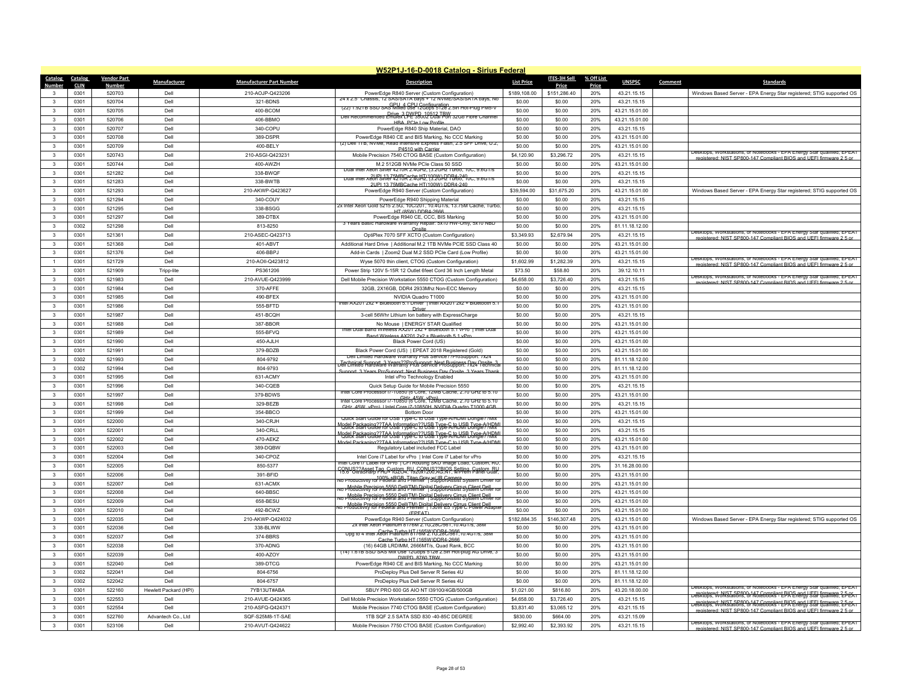## W52P1J-16-D-0018 Catalog - Sirius Federal

| Catalog Number | Catalog CLIN | Vendor Part Number | Manufacturer | Manufacturer Part Number | Description | List Price | ITES-3H Sell Price | % Off List Price | UNSPSC | Comment | Standards |
|---|---|---|---|---|---|---|---|---|---|---|---|
| 3 | 0301 | 520703 | Dell | 210-AOJP-Q423206 | PowerEdge R840 Server (Custom Configuration) | $189,108.00 | $151,286.40 | 20% | 43.21.15.15 | | Windows Based Server - EPA Energy Star registered; STIG supported OS |
| 3 | 0301 | 520704 | Dell | 321-BDNS | 24 x 2.5" Chassis, 12 SAS/SATA bays + 12 NVMe/SAS/SATA bays, No GPU, 4 CPU Configuration | $0.00 | $0.00 | 20% | 43.21.15.15 | | |
| 3 | 0301 | 520705 | Dell | 400-BCOM | (22) 1.92TB SSD SAS Mixed use 12Gbps 512e 2.5in Hot-Plug PM5-V Drive, 3 DWPD, 10512 TBW | $0.00 | $0.00 | 20% | 43.21.15.01.00 | | |
| 3 | 0301 | 520706 | Dell | 406-BBMO | Dell Recommended Emulex LPE 35002 Dual Port 32Gb Fibre Channel HBA, PCIe Low Profile | $0.00 | $0.00 | 20% | 43.21.15.01.00 | | |
| 3 | 0301 | 520707 | Dell | 340-COPU | PowerEdge R840 Ship Material, DAO | $0.00 | $0.00 | 20% | 43.21.15.15 | | |
| 3 | 0301 | 520708 | Dell | 389-DSPR | PowerEdge R840 CE and BIS Marking, No CCC Marking | $0.00 | $0.00 | 20% | 43.21.15.01.00 | | |
| 3 | 0301 | 520709 | Dell | 400-BELY | (2) Dell 1TB, NVMe, Read Intensive Express Flash, 2.5 SFF Drive, U.2, P4510 with Carrier | $0.00 | $0.00 | 20% | 43.21.15.01.00 | | |
| 3 | 0301 | 520743 | Dell | 210-ASGI-Q423231 | Mobile Precision 7540 CTOG BASE (Custom Configuration) | $4,120.90 | $3,296.72 | 20% | 43.21.15.15 | | Desktops, Workstations, or Notebooks - EPA Energy Star qualified; EPEAT registered; NIST SP800-147 Compliant BIOS and UEFI firmware 2.5 or |
| 3 | 0301 | 520744 | Dell | 400-AWZH | M.2 512GB NVMe PCIe Class 50 SSD | $0.00 | $0.00 | 20% | 43.21.15.01.00 | | |
| 3 | 0301 | 521282 | Dell | 338-BWQF | Dual Intel Xeon Silver 4210R 2.4GHz, (3.2GHz Turbo, 10C, 9.6GT/s 2UPI 13.75MBCache HT(100W) DDR4-240 | $0.00 | $0.00 | 20% | 43.21.15.15 | | |
| 3 | 0301 | 521283 | Dell | 338-BWTB | Dual Intel Xeon Silver 4210R 2.4GHz, (3.2GHz Turbo, 10C, 9.6GT/s 2UPI 13.75MBCache HT(100W) DDR4-240 | $0.00 | $0.00 | 20% | 43.21.15.15 | | |
| 3 | 0301 | 521293 | Dell | 210-AKWP-Q423627 | PowerEdge R940 Server (Custom Configuration) | $39,594.00 | $31,675.20 | 20% | 43.21.15.01.00 | | Windows Based Server - EPA Energy Star registered; STIG supported OS |
| 3 | 0301 | 521294 | Dell | 340-COUY | PowerEdge R940 Shipping Material | $0.00 | $0.00 | 20% | 43.21.15.15 | | |
| 3 | 0301 | 521295 | Dell | 338-BSGG | 2x Intel Xeon Gold 5215 2.5G, 10C/20T, 10.4GT/s, 13.75M Cache, Turbo, HT (85W) DDR4-2666 | $0.00 | $0.00 | 20% | 43.21.15.15 | | |
| 3 | 0301 | 521297 | Dell | 389-DTBX | PowerEdge R940 CE, CCC, BIS Marking | $0.00 | $0.00 | 20% | 43.21.15.01.00 | | |
| 3 | 0302 | 521298 | Dell | 813-8250 | 3 Years Basic Hardware Warranty Repair: 5x10 HW-Only, 5x10 NBD Onsite | $0.00 | $0.00 | 20% | 81.11.18.12.00 | | |
| 3 | 0301 | 521361 | Dell | 210-ASEC-Q423713 | OptiPlex 7070 SFF XCTO (Custom Configuration) | $3,349.93 | $2,679.94 | 20% | 43.21.15.15 | | Desktops, Workstations, or Notebooks - EPA Energy Star qualified; EPEAT registered; NIST SP800-147 Compliant BIOS and UEFI firmware 2.5 or |
| 3 | 0301 | 521368 | Dell | 401-ABVT | Additional Hard Drive \| Additional M.2 1TB NVMe PCIE SSD Class 40 | $0.00 | $0.00 | 20% | 43.21.15.01.00 | | |
| 3 | 0301 | 521376 | Dell | 406-BBPJ | Add-in Cards \| Zoom2 Dual M.2 SSD PCIe Card (Low Profile) | $0.00 | $0.00 | 20% | 43.21.15.01.00 | | |
| 1 | 0301 | 521729 | Dell | 210-AOII-Q423812 | Wyse 5070 thin client, CTOG (Custom Configuration) | $1,602.99 | $1,282.39 | 20% | 43.21.15.15 | | Desktops, Workstations, or Notebooks - EPA Energy Star qualified; EPEAT registered; NIST SP800-147 Compliant BIOS and UEFI firmware 2.5 or |
| 3 | 0301 | 521909 | Tripp-lite | PS361206 | Power Strip 120V 5-15R 12 Outlet 6feet Cord 36 Inch Length Metal | $73.50 | $58.80 | 20% | 39.12.10.11 | | |
| 3 | 0301 | 521983 | Dell | 210-AVUE-Q423999 | Dell Mobile Precision Workstation 5550 CTOG (Custom Configuration) | $4,658.00 | $3,726.40 | 20% | 43.21.15.15 | | Desktops, Workstations, or Notebooks - EPA Energy Star qualified; EPEAT registered; NIST SP800-147 Compliant BIOS and UEFI firmware 2.5 or |
| 3 | 0301 | 521984 | Dell | 370-AFFE | 32GB, 2X16GB, DDR4 2933Mhz Non-ECC Memory | $0.00 | $0.00 | 20% | 43.21.15.15 | | |
| 3 | 0301 | 521985 | Dell | 490-BFEX | NVIDIA Quadro T1000 | $0.00 | $0.00 | 20% | 43.21.15.01.00 | | |
| 3 | 0301 | 521986 | Dell | 555-BFTD | Intel AX201 2x2 + Bluetooth 5.1 Driver \| Intel AX201 2x2 + Bluetooth 5.1 Driver | $0.00 | $0.00 | 20% | 43.21.15.01.00 | | |
| 3 | 0301 | 521987 | Dell | 451-BCQH | 3-cell 56Whr Lithium Ion battery with ExpressCharge | $0.00 | $0.00 | 20% | 43.21.15.15 | | |
| 3 | 0301 | 521988 | Dell | 387-BBOR | No Mouse \| ENERGY STAR Qualified | $0.00 | $0.00 | 20% | 43.21.15.01.00 | | |
| 3 | 0301 | 521989 | Dell | 555-BFVQ | Intel Dual Band Wireless AX201 2x2 + Bluetooth 5.1 vPro \| Intel Dual Band Wireless AX201 2x2 + Bluetooth 5.1 vPro | $0.00 | $0.00 | 20% | 43.21.15.01.00 | | |
| 3 | 0301 | 521990 | Dell | 450-AJLH | Black Power Cord (US) | $0.00 | $0.00 | 20% | 43.21.15.01.00 | | |
| 3 | 0301 | 521991 | Dell | 379-BDZB | Black Power Cord (US) \| EPEAT 2018 Registered (Gold) | $0.00 | $0.00 | 20% | 43.21.15.01.00 | | |
| 3 | 0302 | 521993 | Dell | 804-9792 | Dell Limited Hardware Warranty Plus Service??ProSupport: 7x24 Technical Support, 3 Years??ProSupport: Next Business Day Onsite, 3 | $0.00 | $0.00 | 20% | 81.11.18.12.00 | | |
| 3 | 0302 | 521994 | Dell | 804-9793 | Dell Limited Hardware Warranty Plus Service ProSupport: 7x24 Technical Support, 3 Years ProSupport: Next Business Day Onsite, 3 Years Thank | $0.00 | $0.00 | 20% | 81.11.18.12.00 | | |
| 3 | 0301 | 521995 | Dell | 631-ACMY | Intel vPro Technology Enabled | $0.00 | $0.00 | 20% | 43.21.15.01.00 | | |
| 3 | 0301 | 521996 | Dell | 340-CQEB | Quick Setup Guide for Mobile Precision 5550 | $0.00 | $0.00 | 20% | 43.21.15.15 | | |
| 3 | 0301 | 521997 | Dell | 379-BDWS | Intel Core Processor i7-10850 (6 Core, 12MB Cache, 2.70 GHz to 5.10 GHz, 45W, vPro) | $0.00 | $0.00 | 20% | 43.21.15.01.00 | | |
| 3 | 0301 | 521998 | Dell | 329-BEZB | Intel Core Processor i7-10850 (6 Core, 12MB Cache, 2.70 GHz to 5.10 GHz, 45W, vPro) \| Intel Core i7-10850H, NVIDIA Quadro T1000 4GB | $0.00 | $0.00 | 20% | 43.21.15.15 | | |
| 3 | 0301 | 521999 | Dell | 354-BBCO | Bottom Door | $0.00 | $0.00 | 20% | 43.21.15.01.00 | | |
| 3 | 0301 | 522000 | Dell | 340-CRJH | Quick Start Guide for USB Type-C to USB Type-A/HDMI Dongle??Mix Model Packaging??TAA Information??USB Type-C to USB Type-A/HDMI | $0.00 | $0.00 | 20% | 43.21.15.15 | | |
| 3 | 0301 | 522001 | Dell | 340-CRLL | Quick Start Guide for USB Type-C to USB Type-A/HDMI Dongle??Mix Model Packaging??TAA Information??USB Type-C to USB Type-A/HDMI | $0.00 | $0.00 | 20% | 43.21.15.15 | | |
| 3 | 0301 | 522002 | Dell | 470-AEKZ | Quick Start Guide for USB Type-C to USB Type-A/HDMI Dongle??Mix Model Packaging??TAA Information??USB Type-C to USB Type-A/HDMI | $0.00 | $0.00 | 20% | 43.21.15.01.00 | | |
| 3 | 0301 | 522003 | Dell | 389-DQBW | Regulatory Label included FCC Label | $0.00 | $0.00 | 20% | 43.21.15.01.00 | | |
| 3 | 0301 | 522004 | Dell | 340-CPOZ | Intel Core i7 Label for vPro \| Intel Core i7 Label for vPro | $0.00 | $0.00 | 20% | 43.21.15.15 | | |
| 3 | 0301 | 522005 | Dell | 850-5377 | Intel Core i7 Label for vPro \| CFI Routing SKU Image Load, Custom, RU, CONUS??Asset Tag, Custom, RU, CONUS??BIOS Setting, Custom, RU | $0.00 | $0.00 | 20% | 31.16.28.00.00 | | |
| 3 | 0301 | 522006 | Dell | 391-BFID | 15.6" UltraSharp FHD+ IGZO4, 1920x1200,AG,NT, w/Prem Panel Guar, 100% sRGB, Titan Grey w/ IR Camera | $0.00 | $0.00 | 20% | 43.21.15.01.00 | | |
| 3 | 0301 | 522007 | Dell | 631-ACMX | No Productivity for Federal and Premier \| SupportAssist System Driver for Mobile Precision 5550 Dell(TM) Digital Delivery Cirrus Client Dell | $0.00 | $0.00 | 20% | 43.21.15.01.00 | | |
| 3 | 0301 | 522008 | Dell | 640-BBSC | No Productivity for Federal and Premier \| SupportAssist System Driver for Mobile Precision 5550 Dell(TM) Digital Delivery Cirrus Client Dell | $0.00 | $0.00 | 20% | 43.21.15.01.00 | | |
| 3 | 0301 | 522009 | Dell | 658-BESU | No Productivity for Federal and Premier \| SupportAssist System Driver for Mobile Precision 5550 Dell(TM) Digital Delivery Cirrus Client Dell | $0.00 | $0.00 | 20% | 43.21.15.01.00 | | |
| 3 | 0301 | 522010 | Dell | 492-BCWZ | No Productivity for Federal and Premier \| 130W E5 Type-C Power Adapter (EPEAT) | $0.00 | $0.00 | 20% | 43.21.15.01.00 | | |
| 3 | 0301 | 522035 | Dell | 210-AKWP-Q424032 | PowerEdge R940 Server (Custom Configuration) | $182,884.35 | $146,307.48 | 20% | 43.21.15.01.00 | | Windows Based Server - EPA Energy Star registered; STIG supported OS |
| 3 | 0301 | 522036 | Dell | 338-BLWW | 2x Intel Xeon Platinum 8176M 2.1G,28C/56T,10.4GT/s, 38M Cache,Turbo,HT (165W)DDR4-2666 | $0.00 | $0.00 | 20% | 43.21.15.01.00 | | |
| 3 | 0301 | 522037 | Dell | 374-BBRS | Upg to 4 Intel Xeon Platinum 8176M 2.1G,28C/56T,10.4GT/s, 38M Cache,Turbo,HT (165W)DDR4-2666 | $0.00 | $0.00 | 20% | 43.21.15.01.00 | | |
| 3 | 0301 | 522038 | Dell | 370-ADNG | (16) 64GB LRDIMM, 2666MT/s, Quad Rank, BCC | $0.00 | $0.00 | 20% | 43.21.15.01.00 | | |
| 3 | 0301 | 522039 | Dell | 400-AZOY | (14) 1.6TB SSD SAS Mix Use 12Gbps 512e 2.5in Hot-plug AG Drive, 3 DWPD, 8760 TBW | $0.00 | $0.00 | 20% | 43.21.15.01.00 | | |
| 3 | 0301 | 522040 | Dell | 389-DTCG | PowerEdge R940 CE and BIS Marking, No CCC Marking | $0.00 | $0.00 | 20% | 43.21.15.01.00 | | |
| 3 | 0302 | 522041 | Dell | 804-6756 | ProDeploy Plus Dell Server R Series 4U | $0.00 | $0.00 | 20% | 81.11.18.12.00 | | |
| 3 | 0302 | 522042 | Dell | 804-6757 | ProDeploy Plus Dell Server R Series 4U | $0.00 | $0.00 | 20% | 81.11.18.12.00 | | |
| 3 | 0301 | 522160 | Hewlett Packard (HPI) | 7YB13UT#ABA | SBUY PRO 600 G5 AIO NT I39100/4GB/500GB | $1,021.00 | $816.80 | 20% | 43.20.18.00.00 | | Desktops, Workstations, or Notebooks - EPA Energy Star qualified; EPEAT registered; NIST SP800-147 Compliant BIOS and UEFI firmware 2.5 or |
| 3 | 0301 | 522553 | Dell | 210-AVUE-Q424365 | Dell Mobile Precision Workstation 5550 CTOG (Custom Configuration) | $4,658.00 | $3,726.40 | 20% | 43.21.15.15 | | Desktops, Workstations, or Notebooks - EPA Energy Star qualified; EPEAT registered; NIST SP800-147 Compliant BIOS and UEFI firmware 2.5 or |
| 3 | 0301 | 522554 | Dell | 210-ASFQ-Q424371 | Mobile Precision 7740 CTOG BASE (Custom Configuration) | $3,831.40 | $3,065.12 | 20% | 43.21.15.15 | | registered; NIST SP800-147 Compliant BIOS and UEFI firmware 2.5 or |
| 3 | 0301 | 522760 | Advantech Co., Ltd | SQF-S25M8-1T-SAE | 1TB SQF 2.5 SATA SSD 830 -40-85C DEGREE | $830.00 | $664.00 | 20% | 43.21.15.09 | | |
| 3 | 0301 | 523106 | Dell | 210-AVUT-Q424622 | Mobile Precision 7750 CTOG BASE (Custom Configuration) | $2,992.40 | $2,393.92 | 20% | 43.21.15.15 | | Desktops, Workstations, or Notebooks - EPA Energy Star qualified; EPEAT registered; NIST SP800-147 Compliant BIOS and UEFI firmware 2.5 or |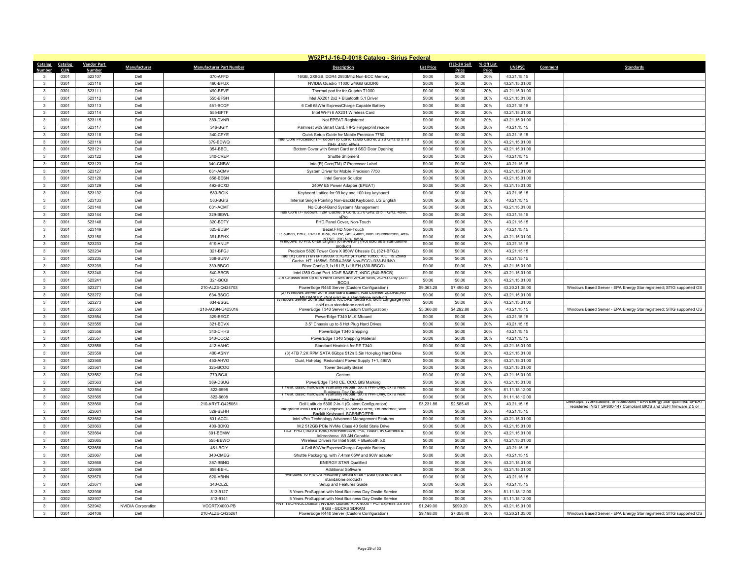# W52P1J-16-D-0018 Catalog - Sirius Federal

| Catalog Number | Catalog CLIN | Vendor Part Number | Manufacturer | Manufacturer Part Number | Description | List Price | ITES-3H Sell Price | % Off List Price | UNSPSC | Comment | Standards |
|---|---|---|---|---|---|---|---|---|---|---|---|
| 3 | 0301 | 523107 | Dell | 370-AFFD | 16GB, 2X8GB, DDR4 2933Mhz Non-ECC Memory | $0.00 | $0.00 | 20% | 43.21.15.15 | | |
| 3 | 0301 | 523110 | Dell | 490-BFUX | NVIDIA Quadro T1000 w/4GB GDDR6 | $0.00 | $0.00 | 20% | 43.21.15.01.00 | | |
| 3 | 0301 | 523111 | Dell | 490-BFVE | Thermal pad for for Quadro T1000 | $0.00 | $0.00 | 20% | 43.21.15.01.00 | | |
| 3 | 0301 | 523112 | Dell | 555-BFSH | Intel AX201 2x2 + Bluetooth 5.1 Driver | $0.00 | $0.00 | 20% | 43.21.15.01.00 | | |
| 3 | 0301 | 523113 | Dell | 451-BCQF | 6 Cell 68Whr ExpressCharge Capable Battery | $0.00 | $0.00 | 20% | 43.21.15.15 | | |
| 3 | 0301 | 523114 | Dell | 555-BFTF | Intel Wi-Fi 6 AX201 Wireless Card | $0.00 | $0.00 | 20% | 43.21.15.01.00 | | |
| 3 | 0301 | 523115 | Dell | 389-DVNR | Not EPEAT Registered | $0.00 | $0.00 | 20% | 43.21.15.01.00 | | |
| 3 | 0301 | 523117 | Dell | 346-BGIY | Palmrest with Smart Card, FIPS Fingerprint reader | $0.00 | $0.00 | 20% | 43.21.15.15 | | |
| 3 | 0301 | 523118 | Dell | 340-CPYE | Quick Setup Guide for Mobile Precision 7750 | $0.00 | $0.00 | 20% | 43.21.15.15 | | |
| 3 | 0301 | 523119 | Dell | 379-BDWQ | Intel Core Processor i7-10850H (6 Core, 12MB Cache, 2.70 GHz to 5.10 GHz, 45W, vPro) | $0.00 | $0.00 | 20% | 43.21.15.01.00 | | |
| 3 | 0301 | 523121 | Dell | 354-BBCL | Bottom Cover with Smart Card and SSD Door Opening | $0.00 | $0.00 | 20% | 43.21.15.01.00 | | |
| 3 | 0301 | 523122 | Dell | 340-CREP | Shuttle Shipment | $0.00 | $0.00 | 20% | 43.21.15.15 | | |
| 3 | 0301 | 523123 | Dell | 340-CNBW | Intel(R) Core(TM) i7 Processor Label | $0.00 | $0.00 | 20% | 43.21.15.15 | | |
| 3 | 0301 | 523127 | Dell | 631-ACMV | System Driver for Mobile Precision 7750 | $0.00 | $0.00 | 20% | 43.21.15.01.00 | | |
| 3 | 0301 | 523128 | Dell | 658-BESN | Intel Sensor Solution | $0.00 | $0.00 | 20% | 43.21.15.01.00 | | |
| 3 | 0301 | 523129 | Dell | 492-BCXD | 240W E5 Power Adapter (EPEAT) | $0.00 | $0.00 | 20% | 43.21.15.01.00 | | |
| 3 | 0301 | 523132 | Dell | 583-BGIK | Keyboard Lattice for 99 key and 100 key keyboard | $0.00 | $0.00 | 20% | 43.21.15.15 | | |
| 3 | 0301 | 523133 | Dell | 583-BGIS | Internal Single Pointing Non-Backlit Keyboard, US English | $0.00 | $0.00 | 20% | 43.21.15.15 | | |
| 3 | 0301 | 523140 | Dell | 631-ACMT | No Out-of-Band Systems Management | $0.00 | $0.00 | 20% | 43.21.15.01.00 | | |
| 3 | 0301 | 523144 | Dell | 329-BEWL | Intel Core i7-10850H, 12M Cache, 6 Core, 2.70 GHz to 5.1 GHz, 45W, vPro | $0.00 | $0.00 | 20% | 43.21.15.15 | | |
| 3 | 0301 | 523148 | Dell | 320-BDTY | FHD Panel Cover, Non-Touch | $0.00 | $0.00 | 20% | 43.21.15.15 | | |
| 3 | 0301 | 523149 | Dell | 325-BDSP | Bezel,FHD,Non-Touch | $0.00 | $0.00 | 20% | 43.21.15.15 | | |
| 3 | 0301 | 523150 | Dell | 391-BFHX | 17.3-inch, FHD, 1920 x 1080, 60 Hz, Anti-Glare, Non Touchscreen, 45% NTSC, 220 Nits, WVA | $0.00 | $0.00 | 20% | 43.21.15.01.00 | | |
| 3 | 0301 | 523233 | Dell | 619-ANUF | Windows 10 Pro, 64bit English (619-ANUF) (Not sold as a standalone product) | $0.00 | $0.00 | 20% | 43.21.15.15 | | |
| 3 | 0301 | 523234 | Dell | 321-BFGJ | Precision 5820 Tower Core X 950W Chassis CL (321-BFGJ) | $0.00 | $0.00 | 20% | 43.21.15.15 | | |
| 3 | 0301 | 523235 | Dell | 338-BUNV | Intel (R) Core (TM) i9-10900X 3.7GHz,(4.7GHz Turbo, 10C, 19.25MB Cache, HT, (165W) DDR4-2666 Non-ECC) (338-BUNV) | $0.00 | $0.00 | 20% | 43.21.15.15 | | |
| 3 | 0302 | 523239 | Dell | 330-BBGO | Riser Config 3,1x16 LP,1x16 FH (330-BBGO) | $0.00 | $0.00 | 20% | 43.21.15.01.00 | | |
| 3 | 0301 | 523240 | Dell | 540-BBCB | Intel i350 Quad Port 1GbE BASE-T, rNDC (540-BBCB) | $0.00 | $0.00 | 20% | 43.21.15.01.00 | | |
| 3 | 0301 | 523241 | Dell | 321-BCQI | 2.5 Chassis with up to 8 Hard Drives and 2PCIe slots, 2CPU Only (321-BCQI) | $0.00 | $0.00 | 20% | 43.21.15.01.00 | | |
| 3 | 0301 | 523271 | Dell | 210-ALZE-Q424703 | PowerEdge R440 Server (Custom Configuration) | $9,363.28 | $7,490.62 | 20% | 43.20.21.05.00 | | Windows Based Server - EPA Energy Star registered; STIG supported OS |
| 3 | 0301 | 523272 | Dell | 634-BSGC | (2) Windows Server 2019 Standard Edition, Add License,2CORE,NO MEDIA/KEY (Not sold as a standalone product) | $0.00 | $0.00 | 20% | 43.21.15.01.00 | | |
| 3 | 0301 | 523273 | Dell | 634-BSGL | Windows Server 2019 Standard,16CORE,Media Kit, Multi Language (Not sold as a standalone product) | $0.00 | $0.00 | 20% | 43.21.15.01.00 | | |
| 3 | 0301 | 523553 | Dell | 210-AQSN-Q425016 | PowerEdge T340 Server (Custom Configuration) | $5,366.00 | $4,292.80 | 20% | 43.21.15.15 | | Windows Based Server - EPA Energy Star registered; STIG supported OS |
| 3 | 0301 | 523554 | Dell | 329-BEQZ | PowerEdge T340 MLK Mboard | $0.00 | $0.00 | 20% | 43.21.15.15 | | |
| 3 | 0301 | 523555 | Dell | 321-BDVX | 3.5" Chassis up to 8 Hot Plug Hard Drives | $0.00 | $0.00 | 20% | 43.21.15.15 | | |
| 3 | 0301 | 523556 | Dell | 340-CHHS | PowerEdge T340 Shipping | $0.00 | $0.00 | 20% | 43.21.15.15 | | |
| 3 | 0301 | 523557 | Dell | 340-COOZ | PowerEdge T340 Shipping Material | $0.00 | $0.00 | 20% | 43.21.15.15 | | |
| 3 | 0301 | 523558 | Dell | 412-AAHC | Standard Heatsink for PE T340 | $0.00 | $0.00 | 20% | 43.21.15.01.00 | | |
| 3 | 0301 | 523559 | Dell | 400-ASNY | (3) 4TB 7.2K RPM SATA 6Gbps 512n 3.5in Hot-plug Hard Drive | $0.00 | $0.00 | 20% | 43.21.15.01.00 | | |
| 3 | 0301 | 523560 | Dell | 450-AHVO | Dual, Hot-plug, Redundant Power Supply 1+1, 495W | $0.00 | $0.00 | 20% | 43.21.15.01.00 | | |
| 3 | 0301 | 523561 | Dell | 325-BCOO | Tower Security Bezel | $0.00 | $0.00 | 20% | 43.21.15.01.00 | | |
| 3 | 0301 | 523562 | Dell | 770-BCJL | Casters | $0.00 | $0.00 | 20% | 43.21.15.01.00 | | |
| 3 | 0301 | 523563 | Dell | 389-DSUG | PowerEdge T340 CE, CCC, BIS Marking | $0.00 | $0.00 | 20% | 43.21.15.01.00 | | |
| 3 | 0302 | 523564 | Dell | 822-6598 | 1 Year, Basic Hardware Warranty Repair, 5x10 HW-Only, 5x10 Next Business Day On-site | $0.00 | $0.00 | 20% | 81.11.18.12.00 | | |
| 3 | 0302 | 523565 | Dell | 822-6608 | 1 Year, Basic Hardware Warranty Repair, 5x10 HW-Only, 5x10 Next Business Day On-site | $0.00 | $0.00 | 20% | 81.11.18.12.00 | | |
| 3 | 0301 | 523660 | Dell | 210-ARYT-Q425061 | Dell Latitude 5300 2-in-1 (Custom Configuration) | $3,231.86 | $2,585.49 | 20% | 43.21.15.15 | | Desktops, Workstations, or Notebooks - EPA Energy Star qualified; EPEAT registered; NIST SP800-147 Compliant BIOS and UEFI firmware 2.5 or |
| 3 | 0301 | 523661 | Dell | 329-BEHH | Integrated Intel UHD 620 Graphics, i7-8665U vPro, Thunderbolt, with Backlit Keyboard, SCR/NFC/FPR | $0.00 | $0.00 | 20% | 43.21.15.15 | | |
| 3 | 0301 | 523662 | Dell | 631-ACCL | Intel vPro Technology Advanced Management Features | $0.00 | $0.00 | 20% | 43.21.15.01.00 | | |
| 3 | 0301 | 523663 | Dell | 400-BDKQ | M.2 512GB PCIe NVMe Class 40 Solid State Drive | $0.00 | $0.00 | 20% | 43.21.15.01.00 | | |
| 3 | 0301 | 523664 | Dell | 391-BEMW | 13.3" FHD (1920 x 1080) Anti-Relective, IPS, Touch, IR Camera & Microphone, WLAN Capable | $0.00 | $0.00 | 20% | 43.21.15.01.00 | | |
| 3 | 0301 | 523665 | Dell | 555-BEWO | Wireless Drivers for Intel 9560 + Bluetooth 5.0 | $0.00 | $0.00 | 20% | 43.21.15.01.00 | | |
| 3 | 0301 | 523666 | Dell | 451-BCIY | 4 Cell 60Whr ExpressCharge Capable Battery | $0.00 | $0.00 | 20% | 43.21.15.15 | | |
| 3 | 0301 | 523667 | Dell | 340-CMEG | Shuttle Packaging, with 7.4mm 65W and 90W adapter | $0.00 | $0.00 | 20% | 43.21.15.15 | | |
| 3 | 0301 | 523668 | Dell | 387-BBNQ | ENERGY STAR Qualified | $0.00 | $0.00 | 20% | 43.21.15.01.00 | | |
| 3 | 0301 | 523669 | Dell | 658-BEHL | Additional Software | $0.00 | $0.00 | 20% | 43.21.15.01.00 | | |
| 3 | 0301 | 523670 | Dell | 620-ABHN | Windows 10 Pro OS Recovery Media 64bit - USB (Not sold as a standalone product) | $0.00 | $0.00 | 20% | 43.21.15.15 | | |
| 3 | 0301 | 523671 | Dell | 340-CLZL | Setup and Features Guide | $0.00 | $0.00 | 20% | 43.21.15.15 | | |
| 3 | 0302 | 523936 | Dell | 813-9127 | 5 Years ProSupport with Next Business Day Onsite Service | $0.00 | $0.00 | 20% | 81.11.18.12.00 | | |
| 3 | 0302 | 523937 | Dell | 813-9141 | 5 Years ProSupport with Next Business Day Onsite Service | $0.00 | $0.00 | 20% | 81.11.18.12.00 | | |
| 3 | 0301 | 523942 | NVIDIA Corporation | VCQRTX4000-PB | PNY TECHNOLOGIES : NVIDIA Quadro RTX 4000 - PCI Express 3.0 x16 - 8 GB - GDDR6 SDRAM | $1,249.00 | $999.20 | 20% | 43.21.15.01.00 | | |
| 3 | 0301 | 524108 | Dell | 210-ALZE-Q425261 | PowerEdge R440 Server (Custom Configuration) | $9,198.00 | $7,358.40 | 20% | 43.20.21.05.00 | | Windows Based Server - EPA Energy Star registered; STIG supported OS |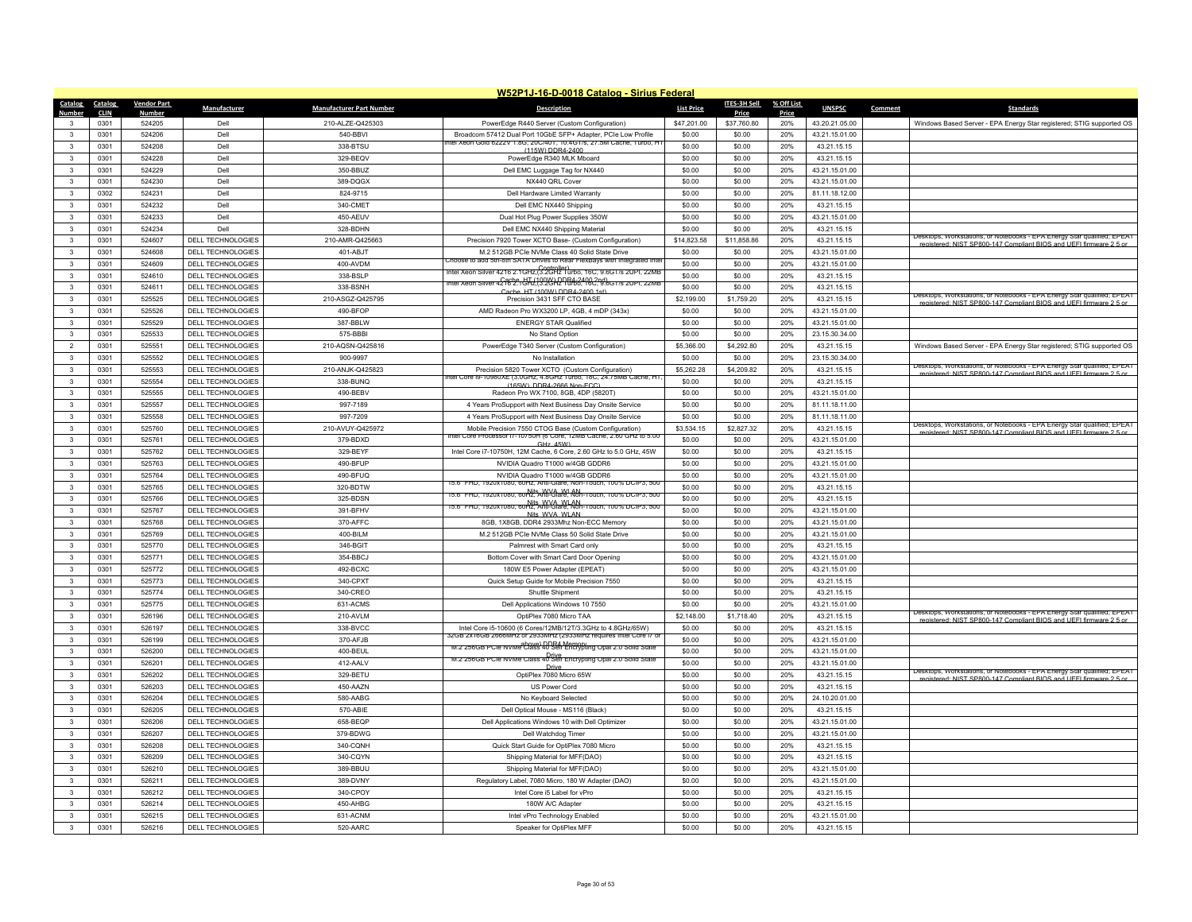## W52P1J-16-D-0018 Catalog - Sirius Federal

| Catalog Number | Catalog CLIN | Vendor Part Number | Manufacturer | Manufacturer Part Number | Description | List Price | ITES-3H Sell Price | % Off List Price | UNSPSC | Comment | Standards |
|---|---|---|---|---|---|---|---|---|---|---|---|
| 3 | 0301 | 524205 | Dell | 210-ALZE-Q425303 | PowerEdge R440 Server (Custom Configuration) | $47,201.00 | $37,760.80 | 20% | 43.20.21.05.00 | | Windows Based Server - EPA Energy Star registered; STIG supported OS |
| 3 | 0301 | 524206 | Dell | 540-BBVI | Broadcom 57412 Dual Port 10GbE SFP+ Adapter, PCIe Low Profile | $0.00 | $0.00 | 20% | 43.21.15.01.00 | | |
| 3 | 0301 | 524208 | Dell | 338-BTSU | Intel Xeon Gold 6222V 1.8G, 20C/40T, 10.4GT/s, 27.5M Cache, Turbo, HT (115W) DDR4-2400 | $0.00 | $0.00 | 20% | 43.21.15.15 | | |
| 3 | 0301 | 524228 | Dell | 329-BEQV | PowerEdge R340 MLK Mboard | $0.00 | $0.00 | 20% | 43.21.15.15 | | |
| 3 | 0301 | 524229 | Dell | 350-BBUZ | Dell EMC Luggage Tag for NX440 | $0.00 | $0.00 | 20% | 43.21.15.01.00 | | |
| 3 | 0301 | 524230 | Dell | 389-DQGX | NX440 QRL Cover | $0.00 | $0.00 | 20% | 43.21.15.01.00 | | |
| 3 | 0302 | 524231 | Dell | 824-9715 | Dell Hardware Limited Warranty | $0.00 | $0.00 | 20% | 81.11.18.12.00 | | |
| 3 | 0301 | 524232 | Dell | 340-CMET | Dell EMC NX440 Shipping | $0.00 | $0.00 | 20% | 43.21.15.15 | | |
| 3 | 0301 | 524233 | Dell | 450-AEUV | Dual Hot Plug Power Supplies 350W | $0.00 | $0.00 | 20% | 43.21.15.01.00 | | |
| 3 | 0301 | 524234 | Dell | 328-BDHN | Dell EMC NX440 Shipping Material | $0.00 | $0.00 | 20% | 43.21.15.15 | | |
| 3 | 0301 | 524607 | DELL TECHNOLOGIES | 210-AMR-Q425663 | Precision 7920 Tower XCTO Base- (Custom Configuration) | $14,823.58 | $11,858.86 | 20% | 43.21.15.15 | | Desktops, Workstations, or Notebooks - EPA Energy Star qualified; EPEAT registered; NIST SP800-147 Compliant BIOS and UEFI firmware 2.5 or |
| 3 | 0301 | 524608 | DELL TECHNOLOGIES | 401-ABJT | M.2 512GB PCIe NVMe Class 40 Solid State Drive | $0.00 | $0.00 | 20% | 43.21.15.01.00 | | |
| 3 | 0301 | 524609 | DELL TECHNOLOGIES | 400-AVDM | Choose to add 5th-8th SATA Drives to Rear FlexBays with integrated Intel Controller | $0.00 | $0.00 | 20% | 43.21.15.01.00 | | |
| 3 | 0301 | 524610 | DELL TECHNOLOGIES | 338-BSLP | Intel Xeon Silver 4216 2.1GHz,(3.2GHz Turbo, 16C, 9.6GT/s 2UPI, 22MB Cache, HT (100W) DDR4-2400 2nd) | $0.00 | $0.00 | 20% | 43.21.15.15 | | |
| 3 | 0301 | 524611 | DELL TECHNOLOGIES | 338-BSNH | Intel Xeon Silver 4216 2.1GHz,(3.2GHz Turbo, 16C, 9.6GT/s 2UPI, 22MB Cache, HT (100W) DDR4-2400 1st) | $0.00 | $0.00 | 20% | 43.21.15.15 | | |
| 3 | 0301 | 525525 | DELL TECHNOLOGIES | 210-ASGZ-Q425795 | Precision 3431 SFF CTO BASE | $2,199.00 | $1,759.20 | 20% | 43.21.15.15 | | Desktops, Workstations, or Notebooks - EPA Energy Star qualified; EPEAT registered; NIST SP800-147 Compliant BIOS and UEFI firmware 2.5 or |
| 3 | 0301 | 525526 | DELL TECHNOLOGIES | 490-BFOP | AMD Radeon Pro WX3200 LP, 4GB, 4 mDP (343x) | $0.00 | $0.00 | 20% | 43.21.15.01.00 | | |
| 3 | 0301 | 525529 | DELL TECHNOLOGIES | 387-BBLW | ENERGY STAR Qualified | $0.00 | $0.00 | 20% | 43.21.15.01.00 | | |
| 3 | 0301 | 525533 | DELL TECHNOLOGIES | 575-BBBI | No Stand Option | $0.00 | $0.00 | 20% | 23.15.30.34.00 | | |
| 2 | 0301 | 525551 | DELL TECHNOLOGIES | 210-AQSN-Q425816 | PowerEdge T340 Server (Custom Configuration) | $5,366.00 | $4,292.80 | 20% | 43.21.15.15 | | Windows Based Server - EPA Energy Star registered; STIG supported OS |
| 3 | 0301 | 525552 | DELL TECHNOLOGIES | 900-9997 | No Installation | $0.00 | $0.00 | 20% | 23.15.30.34.00 | | |
| 3 | 0301 | 525553 | DELL TECHNOLOGIES | 210-ANJK-Q425823 | Precision 5820 Tower XCTO (Custom Configuration) | $5,262.28 | $4,209.82 | 20% | 43.21.15.15 | | Desktops, Workstations, or Notebooks - EPA Energy Star qualified; EPEAT registered; NIST SP800-147 Compliant BIOS and UEFI firmware 2.5 or |
| 3 | 0301 | 525554 | DELL TECHNOLOGIES | 338-BUNQ | Intel Core i9-10980XE (3.0GHz, 4.8GHz Turbo, 18C, 24.75MB Cache, HT, (165W) DDR4-2666 Non-ECC) | $0.00 | $0.00 | 20% | 43.21.15.15 | | |
| 3 | 0301 | 525555 | DELL TECHNOLOGIES | 490-BEBV | Radeon Pro WX 7100, 8GB, 4DP (5820T) | $0.00 | $0.00 | 20% | 43.21.15.01.00 | | |
| 3 | 0301 | 525557 | DELL TECHNOLOGIES | 997-7189 | 4 Years ProSupport with Next Business Day Onsite Service | $0.00 | $0.00 | 20% | 81.11.18.11.00 | | |
| 3 | 0301 | 525558 | DELL TECHNOLOGIES | 997-7209 | 4 Years ProSupport with Next Business Day Onsite Service | $0.00 | $0.00 | 20% | 81.11.18.11.00 | | |
| 3 | 0301 | 525760 | DELL TECHNOLOGIES | 210-AVUY-Q425972 | Mobile Precision 7550 CTOG Base (Custom Configuration) | $3,534.15 | $2,827.32 | 20% | 43.21.15.15 | | Desktops, Workstations, or Notebooks - EPA Energy Star qualified; EPEAT registered; NIST SP800-147 Compliant BIOS and UEFI firmware 2.5 or |
| 3 | 0301 | 525761 | DELL TECHNOLOGIES | 379-BDXD | Intel Core Processor i7-10750H (6 Core, 12MB Cache, 2.60 GHz to 5.00 GHz, 45W) | $0.00 | $0.00 | 20% | 43.21.15.01.00 | | |
| 3 | 0301 | 525762 | DELL TECHNOLOGIES | 329-BEYF | Intel Core i7-10750H, 12M Cache, 6 Core, 2.60 GHz to 5.0 GHz, 45W | $0.00 | $0.00 | 20% | 43.21.15.15 | | |
| 3 | 0301 | 525763 | DELL TECHNOLOGIES | 490-BFUP | NVIDIA Quadro T1000 w/4GB GDDR6 | $0.00 | $0.00 | 20% | 43.21.15.01.00 | | |
| 3 | 0301 | 525764 | DELL TECHNOLOGIES | 490-BFUQ | NVIDIA Quadro T1000 w/4GB GDDR6 | $0.00 | $0.00 | 20% | 43.21.15.01.00 | | |
| 3 | 0301 | 525765 | DELL TECHNOLOGIES | 320-BDTW | 15.6" FHD, 1920x1080, 60Hz, Anti-Glare, Non-Touch, 100% DCIP3, 500 Nits, WVA, WLAN | $0.00 | $0.00 | 20% | 43.21.15.15 | | |
| 3 | 0301 | 525766 | DELL TECHNOLOGIES | 325-BDSN | 15.6" FHD, 1920x1080, 60Hz, Anti-Glare, Non-Touch, 100% DCIP3, 500 Nits, WVA, WLAN | $0.00 | $0.00 | 20% | 43.21.15.15 | | |
| 3 | 0301 | 525767 | DELL TECHNOLOGIES | 391-BFHV | 15.6" FHD, 1920x1080, 60Hz, Anti-Glare, Non-Touch, 100% DCIP3, 500 Nits, WVA, WLAN | $0.00 | $0.00 | 20% | 43.21.15.01.00 | | |
| 3 | 0301 | 525768 | DELL TECHNOLOGIES | 370-AFFC | 8GB, 1X8GB, DDR4 2933Mhz Non-ECC Memory | $0.00 | $0.00 | 20% | 43.21.15.01.00 | | |
| 3 | 0301 | 525769 | DELL TECHNOLOGIES | 400-BILM | M.2 512GB PCIe NVMe Class 50 Solid State Drive | $0.00 | $0.00 | 20% | 43.21.15.01.00 | | |
| 3 | 0301 | 525770 | DELL TECHNOLOGIES | 346-BGIT | Palmrest with Smart Card only | $0.00 | $0.00 | 20% | 43.21.15.15 | | |
| 3 | 0301 | 525771 | DELL TECHNOLOGIES | 354-BBCJ | Bottom Cover with Smart Card Door Opening | $0.00 | $0.00 | 20% | 43.21.15.01.00 | | |
| 3 | 0301 | 525772 | DELL TECHNOLOGIES | 492-BCXC | 180W E5 Power Adapter (EPEAT) | $0.00 | $0.00 | 20% | 43.21.15.01.00 | | |
| 3 | 0301 | 525773 | DELL TECHNOLOGIES | 340-CPXT | Quick Setup Guide for Mobile Precision 7550 | $0.00 | $0.00 | 20% | 43.21.15.15 | | |
| 3 | 0301 | 525774 | DELL TECHNOLOGIES | 340-CREO | Shuttle Shipment | $0.00 | $0.00 | 20% | 43.21.15.15 | | |
| 3 | 0301 | 525775 | DELL TECHNOLOGIES | 631-ACMS | Dell Applications Windows 10 7550 | $0.00 | $0.00 | 20% | 43.21.15.01.00 | | |
| 3 | 0301 | 526196 | DELL TECHNOLOGIES | 210-AVLM | OptiPlex 7080 Micro TAA | $2,148.00 | $1,718.40 | 20% | 43.21.15.15 | | Desktops, Workstations, or Notebooks - EPA Energy Star qualified; EPEAT registered; NIST SP800-147 Compliant BIOS and UEFI firmware 2.5 or |
| 3 | 0301 | 526197 | DELL TECHNOLOGIES | 338-BVCC | Intel Core i5-10600 (6 Cores/12MB/12T/3.3GHz to 4.8GHz/65W) | $0.00 | $0.00 | 20% | 43.21.15.15 | | |
| 3 | 0301 | 526199 | DELL TECHNOLOGIES | 370-AFJB | 32GB 2x16GB 2666MHz or 2933MHz (2933MHz requires Intel Core i7 or above) DDR4 Memory | $0.00 | $0.00 | 20% | 43.21.15.01.00 | | |
| 3 | 0301 | 526200 | DELL TECHNOLOGIES | 400-BEUL | M.2 256GB PCIe NVMe Class 40 Self Encrypting Opal 2.0 Solid State Drive | $0.00 | $0.00 | 20% | 43.21.15.01.00 | | |
| 3 | 0301 | 526201 | DELL TECHNOLOGIES | 412-AALV | M.2 256GB PCIe NVMe Class 40 Self Encrypting Opal 2.0 Solid State Drive | $0.00 | $0.00 | 20% | 43.21.15.01.00 | | |
| 3 | 0301 | 526202 | DELL TECHNOLOGIES | 329-BETU | OptiPlex 7080 Micro 65W | $0.00 | $0.00 | 20% | 43.21.15.15 | | Desktops, Workstations, or Notebooks - EPA Energy Star qualified; EPEAT registered; NIST SP800-147 Compliant BIOS and UEFI firmware 2.5 or |
| 3 | 0301 | 526203 | DELL TECHNOLOGIES | 450-AAZN | US Power Cord | $0.00 | $0.00 | 20% | 43.21.15.15 | | |
| 3 | 0301 | 526204 | DELL TECHNOLOGIES | 580-AABG | No Keyboard Selected | $0.00 | $0.00 | 20% | 24.10.20.01.00 | | |
| 3 | 0301 | 526205 | DELL TECHNOLOGIES | 570-ABIE | Dell Optical Mouse - MS116 (Black) | $0.00 | $0.00 | 20% | 43.21.15.15 | | |
| 3 | 0301 | 526206 | DELL TECHNOLOGIES | 658-BEQP | Dell Applications Windows 10 with Dell Optimizer | $0.00 | $0.00 | 20% | 43.21.15.01.00 | | |
| 3 | 0301 | 526207 | DELL TECHNOLOGIES | 379-BDWG | Dell Watchdog Timer | $0.00 | $0.00 | 20% | 43.21.15.01.00 | | |
| 3 | 0301 | 526208 | DELL TECHNOLOGIES | 340-CQNH | Quick Start Guide for OptiPlex 7080 Micro | $0.00 | $0.00 | 20% | 43.21.15.15 | | |
| 3 | 0301 | 526209 | DELL TECHNOLOGIES | 340-CQYN | Shipping Material for MFF(DAO) | $0.00 | $0.00 | 20% | 43.21.15.15 | | |
| 3 | 0301 | 526210 | DELL TECHNOLOGIES | 389-BBUU | Shipping Material for MFF(DAO) | $0.00 | $0.00 | 20% | 43.21.15.01.00 | | |
| 3 | 0301 | 526211 | DELL TECHNOLOGIES | 389-DVNY | Regulatory Label, 7080 Micro, 180 W Adapter (DAO) | $0.00 | $0.00 | 20% | 43.21.15.01.00 | | |
| 3 | 0301 | 526212 | DELL TECHNOLOGIES | 340-CPOY | Intel Core i5 Label for vPro | $0.00 | $0.00 | 20% | 43.21.15.15 | | |
| 3 | 0301 | 526214 | DELL TECHNOLOGIES | 450-AHBG | 180W A/C Adapter | $0.00 | $0.00 | 20% | 43.21.15.15 | | |
| 3 | 0301 | 526215 | DELL TECHNOLOGIES | 631-ACNM | Intel vPro Technology Enabled | $0.00 | $0.00 | 20% | 43.21.15.01.00 | | |
| 3 | 0301 | 526216 | DELL TECHNOLOGIES | 520-AARC | Speaker for OptiPlex MFF | $0.00 | $0.00 | 20% | 43.21.15.15 | | |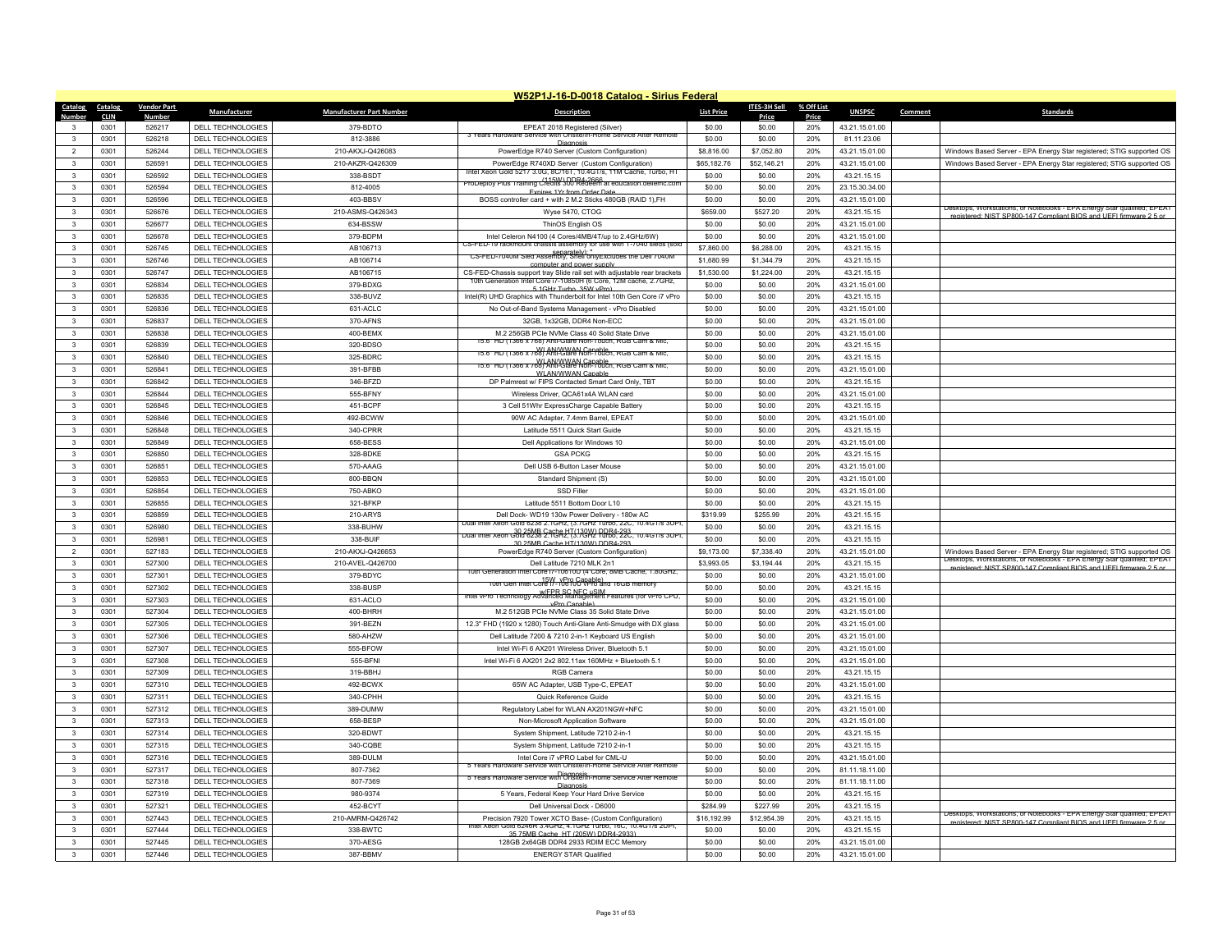# W52P1J-16-D-0018 Catalog - Sirius Federal

| Catalog Number | Catalog CLIN | Vendor Part Number | Manufacturer | Manufacturer Part Number | Description | List Price | ITES-3H Sell Price | % Off List Price | UNSPSC | Comment | Standards |
|---|---|---|---|---|---|---|---|---|---|---|---|
| 3 | 0301 | 526217 | DELL TECHNOLOGIES | 379-BDTO | EPEAT 2018 Registered (Silver) | $0.00 | $0.00 | 20% | 43.21.15.01.00 | | |
| 3 | 0301 | 526218 | DELL TECHNOLOGIES | 812-3886 | 3 Years Hardware Service with Onsite/In-Home Service After Remote Diagnosis | $0.00 | $0.00 | 20% | 81.11.23.06 | | |
| 2 | 0301 | 526244 | DELL TECHNOLOGIES | 210-AKXJ-Q426083 | PowerEdge R740 Server (Custom Configuration) | $8,816.00 | $7,052.80 | 20% | 43.21.15.01.00 | | Windows Based Server - EPA Energy Star registered; STIG supported OS |
| 3 | 0301 | 526591 | DELL TECHNOLOGIES | 210-AKZR-Q426309 | PowerEdge R740XD Server (Custom Configuration) | $65,182.76 | $52,146.21 | 20% | 43.21.15.01.00 | | Windows Based Server - EPA Energy Star registered; STIG supported OS |
| 3 | 0301 | 526592 | DELL TECHNOLOGIES | 338-BSDT | Intel Xeon Gold 5217 3.0G, 8C/16T, 10.4GT/s, 11M Cache, Turbo, HT (115W) DDR4-2666 | $0.00 | $0.00 | 20% | 43.21.15.15 | | |
| 3 | 0301 | 526594 | DELL TECHNOLOGIES | 812-4005 | ProDeploy Plus Training Credits 500 Redeem at education.dellemc.com Expires 1Yr from Order Date | $0.00 | $0.00 | 20% | 23.15.30.34.00 | | |
| 3 | 0301 | 526596 | DELL TECHNOLOGIES | 403-BBSV | BOSS controller card + with 2 M.2 Sticks 480GB (RAID 1),FH | $0.00 | $0.00 | 20% | 43.21.15.01.00 | | |
| 3 | 0301 | 526676 | DELL TECHNOLOGIES | 210-ASMS-Q426343 | Wyse 5470, CTOG | $659.00 | $527.20 | 20% | 43.21.15.15 | | Desktops, Workstations, or Notebooks - EPA Energy Star qualified; EPEAT registered; NIST SP800-147 Compliant BIOS and UEFI firmware 2.5 or |
| 3 | 0301 | 526677 | DELL TECHNOLOGIES | 634-BSSW | ThinOS English OS | $0.00 | $0.00 | 20% | 43.21.15.01.00 | | |
| 3 | 0301 | 526678 | DELL TECHNOLOGIES | 379-BDPM | Intel Celeron N4100 (4 Cores/4MB/4T/up to 2.4GHz/6W) | $0.00 | $0.00 | 20% | 43.21.15.01.00 | | |
| 3 | 0301 | 526745 | DELL TECHNOLOGIES | AB106713 | CS-FED-19 rackmount chassis assembly for use with T-7040 sleds (sold separately). * | $7,860.00 | $6,288.00 | 20% | 43.21.15.15 | | |
| 3 | 0301 | 526746 | DELL TECHNOLOGIES | AB106714 | CS-FED-7040M Sled Assembly, Shell onlyExcludes the Dell 7040M computer and power supply | $1,680.99 | $1,344.79 | 20% | 43.21.15.15 | | |
| 3 | 0301 | 526747 | DELL TECHNOLOGIES | AB106715 | CS-FED-Chassis support tray Slide rail set with adjustable rear brackets | $1,530.00 | $1,224.00 | 20% | 43.21.15.15 | | |
| 3 | 0301 | 526834 | DELL TECHNOLOGIES | 379-BDXG | 10th Generation Intel Core i7-10850H (6 Core, 12M cache, 2.7GHz, 5.1GHz Turbo, 35W vPro) | $0.00 | $0.00 | 20% | 43.21.15.01.00 | | |
| 3 | 0301 | 526835 | DELL TECHNOLOGIES | 338-BUVZ | Intel(R) UHD Graphics with Thunderbolt for Intel 10th Gen Core i7 vPro | $0.00 | $0.00 | 20% | 43.21.15.15 | | |
| 3 | 0301 | 526836 | DELL TECHNOLOGIES | 631-ACLC | No Out-of-Band Systems Management - vPro Disabled | $0.00 | $0.00 | 20% | 43.21.15.01.00 | | |
| 3 | 0301 | 526837 | DELL TECHNOLOGIES | 370-AFNS | 32GB, 1x32GB, DDR4 Non-ECC | $0.00 | $0.00 | 20% | 43.21.15.01.00 | | |
| 3 | 0301 | 526838 | DELL TECHNOLOGIES | 400-BEMX | M.2 256GB PCIe NVMe Class 40 Solid State Drive | $0.00 | $0.00 | 20% | 43.21.15.01.00 | | |
| 3 | 0301 | 526839 | DELL TECHNOLOGIES | 320-BDSO | 15.6" HD (1366 x 768) Anti-Glare Non-Touch, RGB Cam & Mic, WLAN/WWAN Capable | $0.00 | $0.00 | 20% | 43.21.15.15 | | |
| 3 | 0301 | 526840 | DELL TECHNOLOGIES | 325-BDRC | 15.6" HD (1366 x 768) Anti-Glare Non-Touch, RGB Cam & Mic, WLAN/WWAN Capable | $0.00 | $0.00 | 20% | 43.21.15.15 | | |
| 3 | 0301 | 526841 | DELL TECHNOLOGIES | 391-BFBB | 15.6" HD (1366 x 768) Anti-Glare Non-Touch, RGB Cam & Mic, WLAN/WWAN Capable | $0.00 | $0.00 | 20% | 43.21.15.01.00 | | |
| 3 | 0301 | 526842 | DELL TECHNOLOGIES | 346-BFZD | DP Palmrest w/ FIPS Contacted Smart Card Only, TBT | $0.00 | $0.00 | 20% | 43.21.15.15 | | |
| 3 | 0301 | 526844 | DELL TECHNOLOGIES | 555-BFNY | Wireless Driver, QCA61x4A WLAN card | $0.00 | $0.00 | 20% | 43.21.15.01.00 | | |
| 3 | 0301 | 526845 | DELL TECHNOLOGIES | 451-BCPF | 3 Cell 51Whr ExpressCharge Capable Battery | $0.00 | $0.00 | 20% | 43.21.15.15 | | |
| 3 | 0301 | 526846 | DELL TECHNOLOGIES | 492-BCWW | 90W AC Adapter, 7.4mm Barrel, EPEAT | $0.00 | $0.00 | 20% | 43.21.15.01.00 | | |
| 3 | 0301 | 526848 | DELL TECHNOLOGIES | 340-CPRR | Latitude 5511 Quick Start Guide | $0.00 | $0.00 | 20% | 43.21.15.15 | | |
| 3 | 0301 | 526849 | DELL TECHNOLOGIES | 658-BESS | Dell Applications for Windows 10 | $0.00 | $0.00 | 20% | 43.21.15.01.00 | | |
| 3 | 0301 | 526850 | DELL TECHNOLOGIES | 328-BDKE | GSA PCKG | $0.00 | $0.00 | 20% | 43.21.15.15 | | |
| 3 | 0301 | 526851 | DELL TECHNOLOGIES | 570-AAAG | Dell USB 6-Button Laser Mouse | $0.00 | $0.00 | 20% | 43.21.15.01.00 | | |
| 3 | 0301 | 526853 | DELL TECHNOLOGIES | 800-BBQN | Standard Shipment (S) | $0.00 | $0.00 | 20% | 43.21.15.01.00 | | |
| 3 | 0301 | 526854 | DELL TECHNOLOGIES | 750-ABKO | SSD Filler | $0.00 | $0.00 | 20% | 43.21.15.01.00 | | |
| 3 | 0301 | 526855 | DELL TECHNOLOGIES | 321-BFKP | Latitude 5511 Bottom Door L10 | $0.00 | $0.00 | 20% | 43.21.15.15 | | |
| 3 | 0301 | 526859 | DELL TECHNOLOGIES | 210-ARYS | Dell Dock- WD19 130w Power Delivery - 180w AC | $319.99 | $255.99 | 20% | 43.21.15.15 | | |
| 3 | 0301 | 526980 | DELL TECHNOLOGIES | 338-BUHW | Dual Intel Xeon Gold 6238 2.1GHz, (3.7GHz Turbo, 22C, 10.4GT/s 3UPI, 30.25MB Cache HT(130W) DDR4-293 | $0.00 | $0.00 | 20% | 43.21.15.15 | | |
| 3 | 0301 | 526981 | DELL TECHNOLOGIES | 338-BUIF | Dual Intel Xeon Gold 6238 2.1GHz, (3.7GHz Turbo, 22C, 10.4GT/s 3UPI, 30.25MB Cache HT(130W) DDR4-293 | $0.00 | $0.00 | 20% | 43.21.15.15 | | |
| 2 | 0301 | 527183 | DELL TECHNOLOGIES | 210-AKXJ-Q426653 | PowerEdge R740 Server (Custom Configuration) | $9,173.00 | $7,338.40 | 20% | 43.21.15.01.00 | | Windows Based Server - EPA Energy Star registered; STIG supported OS |
| 3 | 0301 | 527300 | DELL TECHNOLOGIES | 210-AVEL-Q426700 | Dell Latitude 7210 MLK 2n1 | $3,993.05 | $3,194.44 | 20% | 43.21.15.15 | | Desktops, Workstations, or Notebooks - EPA Energy Star qualified; EPEAT registered; NIST SP800-147 Compliant BIOS and UEFI firmware 2.5 or |
| 3 | 0301 | 527301 | DELL TECHNOLOGIES | 379-BDYC | 10th Generation Intel Core i7-10610U (4 Core, 8MB Cache, 1.80GHz, 15W, vPro Capable) | $0.00 | $0.00 | 20% | 43.21.15.01.00 | | |
| 3 | 0301 | 527302 | DELL TECHNOLOGIES | 338-BUSP | 10th Gen Intel Core i7-10610U vPro and 16GB memory w/FPR SC NFC uSIM | $0.00 | $0.00 | 20% | 43.21.15.15 | | |
| 3 | 0301 | 527303 | DELL TECHNOLOGIES | 631-ACLO | Intel vPro Technology Advanced Management Features (for vPro CPU, vPro Capable) | $0.00 | $0.00 | 20% | 43.21.15.01.00 | | |
| 3 | 0301 | 527304 | DELL TECHNOLOGIES | 400-BHRH | M.2 512GB PCIe NVMe Class 35 Solid State Drive | $0.00 | $0.00 | 20% | 43.21.15.01.00 | | |
| 3 | 0301 | 527305 | DELL TECHNOLOGIES | 391-BEZN | 12.3" FHD (1920 x 1280) Touch Anti-Glare Anti-Smudge with DX glass | $0.00 | $0.00 | 20% | 43.21.15.01.00 | | |
| 3 | 0301 | 527306 | DELL TECHNOLOGIES | 580-AHZW | Dell Latitude 7200 & 7210 2-in-1 Keyboard US English | $0.00 | $0.00 | 20% | 43.21.15.01.00 | | |
| 3 | 0301 | 527307 | DELL TECHNOLOGIES | 555-BFOW | Intel Wi-Fi 6 AX201 Wireless Driver, Bluetooth 5.1 | $0.00 | $0.00 | 20% | 43.21.15.01.00 | | |
| 3 | 0301 | 527308 | DELL TECHNOLOGIES | 555-BFNI | Intel Wi-Fi 6 AX201 2x2 802.11ax 160MHz + Bluetooth 5.1 | $0.00 | $0.00 | 20% | 43.21.15.01.00 | | |
| 3 | 0301 | 527309 | DELL TECHNOLOGIES | 319-BBHJ | RGB Camera | $0.00 | $0.00 | 20% | 43.21.15.15 | | |
| 3 | 0301 | 527310 | DELL TECHNOLOGIES | 492-BCWX | 65W AC Adapter, USB Type-C, EPEAT | $0.00 | $0.00 | 20% | 43.21.15.01.00 | | |
| 3 | 0301 | 527311 | DELL TECHNOLOGIES | 340-CPHH | Quick Reference Guide | $0.00 | $0.00 | 20% | 43.21.15.15 | | |
| 3 | 0301 | 527312 | DELL TECHNOLOGIES | 389-DUMW | Regulatory Label for WLAN AX201NGW+NFC | $0.00 | $0.00 | 20% | 43.21.15.01.00 | | |
| 3 | 0301 | 527313 | DELL TECHNOLOGIES | 658-BESP | Non-Microsoft Application Software | $0.00 | $0.00 | 20% | 43.21.15.01.00 | | |
| 3 | 0301 | 527314 | DELL TECHNOLOGIES | 320-BDWT | System Shipment, Latitude 7210 2-in-1 | $0.00 | $0.00 | 20% | 43.21.15.15 | | |
| 3 | 0301 | 527315 | DELL TECHNOLOGIES | 340-CQBE | System Shipment, Latitude 7210 2-in-1 | $0.00 | $0.00 | 20% | 43.21.15.15 | | |
| 3 | 0301 | 527316 | DELL TECHNOLOGIES | 389-DULM | Intel Core i7 vPRO Label for CML-U | $0.00 | $0.00 | 20% | 43.21.15.01.00 | | |
| 3 | 0301 | 527317 | DELL TECHNOLOGIES | 807-7362 | 5 Years Hardware Service with Onsite/In-Home Service After Remote Diagnosis | $0.00 | $0.00 | 20% | 81.11.18.11.00 | | |
| 3 | 0301 | 527318 | DELL TECHNOLOGIES | 807-7369 | 5 Years Hardware Service with Onsite/In-Home Service After Remote Diagnosis | $0.00 | $0.00 | 20% | 81.11.18.11.00 | | |
| 3 | 0301 | 527319 | DELL TECHNOLOGIES | 980-9374 | 5 Years, Federal Keep Your Hard Drive Service | $0.00 | $0.00 | 20% | 43.21.15.15 | | |
| 3 | 0301 | 527321 | DELL TECHNOLOGIES | 452-BCYT | Dell Universal Dock - D6000 | $284.99 | $227.99 | 20% | 43.21.15.15 | | |
| 3 | 0301 | 527443 | DELL TECHNOLOGIES | 210-AMRM-Q426742 | Precision 7920 Tower XCTO Base- (Custom Configuration) | $16,192.99 | $12,954.39 | 20% | 43.21.15.15 | | Desktops, Workstations, or Notebooks - EPA Energy Star qualified; EPEAT registered; NIST SP800-147 Compliant BIOS and UEFI firmware 2.5 or |
| 3 | 0301 | 527444 | DELL TECHNOLOGIES | 338-BWTC | Intel Xeon Gold 6246R 3.4GHz, 4.1GHz Turbo, 16C, 10.4GT/s 2UPI, 35.75MB Cache, HT (205W) DDR4-2933) | $0.00 | $0.00 | 20% | 43.21.15.15 | | |
| 3 | 0301 | 527445 | DELL TECHNOLOGIES | 370-AESG | 128GB 2x64GB DDR4 2933 RDIM ECC Memory | $0.00 | $0.00 | 20% | 43.21.15.01.00 | | |
| 3 | 0301 | 527446 | DELL TECHNOLOGIES | 387-BBMV | ENERGY STAR Qualified | $0.00 | $0.00 | 20% | 43.21.15.01.00 | | |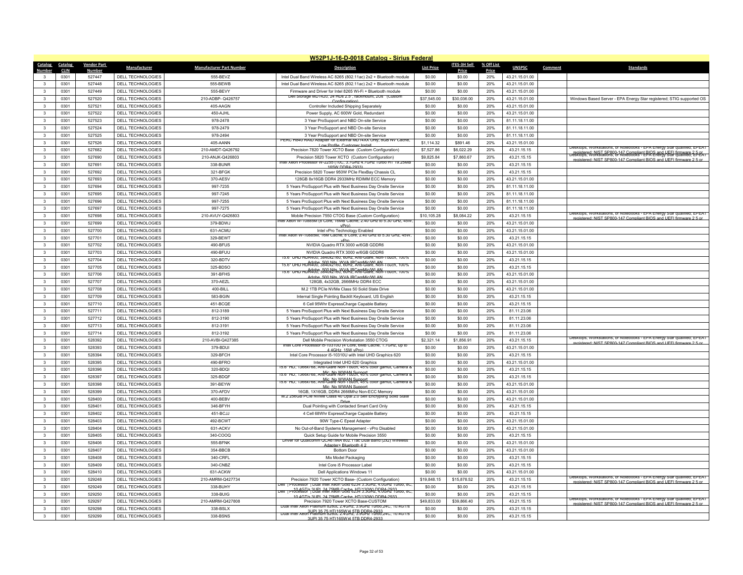## W52P1J-16-D-0018 Catalog - Sirius Federal

| Catalog Number | Catalog CLIN | Vendor Part Number | Manufacturer | Manufacturer Part Number | Description | List Price | ITES-3H Sell Price | % Off List Price | UNSPSC | Comment | Standards |
|---|---|---|---|---|---|---|---|---|---|---|---|
| 3 | 0301 | 527447 | DELL TECHNOLOGIES | 555-BEVZ | Intel Dual Band Wireless AC 8265 (802.11ac) 2x2 + Bluetooth module | $0.00 | $0.00 | 20% | 43.21.15.01.00 | | |
| 3 | 0301 | 527448 | DELL TECHNOLOGIES | 555-BEWB | Intel Dual Band Wireless AC 8265 (802.11ac) 2x2 + Bluetooth module | $0.00 | $0.00 | 20% | 43.21.15.01.00 | | |
| 3 | 0301 | 527449 | DELL TECHNOLOGIES | 555-BEVY | Firmware and Driver for Intel 8265 Wi-Fi + Bluetooth module | $0.00 | $0.00 | 20% | 43.21.15.01.00 | | |
| 3 | 0301 | 527520 | DELL TECHNOLOGIES | 210-ADBP- Q426757 | Dell Storage MD1420, 24 HDs 2.5" rackmount, 2U8 (Custom Configuration) | $37,545.00 | $30,036.00 | 20% | 43.21.15.01.00 | | Windows Based Server - EPA Energy Star registered; STIG supported OS |
| 3 | 0301 | 527521 | DELL TECHNOLOGIES | 405-AAGN | Controller Included Shipping Separately | $0.00 | $0.00 | 20% | 43.21.15.01.00 | | |
| 3 | 0301 | 527522 | DELL TECHNOLOGIES | 450-AJHL | Power Supply, AC 600W Gold, Redundant | $0.00 | $0.00 | 20% | 43.21.15.01.00 | | |
| 3 | 0301 | 527523 | DELL TECHNOLOGIES | 978-2478 | 3 Year ProSupport and NBD On-site Service | $0.00 | $0.00 | 20% | 81.11.18.11.00 | | |
| 3 | 0301 | 527524 | DELL TECHNOLOGIES | 978-2479 | 3 Year ProSupport and NBD On-site Service | $0.00 | $0.00 | 20% | 81.11.18.11.00 | | |
| 3 | 0301 | 527525 | DELL TECHNOLOGIES | 978-2494 | 3 Year ProSupport and NBD On-site Service | $0.00 | $0.00 | 20% | 81.11.18.11.00 | | |
| 3 | 0301 | 527526 | DELL TECHNOLOGIES | 405-AANN | PERC H840 RAID Adapter for External MD14XX Only, 8GB NV Cache, Low Profile, Customer Install | $1,114.32 | $891.46 | 20% | 43.21.15.01.00 | | |
| 3 | 0301 | 527682 | DELL TECHNOLOGIES | 210-AMDT-Q426792 | Precision 7820 Tower XCTO Base (Custom Configuration) | $7,527.86 | $6,022.29 | 20% | 43.21.15.15 | | Desktops, Workstations, or Notebooks - EPA Energy Star qualified, EPEAT registered; NIST SP800-147 Compliant BIOS and UEFI firmware 2.5 or |
| 3 | 0301 | 527690 | DELL TECHNOLOGIES | 210-ANJK-Q426803 | Precision 5820 Tower XCTO (Custom Configuration) | $9,825.84 | $7,860.67 | 20% | 43.21.15.15 | | Desktops, Workstations, or Notebooks - EPA Energy Star qualified, EPEAT registered; NIST SP800-147 Compliant BIOS and UEFI firmware 2.5 or |
| 3 | 0301 | 527691 | DELL TECHNOLOGIES | 338-BUNR | Intel Xeon Processor W-2255 (10C, 3.7GHz 4.7GHz Turbo HT 19.25MB 165W DDR4-2933) | $0.00 | $0.00 | 20% | 43.21.15.15 | | |
| 3 | 0301 | 527692 | DELL TECHNOLOGIES | 321-BFGK | Precision 5820 Tower 950W PCIe FlexBay Chassis CL | $0.00 | $0.00 | 20% | 43.21.15.15 | | |
| 3 | 0301 | 527693 | DELL TECHNOLOGIES | 370-AESV | 128GB 8x16GB DDR4 2933MHz RDIMM ECC Memory | $0.00 | $0.00 | 20% | 43.21.15.01.00 | | |
| 3 | 0301 | 527694 | DELL TECHNOLOGIES | 997-7235 | 5 Years ProSupport Plus with Next Business Day Onsite Service | $0.00 | $0.00 | 20% | 81.11.18.11.00 | | |
| 3 | 0301 | 527695 | DELL TECHNOLOGIES | 997-7245 | 5 Years ProSupport Plus with Next Business Day Onsite Service | $0.00 | $0.00 | 20% | 81.11.18.11.00 | | |
| 3 | 0301 | 527696 | DELL TECHNOLOGIES | 997-7255 | 5 Years ProSupport Plus with Next Business Day Onsite Service | $0.00 | $0.00 | 20% | 81.11.18.11.00 | | |
| 3 | 0301 | 527697 | DELL TECHNOLOGIES | 997-7275 | 5 Years ProSupport Plus with Next Business Day Onsite Service | $0.00 | $0.00 | 20% | 81.11.18.11.00 | | |
| 3 | 0301 | 527698 | DELL TECHNOLOGIES | 210-AVUY-Q426803 | Mobile Precision 7550 CTOG Base (Custom Configuration) | $10,105.28 | $8,084.22 | 20% | 43.21.15.15 | | Desktops, Workstations, or Notebooks - EPA Energy Star qualified, EPEAT registered; NIST SP800-147 Compliant BIOS and UEFI firmware 2.5 or |
| 3 | 0301 | 527699 | DELL TECHNOLOGIES | 379-BDWJ | Intel Xeon W-10885M (8 Core, 16MB Cache, 2.40 GHz to 5.30 GHz, 45W, vPro) | $0.00 | $0.00 | 20% | 43.21.15.01.00 | | |
| 3 | 0301 | 527700 | DELL TECHNOLOGIES | 631-ACMU | Intel vPro Technology Enabled | $0.00 | $0.00 | 20% | 43.21.15.01.00 | | |
| 3 | 0301 | 527701 | DELL TECHNOLOGIES | 329-BEWT | Intel Xeon W-10885M, 16M Cache, 8 Core, 2.40 GHz to 5.30 GHz, 45W, vPro | $0.00 | $0.00 | 20% | 43.21.15.15 | | |
| 3 | 0301 | 527702 | DELL TECHNOLOGIES | 490-BFUS | NVIDIA Quadro RTX 3000 w/6GB GDDR6 | $0.00 | $0.00 | 20% | 43.21.15.01.00 | | |
| 3 | 0301 | 527703 | DELL TECHNOLOGIES | 490-BFUU | NVIDIA Quadro RTX 3000 w/6GB GDDR6 | $0.00 | $0.00 | 20% | 43.21.15.01.00 | | |
| 3 | 0301 | 527704 | DELL TECHNOLOGIES | 320-BDTV | 15.6" UHD HDR400, 3840x2160, 60Hz, Anti-Glare, Non-Touch, 100% Adobe, 500 Nits, WVA,IRCamMicWLAN | $0.00 | $0.00 | 20% | 43.21.15.15 | | |
| 3 | 0301 | 527705 | DELL TECHNOLOGIES | 325-BDSO | 15.6" UHD HDR400, 3840x2160, 60Hz, Anti-Glare, Non-Touch, 100% Adobe, 500 Nits, WVA,IRCamMicWLAN | $0.00 | $0.00 | 20% | 43.21.15.15 | | |
| 3 | 0301 | 527706 | DELL TECHNOLOGIES | 391-BFHS | 15.6" UHD HDR400, 3840x2160, 60Hz, Anti-Glare, Non-Touch, 100% Adobe, 500 Nits, WVA,IRCamMicWLAN | $0.00 | $0.00 | 20% | 43.21.15.01.00 | | |
| 3 | 0301 | 527707 | DELL TECHNOLOGIES | 370-AEZL | 128GB, 4x32GB, 2666MHz DDR4 ECC | $0.00 | $0.00 | 20% | 43.21.15.01.00 | | |
| 3 | 0301 | 527708 | DELL TECHNOLOGIES | 400-BILL | M.2 1TB PCIe NVMe Class 50 Solid State Drive | $0.00 | $0.00 | 20% | 43.21.15.01.00 | | |
| 3 | 0301 | 527709 | DELL TECHNOLOGIES | 583-BGIN | Internal Single Pointing Backlit Keyboard, US English | $0.00 | $0.00 | 20% | 43.21.15.15 | | |
| 3 | 0301 | 527710 | DELL TECHNOLOGIES | 451-BCQE | 6 Cell 95Whr ExpressCharge Capable Battery | $0.00 | $0.00 | 20% | 43.21.15.15 | | |
| 3 | 0301 | 527711 | DELL TECHNOLOGIES | 812-3189 | 5 Years ProSupport Plus with Next Business Day Onsite Service | $0.00 | $0.00 | 20% | 81.11.23.06 | | |
| 3 | 0301 | 527712 | DELL TECHNOLOGIES | 812-3190 | 5 Years ProSupport Plus with Next Business Day Onsite Service | $0.00 | $0.00 | 20% | 81.11.23.06 | | |
| 3 | 0301 | 527713 | DELL TECHNOLOGIES | 812-3191 | 5 Years ProSupport Plus with Next Business Day Onsite Service | $0.00 | $0.00 | 20% | 81.11.23.06 | | |
| 3 | 0301 | 527714 | DELL TECHNOLOGIES | 812-3192 | 5 Years ProSupport Plus with Next Business Day Onsite Service | $0.00 | $0.00 | 20% | 81.11.23.06 | | |
| 3 | 0301 | 528392 | DELL TECHNOLOGIES | 210-AVBI-Q427385 | Dell Mobile Precision Workstation 3550 CTOG | $2,321.14 | $1,856.91 | 20% | 43.21.15.15 | | Desktops, Workstations, or Notebooks - EPA Energy Star qualified, EPEAT registered; NIST SP800-147 Compliant BIOS and UEFI firmware 2.5 or |
| 3 | 0301 | 528393 | DELL TECHNOLOGIES | 379-BDUI | Intel Core Processor i5-10310U (4 Core, 6MB Cache, 1.7GHz, up to 4.4GHz, 15W vPro) | $0.00 | $0.00 | 20% | 43.21.15.01.00 | | |
| 3 | 0301 | 528394 | DELL TECHNOLOGIES | 329-BFCH | Intel Core Processor i5-10310U with Intel UHD Graphics 620 | $0.00 | $0.00 | 20% | 43.21.15.15 | | |
| 3 | 0301 | 528395 | DELL TECHNOLOGIES | 490-BFRO | Integrated Intel UHD 620 Graphics | $0.00 | $0.00 | 20% | 43.21.15.01.00 | | |
| 3 | 0301 | 528396 | DELL TECHNOLOGIES | 320-BDQI | 15.6" HD, 1366x768, Anti-Glare Non-Touch, 45% color gamut, Camera & Mic, No WWAN Support | $0.00 | $0.00 | 20% | 43.21.15.15 | | |
| 3 | 0301 | 528397 | DELL TECHNOLOGIES | 325-BDQF | 15.6" HD, 1366x768, Anti-Glare Non-Touch, 45% color gamut, Camera & Mic, No WWAN Support | $0.00 | $0.00 | 20% | 43.21.15.15 | | |
| 3 | 0301 | 528398 | DELL TECHNOLOGIES | 391-BEYW | 15.6" HD, 1366x768, Anti-Glare Non-Touch, 45% color gamut, Camera & Mic, No WWAN Support | $0.00 | $0.00 | 20% | 43.21.15.01.00 | | |
| 3 | 0301 | 528399 | DELL TECHNOLOGIES | 370-AFDV | 16GB, 1X16GB, DDR4 2666Mhz Non-ECC Memory | $0.00 | $0.00 | 20% | 43.21.15.01.00 | | |
| 3 | 0301 | 528400 | DELL TECHNOLOGIES | 400-BEBV | M.2 256GB PCIe NVMe Class 40 Opal 2.0 Self Encrypting Solid State Drive | $0.00 | $0.00 | 20% | 43.21.15.01.00 | | |
| 3 | 0301 | 528401 | DELL TECHNOLOGIES | 346-BFYH | Dual Pointing with Contacted Smart Card Only | $0.00 | $0.00 | 20% | 43.21.15.15 | | |
| 3 | 0301 | 528402 | DELL TECHNOLOGIES | 451-BCJJ | 4 Cell 68Whr ExpressCharge Capable Battery | $0.00 | $0.00 | 20% | 43.21.15.15 | | |
| 3 | 0301 | 528403 | DELL TECHNOLOGIES | 492-BCWT | 90W Type-C Epeat Adapter | $0.00 | $0.00 | 20% | 43.21.15.01.00 | | |
| 3 | 0301 | 528404 | DELL TECHNOLOGIES | 631-ACKV | No Out-of-Band Systems Management - vPro Disabled | $0.00 | $0.00 | 20% | 43.21.15.01.00 | | |
| 3 | 0301 | 528405 | DELL TECHNOLOGIES | 340-COOQ | Quick Setup Guide for Mobile Precision 3550 | $0.00 | $0.00 | 20% | 43.21.15.15 | | |
| 3 | 0301 | 528406 | DELL TECHNOLOGIES | 555-BFNK | Driver for Qualcomm QCA61x4A 802.11ac Dual Band (2x2) Wireless Adapter+ Bluetooth 4.2 | $0.00 | $0.00 | 20% | 43.21.15.01.00 | | |
| 3 | 0301 | 528407 | DELL TECHNOLOGIES | 354-BBCB | Bottom Door | $0.00 | $0.00 | 20% | 43.21.15.01.00 | | |
| 3 | 0301 | 528408 | DELL TECHNOLOGIES | 340-CRFL | Mix Model Packaging | $0.00 | $0.00 | 20% | 43.21.15.15 | | |
| 3 | 0301 | 528409 | DELL TECHNOLOGIES | 340-CNBZ | Intel Core i5 Processor Label | $0.00 | $0.00 | 20% | 43.21.15.15 | | |
| 3 | 0301 | 528410 | DELL TECHNOLOGIES | 631-ACKW | Dell Applications Windows 11 | $0.00 | $0.00 | 20% | 43.21.15.01.00 | | |
| 3 | 0301 | 529248 | DELL TECHNOLOGIES | 210-AMRM-Q427734 | Precision 7920 Tower XCTO Base- (Custom Configuration) | $19,848.15 | $15,878.52 | 20% | 43.21.15.15 | | Desktops, Workstations, or Notebooks - EPA Energy Star qualified, EPEAT registered; NIST SP800-147 Compliant BIOS and UEFI firmware 2.5 or |
| 3 | 0301 | 529249 | DELL TECHNOLOGIES | 338-BUHY | Dell \| Processor \| Dual Intel Xeon Gold 6234 3.3GHz, 4.0GHz Turbo, 8C, 10.4GT/s 3UPI, 24.75MB Cache, HT(130W) DDR4-2933 | $0.00 | $0.00 | 20% | 43.21.15.15 | | |
| 3 | 0301 | 529250 | DELL TECHNOLOGIES | 338-BUIG | Dell \| Processor \| Dual Intel Xeon Gold 6234 3.3GHz, 4.0GHz Turbo, 8C, 10.4GT/s 3UPI, 24.75MB Cache, HT(130W) DDR4-2933 | $0.00 | $0.00 | 20% | 43.21.15.15 | | |
| 3 | 0301 | 529297 | DELL TECHNOLOGIES | 210-AMRM-Q427808 | Precision 7920 Tower XCTO Base-CUSTOM | $49,833.00 | $39,866.40 | 20% | 43.21.15.15 | | Desktops, Workstations, or Notebooks - EPA Energy Star qualified, EPEAT registered; NIST SP800-147 Compliant BIOS and UEFI firmware 2.5 or |
| 3 | 0301 | 529298 | DELL TECHNOLOGIES | 338-BSLX | Dual Intel Xeon Platinum 8260L 2.4GHz, 3.9GHz Turbo,24C, 10.4GT/s 3UPI,35.75 HT(165W)4.5TB DDR4-2933 | $0.00 | $0.00 | 20% | 43.21.15.15 | | |
| 3 | 0301 | 529299 | DELL TECHNOLOGIES | 338-BSNS | Dual Intel Xeon Platinum 8260L 2.4GHz, 3.9GHz Turbo,24C, 10.4GT/s 3UPI,35.75 HT(165W)4.5TB DDR4-2933 | $0.00 | $0.00 | 20% | 43.21.15.15 | | |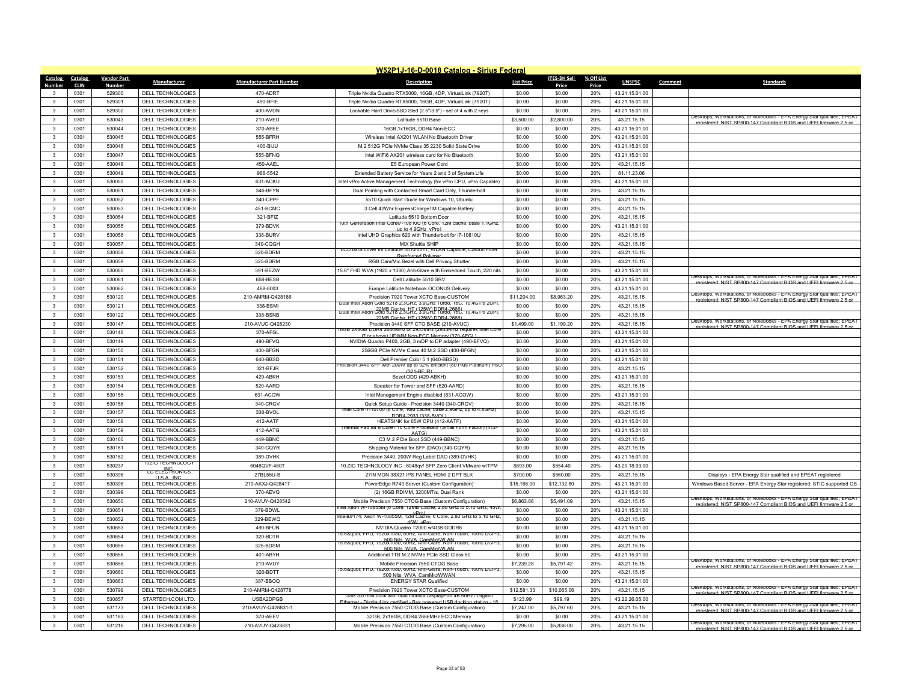## W52P1J-16-D-0018 Catalog - Sirius Federal

| Catalog Number | Catalog CLIN | Vendor Part Number | Manufacturer | Manufacturer Part Number | Description | List Price | ITES-3H Sell Price | % Off List Price | UNSPSC | Comment | Standards |
|---|---|---|---|---|---|---|---|---|---|---|---|
| 3 | 0301 | 529300 | DELL TECHNOLOGIES | 470-ADRT | Triple Nvidia Quadro RTX5000, 16GB, 4DP, VirtualLink (7920T) | $0.00 | $0.00 | 20% | 43.21.15.01.00 | | |
| 3 | 0301 | 529301 | DELL TECHNOLOGIES | 490-BFIE | Triple Nvidia Quadro RTX5000, 16GB, 4DP, VirtualLink (7920T) | $0.00 | $0.00 | 20% | 43.21.15.01.00 | | |
| 3 | 0301 | 529302 | DELL TECHNOLOGIES | 400-AVDN | Lockable Hard Drive/SSD Sled (2.5"/3.5") - set of 4 with 2 keys | $0.00 | $0.00 | 20% | 43.21.15.01.00 | | |
| 3 | 0301 | 530043 | DELL TECHNOLOGIES | 210-AVEU | Latitude 5510 Base | $3,500.00 | $2,800.00 | 20% | 43.21.15.15 | | Desktops, Workstations, or Notebooks - EPA Energy Star qualified; EPEAT registered; NIST SP800-147 Compliant BIOS and UEFI firmware 2.5 or |
| 3 | 0301 | 530044 | DELL TECHNOLOGIES | 370-AFEE | 16GB,1x16GB, DDR4 Non-ECC | $0.00 | $0.00 | 20% | 43.21.15.01.00 | | |
| 3 | 0301 | 530045 | DELL TECHNOLOGIES | 555-BFRH | Wireless Intel AX201 WLAN No Bluetooth Driver | $0.00 | $0.00 | 20% | 43.21.15.01.00 | | |
| 3 | 0301 | 530046 | DELL TECHNOLOGIES | 400-BIJU | M.2 512G PCIe NVMe Class 35 2230 Solid State Drive | $0.00 | $0.00 | 20% | 43.21.15.01.00 | | |
| 3 | 0301 | 530047 | DELL TECHNOLOGIES | 555-BFNQ | Intel WiFi6 AX201 wireless card for No Bluetooth | $0.00 | $0.00 | 20% | 43.21.15.01.00 | | |
| 3 | 0301 | 530048 | DELL TECHNOLOGIES | 450-AAEL | E5 European Power Cord | $0.00 | $0.00 | 20% | 43.21.15.15 | | |
| 3 | 0301 | 530049 | DELL TECHNOLOGIES | 988-5542 | Extended Battery Service for Years 2 and 3 of System Life | $0.00 | $0.00 | 20% | 81.11.23.06 | | |
| 3 | 0301 | 530050 | DELL TECHNOLOGIES | 631-ACKU | Intel vPro Active Management Technology (for vPro CPU, vPro Capable) | $0.00 | $0.00 | 20% | 43.21.15.01.00 | | |
| 3 | 0301 | 530051 | DELL TECHNOLOGIES | 346-BFYN | Dual Pointing with Contacted Smart Card Only, Thunderbolt | $0.00 | $0.00 | 20% | 43.21.15.15 | | |
| 3 | 0301 | 530052 | DELL TECHNOLOGIES | 340-CPPF | 5510 Quick Start Guide for Windows 10, Ubuntu | $0.00 | $0.00 | 20% | 43.21.15.15 | | |
| 3 | 0301 | 530053 | DELL TECHNOLOGIES | 451-BCMC | 3 Cell 42Whr ExpressChargeTM Capable Battery | $0.00 | $0.00 | 20% | 43.21.15.15 | | |
| 3 | 0301 | 530054 | DELL TECHNOLOGIES | 321-BFIZ | Latitude 5510 Bottom Door | $0.00 | $0.00 | 20% | 43.21.15.15 | | |
| 3 | 0301 | 530055 | DELL TECHNOLOGIES | 379-BDVK | 10th Generation Intel Core i7-10810U (6 Core, 12M cache, base 1.1GHz, up to 4.9GHz, vPro) | $0.00 | $0.00 | 20% | 43.21.15.01.00 | | |
| 3 | 0301 | 530056 | DELL TECHNOLOGIES | 338-BURV | Intel UHD Graphics 620 with Thunderbolt for i7-10810U | $0.00 | $0.00 | 20% | 43.21.15.15 | | |
| 3 | 0301 | 530057 | DELL TECHNOLOGIES | 340-CQGH | MIX Shuttle SHIP | $0.00 | $0.00 | 20% | 43.21.15.15 | | |
| 3 | 0301 | 530058 | DELL TECHNOLOGIES | 320-BDRM | LCD back cover for Latitude 5510/5511, WLAN Capable, Carbon Fiber Reinforced Polymer | $0.00 | $0.00 | 20% | 43.21.15.15 | | |
| 3 | 0301 | 530059 | DELL TECHNOLOGIES | 325-BDRM | RGB Cam/Mic Bezel with Dell Privacy Shutter | $0.00 | $0.00 | 20% | 43.21.15.15 | | |
| 3 | 0301 | 530060 | DELL TECHNOLOGIES | 391-BEZW | 15.6" FHD WVA (1920 x 1080) Anti-Glare with Embedded Touch, 220 nits | $0.00 | $0.00 | 20% | 43.21.15.01.00 | | |
| 3 | 0301 | 530061 | DELL TECHNOLOGIES | 658-BESB | Dell Latitude 5510 SRV | $0.00 | $0.00 | 20% | 43.21.15.01.00 | | Desktops, Workstations, or Notebooks - EPA Energy Star qualified; EPEAT registered; NIST SP800-147 Compliant BIOS and UEFI firmware 2.5 or |
| 3 | 0301 | 530062 | DELL TECHNOLOGIES | 468-8003 | Europe Latitude Notebook OCONUS Delivery | $0.00 | $0.00 | 20% | 43.21.15.01.00 | | |
| 3 | 0301 | 530120 | DELL TECHNOLOGIES | 210-AMRM-Q428166 | Precision 7920 Tower XCTO Base-CUSTOM | $11,204.00 | $8,963.20 | 20% | 43.21.15.15 | | Desktops, Workstations, or Notebooks - EPA Energy Star qualified; EPEAT registered; NIST SP800-147 Compliant BIOS and UEFI firmware 2.5 or |
| 3 | 0301 | 530121 | DELL TECHNOLOGIES | 338-BSMI | Dual Intel Xeon Gold 5218 2.3GHz, 3.9GHz Turbo, 16C, 10.4GT/s 2UPI, 22MB Cache, HT (125W) DDR4-2666) | $0.00 | $0.00 | 20% | 43.21.15.15 | | |
| 3 | 0301 | 530122 | DELL TECHNOLOGIES | 338-BSNB | Dual Intel Xeon Gold 5218 2.3GHz, 3.9GHz Turbo, 16C, 10.4GT/s 2UPI, 22MB Cache, HT (125W) DDR4-2666) | $0.00 | $0.00 | 20% | 43.21.15.15 | | |
| 3 | 0301 | 530147 | DELL TECHNOLOGIES | 210-AVUC-Q428230 | Precision 3440 SFF CTO BASE (210-AVUC) | $1,499.00 | $1,199.20 | 20% | 43.21.15.15 | | Desktops, Workstations, or Notebooks - EPA Energy Star qualified; EPEAT registered; NIST SP800-147 Compliant BIOS and UEFI firmware 2.5 or |
| 3 | 0301 | 530148 | DELL TECHNOLOGIES | 370-AFGL | 16GB 2X8GB DDR4 2666MHz or 2933MHz (2933MHz requires Intel Core i7 or above) UDIMM Non-ECC Memory (370-AFGL) | $0.00 | $0.00 | 20% | 43.21.15.01.00 | | |
| 3 | 0301 | 530149 | DELL TECHNOLOGIES | 490-BFVQ | NVIDIA Quadro P400, 2GB, 3 mDP to DP adapter (490-BFVQ) | $0.00 | $0.00 | 20% | 43.21.15.01.00 | | |
| 3 | 0301 | 530150 | DELL TECHNOLOGIES | 400-BFGN | 256GB PCIe NVMe Class 40 M.2 SSD (400-BFGN) | $0.00 | $0.00 | 20% | 43.21.15.01.00 | | |
| 3 | 0301 | 530151 | DELL TECHNOLOGIES | 640-BBSD | Dell Premier Color 5.1 (640-BBSD) | $0.00 | $0.00 | 20% | 43.21.15.01.00 | | |
| 3 | 0301 | 530152 | DELL TECHNOLOGIES | 321-BFJR | Precision 3440 SFF with 200W up to 92% efficient (80 Plus Platinum) PSU (321-BFJR) | $0.00 | $0.00 | 20% | 43.21.15.15 | | |
| 3 | 0301 | 530153 | DELL TECHNOLOGIES | 429-ABKH | Bezel ODD (429-ABKH) | $0.00 | $0.00 | 20% | 43.21.15.01.00 | | |
| 3 | 0301 | 530154 | DELL TECHNOLOGIES | 520-AARD | Speaker for Tower and SFF (520-AARD) | $0.00 | $0.00 | 20% | 43.21.15.15 | | |
| 3 | 0301 | 530155 | DELL TECHNOLOGIES | 631-ACOW | Intel Management Engine disabled (631-ACOW) | $0.00 | $0.00 | 20% | 43.21.15.01.00 | | |
| 3 | 0301 | 530156 | DELL TECHNOLOGIES | 340-CRGV | Quick Setup Guide - Precision 3440 (340-CRGV) | $0.00 | $0.00 | 20% | 43.21.15.15 | | |
| 3 | 0301 | 530157 | DELL TECHNOLOGIES | 338-BVOL | Intel Core i7-10700 (8 Core, 16M cache, base 2.9GHz, up to 4.8GHz) DDR4-2933 (338-BVOL) | $0.00 | $0.00 | 20% | 43.21.15.15 | | |
| 3 | 0301 | 530158 | DELL TECHNOLOGIES | 412-AATF | HEATSINK for 65W CPU (412-AATF) | $0.00 | $0.00 | 20% | 43.21.15.01.00 | | |
| 3 | 0301 | 530159 | DELL TECHNOLOGIES | 412-AATG | Thermal Pad for 8 Core / 10 Core Processor (Small Form Factor) (412-AATG) | $0.00 | $0.00 | 20% | 43.21.15.01.00 | | |
| 3 | 0301 | 530160 | DELL TECHNOLOGIES | 449-BBNC | C3 M.2 PCIe Boot SSD (449-BBNC) | $0.00 | $0.00 | 20% | 43.21.15.15 | | |
| 3 | 0301 | 530161 | DELL TECHNOLOGIES | 340-CQYR | Shipping Material for SFF (DAO) (340-CQYR) | $0.00 | $0.00 | 20% | 43.21.15.15 | | |
| 3 | 0301 | 530162 | DELL TECHNOLOGIES | 389-DVHK | Precision 3440, 200W Reg Label DAO (389-DVHK) | $0.00 | $0.00 | 20% | 43.21.15.01.00 | | |
| 3 | 0301 | 530237 | 10ZIG TECHNOLOGY INC | 6048QVF-480T | 10 ZIG TECHNOLOGY INC : 6048qvf SFP Zero Client VMware w/TPM | $693.00 | $554.40 | 20% | 43.20.18.03.00 | | |
| 3 | 0301 | 530396 | LG ELECTRONICS U.S.A. INC | 27BL55U-B | 27IN MON 38X21 IPS PANEL HDMI 2 DPT BLK | $700.00 | $560.00 | 20% | 43.21.15.15 | | Displays - EPA Energy Star qualified and EPEAT registered |
| 2 | 0301 | 530398 | DELL TECHNOLOGIES | 210-AKXJ-Q428417 | PowerEdge R740 Server (Custom Configuration) | $15,166.00 | $12,132.80 | 20% | 43.21.15.01.00 | | Windows Based Server - EPA Energy Star registered; STIG supported OS |
| 3 | 0301 | 530399 | DELL TECHNOLOGIES | 370-AEVQ | (2) 16GB RDIMM, 3200MT/s, Dual Rank | $0.00 | $0.00 | 20% | 43.21.15.01.00 | | |
| 3 | 0301 | 530650 | DELL TECHNOLOGIES | 210-AVUY-Q428542 | Mobile Precision 7550 CTOG Base (Custom Configuration) | $6,863.86 | $5,491.09 | 20% | 43.21.15.15 | | Desktops, Workstations, or Notebooks - EPA Energy Star qualified; EPEAT registered; NIST SP800-147 Compliant BIOS and UEFI firmware 2.5 or |
| 3 | 0301 | 530651 | DELL TECHNOLOGIES | 379-BDWL | Intel Xeon W-10855M (6 Core, 12MB Cache, 2.80 GHz to 5.10 GHz, 45W, vPro) | $0.00 | $0.00 | 20% | 43.21.15.01.00 | | |
| 3 | 0301 | 530652 | DELL TECHNOLOGIES | 329-BEWQ | Intel&#174; Xeon W-10855M, 12M Cache, 6 Core, 2.80 GHz to 5.10 GHz, 45W, vPro | $0.00 | $0.00 | 20% | 43.21.15.15 | | |
| 3 | 0301 | 530653 | DELL TECHNOLOGIES | 490-BFUN | NVIDIA Quadro T2000 w/4GB GDDR6 | $0.00 | $0.00 | 20% | 43.21.15.01.00 | | |
| 3 | 0301 | 530654 | DELL TECHNOLOGIES | 320-BDTR | 15.6&quot; FHD, 1920x1080, 60Hz, Anti-Glare, Non-Touch, 100% DCIP3, 500 Nits, WVA, CamMic/WLAN | $0.00 | $0.00 | 20% | 43.21.15.15 | | |
| 3 | 0301 | 530655 | DELL TECHNOLOGIES | 325-BDSM | 15.6&quot; FHD, 1920x1080, 60Hz, Anti-Glare, Non-Touch, 100% DCIP3, 500 Nits, WVA, CamMic/WLAN | $0.00 | $0.00 | 20% | 43.21.15.15 | | |
| 3 | 0301 | 530656 | DELL TECHNOLOGIES | 401-ABYH | Additional 1TB M.2 NVMe PCIe SSD Class 50 | $0.00 | $0.00 | 20% | 43.21.15.01.00 | | |
| 3 | 0301 | 530658 | DELL TECHNOLOGIES | 210-AVUY | Mobile Precision 7550 CTOG Base | $7,239.28 | $5,791.42 | 20% | 43.21.15.15 | | Desktops, Workstations, or Notebooks - EPA Energy Star qualified; EPEAT registered; NIST SP800-147 Compliant BIOS and UEFI firmware 2.5 or |
| 3 | 0301 | 530660 | DELL TECHNOLOGIES | 320-BDTT | 15.6&quot; FHD, 1920x1080, 60Hz, Anti-Glare, Non-Touch, 100% DCIP3, 500 Nits, WVA, CamMic/WWAN | $0.00 | $0.00 | 20% | 43.21.15.15 | | |
| 3 | 0301 | 530663 | DELL TECHNOLOGIES | 387-BBOQ | ENERGY STAR Qualified | $0.00 | $0.00 | 20% | 43.21.15.01.00 | | |
| 3 | 0301 | 530799 | DELL TECHNOLOGIES | 210-AMRM-Q428778 | Precision 7920 Tower XCTO Base-CUSTOM | $12,581.33 | $10,065.06 | 20% | 43.21.15.15 | | Desktops, Workstations, or Notebooks - EPA Energy Star qualified; EPEAT registered; NIST SP800-147 Compliant BIOS and UEFI firmware 2.5 or |
| 3 | 0301 | 530857 | STARTECH.COM LTD. | USBA2DPGB | USB 3.0 mini dock with dual monitor DisplayPort 4K 60Hz / Gigabit Ethernet - Displayl ink certified - Bus powered USB docking station - 1ft | $123.99 | $99.19 | 20% | 43.22.26.05.00 | | |
| 3 | 0301 | 531173 | DELL TECHNOLOGIES | 210-AVUY-Q428831-1 | Mobile Precision 7550 CTOG Base (Custom Configuration) | $7,247.00 | $5,797.60 | 20% | 43.21.15.15 | | Desktops, Workstations, or Notebooks - EPA Energy Star qualified; EPEAT registered; NIST SP800-147 Compliant BIOS and UEFI firmware 2.5 or |
| 3 | 0301 | 531183 | DELL TECHNOLOGIES | 370-AEEV | 32GB, 2x16GB, DDR4 2666MHz ECC Memory | $0.00 | $0.00 | 20% | 43.21.15.01.00 | | |
| 3 | 0301 | 531216 | DELL TECHNOLOGIES | 210-AVUY-Q428831 | Mobile Precision 7550 CTOG Base (Custom Configuration) | $7,295.00 | $5,836.00 | 20% | 43.21.15.15 | | Desktops, Workstations, or Notebooks - EPA Energy Star qualified; EPEAT registered; NIST SP800-147 Compliant BIOS and UEFI firmware 2.5 or |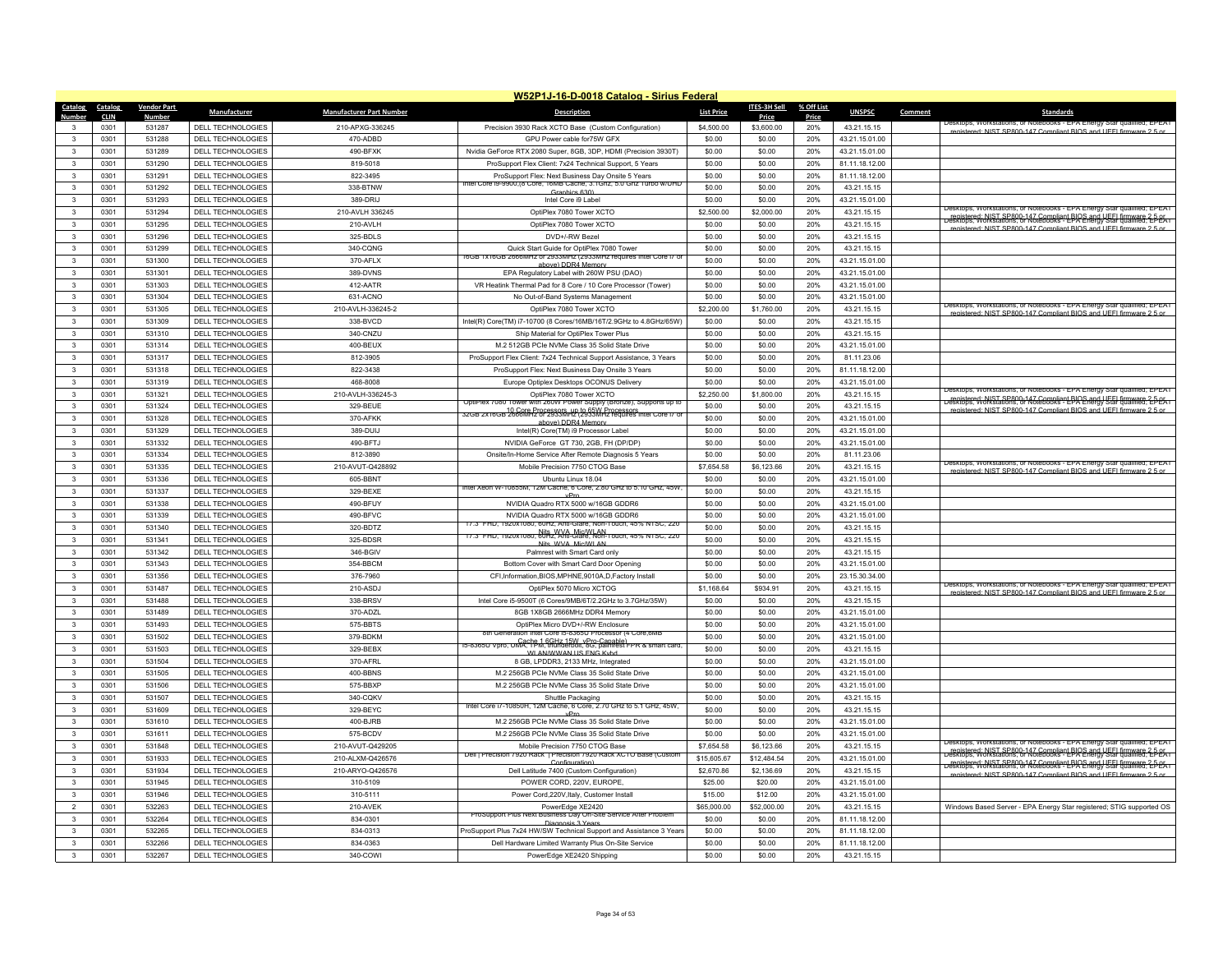# W52P1J-16-D-0018 Catalog - Sirius Federal

| Catalog Number | Catalog CLIN | Vendor Part Number | Manufacturer | Manufacturer Part Number | Description | List Price | ITES-3H Sell Price | % Off List Price | UNSPSC | Comment | Standards |
|---|---|---|---|---|---|---|---|---|---|---|---|
| 3 | 0301 | 531287 | DELL TECHNOLOGIES | 210-APXG-336245 | Precision 3930 Rack XCTO Base (Custom Configuration) | $4,500.00 | $3,600.00 | 20% | 43.21.15.15 | | Desktops, Workstations, or Notebooks - EPA Energy Star qualified; EPEAT registered; NIST SP800-147 Compliant BIOS and UEFI firmware 2.5 or |
| 3 | 0301 | 531288 | DELL TECHNOLOGIES | 470-ADBD | GPU Power cable for75W GFX | $0.00 | $0.00 | 20% | 43.21.15.01.00 | | |
| 3 | 0301 | 531289 | DELL TECHNOLOGIES | 490-BFXK | Nvidia GeForce RTX 2080 Super, 8GB, 3DP, HDMI (Precision 3930T) | $0.00 | $0.00 | 20% | 43.21.15.01.00 | | |
| 3 | 0301 | 531290 | DELL TECHNOLOGIES | 819-5018 | ProSupport Flex Client: 7x24 Technical Support, 5 Years | $0.00 | $0.00 | 20% | 81.11.18.12.00 | | |
| 3 | 0301 | 531291 | DELL TECHNOLOGIES | 822-3495 | ProSupport Flex: Next Business Day Onsite 5 Years | $0.00 | $0.00 | 20% | 81.11.18.12.00 | | |
| 3 | 0301 | 531292 | DELL TECHNOLOGIES | 338-BTNW | Intel Core i9-9900,(8 Core, 16MB Cache, 3.1GHz, 5.0 Ghz Turbo w/UHD Graphics 630) | $0.00 | $0.00 | 20% | 43.21.15.15 | | |
| 3 | 0301 | 531293 | DELL TECHNOLOGIES | 389-DRIJ | Intel Core i9 Label | $0.00 | $0.00 | 20% | 43.21.15.01.00 | | |
| 3 | 0301 | 531294 | DELL TECHNOLOGIES | 210-AVLH 336245 | OptiPlex 7080 Tower XCTO | $2,500.00 | $2,000.00 | 20% | 43.21.15.15 | | Desktops, Workstations, or Notebooks - EPA Energy Star qualified; EPEAT registered; NIST SP800-147 Compliant BIOS and UEFI firmware 2.5 or |
| 3 | 0301 | 531295 | DELL TECHNOLOGIES | 210-AVLH | OptiPlex 7080 Tower XCTO | $0.00 | $0.00 | 20% | 43.21.15.15 | | Desktops, Workstations, or Notebooks - EPA Energy Star qualified; EPEAT registered; NIST SP800-147 Compliant BIOS and UEFI firmware 2.5 or |
| 3 | 0301 | 531296 | DELL TECHNOLOGIES | 325-BDLS | DVD+/-RW Bezel | $0.00 | $0.00 | 20% | 43.21.15.15 | | |
| 3 | 0301 | 531299 | DELL TECHNOLOGIES | 340-CQNG | Quick Start Guide for OptiPlex 7080 Tower | $0.00 | $0.00 | 20% | 43.21.15.15 | | |
| 3 | 0301 | 531300 | DELL TECHNOLOGIES | 370-AFLX | 16GB 1X16GB 2666MHz or 2933MHz (2933MHz requires Intel Core i7 or above) DDR4 Memory | $0.00 | $0.00 | 20% | 43.21.15.01.00 | | |
| 3 | 0301 | 531301 | DELL TECHNOLOGIES | 389-DVNS | EPA Regulatory Label with 260W PSU (DAO) | $0.00 | $0.00 | 20% | 43.21.15.01.00 | | |
| 3 | 0301 | 531303 | DELL TECHNOLOGIES | 412-AATR | VR Heatink Thermal Pad for 8 Core / 10 Core Processor (Tower) | $0.00 | $0.00 | 20% | 43.21.15.01.00 | | |
| 3 | 0301 | 531304 | DELL TECHNOLOGIES | 631-ACNO | No Out-of-Band Systems Management | $0.00 | $0.00 | 20% | 43.21.15.01.00 | | |
| 3 | 0301 | 531305 | DELL TECHNOLOGIES | 210-AVLH-336245-2 | OptiPlex 7080 Tower XCTO | $2,200.00 | $1,760.00 | 20% | 43.21.15.15 | | Desktops, Workstations, or Notebooks - EPA Energy Star qualified; EPEAT registered; NIST SP800-147 Compliant BIOS and UEFI firmware 2.5 or |
| 3 | 0301 | 531309 | DELL TECHNOLOGIES | 338-BVCD | Intel(R) Core(TM) i7-10700 (8 Cores/16MB/16T/2.9GHz to 4.8GHz/65W) | $0.00 | $0.00 | 20% | 43.21.15.15 | | |
| 3 | 0301 | 531310 | DELL TECHNOLOGIES | 340-CNZU | Ship Material for OptiPlex Tower Plus | $0.00 | $0.00 | 20% | 43.21.15.15 | | |
| 3 | 0301 | 531314 | DELL TECHNOLOGIES | 400-BEUX | M.2 512GB PCIe NVMe Class 35 Solid State Drive | $0.00 | $0.00 | 20% | 43.21.15.01.00 | | |
| 3 | 0301 | 531317 | DELL TECHNOLOGIES | 812-3905 | ProSupport Flex Client: 7x24 Technical Support Assistance, 3 Years | $0.00 | $0.00 | 20% | 81.11.23.06 | | |
| 3 | 0301 | 531318 | DELL TECHNOLOGIES | 822-3438 | ProSupport Flex: Next Business Day Onsite 3 Years | $0.00 | $0.00 | 20% | 81.11.18.12.00 | | |
| 3 | 0301 | 531319 | DELL TECHNOLOGIES | 468-8008 | Europe Optiplex Desktops OCONUS Delivery | $0.00 | $0.00 | 20% | 43.21.15.01.00 | | |
| 3 | 0301 | 531321 | DELL TECHNOLOGIES | 210-AVLH-336245-3 | OptiPlex 7080 Tower XCTO | $2,250.00 | $1,800.00 | 20% | 43.21.15.15 | | Desktops, Workstations, or Notebooks - EPA Energy Star qualified; EPEAT registered; NIST SP800-147 Compliant BIOS and UEFI firmware 2.5 or |
| 3 | 0301 | 531324 | DELL TECHNOLOGIES | 329-BEUE | OptiPlex 7080 Tower with 260W Power Supply (Bronze), Supports up to 10 Core Processors, up to 65W Processors | $0.00 | $0.00 | 20% | 43.21.15.15 | | Desktops, Workstations, or Notebooks - EPA Energy Star qualified; EPEAT registered; NIST SP800-147 Compliant BIOS and UEFI firmware 2.5 or |
| 3 | 0301 | 531328 | DELL TECHNOLOGIES | 370-AFKK | 32GB 2X16GB 2666MHz or 2933MHz (2933MHz requires Intel Core i7 or above) DDR4 Memory | $0.00 | $0.00 | 20% | 43.21.15.01.00 | | |
| 3 | 0301 | 531329 | DELL TECHNOLOGIES | 389-DUIJ | Intel(R) Core(TM) i9 Processor Label | $0.00 | $0.00 | 20% | 43.21.15.01.00 | | |
| 3 | 0301 | 531332 | DELL TECHNOLOGIES | 490-BFTJ | NVIDIA GeForce GT 730, 2GB, FH (DP/DP) | $0.00 | $0.00 | 20% | 43.21.15.01.00 | | |
| 3 | 0301 | 531334 | DELL TECHNOLOGIES | 812-3890 | Onsite/In-Home Service After Remote Diagnosis 5 Years | $0.00 | $0.00 | 20% | 81.11.23.06 | | |
| 3 | 0301 | 531335 | DELL TECHNOLOGIES | 210-AVUT-Q428892 | Mobile Precision 7750 CTOG Base | $7,654.58 | $6,123.66 | 20% | 43.21.15.15 | | Desktops, Workstations, or Notebooks - EPA Energy Star qualified; EPEAT registered; NIST SP800-147 Compliant BIOS and UEFI firmware 2.5 or |
| 3 | 0301 | 531336 | DELL TECHNOLOGIES | 605-BBNT | Ubuntu Linux 18.04 | $0.00 | $0.00 | 20% | 43.21.15.01.00 | | |
| 3 | 0301 | 531337 | DELL TECHNOLOGIES | 329-BEXE | Intel Xeon W-10855M, 12M Cache, 6 Core, 2.80 GHz to 5.10 GHz, 45W, vPro | $0.00 | $0.00 | 20% | 43.21.15.15 | | |
| 3 | 0301 | 531338 | DELL TECHNOLOGIES | 490-BFUY | NVIDIA Quadro RTX 5000 w/16GB GDDR6 | $0.00 | $0.00 | 20% | 43.21.15.01.00 | | |
| 3 | 0301 | 531339 | DELL TECHNOLOGIES | 490-BFVC | NVIDIA Quadro RTX 5000 w/16GB GDDR6 | $0.00 | $0.00 | 20% | 43.21.15.01.00 | | |
| 3 | 0301 | 531340 | DELL TECHNOLOGIES | 320-BDTZ | 17.3" FHD, 1920x1080, 60Hz, Anti-Glare, Non-Touch, 45% NTSC, 220 Nits, WVA, Mic/WLAN | $0.00 | $0.00 | 20% | 43.21.15.15 | | |
| 3 | 0301 | 531341 | DELL TECHNOLOGIES | 325-BDSR | 17.3" FHD, 1920x1080, 60Hz, Anti-Glare, Non-Touch, 45% NTSC, 220 Nits, WVA, Mic/WLAN | $0.00 | $0.00 | 20% | 43.21.15.15 | | |
| 3 | 0301 | 531342 | DELL TECHNOLOGIES | 346-BGIV | Palmrest with Smart Card only | $0.00 | $0.00 | 20% | 43.21.15.15 | | |
| 3 | 0301 | 531343 | DELL TECHNOLOGIES | 354-BBCM | Bottom Cover with Smart Card Door Opening | $0.00 | $0.00 | 20% | 43.21.15.01.00 | | |
| 3 | 0301 | 531356 | DELL TECHNOLOGIES | 376-7960 | CFI,Information,BIOS,MPHNE,9010A,D,Factory Install | $0.00 | $0.00 | 20% | 23.15.30.34.00 | | |
| 3 | 0301 | 531487 | DELL TECHNOLOGIES | 210-ASDJ | OptiPlex 5070 Micro XCTOG | $1,168.64 | $934.91 | 20% | 43.21.15.15 | | Desktops, Workstations, or Notebooks - EPA Energy Star qualified; EPEAT registered; NIST SP800-147 Compliant BIOS and UEFI firmware 2.5 or |
| 3 | 0301 | 531488 | DELL TECHNOLOGIES | 338-BRSV | Intel Core i5-9500T (6 Cores/9MB/6T/2.2GHz to 3.7GHz/35W) | $0.00 | $0.00 | 20% | 43.21.15.15 | | |
| 3 | 0301 | 531489 | DELL TECHNOLOGIES | 370-ADZL | 8GB 1X8GB 2666MHz DDR4 Memory | $0.00 | $0.00 | 20% | 43.21.15.01.00 | | |
| 3 | 0301 | 531493 | DELL TECHNOLOGIES | 575-BBTS | OptiPlex Micro DVD+/-RW Enclosure | $0.00 | $0.00 | 20% | 43.21.15.01.00 | | |
| 3 | 0301 | 531502 | DELL TECHNOLOGIES | 379-BDKM | 8th Generation Intel Core i5-8365U Processor (4 Core,6MB Cache,1.6GHz,15W, vPro-Capable) | $0.00 | $0.00 | 20% | 43.21.15.01.00 | | |
| 3 | 0301 | 531503 | DELL TECHNOLOGIES | 329-BEBX | i5-8365U vPro, UMA, TPM, thunderbolt, 8G, palmrest FPR & smart card, WLAN/WWAN,US ENG Kybd | $0.00 | $0.00 | 20% | 43.21.15.15 | | |
| 3 | 0301 | 531504 | DELL TECHNOLOGIES | 370-AFRL | 8 GB, LPDDR3, 2133 MHz, Integrated | $0.00 | $0.00 | 20% | 43.21.15.01.00 | | |
| 3 | 0301 | 531505 | DELL TECHNOLOGIES | 400-BBNS | M.2 256GB PCIe NVMe Class 35 Solid State Drive | $0.00 | $0.00 | 20% | 43.21.15.01.00 | | |
| 3 | 0301 | 531506 | DELL TECHNOLOGIES | 575-BBXP | M.2 256GB PCIe NVMe Class 35 Solid State Drive | $0.00 | $0.00 | 20% | 43.21.15.01.00 | | |
| 3 | 0301 | 531507 | DELL TECHNOLOGIES | 340-CQKV | Shuttle Packaging | $0.00 | $0.00 | 20% | 43.21.15.15 | | |
| 3 | 0301 | 531609 | DELL TECHNOLOGIES | 329-BEYC | Intel Core i7-10850H, 12M Cache, 6 Core, 2.70 GHz to 5.1 GHz, 45W, vPro | $0.00 | $0.00 | 20% | 43.21.15.15 | | |
| 3 | 0301 | 531610 | DELL TECHNOLOGIES | 400-BJRB | M.2 256GB PCIe NVMe Class 35 Solid State Drive | $0.00 | $0.00 | 20% | 43.21.15.01.00 | | |
| 3 | 0301 | 531611 | DELL TECHNOLOGIES | 575-BCDV | M.2 256GB PCIe NVMe Class 35 Solid State Drive | $0.00 | $0.00 | 20% | 43.21.15.01.00 | | |
| 3 | 0301 | 531848 | DELL TECHNOLOGIES | 210-AVUT-Q429205 | Mobile Precision 7750 CTOG Base | $7,654.58 | $6,123.66 | 20% | 43.21.15.15 | | Desktops, Workstations, or Notebooks - EPA Energy Star qualified; EPEAT registered; NIST SP800-147 Compliant BIOS and UEFI firmware 2.5 or |
| 3 | 0301 | 531933 | DELL TECHNOLOGIES | 210-ALXM-Q426576 | Dell \| Precision 7920 Rack \| Precision 7920 Rack XCTO Base (Custom Configuration) | $15,605.67 | $12,484.54 | 20% | 43.21.15.01.00 | | Desktops, Workstations, or Notebooks - EPA Energy Star qualified; EPEAT registered; NIST SP800-147 Compliant BIOS and UEFI firmware 2.5 or |
| 3 | 0301 | 531934 | DELL TECHNOLOGIES | 210-ARYO-Q426576 | Dell Latitude 7400 (Custom Configuration) | $2,670.86 | $2,136.69 | 20% | 43.21.15.15 | | Desktops, Workstations, or Notebooks - EPA Energy Star qualified; EPEAT registered; NIST SP800-147 Compliant BIOS and UEFI firmware 2.5 or |
| 3 | 0301 | 531945 | DELL TECHNOLOGIES | 310-5109 | POWER CORD, 220V, EUROPE, | $25.00 | $20.00 | 20% | 43.21.15.01.00 | | |
| 3 | 0301 | 531946 | DELL TECHNOLOGIES | 310-5111 | Power Cord,220V,Italy, Customer Install | $15.00 | $12.00 | 20% | 43.21.15.01.00 | | |
| 2 | 0201 | 532263 | DELL TECHNOLOGIES | 210-AVEK | PowerEdge XE2420 | $65,000.00 | $52,000.00 | 20% | 43.21.15.15 | | Windows Based Server - EPA Energy Star registered; STIG supported OS |
| 3 | 0301 | 532264 | DELL TECHNOLOGIES | 834-0301 | ProSupport Plus Next Business Day Off-Site Service After Problem Diagnosis 3 Years | $0.00 | $0.00 | 20% | 81.11.18.12.00 | | |
| 3 | 0301 | 532265 | DELL TECHNOLOGIES | 834-0313 | ProSupport Plus 7x24 HW/SW Technical Support and Assistance 3 Years | $0.00 | $0.00 | 20% | 81.11.18.12.00 | | |
| 3 | 0301 | 532266 | DELL TECHNOLOGIES | 834-0363 | Dell Hardware Limited Warranty Plus On-Site Service | $0.00 | $0.00 | 20% | 81.11.18.12.00 | | |
| 3 | 0301 | 532267 | DELL TECHNOLOGIES | 340-COWI | PowerEdge XE2420 Shipping | $0.00 | $0.00 | 20% | 43.21.15.15 | | |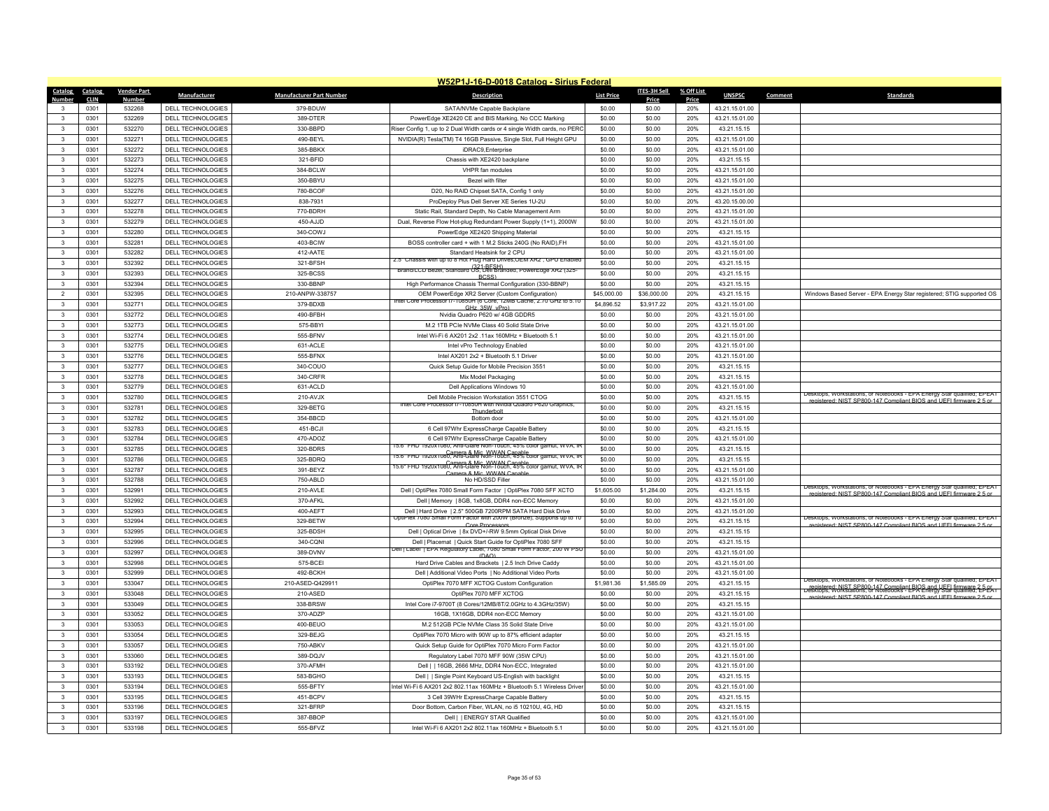## W52P1J-16-D-0018 Catalog - Sirius Federal

| Catalog Number | Catalog CLIN | Vendor Part Number | Manufacturer | Manufacturer Part Number | Description | List Price | ITES-3H Sell Price | % Off List Price | UNSPSC | Comment | Standards |
|---|---|---|---|---|---|---|---|---|---|---|---|
| 3 | 0301 | 532268 | DELL TECHNOLOGIES | 379-BDUW | SATA/NVMe Capable Backplane | $0.00 | $0.00 | 20% | 43.21.15.01.00 | | |
| 3 | 0301 | 532269 | DELL TECHNOLOGIES | 389-DTER | PowerEdge XE2420 CE and BIS Marking, No CCC Marking | $0.00 | $0.00 | 20% | 43.21.15.01.00 | | |
| 3 | 0301 | 532270 | DELL TECHNOLOGIES | 330-BBPD | Riser Config 1, up to 2 Dual Width cards or 4 single Width cards, no PERC | $0.00 | $0.00 | 20% | 43.21.15.15 | | |
| 3 | 0301 | 532271 | DELL TECHNOLOGIES | 490-BEYL | NVIDIA(R) Tesla(TM) T4 16GB Passive, Single Slot, Full Height GPU | $0.00 | $0.00 | 20% | 43.21.15.01.00 | | |
| 3 | 0301 | 532272 | DELL TECHNOLOGIES | 385-BBKX | iDRAC9,Enterprise | $0.00 | $0.00 | 20% | 43.21.15.01.00 | | |
| 3 | 0301 | 532273 | DELL TECHNOLOGIES | 321-BFID | Chassis with XE2420 backplane | $0.00 | $0.00 | 20% | 43.21.15.15 | | |
| 3 | 0301 | 532274 | DELL TECHNOLOGIES | 384-BCLW | VHPR fan modules | $0.00 | $0.00 | 20% | 43.21.15.01.00 | | |
| 3 | 0301 | 532275 | DELL TECHNOLOGIES | 350-BBYU | Bezel with filter | $0.00 | $0.00 | 20% | 43.21.15.01.00 | | |
| 3 | 0301 | 532276 | DELL TECHNOLOGIES | 780-BCOF | D20, No RAID Chipset SATA, Config 1 only | $0.00 | $0.00 | 20% | 43.21.15.01.00 | | |
| 3 | 0301 | 532277 | DELL TECHNOLOGIES | 838-7931 | ProDeploy Plus Dell Server XE Series 1U-2U | $0.00 | $0.00 | 20% | 43.20.15.00.00 | | |
| 3 | 0301 | 532278 | DELL TECHNOLOGIES | 770-BDRH | Static Rail, Standard Depth, No Cable Management Arm | $0.00 | $0.00 | 20% | 43.21.15.01.00 | | |
| 3 | 0301 | 532279 | DELL TECHNOLOGIES | 450-AJJD | Dual, Reverse Flow Hot-plug Redundant Power Supply (1+1), 2000W | $0.00 | $0.00 | 20% | 43.21.15.01.00 | | |
| 3 | 0301 | 532280 | DELL TECHNOLOGIES | 340-COWJ | PowerEdge XE2420 Shipping Material | $0.00 | $0.00 | 20% | 43.21.15.15 | | |
| 3 | 0301 | 532281 | DELL TECHNOLOGIES | 403-BCIW | BOSS controller card + with 1 M.2 Sticks 240G (No RAID),FH | $0.00 | $0.00 | 20% | 43.21.15.01.00 | | |
| 3 | 0301 | 532282 | DELL TECHNOLOGIES | 412-AATE | Standard Heatsink for 2 CPU | $0.00 | $0.00 | 20% | 43.21.15.01.00 | | |
| 3 | 0301 | 532392 | DELL TECHNOLOGIES | 321-BFSH | 2.5" Chassis with up to 8 Hot Plug Hard Drives,OEM XR2 , GPU Enabled (321-BFSH) | $0.00 | $0.00 | 20% | 43.21.15.15 | | |
| 3 | 0301 | 532393 | DELL TECHNOLOGIES | 325-BCSS | Brand/LCD Bezel, Standard OS, Dell Branded, PowerEdge XR2 (325-BCSS) | $0.00 | $0.00 | 20% | 43.21.15.15 | | |
| 3 | 0301 | 532394 | DELL TECHNOLOGIES | 330-BBNP | High Performance Chassis Thermal Configuration (330-BBNP) | $0.00 | $0.00 | 20% | 43.21.15.15 | | |
| 2 | 0301 | 532395 | DELL TECHNOLOGIES | 210-ANPW-338757 | OEM PowerEdge XR2 Server (Custom Configuration) | $45,000.00 | $36,000.00 | 20% | 43.21.15.15 | | Windows Based Server - EPA Energy Star registered; STIG supported OS |
| 3 | 0301 | 532771 | DELL TECHNOLOGIES | 379-BDXB | Intel Core Processor i7-10850H (6 Core, 12MB Cache, 2.70 GHz to 5.10 GHz 35W, vPro) | $4,896.52 | $3,917.22 | 20% | 43.21.15.01.00 | | |
| 3 | 0301 | 532772 | DELL TECHNOLOGIES | 490-BFBH | Nvidia Quadro P620 w/ 4GB GDDR5 | $0.00 | $0.00 | 20% | 43.21.15.01.00 | | |
| 3 | 0301 | 532773 | DELL TECHNOLOGIES | 575-BBYI | M.2 1TB PCIe NVMe Class 40 Solid State Drive | $0.00 | $0.00 | 20% | 43.21.15.01.00 | | |
| 3 | 0301 | 532774 | DELL TECHNOLOGIES | 555-BFNV | Intel Wi-Fi 6 AX201 2x2 .11ax 160MHz + Bluetooth 5.1 | $0.00 | $0.00 | 20% | 43.21.15.01.00 | | |
| 3 | 0301 | 532775 | DELL TECHNOLOGIES | 631-ACLE | Intel vPro Technology Enabled | $0.00 | $0.00 | 20% | 43.21.15.01.00 | | |
| 3 | 0301 | 532776 | DELL TECHNOLOGIES | 555-BFNX | Intel AX201 2x2 + Bluetooth 5.1 Driver | $0.00 | $0.00 | 20% | 43.21.15.01.00 | | |
| 3 | 0301 | 532777 | DELL TECHNOLOGIES | 340-COUO | Quick Setup Guide for Mobile Precision 3551 | $0.00 | $0.00 | 20% | 43.21.15.15 | | |
| 3 | 0301 | 532778 | DELL TECHNOLOGIES | 340-CRFR | Mix Model Packaging | $0.00 | $0.00 | 20% | 43.21.15.15 | | |
| 3 | 0301 | 532779 | DELL TECHNOLOGIES | 631-ACLD | Dell Applications Windows 10 | $0.00 | $0.00 | 20% | 43.21.15.01.00 | | |
| 3 | 0301 | 532780 | DELL TECHNOLOGIES | 210-AVJX | Dell Mobile Precision Workstation 3551 CTOG | $0.00 | $0.00 | 20% | 43.21.15.15 | | Desktops, Workstations, or Notebooks - EPA Energy Star qualified; EPEAT registered; NIST SP800-147 Compliant BIOS and UEFI firmware 2.5 or |
| 3 | 0301 | 532781 | DELL TECHNOLOGIES | 329-BETG | Intel Core Processor i7-10850H with Nvidia Quadro P620 Graphics, Thunderbolt | $0.00 | $0.00 | 20% | 43.21.15.15 | | |
| 3 | 0301 | 532782 | DELL TECHNOLOGIES | 354-BBCD | Bottom door | $0.00 | $0.00 | 20% | 43.21.15.01.00 | | |
| 3 | 0301 | 532783 | DELL TECHNOLOGIES | 451-BCJI | 6 Cell 97Whr ExpressCharge Capable Battery | $0.00 | $0.00 | 20% | 43.21.15.15 | | |
| 3 | 0301 | 532784 | DELL TECHNOLOGIES | 470-ADOZ | 6 Cell 97Whr ExpressCharge Capable Battery | $0.00 | $0.00 | 20% | 43.21.15.01.00 | | |
| 3 | 0301 | 532785 | DELL TECHNOLOGIES | 320-BDRS | 15.6" FHD 1920x1080, Anti-Glare Non-Touch, 45% color gamut, WVA, IR Camera & Mic, WWAN Capable | $0.00 | $0.00 | 20% | 43.21.15.15 | | |
| 3 | 0301 | 532786 | DELL TECHNOLOGIES | 325-BDRQ | 15.6" FHD 1920x1080, Anti-Glare Non-Touch, 45% color gamut, WVA, IR Camera & Mic, WWAN Capable | $0.00 | $0.00 | 20% | 43.21.15.15 | | |
| 3 | 0301 | 532787 | DELL TECHNOLOGIES | 391-BEYZ | 15.6" FHD 1920x1080, Anti-Glare Non-Touch, 45% color gamut, WVA, IR Camera & Mic, WWAN Capable | $0.00 | $0.00 | 20% | 43.21.15.01.00 | | |
| 3 | 0301 | 532788 | DELL TECHNOLOGIES | 750-ABLD | No HD/SSD Filler | $0.00 | $0.00 | 20% | 43.21.15.01.00 | | |
| 3 | 0301 | 532991 | DELL TECHNOLOGIES | 210-AVLE | Dell \| OptiPlex 7080 Small Form Factor \| OptiPlex 7080 SFF XCTO | $1,605.00 | $1,284.00 | 20% | 43.21.15.15 | | Desktops, Workstations, or Notebooks - EPA Energy Star qualified; EPEAT registered; NIST SP800-147 Compliant BIOS and UEFI firmware 2.5 or |
| 3 | 0301 | 532992 | DELL TECHNOLOGIES | 370-AFKL | Dell \| Memory \| 8GB, 1x8GB, DDR4 non-ECC Memory | $0.00 | $0.00 | 20% | 43.21.15.01.00 | | |
| 3 | 0301 | 532993 | DELL TECHNOLOGIES | 400-AEFT | Dell \| Hard Drive \| 2.5" 500GB 7200RPM SATA Hard Disk Drive | $0.00 | $0.00 | 20% | 43.21.15.01.00 | | |
| 3 | 0301 | 532994 | DELL TECHNOLOGIES | 329-BETW | OptiPlex 7080 Small Form Factor with 200W (Bronze), Supports up to 10 Core Processors | $0.00 | $0.00 | 20% | 43.21.15.15 | | Desktops, Workstations, or Notebooks - EPA Energy Star qualified; EPEAT registered; NIST SP800-147 Compliant BIOS and UEFI firmware 2.5 or |
| 3 | 0301 | 532995 | DELL TECHNOLOGIES | 325-BDSH | Dell \| Optical Drive \| 8x DVD+/-RW 9.5mm Optical Disk Drive | $0.00 | $0.00 | 20% | 43.21.15.15 | | |
| 3 | 0301 | 532996 | DELL TECHNOLOGIES | 340-CQNI | Dell \| Placemat \| Quick Start Guide for OptiPlex 7080 SFF | $0.00 | $0.00 | 20% | 43.21.15.15 | | |
| 3 | 0301 | 532997 | DELL TECHNOLOGIES | 389-DVNV | Dell \| Label \| EPA Regulatory Label, 7080 Small Form Factor, 200 W PSU (DAO) | $0.00 | $0.00 | 20% | 43.21.15.01.00 | | |
| 3 | 0301 | 532998 | DELL TECHNOLOGIES | 575-BCEI | Hard Drive Cables and Brackets \| 2.5 Inch Drive Caddy | $0.00 | $0.00 | 20% | 43.21.15.01.00 | | |
| 3 | 0301 | 532999 | DELL TECHNOLOGIES | 492-BCKH | Dell \| Additional Video Ports \| No Additional Video Ports | $0.00 | $0.00 | 20% | 43.21.15.01.00 | | |
| 3 | 0301 | 533047 | DELL TECHNOLOGIES | 210-ASED-Q429911 | OptiPlex 7070 MFF XCTOG Custom Configuration | $1,981.36 | $1,585.09 | 20% | 43.21.15.15 | | Desktops, Workstations, or Notebooks - EPA Energy Star qualified; EPEAT registered; NIST SP800-147 Compliant BIOS and UEFI firmware 2.5 or |
| 3 | 0301 | 533048 | DELL TECHNOLOGIES | 210-ASED | OptiPlex 7070 MFF XCTOG | $0.00 | $0.00 | 20% | 43.21.15.15 | | Desktops, Workstations, or Notebooks - EPA Energy Star qualified; EPEAT registered; NIST SP800-147 Compliant BIOS and UEFI firmware 2.5 or |
| 3 | 0301 | 533049 | DELL TECHNOLOGIES | 338-BRSW | Intel Core i7-9700T (8 Cores/12MB/8T/2.0GHz to 4.3GHz/35W) | $0.00 | $0.00 | 20% | 43.21.15.15 | | |
| 3 | 0301 | 533052 | DELL TECHNOLOGIES | 370-ADZP | 16GB, 1X16GB, DDR4 non-ECC Memory | $0.00 | $0.00 | 20% | 43.21.15.01.00 | | |
| 3 | 0301 | 533053 | DELL TECHNOLOGIES | 400-BEUO | M.2 512GB PCIe NVMe Class 35 Solid State Drive | $0.00 | $0.00 | 20% | 43.21.15.01.00 | | |
| 3 | 0301 | 533054 | DELL TECHNOLOGIES | 329-BEJG | OptiPlex 7070 Micro with 90W up to 87% efficient adapter | $0.00 | $0.00 | 20% | 43.21.15.15 | | |
| 3 | 0301 | 533057 | DELL TECHNOLOGIES | 750-ABKV | Quick Setup Guide for OptiPlex 7070 Micro Form Factor | $0.00 | $0.00 | 20% | 43.21.15.01.00 | | |
| 3 | 0301 | 533060 | DELL TECHNOLOGIES | 389-DQJV | Regulatory Label 7070 MFF 90W (35W CPU) | $0.00 | $0.00 | 20% | 43.21.15.01.00 | | |
| 3 | 0301 | 533192 | DELL TECHNOLOGIES | 370-AFMH | Dell \| \| 16GB, 2666 MHz, DDR4 Non-ECC, Integrated | $0.00 | $0.00 | 20% | 43.21.15.01.00 | | |
| 3 | 0301 | 533193 | DELL TECHNOLOGIES | 583-BGHO | Dell \| \| Single Point Keyboard US-English with backlight | $0.00 | $0.00 | 20% | 43.21.15.15 | | |
| 3 | 0301 | 533194 | DELL TECHNOLOGIES | 555-BFTY | Intel Wi-Fi 6 AX201 2x2 802.11ax 160MHz + Bluetooth 5.1 Wireless Driver | $0.00 | $0.00 | 20% | 43.21.15.01.00 | | |
| 3 | 0301 | 533195 | DELL TECHNOLOGIES | 451-BCPV | 3 Cell 39WHr ExpressCharge Capable Battery | $0.00 | $0.00 | 20% | 43.21.15.15 | | |
| 3 | 0301 | 533196 | DELL TECHNOLOGIES | 321-BFRP | Door Bottom, Carbon Fiber, WLAN, no i5 10210U, 4G, HD | $0.00 | $0.00 | 20% | 43.21.15.15 | | |
| 3 | 0301 | 533197 | DELL TECHNOLOGIES | 387-BBOP | Dell \| \| ENERGY STAR Qualified | $0.00 | $0.00 | 20% | 43.21.15.01.00 | | |
| 3 | 0301 | 533198 | DELL TECHNOLOGIES | 555-BFVZ | Intel Wi-Fi 6 AX201 2x2 802.11ax 160MHz + Bluetooth 5.1 | $0.00 | $0.00 | 20% | 43.21.15.01.00 | | |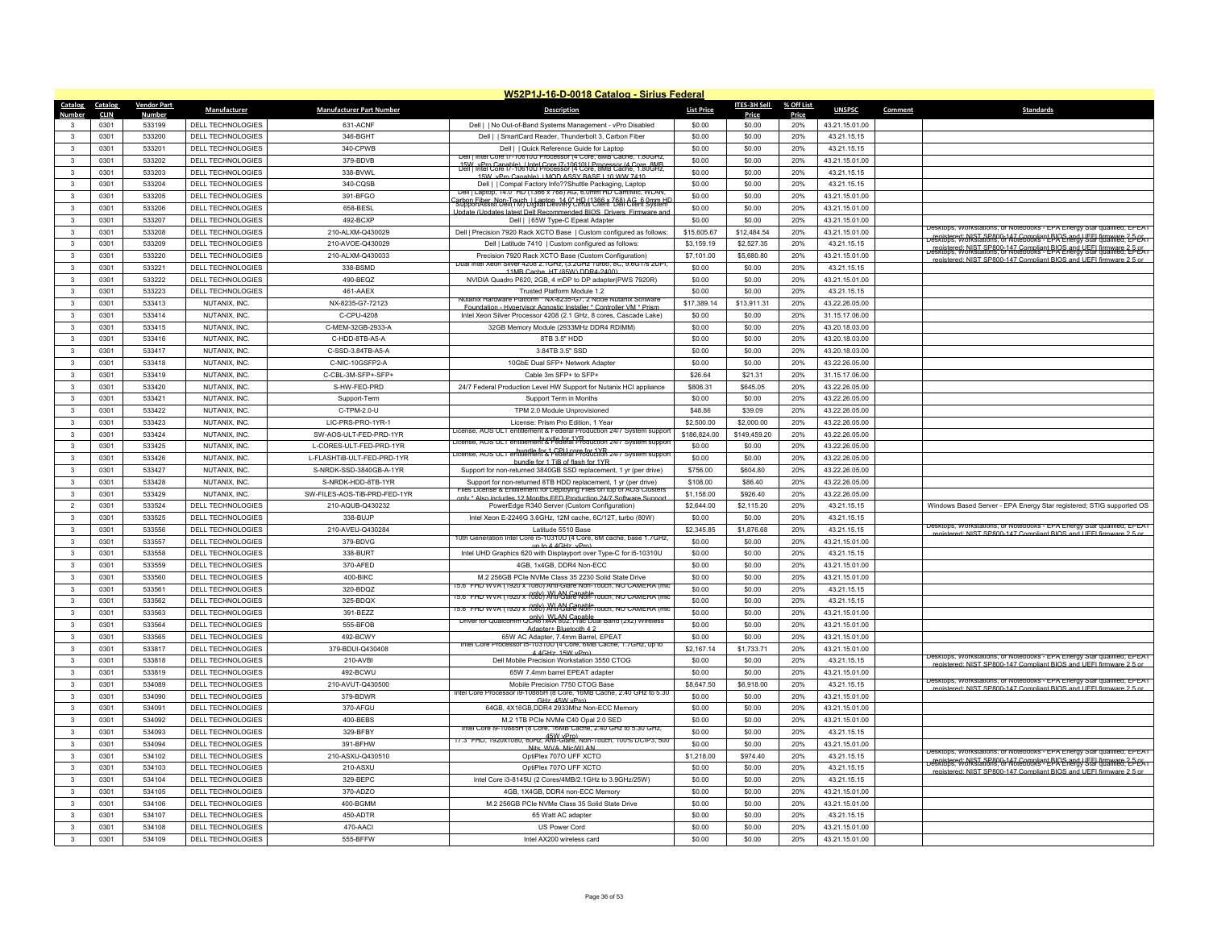# W52P1J-16-D-0018 Catalog - Sirius Federal

| Catalog Number | Catalog CLIN | Vendor Part Number | Manufacturer | Manufacturer Part Number | Description | List Price | ITES-3H Sell Price | % Off List Price | UNSPSC | Comment | Standards |
|---|---|---|---|---|---|---|---|---|---|---|---|
| 3 | 0301 | 533199 | DELL TECHNOLOGIES | 631-ACNF | Dell \| \| No Out-of-Band Systems Management - vPro Disabled | $0.00 | $0.00 | 20% | 43.21.15.01.00 | | |
| 3 | 0301 | 533200 | DELL TECHNOLOGIES | 346-BGHT | Dell \| \| SmartCard Reader, Thunderbolt 3, Carbon Fiber | $0.00 | $0.00 | 20% | 43.21.15.15 | | |
| 3 | 0301 | 533201 | DELL TECHNOLOGIES | 340-CPWB | Dell \| \| Quick Reference Guide for Laptop | $0.00 | $0.00 | 20% | 43.21.15.15 | | |
| 3 | 0301 | 533202 | DELL TECHNOLOGIES | 379-BDVB | Dell \| Intel Core i7-10610U Processor (4 Core, 8MB Cache, 1.80GHz, 15W, vPro Capable) \| Intel Core i7-10610U Processor (4 Core, 8MB | $0.00 | $0.00 | 20% | 43.21.15.01.00 | | |
| 3 | 0301 | 533203 | DELL TECHNOLOGIES | 338-BVWL | Dell \| Intel Core i7-10610U Processor (4 Core, 8MB Cache, 1.80GHz, 15W, vPro Capable) \| MOD ASSY BASE L10 WW 7410 | $0.00 | $0.00 | 20% | 43.21.15.15 | | |
| 3 | 0301 | 533204 | DELL TECHNOLOGIES | 340-CQSB | Dell \| \| Compal Factory Info??Shuttle Packaging, Laptop | $0.00 | $0.00 | 20% | 43.21.15.15 | | |
| 3 | 0301 | 533205 | DELL TECHNOLOGIES | 391-BFGO | Dell \| Laptop, 14.0" HD (1366 x 768) AG, 6.0mm HD Cam/Mic, WLAN, Carbon Fiber, Non-Touch \| Laptop, 14.0" HD (1366 x 768) AG, 6.0mm HD | $0.00 | $0.00 | 20% | 43.21.15.01.00 | | |
| 3 | 0301 | 533206 | DELL TECHNOLOGIES | 658-BESL | SupportAssist Dell (TM) Digital Delivery Cirrus Client Dell Client System Update (Updates latest Dell Recommended BIOS, Drivers, Firmware and | $0.00 | $0.00 | 20% | 43.21.15.01.00 | | |
| 3 | 0301 | 533207 | DELL TECHNOLOGIES | 492-BCXP | Dell \| \| 65W Type-C Epeat Adapter | $0.00 | $0.00 | 20% | 43.21.15.01.00 | | |
| 3 | 0301 | 533208 | DELL TECHNOLOGIES | 210-ALXM-Q430029 | Dell \| Precision 7920 Rack XCTO Base \| Custom configured as follows: | $15,605.67 | $12,484.54 | 20% | 43.21.15.01.00 | | Desktops, Workstations, or Notebooks - EPA Energy Star qualified; EPEAT registered; NIST SP800-147 Compliant BIOS and UEFI firmware 2.5 or |
| 3 | 0301 | 533209 | DELL TECHNOLOGIES | 210-AVOE-Q430029 | Dell \| Latitude 7410 \| Custom configured as follows: | $3,159.19 | $2,527.35 | 20% | 43.21.15.15 | | Desktops, Workstations, or Notebooks - EPA Energy Star qualified; EPEAT registered; NIST SP800-147 Compliant BIOS and UEFI firmware 2.5 or |
| 3 | 0301 | 533220 | DELL TECHNOLOGIES | 210-ALXM-Q430033 | Precision 7920 Rack XCTO Base (Custom Configuration) | $7,101.00 | $5,680.80 | 20% | 43.21.15.01.00 | | Desktops, Workstations, or Notebooks - EPA Energy Star qualified; EPEAT registered; NIST SP800-147 Compliant BIOS and UEFI firmware 2.5 or |
| 3 | 0301 | 533221 | DELL TECHNOLOGIES | 338-BSMD | Dual Intel Xeon Silver 4208 2.1GHz, (3.2GHz Turbo, 8C, 9.6GT/s 2UPI, 11MB Cache, HT (85W) DDR4-2400) | $0.00 | $0.00 | 20% | 43.21.15.15 | | |
| 3 | 0301 | 533222 | DELL TECHNOLOGIES | 490-BEQZ | NVIDIA Quadro P620, 2GB, 4 mDP to DP adapter(PWS 7920R) | $0.00 | $0.00 | 20% | 43.21.15.01.00 | | |
| 3 | 0301 | 533223 | DELL TECHNOLOGIES | 461-AAEX | Trusted Platform Module 1.2 | $0.00 | $0.00 | 20% | 43.21.15.15 | | |
| 3 | 0301 | 533413 | NUTANIX, INC. | NX-8235-G7-72123 | Nutanix Hardware Platform - NX-8235-G7, 2 Node Nutanix Software Foundation - Hypervisor Agnostic Installer * Controller VM * Prism | $17,389.14 | $13,911.31 | 20% | 43.22.26.05.00 | | |
| 3 | 0301 | 533414 | NUTANIX, INC. | C-CPU-4208 | Intel Xeon Silver Processor 4208 (2.1 GHz, 8 cores, Cascade Lake) | $0.00 | $0.00 | 20% | 31.15.17.06.00 | | |
| 3 | 0301 | 533415 | NUTANIX, INC. | C-MEM-32GB-2933-A | 32GB Memory Module (2933MHz DDR4 RDIMM) | $0.00 | $0.00 | 20% | 43.20.18.03.00 | | |
| 3 | 0301 | 533416 | NUTANIX, INC. | C-HDD-8TB-A5-A | 8TB 3.5" HDD | $0.00 | $0.00 | 20% | 43.20.18.03.00 | | |
| 3 | 0301 | 533417 | NUTANIX, INC. | C-SSD-3.84TB-A5-A | 3.84TB 3.5" SSD | $0.00 | $0.00 | 20% | 43.20.18.03.00 | | |
| 3 | 0301 | 533418 | NUTANIX, INC. | C-NIC-10GSFP2-A | 10GbE Dual SFP+ Network Adapter | $0.00 | $0.00 | 20% | 43.22.26.05.00 | | |
| 3 | 0301 | 533419 | NUTANIX, INC. | C-CBL-3M-SFP+-SFP+ | Cable 3m SFP+ to SFP+ | $26.64 | $21.31 | 20% | 31.15.17.06.00 | | |
| 3 | 0301 | 533420 | NUTANIX, INC. | S-HW-FED-PRD | 24/7 Federal Production Level HW Support for Nutanix HCI appliance | $806.31 | $645.05 | 20% | 43.22.26.05.00 | | |
| 3 | 0301 | 533421 | NUTANIX, INC. | Support-Term | Support Term in Months | $0.00 | $0.00 | 20% | 43.22.26.05.00 | | |
| 3 | 0301 | 533422 | NUTANIX, INC. | C-TPM-2.0-U | TPM 2.0 Module Unprovisioned | $48.86 | $39.09 | 20% | 43.22.26.05.00 | | |
| 3 | 0301 | 533423 | NUTANIX, INC. | LIC-PRS-PRO-1YR-1 | License: Prism Pro Edition, 1 Year | $2,500.00 | $2,000.00 | 20% | 43.22.26.05.00 | | |
| 3 | 0301 | 533424 | NUTANIX, INC. | SW-AOS-ULT-FED-PRD-1YR | License, AOS ULT entitlement & Federal Production 24/7 System support bundle for 1YR | $186,824.00 | $149,459.20 | 20% | 43.22.26.05.00 | | |
| 3 | 0301 | 533425 | NUTANIX, INC. | L-CORES-ULT-FED-PRD-1YR | License, AOS ULT entitlement & Federal Production 24/7 System support bundle for 1 CPU core for 1YR | $0.00 | $0.00 | 20% | 43.22.26.05.00 | | |
| 3 | 0301 | 533426 | NUTANIX, INC. | L-FLASHTIB-ULT-FED-PRD-1YR | License, AOS ULT entitlement & Federal Production 24/7 System support bundle for 1 TiB of flash for 1YR | $0.00 | $0.00 | 20% | 43.22.26.05.00 | | |
| 3 | 0301 | 533427 | NUTANIX, INC. | S-NRDK-SSD-3840GB-A-1YR | Support for non-returned 3840GB SSD replacement, 1 yr (per drive) | $756.00 | $604.80 | 20% | 43.22.26.05.00 | | |
| 3 | 0301 | 533428 | NUTANIX, INC. | S-NRDK-HDD-8TB-1YR | Support for non-returned 8TB HDD replacement, 1 yr (per drive) | $108.00 | $86.40 | 20% | 43.22.26.05.00 | | |
| 3 | 0301 | 533429 | NUTANIX, INC. | SW-FILES-AOS-TIB-PRD-FED-1YR | Files License & Entitlement for Deploying Files on top of AOS Clusters only * Also includes 12 Months FED Production 24/7 Software Support | $1,158.00 | $926.40 | 20% | 43.22.26.05.00 | | |
| 2 | 0301 | 533524 | DELL TECHNOLOGIES | 210-AQUB-Q430232 | PowerEdge R340 Server (Custom Configuration) | $2,644.00 | $2,115.20 | 20% | 43.21.15.15 | | Windows Based Server - EPA Energy Star registered; STIG supported OS |
| 3 | 0301 | 533525 | DELL TECHNOLOGIES | 338-BUJP | Intel Xeon E-2246G 3.6GHz, 12M cache, 6C/12T, turbo (80W) | $0.00 | $0.00 | 20% | 43.21.15.15 | | |
| 3 | 0301 | 533556 | DELL TECHNOLOGIES | 210-AVEU-Q430284 | Latitude 5510 Base | $2,345.85 | $1,876.68 | 20% | 43.21.15.15 | | Desktops, Workstations, or Notebooks - EPA Energy Star qualified; EPEAT registered; NIST SP800-147 Compliant BIOS and UEFI firmware 2.5 or |
| 3 | 0301 | 533557 | DELL TECHNOLOGIES | 379-BDVG | 10th Generation Intel Core i5-10310U (4 Core, 6M cache, base 1.7GHz, up to 4.4GHz, vPro) | $0.00 | $0.00 | 20% | 43.21.15.01.00 | | |
| 3 | 0301 | 533558 | DELL TECHNOLOGIES | 338-BURT | Intel UHD Graphics 620 with Displayport over Type-C for i5-10310U | $0.00 | $0.00 | 20% | 43.21.15.15 | | |
| 3 | 0301 | 533559 | DELL TECHNOLOGIES | 370-AFED | 4GB, 1x4GB, DDR4 Non-ECC | $0.00 | $0.00 | 20% | 43.21.15.01.00 | | |
| 3 | 0301 | 533560 | DELL TECHNOLOGIES | 400-BIKC | M.2 256GB PCIe NVMe Class 35 2230 Solid State Drive | $0.00 | $0.00 | 20% | 43.21.15.01.00 | | |
| 3 | 0301 | 533561 | DELL TECHNOLOGIES | 320-BDQZ | 15.6" FHD WVA (1920 x 1080) Anti-Glare Non-Touch, NO CAMERA (mic only), WLAN Capable | $0.00 | $0.00 | 20% | 43.21.15.15 | | |
| 3 | 0301 | 533562 | DELL TECHNOLOGIES | 325-BDQX | 15.6" FHD WVA (1920 x 1080) Anti-Glare Non-Touch, NO CAMERA (mic only), WLAN Capable | $0.00 | $0.00 | 20% | 43.21.15.15 | | |
| 3 | 0301 | 533563 | DELL TECHNOLOGIES | 391-BEZZ | 15.6" FHD WVA (1920 x 1080) Anti-Glare Non-Touch, NO CAMERA (mic only), WLAN Capable | $0.00 | $0.00 | 20% | 43.21.15.01.00 | | |
| 3 | 0301 | 533564 | DELL TECHNOLOGIES | 555-BFOB | Driver for Qualcomm QCA61x4A 802.11ac Dual Band (2x2) Wireless Adapter+ Bluetooth 4.2 | $0.00 | $0.00 | 20% | 43.21.15.01.00 | | |
| 3 | 0301 | 533565 | DELL TECHNOLOGIES | 492-BCWY | 65W AC Adapter, 7.4mm Barrel, EPEAT | $0.00 | $0.00 | 20% | 43.21.15.01.00 | | |
| 3 | 0301 | 533817 | DELL TECHNOLOGIES | 379-BDUI-Q430408 | Intel Core Processor i5-10310U (4 Core, 6MB Cache, 1.7GHz, up to 4.4GHz, 15W vPro) | $2,167.14 | $1,733.71 | 20% | 43.21.15.01.00 | | |
| 3 | 0301 | 533818 | DELL TECHNOLOGIES | 210-AVBI | Dell Mobile Precision Workstation 3550 CTOG | $0.00 | $0.00 | 20% | 43.21.15.15 | | Desktops, Workstations, or Notebooks - EPA Energy Star qualified; EPEAT registered; NIST SP800-147 Compliant BIOS and UEFI firmware 2.5 or |
| 3 | 0301 | 533819 | DELL TECHNOLOGIES | 492-BCWU | 65W 7.4mm barrel EPEAT adapter | $0.00 | $0.00 | 20% | 43.21.15.01.00 | | |
| 3 | 0301 | 534089 | DELL TECHNOLOGIES | 210-AVUT-Q430500 | Mobile Precision 7750 CTOG Base | $8,647.50 | $6,918.00 | 20% | 43.21.15.15 | | Desktops, Workstations, or Notebooks - EPA Energy Star qualified; EPEAT registered; NIST SP800-147 Compliant BIOS and UEFI firmware 2.5 or |
| 3 | 0301 | 534090 | DELL TECHNOLOGIES | 379-BDWR | Intel Core Processor i9-10885H (8 Core, 16MB Cache, 2.40 GHz to 5.30 GHz, 45W vPro) | $0.00 | $0.00 | 20% | 43.21.15.01.00 | | |
| 3 | 0301 | 534091 | DELL TECHNOLOGIES | 370-AFGU | 64GB, 4X16GB,DDR4 2933Mhz Non-ECC Memory | $0.00 | $0.00 | 20% | 43.21.15.01.00 | | |
| 3 | 0301 | 534092 | DELL TECHNOLOGIES | 400-BEBS | M.2 1TB PCIe NVMe C40 Opal 2.0 SED | $0.00 | $0.00 | 20% | 43.21.15.01.00 | | |
| 3 | 0301 | 534093 | DELL TECHNOLOGIES | 329-BFBY | Intel Core i9-10885H (8 Core, 16MB Cache, 2.40 GHz to 5.30 GHz, 45W vPro) | $0.00 | $0.00 | 20% | 43.21.15.15 | | |
| 3 | 0301 | 534094 | DELL TECHNOLOGIES | 391-BFHW | 17.3" FHD, 1920x1080, 60Hz, Anti-Glare, Non-Touch, 100% DCIP3, 500 Nits, WVA, Mic/WLAN | $0.00 | $0.00 | 20% | 43.21.15.01.00 | | |
| 3 | 0301 | 534102 | DELL TECHNOLOGIES | 210-ASXU-Q430510 | OptiPlex 7070 UFF XCTO | $1,218.00 | $974.40 | 20% | 43.21.15.15 | | Desktops, Workstations, or Notebooks - EPA Energy Star qualified; EPEAT registered; NIST SP800-147 Compliant BIOS and UEFI firmware 2.5 or |
| 3 | 0301 | 534103 | DELL TECHNOLOGIES | 210-ASXU | OptiPlex 7070 UFF XCTO | $0.00 | $0.00 | 20% | 43.21.15.15 | | Desktops, Workstations, or Notebooks - EPA Energy Star qualified; EPEAT registered; NIST SP800-147 Compliant BIOS and UEFI firmware 2.5 or |
| 3 | 0301 | 534104 | DELL TECHNOLOGIES | 329-BEPC | Intel Core i3-8145U (2 Cores/4MB/2.1GHz to 3.9GHz/25W) | $0.00 | $0.00 | 20% | 43.21.15.15 | | |
| 3 | 0301 | 534105 | DELL TECHNOLOGIES | 370-ADZO | 4GB, 1X4GB, DDR4 non-ECC Memory | $0.00 | $0.00 | 20% | 43.21.15.01.00 | | |
| 3 | 0301 | 534106 | DELL TECHNOLOGIES | 400-BGMM | M.2 256GB PCIe NVMe Class 35 Solid State Drive | $0.00 | $0.00 | 20% | 43.21.15.01.00 | | |
| 3 | 0301 | 534107 | DELL TECHNOLOGIES | 450-ADTR | 65 Watt AC adapter | $0.00 | $0.00 | 20% | 43.21.15.15 | | |
| 3 | 0301 | 534108 | DELL TECHNOLOGIES | 470-AACI | US Power Cord | $0.00 | $0.00 | 20% | 43.21.15.01.00 | | |
| 3 | 0301 | 534109 | DELL TECHNOLOGIES | 555-BFFW | Intel AX200 wireless card | $0.00 | $0.00 | 20% | 43.21.15.01.00 | | |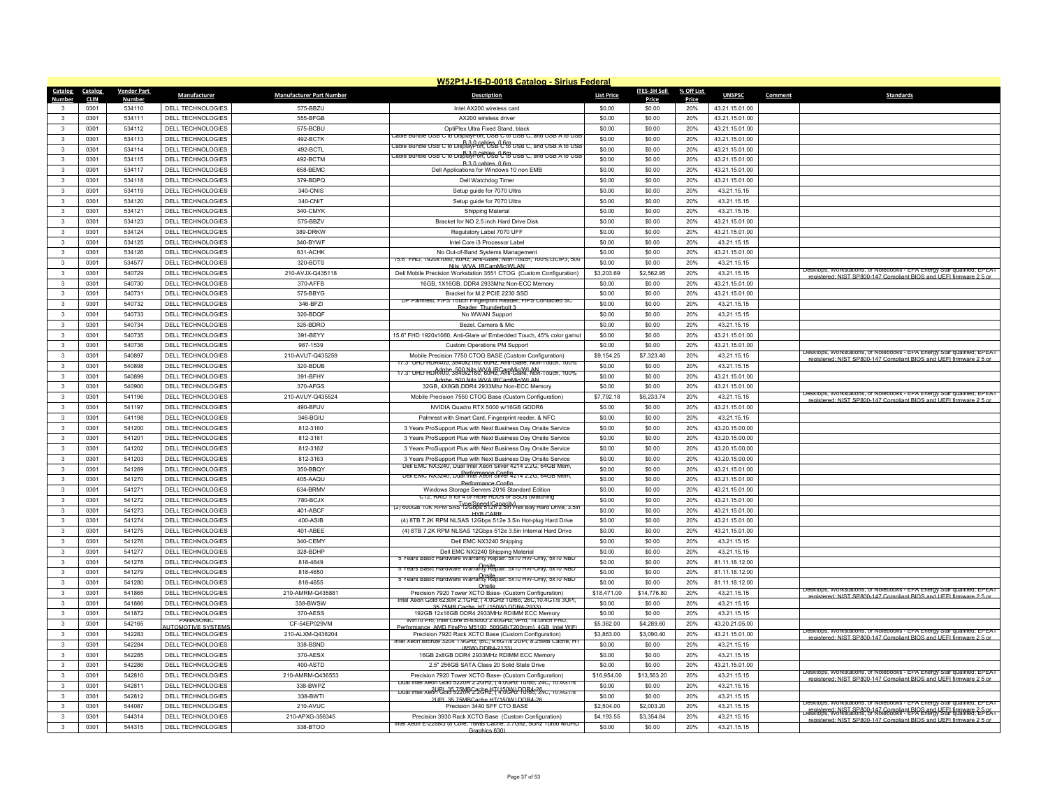## W52P1J-16-D-0018 Catalog - Sirius Federal

| Catalog Number | Catalog CLIN | Vendor Part Number | Manufacturer | Manufacturer Part Number | Description | List Price | ITES-3H Sell Price | % Off List Price | UNSPSC | Comment | Standards |
|---|---|---|---|---|---|---|---|---|---|---|---|
| 3 | 0301 | 534110 | DELL TECHNOLOGIES | 575-BBZU | Intel AX200 wireless card | $0.00 | $0.00 | 20% | 43.21.15.01.00 | | |
| 3 | 0301 | 534111 | DELL TECHNOLOGIES | 555-BFGB | AX200 wireless driver | $0.00 | $0.00 | 20% | 43.21.15.01.00 | | |
| 3 | 0301 | 534112 | DELL TECHNOLOGIES | 575-BCBU | OptiPlex Ultra Fixed Stand, black | $0.00 | $0.00 | 20% | 43.21.15.01.00 | | |
| 3 | 0301 | 534113 | DELL TECHNOLOGIES | 492-BCTK | Cable Bundle USB C to DisplayPort, USB C to USB C, and USB A to USB B 3.0 cables, 0.6m | $0.00 | $0.00 | 20% | 43.21.15.01.00 | | |
| 3 | 0301 | 534114 | DELL TECHNOLOGIES | 492-BCTL | Cable Bundle USB C to DisplayPort, USB C to USB C, and USB A to USB B 3.0 cables, 0.6m | $0.00 | $0.00 | 20% | 43.21.15.01.00 | | |
| 3 | 0301 | 534115 | DELL TECHNOLOGIES | 492-BCTM | Cable Bundle USB C to DisplayPort, USB C to USB C, and USB A to USB B 3.0 cables, 0.6m | $0.00 | $0.00 | 20% | 43.21.15.01.00 | | |
| 3 | 0301 | 534117 | DELL TECHNOLOGIES | 658-BEMC | Dell Applications for Windows 10 non EMB | $0.00 | $0.00 | 20% | 43.21.15.01.00 | | |
| 3 | 0301 | 534118 | DELL TECHNOLOGIES | 379-BDPQ | Dell Watchdog Timer | $0.00 | $0.00 | 20% | 43.21.15.01.00 | | |
| 3 | 0301 | 534119 | DELL TECHNOLOGIES | 340-CNIS | Setup guide for 7070 Ultra | $0.00 | $0.00 | 20% | 43.21.15.15 | | |
| 3 | 0301 | 534120 | DELL TECHNOLOGIES | 340-CNIT | Setup guide for 7070 Ultra | $0.00 | $0.00 | 20% | 43.21.15.15 | | |
| 3 | 0301 | 534121 | DELL TECHNOLOGIES | 340-CMYK | Shipping Material | $0.00 | $0.00 | 20% | 43.21.15.15 | | |
| 3 | 0301 | 534123 | DELL TECHNOLOGIES | 575-BBZV | Bracket for NO 2.5 inch Hard Drive Disk | $0.00 | $0.00 | 20% | 43.21.15.01.00 | | |
| 3 | 0301 | 534124 | DELL TECHNOLOGIES | 389-DRKW | Regulatory Label 7070 UFF | $0.00 | $0.00 | 20% | 43.21.15.01.00 | | |
| 3 | 0301 | 534125 | DELL TECHNOLOGIES | 340-BYWF | Intel Core i3 Processor Label | $0.00 | $0.00 | 20% | 43.21.15.15 | | |
| 3 | 0301 | 534126 | DELL TECHNOLOGIES | 631-ACHK | No Out-of-Band Systems Management | $0.00 | $0.00 | 20% | 43.21.15.01.00 | | |
| 3 | 0301 | 534577 | DELL TECHNOLOGIES | 320-BDTS | 15.6" FHD, 1920x1080, 60Hz, Anti-Glare, Non-Touch, 100% DCIP3, 500 Nits, WVA, IRCamMic/WLAN | $0.00 | $0.00 | 20% | 43.21.15.15 | | |
| 3 | 0301 | 540729 | DELL TECHNOLOGIES | 210-AVJX-Q435118 | Dell Mobile Precision Workstation 3551 CTOG (Custom Configuration) | $3,203.69 | $2,562.95 | 20% | 43.21.15.15 | | Desktops, Workstations, or Notebooks - EPA Energy Star qualified; EPEAT registered; NIST SP800-147 Compliant BIOS and UEFI firmware 2.5 or |
| 3 | 0301 | 540730 | DELL TECHNOLOGIES | 370-AFFB | 16GB, 1X16GB, DDR4 2933Mhz Non-ECC Memory | $0.00 | $0.00 | 20% | 43.21.15.01.00 | | |
| 3 | 0301 | 540731 | DELL TECHNOLOGIES | 575-BBYG | Bracket for M.2 PCIE 2230 SSD | $0.00 | $0.00 | 20% | 43.21.15.01.00 | | |
| 3 | 0301 | 540732 | DELL TECHNOLOGIES | 346-BFZI | DP Palmrest, FIPS Touch Fingerprint Reader, FIPS Contacted SC Reader, Thunderbolt 3 | $0.00 | $0.00 | 20% | 43.21.15.15 | | |
| 3 | 0301 | 540733 | DELL TECHNOLOGIES | 320-BDQF | No WWAN Support | $0.00 | $0.00 | 20% | 43.21.15.15 | | |
| 3 | 0301 | 540734 | DELL TECHNOLOGIES | 325-BDRO | Bezel, Camera & Mic | $0.00 | $0.00 | 20% | 43.21.15.15 | | |
| 3 | 0301 | 540735 | DELL TECHNOLOGIES | 391-BEYY | 15.6" FHD 1920x1080, Anti-Glare w/ Embedded Touch, 45% color gamut | $0.00 | $0.00 | 20% | 43.21.15.01.00 | | |
| 3 | 0301 | 540736 | DELL TECHNOLOGIES | 987-1539 | Custom Operations PM Support | $0.00 | $0.00 | 20% | 43.21.15.01.00 | | |
| 3 | 0301 | 540897 | DELL TECHNOLOGIES | 210-AVUT-Q435259 | Mobile Precision 7750 CTOG BASE (Custom Configuration) | $9,154.25 | $7,323.40 | 20% | 43.21.15.15 | | Desktops, Workstations, or Notebooks - EPA Energy Star qualified; EPEAT registered; NIST SP800-147 Compliant BIOS and UEFI firmware 2.5 or |
| 3 | 0301 | 540898 | DELL TECHNOLOGIES | 320-BDUB | 17.3" UHD HDR400, 3840x2160, 60Hz, Anti-Glare, Non-Touch, 100% Adobe, 500 Nits WVA IRCamMic/WLAN | $0.00 | $0.00 | 20% | 43.21.15.15 | | |
| 3 | 0301 | 540899 | DELL TECHNOLOGIES | 391-BFHY | 17.3" UHD HDR400, 3840x2160, 60Hz, Anti-Glare, Non-Touch, 100% Adobe, 500 Nits WVA IRCamMic/WLAN | $0.00 | $0.00 | 20% | 43.21.15.01.00 | | |
| 3 | 0301 | 540900 | DELL TECHNOLOGIES | 370-AFGS | 32GB, 4X8GB,DDR4 2933Mhz Non-ECC Memory | $0.00 | $0.00 | 20% | 43.21.15.01.00 | | |
| 3 | 0301 | 541196 | DELL TECHNOLOGIES | 210-AVUY-Q435524 | Mobile Precision 7550 CTOG Base (Custom Configuration) | $7,792.18 | $6,233.74 | 20% | 43.21.15.15 | | Desktops, Workstations, or Notebooks - EPA Energy Star qualified; EPEAT registered; NIST SP800-147 Compliant BIOS and UEFI firmware 2.5 or |
| 3 | 0301 | 541197 | DELL TECHNOLOGIES | 490-BFUV | NVIDIA Quadro RTX 5000 w/16GB GDDR6 | $0.00 | $0.00 | 20% | 43.21.15.01.00 | | |
| 3 | 0301 | 541198 | DELL TECHNOLOGIES | 346-BGIU | Palmrest with Smart Card, Fingerprint reader, & NFC | $0.00 | $0.00 | 20% | 43.21.15.15 | | |
| 3 | 0301 | 541200 | DELL TECHNOLOGIES | 812-3160 | 3 Years ProSupport Plus with Next Business Day Onsite Service | $0.00 | $0.00 | 20% | 43.20.15.00.00 | | |
| 3 | 0301 | 541201 | DELL TECHNOLOGIES | 812-3161 | 3 Years ProSupport Plus with Next Business Day Onsite Service | $0.00 | $0.00 | 20% | 43.20.15.00.00 | | |
| 3 | 0301 | 541202 | DELL TECHNOLOGIES | 812-3162 | 3 Years ProSupport Plus with Next Business Day Onsite Service | $0.00 | $0.00 | 20% | 43.20.15.00.00 | | |
| 3 | 0301 | 541203 | DELL TECHNOLOGIES | 812-3163 | 3 Years ProSupport Plus with Next Business Day Onsite Service | $0.00 | $0.00 | 20% | 43.20.15.00.00 | | |
| 3 | 0301 | 541269 | DELL TECHNOLOGIES | 350-BBQY | Dell EMC NX3240, Dual Intel Xeon Silver 4214 2.2G, 64GB Mem, Performance Config | $0.00 | $0.00 | 20% | 43.21.15.01.00 | | |
| 3 | 0301 | 541270 | DELL TECHNOLOGIES | 405-AAQU | Dell EMC NX3240, Dual Intel Xeon Silver 4214 2.2G, 64GB Mem, Performance Config | $0.00 | $0.00 | 20% | 43.21.15.01.00 | | |
| 3 | 0301 | 541271 | DELL TECHNOLOGIES | 634-BRMV | Windows Storage Servers 2016 Standard Edition | $0.00 | $0.00 | 20% | 43.21.15.01.00 | | |
| 3 | 0301 | 541272 | DELL TECHNOLOGIES | 780-BCJX | C12, RAID 5 for 4 or more HDDs or SSDs (Matching Type/Speed/Capacity) | $0.00 | $0.00 | 20% | 43.21.15.01.00 | | |
| 3 | 0301 | 541273 | DELL TECHNOLOGIES | 401-ABCF | (2) 600GB 10K RPM SAS 12Gbps 512n 2.5in Flex Bay Hard Drive, 3.5in HYB CARR | $0.00 | $0.00 | 20% | 43.21.15.01.00 | | |
| 3 | 0301 | 541274 | DELL TECHNOLOGIES | 400-ASIB | (4) 8TB 7.2K RPM NLSAS 12Gbps 512e 3.5in Hot-plug Hard Drive | $0.00 | $0.00 | 20% | 43.21.15.01.00 | | |
| 3 | 0301 | 541275 | DELL TECHNOLOGIES | 401-ABEE | (4) 8TB 7.2K RPM NLSAS 12Gbps 512e 3.5in Internal Hard Drive | $0.00 | $0.00 | 20% | 43.21.15.01.00 | | |
| 3 | 0301 | 541276 | DELL TECHNOLOGIES | 340-CEMY | Dell EMC NX3240 Shipping | $0.00 | $0.00 | 20% | 43.21.15.15 | | |
| 3 | 0301 | 541277 | DELL TECHNOLOGIES | 328-BDHP | Dell EMC NX3240 Shipping Material | $0.00 | $0.00 | 20% | 43.21.15.15 | | |
| 3 | 0301 | 541278 | DELL TECHNOLOGIES | 818-4649 | 5 Years Basic Hardware Warranty Repair: 5x10 HW-Only, 5x10 NBD Onsite | $0.00 | $0.00 | 20% | 81.11.18.12.00 | | |
| 3 | 0301 | 541279 | DELL TECHNOLOGIES | 818-4650 | 5 Years Basic Hardware Warranty Repair: 5x10 HW-Only, 5x10 NBD Onsite | $0.00 | $0.00 | 20% | 81.11.18.12.00 | | |
| 3 | 0301 | 541280 | DELL TECHNOLOGIES | 818-4655 | 5 Years Basic Hardware Warranty Repair: 5x10 HW-Only, 5x10 NBD Onsite | $0.00 | $0.00 | 20% | 81.11.18.12.00 | | |
| 3 | 0301 | 541865 | DELL TECHNOLOGIES | 210-AMRM-Q435881 | Precision 7920 Tower XCTO Base- (Custom Configuration) | $18,471.00 | $14,776.80 | 20% | 43.21.15.15 | | Desktops, Workstations, or Notebooks - EPA Energy Star qualified; EPEAT registered; NIST SP800-147 Compliant BIOS and UEFI firmware 2.5 or |
| 3 | 0301 | 541866 | DELL TECHNOLOGIES | 338-BWSW | Intel Xeon Gold 6230R 2.1GHz, ( 4.0GHz Turbo, 26C,10.4GT/s 3UPI, 35.75MB Cache, HT (150W) DDR4-2933) | $0.00 | $0.00 | 20% | 43.21.15.15 | | |
| 3 | 0301 | 541872 | DELL TECHNOLOGIES | 370-AESS | 192GB 12x16GB DDR4 2933MHz RDIMM ECC Memory | $0.00 | $0.00 | 20% | 43.21.15.15 | | |
| 3 | 0301 | 542165 | PANASONIC AUTOMOTIVE SYSTEMS | CF-54EP029VM | Win10 Pro, Intel Core i5-6300U 2.40GHz, vPro, 14.0inch FHD, Performance, AMD FirePro M5100, 500GB(7200rpm), 4GB, Intel WiFi | $5,362.00 | $4,289.60 | 20% | 43.20.21.05.00 | | |
| 3 | 0301 | 542283 | DELL TECHNOLOGIES | 210-ALXM-Q436204 | Precision 7920 Rack XCTO Base (Custom Configuration) | $3,863.00 | $3,090.40 | 20% | 43.21.15.01.00 | | Desktops, Workstations, or Notebooks - EPA Energy Star qualified; EPEAT registered; NIST SP800-147 Compliant BIOS and UEFI firmware 2.5 or |
| 3 | 0301 | 542284 | DELL TECHNOLOGIES | 338-BSND | Intel Xeon Bronze 3204 1.9GHz, (6C, 9.6GT/s 2UPI, 8.25MB Cache, HT (85W) DDR4-2133) | $0.00 | $0.00 | 20% | 43.21.15.15 | | |
| 3 | 0301 | 542285 | DELL TECHNOLOGIES | 370-AESX | 16GB 2x8GB DDR4 2933MHz RDIMM ECC Memory | $0.00 | $0.00 | 20% | 43.21.15.15 | | |
| 3 | 0301 | 542286 | DELL TECHNOLOGIES | 400-ASTD | 2.5" 256GB SATA Class 20 Solid State Drive | $0.00 | $0.00 | 20% | 43.21.15.01.00 | | |
| 3 | 0301 | 542810 | DELL TECHNOLOGIES | 210-AMRM-Q436553 | Precision 7920 Tower XCTO Base- (Custom Configuration) | $16,954.00 | $13,563.20 | 20% | 43.21.15.15 | | Desktops, Workstations, or Notebooks - EPA Energy Star qualified; EPEAT registered; NIST SP800-147 Compliant BIOS and UEFI firmware 2.5 or |
| 3 | 0301 | 542811 | DELL TECHNOLOGIES | 338-BWPZ | Dual Intel Xeon Gold 5220R 2.2GHz, ( 4.0GHz Turbo, 24C, 10.4GT/s 2UPI, 35.75MBCache HT(150W) DDR4-26 | $0.00 | $0.00 | 20% | 43.21.15.15 | | |
| 3 | 0301 | 542812 | DELL TECHNOLOGIES | 338-BWTI | Dual Intel Xeon Gold 5220R 2.2GHz, ( 4.0GHz Turbo, 24C, 10.4GT/s 2UPI, 35.75MBCache HT(150W) DDR4-26 | $0.00 | $0.00 | 20% | 43.21.15.15 | | |
| 3 | 0301 | 544087 | DELL TECHNOLOGIES | 210-AVUC | Precision 3440 SFF CTO BASE | $2,504.00 | $2,003.20 | 20% | 43.21.15.15 | | Desktops, Workstations, or Notebooks - EPA Energy Star qualified; EPEAT registered; NIST SP800-147 Compliant BIOS and UEFI firmware 2.5 or |
| 3 | 0301 | 544314 | DELL TECHNOLOGIES | 210-APXG-356345 | Precision 3930 Rack XCTO Base (Custom Configuration) | $4,193.55 | $3,354.84 | 20% | 43.21.15.15 | | Desktops, Workstations, or Notebooks - EPA Energy Star qualified; EPEAT registered; NIST SP800-147 Compliant BIOS and UEFI firmware 2.5 or |
| 3 | 0301 | 544315 | DELL TECHNOLOGIES | 338-BTOO | Intel Xeon E-2288G (8 Core, 16MB Cache, 3.7Ghz, 5Ghz Turbo w/UHD Graphics 630) | $0.00 | $0.00 | 20% | 43.21.15.15 | | |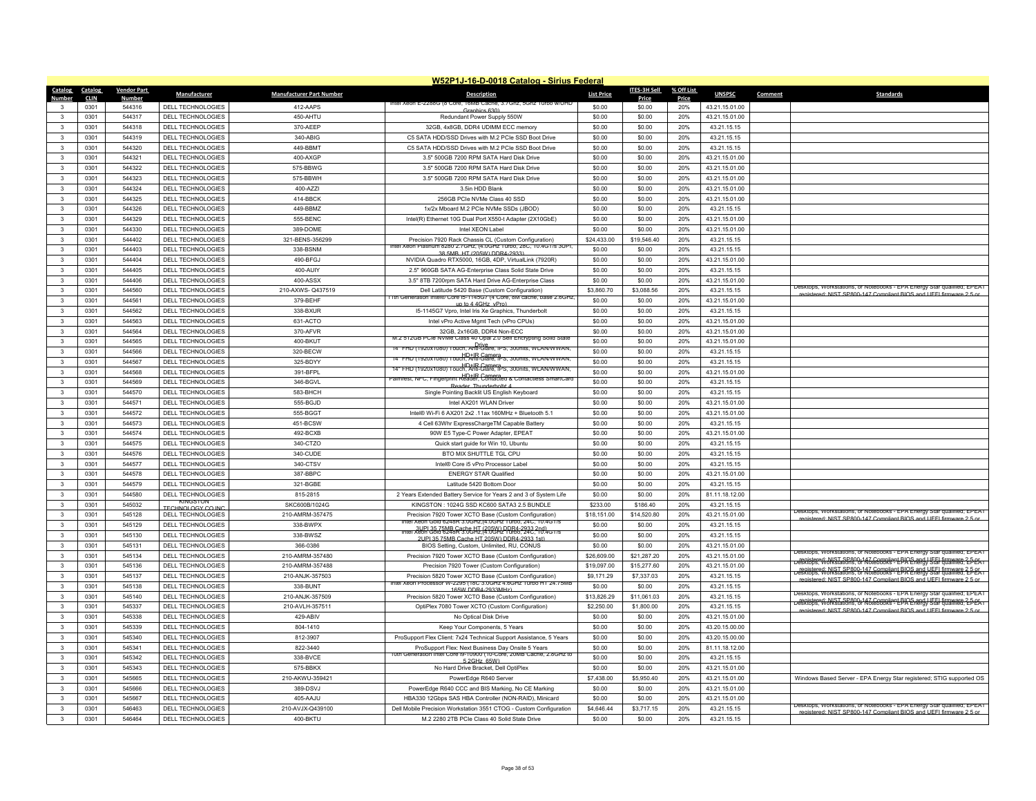# W52P1J-16-D-0018 Catalog - Sirius Federal

| Catalog Number | Catalog CLIN | Vendor Part Number | Manufacturer | Manufacturer Part Number | Description | List Price | ITES-3H Sell Price | % Off List Price | UNSPSC | Comment | Standards |
|---|---|---|---|---|---|---|---|---|---|---|---|
| 3 | 0301 | 544316 | DELL TECHNOLOGIES | 412-AAPS | Intel Xeon E-2288G (8 Core, 16MB Cache, 3.7GHz, 5GHz Turbo w/UHD Graphics 630) | $0.00 | $0.00 | 20% | 43.21.15.01.00 | | |
| 3 | 0301 | 544317 | DELL TECHNOLOGIES | 450-AHTU | Redundant Power Supply 550W | $0.00 | $0.00 | 20% | 43.21.15.01.00 | | |
| 3 | 0301 | 544318 | DELL TECHNOLOGIES | 370-AEEP | 32GB, 4x8GB, DDR4 UDIMM ECC memory | $0.00 | $0.00 | 20% | 43.21.15.15 | | |
| 3 | 0301 | 544319 | DELL TECHNOLOGIES | 340-ABIG | C5 SATA HDD/SSD Drives with M.2 PCIe SSD Boot Drive | $0.00 | $0.00 | 20% | 43.21.15.15 | | |
| 3 | 0301 | 544320 | DELL TECHNOLOGIES | 449-BBMT | C5 SATA HDD/SSD Drives with M.2 PCIe SSD Boot Drive | $0.00 | $0.00 | 20% | 43.21.15.15 | | |
| 3 | 0301 | 544321 | DELL TECHNOLOGIES | 400-AXGP | 3.5" 500GB 7200 RPM SATA Hard Disk Drive | $0.00 | $0.00 | 20% | 43.21.15.01.00 | | |
| 3 | 0301 | 544322 | DELL TECHNOLOGIES | 575-BBWG | 3.5" 500GB 7200 RPM SATA Hard Disk Drive | $0.00 | $0.00 | 20% | 43.21.15.01.00 | | |
| 3 | 0301 | 544323 | DELL TECHNOLOGIES | 575-BBWH | 3.5" 500GB 7200 RPM SATA Hard Disk Drive | $0.00 | $0.00 | 20% | 43.21.15.01.00 | | |
| 3 | 0301 | 544324 | DELL TECHNOLOGIES | 400-AZZI | 3.5in HDD Blank | $0.00 | $0.00 | 20% | 43.21.15.01.00 | | |
| 3 | 0301 | 544325 | DELL TECHNOLOGIES | 414-BBCK | 256GB PCIe NVMe Class 40 SSD | $0.00 | $0.00 | 20% | 43.21.15.01.00 | | |
| 3 | 0301 | 544326 | DELL TECHNOLOGIES | 449-BBMZ | 1x/2x Mboard M.2 PCIe NVMe SSDs (JBOD) | $0.00 | $0.00 | 20% | 43.21.15.15 | | |
| 3 | 0301 | 544329 | DELL TECHNOLOGIES | 555-BENC | Intel(R) Ethernet 10G Dual Port X550-t Adapter (2X10GbE) | $0.00 | $0.00 | 20% | 43.21.15.01.00 | | |
| 3 | 0301 | 544330 | DELL TECHNOLOGIES | 389-DOME | Intel XEON Label | $0.00 | $0.00 | 20% | 43.21.15.01.00 | | |
| 3 | 0301 | 544402 | DELL TECHNOLOGIES | 321-BENS-356299 | Precision 7920 Rack Chassis CL (Custom Configuration) | $24,433.00 | $19,546.40 | 20% | 43.21.15.15 | | |
| 3 | 0301 | 544403 | DELL TECHNOLOGIES | 338-BSNM | Intel Xeon Platinum 8280 2.7GHz, (4.0GHz Turbo, 28C, 10.4GT/s 3UPI, 38.5MB, HT (205W) DDR4-2933) | $0.00 | $0.00 | 20% | 43.21.15.15 | | |
| 3 | 0301 | 544404 | DELL TECHNOLOGIES | 490-BFGJ | NVIDIA Quadro RTX5000, 16GB, 4DP, VirtualLink (7920R) | $0.00 | $0.00 | 20% | 43.21.15.01.00 | | |
| 3 | 0301 | 544405 | DELL TECHNOLOGIES | 400-AUIY | 2.5" 960GB SATA AG-Enterprise Class Solid State Drive | $0.00 | $0.00 | 20% | 43.21.15.15 | | |
| 3 | 0301 | 544406 | DELL TECHNOLOGIES | 400-ASSX | 3.5" 8TB 7200rpm SATA Hard Drive AG-Enterprise Class | $0.00 | $0.00 | 20% | 43.21.15.01.00 | | |
| 3 | 0301 | 544560 | DELL TECHNOLOGIES | 210-AXWS- Q437519 | Dell Latitude 5420 Base (Custom Configuration) | $3,860.70 | $3,088.56 | 20% | 43.21.15.15 | | Desktops, Workstations, or Notebooks - EPA Energy Star qualified; EPEAT registered; NIST SP800-147 Compliant BIOS and UEFI firmware 2.5 or |
| 3 | 0301 | 544561 | DELL TECHNOLOGIES | 379-BEHF | 11th Generation Intel® Core i5-1145G7 (4 Core, 8M cache, base 2.6GHz, up to 4.4GHz, vPro) | $0.00 | $0.00 | 20% | 43.21.15.01.00 | | |
| 3 | 0301 | 544562 | DELL TECHNOLOGIES | 338-BXUR | I5-1145G7 Vpro, Intel Iris Xe Graphics, Thunderbolt | $0.00 | $0.00 | 20% | 43.21.15.15 | | |
| 3 | 0301 | 544563 | DELL TECHNOLOGIES | 631-ACTO | Intel vPro Active Mgmt Tech (vPro CPUs) | $0.00 | $0.00 | 20% | 43.21.15.01.00 | | |
| 3 | 0301 | 544564 | DELL TECHNOLOGIES | 370-AFVR | 32GB, 2x16GB, DDR4 Non-ECC | $0.00 | $0.00 | 20% | 43.21.15.01.00 | | |
| 3 | 0301 | 544565 | DELL TECHNOLOGIES | 400-BKUT | M.2 512GB PCIe NVMe Class 40 Opal 2.0 Self Encrypting Solid State Drive | $0.00 | $0.00 | 20% | 43.21.15.01.00 | | |
| 3 | 0301 | 544566 | DELL TECHNOLOGIES | 320-BECW | 14" FHD (1920x1080) Touch, Anti-Glare, IPS, 300nits, WLAN/WWAN, HD+IR Camera | $0.00 | $0.00 | 20% | 43.21.15.15 | | |
| 3 | 0301 | 544567 | DELL TECHNOLOGIES | 325-BDYY | 14" FHD (1920x1080) Touch, Anti-Glare, IPS, 300nits, WLAN/WWAN, HD+IR Camera | $0.00 | $0.00 | 20% | 43.21.15.15 | | |
| 3 | 0301 | 544568 | DELL TECHNOLOGIES | 391-BFPL | 14" FHD (1920x1080) Touch, Anti-Glare, IPS, 300nits, WLAN/WWAN, HD+IR Camera | $0.00 | $0.00 | 20% | 43.21.15.01.00 | | |
| 3 | 0301 | 544569 | DELL TECHNOLOGIES | 346-BGVL | Palmrest, NFC, Fingerprint Reader, Contacted & Contactless SmartCard Reader, Thunderbolt 4 | $0.00 | $0.00 | 20% | 43.21.15.15 | | |
| 3 | 0301 | 544570 | DELL TECHNOLOGIES | 583-BHCH | Single Pointing Backlit US English Keyboard | $0.00 | $0.00 | 20% | 43.21.15.15 | | |
| 3 | 0301 | 544571 | DELL TECHNOLOGIES | 555-BGJD | Intel AX201 WLAN Driver | $0.00 | $0.00 | 20% | 43.21.15.01.00 | | |
| 3 | 0301 | 544572 | DELL TECHNOLOGIES | 555-BGGT | Intel® Wi-Fi 6 AX201 2x2 .11ax 160MHz + Bluetooth 5.1 | $0.00 | $0.00 | 20% | 43.21.15.01.00 | | |
| 3 | 0301 | 544573 | DELL TECHNOLOGIES | 451-BCSW | 4 Cell 63Whr ExpressChargeTM Capable Battery | $0.00 | $0.00 | 20% | 43.21.15.15 | | |
| 3 | 0301 | 544574 | DELL TECHNOLOGIES | 492-BCXB | 90W E5 Type-C Power Adapter, EPEAT | $0.00 | $0.00 | 20% | 43.21.15.01.00 | | |
| 3 | 0301 | 544575 | DELL TECHNOLOGIES | 340-CTZO | Quick start guide for Win 10, Ubuntu | $0.00 | $0.00 | 20% | 43.21.15.15 | | |
| 3 | 0301 | 544576 | DELL TECHNOLOGIES | 340-CUDE | BTO MIX SHUTTLE TGL CPU | $0.00 | $0.00 | 20% | 43.21.15.15 | | |
| 3 | 0301 | 544577 | DELL TECHNOLOGIES | 340-CTSV | Intel® Core i5 vPro Processor Label | $0.00 | $0.00 | 20% | 43.21.15.15 | | |
| 3 | 0301 | 544578 | DELL TECHNOLOGIES | 387-BBPC | ENERGY STAR Qualified | $0.00 | $0.00 | 20% | 43.21.15.01.00 | | |
| 3 | 0301 | 544579 | DELL TECHNOLOGIES | 321-BGBE | Latitude 5420 Bottom Door | $0.00 | $0.00 | 20% | 43.21.15.15 | | |
| 3 | 0301 | 544580 | DELL TECHNOLOGIES | 815-2815 | 2 Years Extended Battery Service for Years 2 and 3 of System Life | $0.00 | $0.00 | 20% | 81.11.18.12.00 | | |
| 3 | 0301 | 545032 | KINGSTON TECHNOLOGY CO INC | SKC600B/1024G | KINGSTON : 1024G SSD KC600 SATA3 2.5 BUNDLE | $233.00 | $186.40 | 20% | 43.21.15.15 | | |
| 3 | 0301 | 545128 | DELL TECHNOLOGIES | 210-AMRM-357475 | Precision 7920 Tower XCTO Base (Custom Configuration) | $18,151.00 | $14,520.80 | 20% | 43.21.15.01.00 | | Desktops, Workstations, or Notebooks - EPA Energy Star qualified; EPEAT registered; NIST SP800-147 Compliant BIOS and UEFI firmware 2.5 or |
| 3 | 0301 | 545129 | DELL TECHNOLOGIES | 338-BWPX | Intel Xeon Gold 6248R 3.0GHz,(4.0GHz Turbo, 24C, 10.4GT/s 3UPI,35.75MB Cache,HT (205W) DDR4-2933 2nd) | $0.00 | $0.00 | 20% | 43.21.15.15 | | |
| 3 | 0301 | 545130 | DELL TECHNOLOGIES | 338-BWSZ | Intel Xeon Gold 6248R 3.0GHz,(4.0GHz Turbo, 24C, 10.4GT/s 2UPI,35.75MB Cache,HT (205W) DDR4-2933 1st) | $0.00 | $0.00 | 20% | 43.21.15.15 | | |
| 3 | 0301 | 545131 | DELL TECHNOLOGIES | 366-0386 | BIOS Setting, Custom, Unlimited, RU, CONUS | $0.00 | $0.00 | 20% | 43.21.15.01.00 | | |
| 3 | 0301 | 545134 | DELL TECHNOLOGIES | 210-AMRM-357480 | Precision 7920 Tower XCTO Base (Custom Configuration) | $26,609.00 | $21,287.20 | 20% | 43.21.15.01.00 | | Desktops, Workstations, or Notebooks - EPA Energy Star qualified; EPEAT registered; NIST SP800-147 Compliant BIOS and UEFI firmware 2.5 or |
| 3 | 0301 | 545136 | DELL TECHNOLOGIES | 210-AMRM-357488 | Precision 7920 Tower (Custom Configuration) | $19,097.00 | $15,277.60 | 20% | 43.21.15.01.00 | | Desktops, Workstations, or Notebooks - EPA Energy Star qualified; EPEAT registered; NIST SP800-147 Compliant BIOS and UEFI firmware 2.5 or |
| 3 | 0301 | 545137 | DELL TECHNOLOGIES | 210-ANJK-357503 | Precision 5820 Tower XCTO Base (Custom Configuration) | $9,171.29 | $7,337.03 | 20% | 43.21.15.15 | | Desktops, Workstations, or Notebooks - EPA Energy Star qualified; EPEAT registered; NIST SP800-147 Compliant BIOS and UEFI firmware 2.5 or |
| 3 | 0301 | 545138 | DELL TECHNOLOGIES | 338-BUNT | Intel Xeon Processor W-2295 (18C 3.0GHz 4.6GHz Turbo HT 24.75MB 165W DDR4-2933MHz) | $0.00 | $0.00 | 20% | 43.21.15.15 | | |
| 3 | 0301 | 545140 | DELL TECHNOLOGIES | 210-ANJK-357509 | Precision 5820 Tower XCTO Base (Custom Configuration) | $13,826.29 | $11,061.03 | 20% | 43.21.15.15 | | Desktops, Workstations, or Notebooks - EPA Energy Star qualified; EPEAT registered; NIST SP800-147 Compliant BIOS and UEFI firmware 2.5 or |
| 3 | 0301 | 545337 | DELL TECHNOLOGIES | 210-AVLH-357511 | OptiPlex 7080 Tower XCTO (Custom Configuration) | $2,250.00 | $1,800.00 | 20% | 43.21.15.15 | | Desktops, Workstations, or Notebooks - EPA Energy Star qualified; EPEAT registered; NIST SP800-147 Compliant BIOS and UEFI firmware 2.5 or |
| 3 | 0301 | 545338 | DELL TECHNOLOGIES | 429-ABIV | No Optical Disk Drive | $0.00 | $0.00 | 20% | 43.21.15.01.00 | | |
| 3 | 0301 | 545339 | DELL TECHNOLOGIES | 804-1410 | Keep Your Components, 5 Years | $0.00 | $0.00 | 20% | 43.20.15.00.00 | | |
| 3 | 0301 | 545340 | DELL TECHNOLOGIES | 812-3907 | ProSupport Flex Client: 7x24 Technical Support Assistance, 5 Years | $0.00 | $0.00 | 20% | 43.20.15.00.00 | | |
| 3 | 0301 | 545341 | DELL TECHNOLOGIES | 822-3440 | ProSupport Flex: Next Business Day Onsite 5 Years | $0.00 | $0.00 | 20% | 81.11.18.12.00 | | |
| 3 | 0301 | 545342 | DELL TECHNOLOGIES | 338-BVCE | 10th Generation Intel Core i9-10900 (10-Core, 20MB Cache, 2.8GHz to 5.2GHz, 65W) | $0.00 | $0.00 | 20% | 43.21.15.15 | | |
| 3 | 0301 | 545343 | DELL TECHNOLOGIES | 575-BBKX | No Hard Drive Bracket, Dell OptiPlex | $0.00 | $0.00 | 20% | 43.21.15.01.00 | | |
| 3 | 0301 | 545665 | DELL TECHNOLOGIES | 210-AKWU-359421 | PowerEdge R640 Server | $7,438.00 | $5,950.40 | 20% | 43.21.15.01.00 | | Windows Based Server - EPA Energy Star registered; STIG supported OS |
| 3 | 0301 | 545666 | DELL TECHNOLOGIES | 389-DSVJ | PowerEdge R640 CCC and BIS Marking, No CE Marking | $0.00 | $0.00 | 20% | 43.21.15.01.00 | | |
| 3 | 0301 | 545667 | DELL TECHNOLOGIES | 405-AAJU | HBA330 12Gbps SAS HBA Controller (NON-RAID), Minicard | $0.00 | $0.00 | 20% | 43.21.15.01.00 | | |
| 3 | 0301 | 546463 | DELL TECHNOLOGIES | 210-AVJX-Q439100 | Dell Mobile Precision Workstation 3551 CTOG - Custom Configuration | $4,646.44 | $3,717.15 | 20% | 43.21.15.15 | | Desktops, Workstations, or Notebooks - EPA Energy Star qualified; EPEAT registered; NIST SP800-147 Compliant BIOS and UEFI firmware 2.5 or |
| 3 | 0301 | 546464 | DELL TECHNOLOGIES | 400-BKTU | M.2 2280 2TB PCIe Class 40 Solid State Drive | $0.00 | $0.00 | 20% | 43.21.15.15 | | |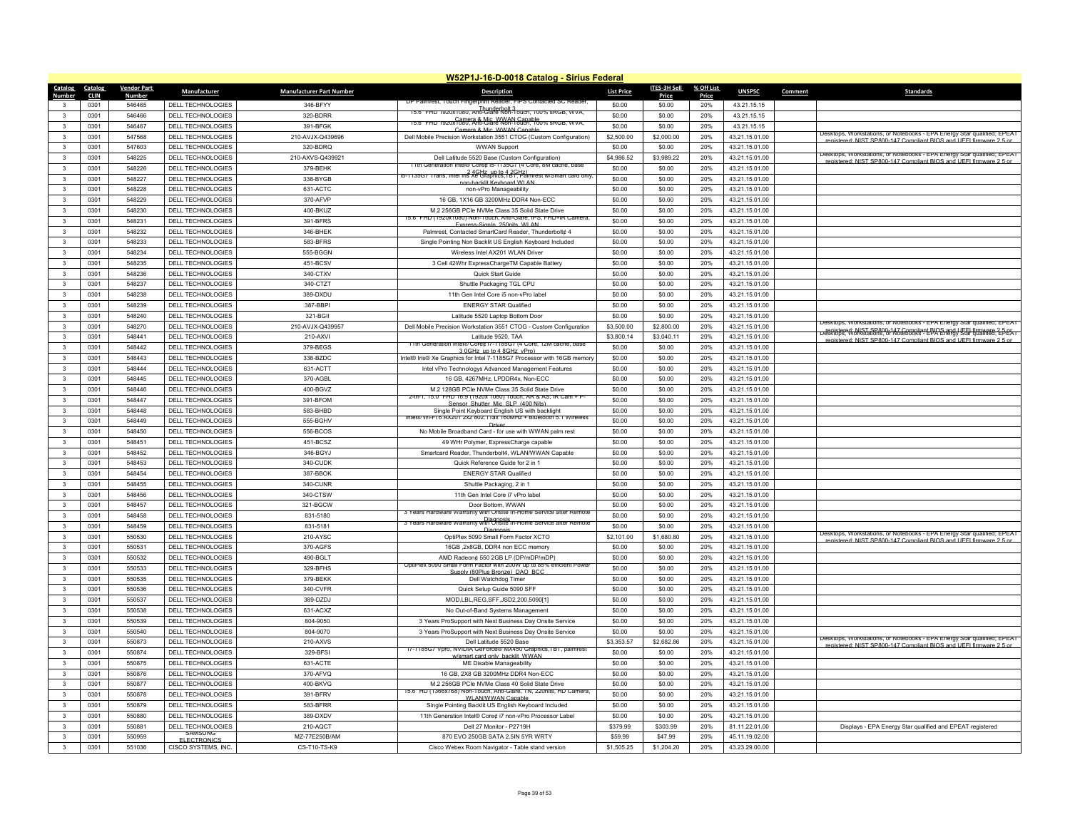# W52P1J-16-D-0018 Catalog - Sirius Federal

| Catalog Number | Catalog CLIN | Vendor Part Number | Manufacturer | Manufacturer Part Number | Description | List Price | ITES-3H Sell Price | % Off List Price | UNSPSC | Comment | Standards |
|---|---|---|---|---|---|---|---|---|---|---|---|
| 3 | 0301 | 546465 | DELL TECHNOLOGIES | 346-BFYY | DP Palmrest, Touch Fingerprint Reader, FIPS Contacted SC Reader, Thunderbolt 3 | $0.00 | $0.00 | 20% | 43.21.15.15 | | |
| 3 | 0301 | 546466 | DELL TECHNOLOGIES | 320-BDRR | 15.6" FHD 1920x1080, Anti-Glare Non-Touch, 100% sRGB, WVA, Camera & Mic, WWAN Capable | $0.00 | $0.00 | 20% | 43.21.15.15 | | |
| 3 | 0301 | 546467 | DELL TECHNOLOGIES | 391-BFGK | 15.6" FHD 1920x1080, Anti-Glare Non-Touch, 100% sRGB, WVA, Camera & Mic, WWAN Capable | $0.00 | $0.00 | 20% | 43.21.15.15 | | |
| 3 | 0301 | 547568 | DELL TECHNOLOGIES | 210-AVJX-Q439696 | Dell Mobile Precision Workstation 3551 CTOG (Custom Configuration) | $2,500.00 | $2,000.00 | 20% | 43.21.15.01.00 | | Desktops, Workstations, or Notebooks - EPA Energy Star qualified; EPEAT registered; NIST SP800-147 Compliant BIOS and UEFI firmware 2.5 or |
| 3 | 0301 | 547603 | DELL TECHNOLOGIES | 320-BDRQ | WWAN Support | $0.00 | $0.00 | 20% | 43.21.15.01.00 | | |
| 3 | 0301 | 548225 | DELL TECHNOLOGIES | 210-AXVS-Q439921 | Dell Latitude 5520 Base (Custom Configuration) | $4,986.52 | $3,989.22 | 20% | 43.21.15.01.00 | | Desktops, Workstations, or Notebooks - EPA Energy Star qualified; EPEAT registered; NIST SP800-147 Compliant BIOS and UEFI firmware 2.5 or |
| 3 | 0301 | 548226 | DELL TECHNOLOGIES | 379-BEHK | 11th Generation Intel® Core¢ i5-1135G7 (4 Core, 8M cache, base 2.4GHz, up to 4.2GHz) | $0.00 | $0.00 | 20% | 43.21.15.01.00 | | |
| 3 | 0301 | 548227 | DELL TECHNOLOGIES | 338-BYGB | i5-1135G7 Trans, Intel Iris Xe Graphics, TBT, Palmrest w/Smart card only, non-backlit Keyboard WLAN | $0.00 | $0.00 | 20% | 43.21.15.01.00 | | |
| 3 | 0301 | 548228 | DELL TECHNOLOGIES | 631-ACTC | non-vPro Manageability | $0.00 | $0.00 | 20% | 43.21.15.01.00 | | |
| 3 | 0301 | 548229 | DELL TECHNOLOGIES | 370-AFVP | 16 GB, 1X16 GB 3200MHz DDR4 Non-ECC | $0.00 | $0.00 | 20% | 43.21.15.01.00 | | |
| 3 | 0301 | 548230 | DELL TECHNOLOGIES | 400-BKUZ | M.2 256GB PCIe NVMe Class 35 Solid State Drive | $0.00 | $0.00 | 20% | 43.21.15.01.00 | | |
| 3 | 0301 | 548231 | DELL TECHNOLOGIES | 391-BFRS | 15.6" FHD (1920x1080) Non-Touch, Anti-Glare, IPS, FHD+IR Camera, Express-SignIn, 250nits, WLAN | $0.00 | $0.00 | 20% | 43.21.15.01.00 | | |
| 3 | 0301 | 548232 | DELL TECHNOLOGIES | 346-BHEK | Palmrest, Contacted SmartCard Reader, Thunderbolt¢ 4 | $0.00 | $0.00 | 20% | 43.21.15.01.00 | | |
| 3 | 0301 | 548233 | DELL TECHNOLOGIES | 583-BFRS | Single Pointing Non Backlit US English Keyboard Included | $0.00 | $0.00 | 20% | 43.21.15.01.00 | | |
| 3 | 0301 | 548234 | DELL TECHNOLOGIES | 555-BGGN | Wireless Intel AX201 WLAN Driver | $0.00 | $0.00 | 20% | 43.21.15.01.00 | | |
| 3 | 0301 | 548235 | DELL TECHNOLOGIES | 451-BCSV | 3 Cell 42Whr ExpressChargeTM Capable Battery | $0.00 | $0.00 | 20% | 43.21.15.01.00 | | |
| 3 | 0301 | 548236 | DELL TECHNOLOGIES | 340-CTXV | Quick Start Guide | $0.00 | $0.00 | 20% | 43.21.15.01.00 | | |
| 3 | 0301 | 548237 | DELL TECHNOLOGIES | 340-CTZT | Shuttle Packaging TGL CPU | $0.00 | $0.00 | 20% | 43.21.15.01.00 | | |
| 3 | 0301 | 548238 | DELL TECHNOLOGIES | 389-DXDU | 11th Gen Intel Core i5 non-vPro label | $0.00 | $0.00 | 20% | 43.21.15.01.00 | | |
| 3 | 0301 | 548239 | DELL TECHNOLOGIES | 387-BBPI | ENERGY STAR Qualified | $0.00 | $0.00 | 20% | 43.21.15.01.00 | | |
| 3 | 0301 | 548240 | DELL TECHNOLOGIES | 321-BGII | Latitude 5520 Laptop Bottom Door | $0.00 | $0.00 | 20% | 43.21.15.01.00 | | |
| 3 | 0301 | 548270 | DELL TECHNOLOGIES | 210-AVJX-Q439957 | Dell Mobile Precision Workstation 3551 CTOG - Custom Configuration | $3,500.00 | $2,800.00 | 20% | 43.21.15.01.00 | | Desktops, Workstations, or Notebooks - EPA Energy Star qualified; EPEAT registered; NIST SP800-147 Compliant BIOS and UEFI firmware 2.5 or |
| 3 | 0301 | 548441 | DELL TECHNOLOGIES | 210-AXVI | Latitude 9520, TAA | $3,800.14 | $3,040.11 | 20% | 43.21.15.01.00 | | Desktops, Workstations, or Notebooks - EPA Energy Star qualified; EPEAT registered; NIST SP800-147 Compliant BIOS and UEFI firmware 2.5 or |
| 3 | 0301 | 548442 | DELL TECHNOLOGIES | 379-BEGS | 11th Generation Intel® Core¢ i7-1185G7 (4 Core, 12M cache, base 3.0GHz, up to 4.8GHz, vPro) | $0.00 | $0.00 | 20% | 43.21.15.01.00 | | |
| 3 | 0301 | 548443 | DELL TECHNOLOGIES | 338-BZDC | Intel® Iris® Xe Graphics for Intel 7-1185G7 Processor with 16GB memory | $0.00 | $0.00 | 20% | 43.21.15.01.00 | | |
| 3 | 0301 | 548444 | DELL TECHNOLOGIES | 631-ACTT | Intel vPro Technologys Advanced Management Features | $0.00 | $0.00 | 20% | 43.21.15.01.00 | | |
| 3 | 0301 | 548445 | DELL TECHNOLOGIES | 370-AGBL | 16 GB, 4267MHz, LPDDR4x, Non-ECC | $0.00 | $0.00 | 20% | 43.21.15.01.00 | | |
| 3 | 0301 | 548446 | DELL TECHNOLOGIES | 400-BGVZ | M.2 128GB PCIe NVMe Class 35 Solid State Drive | $0.00 | $0.00 | 20% | 43.21.15.01.00 | | |
| 3 | 0301 | 548447 | DELL TECHNOLOGIES | 391-BFOM | 2-in-1, 15.0" FHD 16:9 (1920x1080) Touch, AR & AS, IR Cam + P-Sensor, Shutter, Mic, SLP (400 Nits) | $0.00 | $0.00 | 20% | 43.21.15.01.00 | | |
| 3 | 0301 | 548448 | DELL TECHNOLOGIES | 583-BHBD | Single Point Keyboard English US with backlight | $0.00 | $0.00 | 20% | 43.21.15.01.00 | | |
| 3 | 0301 | 548449 | DELL TECHNOLOGIES | 555-BGHV | Intel® Wi-Fi 6 AX201 2x2 802.11ax 160MHz + Bluetooth 5.1 Wireless Driver | $0.00 | $0.00 | 20% | 43.21.15.01.00 | | |
| 3 | 0301 | 548450 | DELL TECHNOLOGIES | 556-BCOS | No Mobile Broadband Card - for use with WWAN palm rest | $0.00 | $0.00 | 20% | 43.21.15.01.00 | | |
| 3 | 0301 | 548451 | DELL TECHNOLOGIES | 451-BCSZ | 49 WHr Polymer, ExpressCharge capable | $0.00 | $0.00 | 20% | 43.21.15.01.00 | | |
| 3 | 0301 | 548452 | DELL TECHNOLOGIES | 346-BGYJ | Smartcard Reader, Thunderbolt4, WLAN/WWAN Capable | $0.00 | $0.00 | 20% | 43.21.15.01.00 | | |
| 3 | 0301 | 548453 | DELL TECHNOLOGIES | 340-CUDK | Quick Reference Guide for 2 in 1 | $0.00 | $0.00 | 20% | 43.21.15.01.00 | | |
| 3 | 0301 | 548454 | DELL TECHNOLOGIES | 387-BBOK | ENERGY STAR Qualified | $0.00 | $0.00 | 20% | 43.21.15.01.00 | | |
| 3 | 0301 | 548455 | DELL TECHNOLOGIES | 340-CUNR | Shuttle Packaging, 2 in 1 | $0.00 | $0.00 | 20% | 43.21.15.01.00 | | |
| 3 | 0301 | 548456 | DELL TECHNOLOGIES | 340-CTSW | 11th Gen Intel Core i7 vPro label | $0.00 | $0.00 | 20% | 43.21.15.01.00 | | |
| 3 | 0301 | 548457 | DELL TECHNOLOGIES | 321-BGCW | Door Bottom, WWAN | $0.00 | $0.00 | 20% | 43.21.15.01.00 | | |
| 3 | 0301 | 548458 | DELL TECHNOLOGIES | 831-5180 | 3 Years Hardware Warranty with Onsite In-Home Service after Remote Diagnosis | $0.00 | $0.00 | 20% | 43.21.15.01.00 | | |
| 3 | 0301 | 548459 | DELL TECHNOLOGIES | 831-5181 | 3 Years Hardware Warranty with Onsite In-Home Service after Remote Diagnosis | $0.00 | $0.00 | 20% | 43.21.15.01.00 | | |
| 3 | 0301 | 550530 | DELL TECHNOLOGIES | 210-AYSC | OptiPlex 5090 Small Form Factor XCTO | $2,101.00 | $1,680.80 | 20% | 43.21.15.01.00 | | Desktops, Workstations, or Notebooks - EPA Energy Star qualified; EPEAT registered; NIST SP800-147 Compliant BIOS and UEFI firmware 2.5 or |
| 3 | 0301 | 550531 | DELL TECHNOLOGIES | 370-AGFS | 16GB ,2x8GB, DDR4 non ECC memory | $0.00 | $0.00 | 20% | 43.21.15.01.00 | | |
| 3 | 0301 | 550532 | DELL TECHNOLOGIES | 490-BGLT | AMD Radeon¢ 550 2GB LP (DP/mDP/mDP) | $0.00 | $0.00 | 20% | 43.21.15.01.00 | | |
| 3 | 0301 | 550533 | DELL TECHNOLOGIES | 329-BFHS | OptiPlex 5090 Small Form Factor with 200W up to 85% efficient Power Supply (80Plus Bronze), DAO, BCC | $0.00 | $0.00 | 20% | 43.21.15.01.00 | | |
| 3 | 0301 | 550535 | DELL TECHNOLOGIES | 379-BEKK | Dell Watchdog Timer | $0.00 | $0.00 | 20% | 43.21.15.01.00 | | |
| 3 | 0301 | 550536 | DELL TECHNOLOGIES | 340-CVFR | Quick Setup Guide 5090 SFF | $0.00 | $0.00 | 20% | 43.21.15.01.00 | | |
| 3 | 0301 | 550537 | DELL TECHNOLOGIES | 389-DZDJ | MOD,LBL,REG,SFF,JSD2,200,5090[1] | $0.00 | $0.00 | 20% | 43.21.15.01.00 | | |
| 3 | 0301 | 550538 | DELL TECHNOLOGIES | 631-ACXZ | No Out-of-Band Systems Management | $0.00 | $0.00 | 20% | 43.21.15.01.00 | | |
| 3 | 0301 | 550539 | DELL TECHNOLOGIES | 804-9050 | 3 Years ProSupport with Next Business Day Onsite Service | $0.00 | $0.00 | 20% | 43.21.15.01.00 | | |
| 3 | 0301 | 550540 | DELL TECHNOLOGIES | 804-9070 | 3 Years ProSupport with Next Business Day Onsite Service | $0.00 | $0.00 | 20% | 43.21.15.01.00 | | |
| 3 | 0301 | 550873 | DELL TECHNOLOGIES | 210-AXVS | Dell Latitude 5520 Base | $3,353.57 | $2,682.86 | 20% | 43.21.15.01.00 | | Desktops, Workstations, or Notebooks - EPA Energy Star qualified; EPEAT registered; NIST SP800-147 Compliant BIOS and UEFI firmware 2.5 or |
| 3 | 0301 | 550874 | DELL TECHNOLOGIES | 329-BFSI | i7-1185G7 vpro, NVIDIA GeForce® MX450 Graphics,TBT, palmrest w/smart card only, backlit, WWAN | $0.00 | $0.00 | 20% | 43.21.15.01.00 | | |
| 3 | 0301 | 550875 | DELL TECHNOLOGIES | 631-ACTE | ME Disable Manageability | $0.00 | $0.00 | 20% | 43.21.15.01.00 | | |
| 3 | 0301 | 550876 | DELL TECHNOLOGIES | 370-AFVQ | 16 GB, 2X8 GB 3200MHz DDR4 Non-ECC | $0.00 | $0.00 | 20% | 43.21.15.01.00 | | |
| 3 | 0301 | 550877 | DELL TECHNOLOGIES | 400-BKVG | M.2 256GB PCIe NVMe Class 40 Solid State Drive | $0.00 | $0.00 | 20% | 43.21.15.01.00 | | |
| 3 | 0301 | 550878 | DELL TECHNOLOGIES | 391-BFRV | 15.6" HD (1366x768) Non-Touch, Anti-Glare, TN, 220nits, HD Camera, WLAN/WWAN Capable | $0.00 | $0.00 | 20% | 43.21.15.01.00 | | |
| 3 | 0301 | 550879 | DELL TECHNOLOGIES | 583-BFRR | Single Pointing Backlit US English Keyboard Included | $0.00 | $0.00 | 20% | 43.21.15.01.00 | | |
| 3 | 0301 | 550880 | DELL TECHNOLOGIES | 389-DXDV | 11th Generation Intel® Core¢ i7 non-vPro Processor Label | $0.00 | $0.00 | 20% | 43.21.15.01.00 | | |
| 3 | 0301 | 550881 | DELL TECHNOLOGIES | 210-AQCT | Dell 27 Monitor - P2719H | $379.99 | $303.99 | 20% | 81.11.22.01.00 | | Displays - EPA Energy Star qualified and EPEAT registered |
| 3 | 0301 | 550959 | SAMSUNG ELECTRONICS | MZ-77E250B/AM | 870 EVO 250GB SATA 2.5IN 5YR WRTY | $59.99 | $47.99 | 20% | 45.11.19.02.00 | | |
| 3 | 0301 | 551036 | CISCO SYSTEMS, INC. | CS-T10-TS-K9 | Cisco Webex Room Navigator - Table stand version | $1,505.25 | $1,204.20 | 20% | 43.23.29.00.00 | | |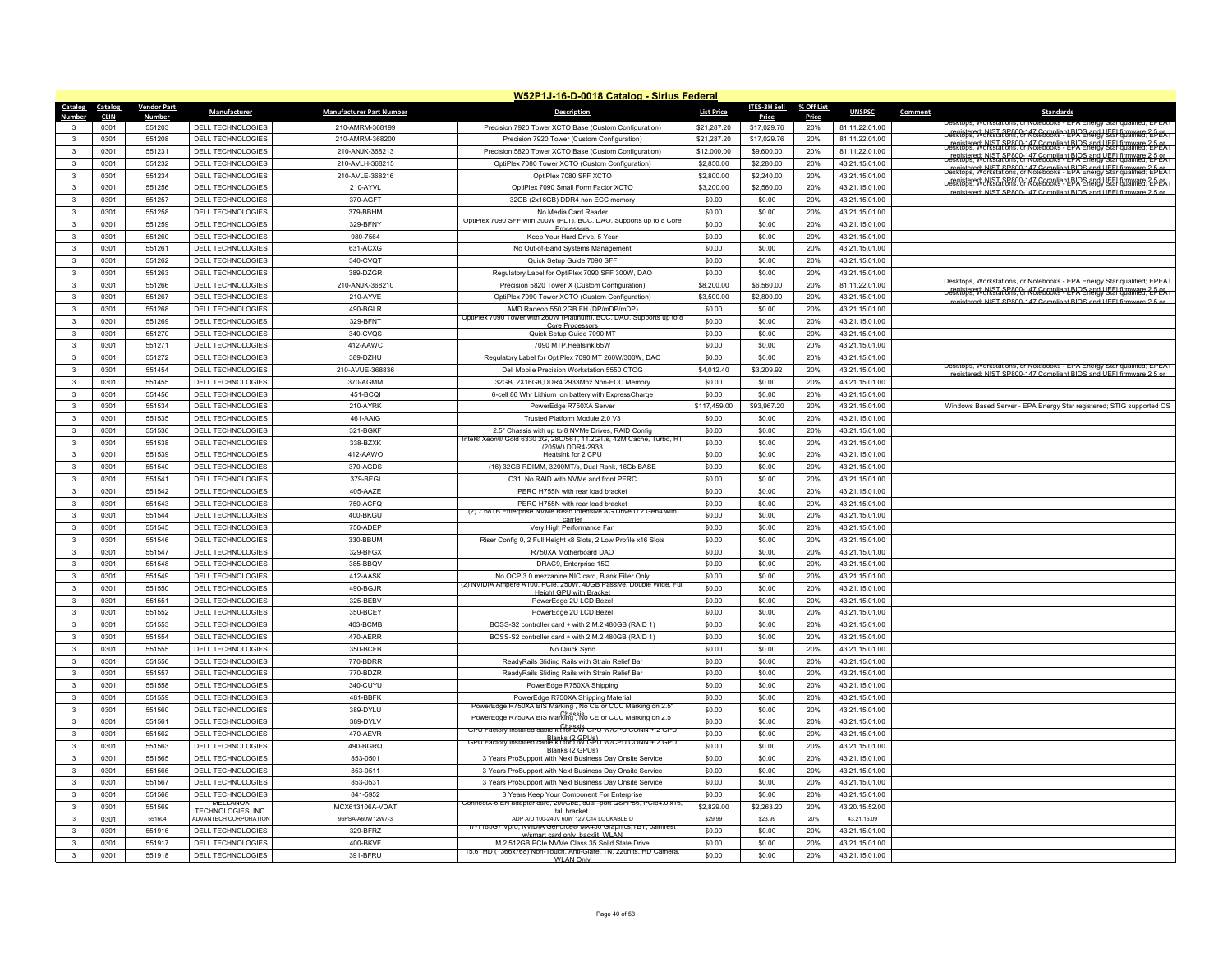## W52P1J-16-D-0018 Catalog - Sirius Federal

| Catalog Number | Catalog CLIN | Vendor Part Number | Manufacturer | Manufacturer Part Number | Description | List Price | ITES-3H Sell Price | % Off List Price | UNSPSC | Comment | Standards |
|---|---|---|---|---|---|---|---|---|---|---|---|
| 3 | 0301 | 551203 | DELL TECHNOLOGIES | 210-AMRM-368199 | Precision 7920 Tower XCTO Base (Custom Configuration) | $21,287.20 | $17,029.76 | 20% | 81.11.22.01.00 | | Desktops, Workstations, or Notebooks - EPA Energy Star qualified; EPEAT registered; NIST SP800-147 Compliant BIOS and UEFI firmware 2.5 or |
| 3 | 0301 | 551208 | DELL TECHNOLOGIES | 210-AMRM-368200 | Precision 7920 Tower (Custom Configuration) | $21,287.20 | $17,029.76 | 20% | 81.11.22.01.00 | | Desktops, Workstations, or Notebooks - EPA Energy Star qualified; EPEAT registered; NIST SP800-147 Compliant BIOS and UEFI firmware 2.5 or |
| 3 | 0301 | 551231 | DELL TECHNOLOGIES | 210-ANJK-368213 | Precision 5820 Tower XCTO Base (Custom Configuration) | $12,000.00 | $9,600.00 | 20% | 81.11.22.01.00 | | Desktops, Workstations, or Notebooks - EPA Energy Star qualified; EPEAT registered; NIST SP800-147 Compliant BIOS and UEFI firmware 2.5 or |
| 3 | 0301 | 551232 | DELL TECHNOLOGIES | 210-AVLH-368215 | OptiPlex 7080 Tower XCTO (Custom Configuration) | $2,850.00 | $2,280.00 | 20% | 43.21.15.01.00 | | Desktops, Workstations, or Notebooks - EPA Energy Star qualified; EPEAT registered; NIST SP800-147 Compliant BIOS and UEFI firmware 2.5 or |
| 3 | 0301 | 551234 | DELL TECHNOLOGIES | 210-AVLE-368216 | OptiPlex 7080 SFF XCTO | $2,800.00 | $2,240.00 | 20% | 43.21.15.01.00 | | Desktops, Workstations, or Notebooks - EPA Energy Star qualified; EPEAT registered; NIST SP800-147 Compliant BIOS and UEFI firmware 2.5 or |
| 3 | 0301 | 551256 | DELL TECHNOLOGIES | 210-AYVL | OptiPlex 7090 Small Form Factor XCTO | $3,200.00 | $2,560.00 | 20% | 43.21.15.01.00 | | Desktops, Workstations, or Notebooks - EPA Energy Star qualified; EPEAT registered; NIST SP800-147 Compliant BIOS and UEFI firmware 2.5 or |
| 3 | 0301 | 551257 | DELL TECHNOLOGIES | 370-AGFT | 32GB (2x16GB) DDR4 non ECC memory | $0.00 | $0.00 | 20% | 43.21.15.01.00 | | |
| 3 | 0301 | 551258 | DELL TECHNOLOGIES | 379-BBHM | No Media Card Reader | $0.00 | $0.00 | 20% | 43.21.15.01.00 | | |
| 3 | 0301 | 551259 | DELL TECHNOLOGIES | 329-BFNY | OptiPlex 7090 SFF with 300W (PLT), BCC, DAO, Supports up to 8 Core Processors | $0.00 | $0.00 | 20% | 43.21.15.01.00 | | |
| 3 | 0301 | 551260 | DELL TECHNOLOGIES | 980-7564 | Keep Your Hard Drive, 5 Year | $0.00 | $0.00 | 20% | 43.21.15.01.00 | | |
| 3 | 0301 | 551261 | DELL TECHNOLOGIES | 631-ACXG | No Out-of-Band Systems Management | $0.00 | $0.00 | 20% | 43.21.15.01.00 | | |
| 3 | 0301 | 551262 | DELL TECHNOLOGIES | 340-CVQT | Quick Setup Guide 7090 SFF | $0.00 | $0.00 | 20% | 43.21.15.01.00 | | |
| 3 | 0301 | 551263 | DELL TECHNOLOGIES | 389-DZGR | Regulatory Label for OptiPlex 7090 SFF 300W, DAO | $0.00 | $0.00 | 20% | 43.21.15.01.00 | | |
| 3 | 0301 | 551266 | DELL TECHNOLOGIES | 210-ANJK-368210 | Precision 5820 Tower X (Custom Configuration) | $8,200.00 | $6,560.00 | 20% | 81.11.22.01.00 | | Desktops, Workstations, or Notebooks - EPA Energy Star qualified; EPEAT registered; NIST SP800-147 Compliant BIOS and UEFI firmware 2.5 or |
| 3 | 0301 | 551267 | DELL TECHNOLOGIES | 210-AYVE | OptiPlex 7090 Tower XCTO (Custom Configuration) | $3,500.00 | $2,800.00 | 20% | 43.21.15.01.00 | | Desktops, Workstations, or Notebooks - EPA Energy Star qualified; EPEAT registered; NIST SP800-147 Compliant BIOS and UEFI firmware 2.5 or |
| 3 | 0301 | 551268 | DELL TECHNOLOGIES | 490-BGLR | AMD Radeon 550 2GB FH (DP/mDP/mDP) | $0.00 | $0.00 | 20% | 43.21.15.01.00 | | |
| 3 | 0301 | 551269 | DELL TECHNOLOGIES | 329-BFNT | OptiPlex 7090 Tower with 260W (Platinum), BCC, DAO, Supports up to 8 Core Processors | $0.00 | $0.00 | 20% | 43.21.15.01.00 | | |
| 3 | 0301 | 551270 | DELL TECHNOLOGIES | 340-CVQS | Quick Setup Guide 7090 MT | $0.00 | $0.00 | 20% | 43.21.15.01.00 | | |
| 3 | 0301 | 551271 | DELL TECHNOLOGIES | 412-AAWC | 7090 MTP.Heatsink,65W | $0.00 | $0.00 | 20% | 43.21.15.01.00 | | |
| 3 | 0301 | 551272 | DELL TECHNOLOGIES | 389-DZHU | Regulatory Label for OptiPlex 7090 MT 260W/300W, DAO | $0.00 | $0.00 | 20% | 43.21.15.01.00 | | |
| 3 | 0301 | 551454 | DELL TECHNOLOGIES | 210-AVUE-368836 | Dell Mobile Precision Workstation 5550 CTOG | $4,012.40 | $3,209.92 | 20% | 43.21.15.01.00 | | Desktops, Workstations, or Notebooks - EPA Energy Star qualified; EPEAT registered; NIST SP800-147 Compliant BIOS and UEFI firmware 2.5 or |
| 3 | 0301 | 551455 | DELL TECHNOLOGIES | 370-AGMM | 32GB, 2X16GB,DDR4 2933Mhz Non-ECC Memory | $0.00 | $0.00 | 20% | 43.21.15.01.00 | | |
| 3 | 0301 | 551456 | DELL TECHNOLOGIES | 451-BCQI | 6-cell 86 Whr Lithium Ion battery with ExpressCharge | $0.00 | $0.00 | 20% | 43.21.15.01.00 | | |
| 3 | 0301 | 551534 | DELL TECHNOLOGIES | 210-AYRK | PowerEdge R750XA Server | $117,459.00 | $93,967.20 | 20% | 43.21.15.01.00 | | Windows Based Server - EPA Energy Star registered; STIG supported OS |
| 3 | 0301 | 551535 | DELL TECHNOLOGIES | 461-AAIG | Trusted Platform Module 2.0 V3 | $0.00 | $0.00 | 20% | 43.21.15.01.00 | | |
| 3 | 0301 | 551536 | DELL TECHNOLOGIES | 321-BGKF | 2.5" Chassis with up to 8 NVMe Drives, RAID Config | $0.00 | $0.00 | 20% | 43.21.15.01.00 | | |
| 3 | 0301 | 551538 | DELL TECHNOLOGIES | 338-BZXK | Intel® Xeon® Gold 6330 2G, 28C/56T, 11.2GT/s, 42M Cache, Turbo, HT (205W) DDR4-2933 | $0.00 | $0.00 | 20% | 43.21.15.01.00 | | |
| 3 | 0301 | 551539 | DELL TECHNOLOGIES | 412-AAWO | Heatsink for 2 CPU | $0.00 | $0.00 | 20% | 43.21.15.01.00 | | |
| 3 | 0301 | 551540 | DELL TECHNOLOGIES | 370-AGDS | (16) 32GB RDIMM, 3200MT/s, Dual Rank, 16Gb BASE | $0.00 | $0.00 | 20% | 43.21.15.01.00 | | |
| 3 | 0301 | 551541 | DELL TECHNOLOGIES | 379-BEGI | C31, No RAID with NVMe and front PERC | $0.00 | $0.00 | 20% | 43.21.15.01.00 | | |
| 3 | 0301 | 551542 | DELL TECHNOLOGIES | 405-AAZE | PERC H755N with rear load bracket | $0.00 | $0.00 | 20% | 43.21.15.01.00 | | |
| 3 | 0301 | 551543 | DELL TECHNOLOGIES | 750-ACFQ | PERC H755N with rear load bracket | $0.00 | $0.00 | 20% | 43.21.15.01.00 | | |
| 3 | 0301 | 551544 | DELL TECHNOLOGIES | 400-BKGU | (2) 7.68TB Enterprise NVMe Read Intensive AG Drive U.2 Gen4 with carrier | $0.00 | $0.00 | 20% | 43.21.15.01.00 | | |
| 3 | 0301 | 551545 | DELL TECHNOLOGIES | 750-ADEP | Very High Performance Fan | $0.00 | $0.00 | 20% | 43.21.15.01.00 | | |
| 3 | 0301 | 551546 | DELL TECHNOLOGIES | 330-BBUM | Riser Config 0, 2 Full Height x8 Slots, 2 Low Profile x16 Slots | $0.00 | $0.00 | 20% | 43.21.15.01.00 | | |
| 3 | 0301 | 551547 | DELL TECHNOLOGIES | 329-BFGX | R750XA Motherboard DAO | $0.00 | $0.00 | 20% | 43.21.15.01.00 | | |
| 3 | 0301 | 551548 | DELL TECHNOLOGIES | 385-BBQV | iDRAC9, Enterprise 15G | $0.00 | $0.00 | 20% | 43.21.15.01.00 | | |
| 3 | 0301 | 551549 | DELL TECHNOLOGIES | 412-AASK | No OCP 3.0 mezzanine NIC card, Blank Filler Only | $0.00 | $0.00 | 20% | 43.21.15.01.00 | | |
| 3 | 0301 | 551550 | DELL TECHNOLOGIES | 490-BGJR | (2) NVIDIA Ampere A100, PCIe, 250W, 40GB Passive, Double Wide, Full Height GPU with Bracket | $0.00 | $0.00 | 20% | 43.21.15.01.00 | | |
| 3 | 0301 | 551551 | DELL TECHNOLOGIES | 325-BEBV | PowerEdge 2U LCD Bezel | $0.00 | $0.00 | 20% | 43.21.15.01.00 | | |
| 3 | 0301 | 551552 | DELL TECHNOLOGIES | 350-BCEY | PowerEdge 2U LCD Bezel | $0.00 | $0.00 | 20% | 43.21.15.01.00 | | |
| 3 | 0301 | 551553 | DELL TECHNOLOGIES | 403-BCMB | BOSS-S2 controller card + with 2 M.2 480GB (RAID 1) | $0.00 | $0.00 | 20% | 43.21.15.01.00 | | |
| 3 | 0301 | 551554 | DELL TECHNOLOGIES | 470-AERR | BOSS-S2 controller card + with 2 M.2 480GB (RAID 1) | $0.00 | $0.00 | 20% | 43.21.15.01.00 | | |
| 3 | 0301 | 551555 | DELL TECHNOLOGIES | 350-BCFB | No Quick Sync | $0.00 | $0.00 | 20% | 43.21.15.01.00 | | |
| 3 | 0301 | 551556 | DELL TECHNOLOGIES | 770-BDRR | ReadyRails Sliding Rails with Strain Relief Bar | $0.00 | $0.00 | 20% | 43.21.15.01.00 | | |
| 3 | 0301 | 551557 | DELL TECHNOLOGIES | 770-BDZR | ReadyRails Sliding Rails with Strain Relief Bar | $0.00 | $0.00 | 20% | 43.21.15.01.00 | | |
| 3 | 0301 | 551558 | DELL TECHNOLOGIES | 340-CUYU | PowerEdge R750XA Shipping | $0.00 | $0.00 | 20% | 43.21.15.01.00 | | |
| 3 | 0301 | 551559 | DELL TECHNOLOGIES | 481-BBFK | PowerEdge R750XA Shipping Material | $0.00 | $0.00 | 20% | 43.21.15.01.00 | | |
| 3 | 0301 | 551560 | DELL TECHNOLOGIES | 389-DYLU | PowerEdge R750XA BIS Marking , No CE or CCC Marking on 2.5" Chassis | $0.00 | $0.00 | 20% | 43.21.15.01.00 | | |
| 3 | 0301 | 551561 | DELL TECHNOLOGIES | 389-DYLV | PowerEdge R750XA BIS Marking , No CE or CCC Marking on 2.5" Chassis | $0.00 | $0.00 | 20% | 43.21.15.01.00 | | |
| 3 | 0301 | 551562 | DELL TECHNOLOGIES | 470-AEVR | GPU Factory Installed cable kit for DW GPU W/CPU CONN + 2 GPU Blanks (2 GPUs) | $0.00 | $0.00 | 20% | 43.21.15.01.00 | | |
| 3 | 0301 | 551563 | DELL TECHNOLOGIES | 490-BGRQ | GPU Factory Installed cable kit for DW GPU W/CPU CONN + 2 GPU Blanks (2 GPUs) | $0.00 | $0.00 | 20% | 43.21.15.01.00 | | |
| 3 | 0301 | 551565 | DELL TECHNOLOGIES | 853-0501 | 3 Years ProSupport with Next Business Day Onsite Service | $0.00 | $0.00 | 20% | 43.21.15.01.00 | | |
| 3 | 0301 | 551566 | DELL TECHNOLOGIES | 853-0511 | 3 Years ProSupport with Next Business Day Onsite Service | $0.00 | $0.00 | 20% | 43.21.15.01.00 | | |
| 3 | 0301 | 551567 | DELL TECHNOLOGIES | 853-0531 | 3 Years ProSupport with Next Business Day Onsite Service | $0.00 | $0.00 | 20% | 43.21.15.01.00 | | |
| 3 | 0301 | 551568 | DELL TECHNOLOGIES | 841-5952 | 3 Years Keep Your Component For Enterprise | $0.00 | $0.00 | 20% | 43.21.15.01.00 | | |
| 3 | 0301 | 551569 | MELLANOX TECHNOLOGIES INC | MCX613106A-VDAT | ConnectX-6 EN adapter card, 200GbE, dual-port QSFP56, PCIe4.0 x16, tall bracket | $2,829.00 | $2,263.20 | 20% | 43.20.15.52.00 | | |
| 3 | 0301 | 551604 | ADVANTECH CORPORATION | 96PSA-A60W12W7-3 | ADP A/D 100-240V 60W 12V C14 LOCKABLE D | $29.99 | $23.99 | 20% | 43.21.15.09 | | |
| 3 | 0301 | 551916 | DELL TECHNOLOGIES | 329-BFRZ | i7-1185G7 vPro, NVIDIA GeForce® MX450 Graphics,TBT, palmrest w/smart card only, backlit, WLAN | $0.00 | $0.00 | 20% | 43.21.15.01.00 | | |
| 3 | 0301 | 551917 | DELL TECHNOLOGIES | 400-BKVF | M.2 512GB PCIe NVMe Class 35 Solid State Drive | $0.00 | $0.00 | 20% | 43.21.15.01.00 | | |
| 3 | 0301 | 551918 | DELL TECHNOLOGIES | 391-BFRU | 15.6" HD (1366x768) Non-Touch, Anti-Glare, TN, 220nits, HD Camera, WLAN Only | $0.00 | $0.00 | 20% | 43.21.15.01.00 | | |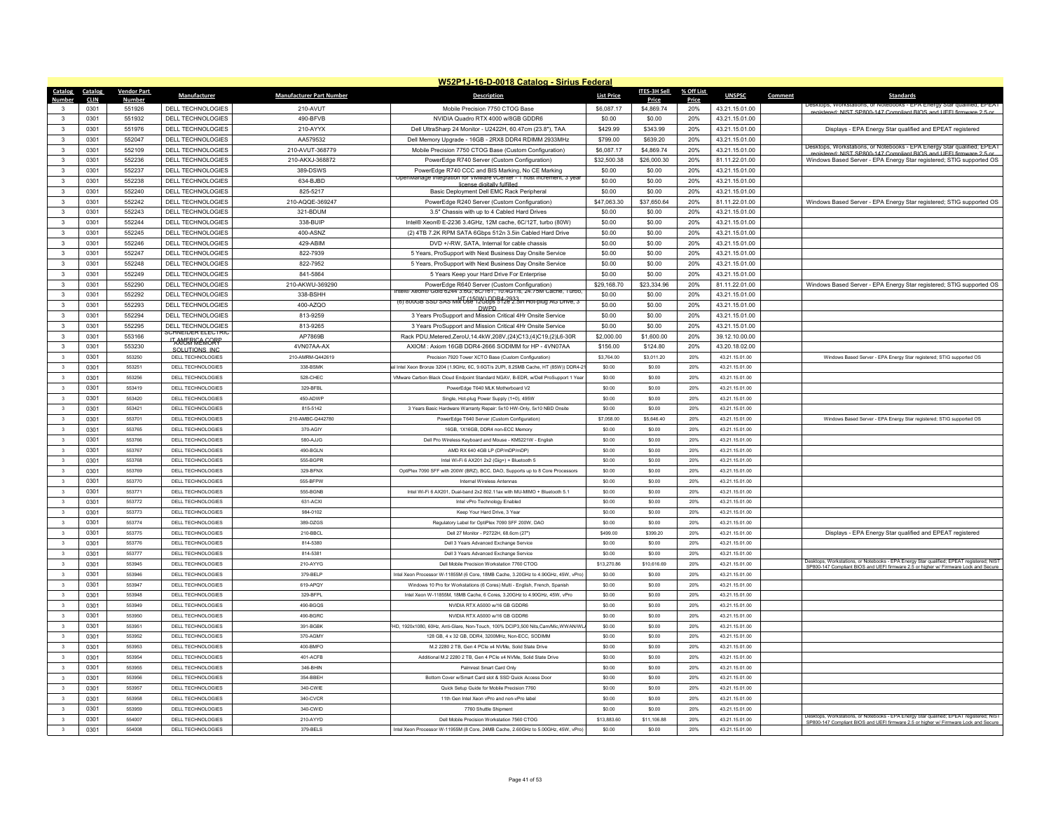# W52P1J-16-D-0018 Catalog - Sirius Federal

| Catalog Number | Catalog CLIN | Vendor Part Number | Manufacturer | Manufacturer Part Number | Description | List Price | ITES-3H Sell Price | % Off List Price | UNSPSC | Comment | Standards |
|---|---|---|---|---|---|---|---|---|---|---|---|
| 3 | 0301 | 551926 | DELL TECHNOLOGIES | 210-AVUT | Mobile Precision 7750 CTOG Base | $6,087.17 | $4,869.74 | 20% | 43.21.15.01.00 | | Desktops, Workstations, or Notebooks - EPA Energy Star qualified; EPEAT registered; NIST SP800-147 Compliant BIOS and UEFI firmware 2.5 or |
| 3 | 0301 | 551932 | DELL TECHNOLOGIES | 490-BFVB | NVIDIA Quadro RTX 4000 w/8GB GDDR6 | $0.00 | $0.00 | 20% | 43.21.15.01.00 | | |
| 3 | 0301 | 551976 | DELL TECHNOLOGIES | 210-AYYX | Dell UltraSharp 24 Monitor - U2422H, 60.47cm (23.8"), TAA | $429.99 | $343.99 | 20% | 43.21.15.01.00 | | Displays - EPA Energy Star qualified and EPEAT registered |
| 3 | 0301 | 552047 | DELL TECHNOLOGIES | AA579532 | Dell Memory Upgrade - 16GB - 2RX8 DDR4 RDIMM 2933MHz | $799.00 | $639.20 | 20% | 43.21.15.01.00 | | |
| 3 | 0301 | 552109 | DELL TECHNOLOGIES | 210-AVUT-368779 | Mobile Precision 7750 CTOG Base (Custom Configuration) | $6,087.17 | $4,869.74 | 20% | 43.21.15.01.00 | | Desktops, Workstations, or Notebooks - EPA Energy Star qualified; EPEAT registered; NIST SP800-147 Compliant BIOS and UEFI firmware 2.5 or |
| 3 | 0301 | 552236 | DELL TECHNOLOGIES | 210-AKXJ-368872 | PowerEdge R740 Server (Custom Configuration) | $32,500.38 | $26,000.30 | 20% | 81.11.22.01.00 | | Windows Based Server - EPA Energy Star registered; STIG supported OS |
| 3 | 0301 | 552237 | DELL TECHNOLOGIES | 389-DSWS | PowerEdge R740 CCC and BIS Marking, No CE Marking | $0.00 | $0.00 | 20% | 43.21.15.01.00 | | |
| 3 | 0301 | 552238 | DELL TECHNOLOGIES | 634-BJBD | OpenManage Integration for VMware vCenter - 1 host increment, 3 year license digitally fulfilled | $0.00 | $0.00 | 20% | 43.21.15.01.00 | | |
| 3 | 0301 | 552240 | DELL TECHNOLOGIES | 825-5217 | Basic Deployment Dell EMC Rack Peripheral | $0.00 | $0.00 | 20% | 43.21.15.01.00 | | |
| 3 | 0301 | 552242 | DELL TECHNOLOGIES | 210-AQQE-369247 | PowerEdge R240 Server (Custom Configuration) | $47,063.30 | $37,650.64 | 20% | 81.11.22.01.00 | | Windows Based Server - EPA Energy Star registered; STIG supported OS |
| 3 | 0301 | 552243 | DELL TECHNOLOGIES | 321-BDUM | 3.5" Chassis with up to 4 Cabled Hard Drives | $0.00 | $0.00 | 20% | 43.21.15.01.00 | | |
| 3 | 0301 | 552244 | DELL TECHNOLOGIES | 338-BUIP | Intel® Xeon® E-2236 3.4GHz, 12M cache, 6C/12T, turbo (80W) | $0.00 | $0.00 | 20% | 43.21.15.01.00 | | |
| 3 | 0301 | 552245 | DELL TECHNOLOGIES | 400-ASNZ | (2) 4TB 7.2K RPM SATA 6Gbps 512n 3.5in Cabled Hard Drive | $0.00 | $0.00 | 20% | 43.21.15.01.00 | | |
| 3 | 0301 | 552246 | DELL TECHNOLOGIES | 429-ABIM | DVD +/-RW, SATA, Internal for cable chassis | $0.00 | $0.00 | 20% | 43.21.15.01.00 | | |
| 3 | 0301 | 552247 | DELL TECHNOLOGIES | 822-7939 | 5 Years, ProSupport with Next Business Day Onsite Service | $0.00 | $0.00 | 20% | 43.21.15.01.00 | | |
| 3 | 0301 | 552248 | DELL TECHNOLOGIES | 822-7952 | 5 Years, ProSupport with Next Business Day Onsite Service | $0.00 | $0.00 | 20% | 43.21.15.01.00 | | |
| 3 | 0301 | 552249 | DELL TECHNOLOGIES | 841-5864 | 5 Years Keep your Hard Drive For Enterprise | $0.00 | $0.00 | 20% | 43.21.15.01.00 | | |
| 3 | 0301 | 552290 | DELL TECHNOLOGIES | 210-AKWU-369290 | PowerEdge R640 Server (Custom Configuration) | $29,168.70 | $23,334.96 | 20% | 81.11.22.01.00 | | Windows Based Server - EPA Energy Star registered; STIG supported OS |
| 3 | 0301 | 552292 | DELL TECHNOLOGIES | 338-BSHH | Intel® Xeon® Gold 6244 3.6G, 8C/16T, 10.4GT/s, 24.75M Cache, Turbo, HT (150W) DDR4-2933 | $0.00 | $0.00 | 20% | 43.21.15.01.00 | | |
| 3 | 0301 | 552293 | DELL TECHNOLOGIES | 400-AZQO | (6) 800GB SSD SAS Mix Use 12Gbps 512e 2.5in Hot-plug AG Drive, 3 DWPD | $0.00 | $0.00 | 20% | 43.21.15.01.00 | | |
| 3 | 0301 | 552294 | DELL TECHNOLOGIES | 813-9259 | 3 Years ProSupport and Mission Critical 4Hr Onsite Service | $0.00 | $0.00 | 20% | 43.21.15.01.00 | | |
| 3 | 0301 | 552295 | DELL TECHNOLOGIES | 813-9265 | 3 Years ProSupport and Mission Critical 4Hr Onsite Service | $0.00 | $0.00 | 20% | 43.21.15.01.00 | | |
| 3 | 0301 | 553166 | SCHNEIDER ELECTRIC IT AMERICA CORP | AP7869B | Rack PDU,Metered,ZeroU,14.4kW,208V,(24)C13,(4)C19,(2)L6-30R | $2,000.00 | $1,600.00 | 20% | 39.12.10.00.00 | | |
| 3 | 0301 | 553230 | AXIOM MEMORY SOLUTIONS, INC | 4VN07AA-AX | AXIOM : Axiom 16GB DDR4-2666 SODIMM for HP - 4VN07AA | $156.00 | $124.80 | 20% | 43.20.18.02.00 | | |
| 3 | 0301 | 553250 | DELL TECHNOLOGIES | 210-AMRM-Q442619 | Precision 7920 Tower XCTO Base (Custom Configuration) | $3,764.00 | $3,011.20 | 20% | 43.21.15.01.00 | | Windows Based Server - EPA Energy Star registered; STIG supported OS |
| 3 | 0301 | 553251 | DELL TECHNOLOGIES | 338-BSMK | Intel Xeon Bronze 3204 (1.9GHz, 6C, 9.6GT/s 2UPI, 8.25MB Cache, HT (85W)) DDR4-2 | $0.00 | $0.00 | 20% | 43.21.15.01.00 | | |
| 3 | 0301 | 553256 | DELL TECHNOLOGIES | 528-CHEC | VMware Carbon Black Cloud Endpoint Standard NGAV, B-EDR, w/Dell ProSupport 1 Year | $0.00 | $0.00 | 20% | 43.21.15.01.00 | | |
| 3 | 0301 | 553419 | DELL TECHNOLOGIES | 329-BFBL | PowerEdge T640 MLK Motherboard V2 | $0.00 | $0.00 | 20% | 43.21.15.01.00 | | |
| 3 | 0301 | 553420 | DELL TECHNOLOGIES | 450-ADWP | Single, Hot-plug Power Supply (1+0), 495W | $0.00 | $0.00 | 20% | 43.21.15.01.00 | | |
| 3 | 0301 | 553421 | DELL TECHNOLOGIES | 815-5142 | 3 Years Basic Hardware Warranty Repair: 5x10 HW-Only, 5x10 NBD Onsite | $0.00 | $0.00 | 20% | 43.21.15.01.00 | | |
| 3 | 0301 | 553701 | DELL TECHNOLOGIES | 210-AMBC-Q442780 | PowerEdge T640 Server (Custom Configuration) | $7,058.00 | $5,646.40 | 20% | 43.21.15.01.00 | | Windows Based Server - EPA Energy Star registered; STIG supported OS |
| 3 | 0301 | 553765 | DELL TECHNOLOGIES | 370-AGIY | 16GB, 1X16GB, DDR4 non-ECC Memory | $0.00 | $0.00 | 20% | 43.21.15.01.00 | | |
| 3 | 0301 | 553766 | DELL TECHNOLOGIES | 580-AJJG | Dell Pro Wireless Keyboard and Mouse - KM5221W - English | $0.00 | $0.00 | 20% | 43.21.15.01.00 | | |
| 3 | 0301 | 553767 | DELL TECHNOLOGIES | 490-BGLN | AMD RX 640 4GB LP (DP/mDP/mDP) | $0.00 | $0.00 | 20% | 43.21.15.01.00 | | |
| 3 | 0301 | 553768 | DELL TECHNOLOGIES | 555-BGPR | Intel Wi-Fi 6 AX201 2x2 (Gig+) + Bluetooth 5 | $0.00 | $0.00 | 20% | 43.21.15.01.00 | | |
| 3 | 0301 | 553769 | DELL TECHNOLOGIES | 329-BFNX | OptiPlex 7090 SFF with 200W (BRZ), BCC, DAO, Supports up to 8 Core Processors | $0.00 | $0.00 | 20% | 43.21.15.01.00 | | |
| 3 | 0301 | 553770 | DELL TECHNOLOGIES | 555-BFPW | Internal Wireless Antennas | $0.00 | $0.00 | 20% | 43.21.15.01.00 | | |
| 3 | 0301 | 553771 | DELL TECHNOLOGIES | 555-BGNB | Intel Wi-Fi 6 AX201, Dual-band 2x2 802.11ax with MU-MIMO + Bluetooth 5.1 | $0.00 | $0.00 | 20% | 43.21.15.01.00 | | |
| 3 | 0301 | 553772 | DELL TECHNOLOGIES | 631-ACXI | Intel vPro Technology Enabled | $0.00 | $0.00 | 20% | 43.21.15.01.00 | | |
| 3 | 0301 | 553773 | DELL TECHNOLOGIES | 984-0102 | Keep Your Hard Drive, 3 Year | $0.00 | $0.00 | 20% | 43.21.15.01.00 | | |
| 3 | 0301 | 553774 | DELL TECHNOLOGIES | 389-DZGS | Regulatory Label for OptiPlex 7090 SFF 200W, DAO | $0.00 | $0.00 | 20% | 43.21.15.01.00 | | |
| 3 | 0301 | 553775 | DELL TECHNOLOGIES | 210-BBCL | Dell 27 Monitor - P2722H, 68.6cm (27") | $499.00 | $399.20 | 20% | 43.21.15.01.00 | | Displays - EPA Energy Star qualified and EPEAT registered |
| 3 | 0301 | 553776 | DELL TECHNOLOGIES | 814-5380 | Dell 3 Years Advanced Exchange Service | $0.00 | $0.00 | 20% | 43.21.15.01.00 | | |
| 3 | 0301 | 553777 | DELL TECHNOLOGIES | 814-5381 | Dell 3 Years Advanced Exchange Service | $0.00 | $0.00 | 20% | 43.21.15.01.00 | | |
| 3 | 0301 | 553945 | DELL TECHNOLOGIES | 210-AYYG | Dell Mobile Precision Workstation 7760 CTOG | $13,270.86 | $10,616.69 | 20% | 43.21.15.01.00 | | Desktops, Workstations, or Notebooks - EPA Energy Star qualified; EPEAT registered; NIST SP800-147 Compliant BIOS and UEFI firmware 2.5 or higher w/ Firmware Lock and Secure |
| 3 | 0301 | 553946 | DELL TECHNOLOGIES | 379-BELP | Intel Xeon Processor W-11855M (6 Core, 18MB Cache, 3.20GHz to 4.90GHz, 45W, vPro) | $0.00 | $0.00 | 20% | 43.21.15.01.00 | | |
| 3 | 0301 | 553947 | DELL TECHNOLOGIES | 619-APQY | Windows 10 Pro for Workstations (6 Cores) Multi - English, French, Spanish | $0.00 | $0.00 | 20% | 43.21.15.01.00 | | |
| 3 | 0301 | 553948 | DELL TECHNOLOGIES | 329-BFPL | Intel Xeon W-11855M, 18MB Cache, 6 Cores, 3.20GHz to 4.90GHz, 45W, vPro | $0.00 | $0.00 | 20% | 43.21.15.01.00 | | |
| 3 | 0301 | 553949 | DELL TECHNOLOGIES | 490-BGQS | NVIDIA RTX A5000 w/16 GB GDDR6 | $0.00 | $0.00 | 20% | 43.21.15.01.00 | | |
| 3 | 0301 | 553950 | DELL TECHNOLOGIES | 490-BGRC | NVIDIA RTX A5000 w/16 GB GDDR6 | $0.00 | $0.00 | 20% | 43.21.15.01.00 | | |
| 3 | 0301 | 553951 | DELL TECHNOLOGIES | 391-BGBK | FHD, 1920x1080, 60Hz, Anti-Glare, Non-Touch, 100% DCIP3,500 Nits,Cam/Mic,WWAN/WL | $0.00 | $0.00 | 20% | 43.21.15.01.00 | | |
| 3 | 0301 | 553952 | DELL TECHNOLOGIES | 370-AGMY | 128 GB, 4 x 32 GB, DDR4, 3200MHz, Non-ECC, SODIMM | $0.00 | $0.00 | 20% | 43.21.15.01.00 | | |
| 3 | 0301 | 553953 | DELL TECHNOLOGIES | 400-BMFO | M.2 2280 2 TB, Gen 4 PCIe x4 NVMe, Solid State Drive | $0.00 | $0.00 | 20% | 43.21.15.01.00 | | |
| 3 | 0301 | 553954 | DELL TECHNOLOGIES | 401-ACFB | Additional M.2 2280 2 TB, Gen 4 PCIe x4 NVMe, Solid State Drive | $0.00 | $0.00 | 20% | 43.21.15.01.00 | | |
| 3 | 0301 | 553955 | DELL TECHNOLOGIES | 346-BHIN | Palmrest Smart Card Only | $0.00 | $0.00 | 20% | 43.21.15.01.00 | | |
| 3 | 0301 | 553956 | DELL TECHNOLOGIES | 354-BBEH | Bottom Cover w/Smart Card slot & SSD Quick Access Door | $0.00 | $0.00 | 20% | 43.21.15.01.00 | | |
| 3 | 0301 | 553957 | DELL TECHNOLOGIES | 340-CWIE | Quick Setup Guide for Mobile Precision 7760 | $0.00 | $0.00 | 20% | 43.21.15.01.00 | | |
| 3 | 0301 | 553958 | DELL TECHNOLOGIES | 340-CVCR | 11th Gen Intel Xeon vPro and non-vPro label | $0.00 | $0.00 | 20% | 43.21.15.01.00 | | |
| 3 | 0301 | 553959 | DELL TECHNOLOGIES | 340-CWID | 7760 Shuttle Shipment | $0.00 | $0.00 | 20% | 43.21.15.01.00 | | |
| 3 | 0301 | 554007 | DELL TECHNOLOGIES | 210-AYYD | Dell Mobile Precision Workstation 7560 CTOG | $13,883.60 | $11,106.88 | 20% | 43.21.15.01.00 | | Desktops, Workstations, or Notebooks - EPA Energy Star qualified; EPEAT registered; NIST SP800-147 Compliant BIOS and UEFI firmware 2.5 or higher w/ Firmware Lock and Secure |
| 3 | 0301 | 554008 | DELL TECHNOLOGIES | 379-BELS | Intel Xeon Processor W-11955M (8 Core, 24MB Cache, 2.60GHz to 5.00GHz, 45W, vPro) | $0.00 | $0.00 | 20% | 43.21.15.01.00 | | |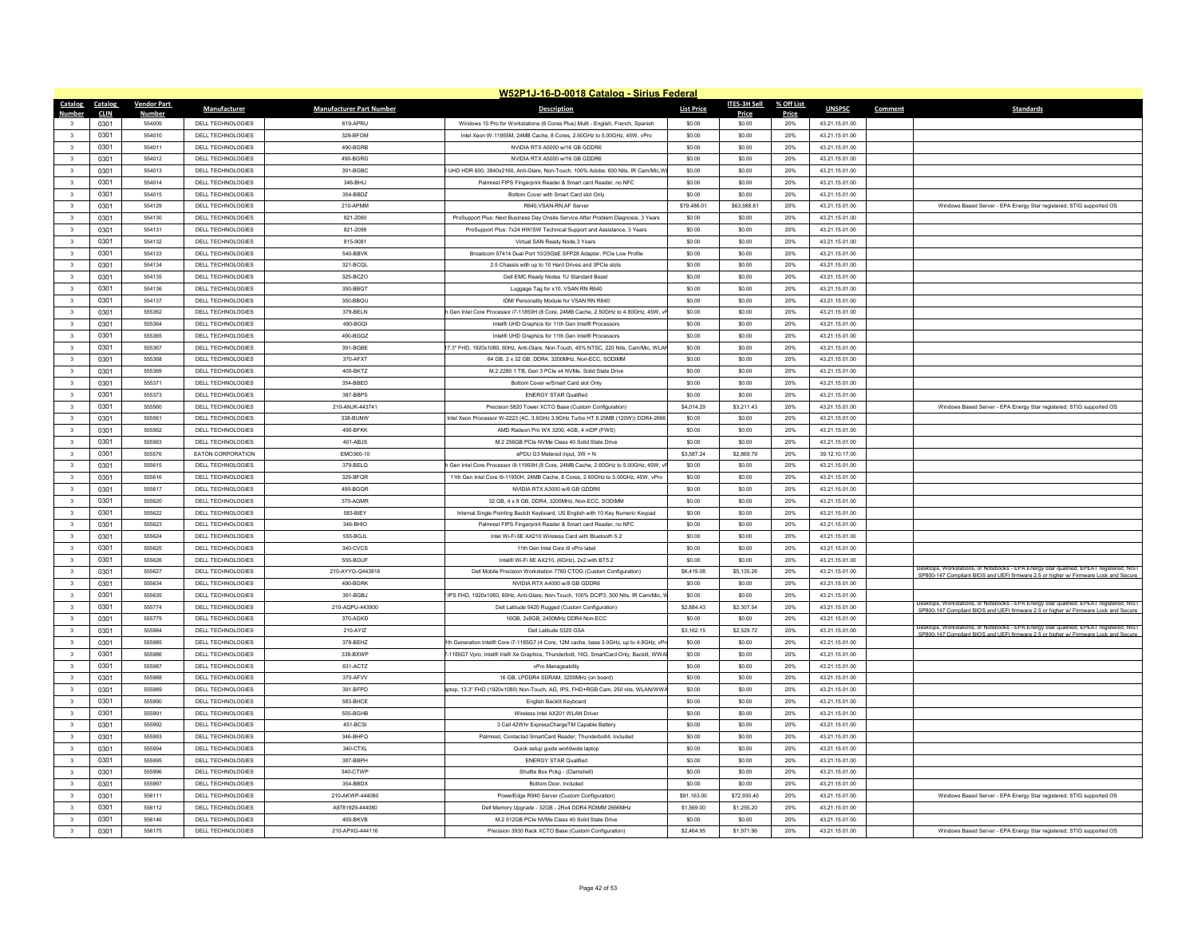# W52P1J-16-D-0018 Catalog - Sirius Federal

| Catalog Number | Catalog CLIN | Vendor Part Number | Manufacturer | Manufacturer Part Number | Description | List Price | ITES-3H Sell Price | % Off List Price | UNSPSC | Comment | Standards |
|---|---|---|---|---|---|---|---|---|---|---|---|
| 3 | 0301 | 554009 | DELL TECHNOLOGIES | 619-APRU | Windows 10 Pro for Workstations (6 Cores Plus) Multi - English, French, Spanish | $0.00 | $0.00 | 20% | 43.21.15.01.00 | | |
| 3 | 0301 | 554010 | DELL TECHNOLOGIES | 329-BFOM | Intel Xeon W-11955M, 24MB Cache, 8 Cores, 2.60GHz to 5.00GHz, 45W, vPro | $0.00 | $0.00 | 20% | 43.21.15.01.00 | | |
| 3 | 0301 | 554011 | DELL TECHNOLOGIES | 490-BGRB | NVIDIA RTX A5000 w/16 GB GDDR6 | $0.00 | $0.00 | 20% | 43.21.15.01.00 | | |
| 3 | 0301 | 554012 | DELL TECHNOLOGIES | 490-BGRG | NVIDIA RTX A5000 w/16 GB GDDR6 | $0.00 | $0.00 | 20% | 43.21.15.01.00 | | |
| 3 | 0301 | 554013 | DELL TECHNOLOGIES | 391-BGBC | UHD HDR 600, 3840x2160, Anti-Glare, Non-Touch, 100% Adobe, 600 Nits, IR Cam/Mic,W | $0.00 | $0.00 | 20% | 43.21.15.01.00 | | |
| 3 | 0301 | 554014 | DELL TECHNOLOGIES | 346-BHIJ | Palmrest FIPS Fingerprint Reader & Smart card Reader, no NFC | $0.00 | $0.00 | 20% | 43.21.15.01.00 | | |
| 3 | 0301 | 554015 | DELL TECHNOLOGIES | 354-BBDZ | Bottom Cover with Smart Card slot Only | $0.00 | $0.00 | 20% | 43.21.15.01.00 | | |
| 3 | 0301 | 554129 | DELL TECHNOLOGIES | 210-APMM | R640,VSAN-RN,AF Server | $79,486.01 | $63,588.81 | 20% | 43.21.15.01.00 | | Windows Based Server - EPA Energy Star registered; STIG supported OS |
| 3 | 0301 | 554130 | DELL TECHNOLOGIES | 821-2090 | ProSupport Plus: Next Business Day Onsite Service After Problem Diagnosis, 3 Years | $0.00 | $0.00 | 20% | 43.21.15.01.00 | | |
| 3 | 0301 | 554131 | DELL TECHNOLOGIES | 821-2098 | ProSupport Plus: 7x24 HW/SW Technical Support and Assistance, 3 Years | $0.00 | $0.00 | 20% | 43.21.15.01.00 | | |
| 3 | 0301 | 554132 | DELL TECHNOLOGIES | 815-9081 | Virtual SAN Ready Node,3 Years | $0.00 | $0.00 | 20% | 43.21.15.01.00 | | |
| 3 | 0301 | 554133 | DELL TECHNOLOGIES | 540-BBVK | Broadcom 57414 Dual Port 10/25GbE SFP28 Adapter, PCIe Low Profile | $0.00 | $0.00 | 20% | 43.21.15.01.00 | | |
| 3 | 0301 | 554134 | DELL TECHNOLOGIES | 321-BCQL | 2.5 Chassis with up to 10 Hard Drives and 3PCIe slots | $0.00 | $0.00 | 20% | 43.21.15.01.00 | | |
| 3 | 0301 | 554135 | DELL TECHNOLOGIES | 325-BCZO | Dell EMC Ready Nodes 1U Standard Bezel | $0.00 | $0.00 | 20% | 43.21.15.01.00 | | |
| 3 | 0301 | 554136 | DELL TECHNOLOGIES | 350-BBQT | Luggage Tag for x10, VSAN RN R640 | $0.00 | $0.00 | 20% | 43.21.15.01.00 | | |
| 3 | 0301 | 554137 | DELL TECHNOLOGIES | 350-BBQU | IDM Personality Module for VSAN RN R640 | $0.00 | $0.00 | 20% | 43.21.15.01.00 | | |
| 3 | 0301 | 555362 | DELL TECHNOLOGIES | 379-BELN | h Gen Intel Core Processor i7-11850H (8 Core, 24MB Cache, 2.50GHz to 4.80GHz, 45W, vF | $0.00 | $0.00 | 20% | 43.21.15.01.00 | | |
| 3 | 0301 | 555364 | DELL TECHNOLOGIES | 490-BGQI | Intel® UHD Graphics for 11th Gen Intel® Processors | $0.00 | $0.00 | 20% | 43.21.15.01.00 | | |
| 3 | 0301 | 555365 | DELL TECHNOLOGIES | 490-BGQZ | Intel® UHD Graphics for 11th Gen Intel® Processors | $0.00 | $0.00 | 20% | 43.21.15.01.00 | | |
| 3 | 0301 | 555367 | DELL TECHNOLOGIES | 391-BGBE | 17.3" FHD, 1920x1080, 60Hz, Anti-Glare, Non-Touch, 45% NTSC, 220 Nits, Cam/Mic, WLAN | $0.00 | $0.00 | 20% | 43.21.15.01.00 | | |
| 3 | 0301 | 555368 | DELL TECHNOLOGIES | 370-AFXT | 64 GB, 2 x 32 GB, DDR4, 3200MHz, Non-ECC, SODIMM | $0.00 | $0.00 | 20% | 43.21.15.01.00 | | |
| 3 | 0301 | 555369 | DELL TECHNOLOGIES | 400-BKTZ | M.2 2280 1 TB, Gen 3 PCIe x4 NVMe, Solid State Drive | $0.00 | $0.00 | 20% | 43.21.15.01.00 | | |
| 3 | 0301 | 555371 | DELL TECHNOLOGIES | 354-BBED | Bottom Cover w/Smart Card slot Only | $0.00 | $0.00 | 20% | 43.21.15.01.00 | | |
| 3 | 0301 | 555373 | DELL TECHNOLOGIES | 387-BBPS | ENERGY STAR Qualified | $0.00 | $0.00 | 20% | 43.21.15.01.00 | | |
| 3 | 0301 | 555560 | DELL TECHNOLOGIES | 210-ANJK-443741 | Precision 5820 Tower XCTO Base (Custom Configuration) | $4,014.29 | $3,211.43 | 20% | 43.21.15.01.00 | | Windows Based Server - EPA Energy Star registered; STIG supported OS |
| 3 | 0301 | 555561 | DELL TECHNOLOGIES | 338-BUNW | Intel Xeon Processor W-2223 (4C, 3.6GHz 3.9GHz Turbo HT 8.25MB (120W)) DDR4-2666 | $0.00 | $0.00 | 20% | 43.21.15.01.00 | | |
| 3 | 0301 | 555562 | DELL TECHNOLOGIES | 490-BFKK | AMD Radeon Pro WX 3200, 4GB, 4 mDP (FWS) | $0.00 | $0.00 | 20% | 43.21.15.01.00 | | |
| 3 | 0301 | 555563 | DELL TECHNOLOGIES | 401-ABJS | M.2 256GB PCIe NVMe Class 40 Solid State Drive | $0.00 | $0.00 | 20% | 43.21.15.01.00 | | |
| 3 | 0301 | 555576 | EATON CORPORATION | EMO360-10 | ePDU G3 Metered input, 3W + N | $3,587.24 | $2,869.79 | 20% | 39.12.10.17.00 | | |
| 3 | 0301 | 555615 | DELL TECHNOLOGIES | 379-BELQ | h Gen Intel Core Processor i9-11950H (8 Core, 24MB Cache, 2.60GHz to 5.00GHz, 45W, vF | $0.00 | $0.00 | 20% | 43.21.15.01.00 | | |
| 3 | 0301 | 555616 | DELL TECHNOLOGIES | 329-BFQR | 11th Gen Intel Core i9-11950H, 24MB Cache, 8 Cores, 2.60GHz to 5.00GHz, 45W, vPro | $0.00 | $0.00 | 20% | 43.21.15.01.00 | | |
| 3 | 0301 | 555617 | DELL TECHNOLOGIES | 490-BGQR | NVIDIA RTX A3000 w/6 GB GDDR6 | $0.00 | $0.00 | 20% | 43.21.15.01.00 | | |
| 3 | 0301 | 555620 | DELL TECHNOLOGIES | 370-AGMR | 32 GB, 4 x 8 GB, DDR4, 3200MHz, Non-ECC, SODIMM | $0.00 | $0.00 | 20% | 43.21.15.01.00 | | |
| 3 | 0301 | 555622 | DELL TECHNOLOGIES | 583-BIEY | Internal Single Pointing Backlit Keyboard, US English with 10 Key Numeric Keypad | $0.00 | $0.00 | 20% | 43.21.15.01.00 | | |
| 3 | 0301 | 555623 | DELL TECHNOLOGIES | 346-BHIO | Palmrest FIPS Fingerprint Reader & Smart card Reader, no NFC | $0.00 | $0.00 | 20% | 43.21.15.01.00 | | |
| 3 | 0301 | 555624 | DELL TECHNOLOGIES | 555-BGJL | Intel Wi-Fi 6E AX210 Wireless Card with Bluetooth 5.2 | $0.00 | $0.00 | 20% | 43.21.15.01.00 | | |
| 3 | 0301 | 555625 | DELL TECHNOLOGIES | 340-CVCS | 11th Gen Intel Core i9 vPro label | $0.00 | $0.00 | 20% | 43.21.15.01.00 | | |
| 3 | 0301 | 555626 | DELL TECHNOLOGIES | 555-BGUF | Intel® Wi-Fi 6E AX210, (6GHz), 2x2 with BT5.2 | $0.00 | $0.00 | 20% | 43.21.15.01.00 | | |
| 3 | 0301 | 555627 | DELL TECHNOLOGIES | 210-AYYG-Q443816 | Dell Mobile Precision Workstation 7760 CTOG (Custom Configuration) | $6,419.08 | $5,135.26 | 20% | 43.21.15.01.00 | | Desktops, Workstations, or Notebooks - EPA Energy Star qualified; EPEAT registered; NIST SP800-147 Compliant BIOS and UEFI firmware 2.5 or higher w/ Firmware Lock and Secure |
| 3 | 0301 | 555634 | DELL TECHNOLOGIES | 490-BGRK | NVIDIA RTX A4000 w/8 GB GDDR6 | $0.00 | $0.00 | 20% | 43.21.15.01.00 | | |
| 3 | 0301 | 555635 | DELL TECHNOLOGIES | 391-BGBJ | IPS FHD, 1920x1080, 60Hz, Anti-Glare, Non-Touch, 100% DCIP3, 500 Nits, IR Cam/Mic, W | $0.00 | $0.00 | 20% | 43.21.15.01.00 | | |
| 3 | 0301 | 555774 | DELL TECHNOLOGIES | 210-AQPU-443900 | Dell Latitude 5420 Rugged (Custom Configuration) | $2,884.43 | $2,307.54 | 20% | 43.21.15.01.00 | | Desktops, Workstations, or Notebooks - EPA Energy Star qualified; EPEAT registered; NIST SP800-147 Compliant BIOS and UEFI firmware 2.5 or higher w/ Firmware Lock and Secure |
| 3 | 0301 | 555779 | DELL TECHNOLOGIES | 370-AGKD | 16GB, 2x8GB, 2400MHz DDR4 Non-ECC | $0.00 | $0.00 | 20% | 43.21.15.01.00 | | |
| 3 | 0301 | 555984 | DELL TECHNOLOGIES | 210-AYIZ | Dell Latitude 5320 GSA | $3,162.15 | $2,529.72 | 20% | 43.21.15.01.00 | | Desktops, Workstations, or Notebooks - EPA Energy Star qualified; EPEAT registered; NIST SP800-147 Compliant BIOS and UEFI firmware 2.5 or higher w/ Firmware Lock and Secure |
| 3 | 0301 | 555985 | DELL TECHNOLOGIES | 379-BEHZ | 1th Generation Intel® Core i7-1185G7 (4 Core, 12M cache, base 3.0GHz, up to 4.8GHz, vPr | $0.00 | $0.00 | 20% | 43.21.15.01.00 | | |
| 3 | 0301 | 555986 | DELL TECHNOLOGIES | 338-BXWP | 7-1185G7 Vpro, Intel® Iris® Xe Graphics, Thunderbolt, 16G, SmartCard Only, Backlit, WWAI | $0.00 | $0.00 | 20% | 43.21.15.01.00 | | |
| 3 | 0301 | 555987 | DELL TECHNOLOGIES | 631-ACTZ | vPro Manageability | $0.00 | $0.00 | 20% | 43.21.15.01.00 | | |
| 3 | 0301 | 555988 | DELL TECHNOLOGIES | 370-AFVV | 16 GB, LPDDR4 SDRAM, 3200MHz (on board) | $0.00 | $0.00 | 20% | 43.21.15.01.00 | | |
| 3 | 0301 | 555989 | DELL TECHNOLOGIES | 391-BFPD | aptop, 13.3" FHD (1920x1080) Non-Touch, AG, IPS, FHD+RGB Cam, 250 nits, WLAN/WWA | $0.00 | $0.00 | 20% | 43.21.15.01.00 | | |
| 3 | 0301 | 555990 | DELL TECHNOLOGIES | 583-BHCE | English Backlit Keyboard | $0.00 | $0.00 | 20% | 43.21.15.01.00 | | |
| 3 | 0301 | 555991 | DELL TECHNOLOGIES | 555-BGHB | Wireless Intel AX201 WLAN Driver | $0.00 | $0.00 | 20% | 43.21.15.01.00 | | |
| 3 | 0301 | 555992 | DELL TECHNOLOGIES | 451-BCSI | 3 Cell 42Whr ExpressChargeTM Capable Battery | $0.00 | $0.00 | 20% | 43.21.15.01.00 | | |
| 3 | 0301 | 555993 | DELL TECHNOLOGIES | 346-BHFQ | Palmrest, Contacted SmartCard Reader, Thunderbolt4, Included | $0.00 | $0.00 | 20% | 43.21.15.01.00 | | |
| 3 | 0301 | 555994 | DELL TECHNOLOGIES | 340-CTXL | Quick setup guide worldwide laptop | $0.00 | $0.00 | 20% | 43.21.15.01.00 | | |
| 3 | 0301 | 555995 | DELL TECHNOLOGIES | 387-BBPH | ENERGY STAR Qualified | $0.00 | $0.00 | 20% | 43.21.15.01.00 | | |
| 3 | 0301 | 555996 | DELL TECHNOLOGIES | 340-CTWP | Shuttle Box Pckg - (Clamshell) | $0.00 | $0.00 | 20% | 43.21.15.01.00 | | |
| 3 | 0301 | 555997 | DELL TECHNOLOGIES | 354-BBDX | Bottom Door, Included | $0.00 | $0.00 | 20% | 43.21.15.01.00 | | |
| 3 | 0301 | 556111 | DELL TECHNOLOGIES | 210-AKWP-444080 | PowerEdge R940 Server (Custom Configuration) | $91,163.00 | $72,930.40 | 20% | 43.21.15.01.00 | | Windows Based Server - EPA Energy Star registered; STIG supported OS |
| 3 | 0301 | 556112 | DELL TECHNOLOGIES | A9781929-444080 | Dell Memory Upgrade - 32GB - 2Rx4 DDR4 RDIMM 2666MHz | $1,569.00 | $1,255.20 | 20% | 43.21.15.01.00 | | |
| 3 | 0301 | 556146 | DELL TECHNOLOGIES | 400-BKVB | M.2 512GB PCIe NVMe Class 40 Solid State Drive | $0.00 | $0.00 | 20% | 43.21.15.01.00 | | |
| 3 | 0301 | 556175 | DELL TECHNOLOGIES | 210-APXG-444116 | Precision 3930 Rack XCTO Base (Custom Configuration) | $2,464.95 | $1,971.96 | 20% | 43.21.15.01.00 | | Windows Based Server - EPA Energy Star registered; STIG supported OS |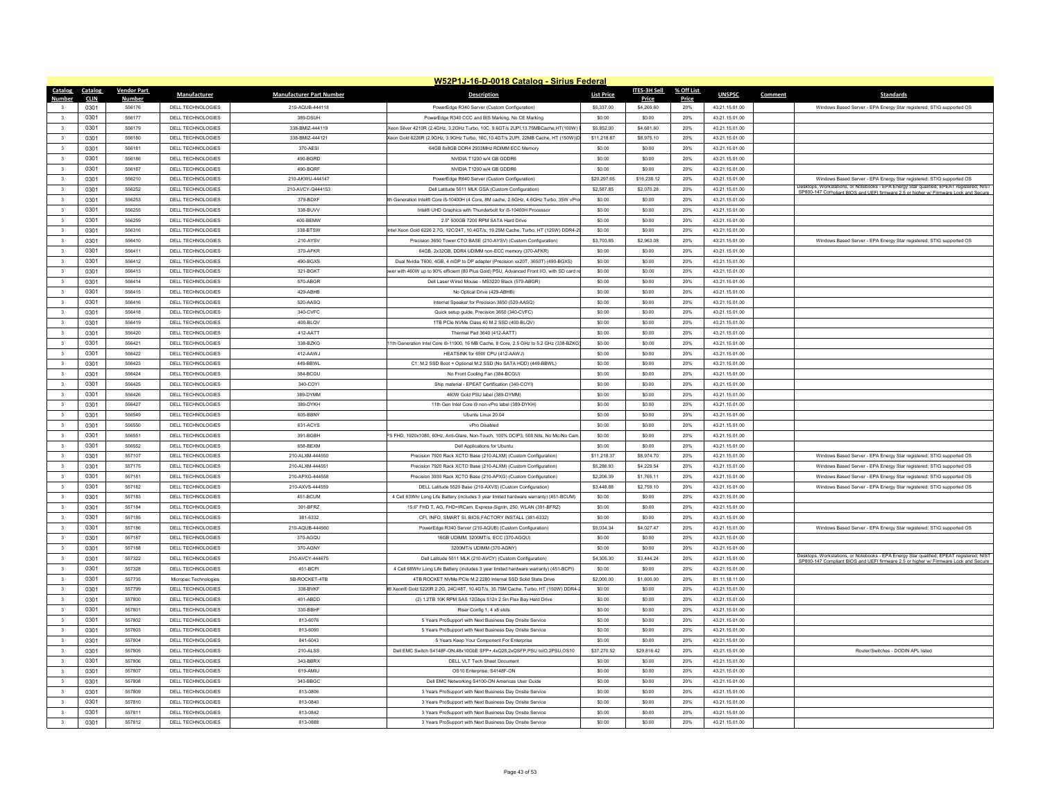## W52P1J-16-D-0018 Catalog - Sirius Federal

| Catalog Number | Catalog CLIN | Vendor Part Number | Manufacturer | Manufacturer Part Number | Description | List Price | ITES-3H Sell Price | % Off List Price | UNSPSC | Comment | Standards |
|---|---|---|---|---|---|---|---|---|---|---|---|
| 3 | 0301 | 556176 | DELL TECHNOLOGIES | 210-AQUB-444118 | PowerEdge R340 Server (Custom Configuration) | $5,337.00 | $4,269.60 | 20% | 43.21.15.01.00 | | Windows Based Server - EPA Energy Star registered; STIG supported OS |
| 3 | 0301 | 556177 | DELL TECHNOLOGIES | 389-DSUH | PowerEdge R340 CCC and BIS Marking, No CE Marking | $0.00 | $0.00 | 20% | 43.21.15.01.00 | | |
| 3 | 0301 | 556179 | DELL TECHNOLOGIES | 338-BMIZ-444119 | Xeon Silver 4210R (2.4GHz, 3.2GHz Turbo, 10C, 9.6GT/s 2UPI,13.75MBCache,HT(100W) | $5,852.00 | $4,681.60 | 20% | 43.21.15.01.00 | | |
| 3 | 0301 | 556180 | DELL TECHNOLOGIES | 338-BMIZ-444121 | Xeon Gold 6226R (2.9GHz, 3.9GHz Turbo, 16C,10.4GT/s 2UPI, 22MB Cache, HT (150W))D | $11,218.87 | $8,975.10 | 20% | 43.21.15.01.00 | | |
| 3 | 0301 | 556181 | DELL TECHNOLOGIES | 370-AESI | 64GB 8x8GB DDR4 2933MHz RDIMM ECC Memory | $0.00 | $0.00 | 20% | 43.21.15.01.00 | | |
| 3 | 0301 | 556186 | DELL TECHNOLOGIES | 490-BGRD | NVIDIA T1200 w/4 GB GDDR6 | $0.00 | $0.00 | 20% | 43.21.15.01.00 | | |
| 3 | 0301 | 556187 | DELL TECHNOLOGIES | 490-BGRF | NVIDIA T1200 w/4 GB GDDR6 | $0.00 | $0.00 | 20% | 43.21.15.01.00 | | |
| 3 | 0301 | 556210 | DELL TECHNOLOGIES | 210-AKWU-444147 | PowerEdge R640 Server (Custom Configuration) | $20,297.65 | $16,238.12 | 20% | 43.21.15.01.00 | | Windows Based Server - EPA Energy Star registered; STIG supported OS |
| 3 | 0301 | 556252 | DELL TECHNOLOGIES | 210-AVCY-Q444153 | Dell Latitude 5511 MLK GSA (Custom Configuration) | $2,587.85 | $2,070.28 | 20% | 43.21.15.01.00 | | Desktops, Workstations, or Notebooks - EPA Energy Star qualified; EPEAT registered; NIST SP800-147 Compliant BIOS and UEFI firmware 2.5 or higher w/ Firmware Lock and Secure |
| 3 | 0301 | 556253 | DELL TECHNOLOGIES | 379-BDXF | 0th Generation Intel® Core i5-10400H (4 Core, 8M cache, 2.6GHz, 4.6GHz Turbo, 35W vPro | $0.00 | $0.00 | 20% | 43.21.15.01.00 | | |
| 3 | 0301 | 556255 | DELL TECHNOLOGIES | 338-BUVV | Intel® UHD Graphics with Thunderbolt for i5-10400H Processor | $0.00 | $0.00 | 20% | 43.21.15.01.00 | | |
| 3 | 0301 | 556259 | DELL TECHNOLOGIES | 400-BEMW | 2.5" 500GB 7200 RPM SATA Hard Drive | $0.00 | $0.00 | 20% | 43.21.15.01.00 | | |
| 3 | 0301 | 556316 | DELL TECHNOLOGIES | 338-BTSW | Intel Xeon Gold 6226 2.7G, 12C/24T, 10.4GT/s, 19.25M Cache, Turbo, HT (125W) DDR4-29 | $0.00 | $0.00 | 20% | 43.21.15.01.00 | | |
| 3 | 0301 | 556410 | DELL TECHNOLOGIES | 210-AYSV | Precision 3650 Tower CTO BASE (210-AYSV) (Custom Configuration) | $3,703.85 | $2,963.08 | 20% | 43.21.15.01.00 | | Windows Based Server - EPA Energy Star registered; STIG supported OS |
| 3 | 0301 | 556411 | DELL TECHNOLOGIES | 370-AFKR | 64GB, 2x32GB, DDR4 UDIMM non-ECC memory (370-AFKR) | $0.00 | $0.00 | 20% | 43.21.15.01.00 | | |
| 3 | 0301 | 556412 | DELL TECHNOLOGIES | 490-BGXS | Dual Nvidia T600, 4GB, 4 mDP to DP adapter (Precision xx20T, 3650T) (490-BGXS) | $0.00 | $0.00 | 20% | 43.21.15.01.00 | | |
| 3 | 0301 | 556413 | DELL TECHNOLOGIES | 321-BGKT | ower with 460W up to 90% efficient (80 Plus Gold) PSU, Advanced Front I/O, with SD card r | $0.00 | $0.00 | 20% | 43.21.15.01.00 | | |
| 3 | 0301 | 556414 | DELL TECHNOLOGIES | 570-ABGR | Dell Laser Wired Mouse - MS3220 Black (570-ABGR) | $0.00 | $0.00 | 20% | 43.21.15.01.00 | | |
| 3 | 0301 | 556415 | DELL TECHNOLOGIES | 429-ABHB | No Optical Drive (429-ABHB) | $0.00 | $0.00 | 20% | 43.21.15.01.00 | | |
| 3 | 0301 | 556416 | DELL TECHNOLOGIES | 520-AASQ | Internal Speaker for Precision 3650 (520-AASQ) | $0.00 | $0.00 | 20% | 43.21.15.01.00 | | |
| 3 | 0301 | 556418 | DELL TECHNOLOGIES | 340-CVFC | Quick setup guide, Precision 3650 (340-CVFC) | $0.00 | $0.00 | 20% | 43.21.15.01.00 | | |
| 3 | 0301 | 556419 | DELL TECHNOLOGIES | 400-BLQV | 1TB PCIe NVMe Class 40 M.2 SSD (400-BLQV) | $0.00 | $0.00 | 20% | 43.21.15.01.00 | | |
| 3 | 0301 | 556420 | DELL TECHNOLOGIES | 412-AATT | Thermal Pad 3640 (412-AATT) | $0.00 | $0.00 | 20% | 43.21.15.01.00 | | |
| 3 | 0301 | 556421 | DELL TECHNOLOGIES | 338-BZKG | 11th Generation Intel Core i9-11900, 16 MB Cache, 8 Core, 2.5 GHz to 5.2 GHz (338-BZKG) | $0.00 | $0.00 | 20% | 43.21.15.01.00 | | |
| 3 | 0301 | 556422 | DELL TECHNOLOGIES | 412-AAWJ | HEATSINK for 65W CPU (412-AAWJ) | $0.00 | $0.00 | 20% | 43.21.15.01.00 | | |
| 3 | 0301 | 556423 | DELL TECHNOLOGIES | 449-BBWL | C1: M.2 SSD Boot + Optional M.2 SSD (No SATA HDD) (449-BBWL) | $0.00 | $0.00 | 20% | 43.21.15.01.00 | | |
| 3 | 0301 | 556424 | DELL TECHNOLOGIES | 384-BCGU | No Front Cooling Fan (384-BCGU) | $0.00 | $0.00 | 20% | 43.21.15.01.00 | | |
| 3 | 0301 | 556425 | DELL TECHNOLOGIES | 340-COYI | Ship material - EPEAT Certification (340-COYI) | $0.00 | $0.00 | 20% | 43.21.15.01.00 | | |
| 3 | 0301 | 556426 | DELL TECHNOLOGIES | 389-DYMM | 460W Gold PSU label (389-DYMM) | $0.00 | $0.00 | 20% | 43.21.15.01.00 | | |
| 3 | 0301 | 556427 | DELL TECHNOLOGIES | 389-DYKH | 11th Gen Intel Core i9 non-vPro label (389-DYKH) | $0.00 | $0.00 | 20% | 43.21.15.01.00 | | |
| 3 | 0301 | 556549 | DELL TECHNOLOGIES | 605-BBNY | Ubuntu Linux 20.04 | $0.00 | $0.00 | 20% | 43.21.15.01.00 | | |
| 3 | 0301 | 556550 | DELL TECHNOLOGIES | 631-ACYS | vPro Disabled | $0.00 | $0.00 | 20% | 43.21.15.01.00 | | |
| 3 | 0301 | 556551 | DELL TECHNOLOGIES | 391-BGBH | PS FHD, 1920x1080, 60Hz, Anti-Glare, Non-Touch, 100% DCIP3, 500 Nits, No Mic/No Cam, | $0.00 | $0.00 | 20% | 43.21.15.01.00 | | |
| 3 | 0301 | 556552 | DELL TECHNOLOGIES | 658-BEXM | Dell Applications for Ubuntu | $0.00 | $0.00 | 20% | 43.21.15.01.00 | | |
| 3 | 0301 | 557107 | DELL TECHNOLOGIES | 210-ALXM-444550 | Precision 7920 Rack XCTO Base (210-ALXM) (Custom Configuration) | $11,218.37 | $8,974.70 | 20% | 43.21.15.01.00 | | Windows Based Server - EPA Energy Star registered; STIG supported OS |
| 3 | 0301 | 557175 | DELL TECHNOLOGIES | 210-ALXM-444551 | Precision 7920 Rack XCTO Base (210-ALXM) (Custom Configuration) | $5,286.93 | $4,229.54 | 20% | 43.21.15.01.00 | | Windows Based Server - EPA Energy Star registered; STIG supported OS |
| 3 | 0301 | 557181 | DELL TECHNOLOGIES | 210-APXG-444558 | Precision 3930 Rack XCTO Base (210-APXG) (Custom Configuration) | $2,206.39 | $1,765.11 | 20% | 43.21.15.01.00 | | Windows Based Server - EPA Energy Star registered; STIG supported OS |
| 3 | 0301 | 557182 | DELL TECHNOLOGIES | 210-AXVS-444559 | DELL Latitude 5520 Base (210-AXVS) (Custom Configuration) | $3,448.88 | $2,759.10 | 20% | 43.21.15.01.00 | | Windows Based Server - EPA Energy Star registered; STIG supported OS |
| 3 | 0301 | 557183 | DELL TECHNOLOGIES | 451-BCUM | 4 Cell 63Whr Long Life Battery (includes 3 year limited hardware warranty) (451-BCUM) | $0.00 | $0.00 | 20% | 43.21.15.01.00 | | |
| 3 | 0301 | 557184 | DELL TECHNOLOGIES | 391-BFRZ | 15.6" FHD T, AG, FHD+IRCam, Express-SignIn, 250, WLAN (391-BFRZ) | $0.00 | $0.00 | 20% | 43.21.15.01.00 | | |
| 3 | 0301 | 557185 | DELL TECHNOLOGIES | 381-6332 | CFI, INFO, SMART SI, BIOS,FACTORY INSTALL (381-6332) | $0.00 | $0.00 | 20% | 43.21.15.01.00 | | |
| 3 | 0301 | 557186 | DELL TECHNOLOGIES | 210-AQUB-444560 | PowerEdge R340 Server (210-AQUB) (Custom Configuration) | $5,034.34 | $4,027.47 | 20% | 43.21.15.01.00 | | Windows Based Server - EPA Energy Star registered; STIG supported OS |
| 3 | 0301 | 557187 | DELL TECHNOLOGIES | 370-AGQU | 16GB UDIMM, 3200MT/s, ECC (370-AGQU) | $0.00 | $0.00 | 20% | 43.21.15.01.00 | | |
| 3 | 0301 | 557188 | DELL TECHNOLOGIES | 370-AGNY | 3200MT/s UDIMM (370-AGNY) | $0.00 | $0.00 | 20% | 43.21.15.01.00 | | |
| 3 | 0301 | 557322 | DELL TECHNOLOGIES | 210-AVCY-444675 | Dell Latitude 5511 MLK (210-AVCY) (Custom Configuration) | $4,305.30 | $3,444.24 | 20% | 43.21.15.01.00 | | Desktops, Workstations, or Notebooks - EPA Energy Star qualified; EPEAT registered; NIST SP800-147 Compliant BIOS and UEFI firmware 2.5 or higher w/ Firmware Lock and Secure |
| 3 | 0301 | 557328 | DELL TECHNOLOGIES | 451-BCPI | 4 Cell 68Whr Long Life Battery (includes 3 year limited hardware warranty) (451-BCPI) | $0.00 | $0.00 | 20% | 43.21.15.01.00 | | |
| 3 | 0301 | 557735 | Micropac Technologies | SB-ROCKET-4TB | 4TB ROCKET NVMe PCIe M.2 2280 Internal SSD Solid State Drive | $2,000.00 | $1,600.00 | 20% | 81.11.18.11.00 | | |
| 3 | 0301 | 557799 | DELL TECHNOLOGIES | 338-BVKF | l® Xeon® Gold 5220R 2.2G, 24C/48T, 10.4GT/s, 35.75M Cache, Turbo, HT (150W) DDR4-2 | $0.00 | $0.00 | 20% | 43.21.15.01.00 | | |
| 3 | 0301 | 557800 | DELL TECHNOLOGIES | 401-ABDD | (2) 1.2TB 10K RPM SAS 12Gbps 512n 2.5in Flex Bay Hard Drive | $0.00 | $0.00 | 20% | 43.21.15.01.00 | | |
| 3 | 0301 | 557801 | DELL TECHNOLOGIES | 330-BBHF | Riser Config 1, 4 x8 slots | $0.00 | $0.00 | 20% | 43.21.15.01.00 | | |
| 3 | 0301 | 557802 | DELL TECHNOLOGIES | 813-6076 | 5 Years ProSupport with Next Business Day Onsite Service | $0.00 | $0.00 | 20% | 43.21.15.01.00 | | |
| 3 | 0301 | 557803 | DELL TECHNOLOGIES | 813-6090 | 5 Years ProSupport with Next Business Day Onsite Service | $0.00 | $0.00 | 20% | 43.21.15.01.00 | | |
| 3 | 0301 | 557804 | DELL TECHNOLOGIES | 841-6043 | 5 Years Keep Your Component For Enterprise | $0.00 | $0.00 | 20% | 43.21.15.01.00 | | |
| 3 | 0301 | 557805 | DELL TECHNOLOGIES | 210-ALSS | Dell EMC Switch S4148F-ON,48x10GbE SFP+,4xQ28,2xQSFP,PSU toIO,2PSU,OS10 | $37,270.52 | $29,816.42 | 20% | 43.21.15.01.00 | | Router/Switches - DODIN APL listed |
| 3 | 0301 | 557806 | DELL TECHNOLOGIES | 343-BBRX | DELL VLT Tech Sheet Document | $0.00 | $0.00 | 20% | 43.21.15.01.00 | | |
| 3 | 0301 | 557807 | DELL TECHNOLOGIES | 619-AMIU | OS10 Enterprise, S4148F-ON | $0.00 | $0.00 | 20% | 43.21.15.01.00 | | |
| 3 | 0301 | 557808 | DELL TECHNOLOGIES | 343-BBGC | Dell EMC Networking S4100-ON Americas User Guide | $0.00 | $0.00 | 20% | 43.21.15.01.00 | | |
| 3 | 0301 | 557809 | DELL TECHNOLOGIES | 813-0806 | 3 Years ProSupport with Next Business Day Onsite Service | $0.00 | $0.00 | 20% | 43.21.15.01.00 | | |
| 3 | 0301 | 557810 | DELL TECHNOLOGIES | 813-0840 | 3 Years ProSupport with Next Business Day Onsite Service | $0.00 | $0.00 | 20% | 43.21.15.01.00 | | |
| 3 | 0301 | 557811 | DELL TECHNOLOGIES | 813-0842 | 3 Years ProSupport with Next Business Day Onsite Service | $0.00 | $0.00 | 20% | 43.21.15.01.00 | | |
| 3 | 0301 | 557812 | DELL TECHNOLOGIES | 813-0888 | 3 Years ProSupport with Next Business Day Onsite Service | $0.00 | $0.00 | 20% | 43.21.15.01.00 | | |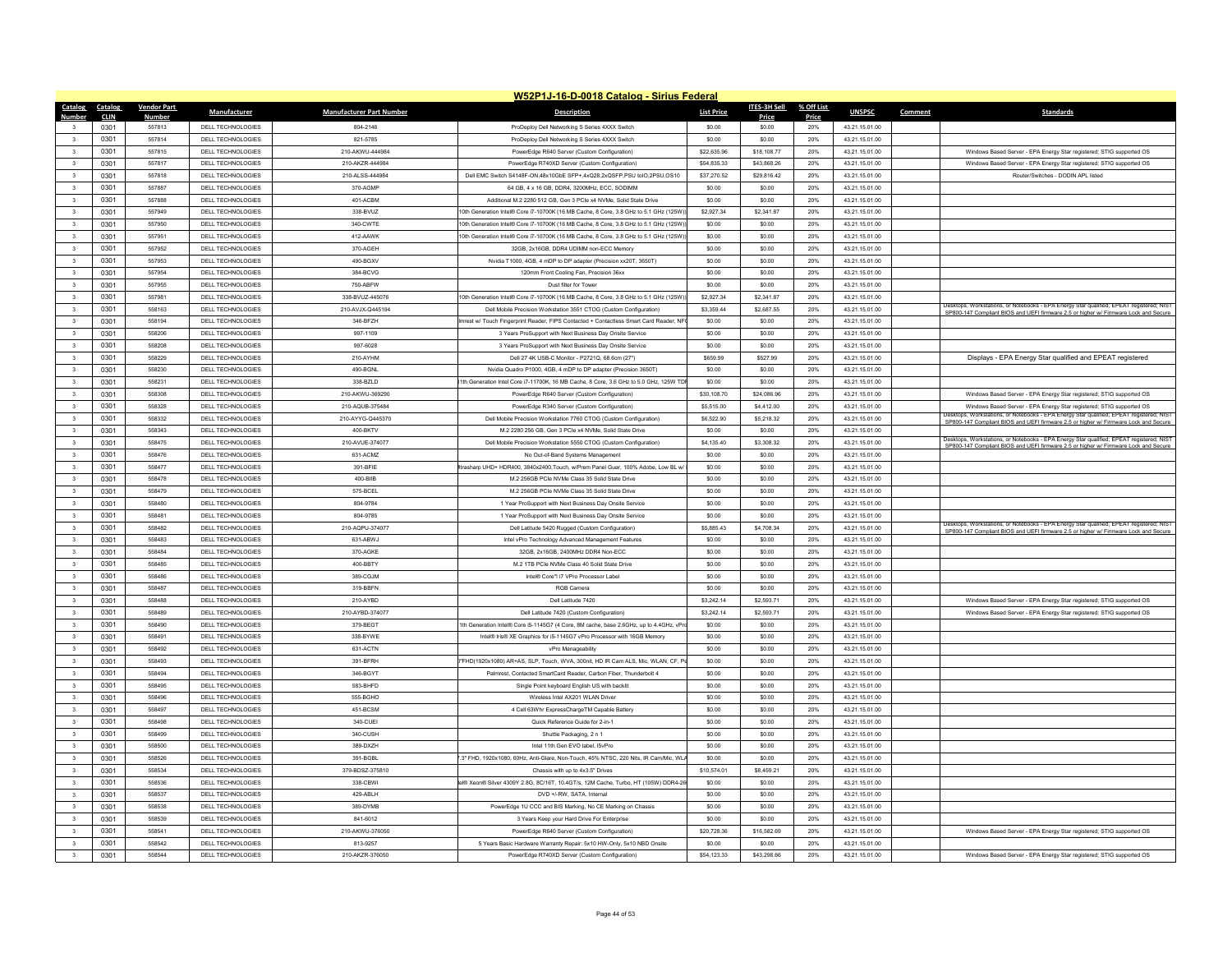## W52P1J-16-D-0018 Catalog - Sirius Federal

| Catalog Number | Catalog CLIN | Vendor Part Number | Manufacturer | Manufacturer Part Number | Description | List Price | ITES-3H Sell Price | % Off List Price | UNSPSC | Comment | Standards |
|---|---|---|---|---|---|---|---|---|---|---|---|
| 3 | 0301 | 557813 | DELL TECHNOLOGIES | 804-2146 | ProDeploy Dell Networking S Series 4XXX Switch | $0.00 | $0.00 | 20% | 43.21.15.01.00 | | |
| 3 | 0301 | 557814 | DELL TECHNOLOGIES | 821-5785 | ProDeploy Dell Networking S Series 4XXX Switch | $0.00 | $0.00 | 20% | 43.21.15.01.00 | | |
| 3 | 0301 | 557815 | DELL TECHNOLOGIES | 210-AKWU-444984 | PowerEdge R640 Server (Custom Configuration) | $22,635.96 | $18,108.77 | 20% | 43.21.15.01.00 | | Windows Based Server - EPA Energy Star registered; STIG supported OS |
| 3 | 0301 | 557817 | DELL TECHNOLOGIES | 210-AKZR-444984 | PowerEdge R740XD Server (Custom Configuration) | $54,835.33 | $43,868.26 | 20% | 43.21.15.01.00 | | Windows Based Server - EPA Energy Star registered; STIG supported OS |
| 3 | 0301 | 557818 | DELL TECHNOLOGIES | 210-ALSS-444984 | Dell EMC Switch S4148F-ON,48x10GbE SFP+,4xQ28,2xQSFP,PSU toIO,2PSU,OS10 | $37,270.52 | $29,816.42 | 20% | 43.21.15.01.00 | | Router/Switches - DODIN APL listed |
| 3 | 0301 | 557887 | DELL TECHNOLOGIES | 370-AGMP | 64 GB, 4 x 16 GB, DDR4, 3200MHz, ECC, SODIMM | $0.00 | $0.00 | 20% | 43.21.15.01.00 | | |
| 3 | 0301 | 557888 | DELL TECHNOLOGIES | 401-ACBM | Additional M.2 2280 512 GB, Gen 3 PCIe x4 NVMe, Solid State Drive | $0.00 | $0.00 | 20% | 43.21.15.01.00 | | |
| 3 | 0301 | 557949 | DELL TECHNOLOGIES | 338-BVUZ | 10th Generation Intel® Core i7-10700K (16 MB Cache, 8 Core, 3.8 GHz to 5.1 GHz (125W)) | $2,927.34 | $2,341.87 | 20% | 43.21.15.01.00 | | |
| 3 | 0301 | 557950 | DELL TECHNOLOGIES | 340-CWTE | 10th Generation Intel® Core i7-10700K (16 MB Cache, 8 Core, 3.8 GHz to 5.1 GHz (125W)) | $0.00 | $0.00 | 20% | 43.21.15.01.00 | | |
| 3 | 0301 | 557951 | DELL TECHNOLOGIES | 412-AAWK | 10th Generation Intel® Core i7-10700K (16 MB Cache, 8 Core, 3.8 GHz to 5.1 GHz (125W)) | $0.00 | $0.00 | 20% | 43.21.15.01.00 | | |
| 3 | 0301 | 557952 | DELL TECHNOLOGIES | 370-AGEH | 32GB, 2x16GB, DDR4 UDIMM non-ECC Memory | $0.00 | $0.00 | 20% | 43.21.15.01.00 | | |
| 3 | 0301 | 557953 | DELL TECHNOLOGIES | 490-BGXV | Nvidia T1000, 4GB, 4 mDP to DP adapter (Precision xx20T, 3650T) | $0.00 | $0.00 | 20% | 43.21.15.01.00 | | |
| 3 | 0301 | 557954 | DELL TECHNOLOGIES | 384-BCVG | 120mm Front Cooling Fan, Precision 36xx | $0.00 | $0.00 | 20% | 43.21.15.01.00 | | |
| 3 | 0301 | 557955 | DELL TECHNOLOGIES | 750-ABFW | Dust filter for Tower | $0.00 | $0.00 | 20% | 43.21.15.01.00 | | |
| 3 | 0301 | 557981 | DELL TECHNOLOGIES | 338-BVUZ-445076 | 10th Generation Intel® Core i7-10700K (16 MB Cache, 8 Core, 3.8 GHz to 5.1 GHz (125W)) | $2,927.34 | $2,341.87 | 20% | 43.21.15.01.00 | | |
| 3 | 0301 | 558163 | DELL TECHNOLOGIES | 210-AVJX-Q445194 | Dell Mobile Precision Workstation 3551 CTOG (Custom Configuration) | $3,359.44 | $2,687.55 | 20% | 43.21.15.01.00 | | Desktops, Workstations, or Notebooks - EPA Energy Star qualified; EPEAT registered; NIST SP800-147 Compliant BIOS and UEFI firmware 2.5 or higher w/ Firmware Lock and Secure |
| 3 | 0301 | 558194 | DELL TECHNOLOGIES | 346-BFZH | lmrest w/ Touch Fingerprint Reader, FIPS Contacted + Contactless Smart Card Reader, NF | $0.00 | $0.00 | 20% | 43.21.15.01.00 | | |
| 3 | 0301 | 558206 | DELL TECHNOLOGIES | 997-1109 | 3 Years ProSupport with Next Business Day Onsite Service | $0.00 | $0.00 | 20% | 43.21.15.01.00 | | |
| 3 | 0301 | 558208 | DELL TECHNOLOGIES | 997-6028 | 3 Years ProSupport with Next Business Day Onsite Service | $0.00 | $0.00 | 20% | 43.21.15.01.00 | | |
| 3 | 0301 | 558229 | DELL TECHNOLOGIES | 210-AYHM | Dell 27 4K USB-C Monitor - P2721Q, 68.6cm (27") | $659.99 | $527.99 | 20% | 43.21.15.01.00 | | Displays - EPA Energy Star qualified and EPEAT registered |
| 3 | 0301 | 558230 | DELL TECHNOLOGIES | 490-BGNL | Nvidia Quadro P1000, 4GB, 4 mDP to DP adapter (Precision 3650T) | $0.00 | $0.00 | 20% | 43.21.15.01.00 | | |
| 3 | 0301 | 558231 | DELL TECHNOLOGIES | 338-BZLD | 11th Generation Intel Core i7-11700K, 16 MB Cache, 8 Core, 3.6 GHz to 5.0 GHz, 125W TDP | $0.00 | $0.00 | 20% | 43.21.15.01.00 | | |
| 3 | 0301 | 558308 | DELL TECHNOLOGIES | 210-AKWU-369290 | PowerEdge R640 Server (Custom Configuration) | $30,108.70 | $24,086.96 | 20% | 43.21.15.01.00 | | Windows Based Server - EPA Energy Star registered; STIG supported OS |
| 3 | 0301 | 558328 | DELL TECHNOLOGIES | 210-AQUB-375484 | PowerEdge R340 Server (Custom Configuration) | $5,515.00 | $4,412.00 | 20% | 43.21.15.01.00 | | Windows Based Server - EPA Energy Star registered; STIG supported OS |
| 3 | 0301 | 558332 | DELL TECHNOLOGIES | 210-AYYG-Q445370 | Dell Mobile Precision Workstation 7760 CTOG (Custom Configuration) | $6,522.90 | $5,218.32 | 20% | 43.21.15.01.00 | | Desktops, Workstations, or Notebooks - EPA Energy Star qualified; EPEAT registered; NIST SP800-147 Compliant BIOS and UEFI firmware 2.5 or higher w/ Firmware Lock and Secure |
| 3 | 0301 | 558343 | DELL TECHNOLOGIES | 400-BKTV | M.2 2280 256 GB, Gen 3 PCIe x4 NVMe, Solid State Drive | $0.00 | $0.00 | 20% | 43.21.15.01.00 | | |
| 3 | 0301 | 558475 | DELL TECHNOLOGIES | 210-AVUE-374077 | Dell Mobile Precision Workstation 5550 CTOG (Custom Configuration) | $4,135.40 | $3,308.32 | 20% | 43.21.15.01.00 | | Desktops, Workstations, or Notebooks - EPA Energy Star qualified; EPEAT registered; NIST SP800-147 Compliant BIOS and UEFI firmware 2.5 or higher w/ Firmware Lock and Secure |
| 3 | 0301 | 558476 | DELL TECHNOLOGIES | 631-ACMZ | No Out-of-Band Systems Management | $0.00 | $0.00 | 20% | 43.21.15.01.00 | | |
| 3 | 0301 | 558477 | DELL TECHNOLOGIES | 391-BFIE | ltrasharp UHD+ HDR400, 3840x2400,Touch, w/Prem Panel Guar, 100% Adobe, Low BL w/ | $0.00 | $0.00 | 20% | 43.21.15.01.00 | | |
| 3 | 0301 | 558478 | DELL TECHNOLOGIES | 400-BIIB | M.2 256GB PCIe NVMe Class 35 Solid State Drive | $0.00 | $0.00 | 20% | 43.21.15.01.00 | | |
| 3 | 0301 | 558479 | DELL TECHNOLOGIES | 575-BCEL | M.2 256GB PCIe NVMe Class 35 Solid State Drive | $0.00 | $0.00 | 20% | 43.21.15.01.00 | | |
| 3 | 0301 | 558480 | DELL TECHNOLOGIES | 804-9784 | 1 Year ProSupport with Next Business Day Onsite Service | $0.00 | $0.00 | 20% | 43.21.15.01.00 | | |
| 3 | 0301 | 558481 | DELL TECHNOLOGIES | 804-9785 | 1 Year ProSupport with Next Business Day Onsite Service | $0.00 | $0.00 | 20% | 43.21.15.01.00 | | |
| 3 | 0301 | 558482 | DELL TECHNOLOGIES | 210-AQPU-374077 | Dell Latitude 5420 Rugged (Custom Configuration) | $5,885.43 | $4,708.34 | 20% | 43.21.15.01.00 | | Desktops, Workstations, or Notebooks - EPA Energy Star qualified; EPEAT registered; NIST SP800-147 Compliant BIOS and UEFI firmware 2.5 or higher w/ Firmware Lock and Secure |
| 3 | 0301 | 558483 | DELL TECHNOLOGIES | 631-ABWJ | Intel vPro Technology Advanced Management Features | $0.00 | $0.00 | 20% | 43.21.15.01.00 | | |
| 3 | 0301 | 558484 | DELL TECHNOLOGIES | 370-AGKE | 32GB, 2x16GB, 2400MHz DDR4 Non-ECC | $0.00 | $0.00 | 20% | 43.21.15.01.00 | | |
| 3 | 0301 | 558485 | DELL TECHNOLOGIES | 400-BBTY | M.2 1TB PCIe NVMe Class 40 Solid State Drive | $0.00 | $0.00 | 20% | 43.21.15.01.00 | | |
| 3 | 0301 | 558486 | DELL TECHNOLOGIES | 389-CGJM | Intel® Core™ i7 VPro Processor Label | $0.00 | $0.00 | 20% | 43.21.15.01.00 | | |
| 3 | 0301 | 558487 | DELL TECHNOLOGIES | 319-BBFN | RGB Camera | $0.00 | $0.00 | 20% | 43.21.15.01.00 | | |
| 3 | 0301 | 558488 | DELL TECHNOLOGIES | 210-AYBD | Dell Latitude 7420 | $3,242.14 | $2,593.71 | 20% | 43.21.15.01.00 | | Windows Based Server - EPA Energy Star registered; STIG supported OS |
| 3 | 0301 | 558489 | DELL TECHNOLOGIES | 210-AYBD-374077 | Dell Latitude 7420 (Custom Configuration) | $3,242.14 | $2,593.71 | 20% | 43.21.15.01.00 | | Windows Based Server - EPA Energy Star registered; STIG supported OS |
| 3 | 0301 | 558490 | DELL TECHNOLOGIES | 379-BEGT | 1th Generation Intel® Core i5-1145G7 (4 Core, 8M cache, base 2.6GHz, up to 4.4GHz, vPro | $0.00 | $0.00 | 20% | 43.21.15.01.00 | | |
| 3 | 0301 | 558491 | DELL TECHNOLOGIES | 338-BYWE | Intel® Iris® XE Graphics for i5-1145G7 vPro Processor with 16GB Memory | $0.00 | $0.00 | 20% | 43.21.15.01.00 | | |
| 3 | 0301 | 558492 | DELL TECHNOLOGIES | 631-ACTN | vPro Manageability | $0.00 | $0.00 | 20% | 43.21.15.01.00 | | |
| 3 | 0301 | 558493 | DELL TECHNOLOGIES | 391-BFRH | "FHD(1920x1080) AR+AS, SLP, Touch, WVA, 300nit, HD IR Cam ALS, Mic, WLAN, CF, Pa | $0.00 | $0.00 | 20% | 43.21.15.01.00 | | |
| 3 | 0301 | 558494 | DELL TECHNOLOGIES | 346-BGYT | Palmrest, Contacted SmartCard Reader, Carbon Fiber, Thunderbolt 4 | $0.00 | $0.00 | 20% | 43.21.15.01.00 | | |
| 3 | 0301 | 558495 | DELL TECHNOLOGIES | 583-BHFD | Single Point keyboard English US with backlit | $0.00 | $0.00 | 20% | 43.21.15.01.00 | | |
| 3 | 0301 | 558496 | DELL TECHNOLOGIES | 555-BGHO | Wireless Intel AX201 WLAN Driver | $0.00 | $0.00 | 20% | 43.21.15.01.00 | | |
| 3 | 0301 | 558497 | DELL TECHNOLOGIES | 451-BCSM | 4 Cell 63Whr ExpressChargeTM Capable Battery | $0.00 | $0.00 | 20% | 43.21.15.01.00 | | |
| 3 | 0301 | 558498 | DELL TECHNOLOGIES | 340-CUEI | Quick Reference Guide for 2-in-1 | $0.00 | $0.00 | 20% | 43.21.15.01.00 | | |
| 3 | 0301 | 558499 | DELL TECHNOLOGIES | 340-CUSH | Shuttle Packaging, 2 n 1 | $0.00 | $0.00 | 20% | 43.21.15.01.00 | | |
| 3 | 0301 | 558500 | DELL TECHNOLOGIES | 389-DXZH | Intel 11th Gen EVO label, I5vPro | $0.00 | $0.00 | 20% | 43.21.15.01.00 | | |
| 3 | 0301 | 558526 | DELL TECHNOLOGIES | 391-BGBL | .3" FHD, 1920x1080, 60Hz, Anti-Glare, Non-Touch, 45% NTSC, 220 Nits, IR Cam/Mic, WLA | $0.00 | $0.00 | 20% | 43.21.15.01.00 | | |
| 3 | 0301 | 558534 | DELL TECHNOLOGIES | 379-BDSZ-375810 | Chassis with up to 4x3.5" Drives | $10,574.01 | $8,459.21 | 20% | 43.21.15.01.00 | | |
| 3 | 0301 | 558536 | DELL TECHNOLOGIES | 338-CBWI | tel® Xeon® Silver 4309Y 2.8G, 8C/16T, 10.4GT/s, 12M Cache, Turbo, HT (105W) DDR4-26 | $0.00 | $0.00 | 20% | 43.21.15.01.00 | | |
| 3 | 0301 | 558537 | DELL TECHNOLOGIES | 429-ABLH | DVD +/-RW, SATA, Internal | $0.00 | $0.00 | 20% | 43.21.15.01.00 | | |
| 3 | 0301 | 558538 | DELL TECHNOLOGIES | 389-DYMB | PowerEdge 1U CCC and BIS Marking, No CE Marking on Chassis | $0.00 | $0.00 | 20% | 43.21.15.01.00 | | |
| 3 | 0301 | 558539 | DELL TECHNOLOGIES | 841-6012 | 3 Years Keep your Hard Drive For Enterprise | $0.00 | $0.00 | 20% | 43.21.15.01.00 | | |
| 3 | 0301 | 558541 | DELL TECHNOLOGIES | 210-AKWU-376050 | PowerEdge R640 Server (Custom Configuration) | $20,728.36 | $16,582.69 | 20% | 43.21.15.01.00 | | Windows Based Server - EPA Energy Star registered; STIG supported OS |
| 3 | 0301 | 558542 | DELL TECHNOLOGIES | 813-9257 | 5 Years Basic Hardware Warranty Repair: 5x10 HW-Only, 5x10 NBD Onsite | $0.00 | $0.00 | 20% | 43.21.15.01.00 | | |
| 3 | 0301 | 558544 | DELL TECHNOLOGIES | 210-AKZR-376050 | PowerEdge R740XD Server (Custom Configuration) | $54,123.33 | $43,298.66 | 20% | 43.21.15.01.00 | | Windows Based Server - EPA Energy Star registered; STIG supported OS |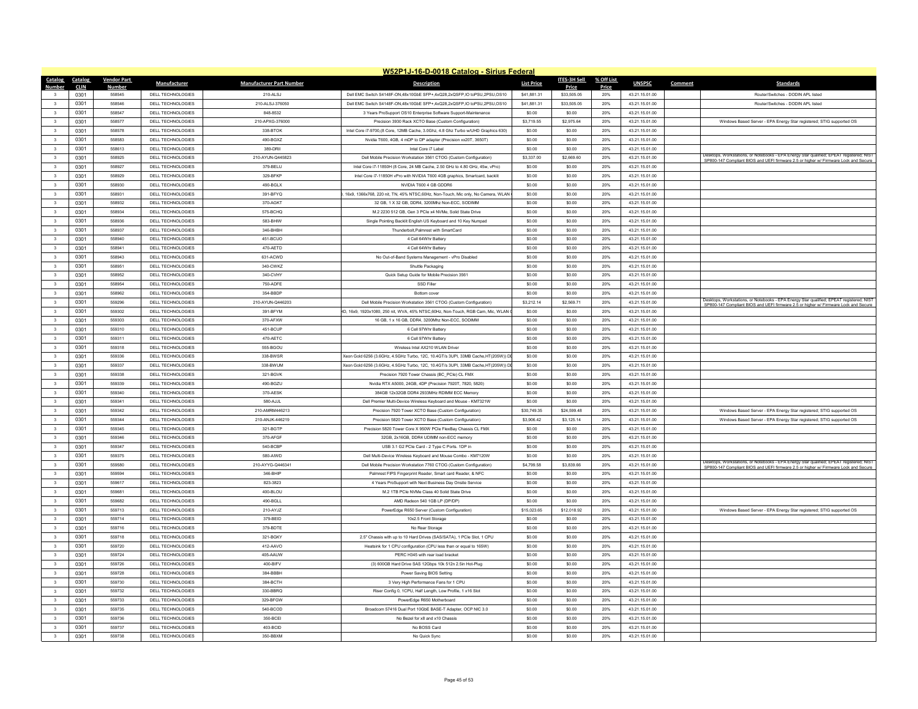# W52P1J-16-D-0018 Catalog - Sirius Federal

| Catalog Number | Catalog CLIN | Vendor Part Number | Manufacturer | Manufacturer Part Number | Description | List Price | ITES-3H Sell Price | % Off List Price | UNSPSC | Comment | Standards |
|---|---|---|---|---|---|---|---|---|---|---|---|
| 3 | 0301 | 558545 | DELL TECHNOLOGIES | 210-ALSJ | Dell EMC Switch S4148F-ON,48x10GbE SFP+,4xQ28,2xQSFP,IO toPSU,2PSU,OS10 | $41,881.31 | $33,505.05 | 20% | 43.21.15.01.00 | | Router/Switches - DODIN APL listed |
| 3 | 0301 | 558546 | DELL TECHNOLOGIES | 210-ALSJ-376050 | Dell EMC Switch S4148F-ON,48x10GbE SFP+,4xQ28,2xQSFP,IO toPSU,2PSU,OS10 | $41,881.31 | $33,505.05 | 20% | 43.21.15.01.00 | | Router/Switches - DODIN APL listed |
| 3 | 0301 | 558547 | DELL TECHNOLOGIES | 848-8532 | 3 Years ProSupport OS10 Enterprise Software Support-Maintenance | $0.00 | $0.00 | 20% | 43.21.15.01.00 | | |
| 3 | 0301 | 558577 | DELL TECHNOLOGIES | 210-APXG-376000 | Precision 3930 Rack XCTO Base (Custom Configuration) | $3,719.55 | $2,975.64 | 20% | 43.21.15.01.00 | | Windows Based Server - EPA Energy Star registered; STIG supported OS |
| 3 | 0301 | 558578 | DELL TECHNOLOGIES | 338-BTOK | Intel Core i7-9700,(8 Core, 12MB Cache, 3.0Ghz, 4.8 Ghz Turbo w/UHD Graphics 630) | $0.00 | $0.00 | 20% | 43.21.15.01.00 | | |
| 3 | 0301 | 558583 | DELL TECHNOLOGIES | 490-BGXZ | Nvidia T600, 4GB, 4 mDP to DP adapter (Precision xx20T, 3650T) | $0.00 | $0.00 | 20% | 43.21.15.01.00 | | |
| 3 | 0301 | 558613 | DELL TECHNOLOGIES | 389-DRII | Intel Core i7 Label | $0.00 | $0.00 | 20% | 43.21.15.01.00 | | |
| 3 | 0301 | 558925 | DELL TECHNOLOGIES | 210-AYUN-Q445823 | Dell Mobile Precision Workstation 3561 CTOG (Custom Configuration) | $3,337.00 | $2,669.60 | 20% | 43.21.15.01.00 | | Desktops, Workstations, or Notebooks - EPA Energy Star qualified; EPEAT registered; NIST SP800-147 Compliant BIOS and UEFI firmware 2.5 or higher w/ Firmware Lock and Secure |
| 3 | 0301 | 558927 | DELL TECHNOLOGIES | 379-BELU | Intel Core i7-11850H (8 Core, 24 MB Cache, 2.50 GHz to 4.80 GHz, 45w, vPro) | $0.00 | $0.00 | 20% | 43.21.15.01.00 | | |
| 3 | 0301 | 558929 | DELL TECHNOLOGIES | 329-BFKP | Intel Core i7-11850H vPro with NVIDIA T600 4GB graphics, Smartcard, backlit | $0.00 | $0.00 | 20% | 43.21.15.01.00 | | |
| 3 | 0301 | 558930 | DELL TECHNOLOGIES | 490-BGLX | NVIDIA T600 4 GB GDDR6 | $0.00 | $0.00 | 20% | 43.21.15.01.00 | | |
| 3 | 0301 | 558931 | DELL TECHNOLOGIES | 391-BFYQ | , 16x9, 1366x768, 220 nit, TN, 45% NTSC,60Hz, Non-Touch, Mic only, No Camera, WLAN | $0.00 | $0.00 | 20% | 43.21.15.01.00 | | |
| 3 | 0301 | 558932 | DELL TECHNOLOGIES | 370-AGKT | 32 GB, 1 X 32 GB, DDR4, 3200Mhz Non-ECC, SODIMM | $0.00 | $0.00 | 20% | 43.21.15.01.00 | | |
| 3 | 0301 | 558934 | DELL TECHNOLOGIES | 575-BCHQ | M.2 2230 512 GB, Gen 3 PCIe x4 NVMe, Solid State Drive | $0.00 | $0.00 | 20% | 43.21.15.01.00 | | |
| 3 | 0301 | 558936 | DELL TECHNOLOGIES | 583-BHIW | Single Pointing Backlit English US Keyboard and 10 Key Numpad | $0.00 | $0.00 | 20% | 43.21.15.01.00 | | |
| 3 | 0301 | 558937 | DELL TECHNOLOGIES | 346-BHBH | Thunderbolt,Palmrest with SmartCard | $0.00 | $0.00 | 20% | 43.21.15.01.00 | | |
| 3 | 0301 | 558940 | DELL TECHNOLOGIES | 451-BCUO | 4 Cell 64Whr Battery | $0.00 | $0.00 | 20% | 43.21.15.01.00 | | |
| 3 | 0301 | 558941 | DELL TECHNOLOGIES | 470-AETD | 4 Cell 64Whr Battery | $0.00 | $0.00 | 20% | 43.21.15.01.00 | | |
| 3 | 0301 | 558943 | DELL TECHNOLOGIES | 631-ACWD | No Out-of-Band Systems Management - vPro Disabled | $0.00 | $0.00 | 20% | 43.21.15.01.00 | | |
| 3 | 0301 | 558951 | DELL TECHNOLOGIES | 340-CWKZ | Shuttle Packaging | $0.00 | $0.00 | 20% | 43.21.15.01.00 | | |
| 3 | 0301 | 558952 | DELL TECHNOLOGIES | 340-CVHY | Quick Setup Guide for Mobile Precision 3561 | $0.00 | $0.00 | 20% | 43.21.15.01.00 | | |
| 3 | 0301 | 558954 | DELL TECHNOLOGIES | 750-ADFE | SSD Filler | $0.00 | $0.00 | 20% | 43.21.15.01.00 | | |
| 3 | 0301 | 558962 | DELL TECHNOLOGIES | 354-BBDP | Bottom cover | $0.00 | $0.00 | 20% | 43.21.15.01.00 | | |
| 3 | 0301 | 559296 | DELL TECHNOLOGIES | 210-AYUN-Q446203 | Dell Mobile Precision Workstation 3561 CTOG (Custom Configuration) | $3,212.14 | $2,569.71 | 20% | 43.21.15.01.00 | | Desktops, Workstations, or Notebooks - EPA Energy Star qualified; EPEAT registered; NIST SP800-147 Compliant BIOS and UEFI firmware 2.5 or higher w/ Firmware Lock and Secure |
| 3 | 0301 | 559302 | DELL TECHNOLOGIES | 391-BFYM | HD, 16x9, 1920x1080, 250 nit, WVA, 45% NTSC,60Hz, Non-Touch, RGB Cam, Mic, WLAN | $0.00 | $0.00 | 20% | 43.21.15.01.00 | | |
| 3 | 0301 | 559303 | DELL TECHNOLOGIES | 370-AFXW | 16 GB, 1 x 16 GB, DDR4, 3200Mhz Non-ECC, SODIMM | $0.00 | $0.00 | 20% | 43.21.15.01.00 | | |
| 3 | 0301 | 559310 | DELL TECHNOLOGIES | 451-BCUP | 6 Cell 97Whr Battery | $0.00 | $0.00 | 20% | 43.21.15.01.00 | | |
| 3 | 0301 | 559311 | DELL TECHNOLOGIES | 470-AETC | 6 Cell 97Whr Battery | $0.00 | $0.00 | 20% | 43.21.15.01.00 | | |
| 3 | 0301 | 559318 | DELL TECHNOLOGIES | 555-BGOU | Wireless Intel AX210 WLAN Driver | $0.00 | $0.00 | 20% | 43.21.15.01.00 | | |
| 3 | 0301 | 559336 | DELL TECHNOLOGIES | 338-BWSR | Xeon Gold 6256 (3.6GHz, 4.5GHz Turbo, 12C, 10.4GT/s 3UPI, 33MB Cache,HT(205W)) DD | $0.00 | $0.00 | 20% | 43.21.15.01.00 | | |
| 3 | 0301 | 559337 | DELL TECHNOLOGIES | 338-BWUM | Xeon Gold 6256 (3.6GHz, 4.5GHz Turbo, 12C, 10.4GT/s 3UPI, 33MB Cache,HT(205W)) DD | $0.00 | $0.00 | 20% | 43.21.15.01.00 | | |
| 3 | 0301 | 559338 | DELL TECHNOLOGIES | 321-BGVK | Precision 7920 Tower Chassis (BC_PCIe) CL FMX | $0.00 | $0.00 | 20% | 43.21.15.01.00 | | |
| 3 | 0301 | 559339 | DELL TECHNOLOGIES | 490-BGZU | Nvidia RTX A5000, 24GB, 4DP (Precision 7920T, 7820, 5820) | $0.00 | $0.00 | 20% | 43.21.15.01.00 | | |
| 3 | 0301 | 559340 | DELL TECHNOLOGIES | 370-AESK | 384GB 12x32GB DDR4 2933MHz RDIMM ECC Memory | $0.00 | $0.00 | 20% | 43.21.15.01.00 | | |
| 3 | 0301 | 559341 | DELL TECHNOLOGIES | 580-AJJL | Dell Premier Multi-Device Wireless Keyboard and Mouse - KM7321W | $0.00 | $0.00 | 20% | 43.21.15.01.00 | | |
| 3 | 0301 | 559342 | DELL TECHNOLOGIES | 210-AMRM446213 | Precision 7920 Tower XCTO Base (Custom Configuration) | $30,749.35 | $24,599.48 | 20% | 43.21.15.01.00 | | Windows Based Server - EPA Energy Star registered; STIG supported OS |
| 3 | 0301 | 559344 | DELL TECHNOLOGIES | 210-ANJK-446219 | Precision 5820 Tower XCTO Base (Custom Configuration) | $3,906.42 | $3,125.14 | 20% | 43.21.15.01.00 | | Windows Based Server - EPA Energy Star registered; STIG supported OS |
| 3 | 0301 | 559345 | DELL TECHNOLOGIES | 321-BGTP | Precision 5820 Tower Core X 950W PCIe FlexBay Chassis CL FMX | $0.00 | $0.00 | 20% | 43.21.15.01.00 | | |
| 3 | 0301 | 559346 | DELL TECHNOLOGIES | 370-AFGF | 32GB, 2x16GB, DDR4 UDIMM non-ECC memory | $0.00 | $0.00 | 20% | 43.21.15.01.00 | | |
| 3 | 0301 | 559347 | DELL TECHNOLOGIES | 540-BCBP | USB 3.1 G2 PCIe Card - 2 Type C Ports. 1DP in | $0.00 | $0.00 | 20% | 43.21.15.01.00 | | |
| 3 | 0301 | 559375 | DELL TECHNOLOGIES | 580-AIWD | Dell Multi-Device Wireless Keyboard and Mouse Combo - KM7120W | $0.00 | $0.00 | 20% | 43.21.15.01.00 | | |
| 3 | 0301 | 559580 | DELL TECHNOLOGIES | 210-AYYG-Q446341 | Dell Mobile Precision Workstation 7760 CTOG (Custom Configuration) | $4,799.58 | $3,839.66 | 20% | 43.21.15.01.00 | | Desktops, Workstations, or Notebooks - EPA Energy Star qualified; EPEAT registered; NIST SP800-147 Compliant BIOS and UEFI firmware 2.5 or higher w/ Firmware Lock and Secure |
| 3 | 0301 | 559594 | DELL TECHNOLOGIES | 346-BHIP | Palmrest FIPS Fingerprint Reader, Smart card Reader, & NFC | $0.00 | $0.00 | 20% | 43.21.15.01.00 | | |
| 3 | 0301 | 559617 | DELL TECHNOLOGIES | 823-3823 | 4 Years ProSupport with Next Business Day Onsite Service | $0.00 | $0.00 | 20% | 43.21.15.01.00 | | |
| 3 | 0301 | 559681 | DELL TECHNOLOGIES | 400-BLOU | M.2 1TB PCIe NVMe Class 40 Solid State Drive | $0.00 | $0.00 | 20% | 43.21.15.01.00 | | |
| 3 | 0301 | 559682 | DELL TECHNOLOGIES | 490-BGLL | AMD Radeon 540 1GB LP (DP/DP) | $0.00 | $0.00 | 20% | 43.21.15.01.00 | | |
| 3 | 0301 | 559713 | DELL TECHNOLOGIES | 210-AYJZ | PowerEdge R650 Server (Custom Configuration) | $15,023.65 | $12,018.92 | 20% | 43.21.15.01.00 | | Windows Based Server - EPA Energy Star registered; STIG supported OS |
| 3 | 0301 | 559714 | DELL TECHNOLOGIES | 379-BEID | 10x2.5 Front Storage | $0.00 | $0.00 | 20% | 43.21.15.01.00 | | |
| 3 | 0301 | 559716 | DELL TECHNOLOGIES | 379-BDTE | No Rear Storage | $0.00 | $0.00 | 20% | 43.21.15.01.00 | | |
| 3 | 0301 | 559718 | DELL TECHNOLOGIES | 321-BGKY | 2.5" Chassis with up to 10 Hard Drives (SAS/SATA), 1 PCIe Slot, 1 CPU | $0.00 | $0.00 | 20% | 43.21.15.01.00 | | |
| 3 | 0301 | 559720 | DELL TECHNOLOGIES | 412-AAVO | Heatsink for 1 CPU configuration (CPU less than or equal to 165W) | $0.00 | $0.00 | 20% | 43.21.15.01.00 | | |
| 3 | 0301 | 559724 | DELL TECHNOLOGIES | 405-AAUW | PERC H345 with rear load bracket | $0.00 | $0.00 | 20% | 43.21.15.01.00 | | |
| 3 | 0301 | 559726 | DELL TECHNOLOGIES | 400-BIFV | (3) 600GB Hard Drive SAS 12Gbps 10k 512n 2.5in Hot-Plug | $0.00 | $0.00 | 20% | 43.21.15.01.00 | | |
| 3 | 0301 | 559728 | DELL TECHNOLOGIES | 384-BBBH | Power Saving BIOS Setting | $0.00 | $0.00 | 20% | 43.21.15.01.00 | | |
| 3 | 0301 | 559730 | DELL TECHNOLOGIES | 384-BCTH | 3 Very High Performance Fans for 1 CPU | $0.00 | $0.00 | 20% | 43.21.15.01.00 | | |
| 3 | 0301 | 559732 | DELL TECHNOLOGIES | 330-BBRQ | Riser Config 0, 1CPU, Half Length, Low Profile, 1 x16 Slot | $0.00 | $0.00 | 20% | 43.21.15.01.00 | | |
| 3 | 0301 | 559733 | DELL TECHNOLOGIES | 329-BFGW | PowerEdge R650 Motherboard | $0.00 | $0.00 | 20% | 43.21.15.01.00 | | |
| 3 | 0301 | 559735 | DELL TECHNOLOGIES | 540-BCOD | Broadcom 57416 Dual Port 10GbE BASE-T Adapter, OCP NIC 3.0 | $0.00 | $0.00 | 20% | 43.21.15.01.00 | | |
| 3 | 0301 | 559736 | DELL TECHNOLOGIES | 350-BCEI | No Bezel for x8 and x10 Chassis | $0.00 | $0.00 | 20% | 43.21.15.01.00 | | |
| 3 | 0301 | 559737 | DELL TECHNOLOGIES | 403-BCID | No BOSS Card | $0.00 | $0.00 | 20% | 43.21.15.01.00 | | |
| 3 | 0301 | 559738 | DELL TECHNOLOGIES | 350-BBXM | No Quick Sync | $0.00 | $0.00 | 20% | 43.21.15.01.00 | | |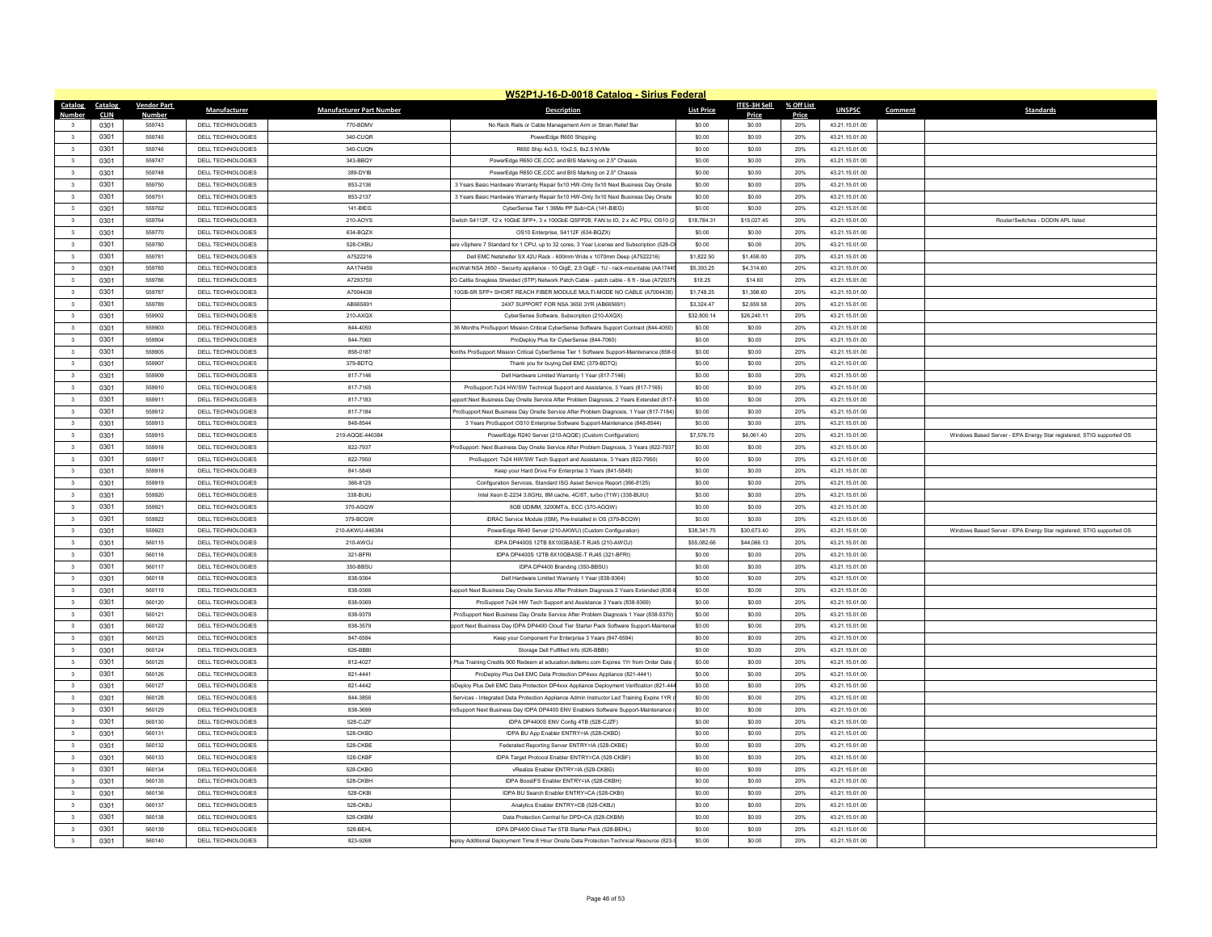## W52P1J-16-D-0018 Catalog - Sirius Federal

| Catalog Number | Catalog CLIN | Vendor Part Number | Manufacturer | Manufacturer Part Number | Description | List Price | ITES-3H Sell Price | % Off List Price | UNSPSC | Comment | Standards |
|---|---|---|---|---|---|---|---|---|---|---|---|
| 3 | 0301 | 559743 | DELL TECHNOLOGIES | 770-BDMV | No Rack Rails or Cable Management Arm or Strain Relief Bar | $0.00 | $0.00 | 20% | 43.21.15.01.00 | | |
| 3 | 0301 | 559745 | DELL TECHNOLOGIES | 340-CUQR | PowerEdge R650 Shipping | $0.00 | $0.00 | 20% | 43.21.15.01.00 | | |
| 3 | 0301 | 559746 | DELL TECHNOLOGIES | 340-CUQN | R650 Ship 4x3.5, 10x2.5, 8x2.5 NVMe | $0.00 | $0.00 | 20% | 43.21.15.01.00 | | |
| 3 | 0301 | 559747 | DELL TECHNOLOGIES | 343-BBQY | PowerEdge R650 CE,CCC and BIS Marking on 2.5" Chassis | $0.00 | $0.00 | 20% | 43.21.15.01.00 | | |
| 3 | 0301 | 559748 | DELL TECHNOLOGIES | 389-DYIB | PowerEdge R650 CE,CCC and BIS Marking on 2.5" Chassis | $0.00 | $0.00 | 20% | 43.21.15.01.00 | | |
| 3 | 0301 | 559750 | DELL TECHNOLOGIES | 853-2136 | 3 Years Basic Hardware Warranty Repair 5x10 HW-Only 5x10 Next Business Day Onsite | $0.00 | $0.00 | 20% | 43.21.15.01.00 | | |
| 3 | 0301 | 559751 | DELL TECHNOLOGIES | 853-2137 | 3 Years Basic Hardware Warranty Repair 5x10 HW-Only 5x10 Next Business Day Onsite | $0.00 | $0.00 | 20% | 43.21.15.01.00 | | |
| 3 | 0301 | 559762 | DELL TECHNOLOGIES | 141-BIEG | CyberSense Tier 1 36Mo PP Sub=CA (141-BIEG) | $0.00 | $0.00 | 20% | 43.21.15.01.00 | | |
| 3 | 0301 | 559764 | DELL TECHNOLOGIES | 210-AOYS | Switch S4112F, 12 x 10GbE SFP+, 3 x 100GbE QSFP28, FAN to IO, 2 x AC PSU, OS10 (2 | $18,784.31 | $15,027.45 | 20% | 43.21.15.01.00 | | Router/Switches - DODIN APL listed |
| 3 | 0301 | 559770 | DELL TECHNOLOGIES | 634-BQZX | OS10 Enterprise, S4112F (634-BQZX) | $0.00 | $0.00 | 20% | 43.21.15.01.00 | | |
| 3 | 0301 | 559780 | DELL TECHNOLOGIES | 528-CKBU | are vSphere 7 Standard for 1 CPU, up to 32 cores, 3 Year License and Subscription (528-C | $0.00 | $0.00 | 20% | 43.21.15.01.00 | | |
| 3 | 0301 | 559781 | DELL TECHNOLOGIES | A7522216 | Dell EMC Netshelter SX 42U Rack - 600mm Wide x 1070mm Deep (A7522216) | $1,822.50 | $1,458.00 | 20% | 43.21.15.01.00 | | |
| 3 | 0301 | 559785 | DELL TECHNOLOGIES | AA174459 | nicWall NSA 3650 - Security appliance - 10 GigE, 2.5 GigE - 1U - rack-mountable (AA1744 | $5,393.25 | $4,314.60 | 20% | 43.21.15.01.00 | | |
| 3 | 0301 | 559786 | DELL TECHNOLOGIES | A7293750 | 2G Cat6a Snagless Shielded (STP) Network Patch Cable - patch cable - 6 ft - blue (A72937 | $18.25 | $14.60 | 20% | 43.21.15.01.00 | | |
| 3 | 0301 | 559787 | DELL TECHNOLOGIES | A7004438 | 10GB-SR SFP+ SHORT REACH FIBER MODULE MULTI-MODE NO CABLE (A7004438) | $1,748.25 | $1,398.60 | 20% | 43.21.15.01.00 | | |
| 3 | 0301 | 559789 | DELL TECHNOLOGIES | AB665691 | 24X7 SUPPORT FOR NSA 3650 3YR (AB665691) | $3,324.47 | $2,659.58 | 20% | 43.21.15.01.00 | | |
| 3 | 0301 | 559902 | DELL TECHNOLOGIES | 210-AXQX | CyberSense Software, Subscription (210-AXQX) | $32,800.14 | $26,240.11 | 20% | 43.21.15.01.00 | | |
| 3 | 0301 | 559903 | DELL TECHNOLOGIES | 844-4050 | 36 Months ProSupport Mission Critical CyberSense Software Support Contract (844-4050) | $0.00 | $0.00 | 20% | 43.21.15.01.00 | | |
| 3 | 0301 | 559904 | DELL TECHNOLOGIES | 844-7060 | ProDeploy Plus for CyberSense (844-7060) | $0.00 | $0.00 | 20% | 43.21.15.01.00 | | |
| 3 | 0301 | 559905 | DELL TECHNOLOGIES | 858-0187 | lonths ProSupport Mission Critical CyberSense Tier 1 Software Support-Maintenance (858-0 | $0.00 | $0.00 | 20% | 43.21.15.01.00 | | |
| 3 | 0301 | 559907 | DELL TECHNOLOGIES | 379-BDTQ | Thank you for buying Dell EMC (379-BDTQ) | $0.00 | $0.00 | 20% | 43.21.15.01.00 | | |
| 3 | 0301 | 559909 | DELL TECHNOLOGIES | 817-7146 | Dell Hardware Limited Warranty 1 Year (817-7146) | $0.00 | $0.00 | 20% | 43.21.15.01.00 | | |
| 3 | 0301 | 559910 | DELL TECHNOLOGIES | 817-7165 | ProSupport:7x24 HW/SW Technical Support and Assistance, 3 Years (817-7165) | $0.00 | $0.00 | 20% | 43.21.15.01.00 | | |
| 3 | 0301 | 559911 | DELL TECHNOLOGIES | 817-7183 | upport:Next Business Day Onsite Service After Problem Diagnosis, 2 Years Extended (817- | $0.00 | $0.00 | 20% | 43.21.15.01.00 | | |
| 3 | 0301 | 559912 | DELL TECHNOLOGIES | 817-7184 | ProSupport:Next Business Day Onsite Service After Problem Diagnosis, 1 Year (817-7184) | $0.00 | $0.00 | 20% | 43.21.15.01.00 | | |
| 3 | 0301 | 559913 | DELL TECHNOLOGIES | 848-8544 | 3 Years ProSupport OS10 Enterprise Software Support-Maintenance (848-8544) | $0.00 | $0.00 | 20% | 43.21.15.01.00 | | |
| 3 | 0301 | 559915 | DELL TECHNOLOGIES | 210-AQQE-446384 | PowerEdge R240 Server (210-AQQE) (Custom Configuration) | $7,576.75 | $6,061.40 | 20% | 43.21.15.01.00 | | Windows Based Server - EPA Energy Star registered; STIG supported OS |
| 3 | 0301 | 559916 | DELL TECHNOLOGIES | 822-7937 | ProSupport: Next Business Day Onsite Service After Problem Diagnosis, 3 Years (822-7937 | $0.00 | $0.00 | 20% | 43.21.15.01.00 | | |
| 3 | 0301 | 559917 | DELL TECHNOLOGIES | 822-7950 | ProSupport: 7x24 HW/SW Tech Support and Assistance, 3 Years (822-7950) | $0.00 | $0.00 | 20% | 43.21.15.01.00 | | |
| 3 | 0301 | 559918 | DELL TECHNOLOGIES | 841-5849 | Keep your Hard Drive For Enterprise 3 Years (841-5849) | $0.00 | $0.00 | 20% | 43.21.15.01.00 | | |
| 3 | 0301 | 559919 | DELL TECHNOLOGIES | 366-8125 | Configuration Services, Standard ISG Asset Service Report (366-8125) | $0.00 | $0.00 | 20% | 43.21.15.01.00 | | |
| 3 | 0301 | 559920 | DELL TECHNOLOGIES | 338-BUIU | Intel Xeon E-2234 3.6GHz, 8M cache, 4C/8T, turbo (71W) (338-BUIU) | $0.00 | $0.00 | 20% | 43.21.15.01.00 | | |
| 3 | 0301 | 559921 | DELL TECHNOLOGIES | 370-AGQW | 8GB UDIMM, 3200MT/s, ECC (370-AGQW) | $0.00 | $0.00 | 20% | 43.21.15.01.00 | | |
| 3 | 0301 | 559922 | DELL TECHNOLOGIES | 379-BCQW | iDRAC Service Module (ISM), Pre-Installed in OS (379-BCQW) | $0.00 | $0.00 | 20% | 43.21.15.01.00 | | |
| 3 | 0301 | 559923 | DELL TECHNOLOGIES | 210-AKWU-446384 | PowerEdge R640 Server (210-AKWU) (Custom Configuration) | $38,341.75 | $30,673.40 | 20% | 43.21.15.01.00 | | Windows Based Server - EPA Energy Star registered; STIG supported OS |
| 3 | 0301 | 560115 | DELL TECHNOLOGIES | 210-AWOJ | IDPA DP4400S 12TB 8X10GBASE-T RJ45 (210-AWOJ) | $55,082.66 | $44,066.13 | 20% | 43.21.15.01.00 | | |
| 3 | 0301 | 560116 | DELL TECHNOLOGIES | 321-BFRI | IDPA DP4400S 12TB 8X10GBASE-T RJ45 (321-BFRI) | $0.00 | $0.00 | 20% | 43.21.15.01.00 | | |
| 3 | 0301 | 560117 | DELL TECHNOLOGIES | 350-BBSU | IDPA DP4400 Branding (350-BBSU) | $0.00 | $0.00 | 20% | 43.21.15.01.00 | | |
| 3 | 0301 | 560118 | DELL TECHNOLOGIES | 838-9364 | Dell Hardware Limited Warranty 1 Year (838-9364) | $0.00 | $0.00 | 20% | 43.21.15.01.00 | | |
| 3 | 0301 | 560119 | DELL TECHNOLOGIES | 838-9366 | upport Next Business Day Onsite Service After Problem Diagnosis 2 Years Extended (838-9 | $0.00 | $0.00 | 20% | 43.21.15.01.00 | | |
| 3 | 0301 | 560120 | DELL TECHNOLOGIES | 838-9369 | ProSupport 7x24 HW Tech Support and Assistance 3 Years (838-9369) | $0.00 | $0.00 | 20% | 43.21.15.01.00 | | |
| 3 | 0301 | 560121 | DELL TECHNOLOGIES | 838-9379 | ProSupport Next Business Day Onsite Service After Problem Diagnosis 1 Year (838-9379) | $0.00 | $0.00 | 20% | 43.21.15.01.00 | | |
| 3 | 0301 | 560122 | DELL TECHNOLOGIES | 838-3579 | pport Next Business Day IDPA DP4400 Cloud Tier Starter Pack Software Support-Maintena | $0.00 | $0.00 | 20% | 43.21.15.01.00 | | |
| 3 | 0301 | 560123 | DELL TECHNOLOGIES | 847-6594 | Keep your Component For Enterprise 3 Years (847-6594) | $0.00 | $0.00 | 20% | 43.21.15.01.00 | | |
| 3 | 0301 | 560124 | DELL TECHNOLOGIES | 626-BBBI | Storage Dell Fulfilled Info (626-BBBI) | $0.00 | $0.00 | 20% | 43.21.15.01.00 | | |
| 3 | 0301 | 560125 | DELL TECHNOLOGIES | 812-4027 | Plus Training Credits 900 Redeem at education.dellemc.com Expires 1Yr from Order Date ( | $0.00 | $0.00 | 20% | 43.21.15.01.00 | | |
| 3 | 0301 | 560126 | DELL TECHNOLOGIES | 821-4441 | ProDeploy Plus Dell EMC Data Protection DP4xxx Appliance (821-4441) | $0.00 | $0.00 | 20% | 43.21.15.01.00 | | |
| 3 | 0301 | 560127 | DELL TECHNOLOGIES | 821-4442 | oDeploy Plus Dell EMC Data Protection DP4xxx Appliance Deployment Verification (821-444 | $0.00 | $0.00 | 20% | 43.21.15.01.00 | | |
| 3 | 0301 | 560128 | DELL TECHNOLOGIES | 844-3856 | Services - Integrated Data Protection Appliance Admin Instructor Led Training Expire 1YR ( | $0.00 | $0.00 | 20% | 43.21.15.01.00 | | |
| 3 | 0301 | 560129 | DELL TECHNOLOGIES | 838-3699 | roSupport Next Business Day IDPA DP4400 ENV Enablers Software Support-Maintenance ( | $0.00 | $0.00 | 20% | 43.21.15.01.00 | | |
| 3 | 0301 | 560130 | DELL TECHNOLOGIES | 528-CJZF | IDPA DP4400S ENV Config 4TB (528-CJZF) | $0.00 | $0.00 | 20% | 43.21.15.01.00 | | |
| 3 | 0301 | 560131 | DELL TECHNOLOGIES | 528-CKBD | IDPA BU App Enabler ENTRY=IA (528-CKBD) | $0.00 | $0.00 | 20% | 43.21.15.01.00 | | |
| 3 | 0301 | 560132 | DELL TECHNOLOGIES | 528-CKBE | Federated Reporting Server ENTRY=IA (528-CKBE) | $0.00 | $0.00 | 20% | 43.21.15.01.00 | | |
| 3 | 0301 | 560133 | DELL TECHNOLOGIES | 528-CKBF | IDPA Target Protocol Enabler ENTRY=CA (528-CKBF) | $0.00 | $0.00 | 20% | 43.21.15.01.00 | | |
| 3 | 0301 | 560134 | DELL TECHNOLOGIES | 528-CKBG | vRealize Enabler ENTRY=IA (528-CKBG) | $0.00 | $0.00 | 20% | 43.21.15.01.00 | | |
| 3 | 0301 | 560135 | DELL TECHNOLOGIES | 528-CKBH | IDPA BoostFS Enabler ENTRY=IA (528-CKBH) | $0.00 | $0.00 | 20% | 43.21.15.01.00 | | |
| 3 | 0301 | 560136 | DELL TECHNOLOGIES | 528-CKBI | IDPA BU Search Enabler ENTRY=CA (528-CKBI) | $0.00 | $0.00 | 20% | 43.21.15.01.00 | | |
| 3 | 0301 | 560137 | DELL TECHNOLOGIES | 528-CKBJ | Analytics Enabler ENTRY=CB (528-CKBJ) | $0.00 | $0.00 | 20% | 43.21.15.01.00 | | |
| 3 | 0301 | 560138 | DELL TECHNOLOGIES | 528-CKBM | Data Protection Central for DPD=CA (528-CKBM) | $0.00 | $0.00 | 20% | 43.21.15.01.00 | | |
| 3 | 0301 | 560139 | DELL TECHNOLOGIES | 528-BEHL | IDPA DP4400 Cloud Tier 5TB Starter Pack (528-BEHL) | $0.00 | $0.00 | 20% | 43.21.15.01.00 | | |
| 3 | 0301 | 560140 | DELL TECHNOLOGIES | 823-9268 | eploy Additional Deployment Time:8 Hour Onsite Data Protection Technical Resource (823- | $0.00 | $0.00 | 20% | 43.21.15.01.00 | | |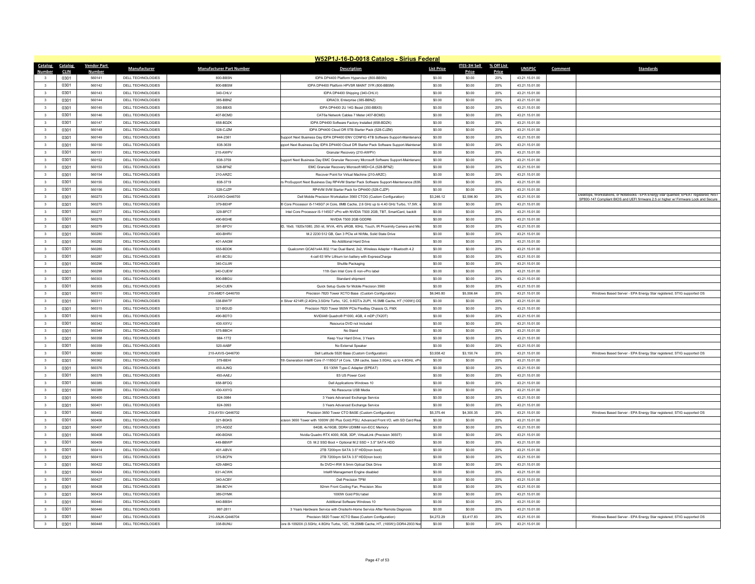# W52P1J-16-D-0018 Catalog - Sirius Federal

| Catalog Number | Catalog CLIN | Vendor Part Number | Manufacturer | Manufacturer Part Number | Description | List Price | ITES-3H Sell Price | % Off List Price | UNSPSC | Comment | Standards |
|---|---|---|---|---|---|---|---|---|---|---|---|
| 3 | 0301 | 560141 | DELL TECHNOLOGIES | 800-BBSN | IDPA DP4400 Platform Hypervisor (800-BBSN) | $0.00 | $0.00 | 20% | 43.21.15.01.00 | | |
| 3 | 0301 | 560142 | DELL TECHNOLOGIES | 800-BBSM | IDPA DP4400 Platform HPVSR MAINT 3YR (800-BBSM) | $0.00 | $0.00 | 20% | 43.21.15.01.00 | | |
| 3 | 0301 | 560143 | DELL TECHNOLOGIES | 340-CHLV | IDPA DP4400 Shipping (340-CHLV) | $0.00 | $0.00 | 20% | 43.21.15.01.00 | | |
| 3 | 0301 | 560144 | DELL TECHNOLOGIES | 385-BBNZ | iDRAC9, Enterprise (385-BBNZ) | $0.00 | $0.00 | 20% | 43.21.15.01.00 | | |
| 3 | 0301 | 560145 | DELL TECHNOLOGIES | 350-BBXS | IDPA DP4400 2U 14G Bezel (350-BBXS) | $0.00 | $0.00 | 20% | 43.21.15.01.00 | | |
| 3 | 0301 | 560146 | DELL TECHNOLOGIES | 407-BCMD | CAT6a Network Cables 7 Meter (407-BCMD) | $0.00 | $0.00 | 20% | 43.21.15.01.00 | | |
| 3 | 0301 | 560147 | DELL TECHNOLOGIES | 658-BDZK | IDPA DP4400 Software Factory Installed (658-BDZK) | $0.00 | $0.00 | 20% | 43.21.15.01.00 | | |
| 3 | 0301 | 560148 | DELL TECHNOLOGIES | 528-CJZM | IDPA DP4400 Cloud DR 5TB Starter Pack (528-CJZM) | $0.00 | $0.00 | 20% | 43.21.15.01.00 | | |
| 3 | 0301 | 560149 | DELL TECHNOLOGIES | 844-2361 | Support Next Business Day IDPA DP4400 ENV CONFIG 4TB Software Support-Maintenance | $0.00 | $0.00 | 20% | 43.21.15.01.00 | | |
| 3 | 0301 | 560150 | DELL TECHNOLOGIES | 838-3639 | upport Next Business Day IDPA DP4400 Cloud DR Starter Pack Software Support-Maintenan | $0.00 | $0.00 | 20% | 43.21.15.01.00 | | |
| 3 | 0301 | 560151 | DELL TECHNOLOGIES | 210-AWPV | Granular Recovery (210-AWPV) | $0.00 | $0.00 | 20% | 43.21.15.01.00 | | |
| 3 | 0301 | 560152 | DELL TECHNOLOGIES | 838-3759 | Support Next Business Day EMC Granular Recovery Microsoft Software Support-Maintenanc | $0.00 | $0.00 | 20% | 43.21.15.01.00 | | |
| 3 | 0301 | 560153 | DELL TECHNOLOGIES | 528-BFNZ | EMC Granular Recovery Microsoft MID=CA (528-BFNZ) | $0.00 | $0.00 | 20% | 43.21.15.01.00 | | |
| 3 | 0301 | 560154 | DELL TECHNOLOGIES | 210-ARZC | Recover Point for Virtual Machine (210-ARZC) | $0.00 | $0.00 | 20% | 43.21.15.01.00 | | |
| 3 | 0301 | 560155 | DELL TECHNOLOGIES | 838-3719 | rs ProSupport Next Business Day RP4VM Starter Pack Software Support-Maintenance (838- | $0.00 | $0.00 | 20% | 43.21.15.01.00 | | |
| 3 | 0301 | 560156 | DELL TECHNOLOGIES | 528-CJZP | RP4VM 5VM Starter Pack for DP4400 (528-CJZP) | $0.00 | $0.00 | 20% | 43.21.15.01.00 | | |
| 3 | 0301 | 560273 | DELL TECHNOLOGIES | 210-AXWO-Q446700 | Dell Mobile Precision Workstation 3560 CTOG (Custom Configuration) | $3,246.12 | $2,596.90 | 20% | 43.21.15.01.00 | | Desktops, Workstations, or Notebooks - EPA Energy Star qualified; EPEAT registered; NIST SP800-147 Compliant BIOS and UEFI firmware 2.5 or higher w/ Firmware Lock and Secure |
| 3 | 0301 | 560275 | DELL TECHNOLOGIES | 379-BEHP | ® Core Processor i5-1145G7 (4 Core, 8MB Cache, 2.6 GHz up to 4.40 GHz Turbo, 17.5W, v | $0.00 | $0.00 | 20% | 43.21.15.01.00 | | |
| 3 | 0301 | 560277 | DELL TECHNOLOGIES | 329-BFCT | Intel Core Processor i5-1145G7 vPro with NVIDIA T500 2GB, TBT, SmartCard, backlit | $0.00 | $0.00 | 20% | 43.21.15.01.00 | | |
| 3 | 0301 | 560278 | DELL TECHNOLOGIES | 490-BGHE | NVIDIA T500 2GB GDDR6 | $0.00 | $0.00 | 20% | 43.21.15.01.00 | | |
| 3 | 0301 | 560279 | DELL TECHNOLOGIES | 391-BFOV | D, 16x9, 1920x1080, 250 nit, WVA, 45% sRGB, 60Hz, Touch, IR Proximity Camera and Mic | $0.00 | $0.00 | 20% | 43.21.15.01.00 | | |
| 3 | 0301 | 560280 | DELL TECHNOLOGIES | 400-BHRV | M.2 2230 512 GB, Gen 3 PCIe x4 NVMe, Solid State Drive | $0.00 | $0.00 | 20% | 43.21.15.01.00 | | |
| 3 | 0301 | 560282 | DELL TECHNOLOGIES | 401-AAGM | No Additional Hard Drive | $0.00 | $0.00 | 20% | 43.21.15.01.00 | | |
| 3 | 0301 | 560285 | DELL TECHNOLOGIES | 555-BDDK | Qualcomm QCA61x4A 802.11ac Dual Band, 2x2, Wireless Adapter + Bluetooth 4.2 | $0.00 | $0.00 | 20% | 43.21.15.01.00 | | |
| 3 | 0301 | 560287 | DELL TECHNOLOGIES | 451-BCSU | 4-cell 63 Whr Lithium Ion battery with ExpressCharge | $0.00 | $0.00 | 20% | 43.21.15.01.00 | | |
| 3 | 0301 | 560296 | DELL TECHNOLOGIES | 340-CUJW | Shuttle Packaging | $0.00 | $0.00 | 20% | 43.21.15.01.00 | | |
| 3 | 0301 | 560298 | DELL TECHNOLOGIES | 340-CUEW | 11th Gen Intel Core i5 non-vPro label | $0.00 | $0.00 | 20% | 43.21.15.01.00 | | |
| 3 | 0301 | 560303 | DELL TECHNOLOGIES | 800-BBGU | Standard shipment | $0.00 | $0.00 | 20% | 43.21.15.01.00 | | |
| 3 | 0301 | 560305 | DELL TECHNOLOGIES | 340-CUEN | Quick Setup Guide for Mobile Precision 3560 | $0.00 | $0.00 | 20% | 43.21.15.01.00 | | |
| 3 | 0301 | 560310 | DELL TECHNOLOGIES | 210-AMDT-Q446700 | Precision 7820 Tower XCTO Base (Custom Configuration) | $6,945.80 | $5,556.64 | 20% | 43.21.15.01.00 | | Windows Based Server - EPA Energy Star registered; STIG supported OS |
| 3 | 0301 | 560311 | DELL TECHNOLOGIES | 338-BWTF | n Silver 4214R (2.4GHz,3.5GHz Turbo, 12C, 9.6GT/s 2UPI, 16.5MB Cache, HT (100W)) DD | $0.00 | $0.00 | 20% | 43.21.15.01.00 | | |
| 3 | 0301 | 560315 | DELL TECHNOLOGIES | 321-BGUD | Precision 7820 Tower 950W PCIe FlexBay Chassis CL FMX | $0.00 | $0.00 | 20% | 43.21.15.01.00 | | |
| 3 | 0301 | 560316 | DELL TECHNOLOGIES | 490-BDTO | NVIDIA® Quadro® P1000, 4GB, 4 mDP (7X20T) | $0.00 | $0.00 | 20% | 43.21.15.01.00 | | |
| 3 | 0301 | 560342 | DELL TECHNOLOGIES | 430-XXYU | Resource DVD not Included | $0.00 | $0.00 | 20% | 43.21.15.01.00 | | |
| 3 | 0301 | 560349 | DELL TECHNOLOGIES | 575-BBCH | No Stand | $0.00 | $0.00 | 20% | 43.21.15.01.00 | | |
| 3 | 0301 | 560358 | DELL TECHNOLOGIES | 984-1772 | Keep Your Hard Drive, 3 Years | $0.00 | $0.00 | 20% | 43.21.15.01.00 | | |
| 3 | 0301 | 560359 | DELL TECHNOLOGIES | 520-AABF | No External Speaker | $0.00 | $0.00 | 20% | 43.21.15.01.00 | | |
| 3 | 0301 | 560360 | DELL TECHNOLOGIES | 210-AXVS-Q446700 | Dell Latitude 5520 Base (Custom Configuration) | $3,938.42 | $3,150.74 | 20% | 43.21.15.01.00 | | Windows Based Server - EPA Energy Star registered; STIG supported OS |
| 3 | 0301 | 560362 | DELL TECHNOLOGIES | 379-BEHI | 1th Generation Intel® Core i7-1185G7 (4 Core, 12M cache, base 3.0GHz, up to 4.8GHz, vPr | $0.00 | $0.00 | 20% | 43.21.15.01.00 | | |
| 3 | 0301 | 560376 | DELL TECHNOLOGIES | 450-AJNQ | E5 130W Type-C Adapter (EPEAT) | $0.00 | $0.00 | 20% | 43.21.15.01.00 | | |
| 3 | 0301 | 560378 | DELL TECHNOLOGIES | 450-AAEJ | E5 US Power Cord | $0.00 | $0.00 | 20% | 43.21.15.01.00 | | |
| 3 | 0301 | 560385 | DELL TECHNOLOGIES | 658-BFDQ | Dell Applications Windows 10 | $0.00 | $0.00 | 20% | 43.21.15.01.00 | | |
| 3 | 0301 | 560389 | DELL TECHNOLOGIES | 430-XXYG | No Resource USB Media | $0.00 | $0.00 | 20% | 43.21.15.01.00 | | |
| 3 | 0301 | 560400 | DELL TECHNOLOGIES | 824-3984 | 3 Years Advanced Exchange Service | $0.00 | $0.00 | 20% | 43.21.15.01.00 | | |
| 3 | 0301 | 560401 | DELL TECHNOLOGIES | 824-3993 | 3 Years Advanced Exchange Service | $0.00 | $0.00 | 20% | 43.21.15.01.00 | | |
| 3 | 0301 | 560402 | DELL TECHNOLOGIES | 210-AYSV-Q446702 | Precision 3650 Tower CTO BASE (Custom Configuration) | $5,375.44 | $4,300.35 | 20% | 43.21.15.01.00 | | Windows Based Server - EPA Energy Star registered; STIG supported OS |
| 3 | 0301 | 560406 | DELL TECHNOLOGIES | 321-BGKS | ecision 3650 Tower with 1000W (80 Plus Gold) PSU, Advanced Front I/O, with SD Card Rea | $0.00 | $0.00 | 20% | 43.21.15.01.00 | | |
| 3 | 0301 | 560407 | DELL TECHNOLOGIES | 370-AGDZ | 64GB, 4x16GB, DDR4 UDIMM non-ECC Memory | $0.00 | $0.00 | 20% | 43.21.15.01.00 | | |
| 3 | 0301 | 560408 | DELL TECHNOLOGIES | 490-BGNX | Nvidia Quadro RTX 4000, 8GB, 3DP, VirtualLink (Precision 3650T) | $0.00 | $0.00 | 20% | 43.21.15.01.00 | | |
| 3 | 0301 | 560409 | DELL TECHNOLOGIES | 449-BBWP | C5: M.2 SSD Boot + Optional M.2 SSD + 3.5" SATA HDD | $0.00 | $0.00 | 20% | 43.21.15.01.00 | | |
| 3 | 0301 | 560414 | DELL TECHNOLOGIES | 401-ABVX | 2TB 7200rpm SATA 3.5" HDD(non boot) | $0.00 | $0.00 | 20% | 43.21.15.01.00 | | |
| 3 | 0301 | 560415 | DELL TECHNOLOGIES | 575-BCFN | 2TB 7200rpm SATA 3.5" HDD(non boot) | $0.00 | $0.00 | 20% | 43.21.15.01.00 | | |
| 3 | 0301 | 560422 | DELL TECHNOLOGIES | 429-ABKQ | 8x DVD+/-RW 9.5mm Optical Disk Drive | $0.00 | $0.00 | 20% | 43.21.15.01.00 | | |
| 3 | 0301 | 560424 | DELL TECHNOLOGIES | 631-ACWK | Intel® Management Engine disabled | $0.00 | $0.00 | 20% | 43.21.15.01.00 | | |
| 3 | 0301 | 560427 | DELL TECHNOLOGIES | 340-ACBY | Dell Precision TPM | $0.00 | $0.00 | 20% | 43.21.15.01.00 | | |
| 3 | 0301 | 560428 | DELL TECHNOLOGIES | 384-BCVH | 92mm Front Cooling Fan, Precision 36xx | $0.00 | $0.00 | 20% | 43.21.15.01.00 | | |
| 3 | 0301 | 560434 | DELL TECHNOLOGIES | 389-DYMK | 1000W Gold PSU label | $0.00 | $0.00 | 20% | 43.21.15.01.00 | | |
| 3 | 0301 | 560440 | DELL TECHNOLOGIES | 640-BBSH | Additional Software Windows 10 | $0.00 | $0.00 | 20% | 43.21.15.01.00 | | |
| 3 | 0301 | 560446 | DELL TECHNOLOGIES | 997-2811 | 3 Years Hardware Service with Onsite/In-Home Service After Remote Diagnosis | $0.00 | $0.00 | 20% | 43.21.15.01.00 | | |
| 3 | 0301 | 560447 | DELL TECHNOLOGIES | 210-ANJK-Q446704 | Precision 5820 Tower XCTO Base (Custom Configuration) | $4,272.29 | $3,417.83 | 20% | 43.21.15.01.00 | | Windows Based Server - EPA Energy Star registered; STIG supported OS |
| 3 | 0301 | 560448 | DELL TECHNOLOGIES | 338-BUNU | ore i9-10920X (3.5GHz, 4.8GHz Turbo, 12C, 19.25MB Cache, HT, (165W)) DDR4-2933 No | $0.00 | $0.00 | 20% | 43.21.15.01.00 | | |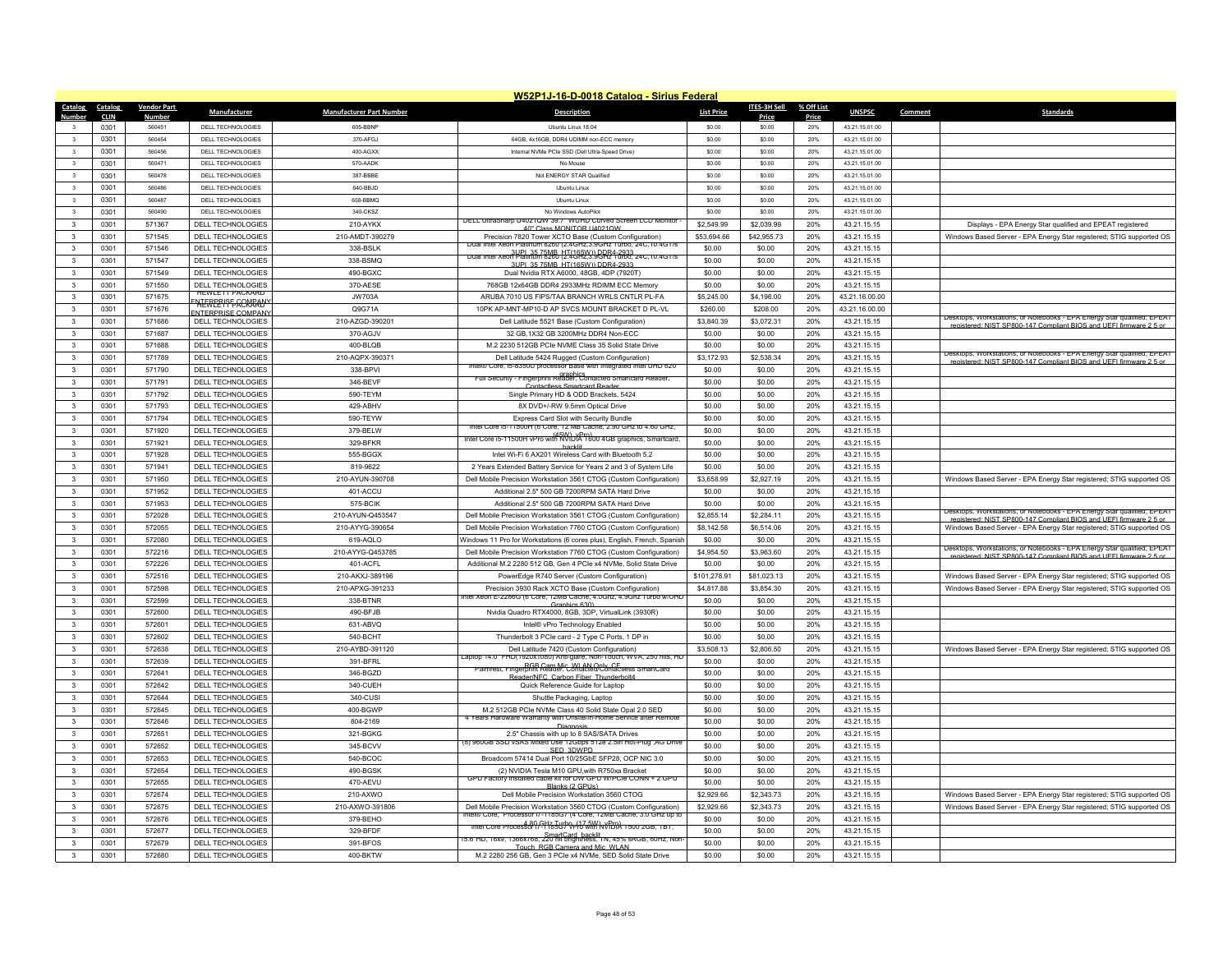# W52P1J-16-D-0018 Catalog - Sirius Federal

| Catalog Number | Catalog CLIN | Vendor Part Number | Manufacturer | Manufacturer Part Number | Description | List Price | ITES-3H Sell Price | % Off List Price | UNSPSC | Comment | Standards |
|---|---|---|---|---|---|---|---|---|---|---|---|
| 3 | 0301 | 560451 | DELL TECHNOLOGIES | 605-BBNP | Ubuntu Linux 18.04 | $0.00 | $0.00 | 20% | 43.21.15.01.00 | | |
| 3 | 0301 | 560454 | DELL TECHNOLOGIES | 370-AFGJ | 64GB, 4x16GB, DDR4 UDIMM non-ECC memory | $0.00 | $0.00 | 20% | 43.21.15.01.00 | | |
| 3 | 0301 | 560456 | DELL TECHNOLOGIES | 400-AGXX | Internal NVMe PCIe SSD (Dell Ultra-Speed Drive) | $0.00 | $0.00 | 20% | 43.21.15.01.00 | | |
| 3 | 0301 | 560471 | DELL TECHNOLOGIES | 570-AADK | No Mouse | $0.00 | $0.00 | 20% | 43.21.15.01.00 | | |
| 3 | 0301 | 560478 | DELL TECHNOLOGIES | 387-BBBE | Not ENERGY STAR Qualified | $0.00 | $0.00 | 20% | 43.21.15.01.00 | | |
| 3 | 0301 | 560486 | DELL TECHNOLOGIES | 640-BBJD | Ubuntu Linux | $0.00 | $0.00 | 20% | 43.21.15.01.00 | | |
| 3 | 0301 | 560487 | DELL TECHNOLOGIES | 658-BBMQ | Ubuntu Linux | $0.00 | $0.00 | 20% | 43.21.15.01.00 | | |
| 3 | 0301 | 560490 | DELL TECHNOLOGIES | 340-CKSZ | No Windows AutoPilot | $0.00 | $0.00 | 20% | 43.21.15.01.00 | | |
| 3 | 0301 | 571367 | DELL TECHNOLOGIES | 210-AYKX | DELL UltraSharp U4021QW 39.7" WUHD Curved Screen LCD Monitor - 40" Class MONITOR U4021QW | $2,549.99 | $2,039.99 | 20% | 43.21.15.15 | | Displays - EPA Energy Star qualified and EPEAT registered |
| 3 | 0301 | 571545 | DELL TECHNOLOGIES | 210-AMDT-390279 | Precision 7820 Tower XCTO Base (Custom Configuration) | $53,694.66 | $42,955.73 | 20% | 43.21.15.15 | | Windows Based Server - EPA Energy Star registered; STIG supported OS |
| 3 | 0301 | 571546 | DELL TECHNOLOGIES | 338-BSLK | Dual Intel Xeon Platinum 8260 (2.4GHz,3.9GHz Turbo, 24C,10.4GT/s 3UPI, 35.75MB, HT(165W)) DDR4-2933 | $0.00 | $0.00 | 20% | 43.21.15.15 | | |
| 3 | 0301 | 571547 | DELL TECHNOLOGIES | 338-BSMQ | Dual Intel Xeon Platinum 8260 (2.4GHz,3.9GHz Turbo, 24C,10.4GT/s 3UPI, 35.75MB, HT(165W)) DDR4-2933 | $0.00 | $0.00 | 20% | 43.21.15.15 | | |
| 3 | 0301 | 571549 | DELL TECHNOLOGIES | 490-BGXC | Dual Nvidia RTX A6000, 48GB, 4DP (7920T) | $0.00 | $0.00 | 20% | 43.21.15.15 | | |
| 3 | 0301 | 571550 | DELL TECHNOLOGIES | 370-AESE | 768GB 12x64GB DDR4 2933MHz RDIMM ECC Memory | $0.00 | $0.00 | 20% | 43.21.15.15 | | |
| 3 | 0301 | 571675 | HEWLETT PACKARD ENTERPRISE COMPANY | JW703A | ARUBA 7010 US FIPS/TAA BRANCH WRLS CNTLR PL-FA | $5,245.00 | $4,196.00 | 20% | 43.21.16.00.00 | | |
| 3 | 0301 | 571676 | HEWLETT PACKARD ENTERPRISE COMPANY | Q9G71A | 10PK AP-MNT-MP10-D AP SVCS MOUNT BRACKET D PL-VL | $260.00 | $208.00 | 20% | 43.21.16.00.00 | | |
| 3 | 0301 | 571686 | DELL TECHNOLOGIES | 210-AZGD-390201 | Dell Latitude 5521 Base (Custom Configuration) | $3,840.39 | $3,072.31 | 20% | 43.21.15.15 | | Desktops, Workstations, or Notebooks - EPA Energy Star qualified; EPEAT registered; NIST SP800-147 Compliant BIOS and UEFI firmware 2.5 or |
| 3 | 0301 | 571687 | DELL TECHNOLOGIES | 370-AGJV | 32 GB,1X32 GB 3200MHz DDR4 Non-ECC | $0.00 | $0.00 | 20% | 43.21.15.15 | | |
| 3 | 0301 | 571688 | DELL TECHNOLOGIES | 400-BLQB | M.2 2230 512GB PCIe NVME Class 35 Solid State Drive | $0.00 | $0.00 | 20% | 43.21.15.15 | | |
| 3 | 0301 | 571789 | DELL TECHNOLOGIES | 210-AQPX-390371 | Dell Latitude 5424 Rugged (Custom Configuration) | $3,172.93 | $2,538.34 | 20% | 43.21.15.15 | | Desktops, Workstations, or Notebooks - EPA Energy Star qualified; EPEAT registered; NIST SP800-147 Compliant BIOS and UEFI firmware 2.5 or |
| 3 | 0301 | 571790 | DELL TECHNOLOGIES | 338-BPVI | Intel® Core, i5-8350U processor Base with Integrated Intel UHD 620 graphics | $0.00 | $0.00 | 20% | 43.21.15.15 | | |
| 3 | 0301 | 571791 | DELL TECHNOLOGIES | 346-BEVF | Full Security - Fingerprint Reader, Contacted Smartcard Reader, Contactless Smartcard Reader | $0.00 | $0.00 | 20% | 43.21.15.15 | | |
| 3 | 0301 | 571792 | DELL TECHNOLOGIES | 590-TEYM | Single Primary HD & ODD Brackets, 5424 | $0.00 | $0.00 | 20% | 43.21.15.15 | | |
| 3 | 0301 | 571793 | DELL TECHNOLOGIES | 429-ABHV | 8X DVD+/-RW 9.5mm Optical Drive | $0.00 | $0.00 | 20% | 43.21.15.15 | | |
| 3 | 0301 | 571794 | DELL TECHNOLOGIES | 590-TEYW | Express Card Slot with Security Bundle | $0.00 | $0.00 | 20% | 43.21.15.15 | | |
| 3 | 0301 | 571920 | DELL TECHNOLOGIES | 379-BELW | Intel Core i5-11500H (6 Core, 12 MB Cache, 2.90 GHz to 4.60 GHz, (45W) vPro) | $0.00 | $0.00 | 20% | 43.21.15.15 | | |
| 3 | 0301 | 571921 | DELL TECHNOLOGIES | 329-BFKR | Intel Core i5-11500H vPro with NVIDIA T600 4GB graphics, Smartcard, backlit | $0.00 | $0.00 | 20% | 43.21.15.15 | | |
| 3 | 0301 | 571928 | DELL TECHNOLOGIES | 555-BGGX | Intel Wi-Fi 6 AX201 Wireless Card with Bluetooth 5.2 | $0.00 | $0.00 | 20% | 43.21.15.15 | | |
| 3 | 0301 | 571941 | DELL TECHNOLOGIES | 819-9622 | 2 Years Extended Battery Service for Years 2 and 3 of System Life | $0.00 | $0.00 | 20% | 43.21.15.15 | | |
| 3 | 0301 | 571950 | DELL TECHNOLOGIES | 210-AYUN-390708 | Dell Mobile Precision Workstation 3561 CTOG (Custom Configuration) | $3,658.99 | $2,927.19 | 20% | 43.21.15.15 | | Windows Based Server - EPA Energy Star registered; STIG supported OS |
| 3 | 0301 | 571952 | DELL TECHNOLOGIES | 401-ACCU | Additional 2.5" 500 GB 7200RPM SATA Hard Drive | $0.00 | $0.00 | 20% | 43.21.15.15 | | |
| 3 | 0301 | 571953 | DELL TECHNOLOGIES | 575-BCIK | Additional 2.5" 500 GB 7200RPM SATA Hard Drive | $0.00 | $0.00 | 20% | 43.21.15.15 | | |
| 3 | 0301 | 572028 | DELL TECHNOLOGIES | 210-AYUN-Q453547 | Dell Mobile Precision Workstation 3561 CTOG (Custom Configuration) | $2,855.14 | $2,284.11 | 20% | 43.21.15.15 | | Desktops, Workstations, or Notebooks - EPA Energy Star qualified; EPEAT registered; NIST SP800-147 Compliant BIOS and UEFI firmware 2.5 or |
| 3 | 0301 | 572055 | DELL TECHNOLOGIES | 210-AYYG-390654 | Dell Mobile Precision Workstation 7760 CTOG (Custom Configuration) | $8,142.58 | $6,514.06 | 20% | 43.21.15.15 | | Windows Based Server - EPA Energy Star registered; STIG supported OS |
| 3 | 0301 | 572080 | DELL TECHNOLOGIES | 619-AQLO | Windows 11 Pro for Workstations (6 cores plus), English, French, Spanish | $0.00 | $0.00 | 20% | 43.21.15.15 | | |
| 3 | 0301 | 572216 | DELL TECHNOLOGIES | 210-AYYG-Q453785 | Dell Mobile Precision Workstation 7760 CTOG (Custom Configuration) | $4,954.50 | $3,963.60 | 20% | 43.21.15.15 | | Desktops, Workstations, or Notebooks - EPA Energy Star qualified; EPEAT registered; NIST SP800-147 Compliant BIOS and UEFI firmware 2.5 or |
| 3 | 0301 | 572226 | DELL TECHNOLOGIES | 401-ACFL | Additional M.2 2280 512 GB, Gen 4 PCIe x4 NVMe, Solid State Drive | $0.00 | $0.00 | 20% | 43.21.15.15 | | |
| 3 | 0301 | 572516 | DELL TECHNOLOGIES | 210-AKXJ-389196 | PowerEdge R740 Server (Custom Configuration) | $101,278.91 | $81,023.13 | 20% | 43.21.15.15 | | Windows Based Server - EPA Energy Star registered; STIG supported OS |
| 3 | 0301 | 572598 | DELL TECHNOLOGIES | 210-APXG-391233 | Precision 3930 Rack XCTO Base (Custom Configuration) | $4,817.88 | $3,854.30 | 20% | 43.21.15.15 | | Windows Based Server - EPA Energy Star registered; STIG supported OS |
| 3 | 0301 | 572599 | DELL TECHNOLOGIES | 338-BTNR | Intel Xeon E-2286G (6 Core, 12MB Cache, 4.0GHz, 4.9GHz Turbo w/UHD Graphics 630) | $0.00 | $0.00 | 20% | 43.21.15.15 | | |
| 3 | 0301 | 572600 | DELL TECHNOLOGIES | 490-BFJB | Nvidia Quadro RTX4000, 8GB, 3DP, VirtualLink (3930R) | $0.00 | $0.00 | 20% | 43.21.15.15 | | |
| 3 | 0301 | 572601 | DELL TECHNOLOGIES | 631-ABVQ | Intel® vPro Technology Enabled | $0.00 | $0.00 | 20% | 43.21.15.15 | | |
| 3 | 0301 | 572602 | DELL TECHNOLOGIES | 540-BCHT | Thunderbolt 3 PCIe card - 2 Type C Ports, 1 DP in | $0.00 | $0.00 | 20% | 43.21.15.15 | | |
| 3 | 0301 | 572638 | DELL TECHNOLOGIES | 210-AYBD-391120 | Dell Latitude 7420 (Custom Configuration) | $3,508.13 | $2,806.50 | 20% | 43.21.15.15 | | Windows Based Server - EPA Energy Star registered; STIG supported OS |
| 3 | 0301 | 572639 | DELL TECHNOLOGIES | 391-BFRL | Laptop 14.0" FHD(1920x1080) Anti-glare, Non-Touch, WVA, 250 nits, HD RGB Cam,Mic, WLAN Only, CF | $0.00 | $0.00 | 20% | 43.21.15.15 | | |
| 3 | 0301 | 572641 | DELL TECHNOLOGIES | 346-BGZD | Palmrest, Fingerprint Reader, Contacted/Contactless SmartCard Reader/NFC, Carbon Fiber, Thunderbolt4 | $0.00 | $0.00 | 20% | 43.21.15.15 | | |
| 3 | 0301 | 572642 | DELL TECHNOLOGIES | 340-CUEH | Quick Reference Guide for Laptop | $0.00 | $0.00 | 20% | 43.21.15.15 | | |
| 3 | 0301 | 572644 | DELL TECHNOLOGIES | 340-CUSI | Shuttle Packaging, Laptop | $0.00 | $0.00 | 20% | 43.21.15.15 | | |
| 3 | 0301 | 572645 | DELL TECHNOLOGIES | 400-BGWP | M.2 512GB PCIe NVMe Class 40 Solid State Opal 2.0 SED | $0.00 | $0.00 | 20% | 43.21.15.15 | | |
| 3 | 0301 | 572646 | DELL TECHNOLOGIES | 804-2169 | 4 Years Hardware Warranty with Onsite/In-Home Service after Remote Diagnosis | $0.00 | $0.00 | 20% | 43.21.15.15 | | |
| 3 | 0301 | 572651 | DELL TECHNOLOGIES | 321-BGKG | 2.5" Chassis with up to 8 SAS/SATA Drives | $0.00 | $0.00 | 20% | 43.21.15.15 | | |
| 3 | 0301 | 572652 | DELL TECHNOLOGIES | 345-BCVV | (8) 960GB SSD vSAS Mixed Use 12Gbps 512e 2.5in Hot-Plug ,AG Drive SED, 3DWPD | $0.00 | $0.00 | 20% | 43.21.15.15 | | |
| 3 | 0301 | 572653 | DELL TECHNOLOGIES | 540-BCOC | Broadcom 57414 Dual Port 10/25GbE SFP28, OCP NIC 3.0 | $0.00 | $0.00 | 20% | 43.21.15.15 | | |
| 3 | 0301 | 572654 | DELL TECHNOLOGIES | 490-BGSK | (2) NVIDIA Tesla M10 GPU,with R750xa Bracket | $0.00 | $0.00 | 20% | 43.21.15.15 | | |
| 3 | 0301 | 572655 | DELL TECHNOLOGIES | 470-AEVU | GPU Factory Installed cable kit for DW GPU w/PCIe CONN + 2 GPU Blanks (2 GPUs) | $0.00 | $0.00 | 20% | 43.21.15.15 | | |
| 3 | 0301 | 572674 | DELL TECHNOLOGIES | 210-AXWO | Dell Mobile Precision Workstation 3560 CTOG | $2,929.66 | $2,343.73 | 20% | 43.21.15.15 | | Windows Based Server - EPA Energy Star registered; STIG supported OS |
| 3 | 0301 | 572675 | DELL TECHNOLOGIES | 210-AXWO-391806 | Dell Mobile Precision Workstation 3560 CTOG (Custom Configuration) | $2,929.66 | $2,343.73 | 20% | 43.21.15.15 | | Windows Based Server - EPA Energy Star registered; STIG supported OS |
| 3 | 0301 | 572676 | DELL TECHNOLOGIES | 379-BEHO | Intel® Core, Processor i7-1165G7 (4 Core, 12MB Cache, 3.0 GHz up to 4.80 GHz Turbo, (17.5W), vPro) | $0.00 | $0.00 | 20% | 43.21.15.15 | | |
| 3 | 0301 | 572677 | DELL TECHNOLOGIES | 329-BFDF | Intel Core Processor i7-1165G7 vPro with NVIDIA T500 2GB, TBT, SmartCard, backlit | $0.00 | $0.00 | 20% | 43.21.15.15 | | |
| 3 | 0301 | 572679 | DELL TECHNOLOGIES | 391-BFOS | 15.6 HD, 16x9, 1366x768, 220 nit brightness, TN, 45% sRGB, 60Hz, Non-Touch, RGB Camera and Mic, WLAN | $0.00 | $0.00 | 20% | 43.21.15.15 | | |
| 3 | 0301 | 572680 | DELL TECHNOLOGIES | 400-BKTW | M.2 2280 256 GB, Gen 3 PCIe x4 NVMe, SED Solid State Drive | $0.00 | $0.00 | 20% | 43.21.15.15 | | |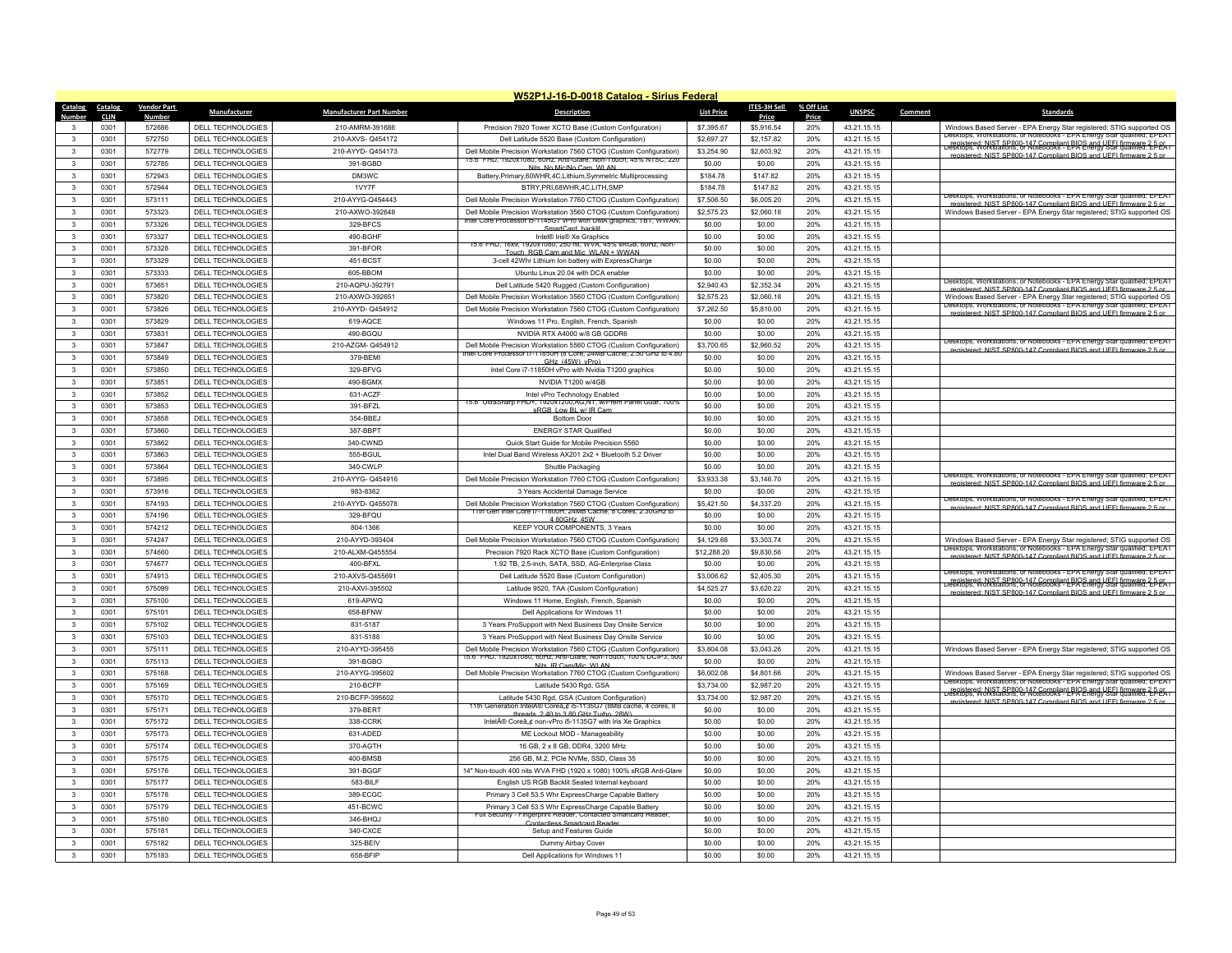## W52P1J-16-D-0018 Catalog - Sirius Federal

| Catalog Number | Catalog CLIN | Vendor Part Number | Manufacturer | Manufacturer Part Number | Description | List Price | ITES-3H Sell Price | % Off List Price | UNSPSC | Comment | Standards |
|---|---|---|---|---|---|---|---|---|---|---|---|
| 3 | 0301 | 572686 | DELL TECHNOLOGIES | 210-AMRM-391686 | Precision 7920 Tower XCTO Base (Custom Configuration) | $7,395.67 | $5,916.54 | 20% | 43.21.15.15 | | Windows Based Server - EPA Energy Star registered; STIG supported OS |
| 3 | 0301 | 572750 | DELL TECHNOLOGIES | 210-AXVS- Q454172 | Dell Latitude 5520 Base (Custom Configuration) | $2,697.27 | $2,157.82 | 20% | 43.21.15.15 | | Desktops, Workstations, or Notebooks - EPA Energy Star qualified; EPEAT registered; NIST SP800-147 Compliant BIOS and UEFI firmware 2.5 or |
| 3 | 0301 | 572779 | DELL TECHNOLOGIES | 210-AYYD- Q454173 | Dell Mobile Precision Workstation 7560 CTOG (Custom Configuration) | $3,254.90 | $2,603.92 | 20% | 43.21.15.15 | | Desktops, Workstations, or Notebooks - EPA Energy Star qualified; EPEAT registered; NIST SP800-147 Compliant BIOS and UEFI firmware 2.5 or |
| 3 | 0301 | 572785 | DELL TECHNOLOGIES | 391-BGBD | 15.6" FHD, 1920x1080, 60Hz, Anti-Glare, Non-Touch, 45% NTSC, 220 Nits, No Mic/No Cam, WLAN | $0.00 | $0.00 | 20% | 43.21.15.15 | | |
| 3 | 0301 | 572943 | DELL TECHNOLOGIES | DM3WC | Battery,Primary,60WHR,4C,Lithium,Symmetric Multiprocessing | $184.78 | $147.82 | 20% | 43.21.15.15 | | |
| 3 | 0301 | 572944 | DELL TECHNOLOGIES | 1VY7F | BTRY,PRI,68WHR,4C,LITH,SMP | $184.78 | $147.82 | 20% | 43.21.15.15 | | |
| 3 | 0301 | 573111 | DELL TECHNOLOGIES | 210-AYYG-Q454443 | Dell Mobile Precision Workstation 7760 CTOG (Custom Configuration) | $7,506.50 | $6,005.20 | 20% | 43.21.15.15 | | Desktops, Workstations, or Notebooks - EPA Energy Star qualified; EPEAT registered; NIST SP800-147 Compliant BIOS and UEFI firmware 2.5 or |
| 3 | 0301 | 573323 | DELL TECHNOLOGIES | 210-AXWO-392648 | Dell Mobile Precision Workstation 3560 CTOG (Custom Configuration) | $2,575.23 | $2,060.18 | 20% | 43.21.15.15 | | Windows Based Server - EPA Energy Star registered; STIG supported OS |
| 3 | 0301 | 573326 | DELL TECHNOLOGIES | 329-BFCS | Intel Core Processor i5-1145G7 vPro with UMA graphics, TBT, WWAN, SmartCard, backlit | $0.00 | $0.00 | 20% | 43.21.15.15 | | |
| 3 | 0301 | 573327 | DELL TECHNOLOGIES | 490-BGHF | Intel® Iris® Xe Graphics | $0.00 | $0.00 | 20% | 43.21.15.15 | | |
| 3 | 0301 | 573328 | DELL TECHNOLOGIES | 391-BFOR | 15.6" FHD, 16x9, 1920x1080, 250 nit, WVA, 45% sRGB, 60Hz, Non-Touch, RGB Cam and Mic, WLAN + WWAN | $0.00 | $0.00 | 20% | 43.21.15.15 | | |
| 3 | 0301 | 573329 | DELL TECHNOLOGIES | 451-BCST | 3-cell 42Whr Lithium Ion battery with ExpressCharge | $0.00 | $0.00 | 20% | 43.21.15.15 | | |
| 3 | 0301 | 573333 | DELL TECHNOLOGIES | 605-BBOM | Ubuntu Linux 20.04 with DCA enabler | $0.00 | $0.00 | 20% | 43.21.15.15 | | |
| 3 | 0301 | 573651 | DELL TECHNOLOGIES | 210-AQPU-392791 | Dell Latitude 5420 Rugged (Custom Configuration) | $2,940.43 | $2,352.34 | 20% | 43.21.15.15 | | Desktops, Workstations, or Notebooks - EPA Energy Star qualified; EPEAT registered; NIST SP800-147 Compliant BIOS and UEFI firmware 2.5 or |
| 3 | 0301 | 573820 | DELL TECHNOLOGIES | 210-AXWO-392651 | Dell Mobile Precision Workstation 3560 CTOG (Custom Configuration) | $2,575.23 | $2,060.18 | 20% | 43.21.15.15 | | Windows Based Server - EPA Energy Star registered; STIG supported OS |
| 3 | 0301 | 573826 | DELL TECHNOLOGIES | 210-AYYD- Q454912 | Dell Mobile Precision Workstation 7560 CTOG (Custom Configuration) | $7,262.50 | $5,810.00 | 20% | 43.21.15.15 | | Desktops, Workstations, or Notebooks - EPA Energy Star qualified; EPEAT registered; NIST SP800-147 Compliant BIOS and UEFI firmware 2.5 or |
| 3 | 0301 | 573829 | DELL TECHNOLOGIES | 619-AQCE | Windows 11 Pro, English, French, Spanish | $0.00 | $0.00 | 20% | 43.21.15.15 | | |
| 3 | 0301 | 573831 | DELL TECHNOLOGIES | 490-BGQU | NVIDIA RTX A4000 w/8 GB GDDR6 | $0.00 | $0.00 | 20% | 43.21.15.15 | | |
| 3 | 0301 | 573847 | DELL TECHNOLOGIES | 210-AZGM- Q454912 | Dell Mobile Precision Workstation 5560 CTOG (Custom Configuration) | $3,700.65 | $2,960.52 | 20% | 43.21.15.15 | | Desktops, Workstations, or Notebooks - EPA Energy Star qualified; EPEAT registered; NIST SP800-147 Compliant BIOS and UEFI firmware 2.5 or |
| 3 | 0301 | 573849 | DELL TECHNOLOGIES | 379-BEMI | Intel Core Processor i7-11850H (8 Core, 24MB Cache, 2.50 GHz to 4.80 GHz (45W), vPro) | $0.00 | $0.00 | 20% | 43.21.15.15 | | |
| 3 | 0301 | 573850 | DELL TECHNOLOGIES | 329-BFVG | Intel Core i7-11850H vPro with Nvidia T1200 graphics | $0.00 | $0.00 | 20% | 43.21.15.15 | | |
| 3 | 0301 | 573851 | DELL TECHNOLOGIES | 490-BGMX | NVIDIA T1200 w/4GB | $0.00 | $0.00 | 20% | 43.21.15.15 | | |
| 3 | 0301 | 573852 | DELL TECHNOLOGIES | 631-ACZF | Intel vPro Technology Enabled | $0.00 | $0.00 | 20% | 43.21.15.15 | | |
| 3 | 0301 | 573853 | DELL TECHNOLOGIES | 391-BFZL | 15.6" UltraSharp FHD+, 1920x1200,AG,NT, w/Prem Panel Guar, 100% sRGB, Low BL w/ IR Cam | $0.00 | $0.00 | 20% | 43.21.15.15 | | |
| 3 | 0301 | 573858 | DELL TECHNOLOGIES | 354-BBEJ | Bottom Door | $0.00 | $0.00 | 20% | 43.21.15.15 | | |
| 3 | 0301 | 573860 | DELL TECHNOLOGIES | 387-BBPT | ENERGY STAR Qualified | $0.00 | $0.00 | 20% | 43.21.15.15 | | |
| 3 | 0301 | 573862 | DELL TECHNOLOGIES | 340-CWND | Quick Start Guide for Mobile Precision 5560 | $0.00 | $0.00 | 20% | 43.21.15.15 | | |
| 3 | 0301 | 573863 | DELL TECHNOLOGIES | 555-BGUL | Intel Dual Band Wireless AX201 2x2 + Bluetooth 5.2 Driver | $0.00 | $0.00 | 20% | 43.21.15.15 | | |
| 3 | 0301 | 573864 | DELL TECHNOLOGIES | 340-CWLP | Shuttle Packaging | $0.00 | $0.00 | 20% | 43.21.15.15 | | |
| 3 | 0301 | 573895 | DELL TECHNOLOGIES | 210-AYYG- Q454916 | Dell Mobile Precision Workstation 7760 CTOG (Custom Configuration) | $3,933.38 | $3,146.70 | 20% | 43.21.15.15 | | Desktops, Workstations, or Notebooks - EPA Energy Star qualified; EPEAT registered; NIST SP800-147 Compliant BIOS and UEFI firmware 2.5 or |
| 3 | 0301 | 573916 | DELL TECHNOLOGIES | 983-8362 | 3 Years Accidental Damage Service | $0.00 | $0.00 | 20% | 43.21.15.15 | | |
| 3 | 0301 | 574193 | DELL TECHNOLOGIES | 210-AYYD- Q455078 | Dell Mobile Precision Workstation 7560 CTOG (Custom Configuration) | $5,421.50 | $4,337.20 | 20% | 43.21.15.15 | | Desktops, Workstations, or Notebooks - EPA Energy Star qualified; EPEAT registered; NIST SP800-147 Compliant BIOS and UEFI firmware 2.5 or |
| 3 | 0301 | 574196 | DELL TECHNOLOGIES | 329-BFQU | 11th Gen Intel Core i7-11800H, 24MB Cache, 8 Cores, 2.30GHz to 4.60GHz, 45W | $0.00 | $0.00 | 20% | 43.21.15.15 | | |
| 3 | 0301 | 574212 | DELL TECHNOLOGIES | 804-1366 | KEEP YOUR COMPONENTS, 3 Years | $0.00 | $0.00 | 20% | 43.21.15.15 | | |
| 3 | 0301 | 574247 | DELL TECHNOLOGIES | 210-AYYD-393404 | Dell Mobile Precision Workstation 7560 CTOG (Custom Configuration) | $4,129.68 | $3,303.74 | 20% | 43.21.15.15 | | Windows Based Server - EPA Energy Star registered; STIG supported OS |
| 3 | 0301 | 574660 | DELL TECHNOLOGIES | 210-ALXM-Q455554 | Precision 7920 Rack XCTO Base (Custom Configuration) | $12,288.20 | $9,830.56 | 20% | 43.21.15.15 | | Desktops, Workstations, or Notebooks - EPA Energy Star qualified; EPEAT registered; NIST SP800-147 Compliant BIOS and UEFI firmware 2.5 or |
| 3 | 0301 | 574677 | DELL TECHNOLOGIES | 400-BFXL | 1.92 TB, 2.5-inch, SATA, SSD, AG-Enterprise Class | $0.00 | $0.00 | 20% | 43.21.15.15 | | |
| 3 | 0301 | 574913 | DELL TECHNOLOGIES | 210-AXVS-Q455691 | Dell Latitude 5520 Base (Custom Configuration) | $3,006.62 | $2,405.30 | 20% | 43.21.15.15 | | Desktops, Workstations, or Notebooks - EPA Energy Star qualified; EPEAT registered; NIST SP800-147 Compliant BIOS and UEFI firmware 2.5 or |
| 3 | 0301 | 575099 | DELL TECHNOLOGIES | 210-AXVI-395502 | Latitude 9520, TAA (Custom Configuration) | $4,525.27 | $3,620.22 | 20% | 43.21.15.15 | | Desktops, Workstations, or Notebooks - EPA Energy Star qualified; EPEAT registered; NIST SP800-147 Compliant BIOS and UEFI firmware 2.5 or |
| 3 | 0301 | 575100 | DELL TECHNOLOGIES | 619-APWQ | Windows 11 Home, English, French, Spanish | $0.00 | $0.00 | 20% | 43.21.15.15 | | |
| 3 | 0301 | 575101 | DELL TECHNOLOGIES | 658-BFNW | Dell Applications for Windows 11 | $0.00 | $0.00 | 20% | 43.21.15.15 | | |
| 3 | 0301 | 575102 | DELL TECHNOLOGIES | 831-5187 | 3 Years ProSupport with Next Business Day Onsite Service | $0.00 | $0.00 | 20% | 43.21.15.15 | | |
| 3 | 0301 | 575103 | DELL TECHNOLOGIES | 831-5188 | 3 Years ProSupport with Next Business Day Onsite Service | $0.00 | $0.00 | 20% | 43.21.15.15 | | |
| 3 | 0301 | 575111 | DELL TECHNOLOGIES | 210-AYYD-395455 | Dell Mobile Precision Workstation 7560 CTOG (Custom Configuration) | $3,804.08 | $3,043.26 | 20% | 43.21.15.15 | | Windows Based Server - EPA Energy Star registered; STIG supported OS |
| 3 | 0301 | 575113 | DELL TECHNOLOGIES | 391-BGBO | 15.6" FHD, 1920x1080, 60Hz, Anti-Glare, Non-Touch, 100% DCIP3, 500 Nits, IR Cam/Mic, WLAN | $0.00 | $0.00 | 20% | 43.21.15.15 | | |
| 3 | 0301 | 575168 | DELL TECHNOLOGIES | 210-AYYG-395602 | Dell Mobile Precision Workstation 7760 CTOG (Custom Configuration) | $6,002.08 | $4,801.66 | 20% | 43.21.15.15 | | Windows Based Server - EPA Energy Star registered; STIG supported OS |
| 3 | 0301 | 575169 | DELL TECHNOLOGIES | 210-BCFP | Latitude 5430 Rgd, GSA | $3,734.00 | $2,987.20 | 20% | 43.21.15.15 | | Desktops, Workstations, or Notebooks - EPA Energy Star qualified; EPEAT registered; NIST SP800-147 Compliant BIOS and UEFI firmware 2.5 or |
| 3 | 0301 | 575170 | DELL TECHNOLOGIES | 210-BCFP-395602 | Latitude 5430 Rgd, GSA (Custom Configuration) | $3,734.00 | $2,987.20 | 20% | 43.21.15.15 | | Desktops, Workstations, or Notebooks - EPA Energy Star qualified; EPEAT registered; NIST SP800-147 Compliant BIOS and UEFI firmware 2.5 or |
| 3 | 0301 | 575171 | DELL TECHNOLOGIES | 379-BERT | 11th Generation IntelÂ® Coreâ„¢ i5-1135G7 (8MB cache, 4 cores, 8 threads, 2.40 to 3.80 GHz Turbo, 28W) | $0.00 | $0.00 | 20% | 43.21.15.15 | | |
| 3 | 0301 | 575172 | DELL TECHNOLOGIES | 338-CCRK | IntelÂ® Coreâ„¢ non-vPro i5-1135G7 with Iris Xe Graphics | $0.00 | $0.00 | 20% | 43.21.15.15 | | |
| 3 | 0301 | 575173 | DELL TECHNOLOGIES | 631-ADED | ME Lockout MOD - Manageability | $0.00 | $0.00 | 20% | 43.21.15.15 | | |
| 3 | 0301 | 575174 | DELL TECHNOLOGIES | 370-AGTH | 16 GB, 2 x 8 GB, DDR4, 3200 MHz | $0.00 | $0.00 | 20% | 43.21.15.15 | | |
| 3 | 0301 | 575175 | DELL TECHNOLOGIES | 400-BMSB | 256 GB, M.2, PCIe NVMe, SSD, Class 35 | $0.00 | $0.00 | 20% | 43.21.15.15 | | |
| 3 | 0301 | 575176 | DELL TECHNOLOGIES | 391-BGGF | 14" Non-touch 400 nits WVA FHD (1920 x 1080) 100% sRGB Anti-Glare | $0.00 | $0.00 | 20% | 43.21.15.15 | | |
| 3 | 0301 | 575177 | DELL TECHNOLOGIES | 583-BILF | English US RGB Backlit Sealed Internal keyboard | $0.00 | $0.00 | 20% | 43.21.15.15 | | |
| 3 | 0301 | 575178 | DELL TECHNOLOGIES | 389-ECGC | Primary 3 Cell 53.5 Whr ExpressCharge Capable Battery | $0.00 | $0.00 | 20% | 43.21.15.15 | | |
| 3 | 0301 | 575179 | DELL TECHNOLOGIES | 451-BCWC | Primary 3 Cell 53.5 Whr ExpressCharge Capable Battery | $0.00 | $0.00 | 20% | 43.21.15.15 | | |
| 3 | 0301 | 575180 | DELL TECHNOLOGIES | 346-BHQJ | Full Security - Fingerprint Reader, Contacted Smartcard Reader, Contactless Smartcard Reader | $0.00 | $0.00 | 20% | 43.21.15.15 | | |
| 3 | 0301 | 575181 | DELL TECHNOLOGIES | 340-CXCE | Setup and Features Guide | $0.00 | $0.00 | 20% | 43.21.15.15 | | |
| 3 | 0301 | 575182 | DELL TECHNOLOGIES | 325-BEIV | Dummy Airbay Cover | $0.00 | $0.00 | 20% | 43.21.15.15 | | |
| 3 | 0301 | 575183 | DELL TECHNOLOGIES | 658-BFIP | Dell Applications for Windows 11 | $0.00 | $0.00 | 20% | 43.21.15.15 | | |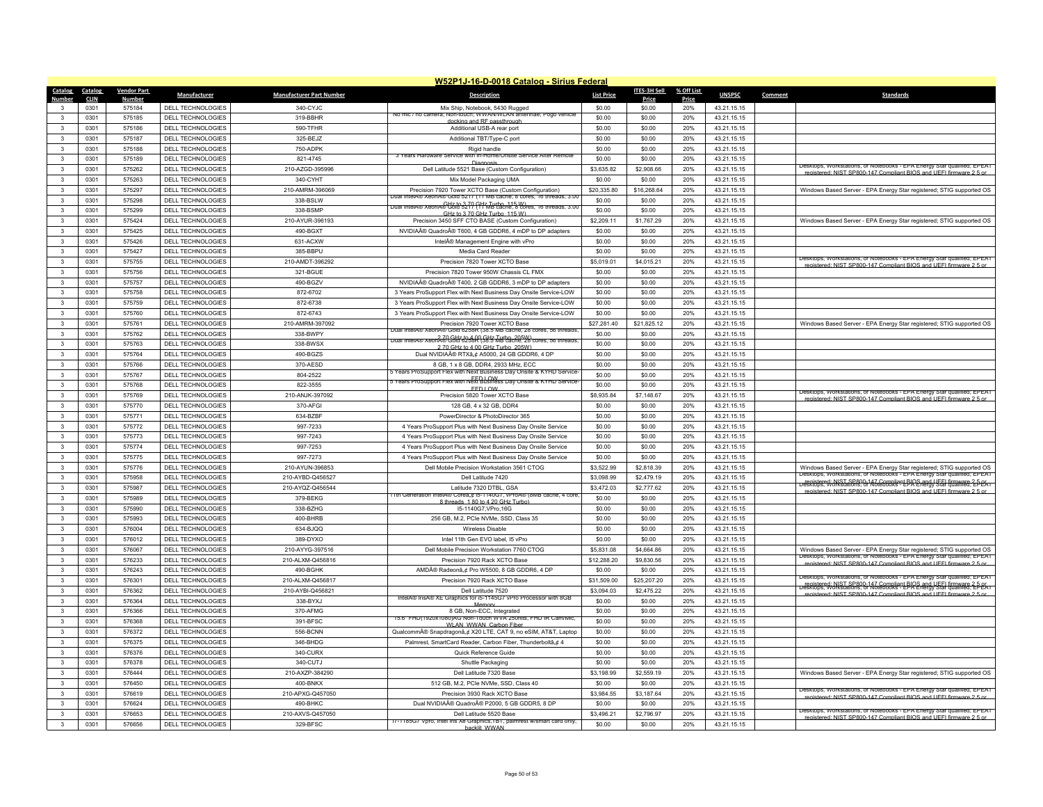# W52P1J-16-D-0018 Catalog - Sirius Federal

| Catalog Number | Catalog CLIN | Vendor Part Number | Manufacturer | Manufacturer Part Number | Description | List Price | ITES-3H Sell Price | % Off List Price | UNSPSC | Comment | Standards |
|---|---|---|---|---|---|---|---|---|---|---|---|
| 3 | 0301 | 575184 | DELL TECHNOLOGIES | 340-CYJC | Mix Ship, Notebook, 5430 Rugged | $0.00 | $0.00 | 20% | 43.21.15.15 | | |
| 3 | 0301 | 575185 | DELL TECHNOLOGIES | 319-BBHR | No mic / no camera, Non-touch, WWAN/WLAN antennae, Pogo vehicle docking and RF passthrough | $0.00 | $0.00 | 20% | 43.21.15.15 | | |
| 3 | 0301 | 575186 | DELL TECHNOLOGIES | 590-TFHR | Additional USB-A rear port | $0.00 | $0.00 | 20% | 43.21.15.15 | | |
| 3 | 0301 | 575187 | DELL TECHNOLOGIES | 325-BEJZ | Additional TBT/Type-C port | $0.00 | $0.00 | 20% | 43.21.15.15 | | |
| 3 | 0301 | 575188 | DELL TECHNOLOGIES | 750-ADPK | Rigid handle | $0.00 | $0.00 | 20% | 43.21.15.15 | | |
| 3 | 0301 | 575189 | DELL TECHNOLOGIES | 821-4745 | 3 Years Hardware Service with In-Home/Onsite Service After Remote Diagnosis | $0.00 | $0.00 | 20% | 43.21.15.15 | | |
| 3 | 0301 | 575262 | DELL TECHNOLOGIES | 210-AZGD-395996 | Dell Latitude 5521 Base (Custom Configuration) | $3,635.82 | $2,908.66 | 20% | 43.21.15.15 | | Desktops, Workstations, or Notebooks - EPA Energy Star qualified; EPEAT registered; NIST SP800-147 Compliant BIOS and UEFI firmware 2.5 or |
| 3 | 0301 | 575263 | DELL TECHNOLOGIES | 340-CYHT | Mix Model Packaging UMA | $0.00 | $0.00 | 20% | 43.21.15.15 | | |
| 3 | 0301 | 575297 | DELL TECHNOLOGIES | 210-AMRM-396069 | Precision 7920 Tower XCTO Base (Custom Configuration) | $20,335.80 | $16,268.64 | 20% | 43.21.15.15 | | Windows Based Server - EPA Energy Star registered; STIG supported OS |
| 3 | 0301 | 575298 | DELL TECHNOLOGIES | 338-BSLW | Dual IntelÂ® XeonÂ® Gold 5217 (11 MB cache, 8 cores, 16 threads, 3.00 GHz to 3.70 GHz Turbo, 115 W) | $0.00 | $0.00 | 20% | 43.21.15.15 | | |
| 3 | 0301 | 575299 | DELL TECHNOLOGIES | 338-BSMP | Dual IntelÂ® XeonÂ® Gold 5217 (11 MB cache, 8 cores, 16 threads, 3.00 GHz to 3.70 GHz Turbo, 115 W) | $0.00 | $0.00 | 20% | 43.21.15.15 | | |
| 3 | 0301 | 575424 | DELL TECHNOLOGIES | 210-AYUR-396193 | Precision 3450 SFF CTO BASE (Custom Configuration) | $2,209.11 | $1,767.29 | 20% | 43.21.15.15 | | Windows Based Server - EPA Energy Star registered; STIG supported OS |
| 3 | 0301 | 575425 | DELL TECHNOLOGIES | 490-BGXT | NVIDIAÂ® QuadroÂ® T600, 4 GB GDDR6, 4 mDP to DP adapters | $0.00 | $0.00 | 20% | 43.21.15.15 | | |
| 3 | 0301 | 575426 | DELL TECHNOLOGIES | 631-ACXW | IntelÂ® Management Engine with vPro | $0.00 | $0.00 | 20% | 43.21.15.15 | | |
| 3 | 0301 | 575427 | DELL TECHNOLOGIES | 385-BBPU | Media Card Reader | $0.00 | $0.00 | 20% | 43.21.15.15 | | |
| 3 | 0301 | 575755 | DELL TECHNOLOGIES | 210-AMDT-396292 | Precision 7820 Tower XCTO Base | $5,019.01 | $4,015.21 | 20% | 43.21.15.15 | | Desktops, Workstations, or Notebooks - EPA Energy Star qualified; EPEAT registered; NIST SP800-147 Compliant BIOS and UEFI firmware 2.5 or |
| 3 | 0301 | 575756 | DELL TECHNOLOGIES | 321-BGUE | Precision 7820 Tower 950W Chassis CL FMX | $0.00 | $0.00 | 20% | 43.21.15.15 | | |
| 3 | 0301 | 575757 | DELL TECHNOLOGIES | 490-BGZV | NVIDIAÂ® QuadroÂ® T400, 2 GB GDDR6, 3 mDP to DP adapters | $0.00 | $0.00 | 20% | 43.21.15.15 | | |
| 3 | 0301 | 575758 | DELL TECHNOLOGIES | 872-6702 | 3 Years ProSupport Flex with Next Business Day Onsite Service-LOW | $0.00 | $0.00 | 20% | 43.21.15.15 | | |
| 3 | 0301 | 575759 | DELL TECHNOLOGIES | 872-6738 | 3 Years ProSupport Flex with Next Business Day Onsite Service-LOW | $0.00 | $0.00 | 20% | 43.21.15.15 | | |
| 3 | 0301 | 575760 | DELL TECHNOLOGIES | 872-6743 | 3 Years ProSupport Flex with Next Business Day Onsite Service-LOW | $0.00 | $0.00 | 20% | 43.21.15.15 | | |
| 3 | 0301 | 575761 | DELL TECHNOLOGIES | 210-AMRM-397092 | Precision 7920 Tower XCTO Base | $27,281.40 | $21,825.12 | 20% | 43.21.15.15 | | Windows Based Server - EPA Energy Star registered; STIG supported OS |
| 3 | 0301 | 575762 | DELL TECHNOLOGIES | 338-BWPY | Dual IntelÂ® XeonÂ® Gold 6258R (38.5 MB cache, 28 cores, 56 threads, 2.70 GHz to 4.00 GHz Turbo, 205W) | $0.00 | $0.00 | 20% | 43.21.15.15 | | |
| 3 | 0301 | 575763 | DELL TECHNOLOGIES | 338-BWSX | Dual IntelÂ® XeonÂ® Gold 6258R (38.5 MB cache, 28 cores, 56 threads, 2.70 GHz to 4.00 GHz Turbo, 205W) | $0.00 | $0.00 | 20% | 43.21.15.15 | | |
| 3 | 0301 | 575764 | DELL TECHNOLOGIES | 490-BGZS | Dual NVIDIAÂ® RTXâ„¢ A5000, 24 GB GDDR6, 4 DP | $0.00 | $0.00 | 20% | 43.21.15.15 | | |
| 3 | 0301 | 575766 | DELL TECHNOLOGIES | 370-AESD | 8 GB, 1 x 8 GB, DDR4, 2933 MHz, ECC | $0.00 | $0.00 | 20% | 43.21.15.15 | | |
| 3 | 0301 | 575767 | DELL TECHNOLOGIES | 804-2522 | 5 Years ProSupport Flex with Next Business Day Onsite & KYHD Service-FED LOW | $0.00 | $0.00 | 20% | 43.21.15.15 | | |
| 3 | 0301 | 575768 | DELL TECHNOLOGIES | 822-3555 | 5 Years ProSupport Flex with Next Business Day Onsite & KYHD Service-FED LOW | $0.00 | $0.00 | 20% | 43.21.15.15 | | |
| 3 | 0301 | 575769 | DELL TECHNOLOGIES | 210-ANJK-397092 | Precision 5820 Tower XCTO Base | $8,935.84 | $7,148.67 | 20% | 43.21.15.15 | | Desktops, Workstations, or Notebooks - EPA Energy Star qualified; EPEAT registered; NIST SP800-147 Compliant BIOS and UEFI firmware 2.5 or |
| 3 | 0301 | 575770 | DELL TECHNOLOGIES | 370-AFGI | 128 GB, 4 x 32 GB, DDR4 | $0.00 | $0.00 | 20% | 43.21.15.15 | | |
| 3 | 0301 | 575771 | DELL TECHNOLOGIES | 634-BZBF | PowerDirector & PhotoDirector 365 | $0.00 | $0.00 | 20% | 43.21.15.15 | | |
| 3 | 0301 | 575772 | DELL TECHNOLOGIES | 997-7233 | 4 Years ProSupport Plus with Next Business Day Onsite Service | $0.00 | $0.00 | 20% | 43.21.15.15 | | |
| 3 | 0301 | 575773 | DELL TECHNOLOGIES | 997-7243 | 4 Years ProSupport Plus with Next Business Day Onsite Service | $0.00 | $0.00 | 20% | 43.21.15.15 | | |
| 3 | 0301 | 575774 | DELL TECHNOLOGIES | 997-7253 | 4 Years ProSupport Plus with Next Business Day Onsite Service | $0.00 | $0.00 | 20% | 43.21.15.15 | | |
| 3 | 0301 | 575775 | DELL TECHNOLOGIES | 997-7273 | 4 Years ProSupport Plus with Next Business Day Onsite Service | $0.00 | $0.00 | 20% | 43.21.15.15 | | |
| 3 | 0301 | 575776 | DELL TECHNOLOGIES | 210-AYUN-396853 | Dell Mobile Precision Workstation 3561 CTOG | $3,522.99 | $2,818.39 | 20% | 43.21.15.15 | | Windows Based Server - EPA Energy Star registered; STIG supported OS |
| 3 | 0301 | 575958 | DELL TECHNOLOGIES | 210-AYBD-Q456527 | Dell Latitude 7420 | $3,098.99 | $2,479.19 | 20% | 43.21.15.15 | | Desktops, Workstations, or Notebooks - EPA Energy Star qualified; EPEAT registered; NIST SP800-147 Compliant BIOS and UEFI firmware 2.5 or |
| 3 | 0301 | 575987 | DELL TECHNOLOGIES | 210-AYQZ-Q456544 | Latitude 7320 DTBL, GSA | $3,472.03 | $2,777.62 | 20% | 43.21.15.15 | | Desktops, Workstations, or Notebooks - EPA Energy Star qualified; EPEAT registered; NIST SP800-147 Compliant BIOS and UEFI firmware 2.5 or |
| 3 | 0301 | 575989 | DELL TECHNOLOGIES | 379-BEKG | 11th Generation IntelÂ® Coreâ„¢ i5-1140G7, vProÂ® (8MB cache, 4 core, 8 threads, 1.80 to 4.20 GHz Turbo) | $0.00 | $0.00 | 20% | 43.21.15.15 | | |
| 3 | 0301 | 575990 | DELL TECHNOLOGIES | 338-BZHG | I5-1140G7,VPro,16G | $0.00 | $0.00 | 20% | 43.21.15.15 | | |
| 3 | 0301 | 575993 | DELL TECHNOLOGIES | 400-BHRB | 256 GB, M.2, PCIe NVMe, SSD, Class 35 | $0.00 | $0.00 | 20% | 43.21.15.15 | | |
| 3 | 0301 | 576004 | DELL TECHNOLOGIES | 634-BJQQ | Wireless Disable | $0.00 | $0.00 | 20% | 43.21.15.15 | | |
| 3 | 0301 | 576012 | DELL TECHNOLOGIES | 389-DYXO | Intel 11th Gen EVO label, I5 vPro | $0.00 | $0.00 | 20% | 43.21.15.15 | | |
| 3 | 0301 | 576067 | DELL TECHNOLOGIES | 210-AYYG-397516 | Dell Mobile Precision Workstation 7760 CTOG | $5,831.08 | $4,664.86 | 20% | 43.21.15.15 | | Windows Based Server - EPA Energy Star registered; STIG supported OS |
| 3 | 0301 | 576233 | DELL TECHNOLOGIES | 210-ALXM-Q456816 | Precision 7920 Rack XCTO Base | $12,288.20 | $9,830.56 | 20% | 43.21.15.15 | | Desktops, Workstations, or Notebooks - EPA Energy Star qualified; EPEAT registered; NIST SP800-147 Compliant BIOS and UEFI firmware 2.5 or |
| 3 | 0301 | 576243 | DELL TECHNOLOGIES | 490-BGHK | AMDÂ® Radeonâ„¢ Pro W5500, 8 GB GDDR6, 4 DP | $0.00 | $0.00 | 20% | 43.21.15.15 | | |
| 3 | 0301 | 576301 | DELL TECHNOLOGIES | 210-ALXM-Q456817 | Precision 7920 Rack XCTO Base | $31,509.00 | $25,207.20 | 20% | 43.21.15.15 | | Desktops, Workstations, or Notebooks - EPA Energy Star qualified; EPEAT registered; NIST SP800-147 Compliant BIOS and UEFI firmware 2.5 or |
| 3 | 0301 | 576362 | DELL TECHNOLOGIES | 210-AYBI-Q456821 | Dell Latitude 7520 | $3,094.03 | $2,475.22 | 20% | 43.21.15.15 | | Desktops, Workstations, or Notebooks - EPA Energy Star qualified; EPEAT registered; NIST SP800-147 Compliant BIOS and UEFI firmware 2.5 or |
| 3 | 0301 | 576364 | DELL TECHNOLOGIES | 338-BYXJ | IntelÂ® IrisÂ® XE Graphics for i5-1145G7 vPro Processor with 8GB Memory | $0.00 | $0.00 | 20% | 43.21.15.15 | | |
| 3 | 0301 | 576366 | DELL TECHNOLOGIES | 370-AFMG | 8 GB, Non-ECC, Integrated | $0.00 | $0.00 | 20% | 43.21.15.15 | | |
| 3 | 0301 | 576368 | DELL TECHNOLOGIES | 391-BFSC | 15.6" FHD(1920x1080)AG Non-Touch WVA 250nits, FHD IR Cam/Mic, WLAN, WWAN, Carbon Fiber | $0.00 | $0.00 | 20% | 43.21.15.15 | | |
| 3 | 0301 | 576372 | DELL TECHNOLOGIES | 556-BCNN | QualcommÂ® Snapdragonâ„¢ X20 LTE, CAT 9, no eSIM, AT&T, Laptop | $0.00 | $0.00 | 20% | 43.21.15.15 | | |
| 3 | 0301 | 576375 | DELL TECHNOLOGIES | 346-BHDG | Palmrest, SmartCard Reader, Carbon Fiber, Thunderboltâ„¢ 4 | $0.00 | $0.00 | 20% | 43.21.15.15 | | |
| 3 | 0301 | 576376 | DELL TECHNOLOGIES | 340-CURX | Quick Reference Guide | $0.00 | $0.00 | 20% | 43.21.15.15 | | |
| 3 | 0301 | 576378 | DELL TECHNOLOGIES | 340-CUTJ | Shuttle Packaging | $0.00 | $0.00 | 20% | 43.21.15.15 | | |
| 3 | 0301 | 576444 | DELL TECHNOLOGIES | 210-AXZP-384290 | Dell Latitude 7320 Base | $3,198.99 | $2,559.19 | 20% | 43.21.15.15 | | Windows Based Server - EPA Energy Star registered; STIG supported OS |
| 3 | 0301 | 576450 | DELL TECHNOLOGIES | 400-BNKX | 512 GB, M.2, PCIe NVMe, SSD, Class 40 | $0.00 | $0.00 | 20% | 43.21.15.15 | | |
| 3 | 0301 | 576619 | DELL TECHNOLOGIES | 210-APXG-Q457050 | Precision 3930 Rack XCTO Base | $3,984.55 | $3,187.64 | 20% | 43.21.15.15 | | Desktops, Workstations, or Notebooks - EPA Energy Star qualified; EPEAT registered; NIST SP800-147 Compliant BIOS and UEFI firmware 2.5 or |
| 3 | 0301 | 576624 | DELL TECHNOLOGIES | 490-BHKC | Dual NVIDIAÂ® QuadroÂ® P2000, 5 GB GDDR5, 8 DP | $0.00 | $0.00 | 20% | 43.21.15.15 | | |
| 3 | 0301 | 576653 | DELL TECHNOLOGIES | 210-AXVS-Q457050 | Dell Latitude 5520 Base | $3,496.21 | $2,796.97 | 20% | 43.21.15.15 | | Desktops, Workstations, or Notebooks - EPA Energy Star qualified; EPEAT registered; NIST SP800-147 Compliant BIOS and UEFI firmware 2.5 or |
| 3 | 0301 | 576656 | DELL TECHNOLOGIES | 329-BFSC | i7-1185G7 vPro, Intel Iris Xe Graphics, TBT, palmrest w/smart card only, backlit, WWAN | $0.00 | $0.00 | 20% | 43.21.15.15 | | |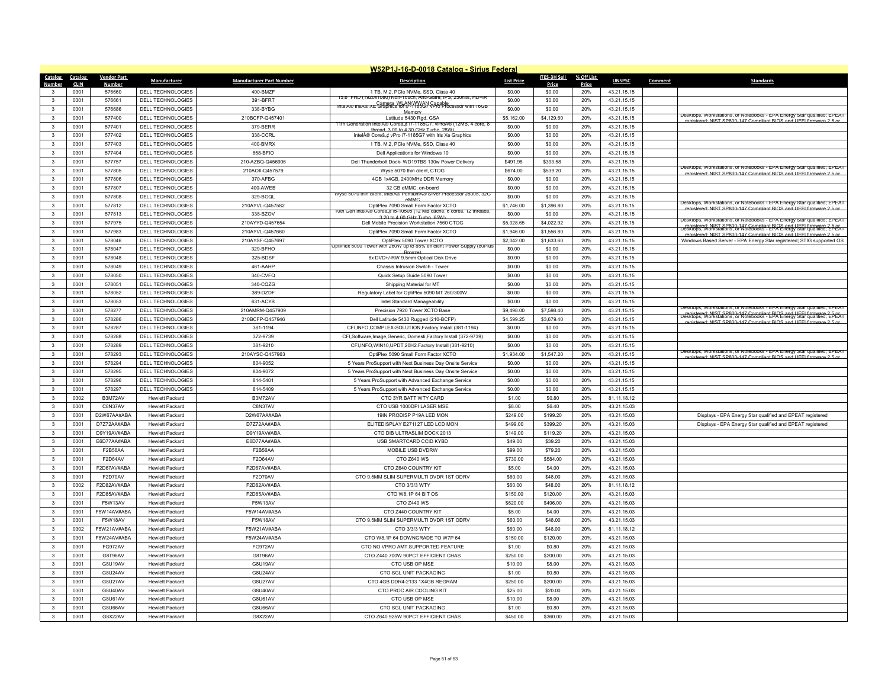# W52P1J-16-D-0018 Catalog - Sirius Federal

| Catalog Number | Catalog CLIN | Vendor Part Number | Manufacturer | Manufacturer Part Number | Description | List Price | ITES-3H Sell Price | % Off List Price | UNSPSC | Comment | Standards |
|---|---|---|---|---|---|---|---|---|---|---|---|
| 3 | 0301 | 576660 | DELL TECHNOLOGIES | 400-BMZF | 1 TB, M.2, PCIe NVMe, SSD, Class 40 | $0.00 | $0.00 | 20% | 43.21.15.15 | | |
| 3 | 0301 | 576661 | DELL TECHNOLOGIES | 391-BFRT | 15.6" FHD (1920x1080) Non-Touch, Anti-Glare, IPS, 250nits, HD+IR Camera, WLAN/WWAN Capable | $0.00 | $0.00 | 20% | 43.21.15.15 | | |
| 3 | 0301 | 576686 | DELL TECHNOLOGIES | 338-BYBG | IntelÂ® IrisÂ® XE Graphics for i7-1185G7 vPro Processor with 16GB Memory | $0.00 | $0.00 | 20% | 43.21.15.15 | | |
| 3 | 0301 | 577400 | DELL TECHNOLOGIES | 210BCFP-Q457401 | Latitude 5430 Rgd, GSA | $5,162.00 | $4,129.60 | 20% | 43.21.15.15 | | Desktops, Workstations, or Notebooks - EPA Energy Star qualified; EPEAT registered; NIST SP800-147 Compliant BIOS and UEFI firmware 2.5 or |
| 3 | 0301 | 577401 | DELL TECHNOLOGIES | 379-BERR | 11th Generation IntelÂ® Coreâ,¢ i7-1185G7, vProÂ® (12MB, 4 core, 8 thread, 3.00 to 4.30 GHz Turbo, 28W) | $0.00 | $0.00 | 20% | 43.21.15.15 | | |
| 3 | 0301 | 577402 | DELL TECHNOLOGIES | 338-CCRL | IntelÂ® Coreâ,¢ vPro i7-1185G7 with Iris Xe Graphics | $0.00 | $0.00 | 20% | 43.21.15.15 | | |
| 3 | 0301 | 577403 | DELL TECHNOLOGIES | 400-BMRX | 1 TB, M.2, PCIe NVMe, SSD, Class 40 | $0.00 | $0.00 | 20% | 43.21.15.15 | | |
| 3 | 0301 | 577404 | DELL TECHNOLOGIES | 658-BFIO | Dell Applications for Windows 10 | $0.00 | $0.00 | 20% | 43.21.15.15 | | |
| 3 | 0301 | 577757 | DELL TECHNOLOGIES | 210-AZBQ-Q456906 | Dell Thunderbolt Dock- WD19TBS 130w Power Delivery | $491.98 | $393.58 | 20% | 43.21.15.15 | | |
| 3 | 0301 | 577805 | DELL TECHNOLOGIES | 210AOII-Q457579 | Wyse 5070 thin client, CTOG | $674.00 | $539.20 | 20% | 43.21.15.15 | | Desktops, Workstations, or Notebooks - EPA Energy Star qualified; EPEAT registered; NIST SP800-147 Compliant BIOS and UEFI firmware 2.5 or |
| 3 | 0301 | 577806 | DELL TECHNOLOGIES | 370-AFBG | 4GB 1x4GB, 2400MHz DDR Memory | $0.00 | $0.00 | 20% | 43.21.15.15 | | |
| 3 | 0301 | 577807 | DELL TECHNOLOGIES | 400-AWEB | 32 GB eMMC, on-board | $0.00 | $0.00 | 20% | 43.21.15.15 | | |
| 3 | 0301 | 577808 | DELL TECHNOLOGIES | 329-BGQL | Wyse 5070 thin client, IntelÂ® PentiumÂ® Silver Processor J5005, 32G eMMC | $0.00 | $0.00 | 20% | 43.21.15.15 | | |
| 3 | 0301 | 577812 | DELL TECHNOLOGIES | 210AYVL-Q457582 | OptiPlex 7090 Small Form Factor XCTO | $1,746.00 | $1,396.80 | 20% | 43.21.15.15 | | Desktops, Workstations, or Notebooks - EPA Energy Star qualified; EPEAT registered; NIST SP800-147 Compliant BIOS and UEFI firmware 2.5 or |
| 3 | 0301 | 577813 | DELL TECHNOLOGIES | 338-BZOV | 10th Gen IntelÂ® Coreâ,¢ i5-10505 (12 MB cache, 6 cores, 12 threads, 3.20 to 4.60 GHz Turbo, 65W) | $0.00 | $0.00 | 20% | 43.21.15.15 | | |
| 3 | 0301 | 577975 | DELL TECHNOLOGIES | 210AYYD-Q457654 | Dell Mobile Precision Workstation 7560 CTOG | $5,028.65 | $4,022.92 | 20% | 43.21.15.15 | | Desktops, Workstations, or Notebooks - EPA Energy Star qualified; EPEAT registered; NIST SP800-147 Compliant BIOS and UEFI firmware 2.5 or |
| 3 | 0301 | 577983 | DELL TECHNOLOGIES | 210AYVL-Q457660 | OptiPlex 7090 Small Form Factor XCTO | $1,946.00 | $1,556.80 | 20% | 43.21.15.15 | | Desktops, Workstations, or Notebooks - EPA Energy Star qualified; EPEAT registered; NIST SP800-147 Compliant BIOS and UEFI firmware 2.5 or |
| 3 | 0301 | 578046 | DELL TECHNOLOGIES | 210AYSF-Q457697 | OptiPlex 5090 Tower XCTO | $2,042.00 | $1,633.60 | 20% | 43.21.15.15 | | Windows Based Server - EPA Energy Star registered; STIG supported OS |
| 3 | 0301 | 578047 | DELL TECHNOLOGIES | 329-BFHO | OptiPlex 5090 Tower with 260W up to 85% efficient Power Supply (80Plus Bronze) | $0.00 | $0.00 | 20% | 43.21.15.15 | | |
| 3 | 0301 | 578048 | DELL TECHNOLOGIES | 325-BDSF | 8x DVD+/-RW 9.5mm Optical Disk Drive | $0.00 | $0.00 | 20% | 43.21.15.15 | | |
| 3 | 0301 | 578049 | DELL TECHNOLOGIES | 461-AAHP | Chassis Intrusion Switch - Tower | $0.00 | $0.00 | 20% | 43.21.15.15 | | |
| 3 | 0301 | 578050 | DELL TECHNOLOGIES | 340-CVFQ | Quick Setup Guide 5090 Tower | $0.00 | $0.00 | 20% | 43.21.15.15 | | |
| 3 | 0301 | 578051 | DELL TECHNOLOGIES | 340-CQZG | Shipping Material for MT | $0.00 | $0.00 | 20% | 43.21.15.15 | | |
| 3 | 0301 | 578052 | DELL TECHNOLOGIES | 389-DZDF | Regulatory Label for OptiPlex 5090 MT 260/300W | $0.00 | $0.00 | 20% | 43.21.15.15 | | |
| 3 | 0301 | 578053 | DELL TECHNOLOGIES | 631-ACYB | Intel Standard Manageability | $0.00 | $0.00 | 20% | 43.21.15.15 | | |
| 3 | 0301 | 578277 | DELL TECHNOLOGIES | 210AMRM-Q457909 | Precision 7920 Tower XCTO Base | $9,498.00 | $7,598.40 | 20% | 43.21.15.15 | | Desktops, Workstations, or Notebooks - EPA Energy Star qualified; EPEAT registered; NIST SP800-147 Compliant BIOS and UEFI firmware 2.5 or |
| 3 | 0301 | 578286 | DELL TECHNOLOGIES | 210BCFP-Q457946 | Dell Latitude 5430 Rugged (210-BCFP) | $4,599.25 | $3,679.40 | 20% | 43.21.15.15 | | Desktops, Workstations, or Notebooks - EPA Energy Star qualified; EPEAT registered; NIST SP800-147 Compliant BIOS and UEFI firmware 2.5 or |
| 3 | 0301 | 578287 | DELL TECHNOLOGIES | 381-1194 | CFI,INFO,COMPLEX-SOLUTION,Factory Install (381-1194) | $0.00 | $0.00 | 20% | 43.21.15.15 | | |
| 3 | 0301 | 578288 | DELL TECHNOLOGIES | 372-9739 | CFI,Software,Image,Generic, Domesti,Factory Install (372-9739) | $0.00 | $0.00 | 20% | 43.21.15.15 | | |
| 3 | 0301 | 578289 | DELL TECHNOLOGIES | 381-9210 | CFI,INFO,WIN10,UPDT,20H2.Factory Install (381-9210) | $0.00 | $0.00 | 20% | 43.21.15.15 | | |
| 3 | 0301 | 578293 | DELL TECHNOLOGIES | 210AYSC-Q457963 | OptiPlex 5090 Small Form Factor XCTO | $1,934.00 | $1,547.20 | 20% | 43.21.15.15 | | Desktops, Workstations, or Notebooks - EPA Energy Star qualified; EPEAT registered; NIST SP800-147 Compliant BIOS and UEFI firmware 2.5 or |
| 3 | 0301 | 578294 | DELL TECHNOLOGIES | 804-9052 | 5 Years ProSupport with Next Business Day Onsite Service | $0.00 | $0.00 | 20% | 43.21.15.15 | | |
| 3 | 0301 | 578295 | DELL TECHNOLOGIES | 804-9072 | 5 Years ProSupport with Next Business Day Onsite Service | $0.00 | $0.00 | 20% | 43.21.15.15 | | |
| 3 | 0301 | 578296 | DELL TECHNOLOGIES | 814-5401 | 5 Years ProSupport with Advanced Exchange Service | $0.00 | $0.00 | 20% | 43.21.15.15 | | |
| 3 | 0301 | 578297 | DELL TECHNOLOGIES | 814-5409 | 5 Years ProSupport with Advanced Exchange Service | $0.00 | $0.00 | 20% | 43.21.15.15 | | |
| 3 | 0302 | B3M72AV | Hewlett Packard | B3M72AV | CTO 3YR BATT WTY CARD | $1.00 | $0.80 | 20% | 81.11.18.12 | | |
| 3 | 0301 | C8N37AV | Hewlett Packard | C8N37AV | CTO USB 1000DPI LASER MSE | $8.00 | $6.40 | 20% | 43.21.15.03 | | |
| 3 | 0301 | D2W67AA#ABA | Hewlett Packard | D2W67AA#ABA | 19IN PRODISP P19A LED MON | $249.00 | $199.20 | 20% | 43.21.15.03 | | Displays - EPA Energy Star qualified and EPEAT registered |
| 3 | 0301 | D7Z72AA#ABA | Hewlett Packard | D7Z72AA#ABA | ELITEDISPLAY E271I 27 LED LCD MON | $499.00 | $399.20 | 20% | 43.21.15.03 | | Displays - EPA Energy Star qualified and EPEAT registered |
| 3 | 0301 | D9Y19AV#ABA | Hewlett Packard | D9Y19AV#ABA | CTO DIB ULTRASLIM DOCK 2013 | $149.00 | $119.20 | 20% | 43.21.15.03 | | |
| 3 | 0301 | E6D77AA#ABA | Hewlett Packard | E6D77AA#ABA | USB SMARTCARD CCID KYBD | $49.00 | $39.20 | 20% | 43.21.15.03 | | |
| 3 | 0301 | F2B56AA | Hewlett Packard | F2B56AA | MOBILE USB DVDRW | $99.00 | $79.20 | 20% | 43.21.15.03 | | |
| 3 | 0301 | F2D64AV | Hewlett Packard | F2D64AV | CTO Z640 WS | $730.00 | $584.00 | 20% | 43.21.15.03 | | |
| 3 | 0301 | F2D67AV#ABA | Hewlett Packard | F2D67AV#ABA | CTO Z640 COUNTRY KIT | $5.00 | $4.00 | 20% | 43.21.15.03 | | |
| 3 | 0301 | F2D70AV | Hewlett Packard | F2D70AV | CTO 9.5MM SLIM SUPERMULTI DVDR 1ST ODRV | $60.00 | $48.00 | 20% | 43.21.15.03 | | |
| 3 | 0302 | F2D82AV#ABA | Hewlett Packard | F2D82AV#ABA | CTO 3/3/3 WTY | $60.00 | $48.00 | 20% | 81.11.18.12 | | |
| 3 | 0301 | F2D85AV#ABA | Hewlett Packard | F2D85AV#ABA | CTO W8.1P 64 BIT OS | $150.00 | $120.00 | 20% | 43.21.15.03 | | |
| 3 | 0301 | F5W13AV | Hewlett Packard | F5W13AV | CTO Z440 WS | $620.00 | $496.00 | 20% | 43.21.15.03 | | |
| 3 | 0301 | F5W14AV#ABA | Hewlett Packard | F5W14AV#ABA | CTO Z440 COUNTRY KIT | $5.00 | $4.00 | 20% | 43.21.15.03 | | |
| 3 | 0301 | F5W18AV | Hewlett Packard | F5W18AV | CTO 9.5MM SLIM SUPERMULTI DVDR 1ST ODRV | $60.00 | $48.00 | 20% | 43.21.15.03 | | |
| 3 | 0302 | F5W21AV#ABA | Hewlett Packard | F5W21AV#ABA | CTO 3/3/3 WTY | $60.00 | $48.00 | 20% | 81.11.18.12 | | |
| 3 | 0301 | F5W24AV#ABA | Hewlett Packard | F5W24AV#ABA | CTO W8.1P 64 DOWNGRADE TO W7P 64 | $150.00 | $120.00 | 20% | 43.21.15.03 | | |
| 3 | 0301 | FG972AV | Hewlett Packard | FG972AV | CTO NO VPRO AMT SUPPORTED FEATURE | $1.00 | $0.80 | 20% | 43.21.15.03 | | |
| 3 | 0301 | G8T96AV | Hewlett Packard | G8T96AV | CTO Z440 700W 90PCT EFFICIENT CHAS | $250.00 | $200.00 | 20% | 43.21.15.03 | | |
| 3 | 0301 | G8U19AV | Hewlett Packard | G8U19AV | CTO USB OP MSE | $10.00 | $8.00 | 20% | 43.21.15.03 | | |
| 3 | 0301 | G8U24AV | Hewlett Packard | G8U24AV | CTO SGL UNIT PACKAGING | $1.00 | $0.80 | 20% | 43.21.15.03 | | |
| 3 | 0301 | G8U27AV | Hewlett Packard | G8U27AV | CTO 4GB DDR4-2133 1X4GB REGRAM | $250.00 | $200.00 | 20% | 43.21.15.03 | | |
| 3 | 0301 | G8U40AV | Hewlett Packard | G8U40AV | CTO PROC AIR COOLING KIT | $25.00 | $20.00 | 20% | 43.21.15.03 | | |
| 3 | 0301 | G8U61AV | Hewlett Packard | G8U61AV | CTO USB OP MSE | $10.00 | $8.00 | 20% | 43.21.15.03 | | |
| 3 | 0301 | G8U66AV | Hewlett Packard | G8U66AV | CTO SGL UNIT PACKAGING | $1.00 | $0.80 | 20% | 43.21.15.03 | | |
| 3 | 0301 | G8X22AV | Hewlett Packard | G8X22AV | CTO Z640 925W 90PCT EFFICIENT CHAS | $450.00 | $360.00 | 20% | 43.21.15.03 | | |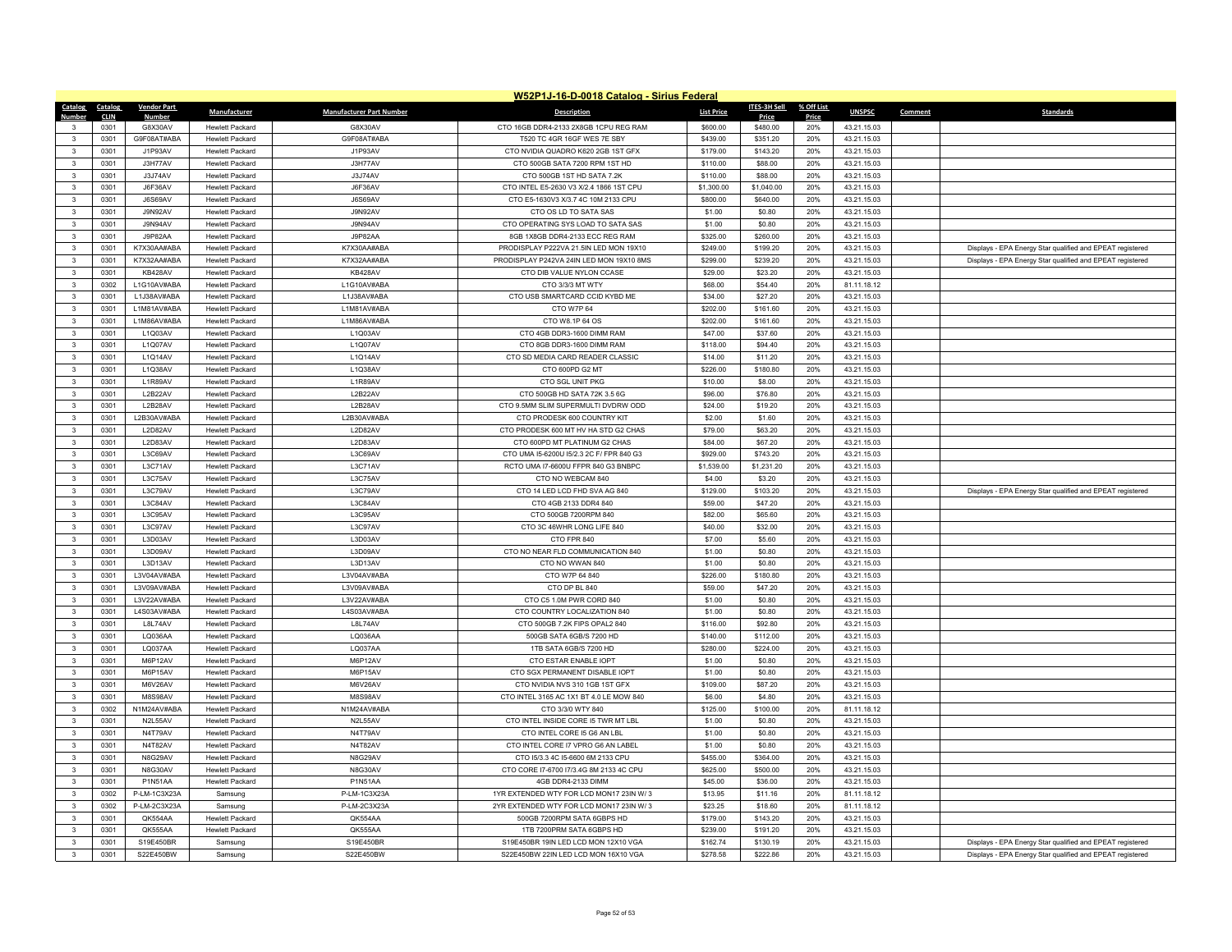# W52P1J-16-D-0018 Catalog - Sirius Federal

| Catalog Number | Catalog CLIN | Vendor Part Number | Manufacturer | Manufacturer Part Number | Description | List Price | ITES-3H Sell Price | % Off List Price | UNSPSC | Comment | Standards |
|---|---|---|---|---|---|---|---|---|---|---|---|
| 3 | 0301 | G8X30AV | Hewlett Packard | G8X30AV | CTO 16GB DDR4-2133 2X8GB 1CPU REG RAM | $600.00 | $480.00 | 20% | 43.21.15.03 | | |
| 3 | 0301 | G9F08AT#ABA | Hewlett Packard | G9F08AT#ABA | T520 TC 4GR 16GF WES 7E SBY | $439.00 | $351.20 | 20% | 43.21.15.03 | | |
| 3 | 0301 | J1P93AV | Hewlett Packard | J1P93AV | CTO NVIDIA QUADRO K620 2GB 1ST GFX | $179.00 | $143.20 | 20% | 43.21.15.03 | | |
| 3 | 0301 | J3H77AV | Hewlett Packard | J3H77AV | CTO 500GB SATA 7200 RPM 1ST HD | $110.00 | $88.00 | 20% | 43.21.15.03 | | |
| 3 | 0301 | J3J74AV | Hewlett Packard | J3J74AV | CTO 500GB 1ST HD SATA 7.2K | $110.00 | $88.00 | 20% | 43.21.15.03 | | |
| 3 | 0301 | J6F36AV | Hewlett Packard | J6F36AV | CTO INTEL E5-2630 V3 X/2.4 1866 1ST CPU | $1,300.00 | $1,040.00 | 20% | 43.21.15.03 | | |
| 3 | 0301 | J6S69AV | Hewlett Packard | J6S69AV | CTO E5-1630V3 X/3.7 4C 10M 2133 CPU | $800.00 | $640.00 | 20% | 43.21.15.03 | | |
| 3 | 0301 | J9N92AV | Hewlett Packard | J9N92AV | CTO OS LD TO SATA SAS | $1.00 | $0.80 | 20% | 43.21.15.03 | | |
| 3 | 0301 | J9N94AV | Hewlett Packard | J9N94AV | CTO OPERATING SYS LOAD TO SATA SAS | $1.00 | $0.80 | 20% | 43.21.15.03 | | |
| 3 | 0301 | J9P82AA | Hewlett Packard | J9P82AA | 8GB 1X8GB DDR4-2133 ECC REG RAM | $325.00 | $260.00 | 20% | 43.21.15.03 | | |
| 3 | 0301 | K7X30AA#ABA | Hewlett Packard | K7X30AA#ABA | PRODISPLAY P222VA 21.5IN LED MON 19X10 | $249.00 | $199.20 | 20% | 43.21.15.03 | | Displays - EPA Energy Star qualified and EPEAT registered |
| 3 | 0301 | K7X32AA#ABA | Hewlett Packard | K7X32AA#ABA | PRODISPLAY P242VA 24IN LED MON 19X10 8MS | $299.00 | $239.20 | 20% | 43.21.15.03 | | Displays - EPA Energy Star qualified and EPEAT registered |
| 3 | 0301 | KB428AV | Hewlett Packard | KB428AV | CTO DIB VALUE NYLON CCASE | $29.00 | $23.20 | 20% | 43.21.15.03 | | |
| 3 | 0302 | L1G10AV#ABA | Hewlett Packard | L1G10AV#ABA | CTO 3/3/3 MT WTY | $68.00 | $54.40 | 20% | 81.11.18.12 | | |
| 3 | 0301 | L1J38AV#ABA | Hewlett Packard | L1J38AV#ABA | CTO USB SMARTCARD CCID KYBD ME | $34.00 | $27.20 | 20% | 43.21.15.03 | | |
| 3 | 0301 | L1M81AV#ABA | Hewlett Packard | L1M81AV#ABA | CTO W7P 64 | $202.00 | $161.60 | 20% | 43.21.15.03 | | |
| 3 | 0301 | L1M86AV#ABA | Hewlett Packard | L1M86AV#ABA | CTO W8.1P 64 OS | $202.00 | $161.60 | 20% | 43.21.15.03 | | |
| 3 | 0301 | L1Q03AV | Hewlett Packard | L1Q03AV | CTO 4GB DDR3-1600 DIMM RAM | $47.00 | $37.60 | 20% | 43.21.15.03 | | |
| 3 | 0301 | L1Q07AV | Hewlett Packard | L1Q07AV | CTO 8GB DDR3-1600 DIMM RAM | $118.00 | $94.40 | 20% | 43.21.15.03 | | |
| 3 | 0301 | L1Q14AV | Hewlett Packard | L1Q14AV | CTO SD MEDIA CARD READER CLASSIC | $14.00 | $11.20 | 20% | 43.21.15.03 | | |
| 3 | 0301 | L1Q38AV | Hewlett Packard | L1Q38AV | CTO 600PD G2 MT | $226.00 | $180.80 | 20% | 43.21.15.03 | | |
| 3 | 0301 | L1R89AV | Hewlett Packard | L1R89AV | CTO SGL UNIT PKG | $10.00 | $8.00 | 20% | 43.21.15.03 | | |
| 3 | 0301 | L2B22AV | Hewlett Packard | L2B22AV | CTO 500GB HD SATA 72K 3.5 6G | $96.00 | $76.80 | 20% | 43.21.15.03 | | |
| 3 | 0301 | L2B28AV | Hewlett Packard | L2B28AV | CTO 9.5MM SLIM SUPERMULTI DVDRW ODD | $24.00 | $19.20 | 20% | 43.21.15.03 | | |
| 3 | 0301 | L2B30AV#ABA | Hewlett Packard | L2B30AV#ABA | CTO PRODESK 600 COUNTRY KIT | $2.00 | $1.60 | 20% | 43.21.15.03 | | |
| 3 | 0301 | L2D82AV | Hewlett Packard | L2D82AV | CTO PRODESK 600 MT HV HA STD G2 CHAS | $79.00 | $63.20 | 20% | 43.21.15.03 | | |
| 3 | 0301 | L2D83AV | Hewlett Packard | L2D83AV | CTO 600PD MT PLATINUM G2 CHAS | $84.00 | $67.20 | 20% | 43.21.15.03 | | |
| 3 | 0301 | L3C69AV | Hewlett Packard | L3C69AV | CTO UMA I5-6200U I5/2.3 2C F/ FPR 840 G3 | $929.00 | $743.20 | 20% | 43.21.15.03 | | |
| 3 | 0301 | L3C71AV | Hewlett Packard | L3C71AV | RCTO UMA I7-6600U FFPR 840 G3 BNBPC | $1,539.00 | $1,231.20 | 20% | 43.21.15.03 | | |
| 3 | 0301 | L3C75AV | Hewlett Packard | L3C75AV | CTO NO WEBCAM 840 | $4.00 | $3.20 | 20% | 43.21.15.03 | | |
| 3 | 0301 | L3C79AV | Hewlett Packard | L3C79AV | CTO 14 LED LCD FHD SVA AG 840 | $129.00 | $103.20 | 20% | 43.21.15.03 | | Displays - EPA Energy Star qualified and EPEAT registered |
| 3 | 0301 | L3C84AV | Hewlett Packard | L3C84AV | CTO 4GB 2133 DDR4 840 | $59.00 | $47.20 | 20% | 43.21.15.03 | | |
| 3 | 0301 | L3C95AV | Hewlett Packard | L3C95AV | CTO 500GB 7200RPM 840 | $82.00 | $65.60 | 20% | 43.21.15.03 | | |
| 3 | 0301 | L3C97AV | Hewlett Packard | L3C97AV | CTO 3C 46WHR LONG LIFE 840 | $40.00 | $32.00 | 20% | 43.21.15.03 | | |
| 3 | 0301 | L3D03AV | Hewlett Packard | L3D03AV | CTO FPR 840 | $7.00 | $5.60 | 20% | 43.21.15.03 | | |
| 3 | 0301 | L3D09AV | Hewlett Packard | L3D09AV | CTO NO NEAR FLD COMMUNICATION 840 | $1.00 | $0.80 | 20% | 43.21.15.03 | | |
| 3 | 0301 | L3D13AV | Hewlett Packard | L3D13AV | CTO NO WWAN 840 | $1.00 | $0.80 | 20% | 43.21.15.03 | | |
| 3 | 0301 | L3V04AV#ABA | Hewlett Packard | L3V04AV#ABA | CTO W7P 64 840 | $226.00 | $180.80 | 20% | 43.21.15.03 | | |
| 3 | 0301 | L3V09AV#ABA | Hewlett Packard | L3V09AV#ABA | CTO DP BL 840 | $59.00 | $47.20 | 20% | 43.21.15.03 | | |
| 3 | 0301 | L3V22AV#ABA | Hewlett Packard | L3V22AV#ABA | CTO C5 1.0M PWR CORD 840 | $1.00 | $0.80 | 20% | 43.21.15.03 | | |
| 3 | 0301 | L4S03AV#ABA | Hewlett Packard | L4S03AV#ABA | CTO COUNTRY LOCALIZATION 840 | $1.00 | $0.80 | 20% | 43.21.15.03 | | |
| 3 | 0301 | L8L74AV | Hewlett Packard | L8L74AV | CTO 500GB 7.2K FIPS OPAL2 840 | $116.00 | $92.80 | 20% | 43.21.15.03 | | |
| 3 | 0301 | LQ036AA | Hewlett Packard | LQ036AA | 500GB SATA 6GB/S 7200 HD | $140.00 | $112.00 | 20% | 43.21.15.03 | | |
| 3 | 0301 | LQ037AA | Hewlett Packard | LQ037AA | 1TB SATA 6GB/S 7200 HD | $280.00 | $224.00 | 20% | 43.21.15.03 | | |
| 3 | 0301 | M6P12AV | Hewlett Packard | M6P12AV | CTO ESTAR ENABLE IOPT | $1.00 | $0.80 | 20% | 43.21.15.03 | | |
| 3 | 0301 | M6P15AV | Hewlett Packard | M6P15AV | CTO SGX PERMANENT DISABLE IOPT | $1.00 | $0.80 | 20% | 43.21.15.03 | | |
| 3 | 0301 | M6V26AV | Hewlett Packard | M6V26AV | CTO NVIDIA NVS 310 1GB 1ST GFX | $109.00 | $87.20 | 20% | 43.21.15.03 | | |
| 3 | 0301 | M8S98AV | Hewlett Packard | M8S98AV | CTO INTEL 3165 AC 1X1 BT 4.0 LE MOW 840 | $6.00 | $4.80 | 20% | 43.21.15.03 | | |
| 3 | 0302 | N1M24AV#ABA | Hewlett Packard | N1M24AV#ABA | CTO 3/3/0 WTY 840 | $125.00 | $100.00 | 20% | 81.11.18.12 | | |
| 3 | 0301 | N2L55AV | Hewlett Packard | N2L55AV | CTO INTEL INSIDE CORE I5 TWR MT LBL | $1.00 | $0.80 | 20% | 43.21.15.03 | | |
| 3 | 0301 | N4T79AV | Hewlett Packard | N4T79AV | CTO INTEL CORE I5 G6 AN LBL | $1.00 | $0.80 | 20% | 43.21.15.03 | | |
| 3 | 0301 | N4T82AV | Hewlett Packard | N4T82AV | CTO INTEL CORE I7 VPRO G6 AN LABEL | $1.00 | $0.80 | 20% | 43.21.15.03 | | |
| 3 | 0301 | N8G29AV | Hewlett Packard | N8G29AV | CTO I5/3.3 4C I5-6600 6M 2133 CPU | $455.00 | $364.00 | 20% | 43.21.15.03 | | |
| 3 | 0301 | N8G30AV | Hewlett Packard | N8G30AV | CTO CORE I7-6700 I7/3.4G 8M 2133 4C CPU | $625.00 | $500.00 | 20% | 43.21.15.03 | | |
| 3 | 0301 | P1N51AA | Hewlett Packard | P1N51AA | 4GB DDR4-2133 DIMM | $45.00 | $36.00 | 20% | 43.21.15.03 | | |
| 3 | 0302 | P-LM-1C3X23A | Samsung | P-LM-1C3X23A | 1YR EXTENDED WTY FOR LCD MON17 23IN W/ 3 | $13.95 | $11.16 | 20% | 81.11.18.12 | | |
| 3 | 0302 | P-LM-2C3X23A | Samsung | P-LM-2C3X23A | 2YR EXTENDED WTY FOR LCD MON17 23IN W/ 3 | $23.25 | $18.60 | 20% | 81.11.18.12 | | |
| 3 | 0301 | QK554AA | Hewlett Packard | QK554AA | 500GB 7200RPM SATA 6GBPS HD | $179.00 | $143.20 | 20% | 43.21.15.03 | | |
| 3 | 0301 | QK555AA | Hewlett Packard | QK555AA | 1TB 7200PRM SATA 6GBPS HD | $239.00 | $191.20 | 20% | 43.21.15.03 | | |
| 3 | 0301 | S19E450BR | Samsung | S19E450BR | S19E450BR 19IN LED LCD MON 12X10 VGA | $162.74 | $130.19 | 20% | 43.21.15.03 | | Displays - EPA Energy Star qualified and EPEAT registered |
| 3 | 0301 | S22E450BW | Samsung | S22E450BW | S22E450BW 22IN LED LCD MON 16X10 VGA | $278.58 | $222.86 | 20% | 43.21.15.03 | | Displays - EPA Energy Star qualified and EPEAT registered |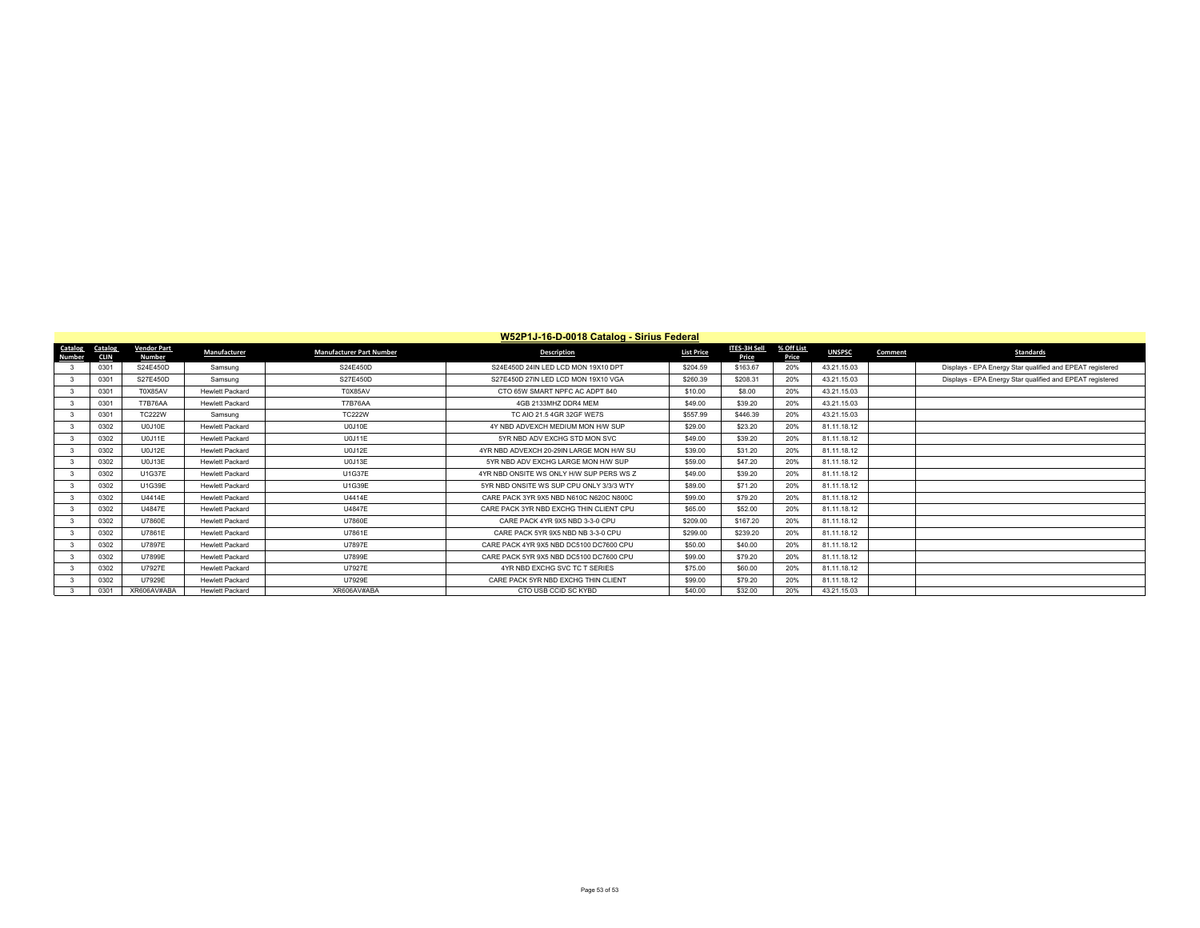## W52P1J-16-D-0018 Catalog - Sirius Federal

| Catalog Number | Catalog CLIN | Vendor Part Number | Manufacturer | Manufacturer Part Number | Description | List Price | ITES-3H Sell Price | % Off List Price | UNSPSC | Comment | Standards |
|---|---|---|---|---|---|---|---|---|---|---|---|
| 3 | 0301 | S24E450D | Samsung | S24E450D | S24E450D 24IN LED LCD MON 19X10 DPT | $204.59 | $163.67 | 20% | 43.21.15.03 | | Displays - EPA Energy Star qualified and EPEAT registered |
| 3 | 0301 | S27E450D | Samsung | S27E450D | S27E450D 27IN LED LCD MON 19X10 VGA | $260.39 | $208.31 | 20% | 43.21.15.03 | | Displays - EPA Energy Star qualified and EPEAT registered |
| 3 | 0301 | T0X85AV | Hewlett Packard | T0X85AV | CTO 65W SMART NPFC AC ADPT 840 | $10.00 | $8.00 | 20% | 43.21.15.03 | | |
| 3 | 0301 | T7B76AA | Hewlett Packard | T7B76AA | 4GB 2133MHZ DDR4 MEM | $49.00 | $39.20 | 20% | 43.21.15.03 | | |
| 3 | 0301 | TC222W | Samsung | TC222W | TC AIO 21.5 4GR 32GF WE7S | $557.99 | $446.39 | 20% | 43.21.15.03 | | |
| 3 | 0302 | U0J10E | Hewlett Packard | U0J10E | 4Y NBD ADVEXCH MEDIUM MON H/W SUP | $29.00 | $23.20 | 20% | 81.11.18.12 | | |
| 3 | 0302 | U0J11E | Hewlett Packard | U0J11E | 5YR NBD ADV EXCHG STD MON SVC | $49.00 | $39.20 | 20% | 81.11.18.12 | | |
| 3 | 0302 | U0J12E | Hewlett Packard | U0J12E | 4YR NBD ADVEXCH 20-29IN LARGE MON H/W SU | $39.00 | $31.20 | 20% | 81.11.18.12 | | |
| 3 | 0302 | U0J13E | Hewlett Packard | U0J13E | 5YR NBD ADV EXCHG LARGE MON H/W SUP | $59.00 | $47.20 | 20% | 81.11.18.12 | | |
| 3 | 0302 | U1G37E | Hewlett Packard | U1G37E | 4YR NBD ONSITE WS ONLY H/W SUP PERS WS Z | $49.00 | $39.20 | 20% | 81.11.18.12 | | |
| 3 | 0302 | U1G39E | Hewlett Packard | U1G39E | 5YR NBD ONSITE WS SUP CPU ONLY 3/3/3 WTY | $89.00 | $71.20 | 20% | 81.11.18.12 | | |
| 3 | 0302 | U4414E | Hewlett Packard | U4414E | CARE PACK 3YR 9X5 NBD N610C N620C N800C | $99.00 | $79.20 | 20% | 81.11.18.12 | | |
| 3 | 0302 | U4847E | Hewlett Packard | U4847E | CARE PACK 3YR NBD EXCHG THIN CLIENT CPU | $65.00 | $52.00 | 20% | 81.11.18.12 | | |
| 3 | 0302 | U7860E | Hewlett Packard | U7860E | CARE PACK 4YR 9X5 NBD 3-3-0 CPU | $209.00 | $167.20 | 20% | 81.11.18.12 | | |
| 3 | 0302 | U7861E | Hewlett Packard | U7861E | CARE PACK 5YR 9X5 NBD NB 3-3-0 CPU | $299.00 | $239.20 | 20% | 81.11.18.12 | | |
| 3 | 0302 | U7897E | Hewlett Packard | U7897E | CARE PACK 4YR 9X5 NBD DC5100 DC7600 CPU | $50.00 | $40.00 | 20% | 81.11.18.12 | | |
| 3 | 0302 | U7899E | Hewlett Packard | U7899E | CARE PACK 5YR 9X5 NBD DC5100 DC7600 CPU | $99.00 | $79.20 | 20% | 81.11.18.12 | | |
| 3 | 0302 | U7927E | Hewlett Packard | U7927E | 4YR NBD EXCHG SVC TC T SERIES | $75.00 | $60.00 | 20% | 81.11.18.12 | | |
| 3 | 0302 | U7929E | Hewlett Packard | U7929E | CARE PACK 5YR NBD EXCHG THIN CLIENT | $99.00 | $79.20 | 20% | 81.11.18.12 | | |
| 3 | 0301 | XR606AV#ABA | Hewlett Packard | XR606AV#ABA | CTO USB CCID SC KYBD | $40.00 | $32.00 | 20% | 43.21.15.03 | | |